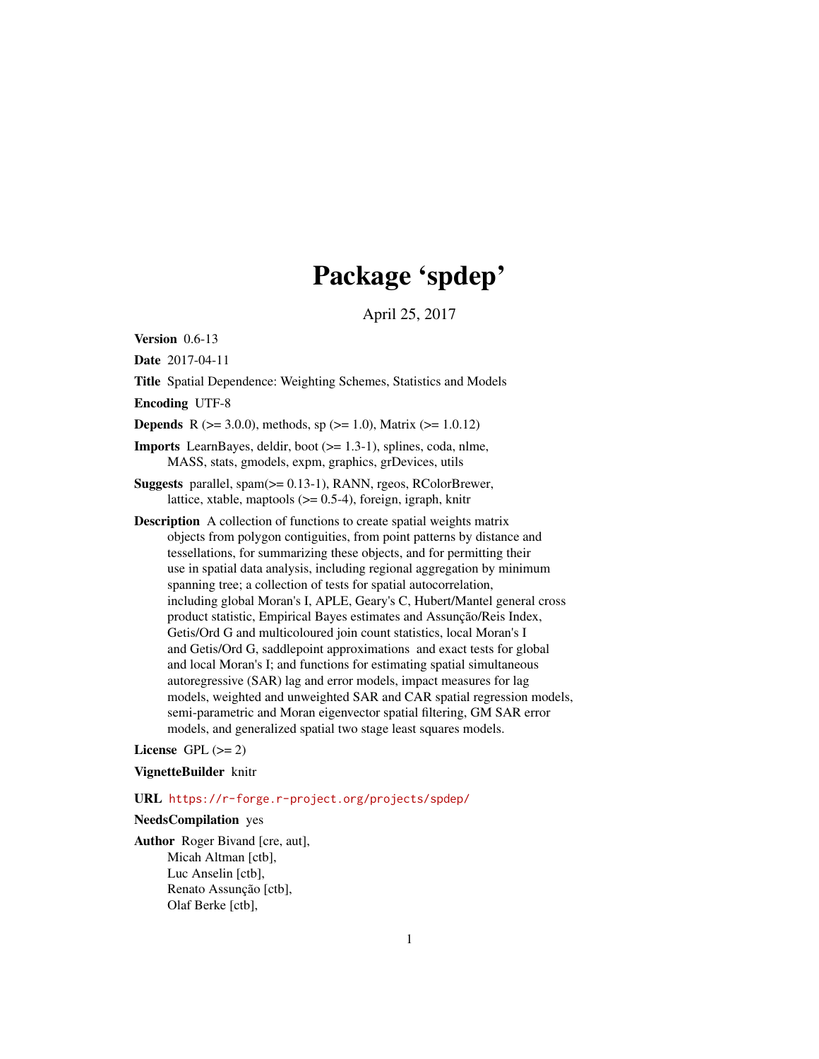# Package 'spdep'

April 25, 2017

**Version** 0.6-13

**Date** 2017-04-11

**Title** Spatial Dependence: Weighting Schemes, Statistics and Models

**Encoding** UTF-8

**Depends** R (>= 3.0.0), methods, sp (>= 1.0), Matrix (>= 1.0.12)

**Imports** LearnBayes, deldir, boot (>= 1.3-1), splines, coda, nlme, MASS, stats, gmodels, expm, graphics, grDevices, utils

**Suggests** parallel, spam(>= 0.13-1), RANN, rgeos, RColorBrewer, lattice, xtable, maptools (>= 0.5-4), foreign, igraph, knitr

**Description** A collection of functions to create spatial weights matrix objects from polygon contiguities, from point patterns by distance and tessellations, for summarizing these objects, and for permitting their use in spatial data analysis, including regional aggregation by minimum spanning tree; a collection of tests for spatial autocorrelation, including global Moran's I, APLE, Geary's C, Hubert/Mantel general cross product statistic, Empirical Bayes estimates and Assunção/Reis Index, Getis/Ord G and multicoloured join count statistics, local Moran's I and Getis/Ord G, saddlepoint approximations and exact tests for global and local Moran's I; and functions for estimating spatial simultaneous autoregressive (SAR) lag and error models, impact measures for lag models, weighted and unweighted SAR and CAR spatial regression models, semi-parametric and Moran eigenvector spatial filtering, GM SAR error models, and generalized spatial two stage least squares models.

**License** GPL (>= 2)

**VignetteBuilder** knitr

**URL** https://r-forge.r-project.org/projects/spdep/

**NeedsCompilation** yes

**Author** Roger Bivand [cre, aut],
Micah Altman [ctb],
Luc Anselin [ctb],
Renato Assunção [ctb],
Olaf Berke [ctb],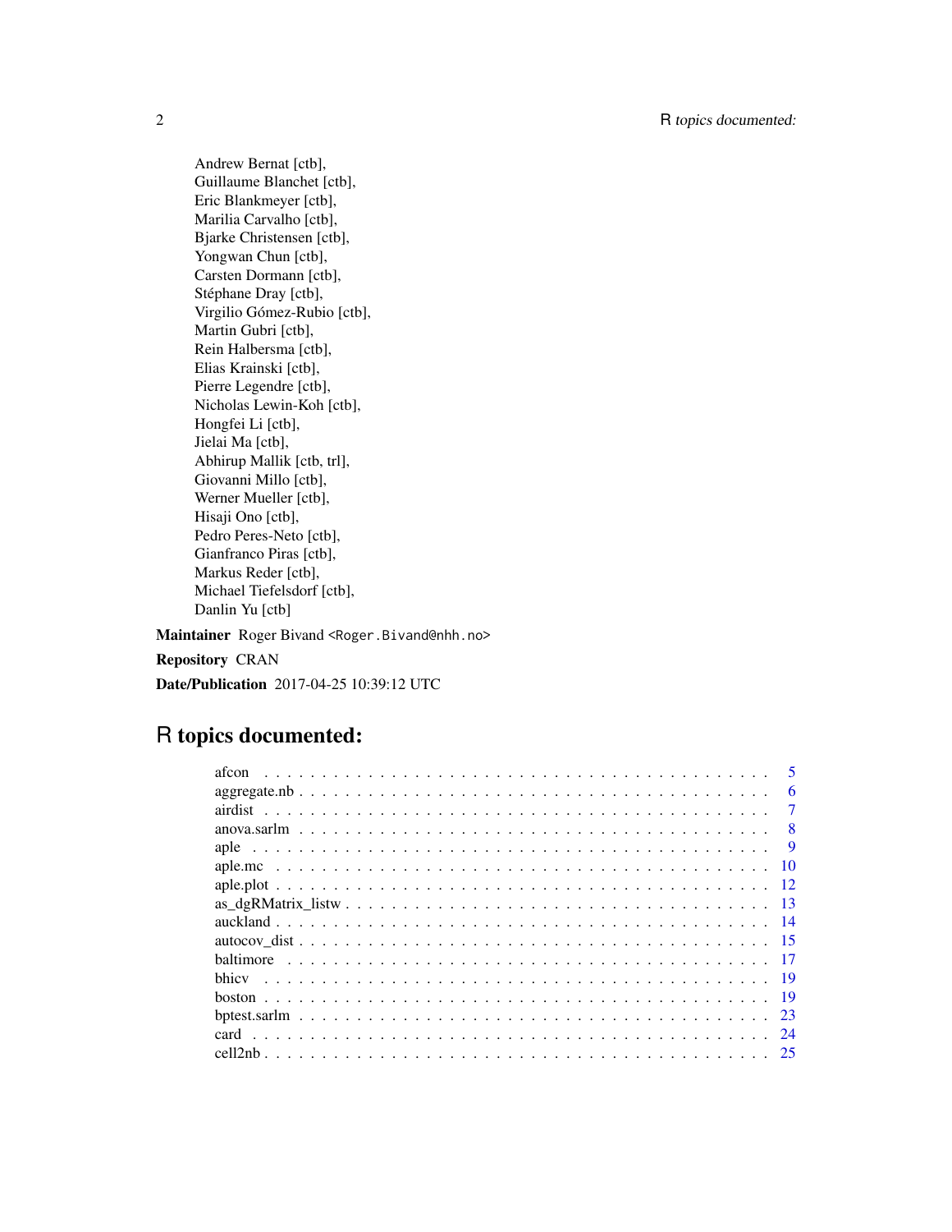Andrew Bernat [ctb],
Guillaume Blanchet [ctb],
Eric Blankmeyer [ctb],
Marilia Carvalho [ctb],
Bjarke Christensen [ctb],
Yongwan Chun [ctb],
Carsten Dormann [ctb],
Stéphane Dray [ctb],
Virgilio Gómez-Rubio [ctb],
Martin Gubri [ctb],
Rein Halbersma [ctb],
Elias Krainski [ctb],
Pierre Legendre [ctb],
Nicholas Lewin-Koh [ctb],
Hongfei Li [ctb],
Jielai Ma [ctb],
Abhirup Mallik [ctb, trl],
Giovanni Millo [ctb],
Werner Mueller [ctb],
Hisaji Ono [ctb],
Pedro Peres-Neto [ctb],
Gianfranco Piras [ctb],
Markus Reder [ctb],
Michael Tiefelsdorf [ctb],
Danlin Yu [ctb]

**Maintainer** Roger Bivand <Roger.Bivand@nhh.no>

**Repository** CRAN

**Date/Publication** 2017-04-25 10:39:12 UTC

# R topics documented:

| | |
|---|---|
| afcon | 5 |
| aggregate.nb | 6 |
| airdist | 7 |
| anova.sarlm | 8 |
| aple | 9 |
| aple.mc | 10 |
| aple.plot | 12 |
| as_dgRMatrix_listw | 13 |
| auckland | 14 |
| autocov_dist | 15 |
| baltimore | 17 |
| bhicv | 19 |
| boston | 19 |
| bptest.sarlm | 23 |
| card | 24 |
| cell2nb | 25 |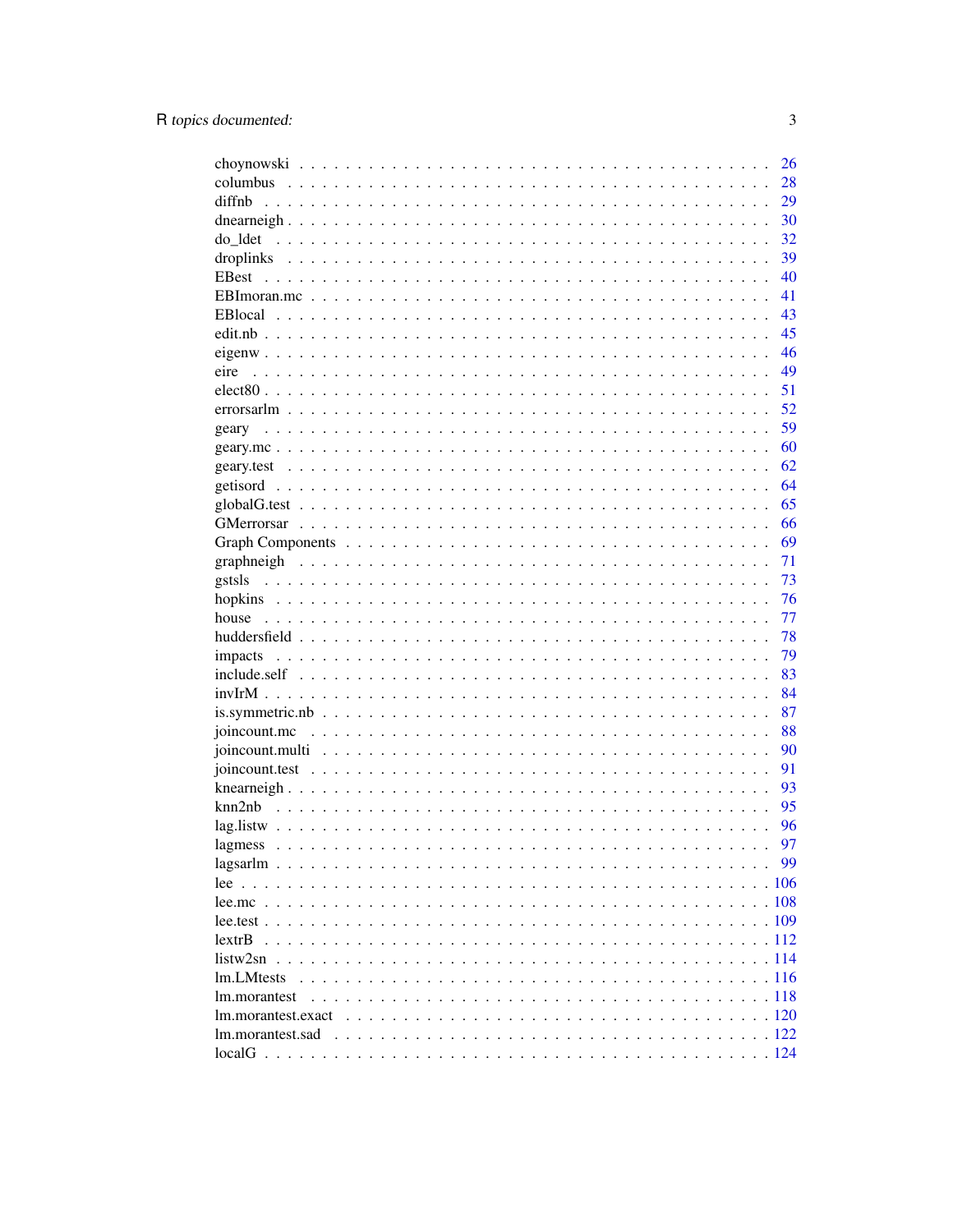choynowski . . . . . . . . . . . . . . . . . . . . . . . . . . . . . . . . . . . . . . . . 26
columbus . . . . . . . . . . . . . . . . . . . . . . . . . . . . . . . . . . . . . . . . . 28
diffnb . . . . . . . . . . . . . . . . . . . . . . . . . . . . . . . . . . . . . . . . . . 29
dnearneigh . . . . . . . . . . . . . . . . . . . . . . . . . . . . . . . . . . . . . . . . 30
do_ldet . . . . . . . . . . . . . . . . . . . . . . . . . . . . . . . . . . . . . . . . . 32
droplinks . . . . . . . . . . . . . . . . . . . . . . . . . . . . . . . . . . . . . . . . 39
EBest . . . . . . . . . . . . . . . . . . . . . . . . . . . . . . . . . . . . . . . . . . 40
EBImoran.mc . . . . . . . . . . . . . . . . . . . . . . . . . . . . . . . . . . . . . . . 41
EBlocal . . . . . . . . . . . . . . . . . . . . . . . . . . . . . . . . . . . . . . . . . 43
edit.nb . . . . . . . . . . . . . . . . . . . . . . . . . . . . . . . . . . . . . . . . . 45
eigenw . . . . . . . . . . . . . . . . . . . . . . . . . . . . . . . . . . . . . . . . . 46
eire . . . . . . . . . . . . . . . . . . . . . . . . . . . . . . . . . . . . . . . . . . . 49
elect80 . . . . . . . . . . . . . . . . . . . . . . . . . . . . . . . . . . . . . . . . . 51
errorsarlm . . . . . . . . . . . . . . . . . . . . . . . . . . . . . . . . . . . . . . . . 52
geary . . . . . . . . . . . . . . . . . . . . . . . . . . . . . . . . . . . . . . . . . . 59
geary.mc . . . . . . . . . . . . . . . . . . . . . . . . . . . . . . . . . . . . . . . . 60
geary.test . . . . . . . . . . . . . . . . . . . . . . . . . . . . . . . . . . . . . . . . 62
getisord . . . . . . . . . . . . . . . . . . . . . . . . . . . . . . . . . . . . . . . . . 64
globalG.test . . . . . . . . . . . . . . . . . . . . . . . . . . . . . . . . . . . . . . . 65
GMerrorsar . . . . . . . . . . . . . . . . . . . . . . . . . . . . . . . . . . . . . . . . 66
Graph Components . . . . . . . . . . . . . . . . . . . . . . . . . . . . . . . . . . . . 69
graphneigh . . . . . . . . . . . . . . . . . . . . . . . . . . . . . . . . . . . . . . . . 71
gstsls . . . . . . . . . . . . . . . . . . . . . . . . . . . . . . . . . . . . . . . . . . 73
hopkins . . . . . . . . . . . . . . . . . . . . . . . . . . . . . . . . . . . . . . . . . 76
house . . . . . . . . . . . . . . . . . . . . . . . . . . . . . . . . . . . . . . . . . . 77
huddersfield . . . . . . . . . . . . . . . . . . . . . . . . . . . . . . . . . . . . . . . 78
impacts . . . . . . . . . . . . . . . . . . . . . . . . . . . . . . . . . . . . . . . . . 79
include.self . . . . . . . . . . . . . . . . . . . . . . . . . . . . . . . . . . . . . . . 83
invIrM . . . . . . . . . . . . . . . . . . . . . . . . . . . . . . . . . . . . . . . . . . 84
is.symmetric.nb . . . . . . . . . . . . . . . . . . . . . . . . . . . . . . . . . . . . . 87
joincount.mc . . . . . . . . . . . . . . . . . . . . . . . . . . . . . . . . . . . . . . . 88
joincount.multi . . . . . . . . . . . . . . . . . . . . . . . . . . . . . . . . . . . . . 90
joincount.test . . . . . . . . . . . . . . . . . . . . . . . . . . . . . . . . . . . . . . 91
knearneigh . . . . . . . . . . . . . . . . . . . . . . . . . . . . . . . . . . . . . . . . 93
knn2nb . . . . . . . . . . . . . . . . . . . . . . . . . . . . . . . . . . . . . . . . . . 95
lag.listw . . . . . . . . . . . . . . . . . . . . . . . . . . . . . . . . . . . . . . . . . 96
lagmess . . . . . . . . . . . . . . . . . . . . . . . . . . . . . . . . . . . . . . . . . 97
lagsarlm . . . . . . . . . . . . . . . . . . . . . . . . . . . . . . . . . . . . . . . . . 99
lee . . . . . . . . . . . . . . . . . . . . . . . . . . . . . . . . . . . . . . . . . . . 106
lee.mc . . . . . . . . . . . . . . . . . . . . . . . . . . . . . . . . . . . . . . . . . . 108
lee.test . . . . . . . . . . . . . . . . . . . . . . . . . . . . . . . . . . . . . . . . . 109
lextrB . . . . . . . . . . . . . . . . . . . . . . . . . . . . . . . . . . . . . . . . . . 112
listw2sn . . . . . . . . . . . . . . . . . . . . . . . . . . . . . . . . . . . . . . . . . 114
lm.LMtests . . . . . . . . . . . . . . . . . . . . . . . . . . . . . . . . . . . . . . . . 116
lm.morantest . . . . . . . . . . . . . . . . . . . . . . . . . . . . . . . . . . . . . . . 118
lm.morantest.exact . . . . . . . . . . . . . . . . . . . . . . . . . . . . . . . . . . . . 120
lm.morantest.sad . . . . . . . . . . . . . . . . . . . . . . . . . . . . . . . . . . . . . 122
localG . . . . . . . . . . . . . . . . . . . . . . . . . . . . . . . . . . . . . . . . . . 124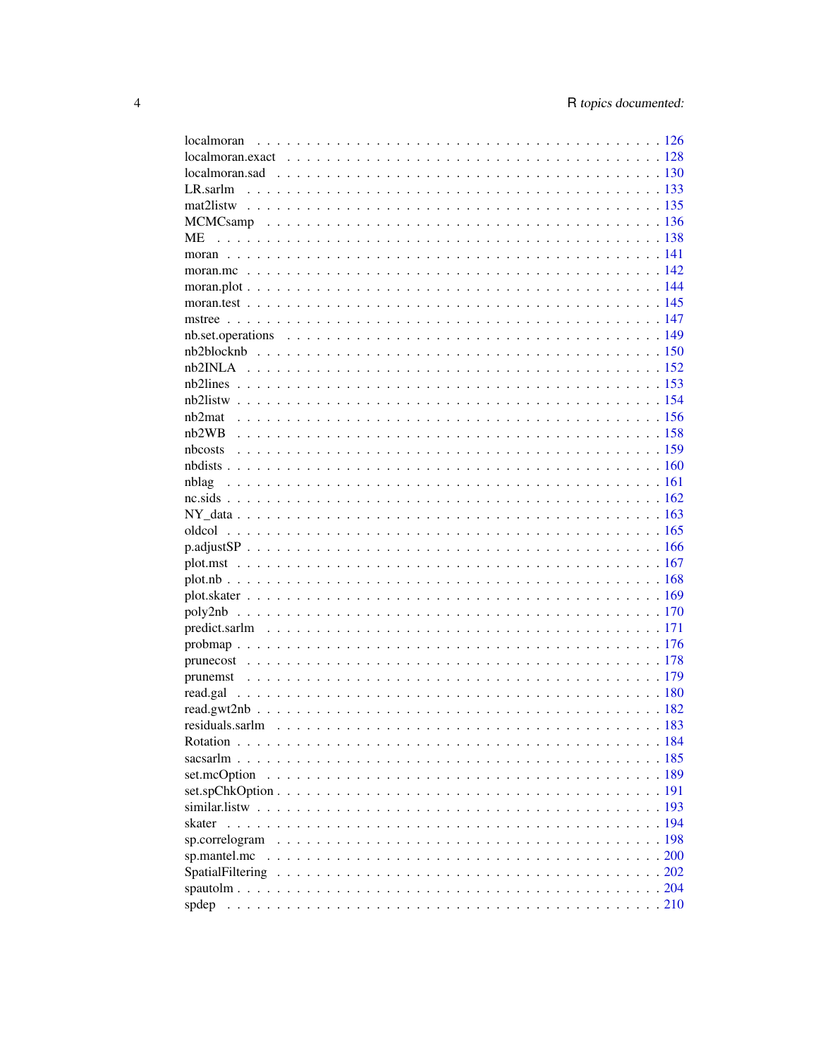localmoran . . . . . . . . . . . . . . . . . . . . . . . . . . . . . . . . . . . . . . . 126
localmoran.exact . . . . . . . . . . . . . . . . . . . . . . . . . . . . . . . . . . . . 128
localmoran.sad . . . . . . . . . . . . . . . . . . . . . . . . . . . . . . . . . . . . . 130
LR.sarlm . . . . . . . . . . . . . . . . . . . . . . . . . . . . . . . . . . . . . . . . 133
mat2listw . . . . . . . . . . . . . . . . . . . . . . . . . . . . . . . . . . . . . . . 135
MCMCsamp . . . . . . . . . . . . . . . . . . . . . . . . . . . . . . . . . . . . . . . 136
ME . . . . . . . . . . . . . . . . . . . . . . . . . . . . . . . . . . . . . . . . . . . 138
moran . . . . . . . . . . . . . . . . . . . . . . . . . . . . . . . . . . . . . . . . . 141
moran.mc . . . . . . . . . . . . . . . . . . . . . . . . . . . . . . . . . . . . . . . 142
moran.plot . . . . . . . . . . . . . . . . . . . . . . . . . . . . . . . . . . . . . . . 144
moran.test . . . . . . . . . . . . . . . . . . . . . . . . . . . . . . . . . . . . . . . 145
mstree . . . . . . . . . . . . . . . . . . . . . . . . . . . . . . . . . . . . . . . . . 147
nb.set.operations . . . . . . . . . . . . . . . . . . . . . . . . . . . . . . . . . . . 149
nb2blocknb . . . . . . . . . . . . . . . . . . . . . . . . . . . . . . . . . . . . . . . 150
nb2INLA . . . . . . . . . . . . . . . . . . . . . . . . . . . . . . . . . . . . . . . . 152
nb2lines . . . . . . . . . . . . . . . . . . . . . . . . . . . . . . . . . . . . . . . . 153
nb2listw . . . . . . . . . . . . . . . . . . . . . . . . . . . . . . . . . . . . . . . . 154
nb2mat . . . . . . . . . . . . . . . . . . . . . . . . . . . . . . . . . . . . . . . . . 156
nb2WB . . . . . . . . . . . . . . . . . . . . . . . . . . . . . . . . . . . . . . . . . 158
nbcosts . . . . . . . . . . . . . . . . . . . . . . . . . . . . . . . . . . . . . . . . . 159
nbdists . . . . . . . . . . . . . . . . . . . . . . . . . . . . . . . . . . . . . . . . . 160
nblag . . . . . . . . . . . . . . . . . . . . . . . . . . . . . . . . . . . . . . . . . . 161
nc.sids . . . . . . . . . . . . . . . . . . . . . . . . . . . . . . . . . . . . . . . . . 162
NY_data . . . . . . . . . . . . . . . . . . . . . . . . . . . . . . . . . . . . . . . . 163
oldcol . . . . . . . . . . . . . . . . . . . . . . . . . . . . . . . . . . . . . . . . . 165
p.adjustSP . . . . . . . . . . . . . . . . . . . . . . . . . . . . . . . . . . . . . . . 166
plot.mst . . . . . . . . . . . . . . . . . . . . . . . . . . . . . . . . . . . . . . . . 167
plot.nb . . . . . . . . . . . . . . . . . . . . . . . . . . . . . . . . . . . . . . . . . 168
plot.skater . . . . . . . . . . . . . . . . . . . . . . . . . . . . . . . . . . . . . . . 169
poly2nb . . . . . . . . . . . . . . . . . . . . . . . . . . . . . . . . . . . . . . . . . 170
predict.sarlm . . . . . . . . . . . . . . . . . . . . . . . . . . . . . . . . . . . . . . 171
probmap . . . . . . . . . . . . . . . . . . . . . . . . . . . . . . . . . . . . . . . . . 176
prunecost . . . . . . . . . . . . . . . . . . . . . . . . . . . . . . . . . . . . . . . . 178
prunemst . . . . . . . . . . . . . . . . . . . . . . . . . . . . . . . . . . . . . . . . 179
read.gal . . . . . . . . . . . . . . . . . . . . . . . . . . . . . . . . . . . . . . . . . 180
read.gwt2nb . . . . . . . . . . . . . . . . . . . . . . . . . . . . . . . . . . . . . . 182
residuals.sarlm . . . . . . . . . . . . . . . . . . . . . . . . . . . . . . . . . . . . 183
Rotation . . . . . . . . . . . . . . . . . . . . . . . . . . . . . . . . . . . . . . . . 184
sacsarlm . . . . . . . . . . . . . . . . . . . . . . . . . . . . . . . . . . . . . . . . 185
set.mcOption . . . . . . . . . . . . . . . . . . . . . . . . . . . . . . . . . . . . . . 189
set.spChkOption . . . . . . . . . . . . . . . . . . . . . . . . . . . . . . . . . . . . 191
similar.listw . . . . . . . . . . . . . . . . . . . . . . . . . . . . . . . . . . . . . . 193
skater . . . . . . . . . . . . . . . . . . . . . . . . . . . . . . . . . . . . . . . . . 194
sp.correlogram . . . . . . . . . . . . . . . . . . . . . . . . . . . . . . . . . . . . . 198
sp.mantel.mc . . . . . . . . . . . . . . . . . . . . . . . . . . . . . . . . . . . . . . 200
SpatialFiltering . . . . . . . . . . . . . . . . . . . . . . . . . . . . . . . . . . . . 202
spautolm . . . . . . . . . . . . . . . . . . . . . . . . . . . . . . . . . . . . . . . . 204
spdep . . . . . . . . . . . . . . . . . . . . . . . . . . . . . . . . . . . . . . . . . . 210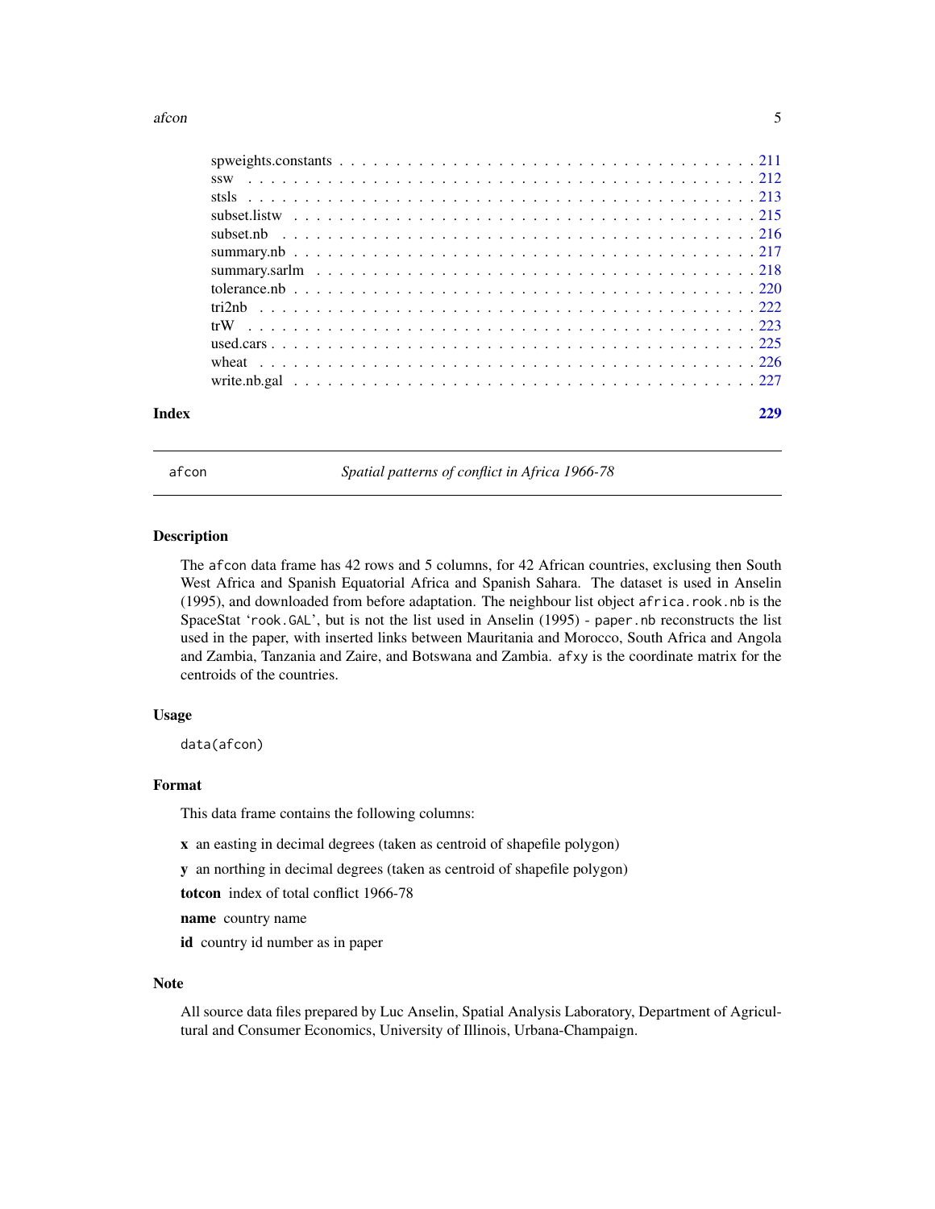spweights.constants . . . . . . . . . . . . . . . . . . . . . . . . . . . . . . . . . . . 211
ssw . . . . . . . . . . . . . . . . . . . . . . . . . . . . . . . . . . . . . . . . . . . . 212
stsls . . . . . . . . . . . . . . . . . . . . . . . . . . . . . . . . . . . . . . . . . . . 213
subset.listw . . . . . . . . . . . . . . . . . . . . . . . . . . . . . . . . . . . . . . . 215
subset.nb . . . . . . . . . . . . . . . . . . . . . . . . . . . . . . . . . . . . . . . . 216
summary.nb . . . . . . . . . . . . . . . . . . . . . . . . . . . . . . . . . . . . . . . 217
summary.sarlm . . . . . . . . . . . . . . . . . . . . . . . . . . . . . . . . . . . . . 218
tolerance.nb . . . . . . . . . . . . . . . . . . . . . . . . . . . . . . . . . . . . . . 220
tri2nb . . . . . . . . . . . . . . . . . . . . . . . . . . . . . . . . . . . . . . . . . . 222
trW . . . . . . . . . . . . . . . . . . . . . . . . . . . . . . . . . . . . . . . . . . . . 223
used.cars . . . . . . . . . . . . . . . . . . . . . . . . . . . . . . . . . . . . . . . . 225
wheat . . . . . . . . . . . . . . . . . . . . . . . . . . . . . . . . . . . . . . . . . . 226
write.nb.gal . . . . . . . . . . . . . . . . . . . . . . . . . . . . . . . . . . . . . . 227

**Index** **229**

---

## afcon — *Spatial patterns of conflict in Africa 1966-78*

### Description

The afcon data frame has 42 rows and 5 columns, for 42 African countries, exclusing then South West Africa and Spanish Equatorial Africa and Spanish Sahara. The dataset is used in Anselin (1995), and downloaded from before adaptation. The neighbour list object `africa.rook.nb` is the SpaceStat '`rook.GAL`', but is not the list used in Anselin (1995) - `paper.nb` reconstructs the list used in the paper, with inserted links between Mauritania and Morocco, South Africa and Angola and Zambia, Tanzania and Zaire, and Botswana and Zambia. `afxy` is the coordinate matrix for the centroids of the countries.

### Usage

```
data(afcon)
```

### Format

This data frame contains the following columns:

**x** an easting in decimal degrees (taken as centroid of shapefile polygon)

**y** an northing in decimal degrees (taken as centroid of shapefile polygon)

**totcon** index of total conflict 1966-78

**name** country name

**id** country id number as in paper

### Note

All source data files prepared by Luc Anselin, Spatial Analysis Laboratory, Department of Agricultural and Consumer Economics, University of Illinois, Urbana-Champaign.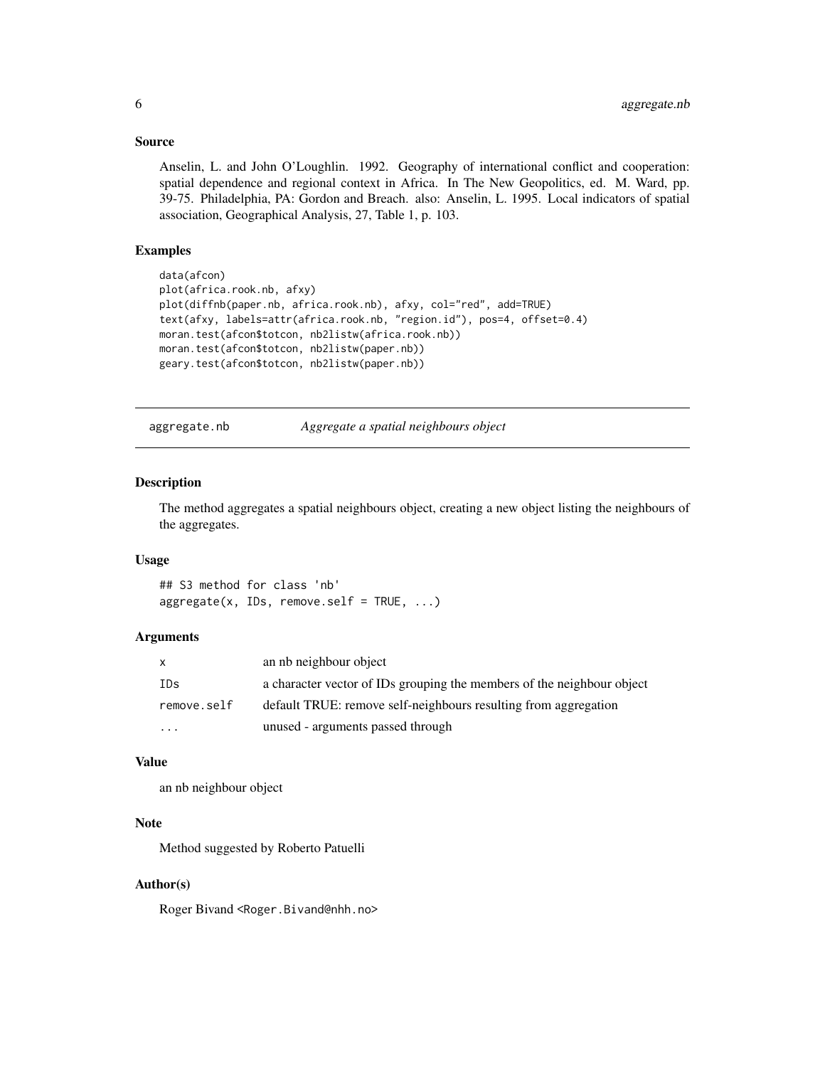## Source

Anselin, L. and John O'Loughlin. 1992. Geography of international conflict and cooperation: spatial dependence and regional context in Africa. In The New Geopolitics, ed. M. Ward, pp. 39-75. Philadelphia, PA: Gordon and Breach. also: Anselin, L. 1995. Local indicators of spatial association, Geographical Analysis, 27, Table 1, p. 103.

## Examples

```
data(afcon)
plot(africa.rook.nb, afxy)
plot(diffnb(paper.nb, africa.rook.nb), afxy, col="red", add=TRUE)
text(afxy, labels=attr(africa.rook.nb, "region.id"), pos=4, offset=0.4)
moran.test(afcon$totcon, nb2listw(africa.rook.nb))
moran.test(afcon$totcon, nb2listw(paper.nb))
geary.test(afcon$totcon, nb2listw(paper.nb))
```

---

# aggregate.nb — *Aggregate a spatial neighbours object*

## Description

The method aggregates a spatial neighbours object, creating a new object listing the neighbours of the aggregates.

## Usage

```
## S3 method for class 'nb'
aggregate(x, IDs, remove.self = TRUE, ...)
```

## Arguments

| | |
|---|---|
| x | an nb neighbour object |
| IDs | a character vector of IDs grouping the members of the neighbour object |
| remove.self | default TRUE: remove self-neighbours resulting from aggregation |
| ... | unused - arguments passed through |

## Value

an nb neighbour object

## Note

Method suggested by Roberto Patuelli

## Author(s)

Roger Bivand <Roger.Bivand@nhh.no>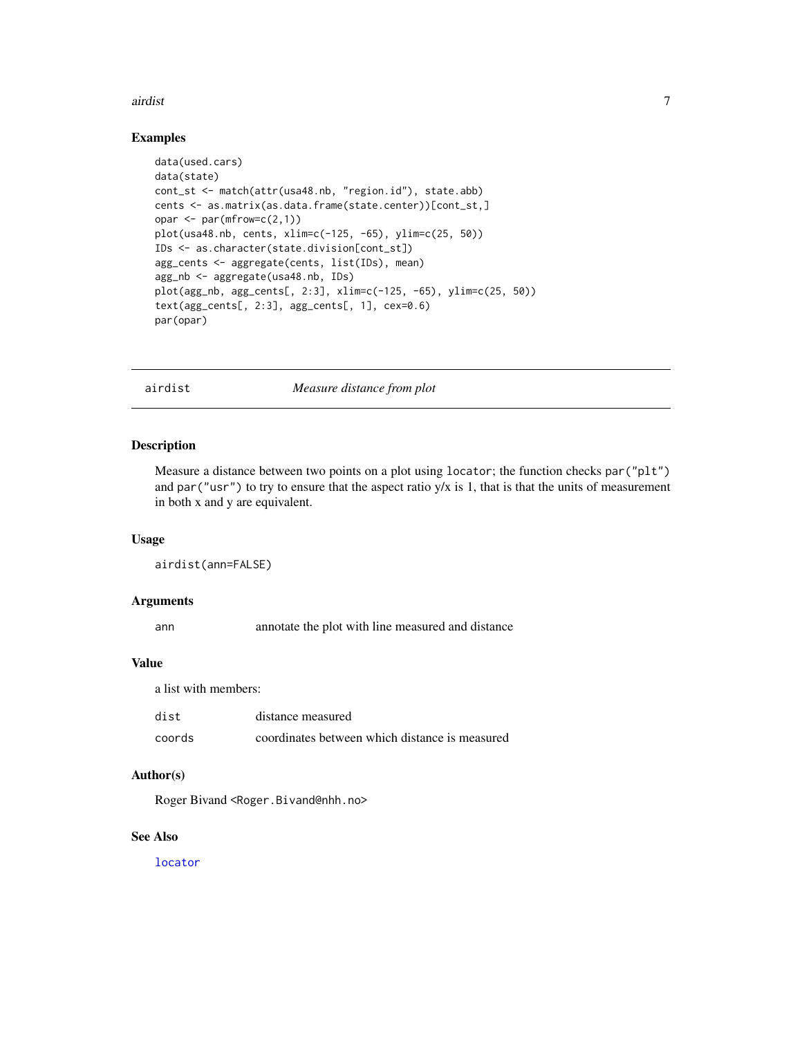## Examples

```
data(used.cars)
data(state)
cont_st <- match(attr(usa48.nb, "region.id"), state.abb)
cents <- as.matrix(as.data.frame(state.center))[cont_st,]
opar <- par(mfrow=c(2,1))
plot(usa48.nb, cents, xlim=c(-125, -65), ylim=c(25, 50))
IDs <- as.character(state.division[cont_st])
agg_cents <- aggregate(cents, list(IDs), mean)
agg_nb <- aggregate(usa48.nb, IDs)
plot(agg_nb, agg_cents[, 2:3], xlim=c(-125, -65), ylim=c(25, 50))
text(agg_cents[, 2:3], agg_cents[, 1], cex=0.6)
par(opar)
```

---

# airdist — *Measure distance from plot*

---

## Description

Measure a distance between two points on a plot using `locator`; the function checks `par("plt")` and `par("usr")` to try to ensure that the aspect ratio y/x is 1, that is that the units of measurement in both x and y are equivalent.

## Usage

```
airdist(ann=FALSE)
```

## Arguments

| | |
|---|---|
| `ann` | annotate the plot with line measured and distance |

## Value

a list with members:

| | |
|---|---|
| `dist` | distance measured |
| `coords` | coordinates between which distance is measured |

## Author(s)

Roger Bivand <Roger.Bivand@nhh.no>

## See Also

`locator`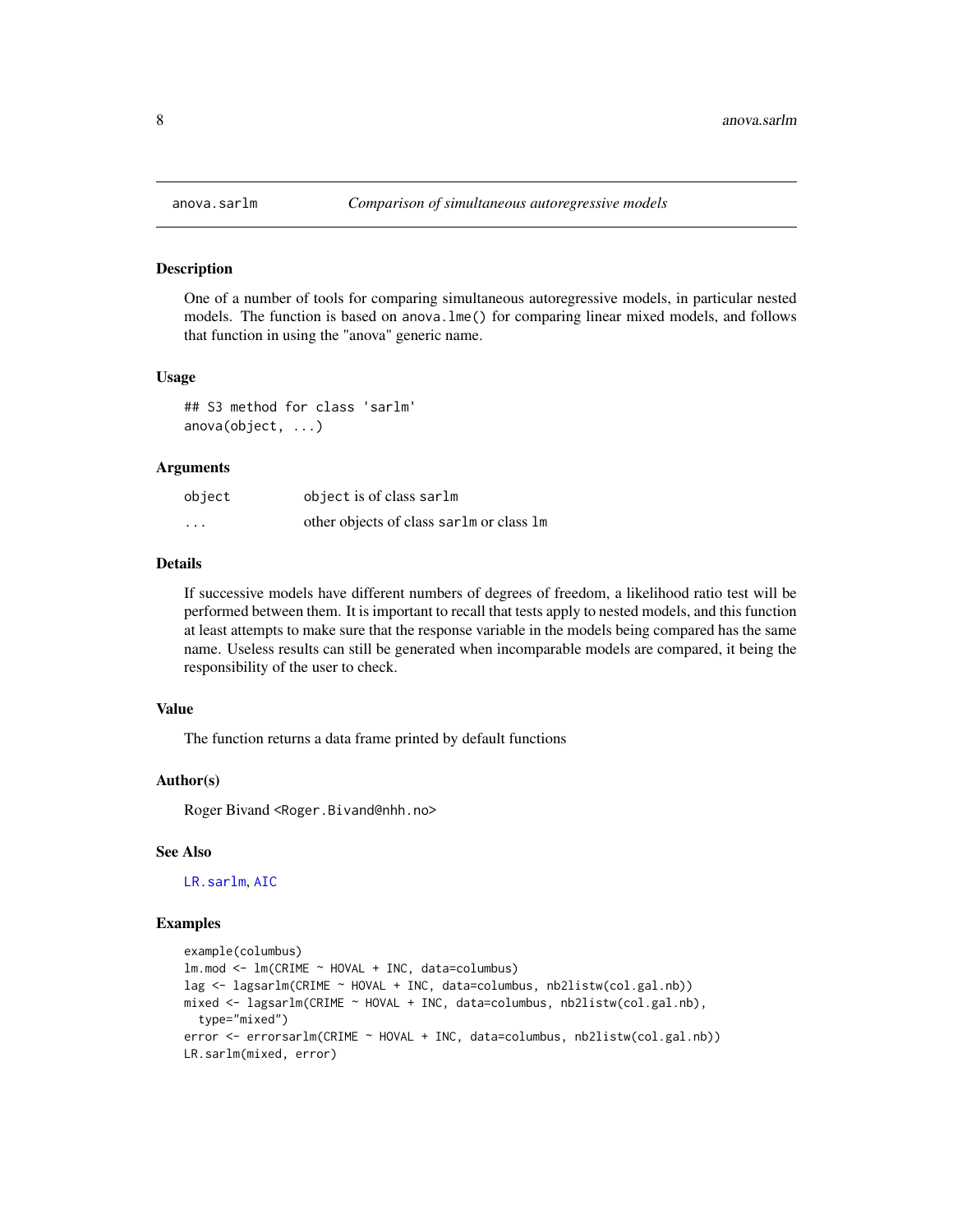# anova.sarlm — *Comparison of simultaneous autoregressive models*

## Description

One of a number of tools for comparing simultaneous autoregressive models, in particular nested models. The function is based on `anova.lme()` for comparing linear mixed models, and follows that function in using the "anova" generic name.

## Usage

```
## S3 method for class 'sarlm'
anova(object, ...)
```

## Arguments

| | |
|---|---|
| `object` | `object` is of class `sarlm` |
| `...` | other objects of class `sarlm` or class `lm` |

## Details

If successive models have different numbers of degrees of freedom, a likelihood ratio test will be performed between them. It is important to recall that tests apply to nested models, and this function at least attempts to make sure that the response variable in the models being compared has the same name. Useless results can still be generated when incomparable models are compared, it being the responsibility of the user to check.

## Value

The function returns a data frame printed by default functions

## Author(s)

Roger Bivand <Roger.Bivand@nhh.no>

## See Also

`LR.sarlm`, `AIC`

## Examples

```
example(columbus)
lm.mod <- lm(CRIME ~ HOVAL + INC, data=columbus)
lag <- lagsarlm(CRIME ~ HOVAL + INC, data=columbus, nb2listw(col.gal.nb))
mixed <- lagsarlm(CRIME ~ HOVAL + INC, data=columbus, nb2listw(col.gal.nb),
  type="mixed")
error <- errorsarlm(CRIME ~ HOVAL + INC, data=columbus, nb2listw(col.gal.nb))
LR.sarlm(mixed, error)
```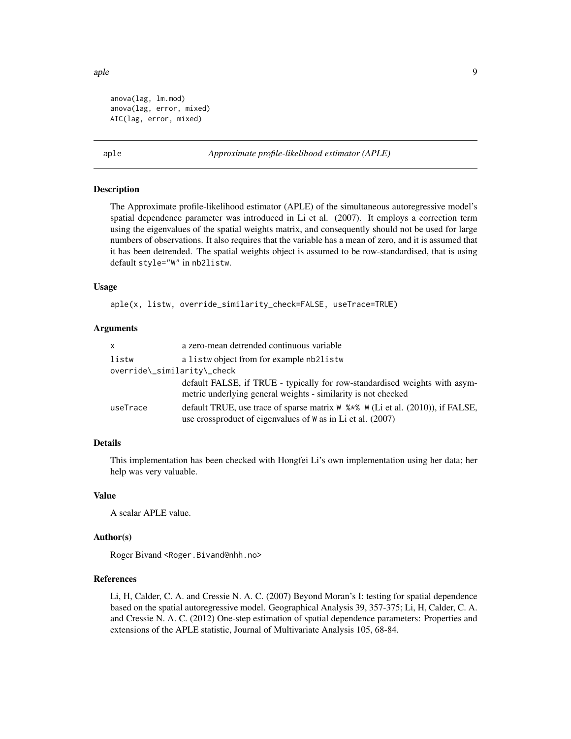```
anova(lag, lm.mod)
anova(lag, error, mixed)
AIC(lag, error, mixed)
```

## aple — *Approximate profile-likelihood estimator (APLE)*

### Description

The Approximate profile-likelihood estimator (APLE) of the simultaneous autoregressive model's spatial dependence parameter was introduced in Li et al. (2007). It employs a correction term using the eigenvalues of the spatial weights matrix, and consequently should not be used for large numbers of observations. It also requires that the variable has a mean of zero, and it is assumed that it has been detrended. The spatial weights object is assumed to be row-standardised, that is using default `style="W"` in `nb2listw`.

### Usage

```
aple(x, listw, override_similarity_check=FALSE, useTrace=TRUE)
```

### Arguments

| | |
|---|---|
| `x` | a zero-mean detrended continuous variable |
| `listw` | a `listw` object from for example `nb2listw` |
| `override\_similarity\_check` | default FALSE, if TRUE - typically for row-standardised weights with asymmetric underlying general weights - similarity is not checked |
| `useTrace` | default TRUE, use trace of sparse matrix `W %*% W` (Li et al. (2010)), if FALSE, use crossproduct of eigenvalues of `W` as in Li et al. (2007) |

### Details

This implementation has been checked with Hongfei Li's own implementation using her data; her help was very valuable.

### Value

A scalar APLE value.

### Author(s)

Roger Bivand <Roger.Bivand@nhh.no>

### References

Li, H, Calder, C. A. and Cressie N. A. C. (2007) Beyond Moran's I: testing for spatial dependence based on the spatial autoregressive model. Geographical Analysis 39, 357-375; Li, H, Calder, C. A. and Cressie N. A. C. (2012) One-step estimation of spatial dependence parameters: Properties and extensions of the APLE statistic, Journal of Multivariate Analysis 105, 68-84.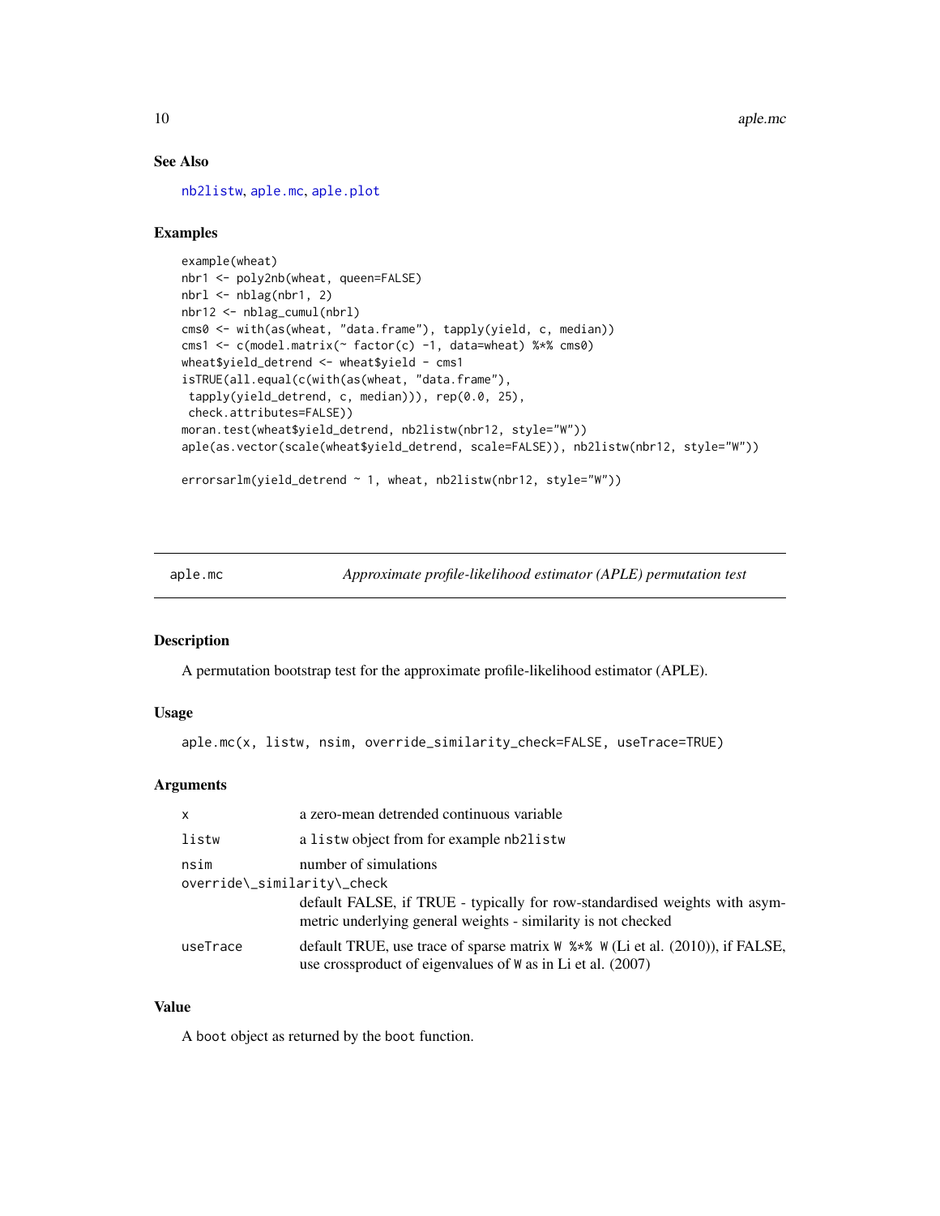### See Also

nb2listw, aple.mc, aple.plot

### Examples

```
example(wheat)
nbr1 <- poly2nb(wheat, queen=FALSE)
nbrl <- nblag(nbr1, 2)
nbr12 <- nblag_cumul(nbrl)
cms0 <- with(as(wheat, "data.frame"), tapply(yield, c, median))
cms1 <- c(model.matrix(~ factor(c) -1, data=wheat) %*% cms0)
wheat$yield_detrend <- wheat$yield - cms1
isTRUE(all.equal(c(with(as(wheat, "data.frame"),
 tapply(yield_detrend, c, median))), rep(0.0, 25),
 check.attributes=FALSE))
moran.test(wheat$yield_detrend, nb2listw(nbr12, style="W"))
aple(as.vector(scale(wheat$yield_detrend, scale=FALSE)), nb2listw(nbr12, style="W"))

errorsarlm(yield_detrend ~ 1, wheat, nb2listw(nbr12, style="W"))
```

---

## aple.mc — *Approximate profile-likelihood estimator (APLE) permutation test*

### Description

A permutation bootstrap test for the approximate profile-likelihood estimator (APLE).

### Usage

```
aple.mc(x, listw, nsim, override_similarity_check=FALSE, useTrace=TRUE)
```

### Arguments

| | |
|---|---|
| x | a zero-mean detrended continuous variable |
| listw | a `listw` object from for example `nb2listw` |
| nsim | number of simulations |
| override\_similarity\_check | default FALSE, if TRUE - typically for row-standardised weights with asymmetric underlying general weights - similarity is not checked |
| useTrace | default TRUE, use trace of sparse matrix `W %*% W` (Li et al. (2010)), if FALSE, use crossproduct of eigenvalues of `W` as in Li et al. (2007) |

### Value

A `boot` object as returned by the `boot` function.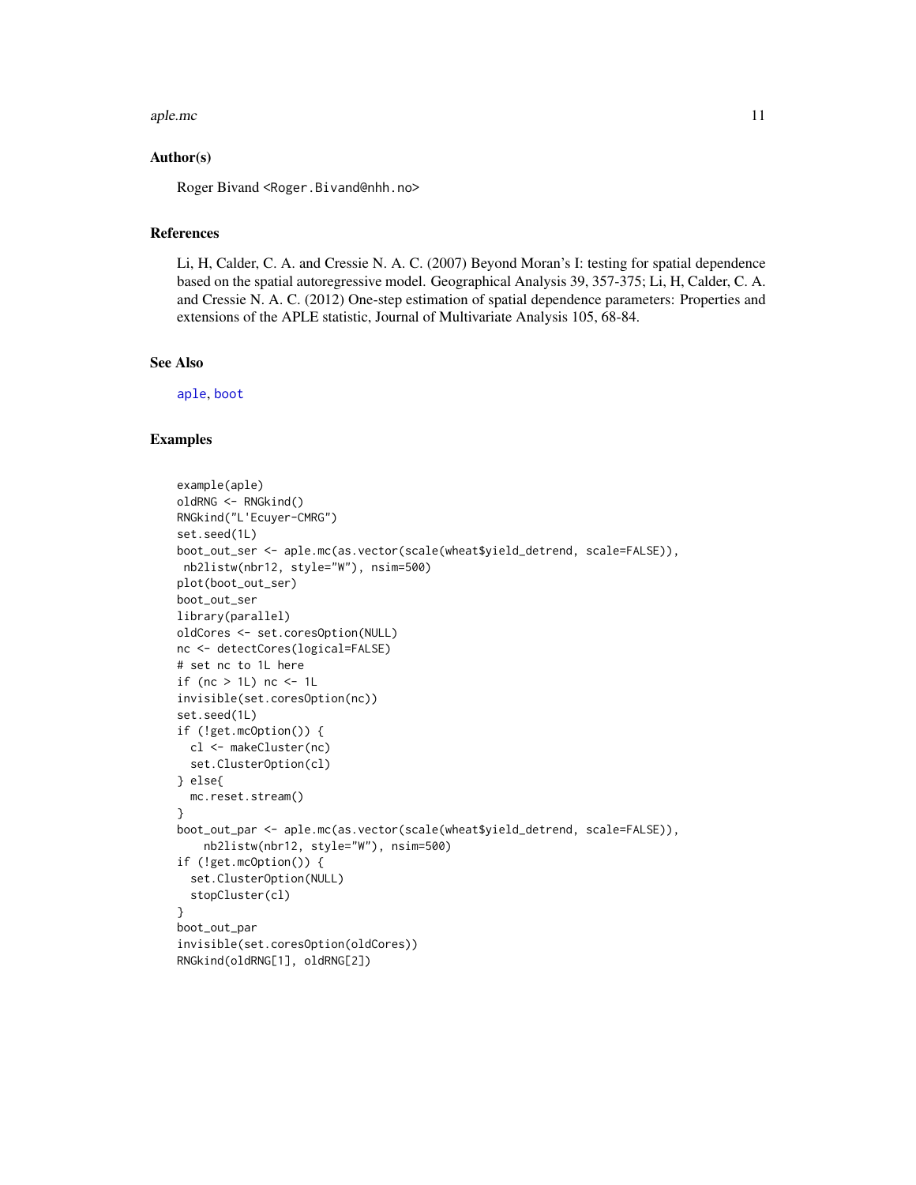## Author(s)

Roger Bivand <Roger.Bivand@nhh.no>

## References

Li, H, Calder, C. A. and Cressie N. A. C. (2007) Beyond Moran's I: testing for spatial dependence based on the spatial autoregressive model. Geographical Analysis 39, 357-375; Li, H, Calder, C. A. and Cressie N. A. C. (2012) One-step estimation of spatial dependence parameters: Properties and extensions of the APLE statistic, Journal of Multivariate Analysis 105, 68-84.

## See Also

aple, boot

## Examples

```
example(aple)
oldRNG <- RNGkind()
RNGkind("L'Ecuyer-CMRG")
set.seed(1L)
boot_out_ser <- aple.mc(as.vector(scale(wheat$yield_detrend, scale=FALSE)),
 nb2listw(nbr12, style="W"), nsim=500)
plot(boot_out_ser)
boot_out_ser
library(parallel)
oldCores <- set.coresOption(NULL)
nc <- detectCores(logical=FALSE)
# set nc to 1L here
if (nc > 1L) nc <- 1L
invisible(set.coresOption(nc))
set.seed(1L)
if (!get.mcOption()) {
  cl <- makeCluster(nc)
  set.ClusterOption(cl)
} else{
  mc.reset.stream()
}
boot_out_par <- aple.mc(as.vector(scale(wheat$yield_detrend, scale=FALSE)),
    nb2listw(nbr12, style="W"), nsim=500)
if (!get.mcOption()) {
  set.ClusterOption(NULL)
  stopCluster(cl)
}
boot_out_par
invisible(set.coresOption(oldCores))
RNGkind(oldRNG[1], oldRNG[2])
```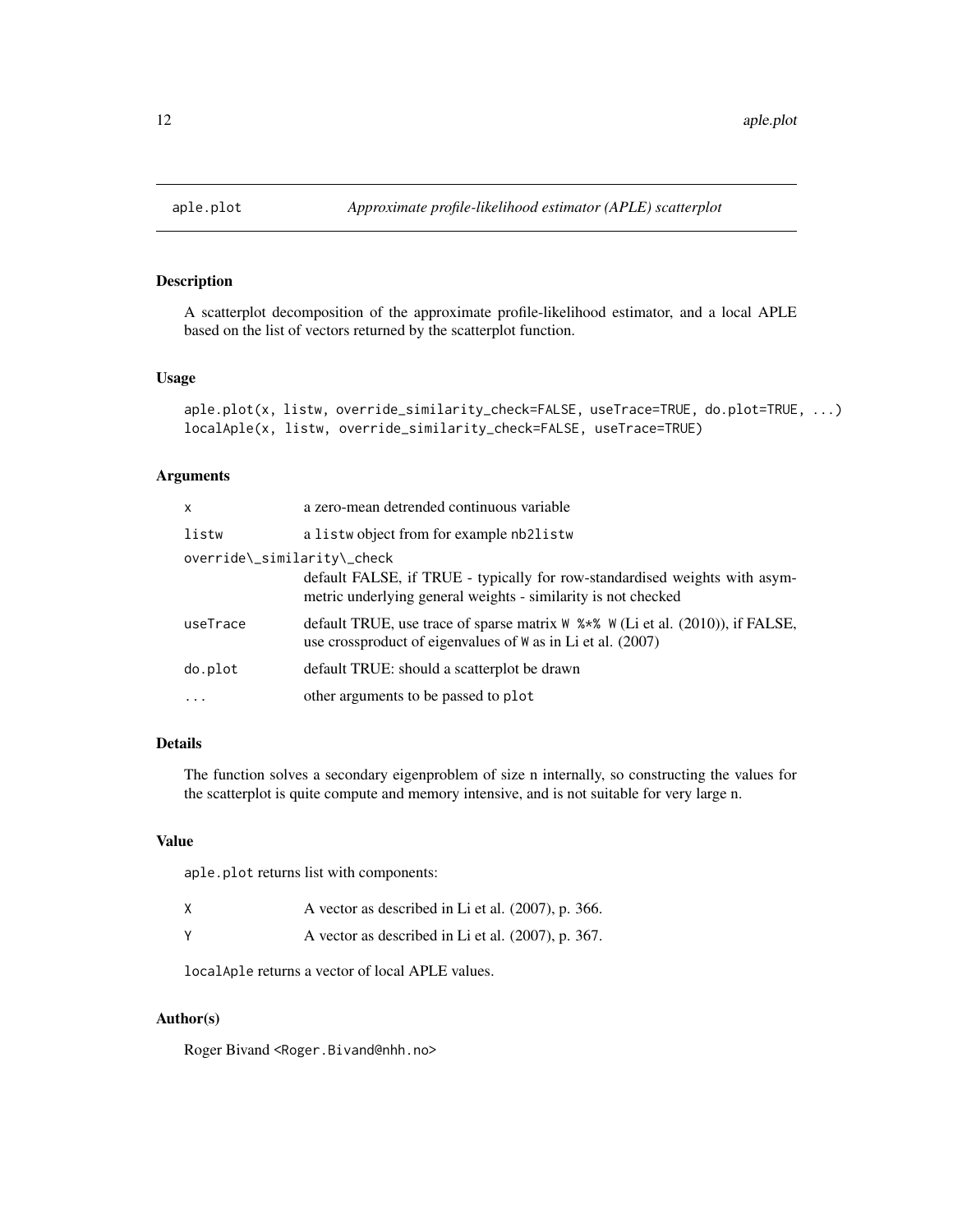# aple.plot — *Approximate profile-likelihood estimator (APLE) scatterplot*

## Description

A scatterplot decomposition of the approximate profile-likelihood estimator, and a local APLE based on the list of vectors returned by the scatterplot function.

## Usage

```
aple.plot(x, listw, override_similarity_check=FALSE, useTrace=TRUE, do.plot=TRUE, ...)
localAple(x, listw, override_similarity_check=FALSE, useTrace=TRUE)
```

## Arguments

| | |
|---|---|
| `x` | a zero-mean detrended continuous variable |
| `listw` | a `listw` object from for example `nb2listw` |
| `override\_similarity\_check` | default FALSE, if TRUE - typically for row-standardised weights with asymmetric underlying general weights - similarity is not checked |
| `useTrace` | default TRUE, use trace of sparse matrix `W %*% W` (Li et al. (2010)), if FALSE, use crossproduct of eigenvalues of `W` as in Li et al. (2007) |
| `do.plot` | default TRUE: should a scatterplot be drawn |
| `...` | other arguments to be passed to `plot` |

## Details

The function solves a secondary eigenproblem of size n internally, so constructing the values for the scatterplot is quite compute and memory intensive, and is not suitable for very large n.

## Value

`aple.plot` returns list with components:

| | |
|---|---|
| `X` | A vector as described in Li et al. (2007), p. 366. |
| `Y` | A vector as described in Li et al. (2007), p. 367. |

`localAple` returns a vector of local APLE values.

## Author(s)

Roger Bivand <Roger.Bivand@nhh.no>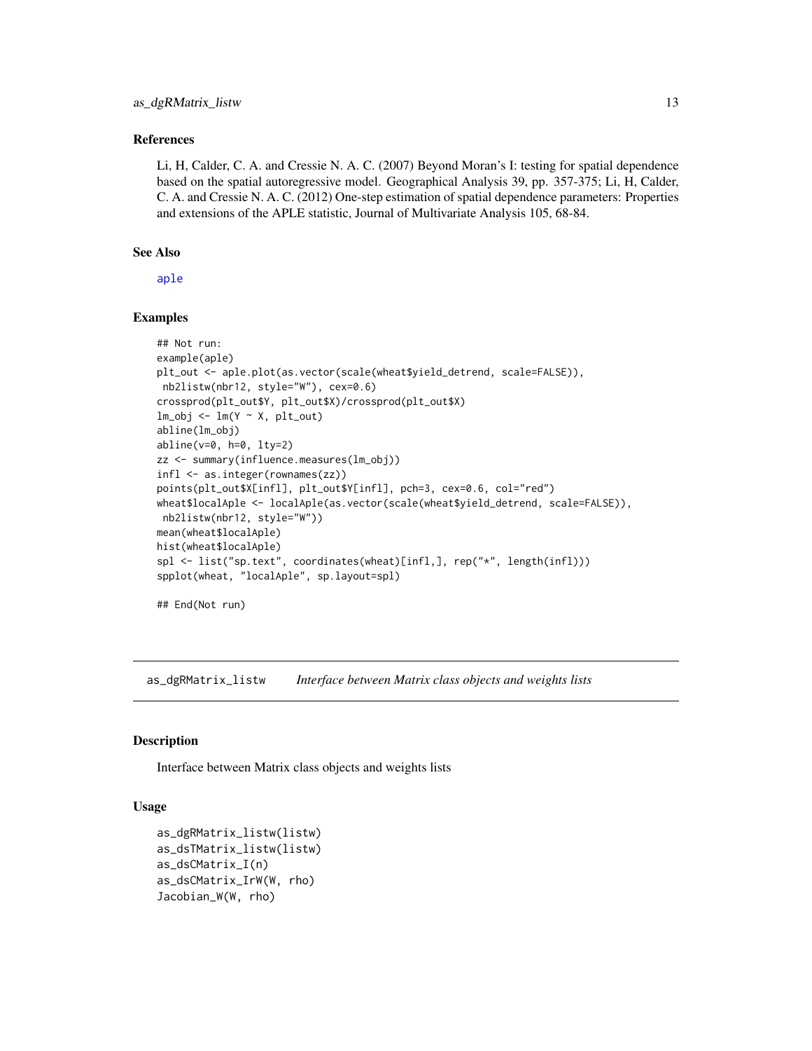### References

Li, H, Calder, C. A. and Cressie N. A. C. (2007) Beyond Moran's I: testing for spatial dependence based on the spatial autoregressive model. Geographical Analysis 39, pp. 357-375; Li, H, Calder, C. A. and Cressie N. A. C. (2012) One-step estimation of spatial dependence parameters: Properties and extensions of the APLE statistic, Journal of Multivariate Analysis 105, 68-84.

### See Also

aple

### Examples

```
## Not run:
example(aple)
plt_out <- aple.plot(as.vector(scale(wheat$yield_detrend, scale=FALSE)),
 nb2listw(nbr12, style="W"), cex=0.6)
crossprod(plt_out$Y, plt_out$X)/crossprod(plt_out$X)
lm_obj <- lm(Y ~ X, plt_out)
abline(lm_obj)
abline(v=0, h=0, lty=2)
zz <- summary(influence.measures(lm_obj))
infl <- as.integer(rownames(zz))
points(plt_out$X[infl], plt_out$Y[infl], pch=3, cex=0.6, col="red")
wheat$localAple <- localAple(as.vector(scale(wheat$yield_detrend, scale=FALSE)),
 nb2listw(nbr12, style="W"))
mean(wheat$localAple)
hist(wheat$localAple)
spl <- list("sp.text", coordinates(wheat)[infl,], rep("*", length(infl)))
spplot(wheat, "localAple", sp.layout=spl)

## End(Not run)
```

---

## as_dgRMatrix_listw    *Interface between Matrix class objects and weights lists*

### Description

Interface between Matrix class objects and weights lists

### Usage

```
as_dgRMatrix_listw(listw)
as_dsTMatrix_listw(listw)
as_dsCMatrix_I(n)
as_dsCMatrix_IrW(W, rho)
Jacobian_W(W, rho)
```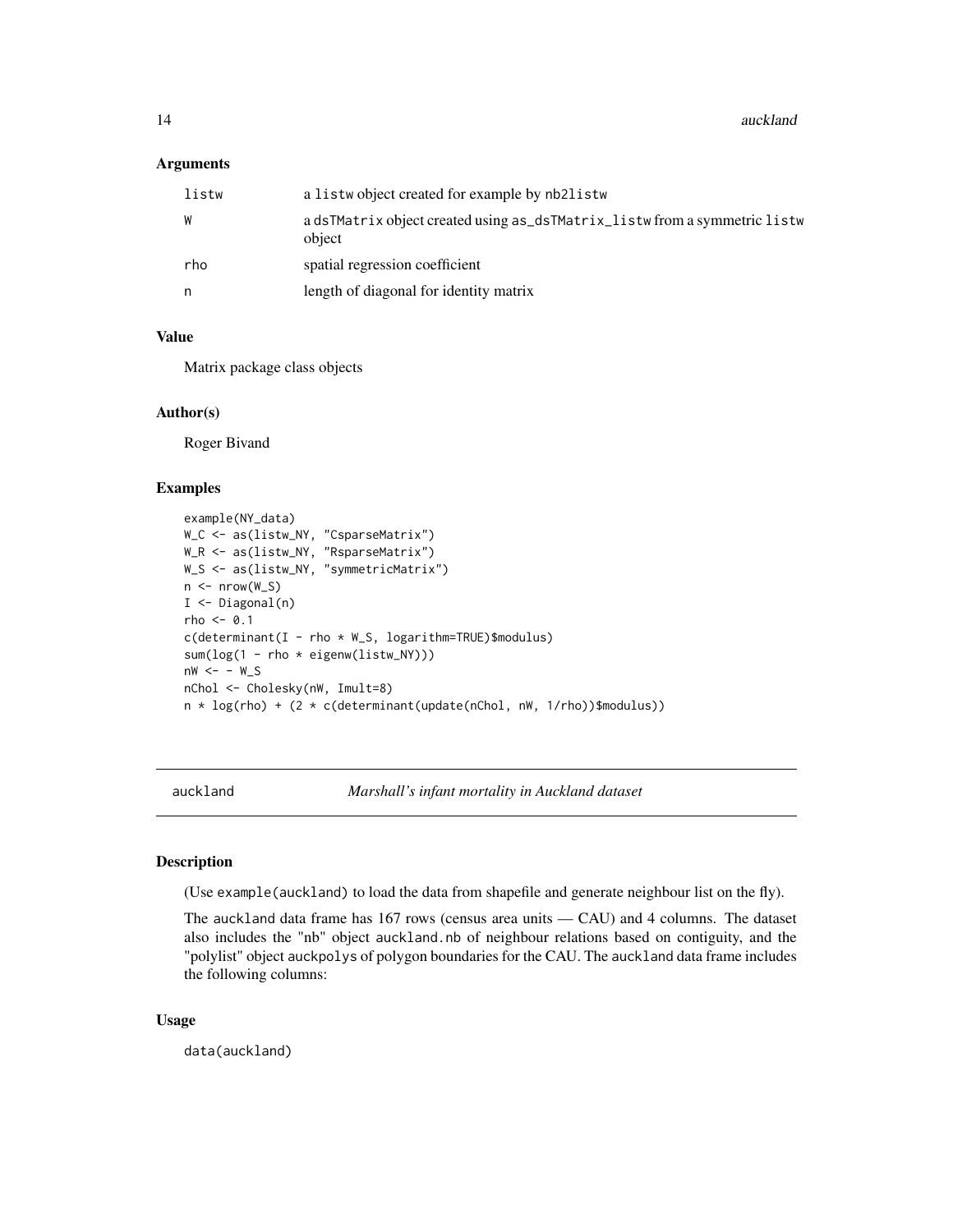### Arguments

| | |
|---|---|
| listw | a listw object created for example by nb2listw |
| W | a dsTMatrix object created using as_dsTMatrix_listw from a symmetric listw object |
| rho | spatial regression coefficient |
| n | length of diagonal for identity matrix |

### Value

Matrix package class objects

### Author(s)

Roger Bivand

### Examples

```
example(NY_data)
W_C <- as(listw_NY, "CsparseMatrix")
W_R <- as(listw_NY, "RsparseMatrix")
W_S <- as(listw_NY, "symmetricMatrix")
n <- nrow(W_S)
I <- Diagonal(n)
rho <- 0.1
c(determinant(I - rho * W_S, logarithm=TRUE)$modulus)
sum(log(1 - rho * eigenw(listw_NY)))
nW <- - W_S
nChol <- Cholesky(nW, Imult=8)
n * log(rho) + (2 * c(determinant(update(nChol, nW, 1/rho))$modulus))
```

---

## auckland — *Marshall's infant mortality in Auckland dataset*

### Description

(Use example(auckland) to load the data from shapefile and generate neighbour list on the fly).

The auckland data frame has 167 rows (census area units — CAU) and 4 columns. The dataset also includes the "nb" object auckland.nb of neighbour relations based on contiguity, and the "polylist" object auckpolys of polygon boundaries for the CAU. The auckland data frame includes the following columns:

### Usage

```
data(auckland)
```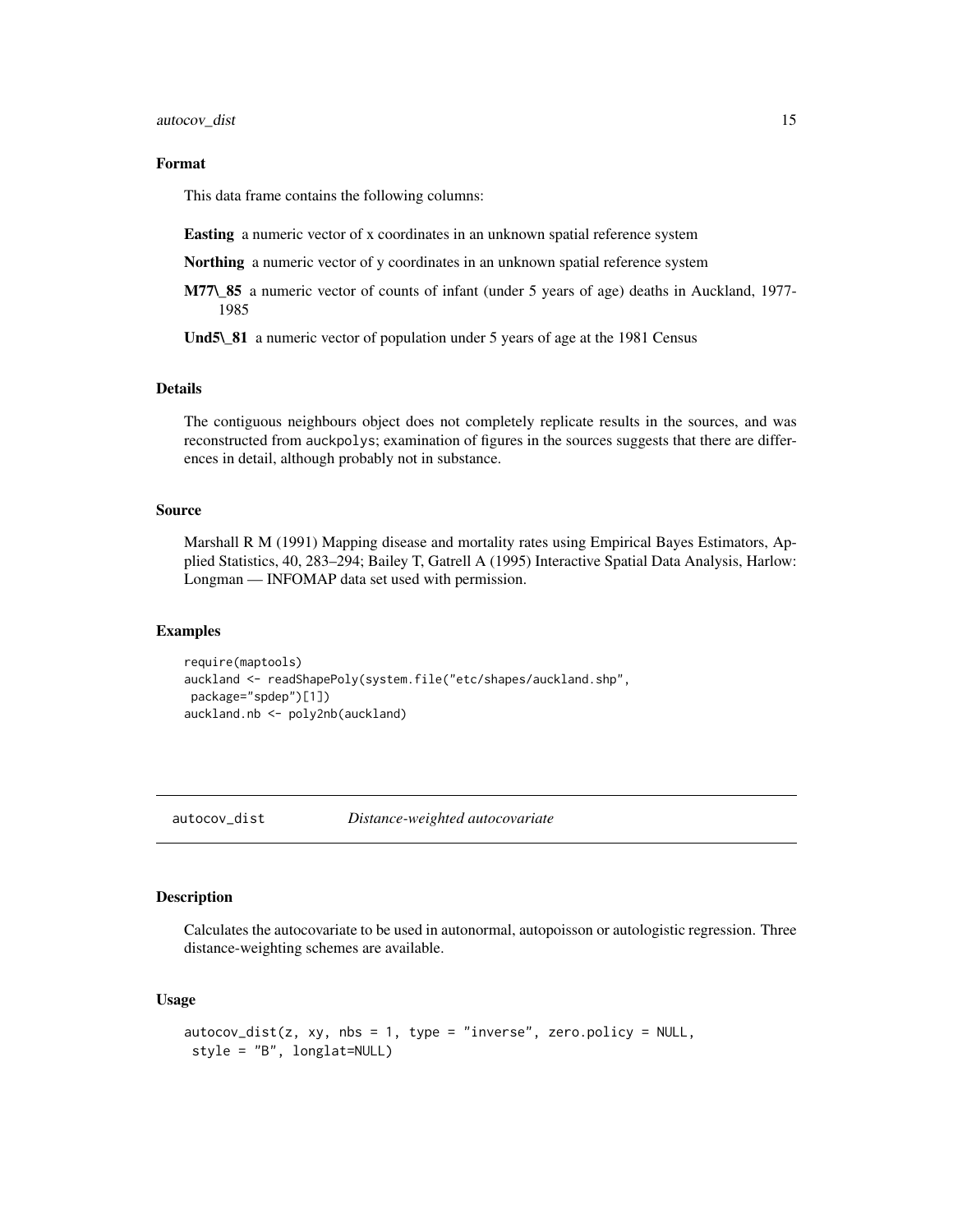### Format

This data frame contains the following columns:

**Easting** a numeric vector of x coordinates in an unknown spatial reference system

**Northing** a numeric vector of y coordinates in an unknown spatial reference system

**M77_85** a numeric vector of counts of infant (under 5 years of age) deaths in Auckland, 1977-1985

**Und5_81** a numeric vector of population under 5 years of age at the 1981 Census

### Details

The contiguous neighbours object does not completely replicate results in the sources, and was reconstructed from auckpolys; examination of figures in the sources suggests that there are differences in detail, although probably not in substance.

### Source

Marshall R M (1991) Mapping disease and mortality rates using Empirical Bayes Estimators, Applied Statistics, 40, 283–294; Bailey T, Gatrell A (1995) Interactive Spatial Data Analysis, Harlow: Longman — INFOMAP data set used with permission.

### Examples

```
require(maptools)
auckland <- readShapePoly(system.file("etc/shapes/auckland.shp",
 package="spdep")[1])
auckland.nb <- poly2nb(auckland)
```

---

## autocov_dist — *Distance-weighted autocovariate*

### Description

Calculates the autocovariate to be used in autonormal, autopoisson or autologistic regression. Three distance-weighting schemes are available.

### Usage

```
autocov_dist(z, xy, nbs = 1, type = "inverse", zero.policy = NULL,
 style = "B", longlat=NULL)
```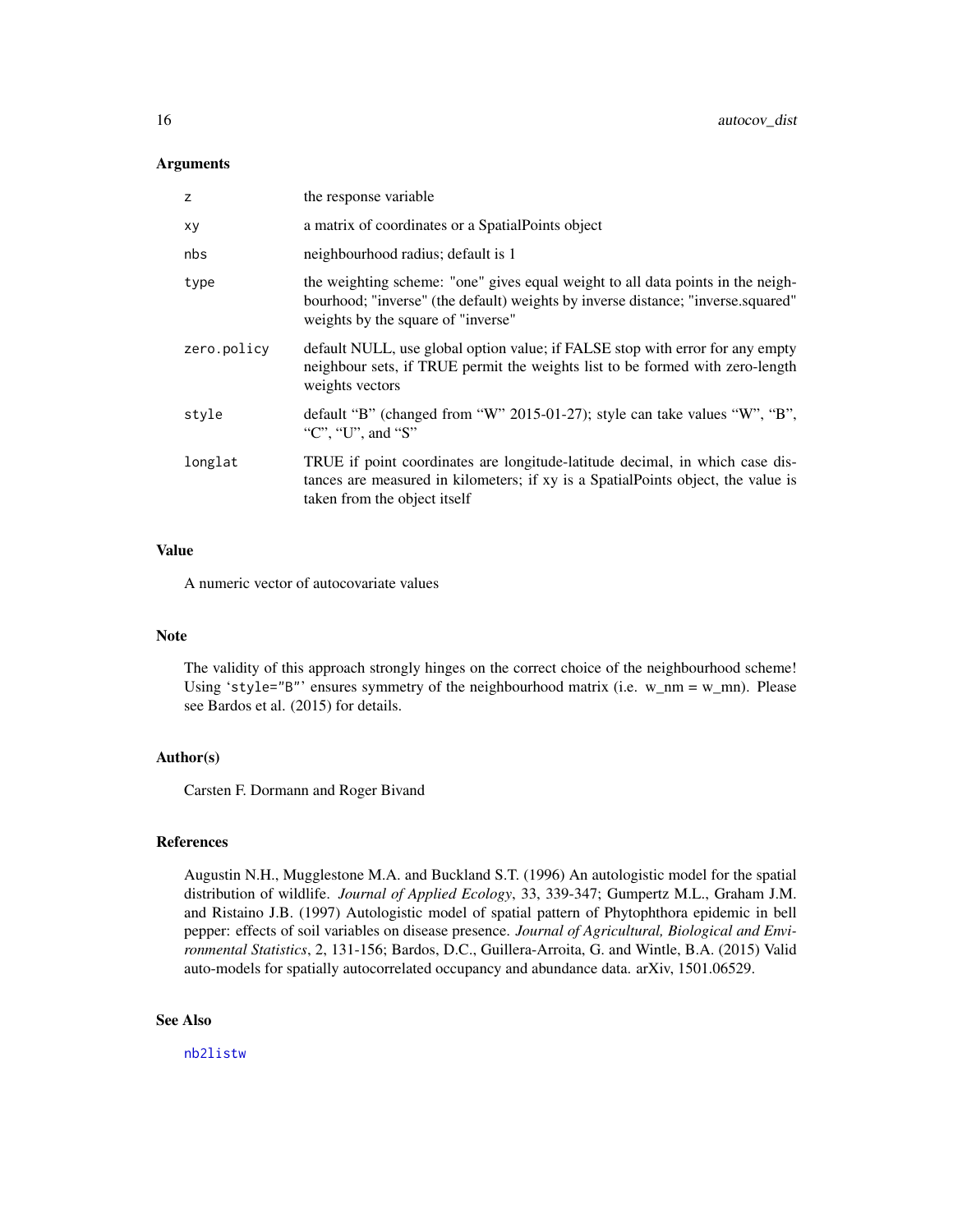## Arguments

| | |
|---|---|
| z | the response variable |
| xy | a matrix of coordinates or a SpatialPoints object |
| nbs | neighbourhood radius; default is 1 |
| type | the weighting scheme: "one" gives equal weight to all data points in the neighbourhood; "inverse" (the default) weights by inverse distance; "inverse.squared" weights by the square of "inverse" |
| zero.policy | default NULL, use global option value; if FALSE stop with error for any empty neighbour sets, if TRUE permit the weights list to be formed with zero-length weights vectors |
| style | default "B" (changed from "W" 2015-01-27); style can take values "W", "B", "C", "U", and "S" |
| longlat | TRUE if point coordinates are longitude-latitude decimal, in which case distances are measured in kilometers; if xy is a SpatialPoints object, the value is taken from the object itself |

## Value

A numeric vector of autocovariate values

## Note

The validity of this approach strongly hinges on the correct choice of the neighbourhood scheme! Using `style="B"` ensures symmetry of the neighbourhood matrix (i.e. $w_{nm} = w_{mn}$). Please see Bardos et al. (2015) for details.

## Author(s)

Carsten F. Dormann and Roger Bivand

## References

Augustin N.H., Mugglestone M.A. and Buckland S.T. (1996) An autologistic model for the spatial distribution of wildlife. *Journal of Applied Ecology*, 33, 339-347; Gumpertz M.L., Graham J.M. and Ristaino J.B. (1997) Autologistic model of spatial pattern of Phytophthora epidemic in bell pepper: effects of soil variables on disease presence. *Journal of Agricultural, Biological and Environmental Statistics*, 2, 131-156; Bardos, D.C., Guillera-Arroita, G. and Wintle, B.A. (2015) Valid auto-models for spatially autocorrelated occupancy and abundance data. arXiv, 1501.06529.

## See Also

nb2listw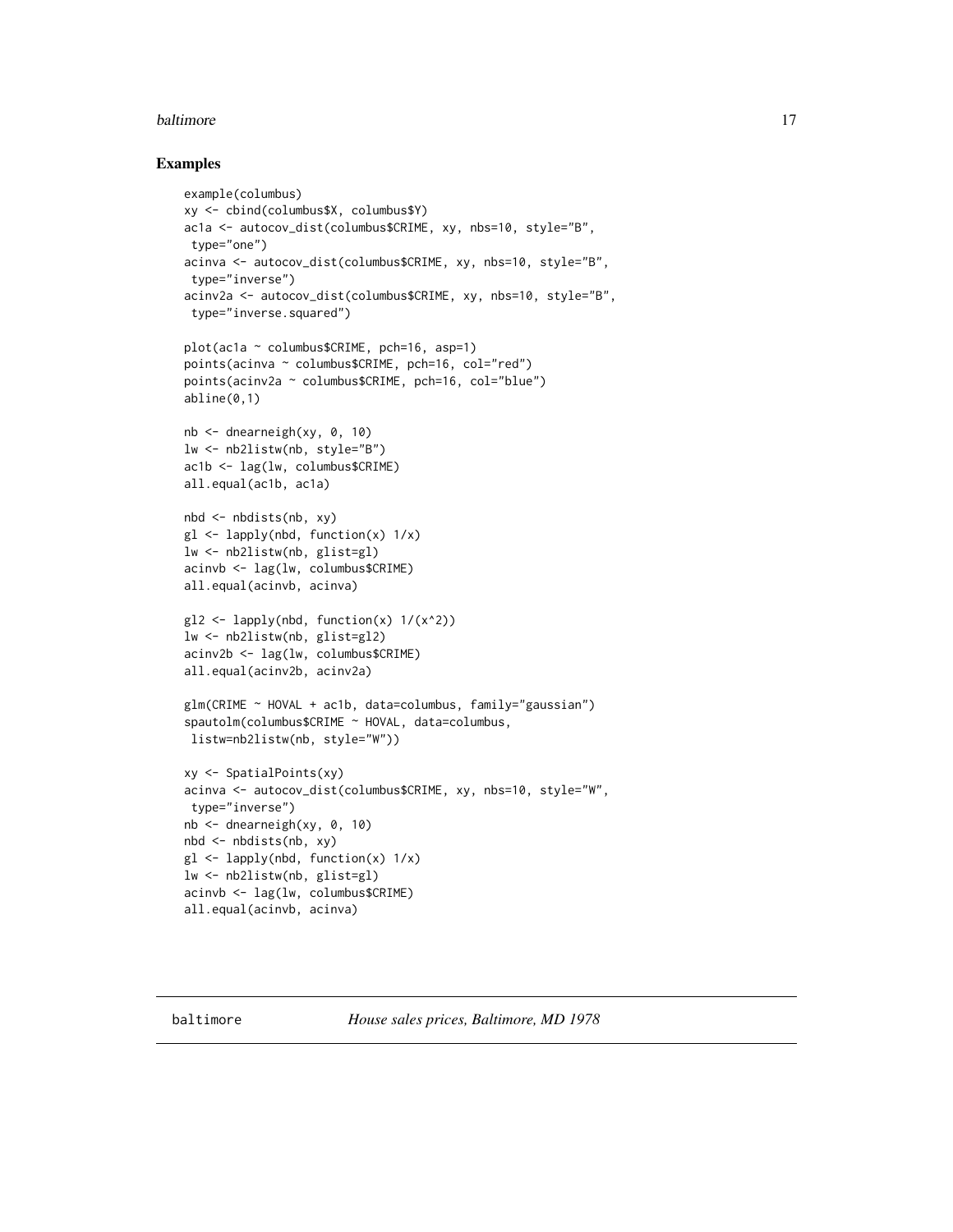## Examples

```
example(columbus)
xy <- cbind(columbus$X, columbus$Y)
ac1a <- autocov_dist(columbus$CRIME, xy, nbs=10, style="B",
 type="one")
acinva <- autocov_dist(columbus$CRIME, xy, nbs=10, style="B",
 type="inverse")
acinv2a <- autocov_dist(columbus$CRIME, xy, nbs=10, style="B",
 type="inverse.squared")

plot(ac1a ~ columbus$CRIME, pch=16, asp=1)
points(acinva ~ columbus$CRIME, pch=16, col="red")
points(acinv2a ~ columbus$CRIME, pch=16, col="blue")
abline(0,1)

nb <- dnearneigh(xy, 0, 10)
lw <- nb2listw(nb, style="B")
ac1b <- lag(lw, columbus$CRIME)
all.equal(ac1b, ac1a)

nbd <- nbdists(nb, xy)
gl <- lapply(nbd, function(x) 1/x)
lw <- nb2listw(nb, glist=gl)
acinvb <- lag(lw, columbus$CRIME)
all.equal(acinvb, acinva)

gl2 <- lapply(nbd, function(x) 1/(x^2))
lw <- nb2listw(nb, glist=gl2)
acinv2b <- lag(lw, columbus$CRIME)
all.equal(acinv2b, acinv2a)

glm(CRIME ~ HOVAL + ac1b, data=columbus, family="gaussian")
spautolm(columbus$CRIME ~ HOVAL, data=columbus,
 listw=nb2listw(nb, style="W"))

xy <- SpatialPoints(xy)
acinva <- autocov_dist(columbus$CRIME, xy, nbs=10, style="W",
 type="inverse")
nb <- dnearneigh(xy, 0, 10)
nbd <- nbdists(nb, xy)
gl <- lapply(nbd, function(x) 1/x)
lw <- nb2listw(nb, glist=gl)
acinvb <- lag(lw, columbus$CRIME)
all.equal(acinvb, acinva)
```

---

baltimore *House sales prices, Baltimore, MD 1978*

---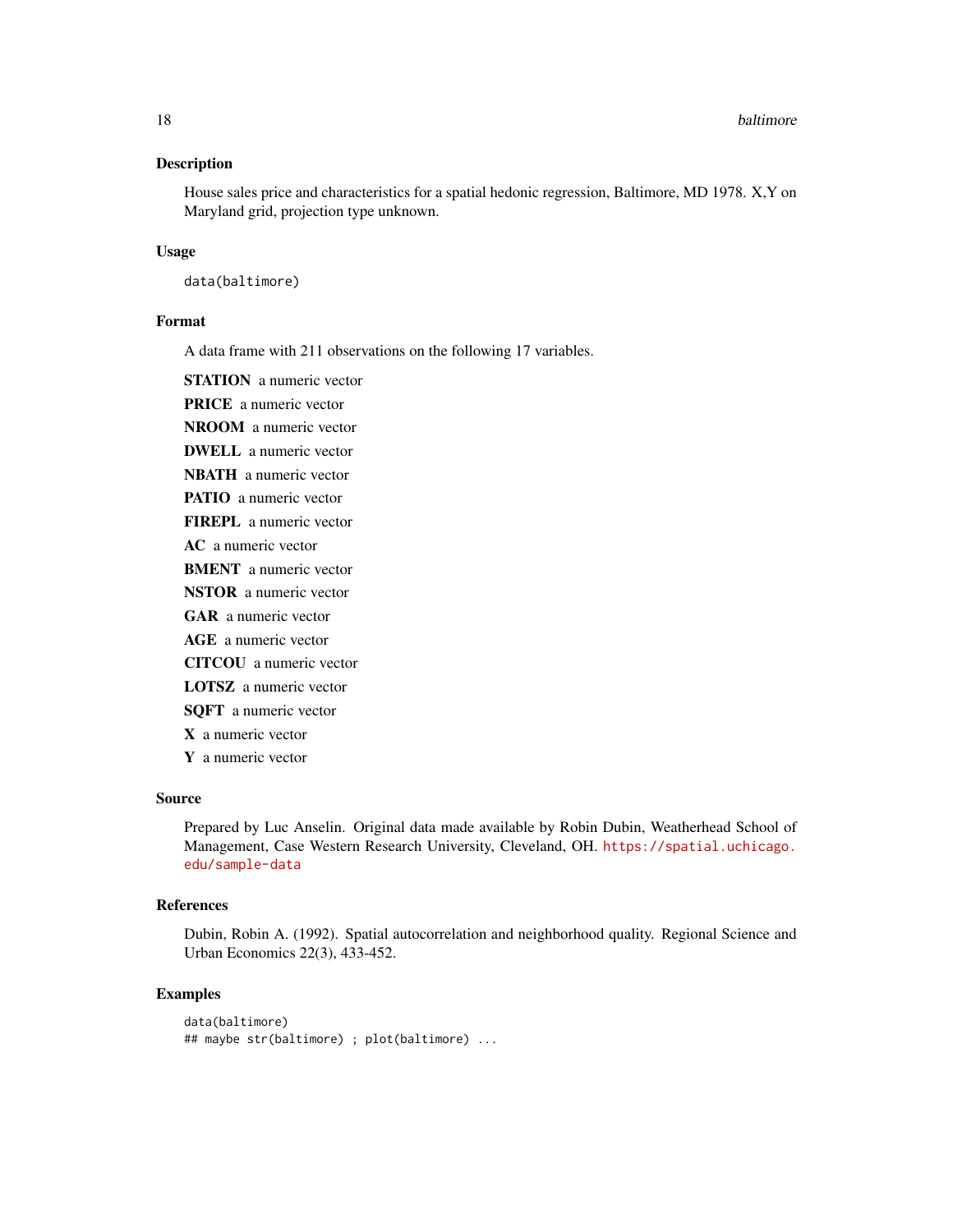## Description

House sales price and characteristics for a spatial hedonic regression, Baltimore, MD 1978. X,Y on Maryland grid, projection type unknown.

## Usage

```
data(baltimore)
```

## Format

A data frame with 211 observations on the following 17 variables.

- **STATION** a numeric vector
- **PRICE** a numeric vector
- **NROOM** a numeric vector
- **DWELL** a numeric vector
- **NBATH** a numeric vector
- **PATIO** a numeric vector
- **FIREPL** a numeric vector
- **AC** a numeric vector
- **BMENT** a numeric vector
- **NSTOR** a numeric vector
- **GAR** a numeric vector
- **AGE** a numeric vector
- **CITCOU** a numeric vector
- **LOTSZ** a numeric vector
- **SQFT** a numeric vector
- **X** a numeric vector
- **Y** a numeric vector

## Source

Prepared by Luc Anselin. Original data made available by Robin Dubin, Weatherhead School of Management, Case Western Research University, Cleveland, OH. https://spatial.uchicago.edu/sample-data

## References

Dubin, Robin A. (1992). Spatial autocorrelation and neighborhood quality. Regional Science and Urban Economics 22(3), 433-452.

## Examples

```
data(baltimore)
## maybe str(baltimore) ; plot(baltimore) ...
```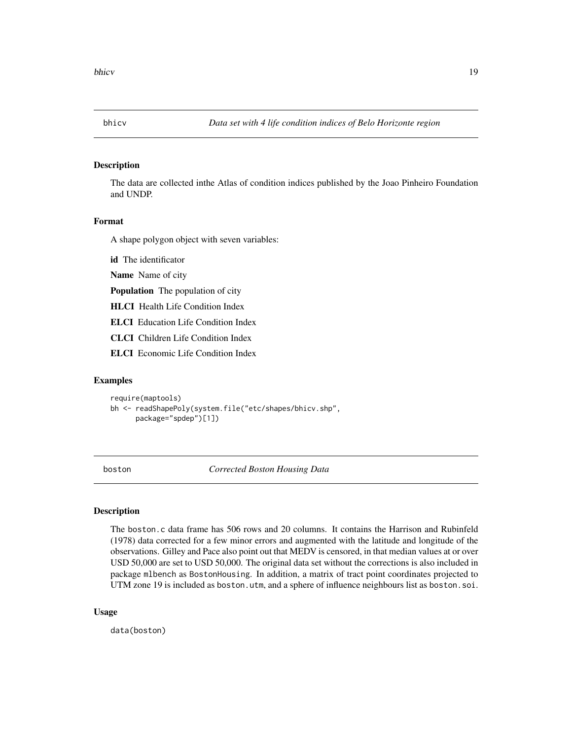## bhicv *Data set with 4 life condition indices of Belo Horizonte region*

### Description

The data are collected inthe Atlas of condition indices published by the Joao Pinheiro Foundation and UNDP.

### Format

A shape polygon object with seven variables:

**id** The identificator

**Name** Name of city

**Population** The population of city

**HLCI** Health Life Condition Index

**ELCI** Education Life Condition Index

**CLCI** Children Life Condition Index

**ELCI** Economic Life Condition Index

### Examples

```
require(maptools)
bh <- readShapePoly(system.file("etc/shapes/bhicv.shp",
      package="spdep")[1])
```

## boston *Corrected Boston Housing Data*

### Description

The boston.c data frame has 506 rows and 20 columns. It contains the Harrison and Rubinfeld (1978) data corrected for a few minor errors and augmented with the latitude and longitude of the observations. Gilley and Pace also point out that MEDV is censored, in that median values at or over USD 50,000 are set to USD 50,000. The original data set without the corrections is also included in package mlbench as BostonHousing. In addition, a matrix of tract point coordinates projected to UTM zone 19 is included as boston.utm, and a sphere of influence neighbours list as boston.soi.

### Usage

```
data(boston)
```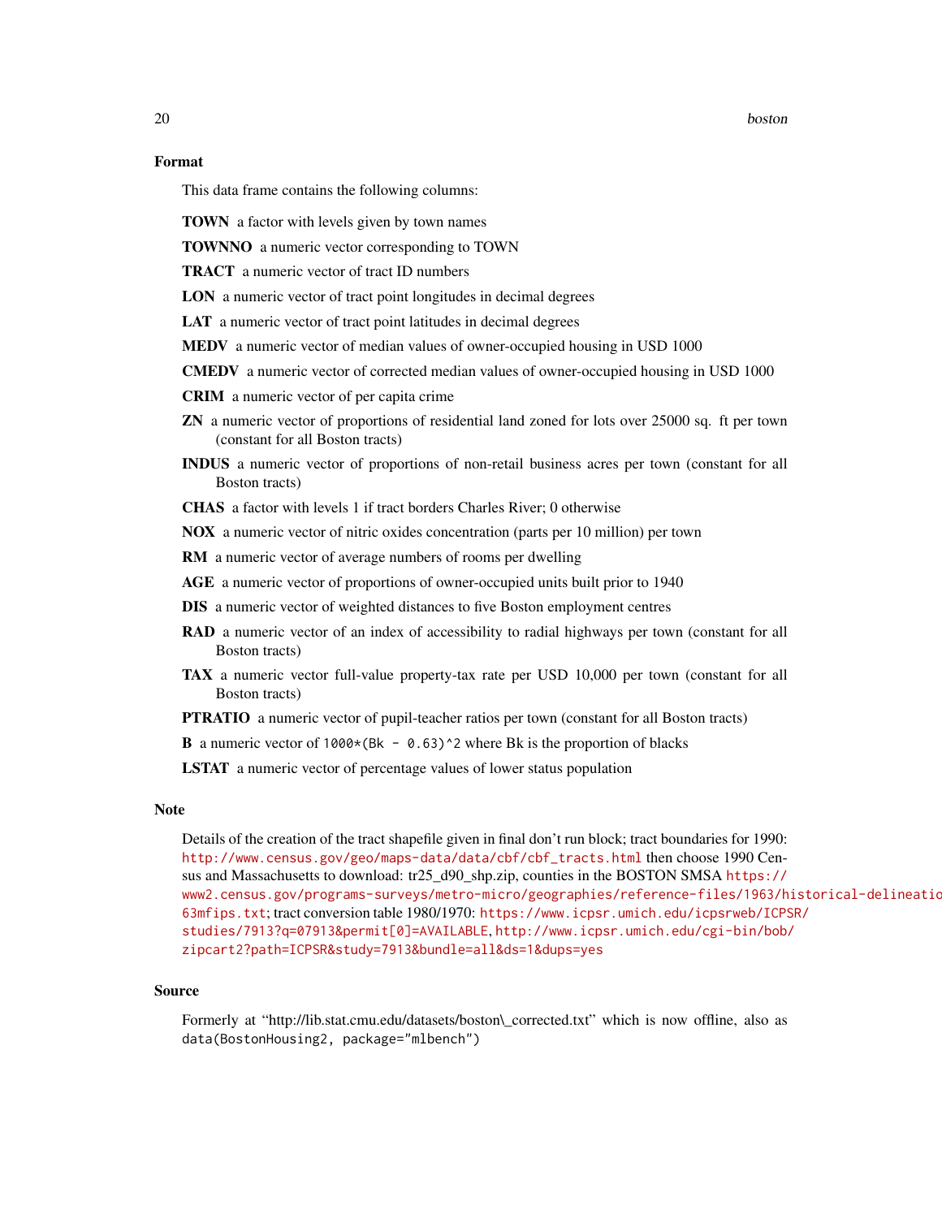### Format

This data frame contains the following columns:

**TOWN** a factor with levels given by town names

**TOWNNO** a numeric vector corresponding to TOWN

**TRACT** a numeric vector of tract ID numbers

**LON** a numeric vector of tract point longitudes in decimal degrees

**LAT** a numeric vector of tract point latitudes in decimal degrees

**MEDV** a numeric vector of median values of owner-occupied housing in USD 1000

**CMEDV** a numeric vector of corrected median values of owner-occupied housing in USD 1000

**CRIM** a numeric vector of per capita crime

**ZN** a numeric vector of proportions of residential land zoned for lots over 25000 sq. ft per town (constant for all Boston tracts)

**INDUS** a numeric vector of proportions of non-retail business acres per town (constant for all Boston tracts)

**CHAS** a factor with levels 1 if tract borders Charles River; 0 otherwise

**NOX** a numeric vector of nitric oxides concentration (parts per 10 million) per town

**RM** a numeric vector of average numbers of rooms per dwelling

**AGE** a numeric vector of proportions of owner-occupied units built prior to 1940

**DIS** a numeric vector of weighted distances to five Boston employment centres

**RAD** a numeric vector of an index of accessibility to radial highways per town (constant for all Boston tracts)

**TAX** a numeric vector full-value property-tax rate per USD 10,000 per town (constant for all Boston tracts)

**PTRATIO** a numeric vector of pupil-teacher ratios per town (constant for all Boston tracts)

**B** a numeric vector of `1000*(Bk - 0.63)^2` where Bk is the proportion of blacks

**LSTAT** a numeric vector of percentage values of lower status population

### Note

Details of the creation of the tract shapefile given in final don't run block; tract boundaries for 1990: http://www.census.gov/geo/maps-data/data/cbf/cbf_tracts.html then choose 1990 Census and Massachusetts to download: tr25_d90_shp.zip, counties in the BOSTON SMSA https://www2.census.gov/programs-surveys/metro-micro/geographies/reference-files/1963/historical-delineatio 63mfips.txt; tract conversion table 1980/1970: https://www.icpsr.umich.edu/icpsrweb/ICPSR/studies/7913?q=07913&permit[0]=AVAILABLE, http://www.icpsr.umich.edu/cgi-bin/bob/zipcart2?path=ICPSR&study=7913&bundle=all&ds=1&dups=yes

### Source

Formerly at "http://lib.stat.cmu.edu/datasets/boston\_corrected.txt" which is now offline, also as `data(BostonHousing2, package="mlbench")`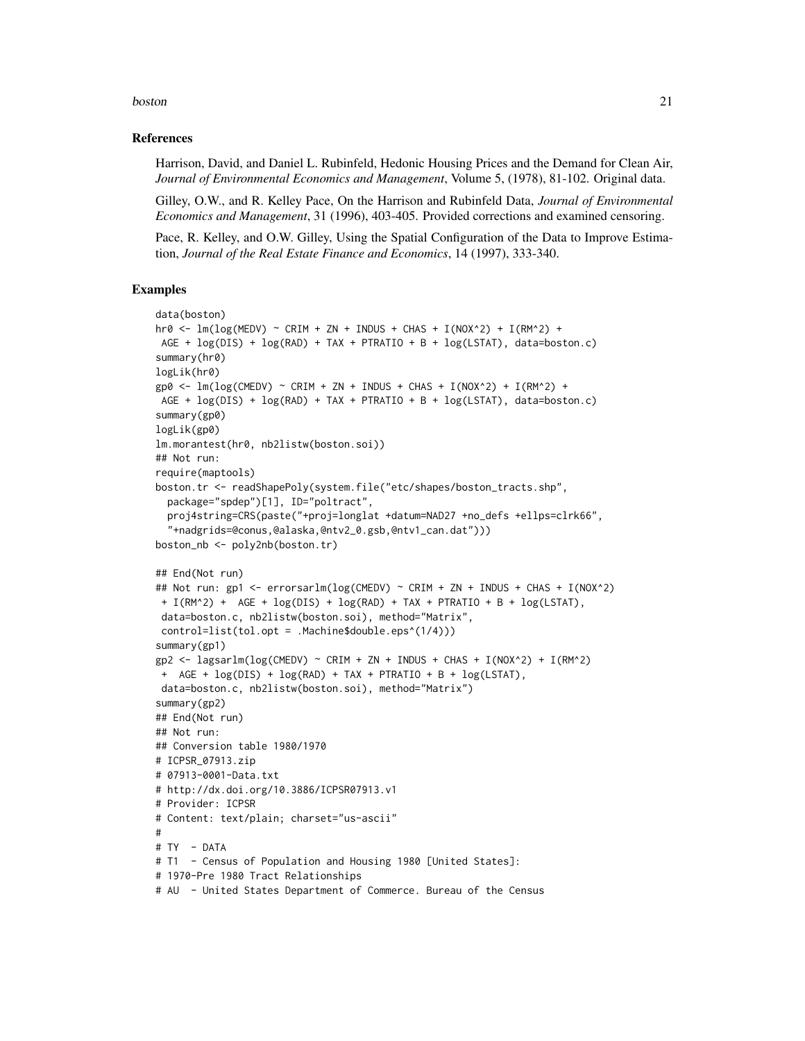## References

Harrison, David, and Daniel L. Rubinfeld, Hedonic Housing Prices and the Demand for Clean Air, *Journal of Environmental Economics and Management*, Volume 5, (1978), 81-102. Original data.

Gilley, O.W., and R. Kelley Pace, On the Harrison and Rubinfeld Data, *Journal of Environmental Economics and Management*, 31 (1996), 403-405. Provided corrections and examined censoring.

Pace, R. Kelley, and O.W. Gilley, Using the Spatial Configuration of the Data to Improve Estimation, *Journal of the Real Estate Finance and Economics*, 14 (1997), 333-340.

## Examples

```
data(boston)
hr0 <- lm(log(MEDV) ~ CRIM + ZN + INDUS + CHAS + I(NOX^2) + I(RM^2) +
 AGE + log(DIS) + log(RAD) + TAX + PTRATIO + B + log(LSTAT), data=boston.c)
summary(hr0)
logLik(hr0)
gp0 <- lm(log(CMEDV) ~ CRIM + ZN + INDUS + CHAS + I(NOX^2) + I(RM^2) +
 AGE + log(DIS) + log(RAD) + TAX + PTRATIO + B + log(LSTAT), data=boston.c)
summary(gp0)
logLik(gp0)
lm.morantest(hr0, nb2listw(boston.soi))
## Not run:
require(maptools)
boston.tr <- readShapePoly(system.file("etc/shapes/boston_tracts.shp",
  package="spdep")[1], ID="poltract",
  proj4string=CRS(paste("+proj=longlat +datum=NAD27 +no_defs +ellps=clrk66",
  "+nadgrids=@conus,@alaska,@ntv2_0.gsb,@ntv1_can.dat")))
boston_nb <- poly2nb(boston.tr)

## End(Not run)
## Not run: gp1 <- errorsarlm(log(CMEDV) ~ CRIM + ZN + INDUS + CHAS + I(NOX^2)
 + I(RM^2) +  AGE + log(DIS) + log(RAD) + TAX + PTRATIO + B + log(LSTAT),
 data=boston.c, nb2listw(boston.soi), method="Matrix",
 control=list(tol.opt = .Machine$double.eps^(1/4)))
summary(gp1)
gp2 <- lagsarlm(log(CMEDV) ~ CRIM + ZN + INDUS + CHAS + I(NOX^2) + I(RM^2)
 +  AGE + log(DIS) + log(RAD) + TAX + PTRATIO + B + log(LSTAT),
 data=boston.c, nb2listw(boston.soi), method="Matrix")
summary(gp2)
## End(Not run)
## Not run:
## Conversion table 1980/1970
# ICPSR_07913.zip
# 07913-0001-Data.txt
# http://dx.doi.org/10.3886/ICPSR07913.v1
# Provider: ICPSR
# Content: text/plain; charset="us-ascii"
#
# TY  - DATA
# T1  - Census of Population and Housing 1980 [United States]:
# 1970-Pre 1980 Tract Relationships
# AU  - United States Department of Commerce. Bureau of the Census
```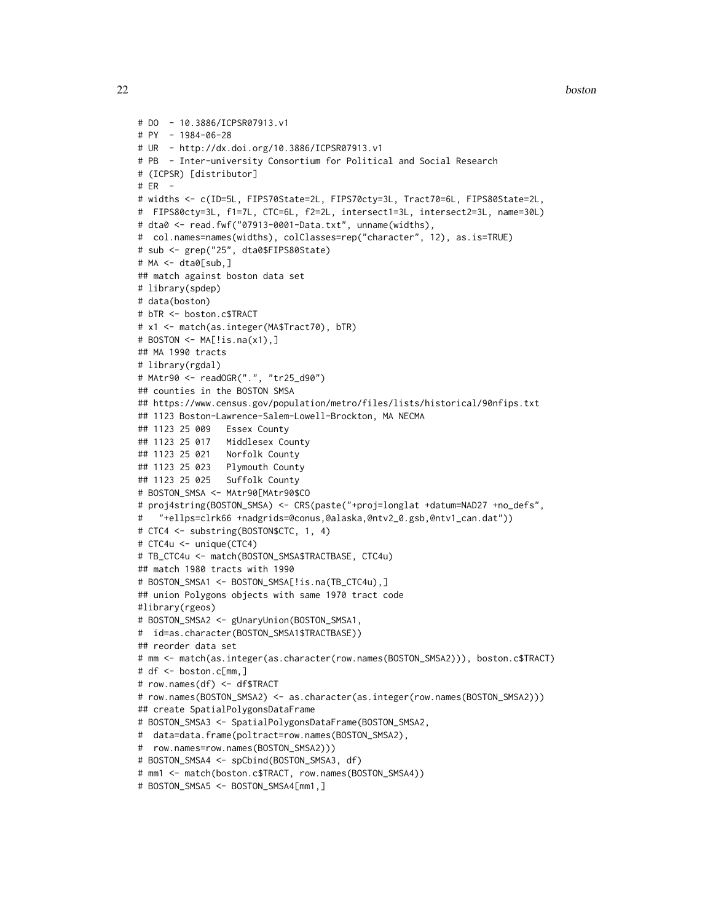```
# DO  - 10.3886/ICPSR07913.v1
# PY  - 1984-06-28
# UR  - http://dx.doi.org/10.3886/ICPSR07913.v1
# PB  - Inter-university Consortium for Political and Social Research
# (ICPSR) [distributor]
# ER  -
# widths <- c(ID=5L, FIPS70State=2L, FIPS70cty=3L, Tract70=6L, FIPS80State=2L,
#  FIPS80cty=3L, f1=7L, CTC=6L, f2=2L, intersect1=3L, intersect2=3L, name=30L)
# dta0 <- read.fwf("07913-0001-Data.txt", unname(widths),
#  col.names=names(widths), colClasses=rep("character", 12), as.is=TRUE)
# sub <- grep("25", dta0$FIPS80State)
# MA <- dta0[sub,]
## match against boston data set
# library(spdep)
# data(boston)
# bTR <- boston.c$TRACT
# x1 <- match(as.integer(MA$Tract70), bTR)
# BOSTON <- MA[!is.na(x1),]
## MA 1990 tracts
# library(rgdal)
# MAtr90 <- readOGR(".", "tr25_d90")
## counties in the BOSTON SMSA
## https://www.census.gov/population/metro/files/lists/historical/90nfips.txt
## 1123 Boston-Lawrence-Salem-Lowell-Brockton, MA NECMA
## 1123 25 009   Essex County
## 1123 25 017   Middlesex County
## 1123 25 021   Norfolk County
## 1123 25 023   Plymouth County
## 1123 25 025   Suffolk County
# BOSTON_SMSA <- MAtr90[MAtr90$CO
# proj4string(BOSTON_SMSA) <- CRS(paste("+proj=longlat +datum=NAD27 +no_defs",
#   "+ellps=clrk66 +nadgrids=@conus,@alaska,@ntv2_0.gsb,@ntv1_can.dat"))
# CTC4 <- substring(BOSTON$CTC, 1, 4)
# CTC4u <- unique(CTC4)
# TB_CTC4u <- match(BOSTON_SMSA$TRACTBASE, CTC4u)
## match 1980 tracts with 1990
# BOSTON_SMSA1 <- BOSTON_SMSA[!is.na(TB_CTC4u),]
## union Polygons objects with same 1970 tract code
#library(rgeos)
# BOSTON_SMSA2 <- gUnaryUnion(BOSTON_SMSA1,
#  id=as.character(BOSTON_SMSA1$TRACTBASE))
## reorder data set
# mm <- match(as.integer(as.character(row.names(BOSTON_SMSA2))), boston.c$TRACT)
# df <- boston.c[mm,]
# row.names(df) <- df$TRACT
# row.names(BOSTON_SMSA2) <- as.character(as.integer(row.names(BOSTON_SMSA2)))
## create SpatialPolygonsDataFrame
# BOSTON_SMSA3 <- SpatialPolygonsDataFrame(BOSTON_SMSA2,
#  data=data.frame(poltract=row.names(BOSTON_SMSA2),
#  row.names=row.names(BOSTON_SMSA2)))
# BOSTON_SMSA4 <- spCbind(BOSTON_SMSA3, df)
# mm1 <- match(boston.c$TRACT, row.names(BOSTON_SMSA4))
# BOSTON_SMSA5 <- BOSTON_SMSA4[mm1,]
```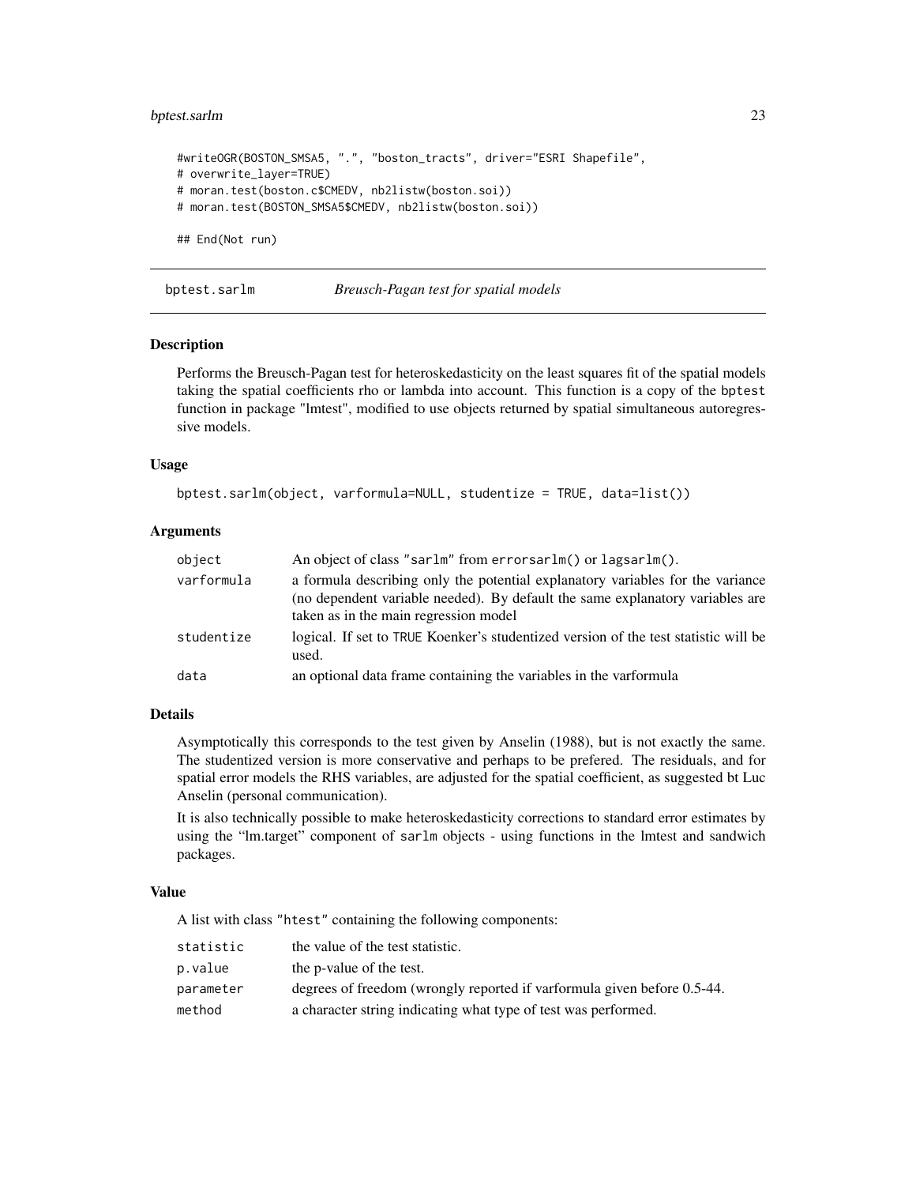```
#writeOGR(BOSTON_SMSA5, ".", "boston_tracts", driver="ESRI Shapefile",
# overwrite_layer=TRUE)
# moran.test(boston.c$CMEDV, nb2listw(boston.soi))
# moran.test(BOSTON_SMSA5$CMEDV, nb2listw(boston.soi))

## End(Not run)
```

---

## bptest.sarlm *Breusch-Pagan test for spatial models*

---

### Description

Performs the Breusch-Pagan test for heteroskedasticity on the least squares fit of the spatial models taking the spatial coefficients rho or lambda into account. This function is a copy of the `bptest` function in package "lmtest", modified to use objects returned by spatial simultaneous autoregressive models.

### Usage

```
bptest.sarlm(object, varformula=NULL, studentize = TRUE, data=list())
```

### Arguments

| | |
|---|---|
| `object` | An object of class `"sarlm"` from `errorsarlm()` or `lagsarlm()`. |
| `varformula` | a formula describing only the potential explanatory variables for the variance (no dependent variable needed). By default the same explanatory variables are taken as in the main regression model |
| `studentize` | logical. If set to `TRUE` Koenker's studentized version of the test statistic will be used. |
| `data` | an optional data frame containing the variables in the varformula |

### Details

Asymptotically this corresponds to the test given by Anselin (1988), but is not exactly the same. The studentized version is more conservative and perhaps to be prefered. The residuals, and for spatial error models the RHS variables, are adjusted for the spatial coefficient, as suggested bt Luc Anselin (personal communication).

It is also technically possible to make heteroskedasticity corrections to standard error estimates by using the "lm.target" component of `sarlm` objects - using functions in the lmtest and sandwich packages.

### Value

A list with class `"htest"` containing the following components:

| | |
|---|---|
| `statistic` | the value of the test statistic. |
| `p.value` | the p-value of the test. |
| `parameter` | degrees of freedom (wrongly reported if varformula given before 0.5-44. |
| `method` | a character string indicating what type of test was performed. |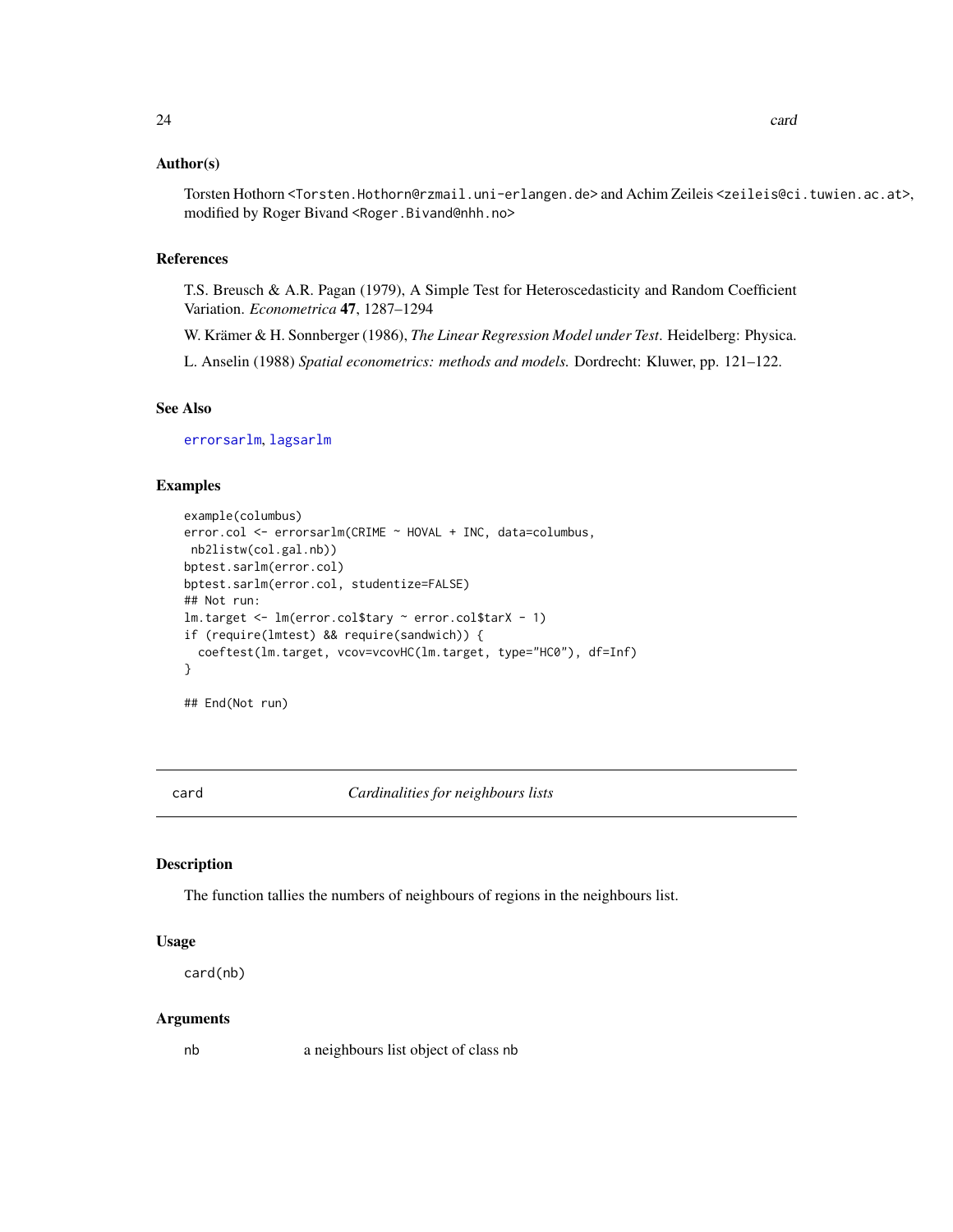## Author(s)

Torsten Hothorn <Torsten.Hothorn@rzmail.uni-erlangen.de> and Achim Zeileis <zeileis@ci.tuwien.ac.at>, modified by Roger Bivand <Roger.Bivand@nhh.no>

## References

T.S. Breusch & A.R. Pagan (1979), A Simple Test for Heteroscedasticity and Random Coefficient Variation. *Econometrica* **47**, 1287–1294

W. Krämer & H. Sonnberger (1986), *The Linear Regression Model under Test*. Heidelberg: Physica.

L. Anselin (1988) *Spatial econometrics: methods and models.* Dordrecht: Kluwer, pp. 121–122.

## See Also

errorsarlm, lagsarlm

## Examples

```
example(columbus)
error.col <- errorsarlm(CRIME ~ HOVAL + INC, data=columbus,
 nb2listw(col.gal.nb))
bptest.sarlm(error.col)
bptest.sarlm(error.col, studentize=FALSE)
## Not run:
lm.target <- lm(error.col$tary ~ error.col$tarX - 1)
if (require(lmtest) && require(sandwich)) {
  coeftest(lm.target, vcov=vcovHC(lm.target, type="HC0"), df=Inf)
}

## End(Not run)
```

---

# card — *Cardinalities for neighbours lists*

## Description

The function tallies the numbers of neighbours of regions in the neighbours list.

## Usage

```
card(nb)
```

## Arguments

| | |
|---|---|
| nb | a neighbours list object of class nb |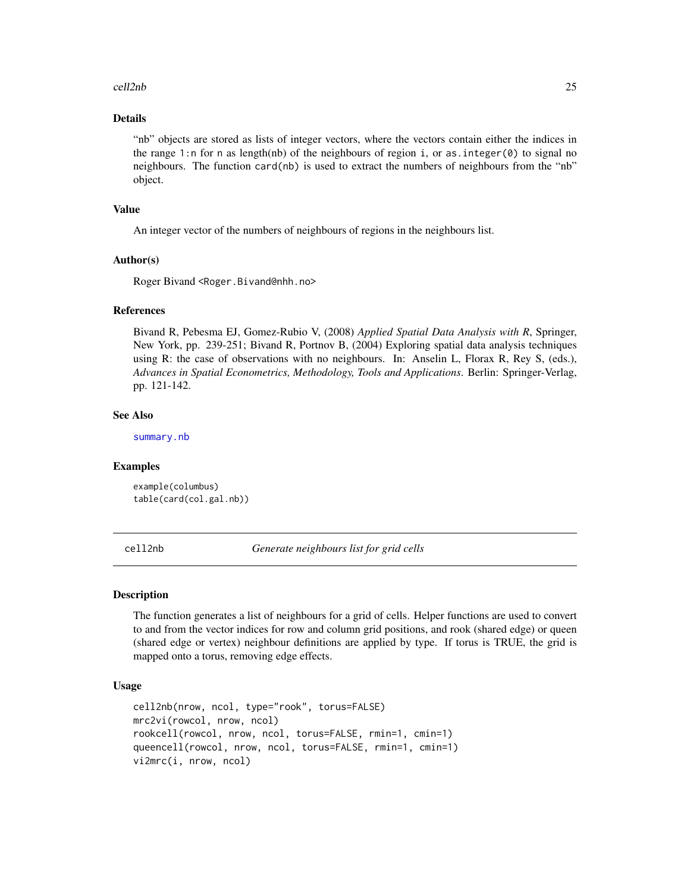### Details

"nb" objects are stored as lists of integer vectors, where the vectors contain either the indices in the range `1:n` for `n` as length(nb) of the neighbours of region `i`, or `as.integer(0)` to signal no neighbours. The function `card(nb)` is used to extract the numbers of neighbours from the "nb" object.

### Value

An integer vector of the numbers of neighbours of regions in the neighbours list.

### Author(s)

Roger Bivand <Roger.Bivand@nhh.no>

### References

Bivand R, Pebesma EJ, Gomez-Rubio V, (2008) *Applied Spatial Data Analysis with R*, Springer, New York, pp. 239-251; Bivand R, Portnov B, (2004) Exploring spatial data analysis techniques using R: the case of observations with no neighbours. In: Anselin L, Florax R, Rey S, (eds.), *Advances in Spatial Econometrics, Methodology, Tools and Applications*. Berlin: Springer-Verlag, pp. 121-142.

### See Also

summary.nb

### Examples

```
example(columbus)
table(card(col.gal.nb))
```

---

## cell2nb *Generate neighbours list for grid cells*

### Description

The function generates a list of neighbours for a grid of cells. Helper functions are used to convert to and from the vector indices for row and column grid positions, and rook (shared edge) or queen (shared edge or vertex) neighbour definitions are applied by type. If torus is TRUE, the grid is mapped onto a torus, removing edge effects.

### Usage

```
cell2nb(nrow, ncol, type="rook", torus=FALSE)
mrc2vi(rowcol, nrow, ncol)
rookcell(rowcol, nrow, ncol, torus=FALSE, rmin=1, cmin=1)
queencell(rowcol, nrow, ncol, torus=FALSE, rmin=1, cmin=1)
vi2mrc(i, nrow, ncol)
```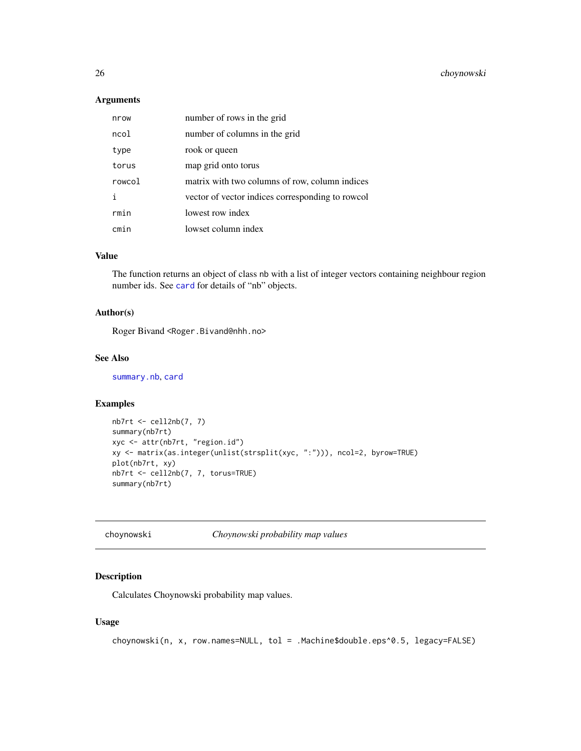### Arguments

| | |
|---|---|
| `nrow` | number of rows in the grid |
| `ncol` | number of columns in the grid |
| `type` | rook or queen |
| `torus` | map grid onto torus |
| `rowcol` | matrix with two columns of row, column indices |
| `i` | vector of vector indices corresponding to rowcol |
| `rmin` | lowest row index |
| `cmin` | lowset column index |

### Value

The function returns an object of class nb with a list of integer vectors containing neighbour region number ids. See `card` for details of "nb" objects.

### Author(s)

Roger Bivand <Roger.Bivand@nhh.no>

### See Also

`summary.nb`, `card`

### Examples

```
nb7rt <- cell2nb(7, 7)
summary(nb7rt)
xyc <- attr(nb7rt, "region.id")
xy <- matrix(as.integer(unlist(strsplit(xyc, ":"))), ncol=2, byrow=TRUE)
plot(nb7rt, xy)
nb7rt <- cell2nb(7, 7, torus=TRUE)
summary(nb7rt)
```

---

## choynowski — *Choynowski probability map values*

---

### Description

Calculates Choynowski probability map values.

### Usage

```
choynowski(n, x, row.names=NULL, tol = .Machine$double.eps^0.5, legacy=FALSE)
```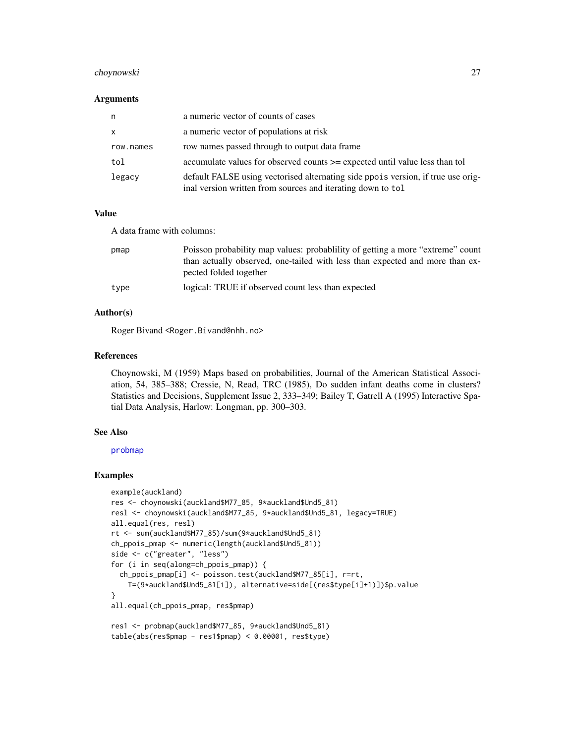## Arguments

| | |
|---|---|
| n | a numeric vector of counts of cases |
| x | a numeric vector of populations at risk |
| row.names | row names passed through to output data frame |
| tol | accumulate values for observed counts >= expected until value less than tol |
| legacy | default FALSE using vectorised alternating side ppois version, if true use original version written from sources and iterating down to tol |

## Value

A data frame with columns:

| | |
|---|---|
| pmap | Poisson probability map values: probablility of getting a more "extreme" count than actually observed, one-tailed with less than expected and more than expected folded together |
| type | logical: TRUE if observed count less than expected |

## Author(s)

Roger Bivand <Roger.Bivand@nhh.no>

## References

Choynowski, M (1959) Maps based on probabilities, Journal of the American Statistical Association, 54, 385–388; Cressie, N, Read, TRC (1985), Do sudden infant deaths come in clusters? Statistics and Decisions, Supplement Issue 2, 333–349; Bailey T, Gatrell A (1995) Interactive Spatial Data Analysis, Harlow: Longman, pp. 300–303.

## See Also

probmap

## Examples

```
example(auckland)
res <- choynowski(auckland$M77_85, 9*auckland$Und5_81)
resl <- choynowski(auckland$M77_85, 9*auckland$Und5_81, legacy=TRUE)
all.equal(res, resl)
rt <- sum(auckland$M77_85)/sum(9*auckland$Und5_81)
ch_ppois_pmap <- numeric(length(auckland$Und5_81))
side <- c("greater", "less")
for (i in seq(along=ch_ppois_pmap)) {
  ch_ppois_pmap[i] <- poisson.test(auckland$M77_85[i], r=rt,
    T=(9*auckland$Und5_81[i]), alternative=side[(res$type[i]+1)])$p.value
}
all.equal(ch_ppois_pmap, res$pmap)

res1 <- probmap(auckland$M77_85, 9*auckland$Und5_81)
table(abs(res$pmap - res1$pmap) < 0.00001, res$type)
```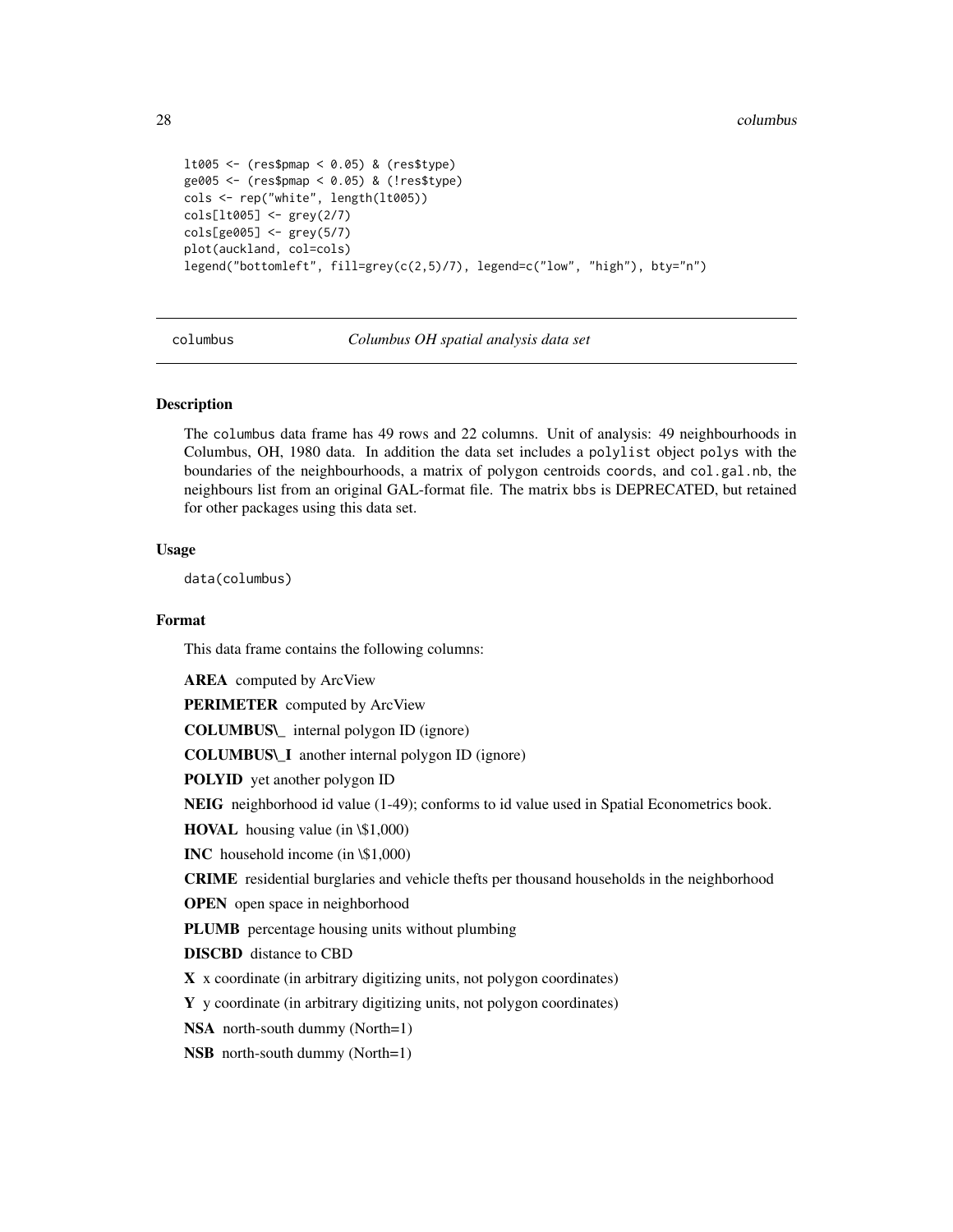```
lt005 <- (res$pmap < 0.05) & (res$type)
ge005 <- (res$pmap < 0.05) & (!res$type)
cols <- rep("white", length(lt005))
cols[lt005] <- grey(2/7)
cols[ge005] <- grey(5/7)
plot(auckland, col=cols)
legend("bottomleft", fill=grey(c(2,5)/7), legend=c("low", "high"), bty="n")
```

---

columbus *Columbus OH spatial analysis data set*

---

### Description

The columbus data frame has 49 rows and 22 columns. Unit of analysis: 49 neighbourhoods in Columbus, OH, 1980 data. In addition the data set includes a polylist object polys with the boundaries of the neighbourhoods, a matrix of polygon centroids coords, and col.gal.nb, the neighbours list from an original GAL-format file. The matrix bbs is DEPRECATED, but retained for other packages using this data set.

### Usage

```
data(columbus)
```

### Format

This data frame contains the following columns:

**AREA** computed by ArcView

**PERIMETER** computed by ArcView

**COLUMBUS\_** internal polygon ID (ignore)

**COLUMBUS\_I** another internal polygon ID (ignore)

**POLYID** yet another polygon ID

**NEIG** neighborhood id value (1-49); conforms to id value used in Spatial Econometrics book.

**HOVAL** housing value (in \$1,000)

**INC** household income (in \$1,000)

**CRIME** residential burglaries and vehicle thefts per thousand households in the neighborhood

**OPEN** open space in neighborhood

**PLUMB** percentage housing units without plumbing

**DISCBD** distance to CBD

**X** x coordinate (in arbitrary digitizing units, not polygon coordinates)

**Y** y coordinate (in arbitrary digitizing units, not polygon coordinates)

**NSA** north-south dummy (North=1)

**NSB** north-south dummy (North=1)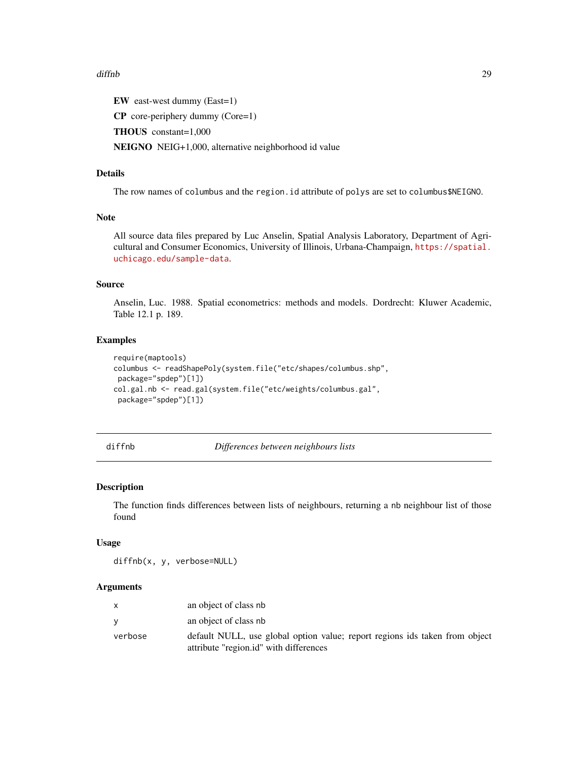**EW** east-west dummy (East=1)

**CP** core-periphery dummy (Core=1)

**THOUS** constant=1,000

**NEIGNO** NEIG+1,000, alternative neighborhood id value

## Details

The row names of `columbus` and the `region.id` attribute of `polys` are set to `columbus$NEIGNO`.

## Note

All source data files prepared by Luc Anselin, Spatial Analysis Laboratory, Department of Agricultural and Consumer Economics, University of Illinois, Urbana-Champaign, https://spatial.uchicago.edu/sample-data.

## Source

Anselin, Luc. 1988. Spatial econometrics: methods and models. Dordrecht: Kluwer Academic, Table 12.1 p. 189.

## Examples

```
require(maptools)
columbus <- readShapePoly(system.file("etc/shapes/columbus.shp",
 package="spdep")[1])
col.gal.nb <- read.gal(system.file("etc/weights/columbus.gal",
 package="spdep")[1])
```

---

# diffnb *Differences between neighbours lists*

## Description

The function finds differences between lists of neighbours, returning a `nb` neighbour list of those found

## Usage

```
diffnb(x, y, verbose=NULL)
```

## Arguments

| | |
|---|---|
| `x` | an object of class `nb` |
| `y` | an object of class `nb` |
| `verbose` | default NULL, use global option value; report regions ids taken from object attribute "region.id" with differences |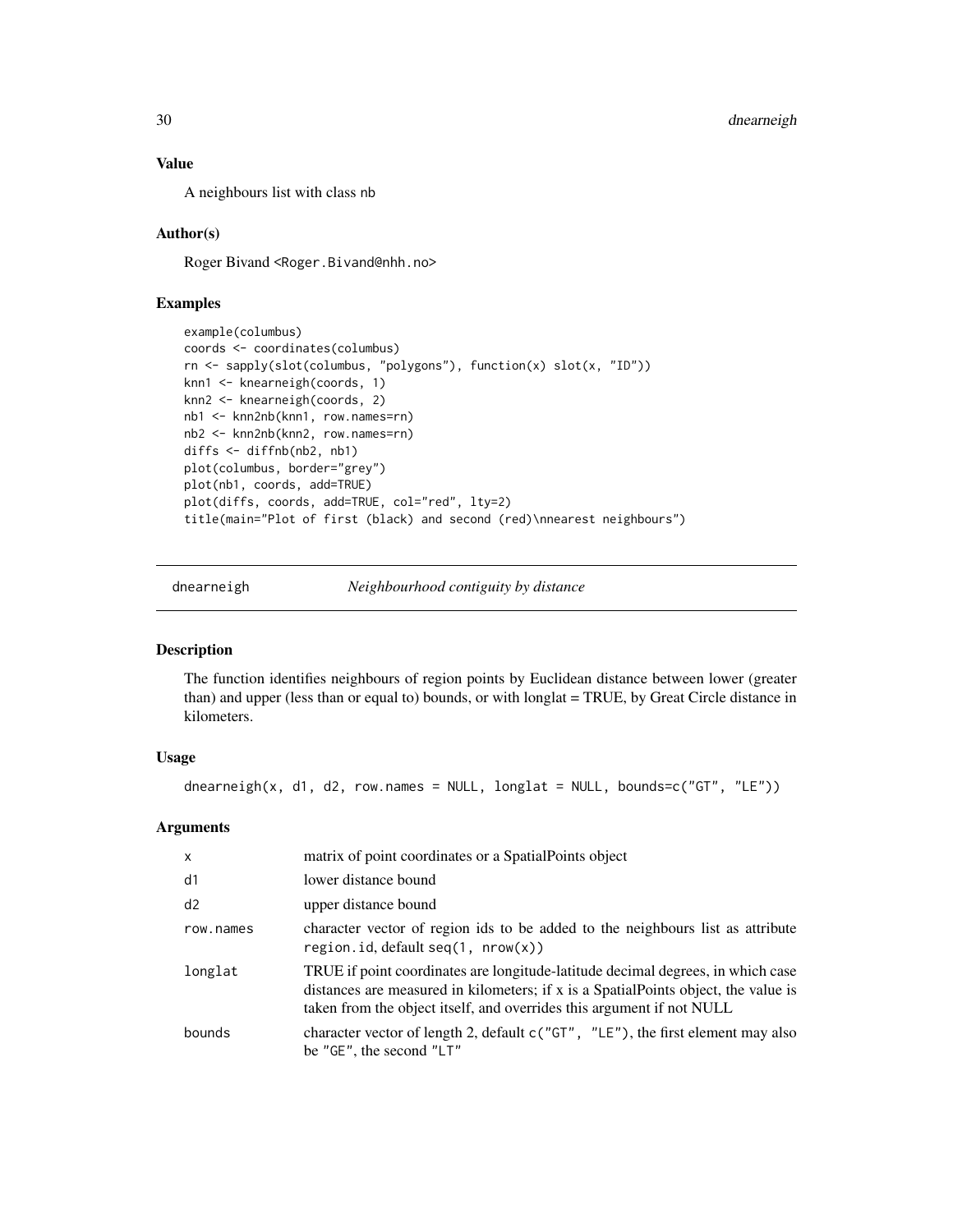## Value

A neighbours list with class nb

## Author(s)

Roger Bivand <Roger.Bivand@nhh.no>

## Examples

```
example(columbus)
coords <- coordinates(columbus)
rn <- sapply(slot(columbus, "polygons"), function(x) slot(x, "ID"))
knn1 <- knearneigh(coords, 1)
knn2 <- knearneigh(coords, 2)
nb1 <- knn2nb(knn1, row.names=rn)
nb2 <- knn2nb(knn2, row.names=rn)
diffs <- diffnb(nb2, nb1)
plot(columbus, border="grey")
plot(nb1, coords, add=TRUE)
plot(diffs, coords, add=TRUE, col="red", lty=2)
title(main="Plot of first (black) and second (red)\nnearest neighbours")
```

---

# dnearneigh — *Neighbourhood contiguity by distance*

## Description

The function identifies neighbours of region points by Euclidean distance between lower (greater than) and upper (less than or equal to) bounds, or with longlat = TRUE, by Great Circle distance in kilometers.

## Usage

```
dnearneigh(x, d1, d2, row.names = NULL, longlat = NULL, bounds=c("GT", "LE"))
```

## Arguments

| | |
|---|---|
| x | matrix of point coordinates or a SpatialPoints object |
| d1 | lower distance bound |
| d2 | upper distance bound |
| row.names | character vector of region ids to be added to the neighbours list as attribute region.id, default seq(1, nrow(x)) |
| longlat | TRUE if point coordinates are longitude-latitude decimal degrees, in which case distances are measured in kilometers; if x is a SpatialPoints object, the value is taken from the object itself, and overrides this argument if not NULL |
| bounds | character vector of length 2, default c("GT", "LE"), the first element may also be "GE", the second "LT" |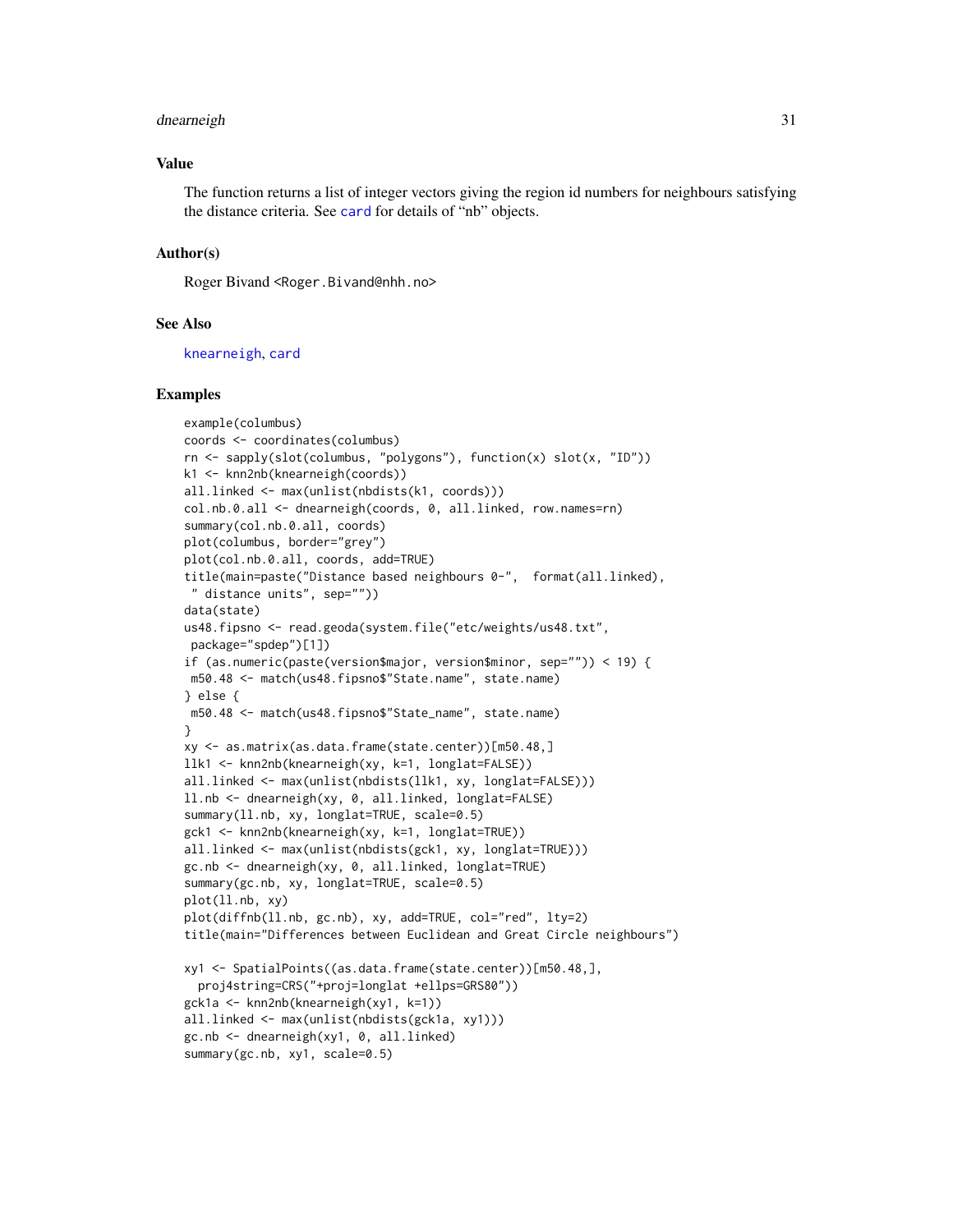## Value

The function returns a list of integer vectors giving the region id numbers for neighbours satisfying the distance criteria. See card for details of "nb" objects.

## Author(s)

Roger Bivand <Roger.Bivand@nhh.no>

## See Also

knearneigh, card

## Examples

```
example(columbus)
coords <- coordinates(columbus)
rn <- sapply(slot(columbus, "polygons"), function(x) slot(x, "ID"))
k1 <- knn2nb(knearneigh(coords))
all.linked <- max(unlist(nbdists(k1, coords)))
col.nb.0.all <- dnearneigh(coords, 0, all.linked, row.names=rn)
summary(col.nb.0.all, coords)
plot(columbus, border="grey")
plot(col.nb.0.all, coords, add=TRUE)
title(main=paste("Distance based neighbours 0-",  format(all.linked),
 " distance units", sep=""))
data(state)
us48.fipsno <- read.geoda(system.file("etc/weights/us48.txt",
 package="spdep")[1])
if (as.numeric(paste(version$major, version$minor, sep="")) < 19) {
 m50.48 <- match(us48.fipsno$"State.name", state.name)
} else {
 m50.48 <- match(us48.fipsno$"State_name", state.name)
}
xy <- as.matrix(as.data.frame(state.center))[m50.48,]
llk1 <- knn2nb(knearneigh(xy, k=1, longlat=FALSE))
all.linked <- max(unlist(nbdists(llk1, xy, longlat=FALSE)))
ll.nb <- dnearneigh(xy, 0, all.linked, longlat=FALSE)
summary(ll.nb, xy, longlat=TRUE, scale=0.5)
gck1 <- knn2nb(knearneigh(xy, k=1, longlat=TRUE))
all.linked <- max(unlist(nbdists(gck1, xy, longlat=TRUE)))
gc.nb <- dnearneigh(xy, 0, all.linked, longlat=TRUE)
summary(gc.nb, xy, longlat=TRUE, scale=0.5)
plot(ll.nb, xy)
plot(diffnb(ll.nb, gc.nb), xy, add=TRUE, col="red", lty=2)
title(main="Differences between Euclidean and Great Circle neighbours")

xy1 <- SpatialPoints((as.data.frame(state.center))[m50.48,],
  proj4string=CRS("+proj=longlat +ellps=GRS80"))
gck1a <- knn2nb(knearneigh(xy1, k=1))
all.linked <- max(unlist(nbdists(gck1a, xy1)))
gc.nb <- dnearneigh(xy1, 0, all.linked)
summary(gc.nb, xy1, scale=0.5)
```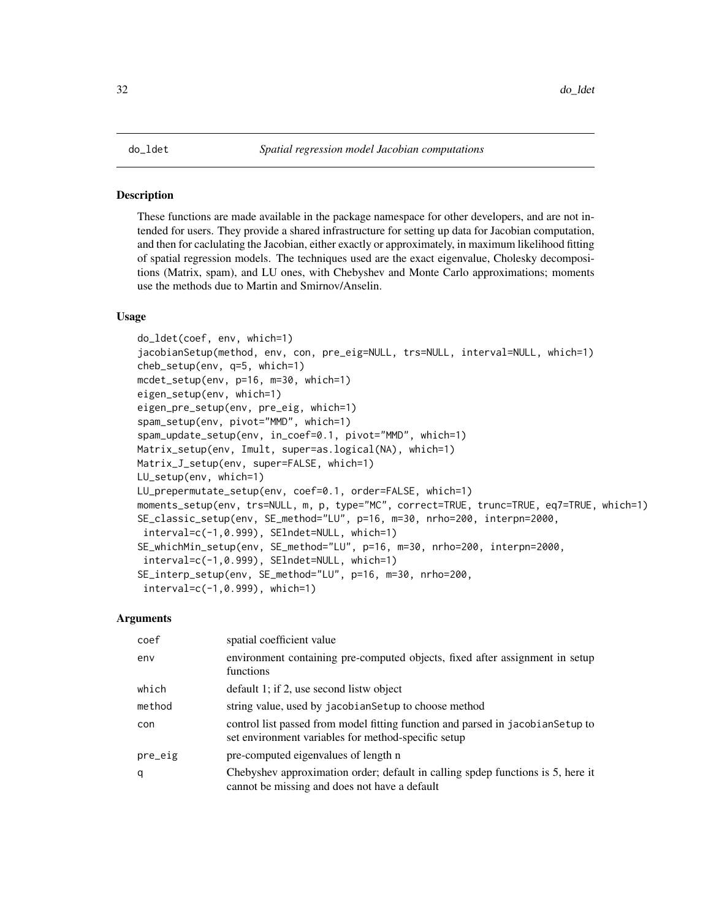# do_ldet *Spatial regression model Jacobian computations*

## Description

These functions are made available in the package namespace for other developers, and are not intended for users. They provide a shared infrastructure for setting up data for Jacobian computation, and then for caclulating the Jacobian, either exactly or approximately, in maximum likelihood fitting of spatial regression models. The techniques used are the exact eigenvalue, Cholesky decompositions (Matrix, spam), and LU ones, with Chebyshev and Monte Carlo approximations; moments use the methods due to Martin and Smirnov/Anselin.

## Usage

```
do_ldet(coef, env, which=1)
jacobianSetup(method, env, con, pre_eig=NULL, trs=NULL, interval=NULL, which=1)
cheb_setup(env, q=5, which=1)
mcdet_setup(env, p=16, m=30, which=1)
eigen_setup(env, which=1)
eigen_pre_setup(env, pre_eig, which=1)
spam_setup(env, pivot="MMD", which=1)
spam_update_setup(env, in_coef=0.1, pivot="MMD", which=1)
Matrix_setup(env, Imult, super=as.logical(NA), which=1)
Matrix_J_setup(env, super=FALSE, which=1)
LU_setup(env, which=1)
LU_prepermutate_setup(env, coef=0.1, order=FALSE, which=1)
moments_setup(env, trs=NULL, m, p, type="MC", correct=TRUE, trunc=TRUE, eq7=TRUE, which=1)
SE_classic_setup(env, SE_method="LU", p=16, m=30, nrho=200, interpn=2000,
 interval=c(-1,0.999), SElndet=NULL, which=1)
SE_whichMin_setup(env, SE_method="LU", p=16, m=30, nrho=200, interpn=2000,
 interval=c(-1,0.999), SElndet=NULL, which=1)
SE_interp_setup(env, SE_method="LU", p=16, m=30, nrho=200,
 interval=c(-1,0.999), which=1)
```

## Arguments

| | |
|---|---|
| coef | spatial coefficient value |
| env | environment containing pre-computed objects, fixed after assignment in setup functions |
| which | default 1; if 2, use second listw object |
| method | string value, used by jacobianSetup to choose method |
| con | control list passed from model fitting function and parsed in jacobianSetup to set environment variables for method-specific setup |
| pre_eig | pre-computed eigenvalues of length n |
| q | Chebyshev approximation order; default in calling spdep functions is 5, here it cannot be missing and does not have a default |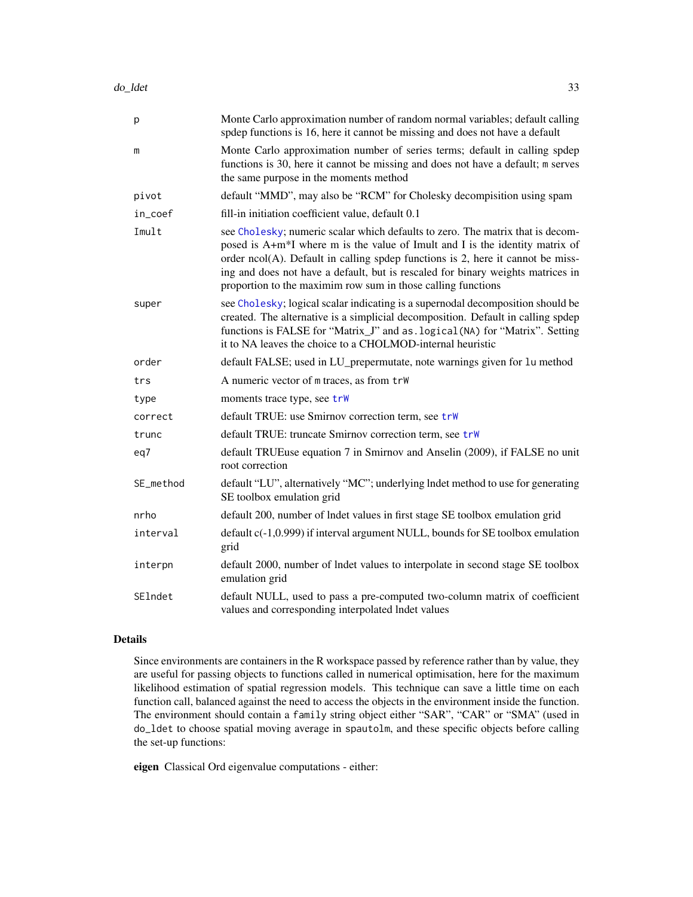| | |
|---|---|
| p | Monte Carlo approximation number of random normal variables; default calling spdep functions is 16, here it cannot be missing and does not have a default |
| m | Monte Carlo approximation number of series terms; default in calling spdep functions is 30, here it cannot be missing and does not have a default; m serves the same purpose in the moments method |
| pivot | default "MMD", may also be "RCM" for Cholesky decompisition using spam |
| in_coef | fill-in initiation coefficient value, default 0.1 |
| Imult | see Cholesky; numeric scalar which defaults to zero. The matrix that is decomposed is A+m*I where m is the value of Imult and I is the identity matrix of order ncol(A). Default in calling spdep functions is 2, here it cannot be missing and does not have a default, but is rescaled for binary weights matrices in proportion to the maximim row sum in those calling functions |
| super | see Cholesky; logical scalar indicating is a supernodal decomposition should be created. The alternative is a simplicial decomposition. Default in calling spdep functions is FALSE for "Matrix_J" and `as.logical(NA)` for "Matrix". Setting it to NA leaves the choice to a CHOLMOD-internal heuristic |
| order | default FALSE; used in LU_prepermutate, note warnings given for `lu` method |
| trs | A numeric vector of m traces, as from `trW` |
| type | moments trace type, see trW |
| correct | default TRUE: use Smirnov correction term, see trW |
| trunc | default TRUE: truncate Smirnov correction term, see trW |
| eq7 | default TRUEuse equation 7 in Smirnov and Anselin (2009), if FALSE no unit root correction |
| SE_method | default "LU", alternatively "MC"; underlying lndet method to use for generating SE toolbox emulation grid |
| nrho | default 200, number of lndet values in first stage SE toolbox emulation grid |
| interval | default c(-1,0.999) if interval argument NULL, bounds for SE toolbox emulation grid |
| interpn | default 2000, number of lndet values to interpolate in second stage SE toolbox emulation grid |
| SElndet | default NULL, used to pass a pre-computed two-column matrix of coefficient values and corresponding interpolated lndet values |

## Details

Since environments are containers in the R workspace passed by reference rather than by value, they are useful for passing objects to functions called in numerical optimisation, here for the maximum likelihood estimation of spatial regression models. This technique can save a little time on each function call, balanced against the need to access the objects in the environment inside the function. The environment should contain a `family` string object either "SAR", "CAR" or "SMA" (used in `do_ldet` to choose spatial moving average in `spautolm`, and these specific objects before calling the set-up functions:

**eigen** Classical Ord eigenvalue computations - either: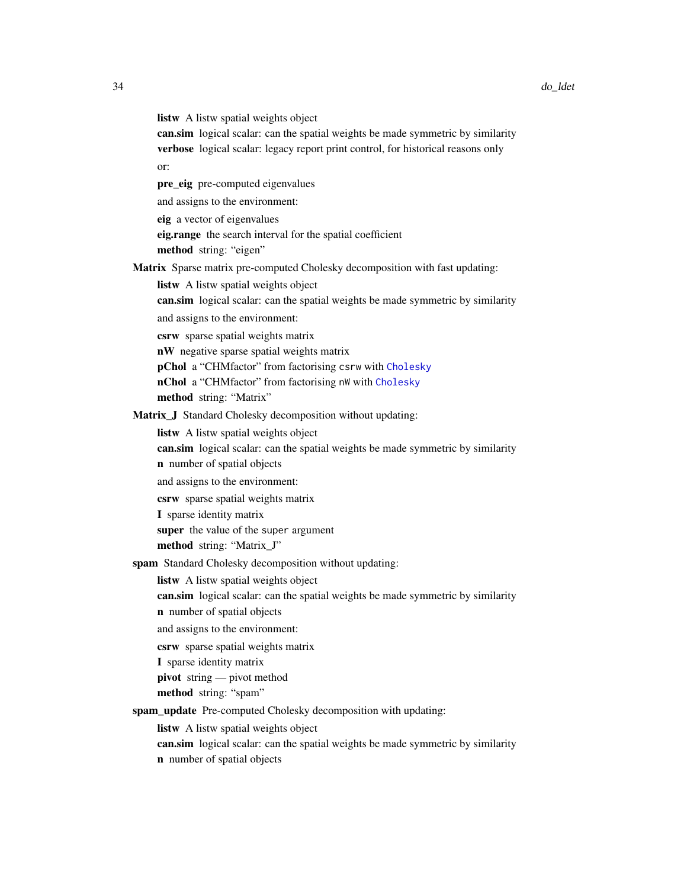**listw** A listw spatial weights object

**can.sim** logical scalar: can the spatial weights be made symmetric by similarity

**verbose** logical scalar: legacy report print control, for historical reasons only

or:

**pre_eig** pre-computed eigenvalues

and assigns to the environment:

**eig** a vector of eigenvalues

**eig.range** the search interval for the spatial coefficient

**method** string: "eigen"

**Matrix** Sparse matrix pre-computed Cholesky decomposition with fast updating:

**listw** A listw spatial weights object

**can.sim** logical scalar: can the spatial weights be made symmetric by similarity

and assigns to the environment:

**csrw** sparse spatial weights matrix

**nW** negative sparse spatial weights matrix

**pChol** a "CHMfactor" from factorising `csrw` with `Cholesky`

**nChol** a "CHMfactor" from factorising `nW` with `Cholesky`

**method** string: "Matrix"

**Matrix_J** Standard Cholesky decomposition without updating:

**listw** A listw spatial weights object

**can.sim** logical scalar: can the spatial weights be made symmetric by similarity

**n** number of spatial objects

and assigns to the environment:

**csrw** sparse spatial weights matrix

**I** sparse identity matrix

**super** the value of the `super` argument

**method** string: "Matrix_J"

**spam** Standard Cholesky decomposition without updating:

**listw** A listw spatial weights object

**can.sim** logical scalar: can the spatial weights be made symmetric by similarity

**n** number of spatial objects

and assigns to the environment:

**csrw** sparse spatial weights matrix

**I** sparse identity matrix

**pivot** string — pivot method

**method** string: "spam"

**spam_update** Pre-computed Cholesky decomposition with updating:

**listw** A listw spatial weights object

**can.sim** logical scalar: can the spatial weights be made symmetric by similarity

**n** number of spatial objects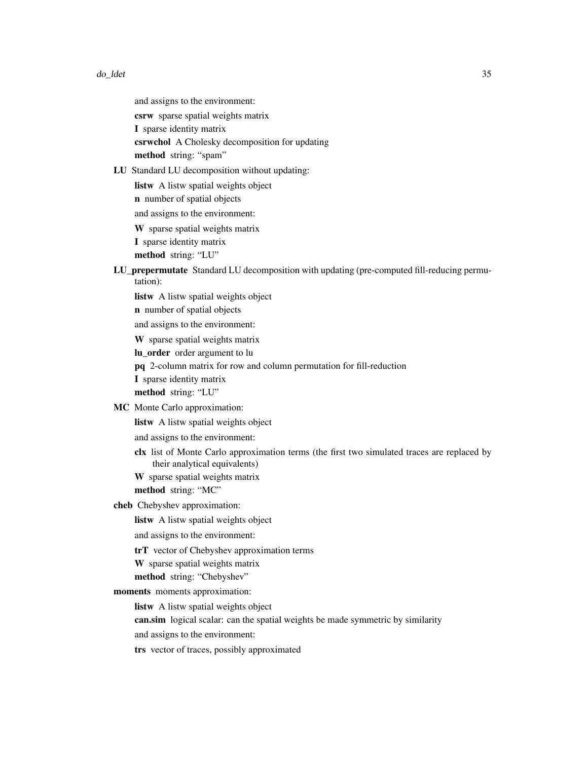and assigns to the environment:

**csrw** sparse spatial weights matrix

**I** sparse identity matrix

**csrwchol** A Cholesky decomposition for updating

**method** string: "spam"

**LU** Standard LU decomposition without updating:

**listw** A listw spatial weights object

**n** number of spatial objects

and assigns to the environment:

**W** sparse spatial weights matrix

**I** sparse identity matrix

**method** string: "LU"

**LU_prepermutate** Standard LU decomposition with updating (pre-computed fill-reducing permutation):

**listw** A listw spatial weights object

**n** number of spatial objects

and assigns to the environment:

**W** sparse spatial weights matrix

**lu_order** order argument to lu

**pq** 2-column matrix for row and column permutation for fill-reduction

**I** sparse identity matrix

**method** string: "LU"

**MC** Monte Carlo approximation:

**listw** A listw spatial weights object

and assigns to the environment:

**clx** list of Monte Carlo approximation terms (the first two simulated traces are replaced by their analytical equivalents)

**W** sparse spatial weights matrix

**method** string: "MC"

**cheb** Chebyshev approximation:

**listw** A listw spatial weights object

and assigns to the environment:

**trT** vector of Chebyshev approximation terms

**W** sparse spatial weights matrix

**method** string: "Chebyshev"

**moments** moments approximation:

**listw** A listw spatial weights object

**can.sim** logical scalar: can the spatial weights be made symmetric by similarity

and assigns to the environment:

**trs** vector of traces, possibly approximated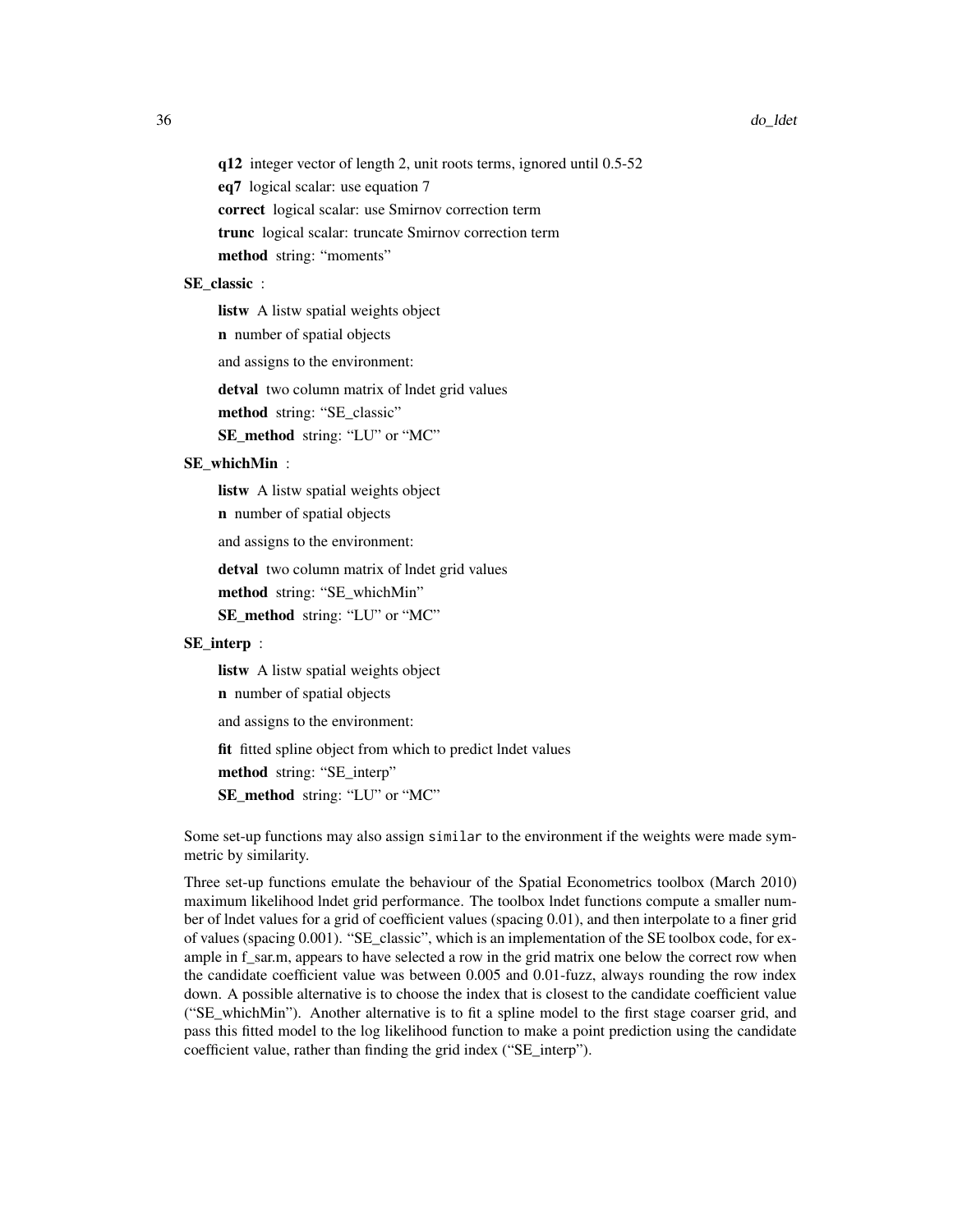**q12** integer vector of length 2, unit roots terms, ignored until 0.5-52

**eq7** logical scalar: use equation 7

**correct** logical scalar: use Smirnov correction term

**trunc** logical scalar: truncate Smirnov correction term

**method** string: "moments"

**SE_classic** :

**listw** A listw spatial weights object

**n** number of spatial objects

and assigns to the environment:

**detval** two column matrix of lndet grid values

**method** string: "SE_classic"

**SE_method** string: "LU" or "MC"

**SE_whichMin** :

**listw** A listw spatial weights object

**n** number of spatial objects

and assigns to the environment:

**detval** two column matrix of lndet grid values

**method** string: "SE_whichMin"

**SE_method** string: "LU" or "MC"

**SE_interp** :

**listw** A listw spatial weights object

**n** number of spatial objects

and assigns to the environment:

**fit** fitted spline object from which to predict lndet values

**method** string: "SE_interp"

**SE_method** string: "LU" or "MC"

Some set-up functions may also assign `similar` to the environment if the weights were made symmetric by similarity.

Three set-up functions emulate the behaviour of the Spatial Econometrics toolbox (March 2010) maximum likelihood lndet grid performance. The toolbox lndet functions compute a smaller number of lndet values for a grid of coefficient values (spacing 0.01), and then interpolate to a finer grid of values (spacing 0.001). "SE_classic", which is an implementation of the SE toolbox code, for example in f_sar.m, appears to have selected a row in the grid matrix one below the correct row when the candidate coefficient value was between 0.005 and 0.01-fuzz, always rounding the row index down. A possible alternative is to choose the index that is closest to the candidate coefficient value ("SE_whichMin"). Another alternative is to fit a spline model to the first stage coarser grid, and pass this fitted model to the log likelihood function to make a point prediction using the candidate coefficient value, rather than finding the grid index ("SE_interp").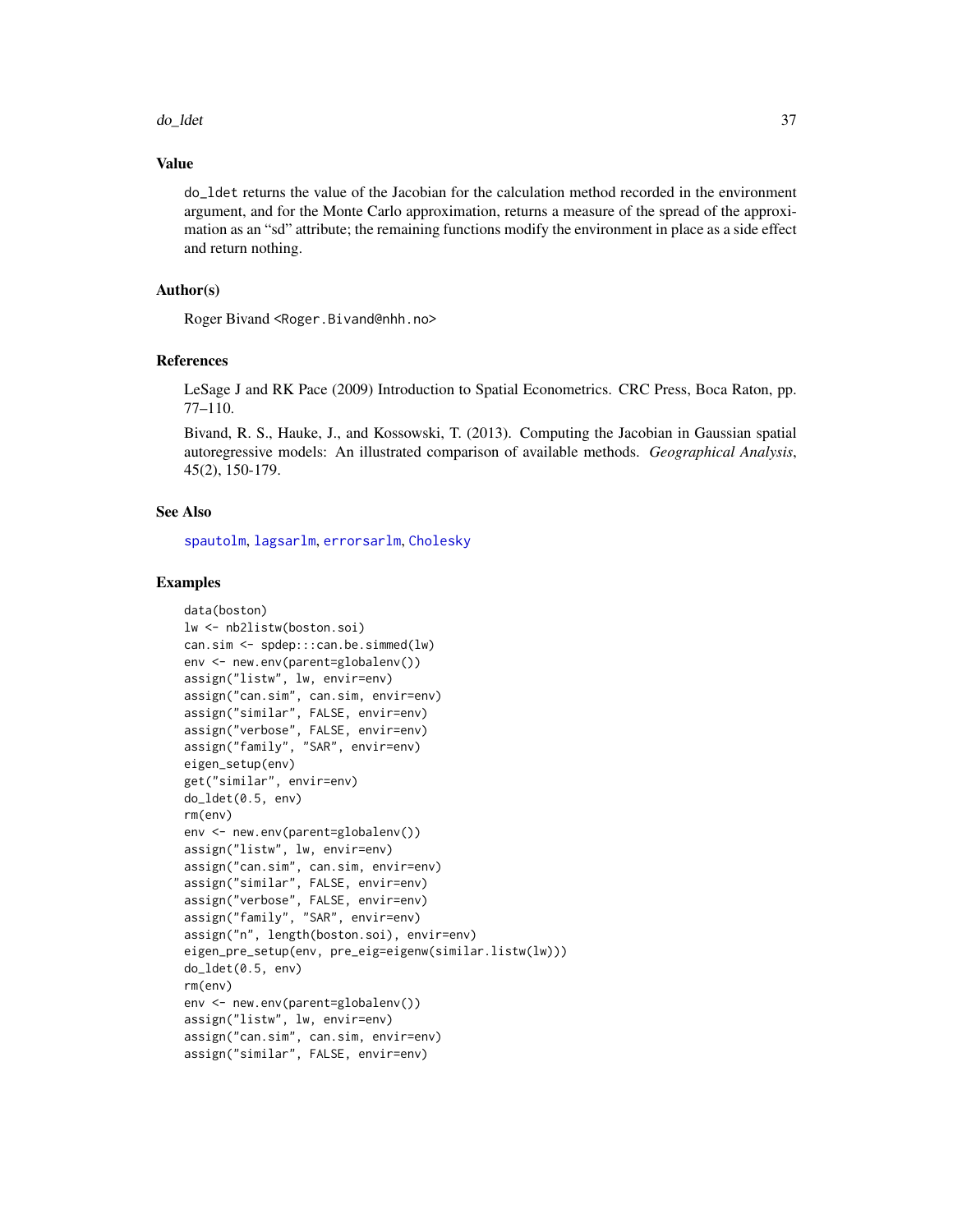## Value

do_ldet returns the value of the Jacobian for the calculation method recorded in the environment argument, and for the Monte Carlo approximation, returns a measure of the spread of the approximation as an "sd" attribute; the remaining functions modify the environment in place as a side effect and return nothing.

## Author(s)

Roger Bivand <Roger.Bivand@nhh.no>

## References

LeSage J and RK Pace (2009) Introduction to Spatial Econometrics. CRC Press, Boca Raton, pp. 77–110.

Bivand, R. S., Hauke, J., and Kossowski, T. (2013). Computing the Jacobian in Gaussian spatial autoregressive models: An illustrated comparison of available methods. *Geographical Analysis*, 45(2), 150-179.

## See Also

spautolm, lagsarlm, errorsarlm, Cholesky

## Examples

```
data(boston)
lw <- nb2listw(boston.soi)
can.sim <- spdep:::can.be.simmed(lw)
env <- new.env(parent=globalenv())
assign("listw", lw, envir=env)
assign("can.sim", can.sim, envir=env)
assign("similar", FALSE, envir=env)
assign("verbose", FALSE, envir=env)
assign("family", "SAR", envir=env)
eigen_setup(env)
get("similar", envir=env)
do_ldet(0.5, env)
rm(env)
env <- new.env(parent=globalenv())
assign("listw", lw, envir=env)
assign("can.sim", can.sim, envir=env)
assign("similar", FALSE, envir=env)
assign("verbose", FALSE, envir=env)
assign("family", "SAR", envir=env)
assign("n", length(boston.soi), envir=env)
eigen_pre_setup(env, pre_eig=eigenw(similar.listw(lw)))
do_ldet(0.5, env)
rm(env)
env <- new.env(parent=globalenv())
assign("listw", lw, envir=env)
assign("can.sim", can.sim, envir=env)
assign("similar", FALSE, envir=env)
```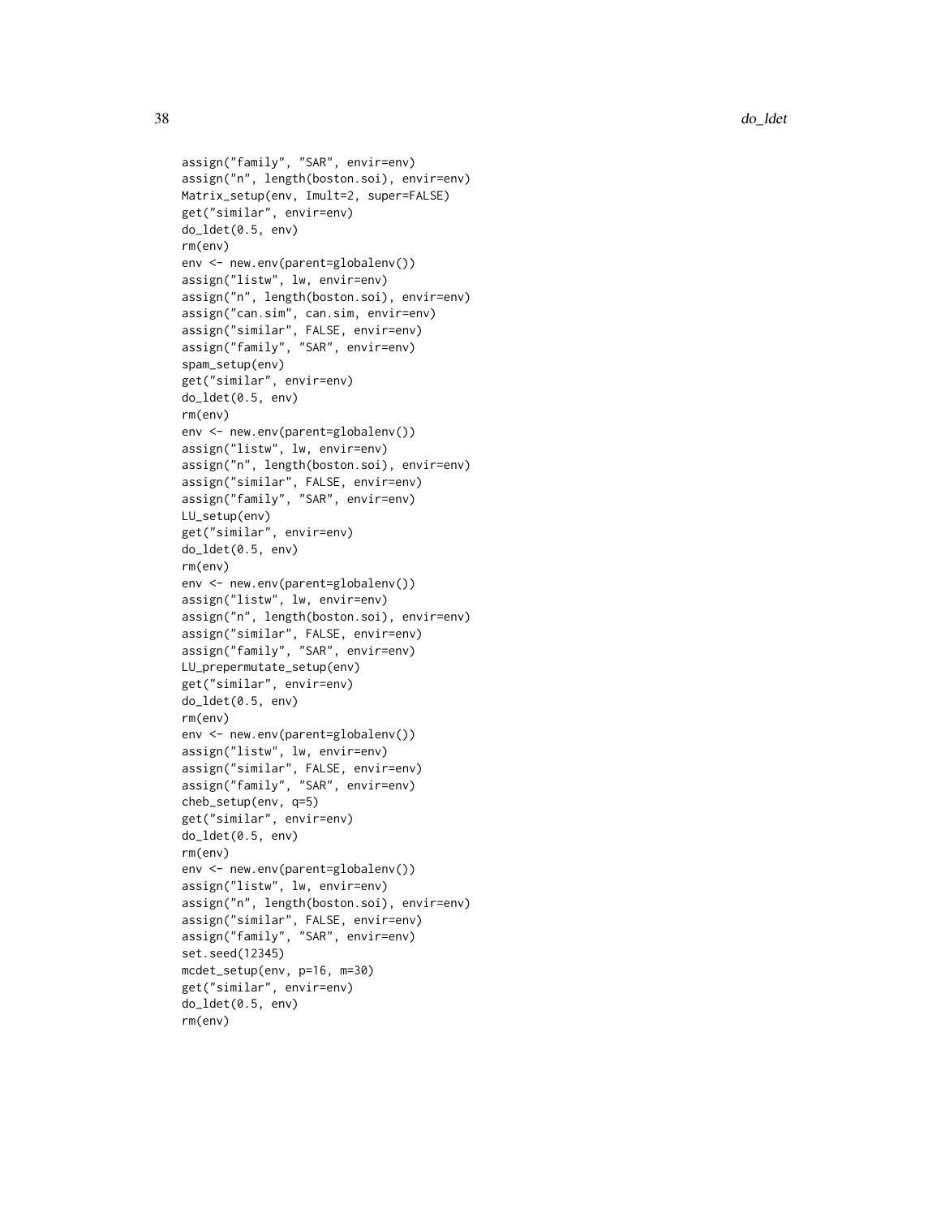```
assign("family", "SAR", envir=env)
assign("n", length(boston.soi), envir=env)
Matrix_setup(env, Imult=2, super=FALSE)
get("similar", envir=env)
do_ldet(0.5, env)
rm(env)
env <- new.env(parent=globalenv())
assign("listw", lw, envir=env)
assign("n", length(boston.soi), envir=env)
assign("can.sim", can.sim, envir=env)
assign("similar", FALSE, envir=env)
assign("family", "SAR", envir=env)
spam_setup(env)
get("similar", envir=env)
do_ldet(0.5, env)
rm(env)
env <- new.env(parent=globalenv())
assign("listw", lw, envir=env)
assign("n", length(boston.soi), envir=env)
assign("similar", FALSE, envir=env)
assign("family", "SAR", envir=env)
LU_setup(env)
get("similar", envir=env)
do_ldet(0.5, env)
rm(env)
env <- new.env(parent=globalenv())
assign("listw", lw, envir=env)
assign("n", length(boston.soi), envir=env)
assign("similar", FALSE, envir=env)
assign("family", "SAR", envir=env)
LU_prepermutate_setup(env)
get("similar", envir=env)
do_ldet(0.5, env)
rm(env)
env <- new.env(parent=globalenv())
assign("listw", lw, envir=env)
assign("similar", FALSE, envir=env)
assign("family", "SAR", envir=env)
cheb_setup(env, q=5)
get("similar", envir=env)
do_ldet(0.5, env)
rm(env)
env <- new.env(parent=globalenv())
assign("listw", lw, envir=env)
assign("n", length(boston.soi), envir=env)
assign("similar", FALSE, envir=env)
assign("family", "SAR", envir=env)
set.seed(12345)
mcdet_setup(env, p=16, m=30)
get("similar", envir=env)
do_ldet(0.5, env)
rm(env)
```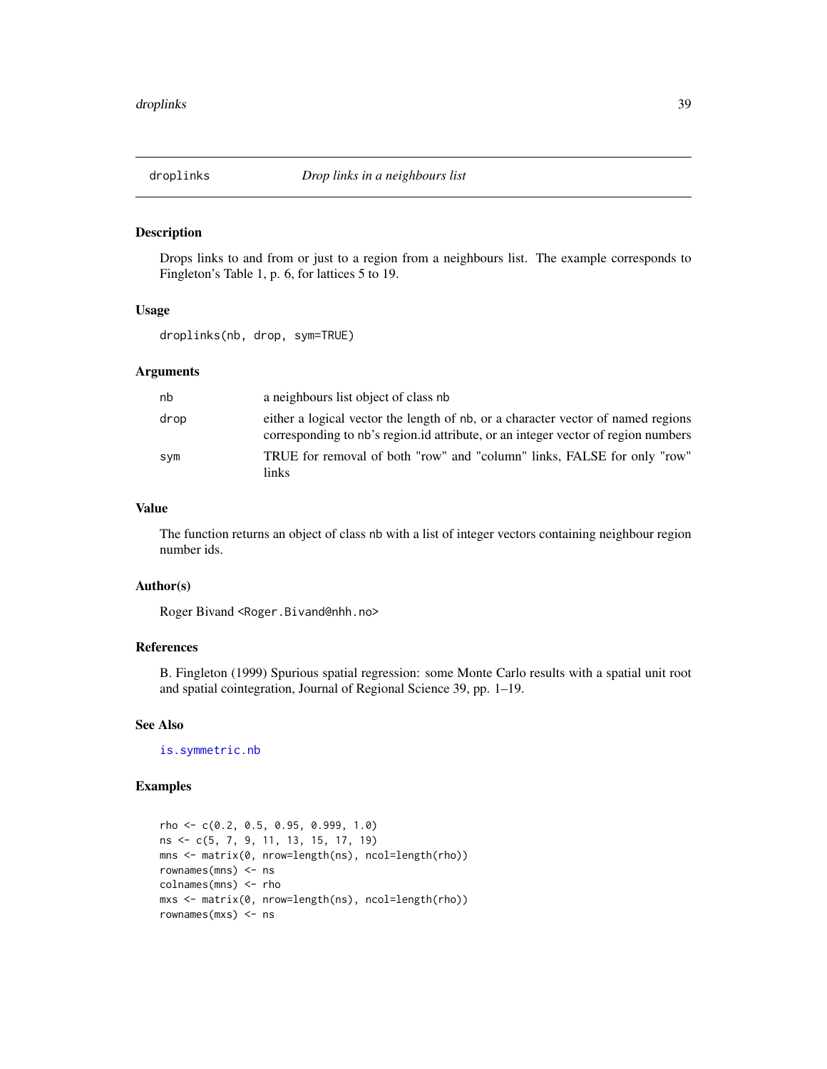droplinks *Drop links in a neighbours list*

## Description

Drops links to and from or just to a region from a neighbours list. The example corresponds to Fingleton's Table 1, p. 6, for lattices 5 to 19.

## Usage

```
droplinks(nb, drop, sym=TRUE)
```

## Arguments

| | |
|---|---|
| nb | a neighbours list object of class nb |
| drop | either a logical vector the length of nb, or a character vector of named regions corresponding to nb's region.id attribute, or an integer vector of region numbers |
| sym | TRUE for removal of both "row" and "column" links, FALSE for only "row" links |

## Value

The function returns an object of class nb with a list of integer vectors containing neighbour region number ids.

## Author(s)

Roger Bivand <Roger.Bivand@nhh.no>

## References

B. Fingleton (1999) Spurious spatial regression: some Monte Carlo results with a spatial unit root and spatial cointegration, Journal of Regional Science 39, pp. 1–19.

## See Also

is.symmetric.nb

## Examples

```
rho <- c(0.2, 0.5, 0.95, 0.999, 1.0)
ns <- c(5, 7, 9, 11, 13, 15, 17, 19)
mns <- matrix(0, nrow=length(ns), ncol=length(rho))
rownames(mns) <- ns
colnames(mns) <- rho
mxs <- matrix(0, nrow=length(ns), ncol=length(rho))
rownames(mxs) <- ns
```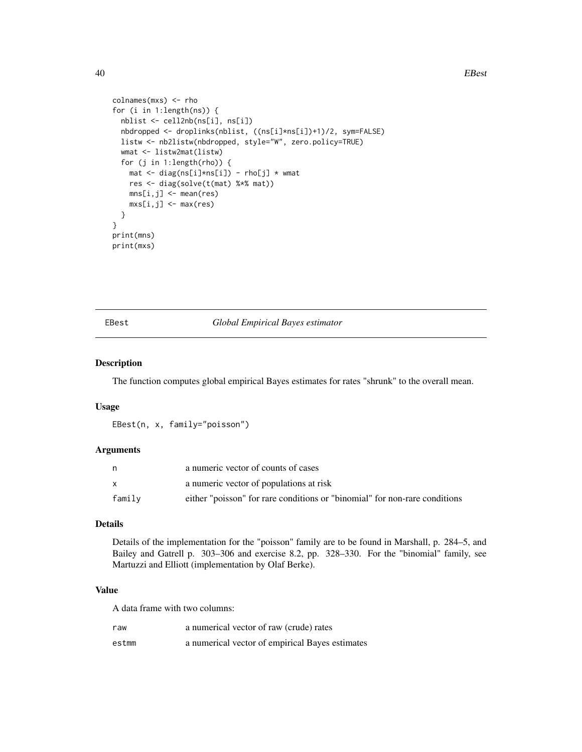```
colnames(mxs) <- rho
for (i in 1:length(ns)) {
  nblist <- cell2nb(ns[i], ns[i])
  nbdropped <- droplinks(nblist, ((ns[i]*ns[i])+1)/2, sym=FALSE)
  listw <- nb2listw(nbdropped, style="W", zero.policy=TRUE)
  wmat <- listw2mat(listw)
  for (j in 1:length(rho)) {
    mat <- diag(ns[i]*ns[i]) - rho[j] * wmat
    res <- diag(solve(t(mat) %*% mat))
    mns[i,j] <- mean(res)
    mxs[i,j] <- max(res)
  }
}
print(mns)
print(mxs)
```

## EBest *Global Empirical Bayes estimator*

### Description

The function computes global empirical Bayes estimates for rates "shrunk" to the overall mean.

### Usage

```
EBest(n, x, family="poisson")
```

### Arguments

| | |
|---|---|
| `n` | a numeric vector of counts of cases |
| `x` | a numeric vector of populations at risk |
| `family` | either "poisson" for rare conditions or "binomial" for non-rare conditions |

### Details

Details of the implementation for the "poisson" family are to be found in Marshall, p. 284–5, and Bailey and Gatrell p. 303–306 and exercise 8.2, pp. 328–330. For the "binomial" family, see Martuzzi and Elliott (implementation by Olaf Berke).

### Value

A data frame with two columns:

| | |
|---|---|
| `raw` | a numerical vector of raw (crude) rates |
| `estmm` | a numerical vector of empirical Bayes estimates |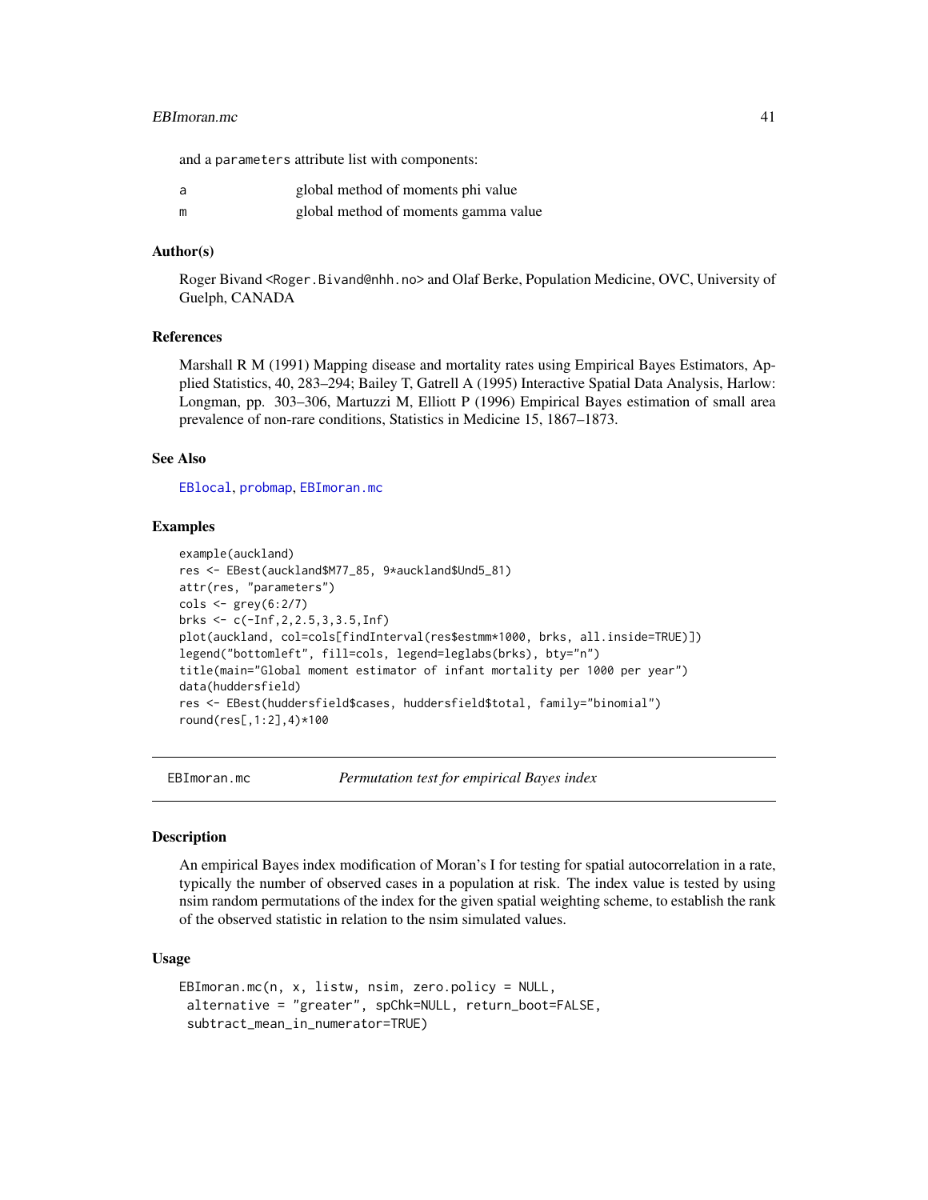and a `parameters` attribute list with components:

| | |
|---|---|
| a | global method of moments phi value |
| m | global method of moments gamma value |

### Author(s)

Roger Bivand <Roger.Bivand@nhh.no> and Olaf Berke, Population Medicine, OVC, University of Guelph, CANADA

### References

Marshall R M (1991) Mapping disease and mortality rates using Empirical Bayes Estimators, Applied Statistics, 40, 283–294; Bailey T, Gatrell A (1995) Interactive Spatial Data Analysis, Harlow: Longman, pp. 303–306, Martuzzi M, Elliott P (1996) Empirical Bayes estimation of small area prevalence of non-rare conditions, Statistics in Medicine 15, 1867–1873.

### See Also

EBlocal, probmap, EBImoran.mc

### Examples

```
example(auckland)
res <- EBest(auckland$M77_85, 9*auckland$Und5_81)
attr(res, "parameters")
cols <- grey(6:2/7)
brks <- c(-Inf,2,2.5,3,3.5,Inf)
plot(auckland, col=cols[findInterval(res$estmm*1000, brks, all.inside=TRUE)])
legend("bottomleft", fill=cols, legend=leglabs(brks), bty="n")
title(main="Global moment estimator of infant mortality per 1000 per year")
data(huddersfield)
res <- EBest(huddersfield$cases, huddersfield$total, family="binomial")
round(res[,1:2],4)*100
```

---

## EBImoran.mc — *Permutation test for empirical Bayes index*

### Description

An empirical Bayes index modification of Moran's I for testing for spatial autocorrelation in a rate, typically the number of observed cases in a population at risk. The index value is tested by using nsim random permutations of the index for the given spatial weighting scheme, to establish the rank of the observed statistic in relation to the nsim simulated values.

### Usage

```
EBImoran.mc(n, x, listw, nsim, zero.policy = NULL,
 alternative = "greater", spChk=NULL, return_boot=FALSE,
 subtract_mean_in_numerator=TRUE)
```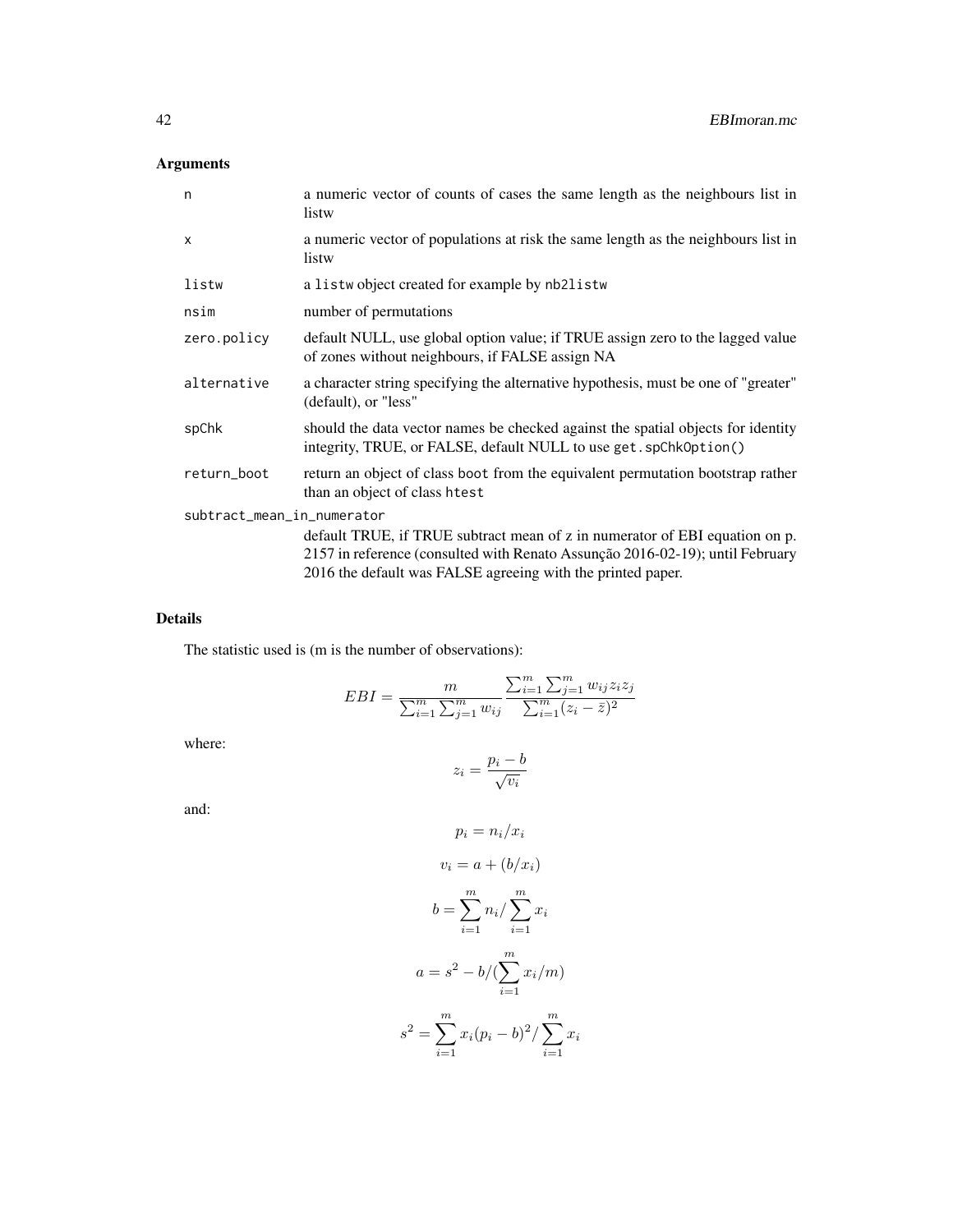## Arguments

| | |
|---|---|
| n | a numeric vector of counts of cases the same length as the neighbours list in listw |
| x | a numeric vector of populations at risk the same length as the neighbours list in listw |
| listw | a `listw` object created for example by `nb2listw` |
| nsim | number of permutations |
| zero.policy | default NULL, use global option value; if TRUE assign zero to the lagged value of zones without neighbours, if FALSE assign NA |
| alternative | a character string specifying the alternative hypothesis, must be one of "greater" (default), or "less" |
| spChk | should the data vector names be checked against the spatial objects for identity integrity, TRUE, or FALSE, default NULL to use `get.spChkOption()` |
| return_boot | return an object of class `boot` from the equivalent permutation bootstrap rather than an object of class `htest` |
| subtract_mean_in_numerator | default TRUE, if TRUE subtract mean of z in numerator of EBI equation on p. 2157 in reference (consulted with Renato Assunção 2016-02-19); until February 2016 the default was FALSE agreeing with the printed paper. |

## Details

The statistic used is (m is the number of observations):

$$EBI = \frac{m}{\sum_{i=1}^{m} \sum_{j=1}^{m} w_{ij}} \frac{\sum_{i=1}^{m} \sum_{j=1}^{m} w_{ij} z_i z_j}{\sum_{i=1}^{m} (z_i - \bar{z})^2}$$

where:

$$z_i = \frac{p_i - b}{\sqrt{v_i}}$$

and:

$$p_i = n_i / x_i$$

$$v_i = a + (b/x_i)$$

$$b = \sum_{i=1}^{m} n_i / \sum_{i=1}^{m} x_i$$

$$a = s^2 - b / (\sum_{i=1}^{m} x_i / m)$$

$$s^2 = \sum_{i=1}^{m} x_i (p_i - b)^2 / \sum_{i=1}^{m} x_i$$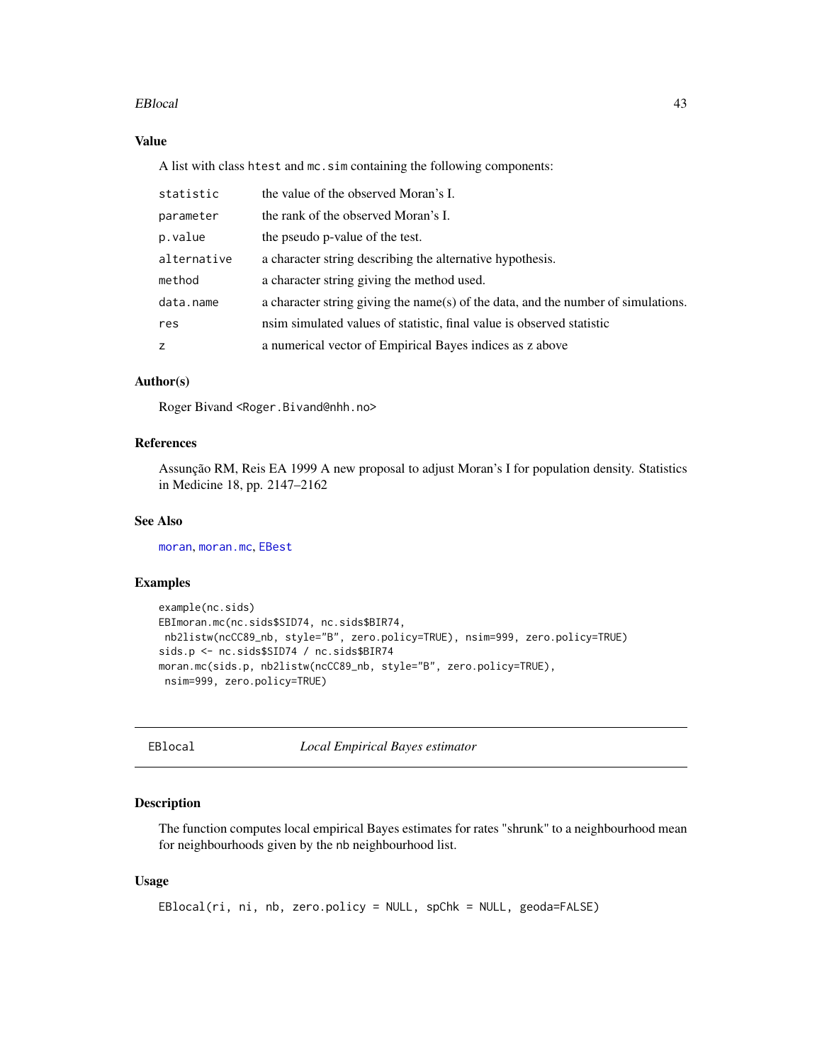### Value

A list with class `htest` and `mc.sim` containing the following components:

| | |
|---|---|
| `statistic` | the value of the observed Moran's I. |
| `parameter` | the rank of the observed Moran's I. |
| `p.value` | the pseudo p-value of the test. |
| `alternative` | a character string describing the alternative hypothesis. |
| `method` | a character string giving the method used. |
| `data.name` | a character string giving the name(s) of the data, and the number of simulations. |
| `res` | nsim simulated values of statistic, final value is observed statistic |
| `z` | a numerical vector of Empirical Bayes indices as z above |

### Author(s)

Roger Bivand <Roger.Bivand@nhh.no>

### References

Assunção RM, Reis EA 1999 A new proposal to adjust Moran's I for population density. Statistics in Medicine 18, pp. 2147–2162

### See Also

`moran`, `moran.mc`, `EBest`

### Examples

```
example(nc.sids)
EBImoran.mc(nc.sids$SID74, nc.sids$BIR74,
 nb2listw(ncCC89_nb, style="B", zero.policy=TRUE), nsim=999, zero.policy=TRUE)
sids.p <- nc.sids$SID74 / nc.sids$BIR74
moran.mc(sids.p, nb2listw(ncCC89_nb, style="B", zero.policy=TRUE),
 nsim=999, zero.policy=TRUE)
```

---

## EBlocal — *Local Empirical Bayes estimator*

### Description

The function computes local empirical Bayes estimates for rates "shrunk" to a neighbourhood mean for neighbourhoods given by the `nb` neighbourhood list.

### Usage

```
EBlocal(ri, ni, nb, zero.policy = NULL, spChk = NULL, geoda=FALSE)
```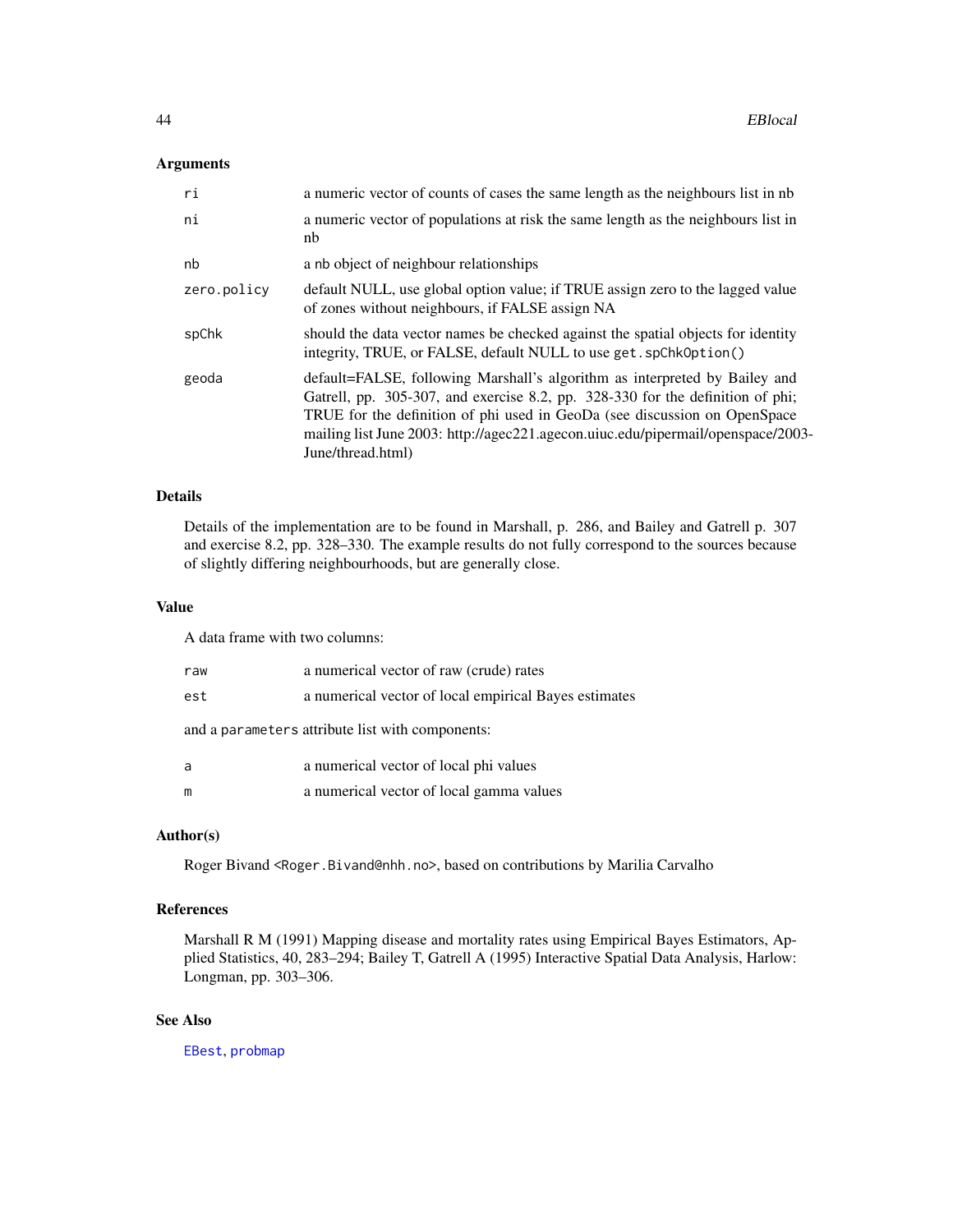## Arguments

| | |
|---|---|
| `ri` | a numeric vector of counts of cases the same length as the neighbours list in nb |
| `ni` | a numeric vector of populations at risk the same length as the neighbours list in nb |
| `nb` | a `nb` object of neighbour relationships |
| `zero.policy` | default NULL, use global option value; if TRUE assign zero to the lagged value of zones without neighbours, if FALSE assign NA |
| `spChk` | should the data vector names be checked against the spatial objects for identity integrity, TRUE, or FALSE, default NULL to use `get.spChkOption()` |
| `geoda` | default=FALSE, following Marshall's algorithm as interpreted by Bailey and Gatrell, pp. 305-307, and exercise 8.2, pp. 328-330 for the definition of phi; TRUE for the definition of phi used in GeoDa (see discussion on OpenSpace mailing list June 2003: http://agec221.agecon.uiuc.edu/pipermail/openspace/2003-June/thread.html) |

## Details

Details of the implementation are to be found in Marshall, p. 286, and Bailey and Gatrell p. 307 and exercise 8.2, pp. 328–330. The example results do not fully correspond to the sources because of slightly differing neighbourhoods, but are generally close.

## Value

A data frame with two columns:

| | |
|---|---|
| `raw` | a numerical vector of raw (crude) rates |
| `est` | a numerical vector of local empirical Bayes estimates |

and a `parameters` attribute list with components:

| | |
|---|---|
| `a` | a numerical vector of local phi values |
| `m` | a numerical vector of local gamma values |

## Author(s)

Roger Bivand <Roger.Bivand@nhh.no>, based on contributions by Marilia Carvalho

## References

Marshall R M (1991) Mapping disease and mortality rates using Empirical Bayes Estimators, Applied Statistics, 40, 283–294; Bailey T, Gatrell A (1995) Interactive Spatial Data Analysis, Harlow: Longman, pp. 303–306.

## See Also

`EBest`, `probmap`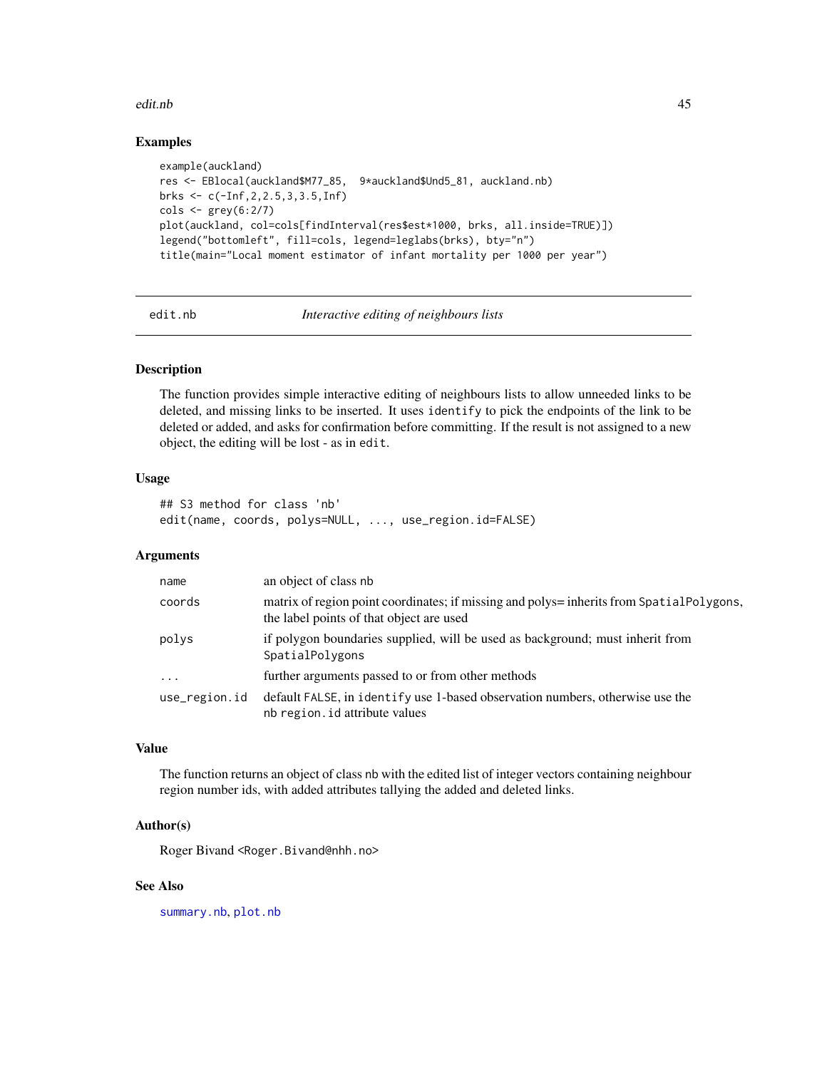### Examples

```
example(auckland)
res <- EBlocal(auckland$M77_85,  9*auckland$Und5_81, auckland.nb)
brks <- c(-Inf,2,2.5,3,3.5,Inf)
cols <- grey(6:2/7)
plot(auckland, col=cols[findInterval(res$est*1000, brks, all.inside=TRUE)])
legend("bottomleft", fill=cols, legend=leglabs(brks), bty="n")
title(main="Local moment estimator of infant mortality per 1000 per year")
```

---

## edit.nb *Interactive editing of neighbours lists*

---

### Description

The function provides simple interactive editing of neighbours lists to allow unneeded links to be deleted, and missing links to be inserted. It uses `identify` to pick the endpoints of the link to be deleted or added, and asks for confirmation before committing. If the result is not assigned to a new object, the editing will be lost - as in `edit`.

### Usage

```
## S3 method for class 'nb'
edit(name, coords, polys=NULL, ..., use_region.id=FALSE)
```

### Arguments

| | |
|---|---|
| `name` | an object of class `nb` |
| `coords` | matrix of region point coordinates; if missing and polys= inherits from `SpatialPolygons`, the label points of that object are used |
| `polys` | if polygon boundaries supplied, will be used as background; must inherit from `SpatialPolygons` |
| `...` | further arguments passed to or from other methods |
| `use_region.id` | default `FALSE`, in `identify` use 1-based observation numbers, otherwise use the `nb` `region.id` attribute values |

### Value

The function returns an object of class `nb` with the edited list of integer vectors containing neighbour region number ids, with added attributes tallying the added and deleted links.

### Author(s)

Roger Bivand <Roger.Bivand@nhh.no>

### See Also

`summary.nb`, `plot.nb`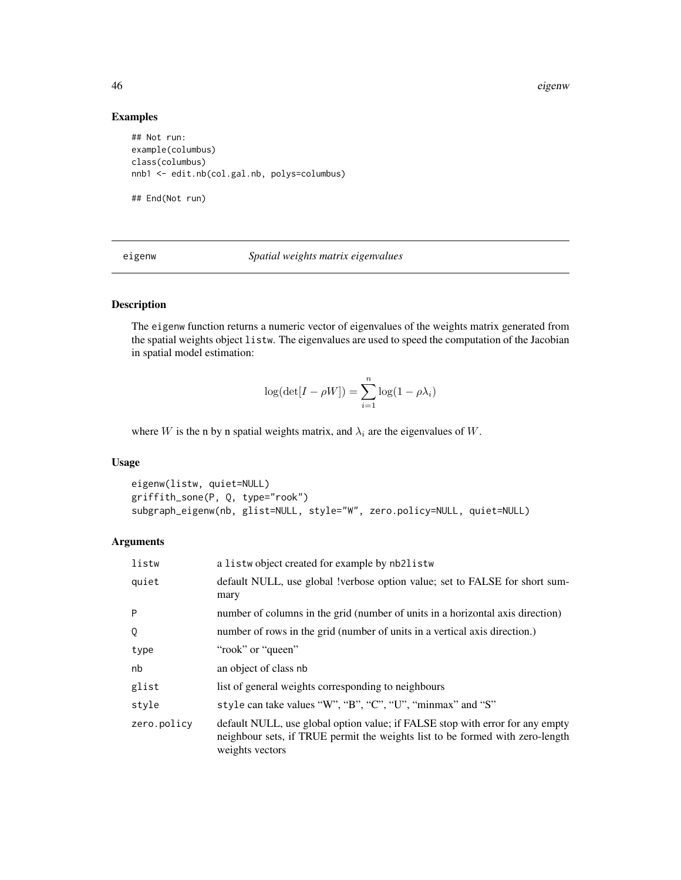## Examples

```
## Not run:
example(columbus)
class(columbus)
nnb1 <- edit.nb(col.gal.nb, polys=columbus)

## End(Not run)
```

---

# eigenw — *Spatial weights matrix eigenvalues*

## Description

The eigenw function returns a numeric vector of eigenvalues of the weights matrix generated from the spatial weights object listw. The eigenvalues are used to speed the computation of the Jacobian in spatial model estimation:

$$\log(\det[I - \rho W]) = \sum_{i=1}^{n} \log(1 - \rho\lambda_i)$$

where $W$ is the n by n spatial weights matrix, and $\lambda_i$ are the eigenvalues of $W$.

## Usage

```
eigenw(listw, quiet=NULL)
griffith_sone(P, Q, type="rook")
subgraph_eigenw(nb, glist=NULL, style="W", zero.policy=NULL, quiet=NULL)
```

## Arguments

| | |
|---|---|
| listw | a listw object created for example by nb2listw |
| quiet | default NULL, use global !verbose option value; set to FALSE for short summary |
| P | number of columns in the grid (number of units in a horizontal axis direction) |
| Q | number of rows in the grid (number of units in a vertical axis direction.) |
| type | "rook" or "queen" |
| nb | an object of class nb |
| glist | list of general weights corresponding to neighbours |
| style | style can take values "W", "B", "C", "U", "minmax" and "S" |
| zero.policy | default NULL, use global option value; if FALSE stop with error for any empty neighbour sets, if TRUE permit the weights list to be formed with zero-length weights vectors |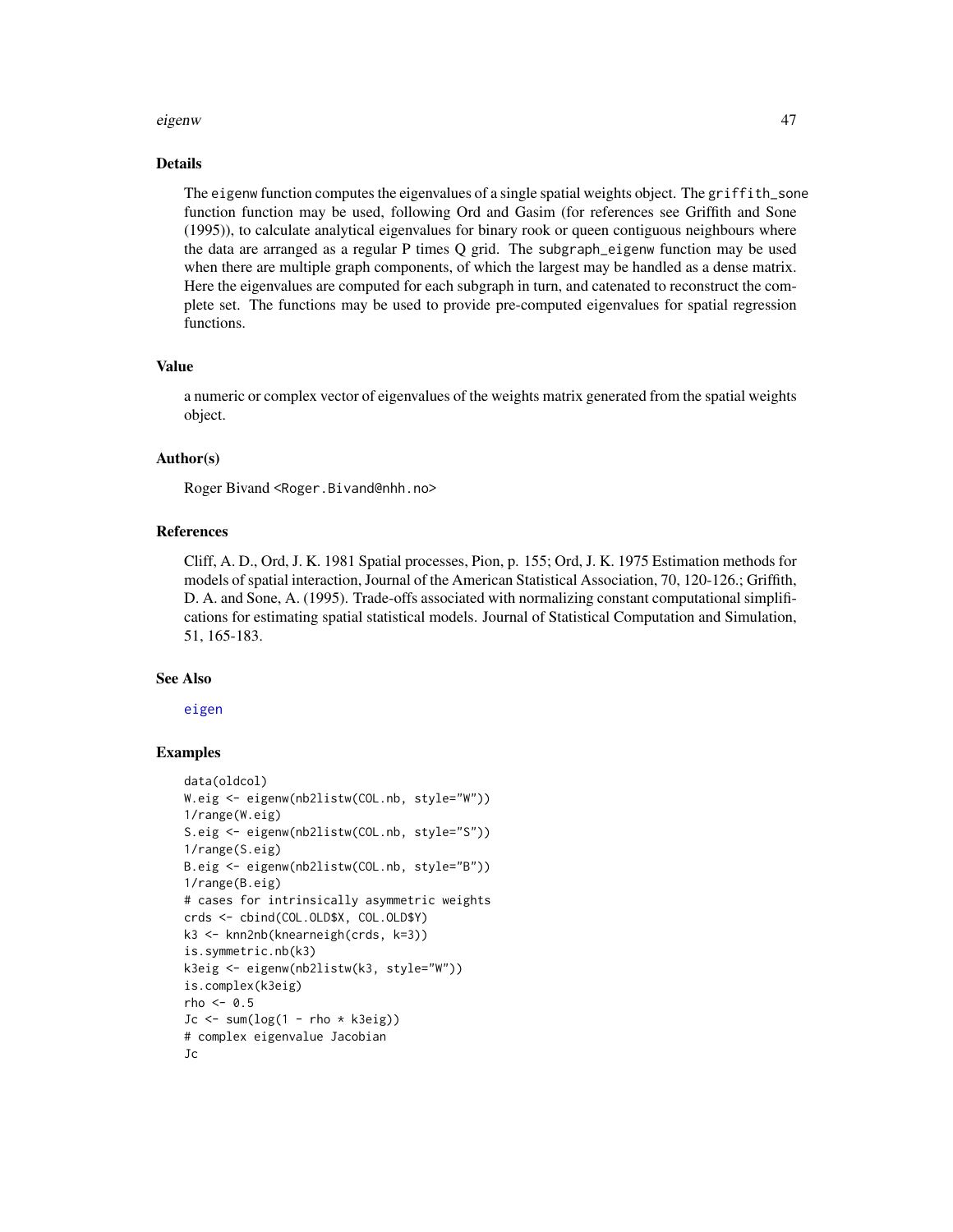## Details

The eigenw function computes the eigenvalues of a single spatial weights object. The griffith_sone function function may be used, following Ord and Gasim (for references see Griffith and Sone (1995)), to calculate analytical eigenvalues for binary rook or queen contiguous neighbours where the data are arranged as a regular P times Q grid. The subgraph_eigenw function may be used when there are multiple graph components, of which the largest may be handled as a dense matrix. Here the eigenvalues are computed for each subgraph in turn, and catenated to reconstruct the complete set. The functions may be used to provide pre-computed eigenvalues for spatial regression functions.

## Value

a numeric or complex vector of eigenvalues of the weights matrix generated from the spatial weights object.

## Author(s)

Roger Bivand <Roger.Bivand@nhh.no>

## References

Cliff, A. D., Ord, J. K. 1981 Spatial processes, Pion, p. 155; Ord, J. K. 1975 Estimation methods for models of spatial interaction, Journal of the American Statistical Association, 70, 120-126.; Griffith, D. A. and Sone, A. (1995). Trade-offs associated with normalizing constant computational simplifications for estimating spatial statistical models. Journal of Statistical Computation and Simulation, 51, 165-183.

## See Also

eigen

## Examples

```
data(oldcol)
W.eig <- eigenw(nb2listw(COL.nb, style="W"))
1/range(W.eig)
S.eig <- eigenw(nb2listw(COL.nb, style="S"))
1/range(S.eig)
B.eig <- eigenw(nb2listw(COL.nb, style="B"))
1/range(B.eig)
# cases for intrinsically asymmetric weights
crds <- cbind(COL.OLD$X, COL.OLD$Y)
k3 <- knn2nb(knearneigh(crds, k=3))
is.symmetric.nb(k3)
k3eig <- eigenw(nb2listw(k3, style="W"))
is.complex(k3eig)
rho <- 0.5
Jc <- sum(log(1 - rho * k3eig))
# complex eigenvalue Jacobian
Jc
```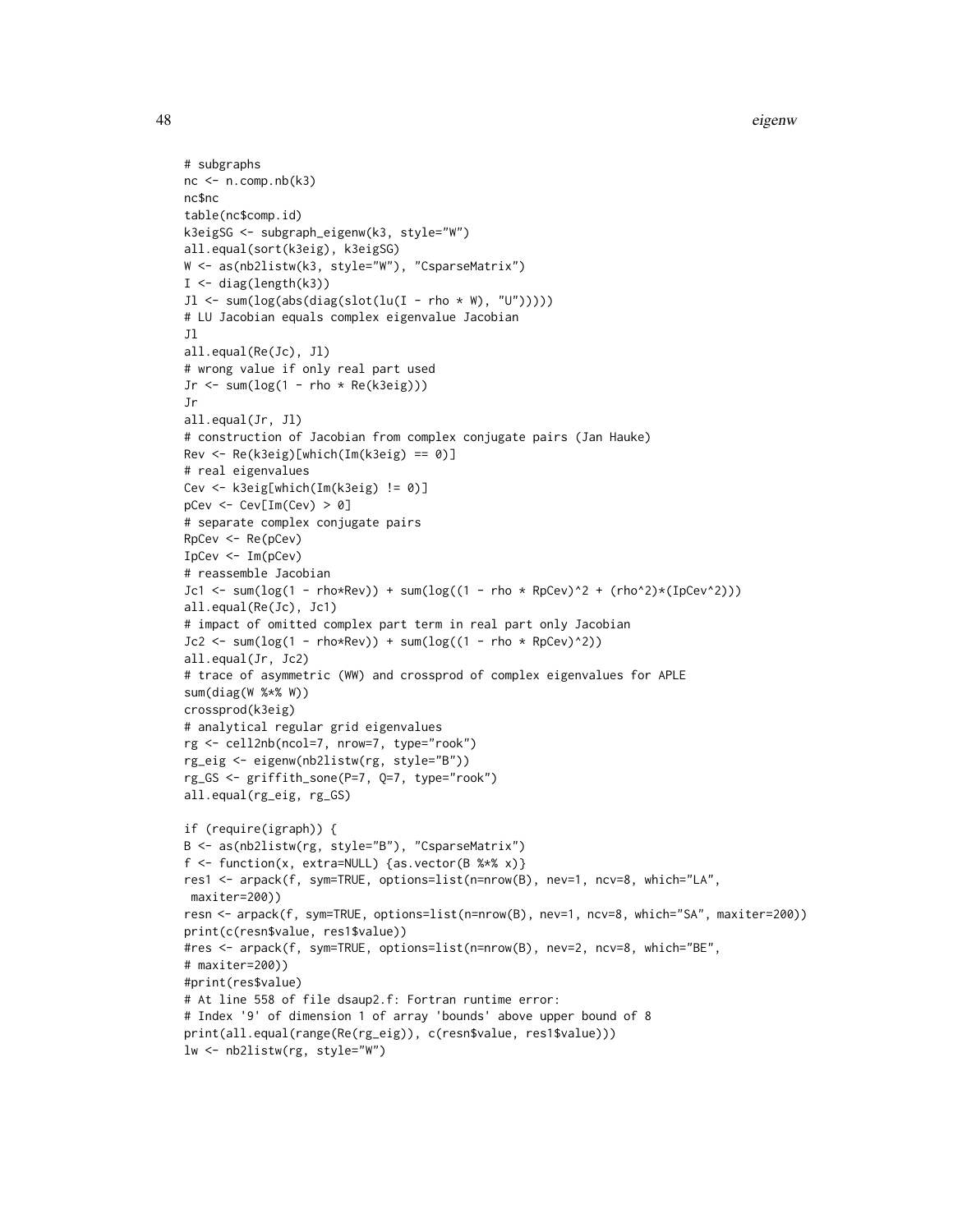```
# subgraphs
nc <- n.comp.nb(k3)
nc$nc
table(nc$comp.id)
k3eigSG <- subgraph_eigenw(k3, style="W")
all.equal(sort(k3eig), k3eigSG)
W <- as(nb2listw(k3, style="W"), "CsparseMatrix")
I <- diag(length(k3))
Jl <- sum(log(abs(diag(slot(lu(I - rho * W), "U")))))
# LU Jacobian equals complex eigenvalue Jacobian
Jl
all.equal(Re(Jc), Jl)
# wrong value if only real part used
Jr <- sum(log(1 - rho * Re(k3eig)))
Jr
all.equal(Jr, Jl)
# construction of Jacobian from complex conjugate pairs (Jan Hauke)
Rev <- Re(k3eig)[which(Im(k3eig) == 0)]
# real eigenvalues
Cev <- k3eig[which(Im(k3eig) != 0)]
pCev <- Cev[Im(Cev) > 0]
# separate complex conjugate pairs
RpCev <- Re(pCev)
IpCev <- Im(pCev)
# reassemble Jacobian
Jc1 <- sum(log(1 - rho*Rev)) + sum(log((1 - rho * RpCev)^2 + (rho^2)*(IpCev^2)))
all.equal(Re(Jc), Jc1)
# impact of omitted complex part term in real part only Jacobian
Jc2 <- sum(log(1 - rho*Rev)) + sum(log((1 - rho * RpCev)^2))
all.equal(Jr, Jc2)
# trace of asymmetric (WW) and crossprod of complex eigenvalues for APLE
sum(diag(W %*% W))
crossprod(k3eig)
# analytical regular grid eigenvalues
rg <- cell2nb(ncol=7, nrow=7, type="rook")
rg_eig <- eigenw(nb2listw(rg, style="B"))
rg_GS <- griffith_sone(P=7, Q=7, type="rook")
all.equal(rg_eig, rg_GS)

if (require(igraph)) {
B <- as(nb2listw(rg, style="B"), "CsparseMatrix")
f <- function(x, extra=NULL) {as.vector(B %*% x)}
res1 <- arpack(f, sym=TRUE, options=list(n=nrow(B), nev=1, ncv=8, which="LA",
 maxiter=200))
resn <- arpack(f, sym=TRUE, options=list(n=nrow(B), nev=1, ncv=8, which="SA", maxiter=200))
print(c(resn$value, res1$value))
#res <- arpack(f, sym=TRUE, options=list(n=nrow(B), nev=2, ncv=8, which="BE",
# maxiter=200))
#print(res$value)
# At line 558 of file dsaup2.f: Fortran runtime error:
# Index '9' of dimension 1 of array 'bounds' above upper bound of 8
print(all.equal(range(Re(rg_eig)), c(resn$value, res1$value)))
lw <- nb2listw(rg, style="W")
```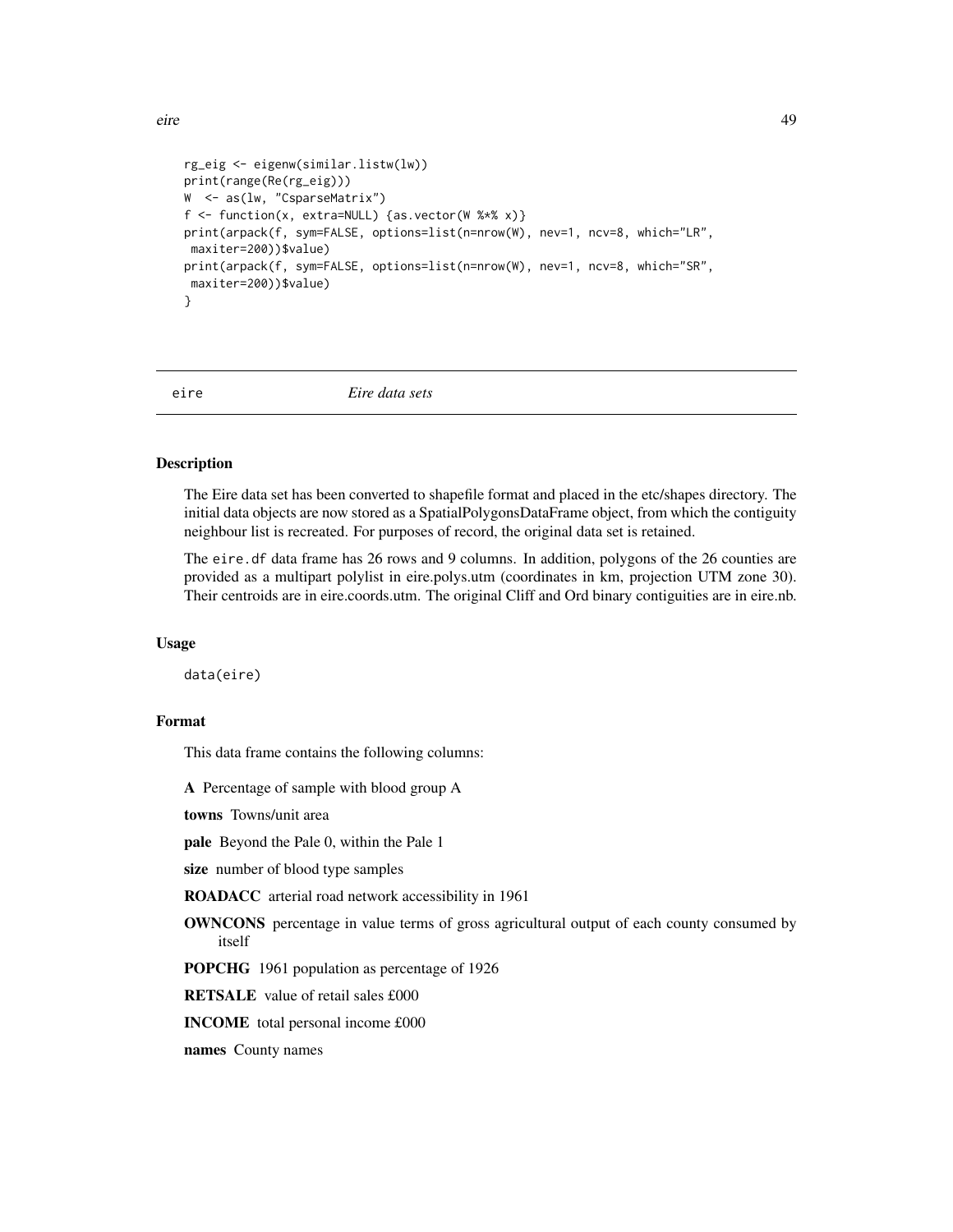```
rg_eig <- eigenw(similar.listw(lw))
print(range(Re(rg_eig)))
W  <- as(lw, "CsparseMatrix")
f <- function(x, extra=NULL) {as.vector(W %*% x)}
print(arpack(f, sym=FALSE, options=list(n=nrow(W), nev=1, ncv=8, which="LR",
 maxiter=200))$value)
print(arpack(f, sym=FALSE, options=list(n=nrow(W), nev=1, ncv=8, which="SR",
 maxiter=200))$value)
}
```

# eire — *Eire data sets*

## Description

The Eire data set has been converted to shapefile format and placed in the etc/shapes directory. The initial data objects are now stored as a SpatialPolygonsDataFrame object, from which the contiguity neighbour list is recreated. For purposes of record, the original data set is retained.

The `eire.df` data frame has 26 rows and 9 columns. In addition, polygons of the 26 counties are provided as a multipart polylist in eire.polys.utm (coordinates in km, projection UTM zone 30). Their centroids are in eire.coords.utm. The original Cliff and Ord binary contiguities are in eire.nb.

## Usage

```
data(eire)
```

## Format

This data frame contains the following columns:

- **A** Percentage of sample with blood group A
- **towns** Towns/unit area
- **pale** Beyond the Pale 0, within the Pale 1
- **size** number of blood type samples
- **ROADACC** arterial road network accessibility in 1961
- **OWNCONS** percentage in value terms of gross agricultural output of each county consumed by itself
- **POPCHG** 1961 population as percentage of 1926
- **RETSALE** value of retail sales £000
- **INCOME** total personal income £000
- **names** County names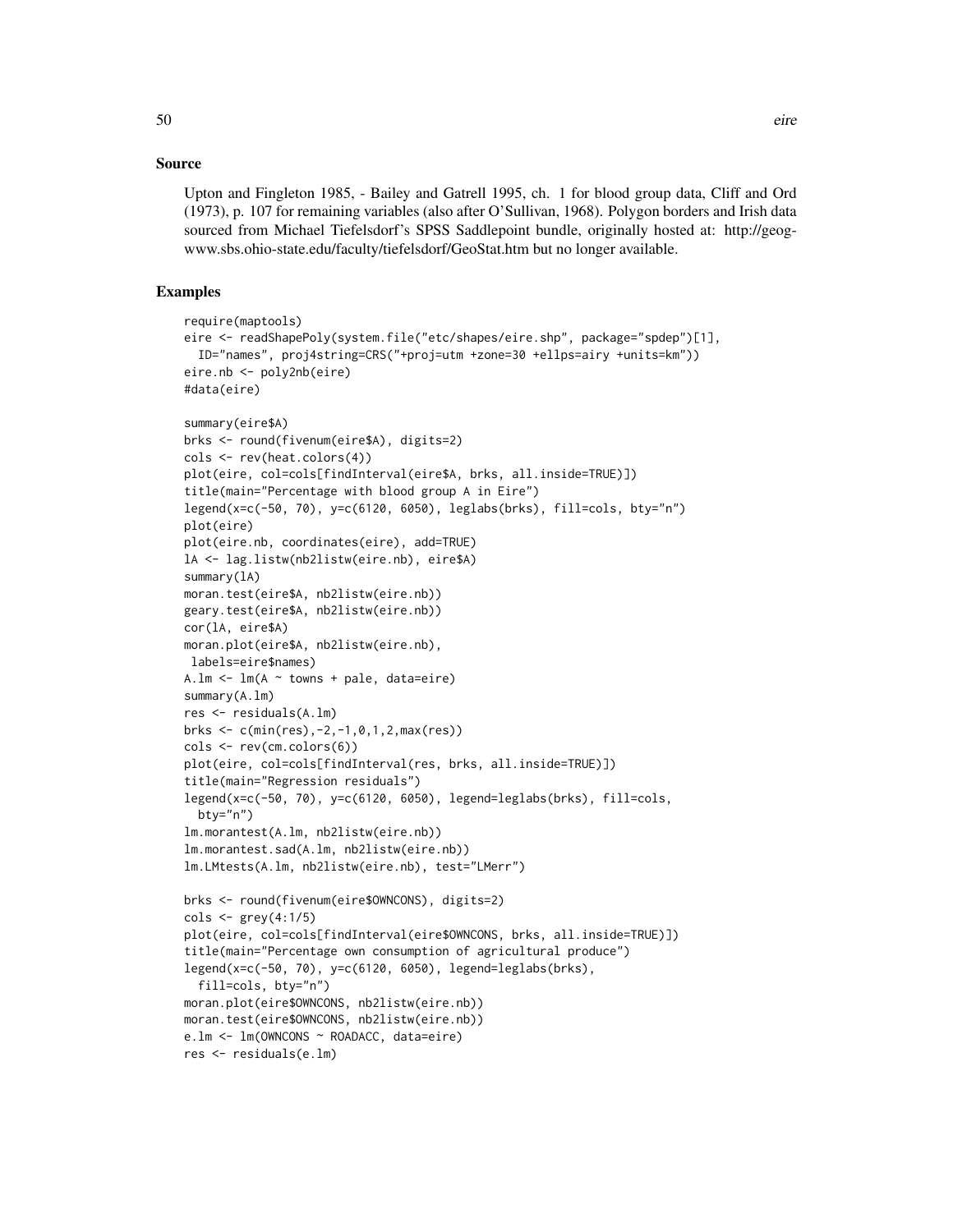## Source

Upton and Fingleton 1985, - Bailey and Gatrell 1995, ch. 1 for blood group data, Cliff and Ord (1973), p. 107 for remaining variables (also after O'Sullivan, 1968). Polygon borders and Irish data sourced from Michael Tiefelsdorf's SPSS Saddlepoint bundle, originally hosted at: http://geog-www.sbs.ohio-state.edu/faculty/tiefelsdorf/GeoStat.htm but no longer available.

## Examples

```
require(maptools)
eire <- readShapePoly(system.file("etc/shapes/eire.shp", package="spdep")[1],
  ID="names", proj4string=CRS("+proj=utm +zone=30 +ellps=airy +units=km"))
eire.nb <- poly2nb(eire)
#data(eire)

summary(eire$A)
brks <- round(fivenum(eire$A), digits=2)
cols <- rev(heat.colors(4))
plot(eire, col=cols[findInterval(eire$A, brks, all.inside=TRUE)])
title(main="Percentage with blood group A in Eire")
legend(x=c(-50, 70), y=c(6120, 6050), leglabs(brks), fill=cols, bty="n")
plot(eire)
plot(eire.nb, coordinates(eire), add=TRUE)
lA <- lag.listw(nb2listw(eire.nb), eire$A)
summary(lA)
moran.test(eire$A, nb2listw(eire.nb))
geary.test(eire$A, nb2listw(eire.nb))
cor(lA, eire$A)
moran.plot(eire$A, nb2listw(eire.nb),
 labels=eire$names)
A.lm <- lm(A ~ towns + pale, data=eire)
summary(A.lm)
res <- residuals(A.lm)
brks <- c(min(res),-2,-1,0,1,2,max(res))
cols <- rev(cm.colors(6))
plot(eire, col=cols[findInterval(res, brks, all.inside=TRUE)])
title(main="Regression residuals")
legend(x=c(-50, 70), y=c(6120, 6050), legend=leglabs(brks), fill=cols,
  bty="n")
lm.morantest(A.lm, nb2listw(eire.nb))
lm.morantest.sad(A.lm, nb2listw(eire.nb))
lm.LMtests(A.lm, nb2listw(eire.nb), test="LMerr")

brks <- round(fivenum(eire$OWNCONS), digits=2)
cols <- grey(4:1/5)
plot(eire, col=cols[findInterval(eire$OWNCONS, brks, all.inside=TRUE)])
title(main="Percentage own consumption of agricultural produce")
legend(x=c(-50, 70), y=c(6120, 6050), legend=leglabs(brks),
  fill=cols, bty="n")
moran.plot(eire$OWNCONS, nb2listw(eire.nb))
moran.test(eire$OWNCONS, nb2listw(eire.nb))
e.lm <- lm(OWNCONS ~ ROADACC, data=eire)
res <- residuals(e.lm)
```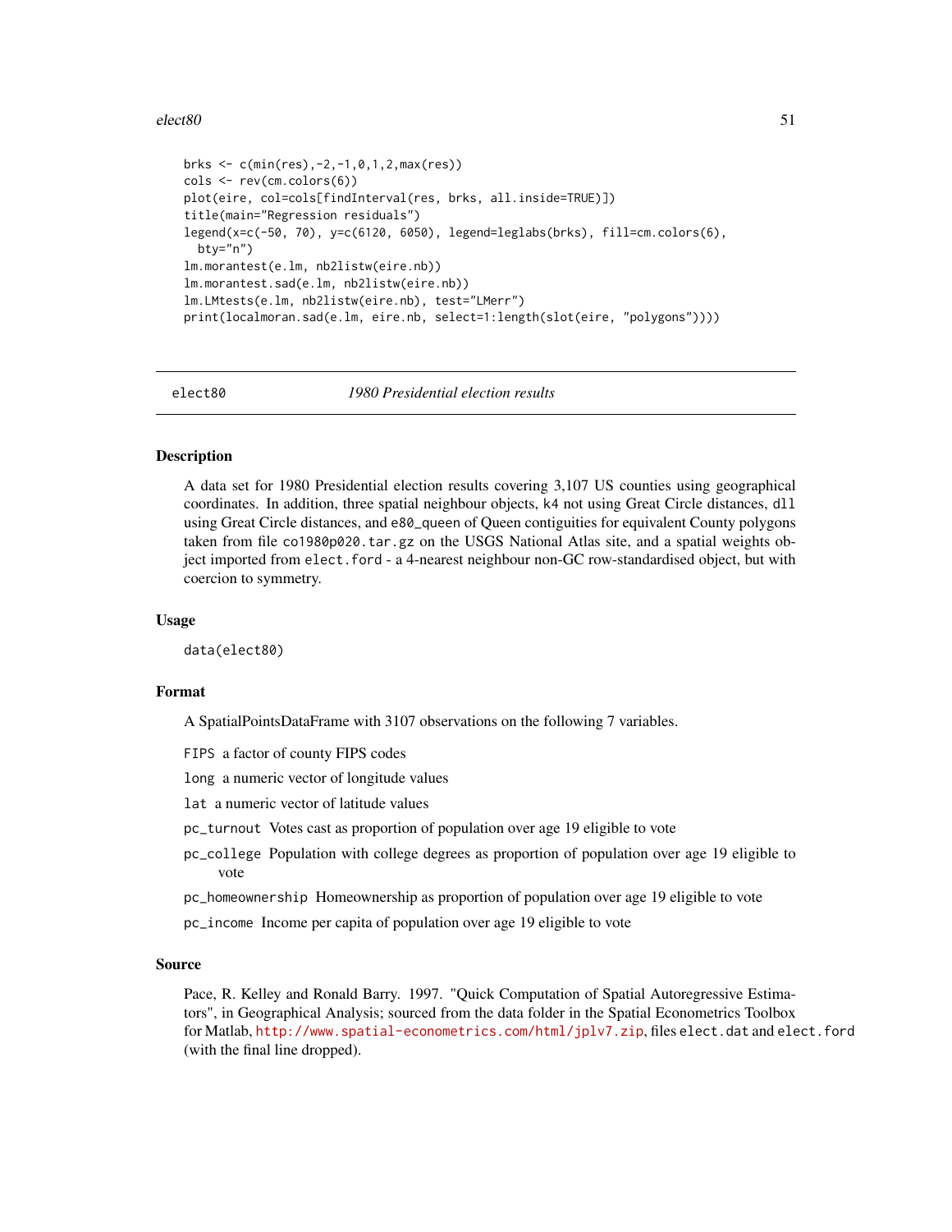```
brks <- c(min(res),-2,-1,0,1,2,max(res))
cols <- rev(cm.colors(6))
plot(eire, col=cols[findInterval(res, brks, all.inside=TRUE)])
title(main="Regression residuals")
legend(x=c(-50, 70), y=c(6120, 6050), legend=leglabs(brks), fill=cm.colors(6),
  bty="n")
lm.morantest(e.lm, nb2listw(eire.nb))
lm.morantest.sad(e.lm, nb2listw(eire.nb))
lm.LMtests(e.lm, nb2listw(eire.nb), test="LMerr")
print(localmoran.sad(e.lm, eire.nb, select=1:length(slot(eire, "polygons"))))
```

---

`elect80` *1980 Presidential election results*

---

### Description

A data set for 1980 Presidential election results covering 3,107 US counties using geographical coordinates. In addition, three spatial neighbour objects, `k4` not using Great Circle distances, `dll` using Great Circle distances, and `e80_queen` of Queen contiguities for equivalent County polygons taken from file `co1980p020.tar.gz` on the USGS National Atlas site, and a spatial weights object imported from `elect.ford` - a 4-nearest neighbour non-GC row-standardised object, but with coercion to symmetry.

### Usage

```
data(elect80)
```

### Format

A SpatialPointsDataFrame with 3107 observations on the following 7 variables.

- `FIPS` a factor of county FIPS codes
- `long` a numeric vector of longitude values
- `lat` a numeric vector of latitude values
- `pc_turnout` Votes cast as proportion of population over age 19 eligible to vote
- `pc_college` Population with college degrees as proportion of population over age 19 eligible to vote
- `pc_homeownership` Homeownership as proportion of population over age 19 eligible to vote
- `pc_income` Income per capita of population over age 19 eligible to vote

### Source

Pace, R. Kelley and Ronald Barry. 1997. "Quick Computation of Spatial Autoregressive Estimators", in Geographical Analysis; sourced from the data folder in the Spatial Econometrics Toolbox for Matlab, http://www.spatial-econometrics.com/html/jplv7.zip, files `elect.dat` and `elect.ford` (with the final line dropped).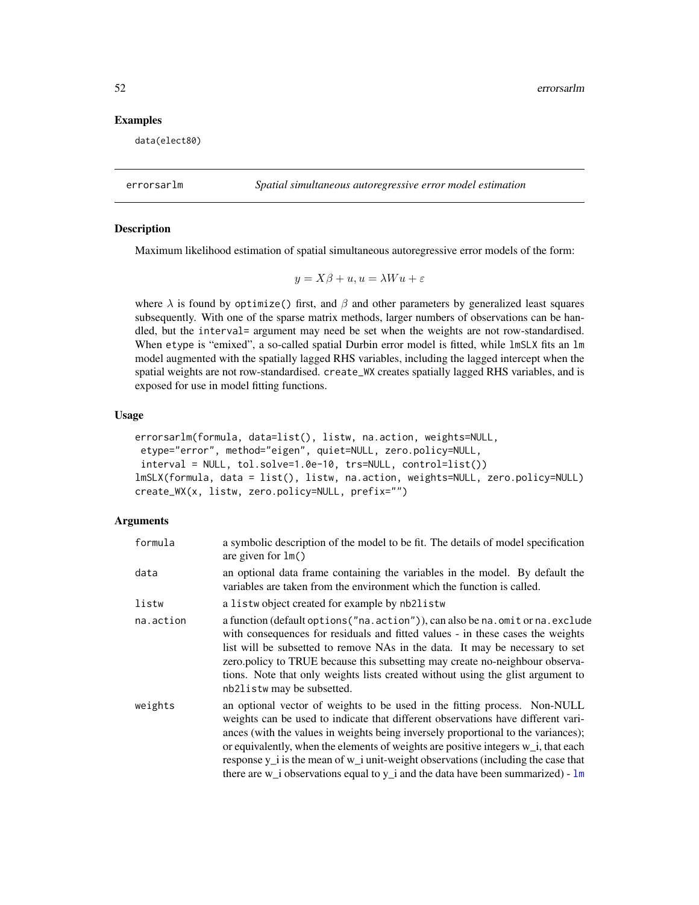### Examples

```
data(elect80)
```

---

## errorsarlm — *Spatial simultaneous autoregressive error model estimation*

---

### Description

Maximum likelihood estimation of spatial simultaneous autoregressive error models of the form:

$$y = X\beta + u, u = \lambda Wu + \varepsilon$$

where $\lambda$ is found by `optimize()` first, and $\beta$ and other parameters by generalized least squares subsequently. With one of the sparse matrix methods, larger numbers of observations can be handled, but the `interval=` argument may need be set when the weights are not row-standardised. When `etype` is "emixed", a so-called spatial Durbin error model is fitted, while `lmSLX` fits an `lm` model augmented with the spatially lagged RHS variables, including the lagged intercept when the spatial weights are not row-standardised. `create_WX` creates spatially lagged RHS variables, and is exposed for use in model fitting functions.

### Usage

```
errorsarlm(formula, data=list(), listw, na.action, weights=NULL,
 etype="error", method="eigen", quiet=NULL, zero.policy=NULL,
 interval = NULL, tol.solve=1.0e-10, trs=NULL, control=list())
lmSLX(formula, data = list(), listw, na.action, weights=NULL, zero.policy=NULL)
create_WX(x, listw, zero.policy=NULL, prefix="")
```

### Arguments

| | |
|---|---|
| `formula` | a symbolic description of the model to be fit. The details of model specification are given for `lm()` |
| `data` | an optional data frame containing the variables in the model. By default the variables are taken from the environment which the function is called. |
| `listw` | a `listw` object created for example by `nb2listw` |
| `na.action` | a function (default `options("na.action")`), can also be `na.omit` or `na.exclude` with consequences for residuals and fitted values - in these cases the weights list will be subsetted to remove NAs in the data. It may be necessary to set zero.policy to TRUE because this subsetting may create no-neighbour observations. Note that only weights lists created without using the glist argument to `nb2listw` may be subsetted. |
| `weights` | an optional vector of weights to be used in the fitting process. Non-NULL weights can be used to indicate that different observations have different variances (with the values in weights being inversely proportional to the variances); or equivalently, when the elements of weights are positive integers w_i, that each response y_i is the mean of w_i unit-weight observations (including the case that there are w_i observations equal to y_i and the data have been summarized) - `lm` |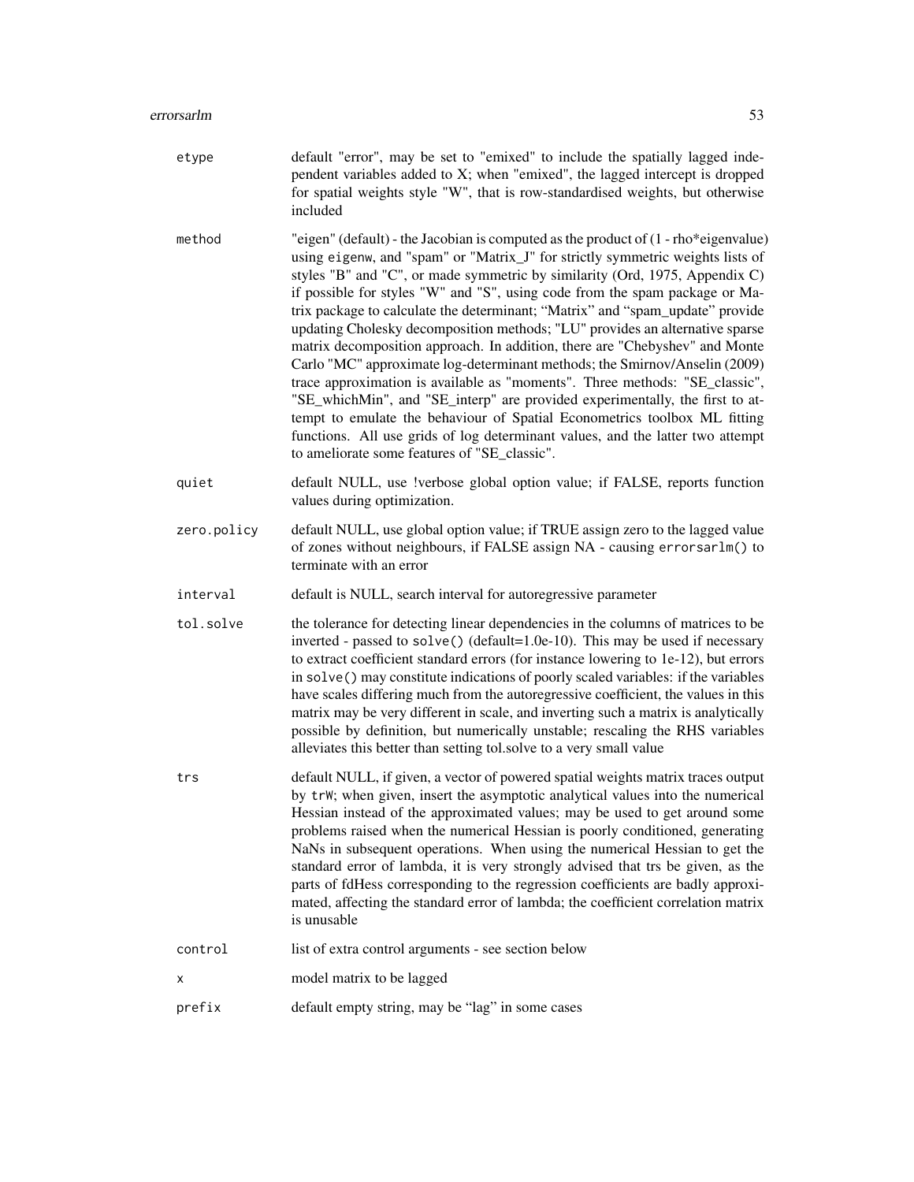| | |
|---|---|
| etype | default "error", may be set to "emixed" to include the spatially lagged independent variables added to X; when "emixed", the lagged intercept is dropped for spatial weights style "W", that is row-standardised weights, but otherwise included |
| method | "eigen" (default) - the Jacobian is computed as the product of (1 - rho*eigenvalue) using `eigenw`, and "spam" or "Matrix_J" for strictly symmetric weights lists of styles "B" and "C", or made symmetric by similarity (Ord, 1975, Appendix C) if possible for styles "W" and "S", using code from the spam package or Matrix package to calculate the determinant; "Matrix" and "spam_update" provide updating Cholesky decomposition methods; "LU" provides an alternative sparse matrix decomposition approach. In addition, there are "Chebyshev" and Monte Carlo "MC" approximate log-determinant methods; the Smirnov/Anselin (2009) trace approximation is available as "moments". Three methods: "SE_classic", "SE_whichMin", and "SE_interp" are provided experimentally, the first to attempt to emulate the behaviour of Spatial Econometrics toolbox ML fitting functions. All use grids of log determinant values, and the latter two attempt to ameliorate some features of "SE_classic". |
| quiet | default NULL, use !verbose global option value; if FALSE, reports function values during optimization. |
| zero.policy | default NULL, use global option value; if TRUE assign zero to the lagged value of zones without neighbours, if FALSE assign NA - causing `errorsarlm()` to terminate with an error |
| interval | default is NULL, search interval for autoregressive parameter |
| tol.solve | the tolerance for detecting linear dependencies in the columns of matrices to be inverted - passed to `solve()` (default=1.0e-10). This may be used if necessary to extract coefficient standard errors (for instance lowering to 1e-12), but errors in `solve()` may constitute indications of poorly scaled variables: if the variables have scales differing much from the autoregressive coefficient, the values in this matrix may be very different in scale, and inverting such a matrix is analytically possible by definition, but numerically unstable; rescaling the RHS variables alleviates this better than setting tol.solve to a very small value |
| trs | default NULL, if given, a vector of powered spatial weights matrix traces output by `trW`; when given, insert the asymptotic analytical values into the numerical Hessian instead of the approximated values; may be used to get around some problems raised when the numerical Hessian is poorly conditioned, generating NaNs in subsequent operations. When using the numerical Hessian to get the standard error of lambda, it is very strongly advised that trs be given, as the parts of fdHess corresponding to the regression coefficients are badly approximated, affecting the standard error of lambda; the coefficient correlation matrix is unusable |
| control | list of extra control arguments - see section below |
| x | model matrix to be lagged |
| prefix | default empty string, may be "lag" in some cases |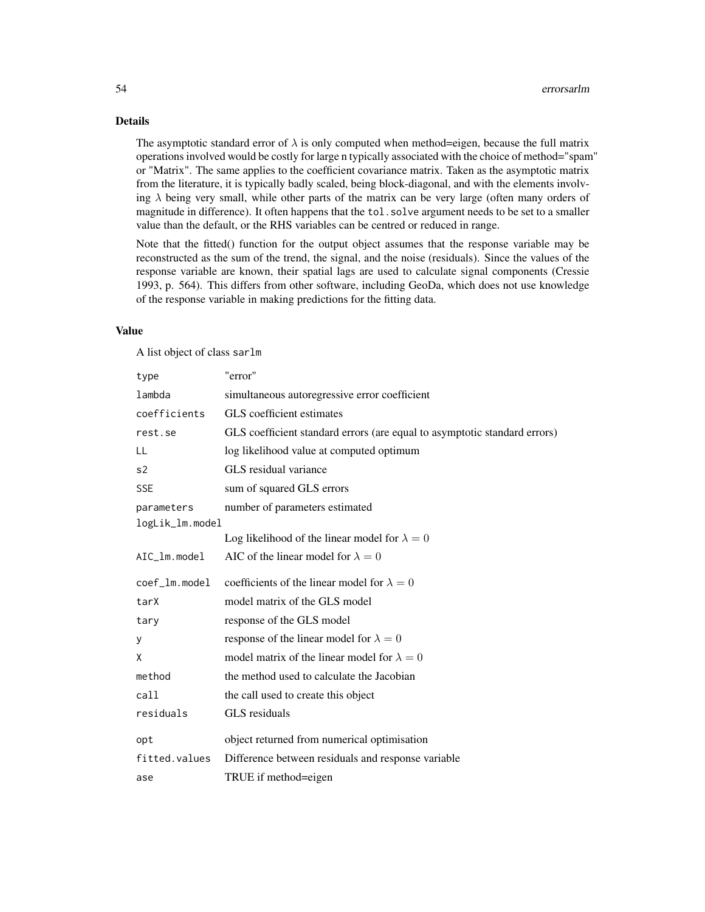## Details

The asymptotic standard error of $\lambda$ is only computed when method=eigen, because the full matrix operations involved would be costly for large n typically associated with the choice of method="spam" or "Matrix". The same applies to the coefficient covariance matrix. Taken as the asymptotic matrix from the literature, it is typically badly scaled, being block-diagonal, and with the elements involving $\lambda$ being very small, while other parts of the matrix can be very large (often many orders of magnitude in difference). It often happens that the `tol.solve` argument needs to be set to a smaller value than the default, or the RHS variables can be centred or reduced in range.

Note that the fitted() function for the output object assumes that the response variable may be reconstructed as the sum of the trend, the signal, and the noise (residuals). Since the values of the response variable are known, their spatial lags are used to calculate signal components (Cressie 1993, p. 564). This differs from other software, including GeoDa, which does not use knowledge of the response variable in making predictions for the fitting data.

## Value

A list object of class `sarlm`

| | |
|---|---|
| `type` | "error" |
| `lambda` | simultaneous autoregressive error coefficient |
| `coefficients` | GLS coefficient estimates |
| `rest.se` | GLS coefficient standard errors (are equal to asymptotic standard errors) |
| `LL` | log likelihood value at computed optimum |
| `s2` | GLS residual variance |
| `SSE` | sum of squared GLS errors |
| `parameters` | number of parameters estimated |
| `logLik_lm.model` | Log likelihood of the linear model for $\lambda = 0$ |
| `AIC_lm.model` | AIC of the linear model for $\lambda = 0$ |
| `coef_lm.model` | coefficients of the linear model for $\lambda = 0$ |
| `tarX` | model matrix of the GLS model |
| `tary` | response of the GLS model |
| `y` | response of the linear model for $\lambda = 0$ |
| `X` | model matrix of the linear model for $\lambda = 0$ |
| `method` | the method used to calculate the Jacobian |
| `call` | the call used to create this object |
| `residuals` | GLS residuals |
| `opt` | object returned from numerical optimisation |
| `fitted.values` | Difference between residuals and response variable |
| `ase` | TRUE if method=eigen |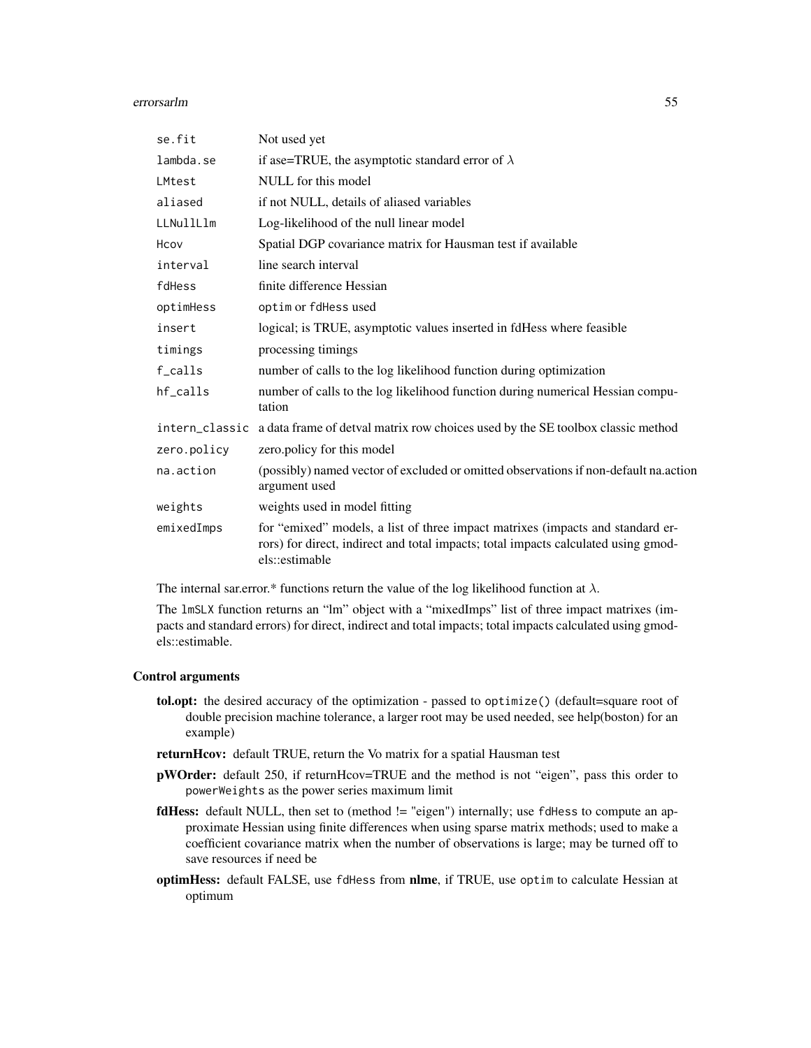| | |
|---|---|
| se.fit | Not used yet |
| lambda.se | if ase=TRUE, the asymptotic standard error of $\lambda$ |
| LMtest | NULL for this model |
| aliased | if not NULL, details of aliased variables |
| LLNullLlm | Log-likelihood of the null linear model |
| Hcov | Spatial DGP covariance matrix for Hausman test if available |
| interval | line search interval |
| fdHess | finite difference Hessian |
| optimHess | optim or fdHess used |
| insert | logical; is TRUE, asymptotic values inserted in fdHess where feasible |
| timings | processing timings |
| f_calls | number of calls to the log likelihood function during optimization |
| hf_calls | number of calls to the log likelihood function during numerical Hessian computation |
| intern_classic | a data frame of detval matrix row choices used by the SE toolbox classic method |
| zero.policy | zero.policy for this model |
| na.action | (possibly) named vector of excluded or omitted observations if non-default na.action argument used |
| weights | weights used in model fitting |
| emixedImps | for "emixed" models, a list of three impact matrixes (impacts and standard errors) for direct, indirect and total impacts; total impacts calculated using gmodels::estimable |

The internal sar.error.* functions return the value of the log likelihood function at $\lambda$.

The lmSLX function returns an "lm" object with a "mixedImps" list of three impact matrixes (impacts and standard errors) for direct, indirect and total impacts; total impacts calculated using gmodels::estimable.

### Control arguments

- **tol.opt:** the desired accuracy of the optimization - passed to optimize() (default=square root of double precision machine tolerance, a larger root may be used needed, see help(boston) for an example)
- **returnHcov:** default TRUE, return the Vo matrix for a spatial Hausman test
- **pWOrder:** default 250, if returnHcov=TRUE and the method is not "eigen", pass this order to powerWeights as the power series maximum limit
- **fdHess:** default NULL, then set to (method != "eigen") internally; use fdHess to compute an approximate Hessian using finite differences when using sparse matrix methods; used to make a coefficient covariance matrix when the number of observations is large; may be turned off to save resources if need be
- **optimHess:** default FALSE, use fdHess from **nlme**, if TRUE, use optim to calculate Hessian at optimum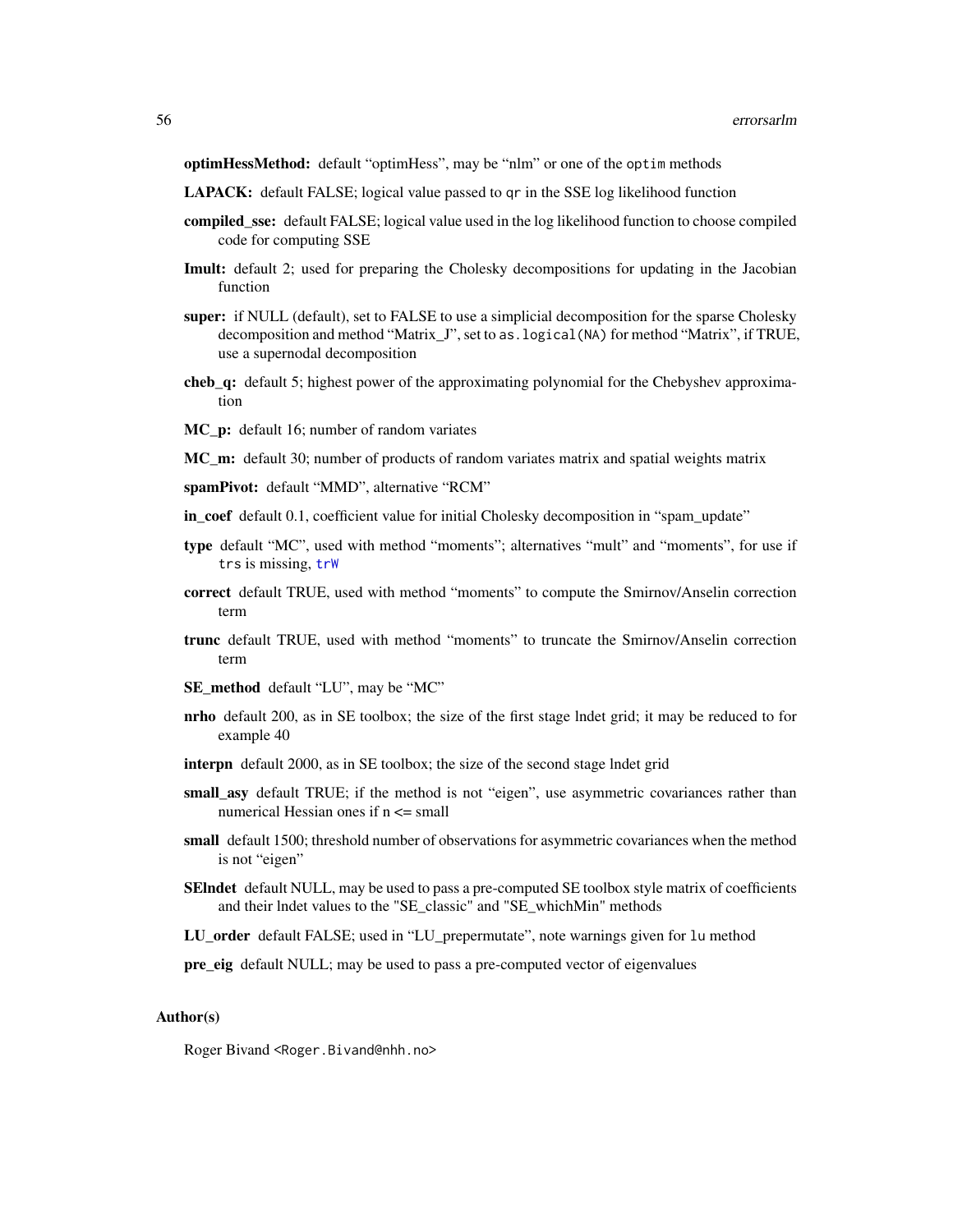**optimHessMethod:** default "optimHess", may be "nlm" or one of the `optim` methods

**LAPACK:** default FALSE; logical value passed to `qr` in the SSE log likelihood function

**compiled_sse:** default FALSE; logical value used in the log likelihood function to choose compiled code for computing SSE

**Imult:** default 2; used for preparing the Cholesky decompositions for updating in the Jacobian function

**super:** if NULL (default), set to FALSE to use a simplicial decomposition for the sparse Cholesky decomposition and method "Matrix_J", set to `as.logical(NA)` for method "Matrix", if TRUE, use a supernodal decomposition

**cheb_q:** default 5; highest power of the approximating polynomial for the Chebyshev approximation

**MC_p:** default 16; number of random variates

**MC_m:** default 30; number of products of random variates matrix and spatial weights matrix

**spamPivot:** default "MMD", alternative "RCM"

**in_coef** default 0.1, coefficient value for initial Cholesky decomposition in "spam_update"

**type** default "MC", used with method "moments"; alternatives "mult" and "moments", for use if `trs` is missing, `trW`

**correct** default TRUE, used with method "moments" to compute the Smirnov/Anselin correction term

**trunc** default TRUE, used with method "moments" to truncate the Smirnov/Anselin correction term

**SE_method** default "LU", may be "MC"

**nrho** default 200, as in SE toolbox; the size of the first stage lndet grid; it may be reduced to for example 40

**interpn** default 2000, as in SE toolbox; the size of the second stage lndet grid

**small_asy** default TRUE; if the method is not "eigen", use asymmetric covariances rather than numerical Hessian ones if n <= small

**small** default 1500; threshold number of observations for asymmetric covariances when the method is not "eigen"

**SElndet** default NULL, may be used to pass a pre-computed SE toolbox style matrix of coefficients and their lndet values to the "SE_classic" and "SE_whichMin" methods

**LU_order** default FALSE; used in "LU_prepermutate", note warnings given for `lu` method

**pre_eig** default NULL; may be used to pass a pre-computed vector of eigenvalues

## Author(s)

Roger Bivand <Roger.Bivand@nhh.no>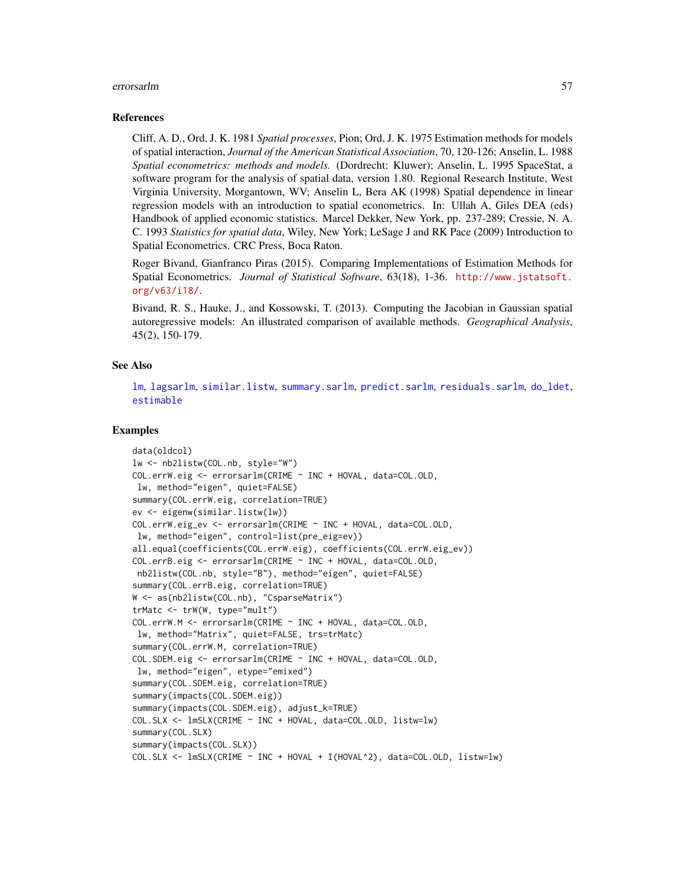## References

Cliff, A. D., Ord, J. K. 1981 *Spatial processes*, Pion; Ord, J. K. 1975 Estimation methods for models of spatial interaction, *Journal of the American Statistical Association*, 70, 120-126; Anselin, L. 1988 *Spatial econometrics: methods and models.* (Dordrecht: Kluwer); Anselin, L. 1995 SpaceStat, a software program for the analysis of spatial data, version 1.80. Regional Research Institute, West Virginia University, Morgantown, WV; Anselin L, Bera AK (1998) Spatial dependence in linear regression models with an introduction to spatial econometrics. In: Ullah A, Giles DEA (eds) Handbook of applied economic statistics. Marcel Dekker, New York, pp. 237-289; Cressie, N. A. C. 1993 *Statistics for spatial data*, Wiley, New York; LeSage J and RK Pace (2009) Introduction to Spatial Econometrics. CRC Press, Boca Raton.

Roger Bivand, Gianfranco Piras (2015). Comparing Implementations of Estimation Methods for Spatial Econometrics. *Journal of Statistical Software*, 63(18), 1-36. http://www.jstatsoft.org/v63/i18/.

Bivand, R. S., Hauke, J., and Kossowski, T. (2013). Computing the Jacobian in Gaussian spatial autoregressive models: An illustrated comparison of available methods. *Geographical Analysis*, 45(2), 150-179.

## See Also

lm, lagsarlm, similar.listw, summary.sarlm, predict.sarlm, residuals.sarlm, do_ldet, estimable

## Examples

```
data(oldcol)
lw <- nb2listw(COL.nb, style="W")
COL.errW.eig <- errorsarlm(CRIME ~ INC + HOVAL, data=COL.OLD,
 lw, method="eigen", quiet=FALSE)
summary(COL.errW.eig, correlation=TRUE)
ev <- eigenw(similar.listw(lw))
COL.errW.eig_ev <- errorsarlm(CRIME ~ INC + HOVAL, data=COL.OLD,
 lw, method="eigen", control=list(pre_eig=ev))
all.equal(coefficients(COL.errW.eig), coefficients(COL.errW.eig_ev))
COL.errB.eig <- errorsarlm(CRIME ~ INC + HOVAL, data=COL.OLD,
 nb2listw(COL.nb, style="B"), method="eigen", quiet=FALSE)
summary(COL.errB.eig, correlation=TRUE)
W <- as(nb2listw(COL.nb), "CsparseMatrix")
trMatc <- trW(W, type="mult")
COL.errW.M <- errorsarlm(CRIME ~ INC + HOVAL, data=COL.OLD,
 lw, method="Matrix", quiet=FALSE, trs=trMatc)
summary(COL.errW.M, correlation=TRUE)
COL.SDEM.eig <- errorsarlm(CRIME ~ INC + HOVAL, data=COL.OLD,
 lw, method="eigen", etype="emixed")
summary(COL.SDEM.eig, correlation=TRUE)
summary(impacts(COL.SDEM.eig))
summary(impacts(COL.SDEM.eig), adjust_k=TRUE)
COL.SLX <- lmSLX(CRIME ~ INC + HOVAL, data=COL.OLD, listw=lw)
summary(COL.SLX)
summary(impacts(COL.SLX))
COL.SLX <- lmSLX(CRIME ~ INC + HOVAL + I(HOVAL^2), data=COL.OLD, listw=lw)
```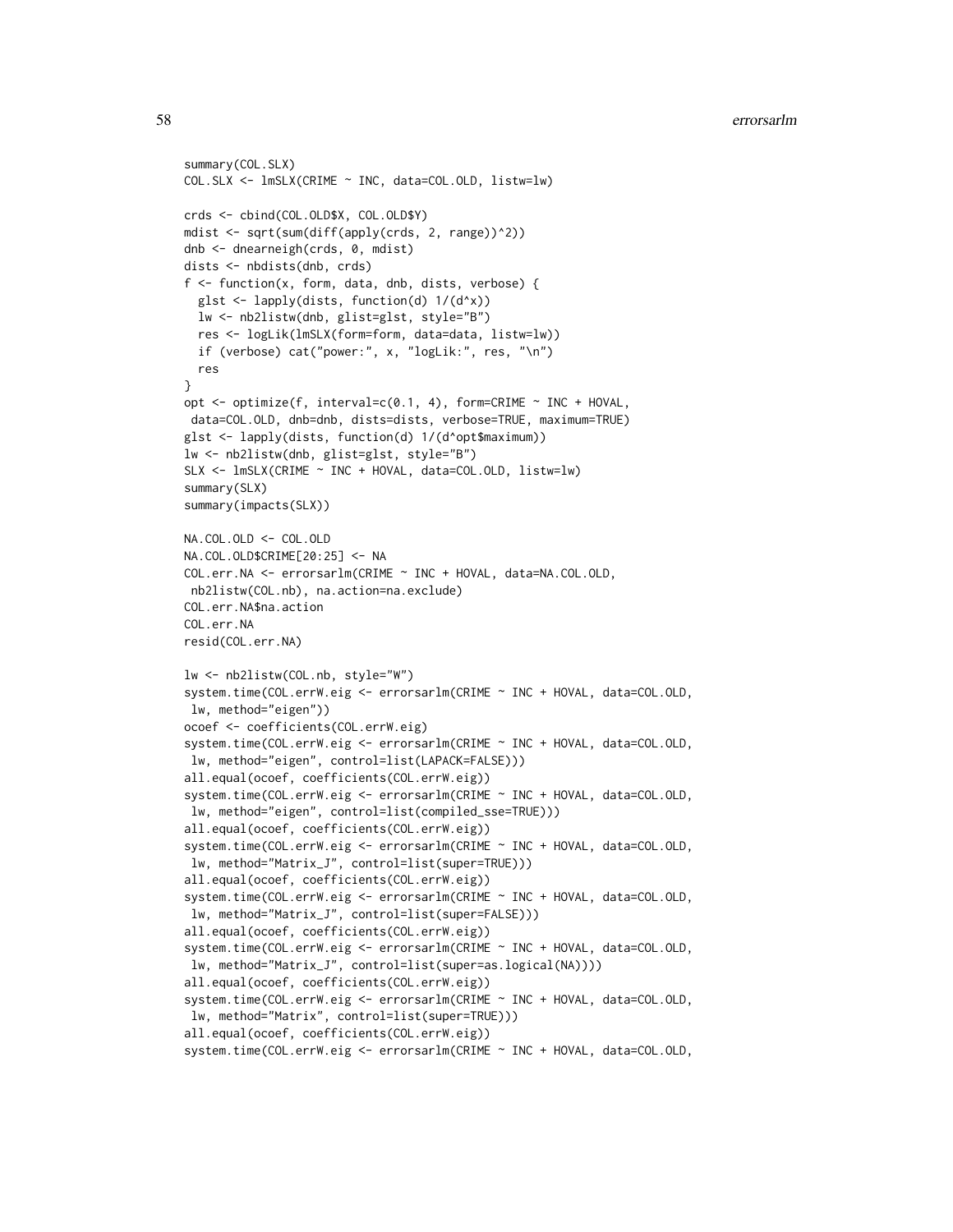```
summary(COL.SLX)
COL.SLX <- lmSLX(CRIME ~ INC, data=COL.OLD, listw=lw)

crds <- cbind(COL.OLD$X, COL.OLD$Y)
mdist <- sqrt(sum(diff(apply(crds, 2, range))^2))
dnb <- dnearneigh(crds, 0, mdist)
dists <- nbdists(dnb, crds)
f <- function(x, form, data, dnb, dists, verbose) {
  glst <- lapply(dists, function(d) 1/(d^x))
  lw <- nb2listw(dnb, glist=glst, style="B")
  res <- logLik(lmSLX(form=form, data=data, listw=lw))
  if (verbose) cat("power:", x, "logLik:", res, "\n")
  res
}
opt <- optimize(f, interval=c(0.1, 4), form=CRIME ~ INC + HOVAL,
 data=COL.OLD, dnb=dnb, dists=dists, verbose=TRUE, maximum=TRUE)
glst <- lapply(dists, function(d) 1/(d^opt$maximum))
lw <- nb2listw(dnb, glist=glst, style="B")
SLX <- lmSLX(CRIME ~ INC + HOVAL, data=COL.OLD, listw=lw)
summary(SLX)
summary(impacts(SLX))

NA.COL.OLD <- COL.OLD
NA.COL.OLD$CRIME[20:25] <- NA
COL.err.NA <- errorsarlm(CRIME ~ INC + HOVAL, data=NA.COL.OLD,
 nb2listw(COL.nb), na.action=na.exclude)
COL.err.NA$na.action
COL.err.NA
resid(COL.err.NA)

lw <- nb2listw(COL.nb, style="W")
system.time(COL.errW.eig <- errorsarlm(CRIME ~ INC + HOVAL, data=COL.OLD,
 lw, method="eigen"))
ocoef <- coefficients(COL.errW.eig)
system.time(COL.errW.eig <- errorsarlm(CRIME ~ INC + HOVAL, data=COL.OLD,
 lw, method="eigen", control=list(LAPACK=FALSE)))
all.equal(ocoef, coefficients(COL.errW.eig))
system.time(COL.errW.eig <- errorsarlm(CRIME ~ INC + HOVAL, data=COL.OLD,
 lw, method="eigen", control=list(compiled_sse=TRUE)))
all.equal(ocoef, coefficients(COL.errW.eig))
system.time(COL.errW.eig <- errorsarlm(CRIME ~ INC + HOVAL, data=COL.OLD,
 lw, method="Matrix_J", control=list(super=TRUE)))
all.equal(ocoef, coefficients(COL.errW.eig))
system.time(COL.errW.eig <- errorsarlm(CRIME ~ INC + HOVAL, data=COL.OLD,
 lw, method="Matrix_J", control=list(super=FALSE)))
all.equal(ocoef, coefficients(COL.errW.eig))
system.time(COL.errW.eig <- errorsarlm(CRIME ~ INC + HOVAL, data=COL.OLD,
 lw, method="Matrix_J", control=list(super=as.logical(NA))))
all.equal(ocoef, coefficients(COL.errW.eig))
system.time(COL.errW.eig <- errorsarlm(CRIME ~ INC + HOVAL, data=COL.OLD,
 lw, method="Matrix", control=list(super=TRUE)))
all.equal(ocoef, coefficients(COL.errW.eig))
system.time(COL.errW.eig <- errorsarlm(CRIME ~ INC + HOVAL, data=COL.OLD,
```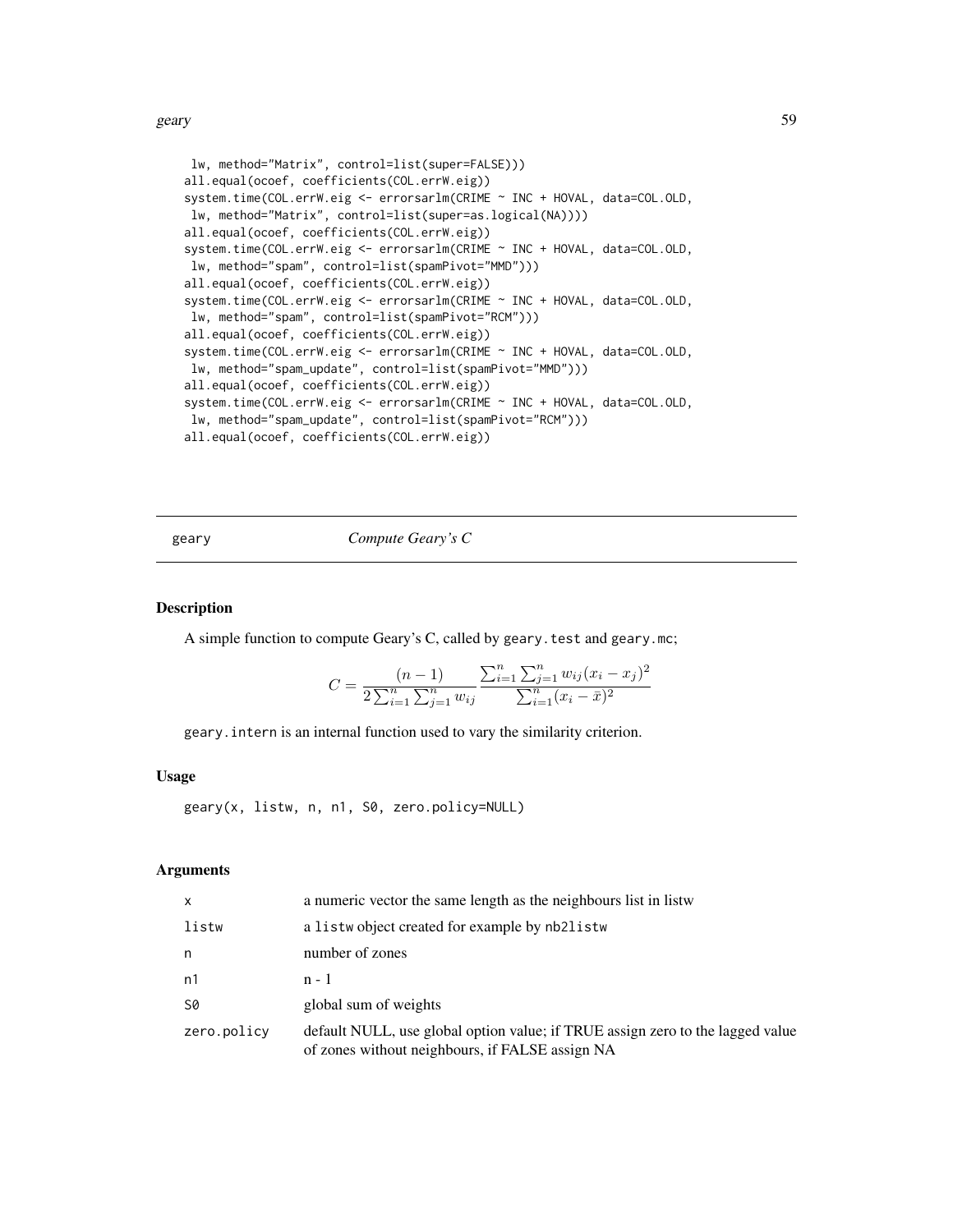```
 lw, method="Matrix", control=list(super=FALSE)))
all.equal(ocoef, coefficients(COL.errW.eig))
system.time(COL.errW.eig <- errorsarlm(CRIME ~ INC + HOVAL, data=COL.OLD,
 lw, method="Matrix", control=list(super=as.logical(NA))))
all.equal(ocoef, coefficients(COL.errW.eig))
system.time(COL.errW.eig <- errorsarlm(CRIME ~ INC + HOVAL, data=COL.OLD,
 lw, method="spam", control=list(spamPivot="MMD")))
all.equal(ocoef, coefficients(COL.errW.eig))
system.time(COL.errW.eig <- errorsarlm(CRIME ~ INC + HOVAL, data=COL.OLD,
 lw, method="spam", control=list(spamPivot="RCM")))
all.equal(ocoef, coefficients(COL.errW.eig))
system.time(COL.errW.eig <- errorsarlm(CRIME ~ INC + HOVAL, data=COL.OLD,
 lw, method="spam_update", control=list(spamPivot="MMD")))
all.equal(ocoef, coefficients(COL.errW.eig))
system.time(COL.errW.eig <- errorsarlm(CRIME ~ INC + HOVAL, data=COL.OLD,
 lw, method="spam_update", control=list(spamPivot="RCM")))
all.equal(ocoef, coefficients(COL.errW.eig))
```

# geary *Compute Geary's C*

## Description

A simple function to compute Geary's C, called by `geary.test` and `geary.mc`;

$$C = \frac{(n-1)}{2\sum_{i=1}^{n}\sum_{j=1}^{n} w_{ij}} \frac{\sum_{i=1}^{n}\sum_{j=1}^{n} w_{ij}(x_i - x_j)^2}{\sum_{i=1}^{n}(x_i - \bar{x})^2}$$

`geary.intern` is an internal function used to vary the similarity criterion.

## Usage

```
geary(x, listw, n, n1, S0, zero.policy=NULL)
```

## Arguments

| | |
|---|---|
| x | a numeric vector the same length as the neighbours list in listw |
| listw | a `listw` object created for example by `nb2listw` |
| n | number of zones |
| n1 | n - 1 |
| S0 | global sum of weights |
| zero.policy | default NULL, use global option value; if TRUE assign zero to the lagged value of zones without neighbours, if FALSE assign NA |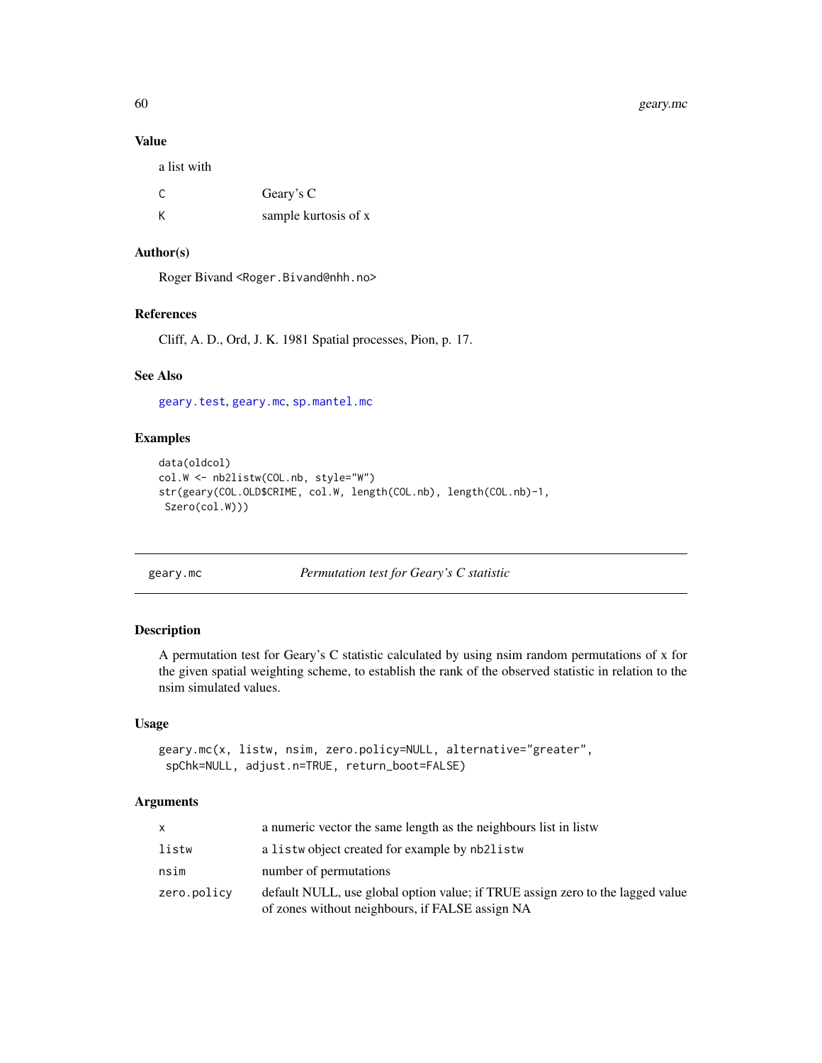## Value

a list with

| | |
|---|---|
| C | Geary's C |
| K | sample kurtosis of x |

## Author(s)

Roger Bivand <Roger.Bivand@nhh.no>

## References

Cliff, A. D., Ord, J. K. 1981 Spatial processes, Pion, p. 17.

## See Also

geary.test, geary.mc, sp.mantel.mc

## Examples

```
data(oldcol)
col.W <- nb2listw(COL.nb, style="W")
str(geary(COL.OLD$CRIME, col.W, length(COL.nb), length(COL.nb)-1,
 Szero(col.W)))
```

---

# geary.mc — *Permutation test for Geary's C statistic*

## Description

A permutation test for Geary's C statistic calculated by using nsim random permutations of x for the given spatial weighting scheme, to establish the rank of the observed statistic in relation to the nsim simulated values.

## Usage

```
geary.mc(x, listw, nsim, zero.policy=NULL, alternative="greater",
 spChk=NULL, adjust.n=TRUE, return_boot=FALSE)
```

## Arguments

| | |
|---|---|
| x | a numeric vector the same length as the neighbours list in listw |
| listw | a listw object created for example by nb2listw |
| nsim | number of permutations |
| zero.policy | default NULL, use global option value; if TRUE assign zero to the lagged value of zones without neighbours, if FALSE assign NA |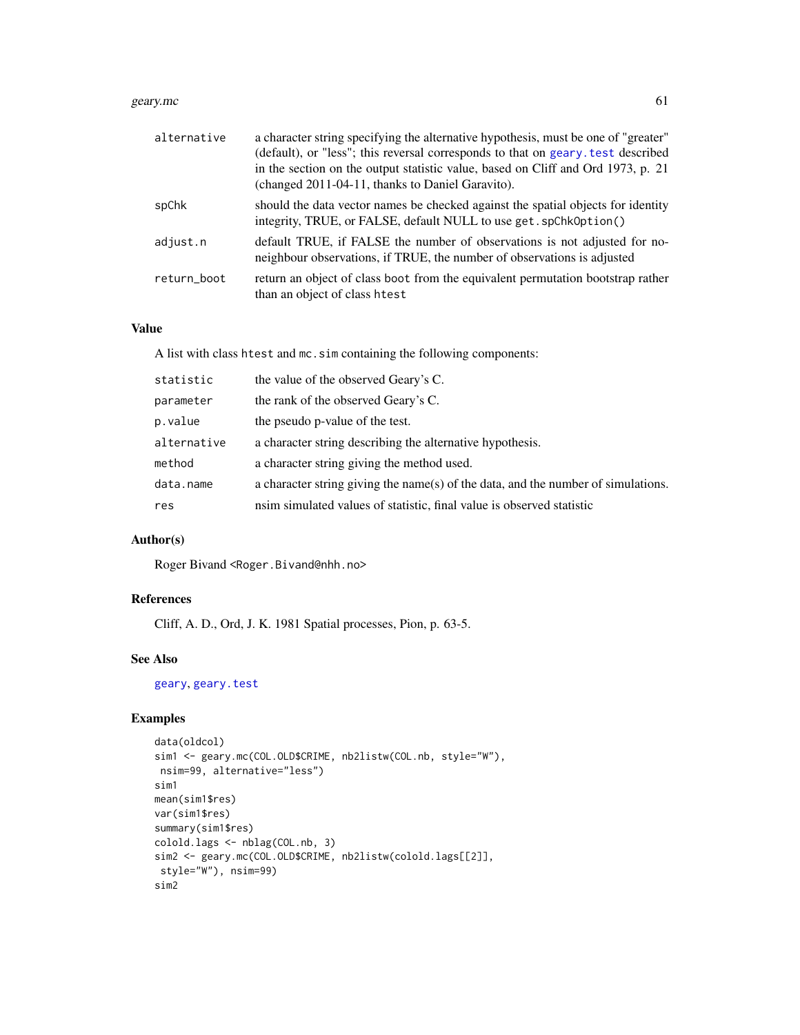| | |
|---|---|
| alternative | a character string specifying the alternative hypothesis, must be one of "greater" (default), or "less"; this reversal corresponds to that on geary.test described in the section on the output statistic value, based on Cliff and Ord 1973, p. 21 (changed 2011-04-11, thanks to Daniel Garavito). |
| spChk | should the data vector names be checked against the spatial objects for identity integrity, TRUE, or FALSE, default NULL to use get.spChkOption() |
| adjust.n | default TRUE, if FALSE the number of observations is not adjusted for no-neighbour observations, if TRUE, the number of observations is adjusted |
| return_boot | return an object of class boot from the equivalent permutation bootstrap rather than an object of class htest |

## Value

A list with class htest and mc.sim containing the following components:

| | |
|---|---|
| statistic | the value of the observed Geary's C. |
| parameter | the rank of the observed Geary's C. |
| p.value | the pseudo p-value of the test. |
| alternative | a character string describing the alternative hypothesis. |
| method | a character string giving the method used. |
| data.name | a character string giving the name(s) of the data, and the number of simulations. |
| res | nsim simulated values of statistic, final value is observed statistic |

## Author(s)

Roger Bivand <Roger.Bivand@nhh.no>

## References

Cliff, A. D., Ord, J. K. 1981 Spatial processes, Pion, p. 63-5.

## See Also

geary, geary.test

## Examples

```
data(oldcol)
sim1 <- geary.mc(COL.OLD$CRIME, nb2listw(COL.nb, style="W"),
 nsim=99, alternative="less")
sim1
mean(sim1$res)
var(sim1$res)
summary(sim1$res)
colold.lags <- nblag(COL.nb, 3)
sim2 <- geary.mc(COL.OLD$CRIME, nb2listw(colold.lags[[2]],
 style="W"), nsim=99)
sim2
```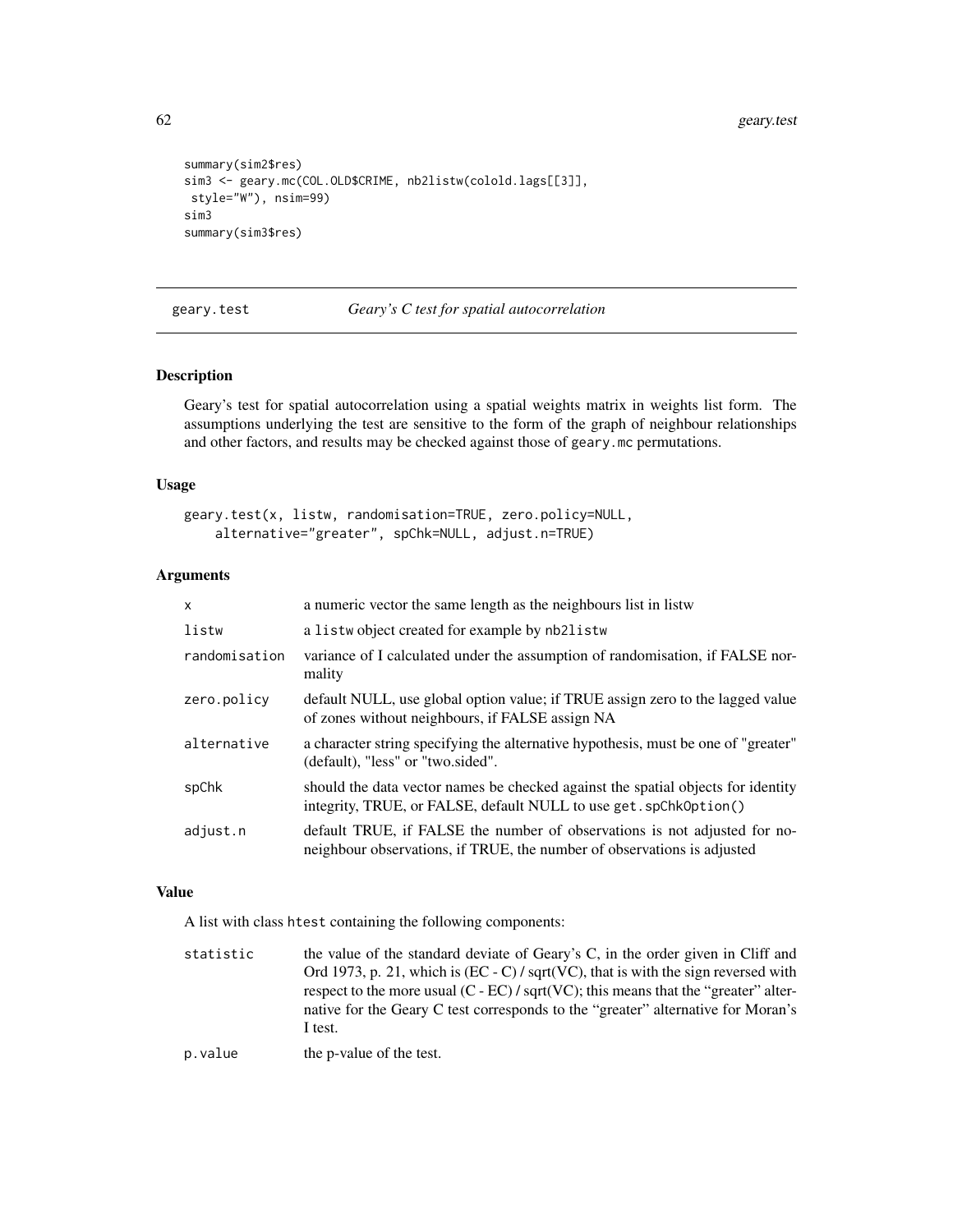```
summary(sim2$res)
sim3 <- geary.mc(COL.OLD$CRIME, nb2listw(colold.lags[[3]],
 style="W"), nsim=99)
sim3
summary(sim3$res)
```

## geary.test *Geary's C test for spatial autocorrelation*

### Description

Geary's test for spatial autocorrelation using a spatial weights matrix in weights list form. The assumptions underlying the test are sensitive to the form of the graph of neighbour relationships and other factors, and results may be checked against those of `geary.mc` permutations.

### Usage

```
geary.test(x, listw, randomisation=TRUE, zero.policy=NULL,
    alternative="greater", spChk=NULL, adjust.n=TRUE)
```

### Arguments

| | |
|---|---|
| `x` | a numeric vector the same length as the neighbours list in listw |
| `listw` | a `listw` object created for example by `nb2listw` |
| `randomisation` | variance of I calculated under the assumption of randomisation, if FALSE normality |
| `zero.policy` | default NULL, use global option value; if TRUE assign zero to the lagged value of zones without neighbours, if FALSE assign NA |
| `alternative` | a character string specifying the alternative hypothesis, must be one of "greater" (default), "less" or "two.sided". |
| `spChk` | should the data vector names be checked against the spatial objects for identity integrity, TRUE, or FALSE, default NULL to use `get.spChkOption()` |
| `adjust.n` | default TRUE, if FALSE the number of observations is not adjusted for no-neighbour observations, if TRUE, the number of observations is adjusted |

### Value

A list with class `htest` containing the following components:

| | |
|---|---|
| `statistic` | the value of the standard deviate of Geary's C, in the order given in Cliff and Ord 1973, p. 21, which is (EC - C) / sqrt(VC), that is with the sign reversed with respect to the more usual (C - EC) / sqrt(VC); this means that the "greater" alternative for the Geary C test corresponds to the "greater" alternative for Moran's I test. |
| `p.value` | the p-value of the test. |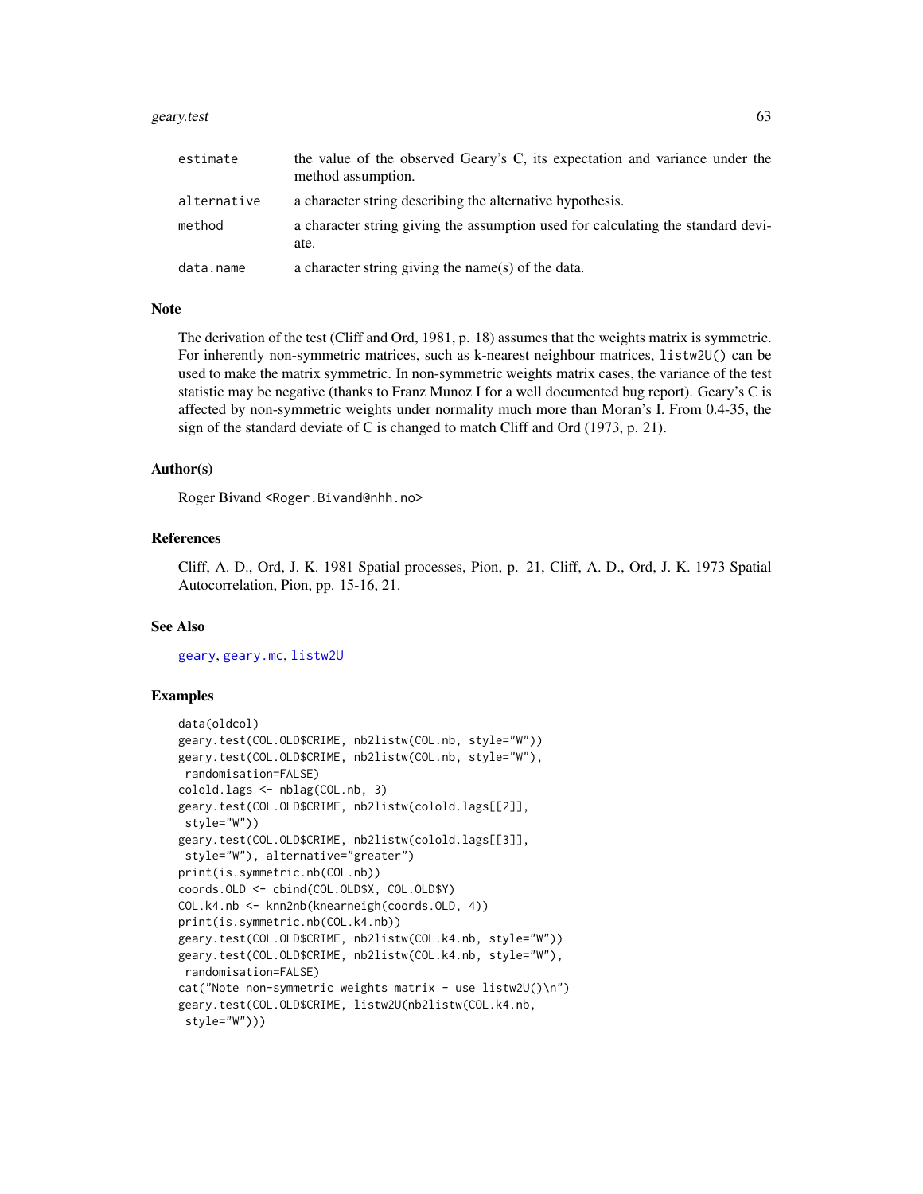| | |
|---|---|
| estimate | the value of the observed Geary's C, its expectation and variance under the method assumption. |
| alternative | a character string describing the alternative hypothesis. |
| method | a character string giving the assumption used for calculating the standard deviate. |
| data.name | a character string giving the name(s) of the data. |

## Note

The derivation of the test (Cliff and Ord, 1981, p. 18) assumes that the weights matrix is symmetric. For inherently non-symmetric matrices, such as k-nearest neighbour matrices, `listw2U()` can be used to make the matrix symmetric. In non-symmetric weights matrix cases, the variance of the test statistic may be negative (thanks to Franz Munoz I for a well documented bug report). Geary's C is affected by non-symmetric weights under normality much more than Moran's I. From 0.4-35, the sign of the standard deviate of C is changed to match Cliff and Ord (1973, p. 21).

## Author(s)

Roger Bivand <Roger.Bivand@nhh.no>

## References

Cliff, A. D., Ord, J. K. 1981 Spatial processes, Pion, p. 21, Cliff, A. D., Ord, J. K. 1973 Spatial Autocorrelation, Pion, pp. 15-16, 21.

## See Also

geary, geary.mc, listw2U

## Examples

```
data(oldcol)
geary.test(COL.OLD$CRIME, nb2listw(COL.nb, style="W"))
geary.test(COL.OLD$CRIME, nb2listw(COL.nb, style="W"),
 randomisation=FALSE)
colold.lags <- nblag(COL.nb, 3)
geary.test(COL.OLD$CRIME, nb2listw(colold.lags[[2]],
 style="W"))
geary.test(COL.OLD$CRIME, nb2listw(colold.lags[[3]],
 style="W"), alternative="greater")
print(is.symmetric.nb(COL.nb))
coords.OLD <- cbind(COL.OLD$X, COL.OLD$Y)
COL.k4.nb <- knn2nb(knearneigh(coords.OLD, 4))
print(is.symmetric.nb(COL.k4.nb))
geary.test(COL.OLD$CRIME, nb2listw(COL.k4.nb, style="W"))
geary.test(COL.OLD$CRIME, nb2listw(COL.k4.nb, style="W"),
 randomisation=FALSE)
cat("Note non-symmetric weights matrix - use listw2U()\n")
geary.test(COL.OLD$CRIME, listw2U(nb2listw(COL.k4.nb,
 style="W")))
```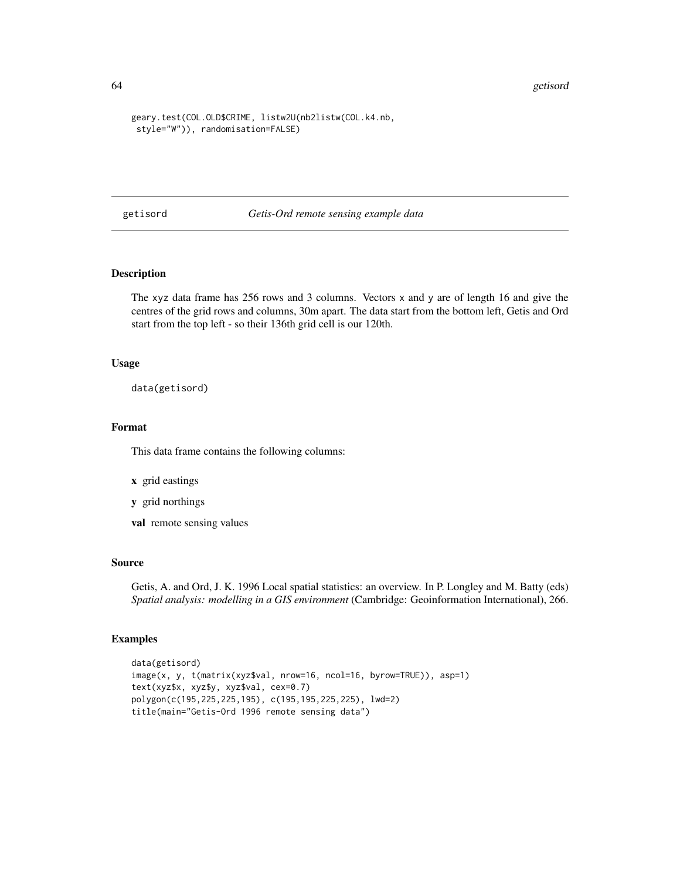```
geary.test(COL.OLD$CRIME, listw2U(nb2listw(COL.k4.nb,
 style="W")), randomisation=FALSE)
```

## getisord — *Getis-Ord remote sensing example data*

### Description

The xyz data frame has 256 rows and 3 columns. Vectors x and y are of length 16 and give the centres of the grid rows and columns, 30m apart. The data start from the bottom left, Getis and Ord start from the top left - so their 136th grid cell is our 120th.

### Usage

```
data(getisord)
```

### Format

This data frame contains the following columns:

- **x** grid eastings
- **y** grid northings
- **val** remote sensing values

### Source

Getis, A. and Ord, J. K. 1996 Local spatial statistics: an overview. In P. Longley and M. Batty (eds) *Spatial analysis: modelling in a GIS environment* (Cambridge: Geoinformation International), 266.

### Examples

```
data(getisord)
image(x, y, t(matrix(xyz$val, nrow=16, ncol=16, byrow=TRUE)), asp=1)
text(xyz$x, xyz$y, xyz$val, cex=0.7)
polygon(c(195,225,225,195), c(195,195,225,225), lwd=2)
title(main="Getis-Ord 1996 remote sensing data")
```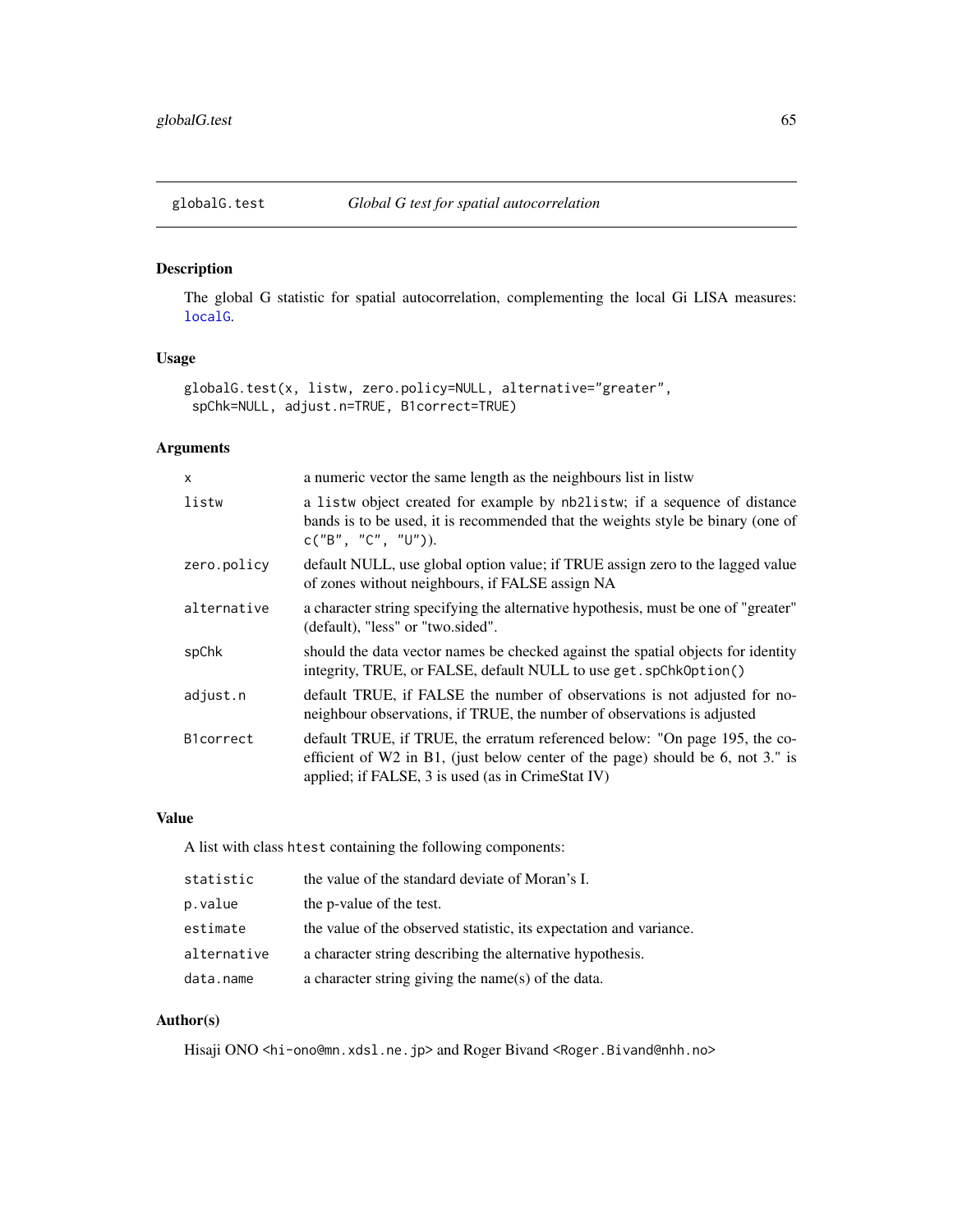## globalG.test — *Global G test for spatial autocorrelation*

### Description

The global G statistic for spatial autocorrelation, complementing the local Gi LISA measures: localG.

### Usage

```
globalG.test(x, listw, zero.policy=NULL, alternative="greater",
 spChk=NULL, adjust.n=TRUE, B1correct=TRUE)
```

### Arguments

| | |
|---|---|
| x | a numeric vector the same length as the neighbours list in listw |
| listw | a listw object created for example by nb2listw; if a sequence of distance bands is to be used, it is recommended that the weights style be binary (one of c("B", "C", "U")). |
| zero.policy | default NULL, use global option value; if TRUE assign zero to the lagged value of zones without neighbours, if FALSE assign NA |
| alternative | a character string specifying the alternative hypothesis, must be one of "greater" (default), "less" or "two.sided". |
| spChk | should the data vector names be checked against the spatial objects for identity integrity, TRUE, or FALSE, default NULL to use get.spChkOption() |
| adjust.n | default TRUE, if FALSE the number of observations is not adjusted for no-neighbour observations, if TRUE, the number of observations is adjusted |
| B1correct | default TRUE, if TRUE, the erratum referenced below: "On page 195, the coefficient of W2 in B1, (just below center of the page) should be 6, not 3." is applied; if FALSE, 3 is used (as in CrimeStat IV) |

### Value

A list with class htest containing the following components:

| | |
|---|---|
| statistic | the value of the standard deviate of Moran's I. |
| p.value | the p-value of the test. |
| estimate | the value of the observed statistic, its expectation and variance. |
| alternative | a character string describing the alternative hypothesis. |
| data.name | a character string giving the name(s) of the data. |

### Author(s)

Hisaji ONO <hi-ono@mn.xdsl.ne.jp> and Roger Bivand <Roger.Bivand@nhh.no>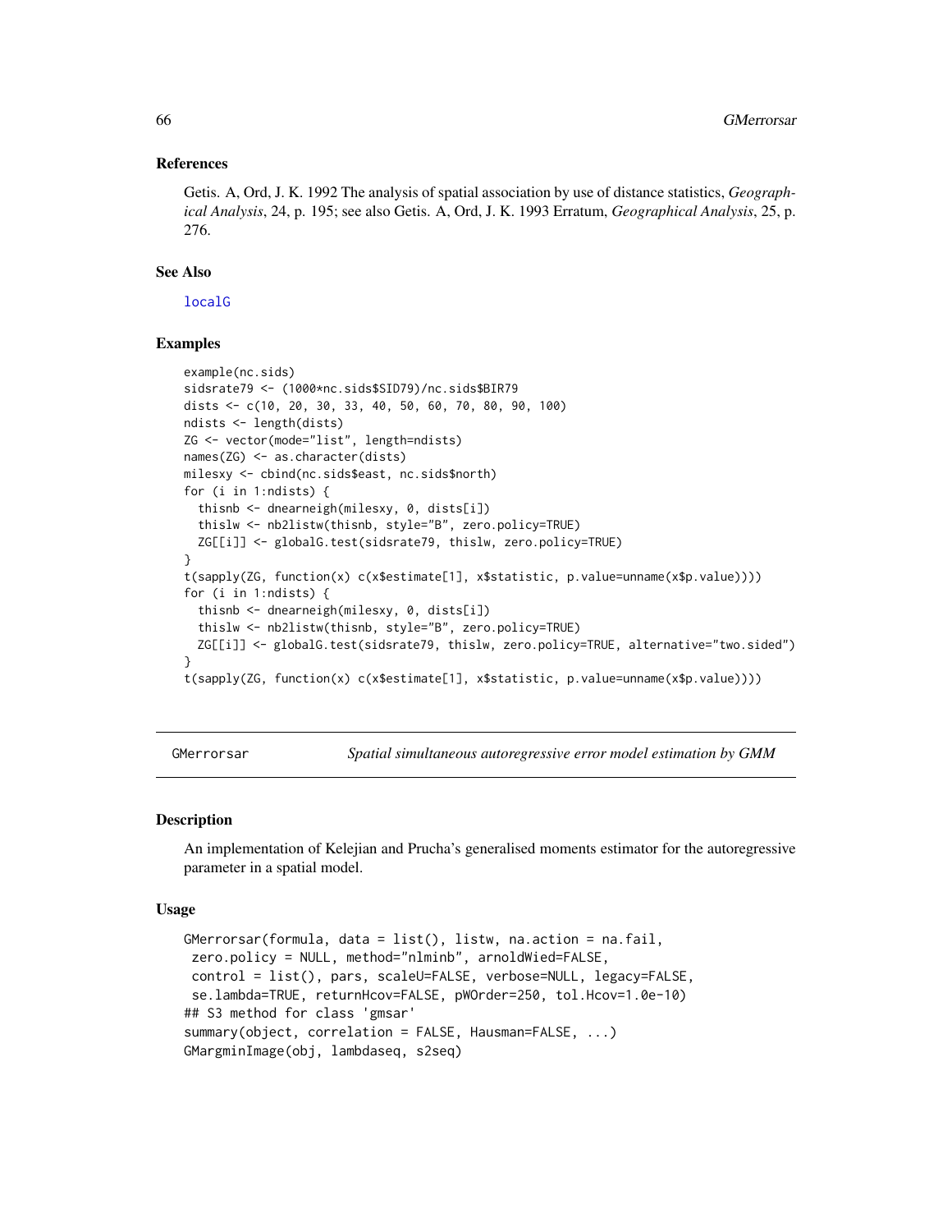### References

Getis. A, Ord, J. K. 1992 The analysis of spatial association by use of distance statistics, *Geographical Analysis*, 24, p. 195; see also Getis. A, Ord, J. K. 1993 Erratum, *Geographical Analysis*, 25, p. 276.

### See Also

localG

### Examples

```
example(nc.sids)
sidsrate79 <- (1000*nc.sids$SID79)/nc.sids$BIR79
dists <- c(10, 20, 30, 33, 40, 50, 60, 70, 80, 90, 100)
ndists <- length(dists)
ZG <- vector(mode="list", length=ndists)
names(ZG) <- as.character(dists)
milesxy <- cbind(nc.sids$east, nc.sids$north)
for (i in 1:ndists) {
  thisnb <- dnearneigh(milesxy, 0, dists[i])
  thislw <- nb2listw(thisnb, style="B", zero.policy=TRUE)
  ZG[[i]] <- globalG.test(sidsrate79, thislw, zero.policy=TRUE)
}
t(sapply(ZG, function(x) c(x$estimate[1], x$statistic, p.value=unname(x$p.value))))
for (i in 1:ndists) {
  thisnb <- dnearneigh(milesxy, 0, dists[i])
  thislw <- nb2listw(thisnb, style="B", zero.policy=TRUE)
  ZG[[i]] <- globalG.test(sidsrate79, thislw, zero.policy=TRUE, alternative="two.sided")
}
t(sapply(ZG, function(x) c(x$estimate[1], x$statistic, p.value=unname(x$p.value))))
```

---

## GMerrorsar *Spatial simultaneous autoregressive error model estimation by GMM*

### Description

An implementation of Kelejian and Prucha's generalised moments estimator for the autoregressive parameter in a spatial model.

### Usage

```
GMerrorsar(formula, data = list(), listw, na.action = na.fail,
 zero.policy = NULL, method="nlminb", arnoldWied=FALSE,
 control = list(), pars, scaleU=FALSE, verbose=NULL, legacy=FALSE,
 se.lambda=TRUE, returnHcov=FALSE, pWOrder=250, tol.Hcov=1.0e-10)
## S3 method for class 'gmsar'
summary(object, correlation = FALSE, Hausman=FALSE, ...)
GMargminImage(obj, lambdaseq, s2seq)
```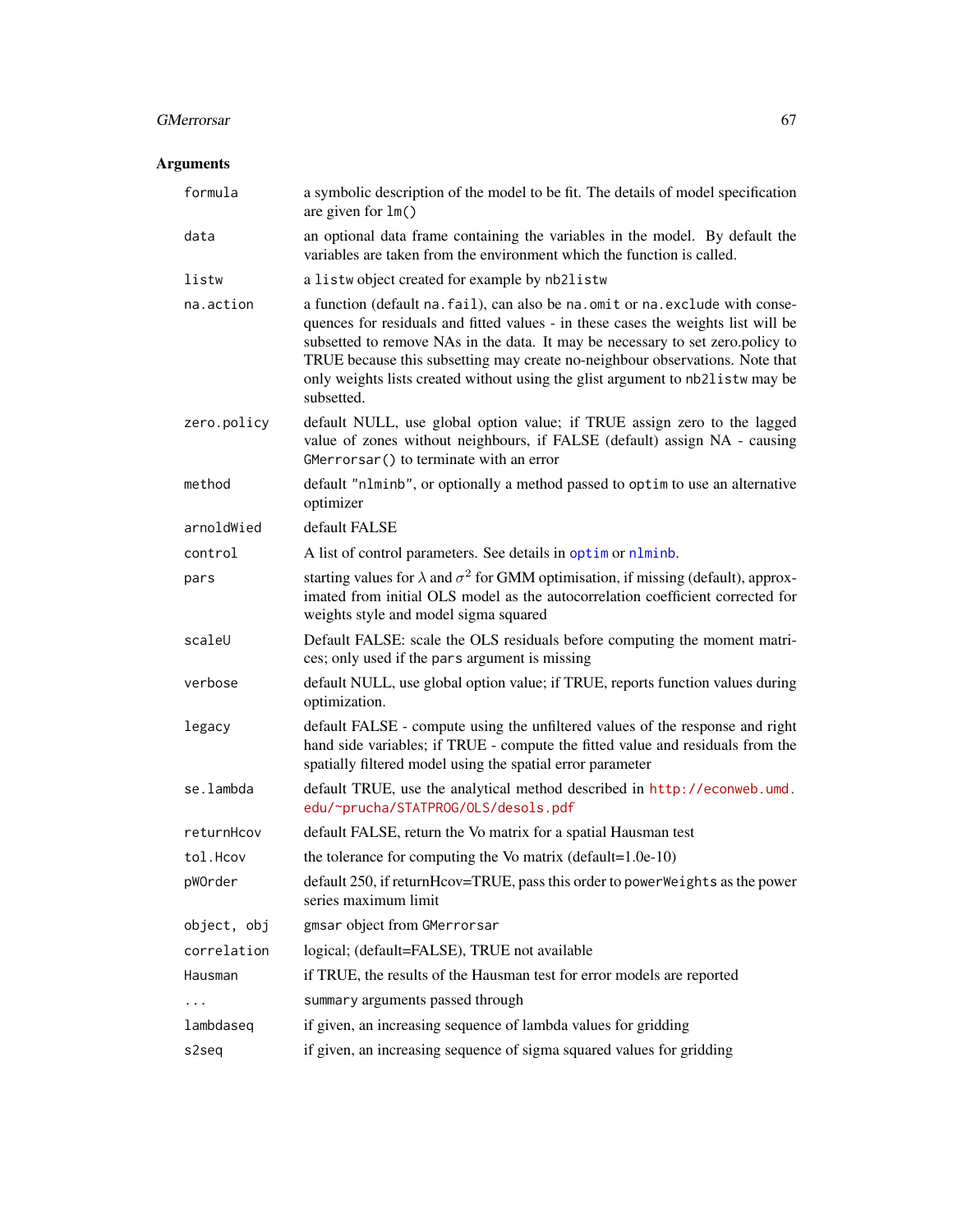## Arguments

| | |
|---|---|
| `formula` | a symbolic description of the model to be fit. The details of model specification are given for `lm()` |
| `data` | an optional data frame containing the variables in the model. By default the variables are taken from the environment which the function is called. |
| `listw` | a `listw` object created for example by `nb2listw` |
| `na.action` | a function (default `na.fail`), can also be `na.omit` or `na.exclude` with consequences for residuals and fitted values - in these cases the weights list will be subsetted to remove NAs in the data. It may be necessary to set zero.policy to TRUE because this subsetting may create no-neighbour observations. Note that only weights lists created without using the glist argument to `nb2listw` may be subsetted. |
| `zero.policy` | default NULL, use global option value; if TRUE assign zero to the lagged value of zones without neighbours, if FALSE (default) assign NA - causing `GMerrorsar()` to terminate with an error |
| `method` | default `"nlminb"`, or optionally a method passed to `optim` to use an alternative optimizer |
| `arnoldWied` | default FALSE |
| `control` | A list of control parameters. See details in `optim` or `nlminb`. |
| `pars` | starting values for $\lambda$ and $\sigma^2$ for GMM optimisation, if missing (default), approximated from initial OLS model as the autocorrelation coefficient corrected for weights style and model sigma squared |
| `scaleU` | Default FALSE: scale the OLS residuals before computing the moment matrices; only used if the `pars` argument is missing |
| `verbose` | default NULL, use global option value; if TRUE, reports function values during optimization. |
| `legacy` | default FALSE - compute using the unfiltered values of the response and right hand side variables; if TRUE - compute the fitted value and residuals from the spatially filtered model using the spatial error parameter |
| `se.lambda` | default TRUE, use the analytical method described in `http://econweb.umd.edu/~prucha/STATPROG/OLS/desols.pdf` |
| `returnHcov` | default FALSE, return the Vo matrix for a spatial Hausman test |
| `tol.Hcov` | the tolerance for computing the Vo matrix (default=1.0e-10) |
| `pWOrder` | default 250, if returnHcov=TRUE, pass this order to `powerWeights` as the power series maximum limit |
| `object, obj` | `gmsar` object from `GMerrorsar` |
| `correlation` | logical; (default=FALSE), TRUE not available |
| `Hausman` | if TRUE, the results of the Hausman test for error models are reported |
| `...` | `summary` arguments passed through |
| `lambdaseq` | if given, an increasing sequence of lambda values for gridding |
| `s2seq` | if given, an increasing sequence of sigma squared values for gridding |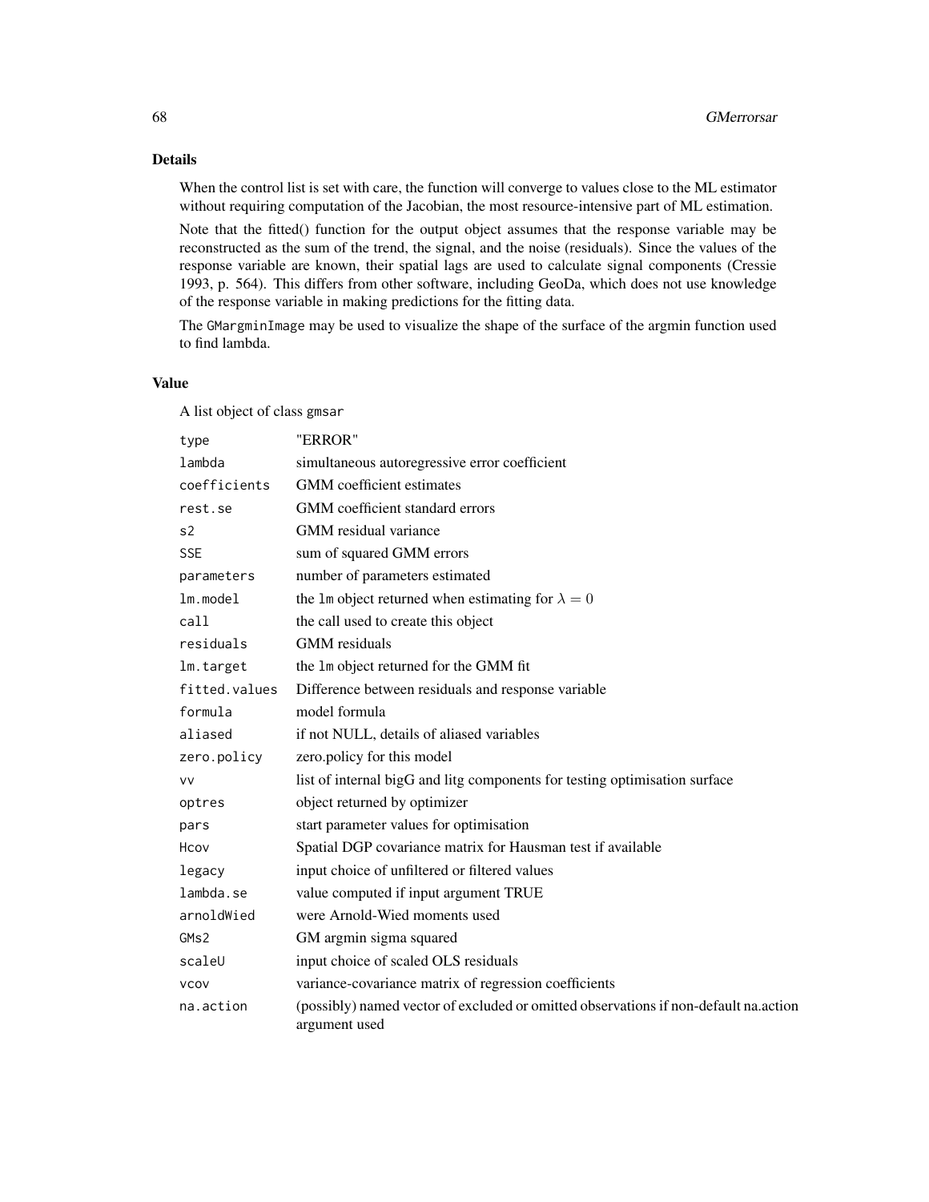## Details

When the control list is set with care, the function will converge to values close to the ML estimator without requiring computation of the Jacobian, the most resource-intensive part of ML estimation.

Note that the fitted() function for the output object assumes that the response variable may be reconstructed as the sum of the trend, the signal, and the noise (residuals). Since the values of the response variable are known, their spatial lags are used to calculate signal components (Cressie 1993, p. 564). This differs from other software, including GeoDa, which does not use knowledge of the response variable in making predictions for the fitting data.

The `GMargminImage` may be used to visualize the shape of the surface of the argmin function used to find lambda.

## Value

A list object of class `gmsar`

| | |
|---|---|
| `type` | "ERROR" |
| `lambda` | simultaneous autoregressive error coefficient |
| `coefficients` | GMM coefficient estimates |
| `rest.se` | GMM coefficient standard errors |
| `s2` | GMM residual variance |
| `SSE` | sum of squared GMM errors |
| `parameters` | number of parameters estimated |
| `lm.model` | the `lm` object returned when estimating for $\lambda = 0$ |
| `call` | the call used to create this object |
| `residuals` | GMM residuals |
| `lm.target` | the `lm` object returned for the GMM fit |
| `fitted.values` | Difference between residuals and response variable |
| `formula` | model formula |
| `aliased` | if not NULL, details of aliased variables |
| `zero.policy` | zero.policy for this model |
| `vv` | list of internal bigG and litg components for testing optimisation surface |
| `optres` | object returned by optimizer |
| `pars` | start parameter values for optimisation |
| `Hcov` | Spatial DGP covariance matrix for Hausman test if available |
| `legacy` | input choice of unfiltered or filtered values |
| `lambda.se` | value computed if input argument TRUE |
| `arnoldWied` | were Arnold-Wied moments used |
| `GMs2` | GM argmin sigma squared |
| `scaleU` | input choice of scaled OLS residuals |
| `vcov` | variance-covariance matrix of regression coefficients |
| `na.action` | (possibly) named vector of excluded or omitted observations if non-default na.action argument used |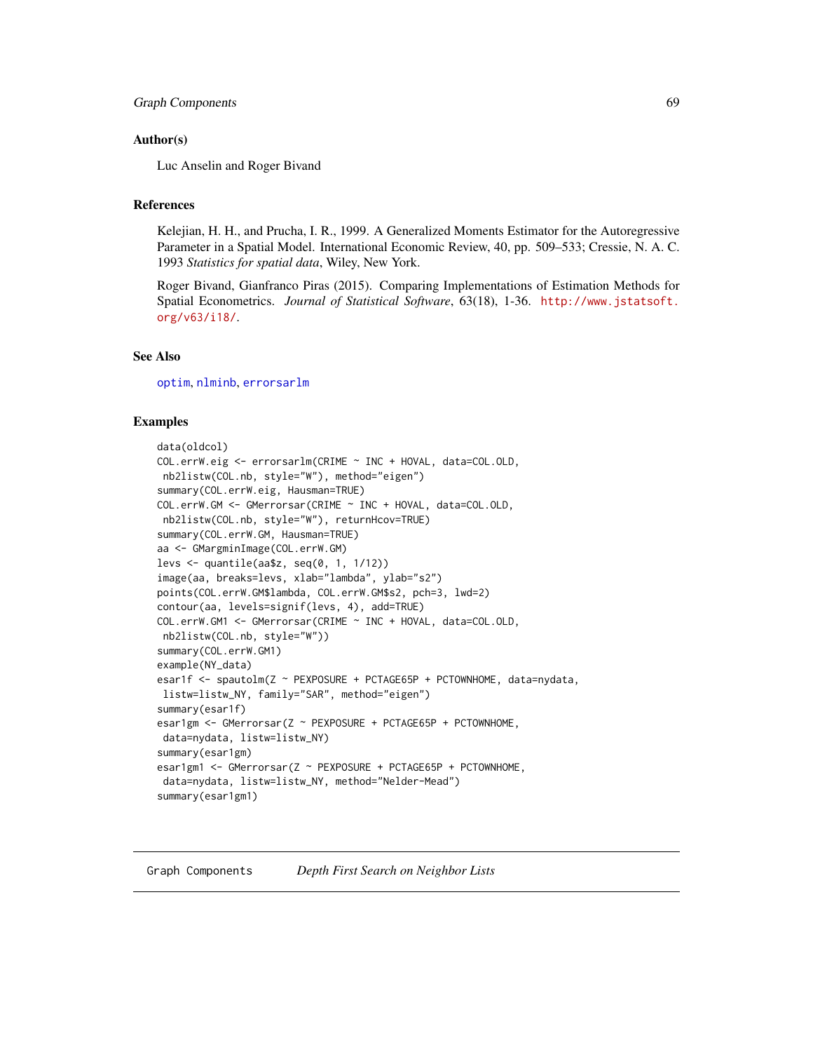### Author(s)

Luc Anselin and Roger Bivand

### References

Kelejian, H. H., and Prucha, I. R., 1999. A Generalized Moments Estimator for the Autoregressive Parameter in a Spatial Model. International Economic Review, 40, pp. 509–533; Cressie, N. A. C. 1993 *Statistics for spatial data*, Wiley, New York.

Roger Bivand, Gianfranco Piras (2015). Comparing Implementations of Estimation Methods for Spatial Econometrics. *Journal of Statistical Software*, 63(18), 1-36. http://www.jstatsoft.org/v63/i18/.

### See Also

optim, nlminb, errorsarlm

### Examples

```
data(oldcol)
COL.errW.eig <- errorsarlm(CRIME ~ INC + HOVAL, data=COL.OLD,
 nb2listw(COL.nb, style="W"), method="eigen")
summary(COL.errW.eig, Hausman=TRUE)
COL.errW.GM <- GMerrorsar(CRIME ~ INC + HOVAL, data=COL.OLD,
 nb2listw(COL.nb, style="W"), returnHcov=TRUE)
summary(COL.errW.GM, Hausman=TRUE)
aa <- GMargminImage(COL.errW.GM)
levs <- quantile(aa$z, seq(0, 1, 1/12))
image(aa, breaks=levs, xlab="lambda", ylab="s2")
points(COL.errW.GM$lambda, COL.errW.GM$s2, pch=3, lwd=2)
contour(aa, levels=signif(levs, 4), add=TRUE)
COL.errW.GM1 <- GMerrorsar(CRIME ~ INC + HOVAL, data=COL.OLD,
 nb2listw(COL.nb, style="W"))
summary(COL.errW.GM1)
example(NY_data)
esar1f <- spautolm(Z ~ PEXPOSURE + PCTAGE65P + PCTOWNHOME, data=nydata,
 listw=listw_NY, family="SAR", method="eigen")
summary(esar1f)
esar1gm <- GMerrorsar(Z ~ PEXPOSURE + PCTAGE65P + PCTOWNHOME,
 data=nydata, listw=listw_NY)
summary(esar1gm)
esar1gm1 <- GMerrorsar(Z ~ PEXPOSURE + PCTAGE65P + PCTOWNHOME,
 data=nydata, listw=listw_NY, method="Nelder-Mead")
summary(esar1gm1)
```

---

## Graph Components    *Depth First Search on Neighbor Lists*

---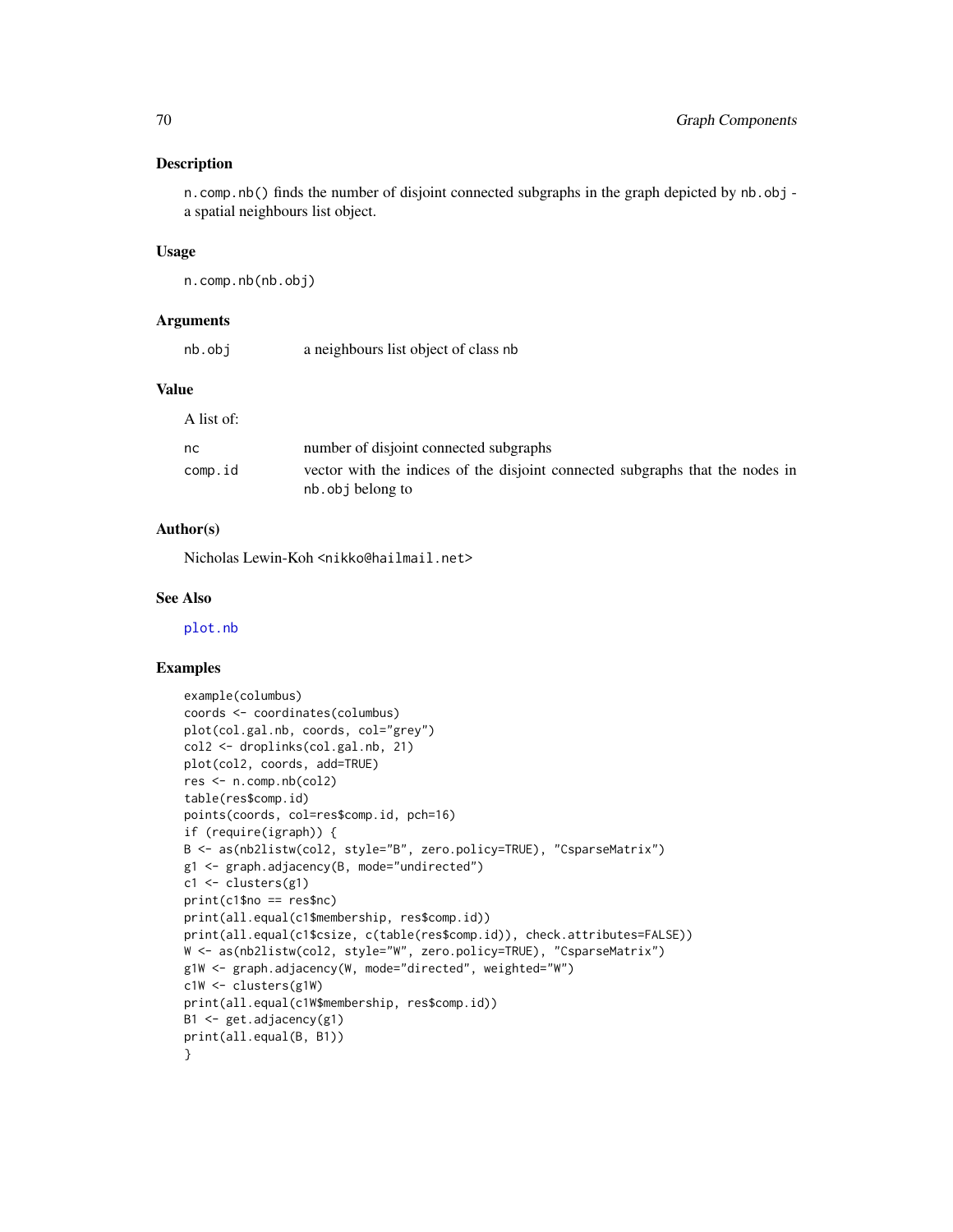## Description

n.comp.nb() finds the number of disjoint connected subgraphs in the graph depicted by nb.obj - a spatial neighbours list object.

## Usage

```
n.comp.nb(nb.obj)
```

## Arguments

| | |
|---|---|
| nb.obj | a neighbours list object of class nb |

## Value

A list of:

| | |
|---|---|
| nc | number of disjoint connected subgraphs |
| comp.id | vector with the indices of the disjoint connected subgraphs that the nodes in nb.obj belong to |

## Author(s)

Nicholas Lewin-Koh <nikko@hailmail.net>

## See Also

plot.nb

## Examples

```
example(columbus)
coords <- coordinates(columbus)
plot(col.gal.nb, coords, col="grey")
col2 <- droplinks(col.gal.nb, 21)
plot(col2, coords, add=TRUE)
res <- n.comp.nb(col2)
table(res$comp.id)
points(coords, col=res$comp.id, pch=16)
if (require(igraph)) {
B <- as(nb2listw(col2, style="B", zero.policy=TRUE), "CsparseMatrix")
g1 <- graph.adjacency(B, mode="undirected")
c1 <- clusters(g1)
print(c1$no == res$nc)
print(all.equal(c1$membership, res$comp.id))
print(all.equal(c1$csize, c(table(res$comp.id)), check.attributes=FALSE))
W <- as(nb2listw(col2, style="W", zero.policy=TRUE), "CsparseMatrix")
g1W <- graph.adjacency(W, mode="directed", weighted="W")
c1W <- clusters(g1W)
print(all.equal(c1W$membership, res$comp.id))
B1 <- get.adjacency(g1)
print(all.equal(B, B1))
}
```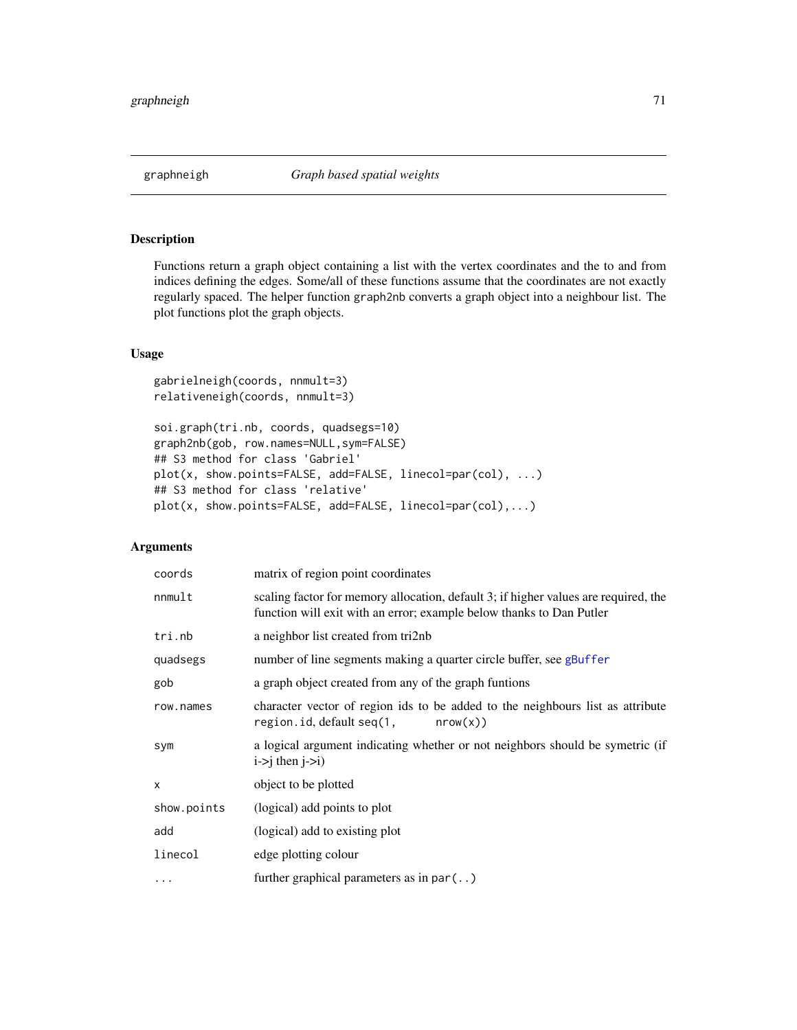## graphneigh *Graph based spatial weights*

### Description

Functions return a graph object containing a list with the vertex coordinates and the to and from indices defining the edges. Some/all of these functions assume that the coordinates are not exactly regularly spaced. The helper function `graph2nb` converts a graph object into a neighbour list. The plot functions plot the graph objects.

### Usage

```
gabrielneigh(coords, nnmult=3)
relativeneigh(coords, nnmult=3)

soi.graph(tri.nb, coords, quadsegs=10)
graph2nb(gob, row.names=NULL,sym=FALSE)
## S3 method for class 'Gabriel'
plot(x, show.points=FALSE, add=FALSE, linecol=par(col), ...)
## S3 method for class 'relative'
plot(x, show.points=FALSE, add=FALSE, linecol=par(col),...)
```

### Arguments

| | |
|---|---|
| `coords` | matrix of region point coordinates |
| `nnmult` | scaling factor for memory allocation, default 3; if higher values are required, the function will exit with an error; example below thanks to Dan Putler |
| `tri.nb` | a neighbor list created from tri2nb |
| `quadsegs` | number of line segments making a quarter circle buffer, see `gBuffer` |
| `gob` | a graph object created from any of the graph funtions |
| `row.names` | character vector of region ids to be added to the neighbours list as attribute `region.id`, default `seq(1, nrow(x))` |
| `sym` | a logical argument indicating whether or not neighbors should be symetric (if i->j then j->i) |
| `x` | object to be plotted |
| `show.points` | (logical) add points to plot |
| `add` | (logical) add to existing plot |
| `linecol` | edge plotting colour |
| `...` | further graphical parameters as in `par(..)` |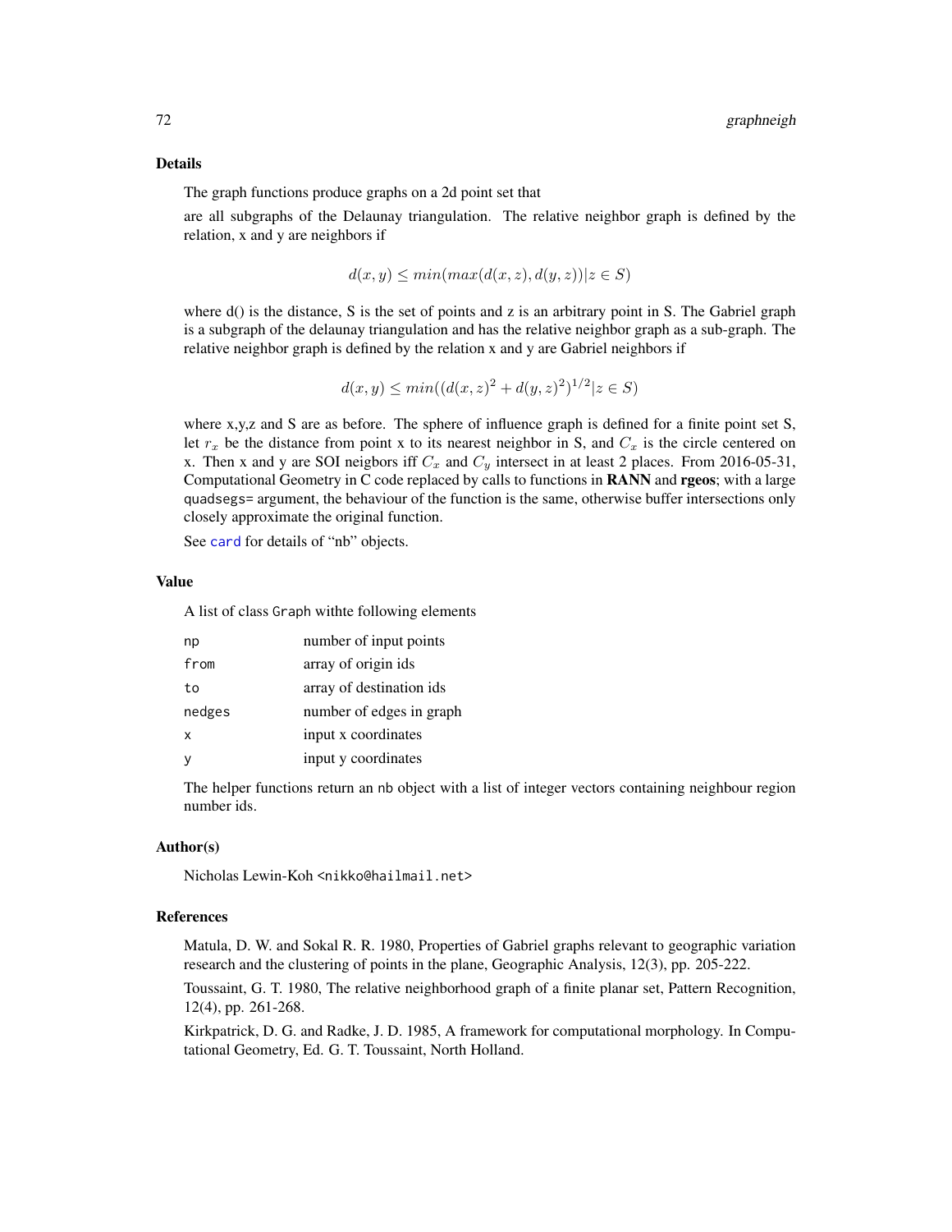### Details

The graph functions produce graphs on a 2d point set that

are all subgraphs of the Delaunay triangulation. The relative neighbor graph is defined by the relation, x and y are neighbors if

$$d(x,y) \leq min(max(d(x,z),d(y,z))|z \in S)$$

where d() is the distance, S is the set of points and z is an arbitrary point in S. The Gabriel graph is a subgraph of the delaunay triangulation and has the relative neighbor graph as a sub-graph. The relative neighbor graph is defined by the relation x and y are Gabriel neighbors if

$$d(x,y) \leq min((d(x,z)^2 + d(y,z)^2)^{1/2}|z \in S)$$

where x,y,z and S are as before. The sphere of influence graph is defined for a finite point set S, let $r_x$ be the distance from point x to its nearest neighbor in S, and $C_x$ is the circle centered on x. Then x and y are SOI neigbors iff $C_x$ and $C_y$ intersect in at least 2 places. From 2016-05-31, Computational Geometry in C code replaced by calls to functions in **RANN** and **rgeos**; with a large `quadsegs=` argument, the behaviour of the function is the same, otherwise buffer intersections only closely approximate the original function.

See `card` for details of "nb" objects.

### Value

A list of class `Graph` withte following elements

| | |
|---|---|
| `np` | number of input points |
| `from` | array of origin ids |
| `to` | array of destination ids |
| `nedges` | number of edges in graph |
| `x` | input x coordinates |
| `y` | input y coordinates |

The helper functions return an `nb` object with a list of integer vectors containing neighbour region number ids.

### Author(s)

Nicholas Lewin-Koh <`nikko@hailmail.net`>

### References

Matula, D. W. and Sokal R. R. 1980, Properties of Gabriel graphs relevant to geographic variation research and the clustering of points in the plane, Geographic Analysis, 12(3), pp. 205-222.

Toussaint, G. T. 1980, The relative neighborhood graph of a finite planar set, Pattern Recognition, 12(4), pp. 261-268.

Kirkpatrick, D. G. and Radke, J. D. 1985, A framework for computational morphology. In Computational Geometry, Ed. G. T. Toussaint, North Holland.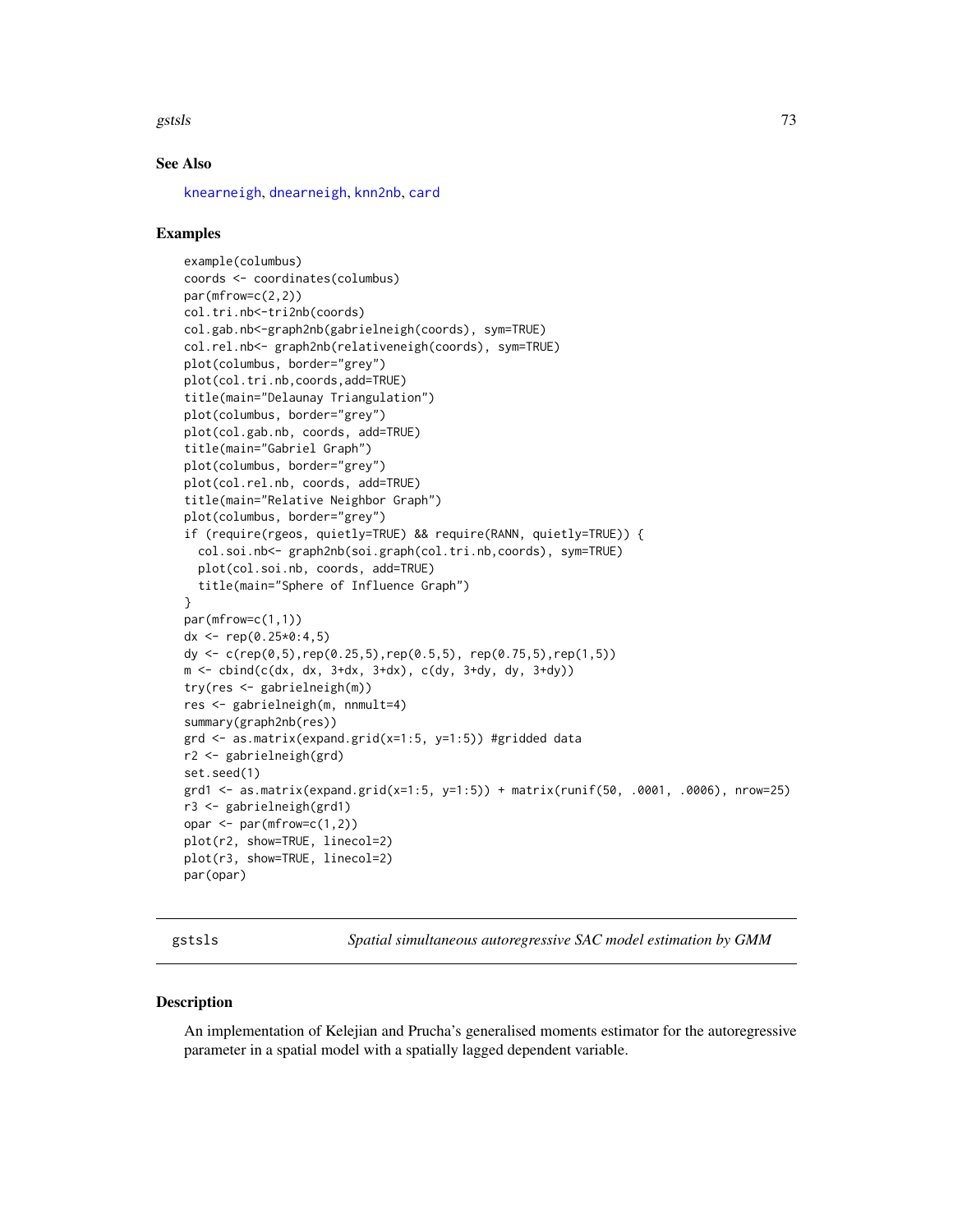## See Also

knearneigh, dnearneigh, knn2nb, card

## Examples

```
example(columbus)
coords <- coordinates(columbus)
par(mfrow=c(2,2))
col.tri.nb<-tri2nb(coords)
col.gab.nb<-graph2nb(gabrielneigh(coords), sym=TRUE)
col.rel.nb<- graph2nb(relativeneigh(coords), sym=TRUE)
plot(columbus, border="grey")
plot(col.tri.nb,coords,add=TRUE)
title(main="Delaunay Triangulation")
plot(columbus, border="grey")
plot(col.gab.nb, coords, add=TRUE)
title(main="Gabriel Graph")
plot(columbus, border="grey")
plot(col.rel.nb, coords, add=TRUE)
title(main="Relative Neighbor Graph")
plot(columbus, border="grey")
if (require(rgeos, quietly=TRUE) && require(RANN, quietly=TRUE)) {
  col.soi.nb<- graph2nb(soi.graph(col.tri.nb,coords), sym=TRUE)
  plot(col.soi.nb, coords, add=TRUE)
  title(main="Sphere of Influence Graph")
}
par(mfrow=c(1,1))
dx <- rep(0.25*0:4,5)
dy <- c(rep(0,5),rep(0.25,5),rep(0.5,5), rep(0.75,5),rep(1,5))
m <- cbind(c(dx, dx, 3+dx, 3+dx), c(dy, 3+dy, dy, 3+dy))
try(res <- gabrielneigh(m))
res <- gabrielneigh(m, nnmult=4)
summary(graph2nb(res))
grd <- as.matrix(expand.grid(x=1:5, y=1:5)) #gridded data
r2 <- gabrielneigh(grd)
set.seed(1)
grd1 <- as.matrix(expand.grid(x=1:5, y=1:5)) + matrix(runif(50, .0001, .0006), nrow=25)
r3 <- gabrielneigh(grd1)
opar <- par(mfrow=c(1,2))
plot(r2, show=TRUE, linecol=2)
plot(r3, show=TRUE, linecol=2)
par(opar)
```

---

# gstsls — *Spatial simultaneous autoregressive SAC model estimation by GMM*

## Description

An implementation of Kelejian and Prucha's generalised moments estimator for the autoregressive parameter in a spatial model with a spatially lagged dependent variable.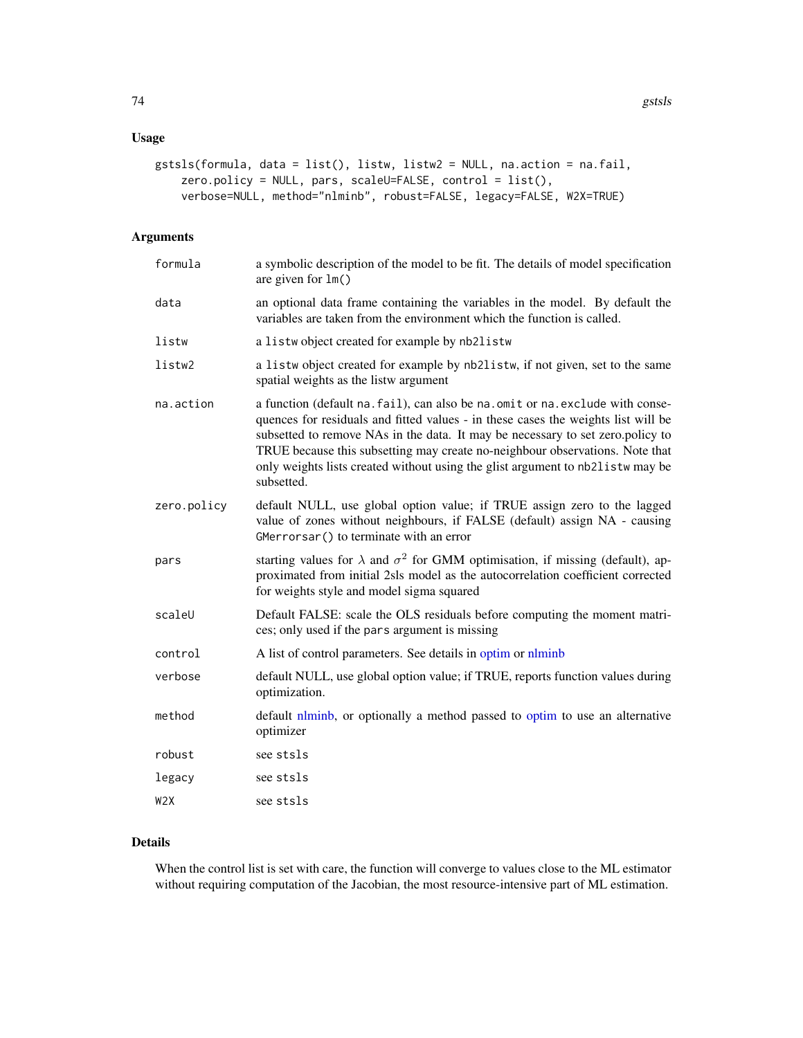## Usage

```
gstsls(formula, data = list(), listw, listw2 = NULL, na.action = na.fail,
    zero.policy = NULL, pars, scaleU=FALSE, control = list(),
    verbose=NULL, method="nlminb", robust=FALSE, legacy=FALSE, W2X=TRUE)
```

## Arguments

| | |
|---|---|
| formula | a symbolic description of the model to be fit. The details of model specification are given for lm() |
| data | an optional data frame containing the variables in the model. By default the variables are taken from the environment which the function is called. |
| listw | a listw object created for example by nb2listw |
| listw2 | a listw object created for example by nb2listw, if not given, set to the same spatial weights as the listw argument |
| na.action | a function (default na.fail), can also be na.omit or na.exclude with consequences for residuals and fitted values - in these cases the weights list will be subsetted to remove NAs in the data. It may be necessary to set zero.policy to TRUE because this subsetting may create no-neighbour observations. Note that only weights lists created without using the glist argument to nb2listw may be subsetted. |
| zero.policy | default NULL, use global option value; if TRUE assign zero to the lagged value of zones without neighbours, if FALSE (default) assign NA - causing GMerrorsar() to terminate with an error |
| pars | starting values for $\lambda$ and $\sigma^2$ for GMM optimisation, if missing (default), approximated from initial 2sls model as the autocorrelation coefficient corrected for weights style and model sigma squared |
| scaleU | Default FALSE: scale the OLS residuals before computing the moment matrices; only used if the pars argument is missing |
| control | A list of control parameters. See details in optim or nlminb |
| verbose | default NULL, use global option value; if TRUE, reports function values during optimization. |
| method | default nlminb, or optionally a method passed to optim to use an alternative optimizer |
| robust | see stsls |
| legacy | see stsls |
| W2X | see stsls |

## Details

When the control list is set with care, the function will converge to values close to the ML estimator without requiring computation of the Jacobian, the most resource-intensive part of ML estimation.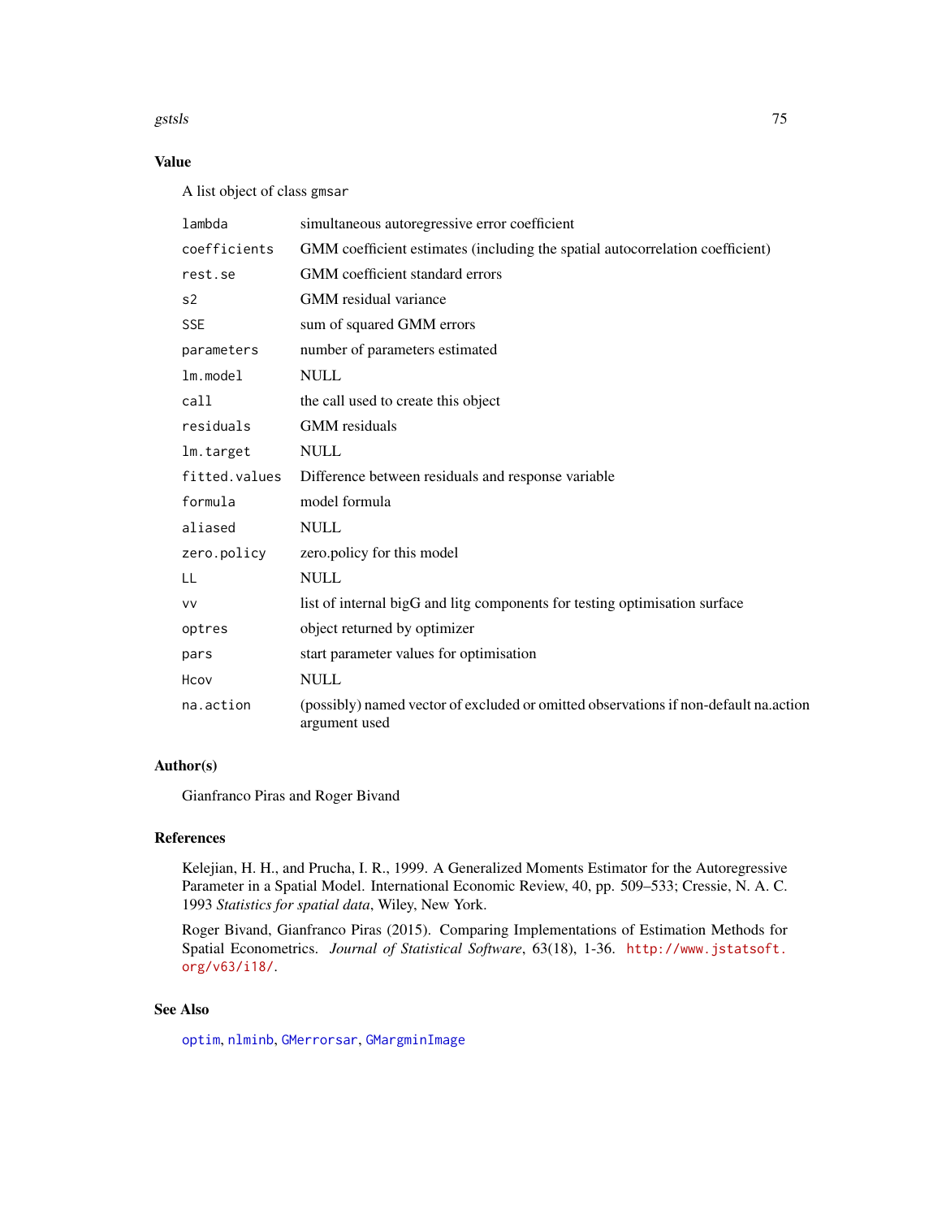## Value

A list object of class `gmsar`

| | |
|---|---|
| `lambda` | simultaneous autoregressive error coefficient |
| `coefficients` | GMM coefficient estimates (including the spatial autocorrelation coefficient) |
| `rest.se` | GMM coefficient standard errors |
| `s2` | GMM residual variance |
| `SSE` | sum of squared GMM errors |
| `parameters` | number of parameters estimated |
| `lm.model` | NULL |
| `call` | the call used to create this object |
| `residuals` | GMM residuals |
| `lm.target` | NULL |
| `fitted.values` | Difference between residuals and response variable |
| `formula` | model formula |
| `aliased` | NULL |
| `zero.policy` | zero.policy for this model |
| `LL` | NULL |
| `vv` | list of internal bigG and litg components for testing optimisation surface |
| `optres` | object returned by optimizer |
| `pars` | start parameter values for optimisation |
| `Hcov` | NULL |
| `na.action` | (possibly) named vector of excluded or omitted observations if non-default na.action argument used |

## Author(s)

Gianfranco Piras and Roger Bivand

## References

Kelejian, H. H., and Prucha, I. R., 1999. A Generalized Moments Estimator for the Autoregressive Parameter in a Spatial Model. International Economic Review, 40, pp. 509–533; Cressie, N. A. C. 1993 *Statistics for spatial data*, Wiley, New York.

Roger Bivand, Gianfranco Piras (2015). Comparing Implementations of Estimation Methods for Spatial Econometrics. *Journal of Statistical Software*, 63(18), 1-36. http://www.jstatsoft.org/v63/i18/.

## See Also

`optim`, `nlminb`, `GMerrorsar`, `GMargminImage`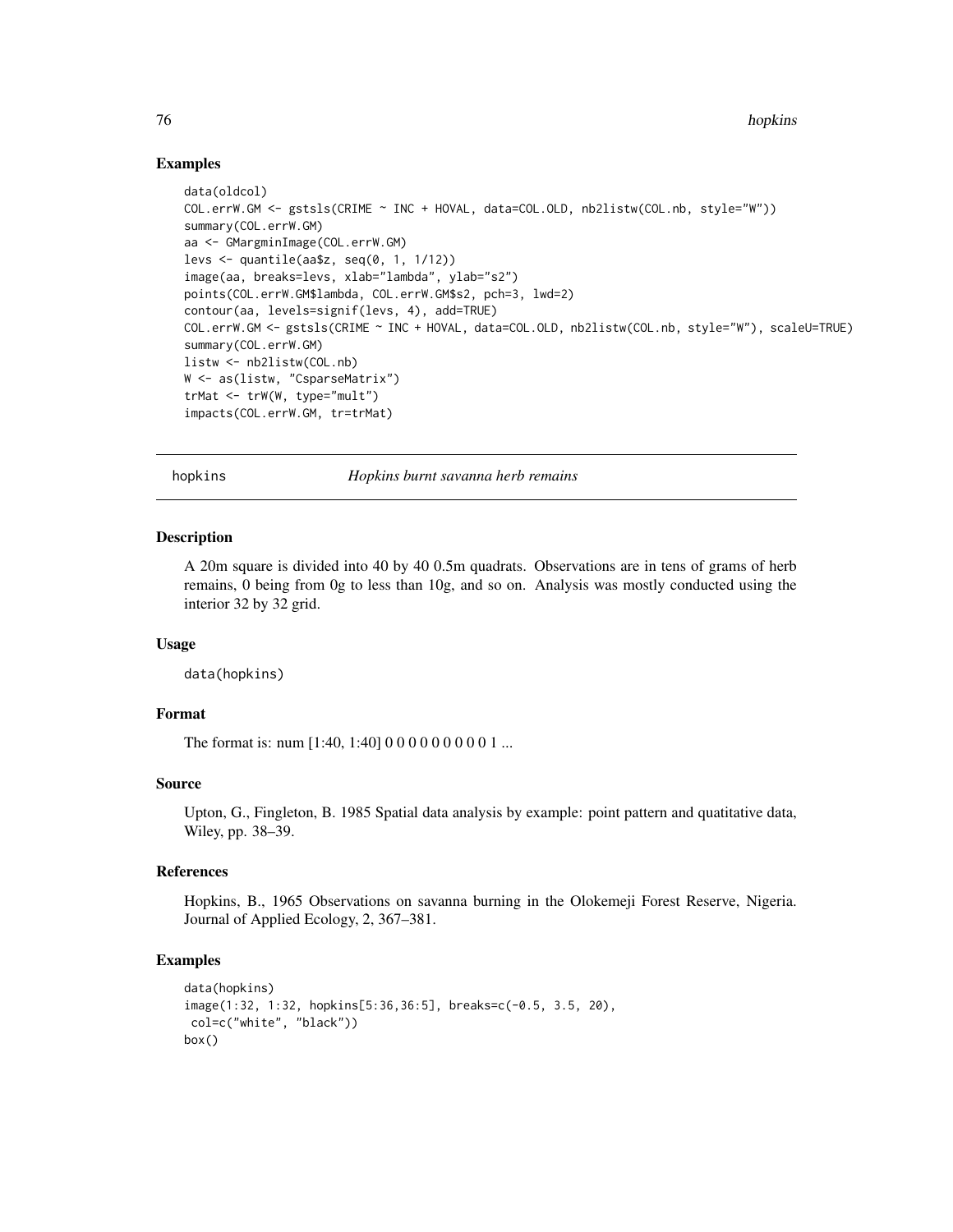## Examples

```
data(oldcol)
COL.errW.GM <- gstsls(CRIME ~ INC + HOVAL, data=COL.OLD, nb2listw(COL.nb, style="W"))
summary(COL.errW.GM)
aa <- GMargminImage(COL.errW.GM)
levs <- quantile(aa$z, seq(0, 1, 1/12))
image(aa, breaks=levs, xlab="lambda", ylab="s2")
points(COL.errW.GM$lambda, COL.errW.GM$s2, pch=3, lwd=2)
contour(aa, levels=signif(levs, 4), add=TRUE)
COL.errW.GM <- gstsls(CRIME ~ INC + HOVAL, data=COL.OLD, nb2listw(COL.nb, style="W"), scaleU=TRUE)
summary(COL.errW.GM)
listw <- nb2listw(COL.nb)
W <- as(listw, "CsparseMatrix")
trMat <- trW(W, type="mult")
impacts(COL.errW.GM, tr=trMat)
```

---

# hopkins *Hopkins burnt savanna herb remains*

## Description

A 20m square is divided into 40 by 40 0.5m quadrats. Observations are in tens of grams of herb remains, 0 being from 0g to less than 10g, and so on. Analysis was mostly conducted using the interior 32 by 32 grid.

## Usage

```
data(hopkins)
```

## Format

The format is: num [1:40, 1:40] 0 0 0 0 0 0 0 0 0 1 ...

## Source

Upton, G., Fingleton, B. 1985 Spatial data analysis by example: point pattern and quatitative data, Wiley, pp. 38–39.

## References

Hopkins, B., 1965 Observations on savanna burning in the Olokemeji Forest Reserve, Nigeria. Journal of Applied Ecology, 2, 367–381.

## Examples

```
data(hopkins)
image(1:32, 1:32, hopkins[5:36,36:5], breaks=c(-0.5, 3.5, 20),
 col=c("white", "black"))
box()
```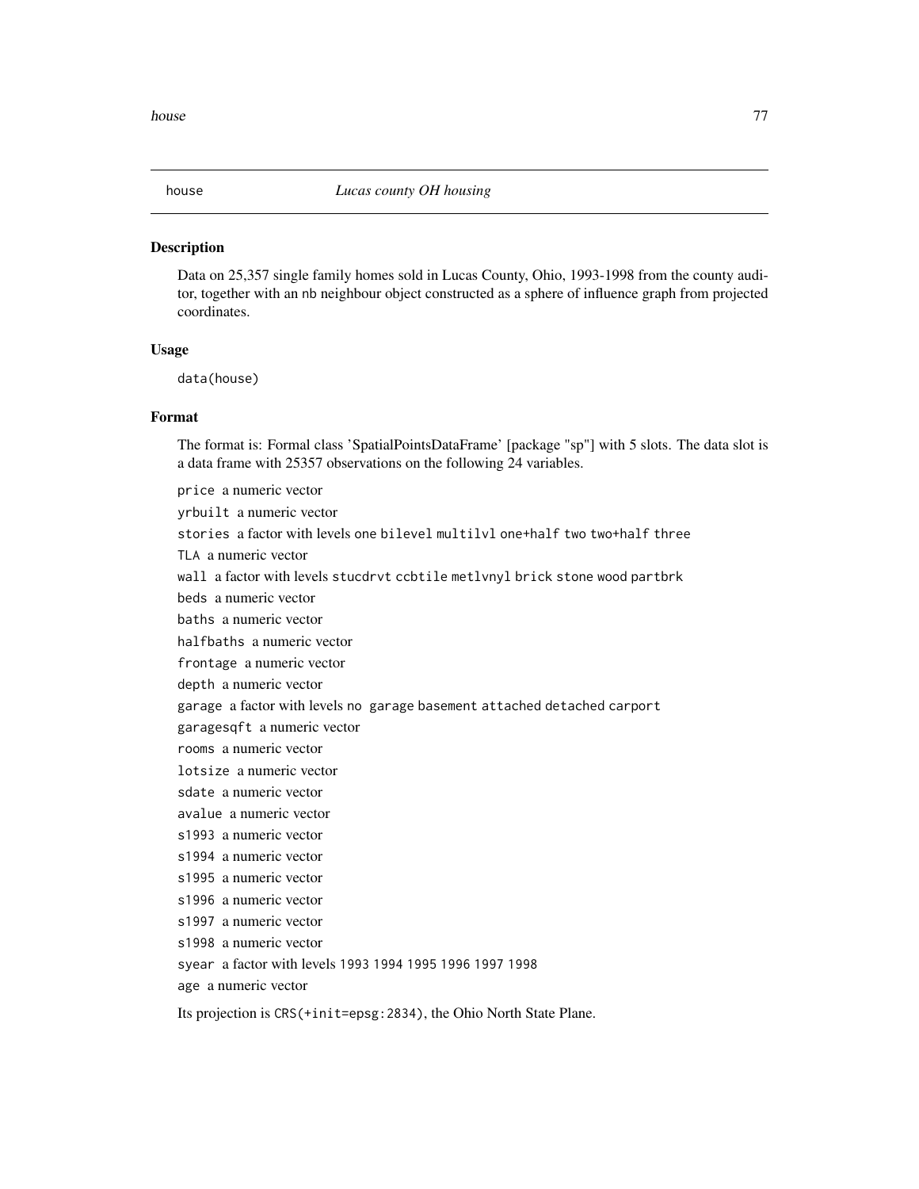house *Lucas county OH housing*

## Description

Data on 25,357 single family homes sold in Lucas County, Ohio, 1993-1998 from the county auditor, together with an nb neighbour object constructed as a sphere of influence graph from projected coordinates.

## Usage

```
data(house)
```

## Format

The format is: Formal class 'SpatialPointsDataFrame' [package "sp"] with 5 slots. The data slot is a data frame with 25357 observations on the following 24 variables.

- `price` a numeric vector
- `yrbuilt` a numeric vector
- `stories` a factor with levels `one` `bilevel` `multilvl` `one+half` `two` `two+half` `three`
- `TLA` a numeric vector
- `wall` a factor with levels `stucdrvt` `ccbtile` `metlvnyl` `brick` `stone` `wood` `partbrk`
- `beds` a numeric vector
- `baths` a numeric vector
- `halfbaths` a numeric vector
- `frontage` a numeric vector
- `depth` a numeric vector
- `garage` a factor with levels `no garage` `basement` `attached` `detached` `carport`
- `garagesqft` a numeric vector
- `rooms` a numeric vector
- `lotsize` a numeric vector
- `sdate` a numeric vector
- `avalue` a numeric vector
- `s1993` a numeric vector
- `s1994` a numeric vector
- `s1995` a numeric vector
- `s1996` a numeric vector
- `s1997` a numeric vector
- `s1998` a numeric vector
- `syear` a factor with levels `1993` `1994` `1995` `1996` `1997` `1998`
- `age` a numeric vector

Its projection is `CRS(+init=epsg:2834)`, the Ohio North State Plane.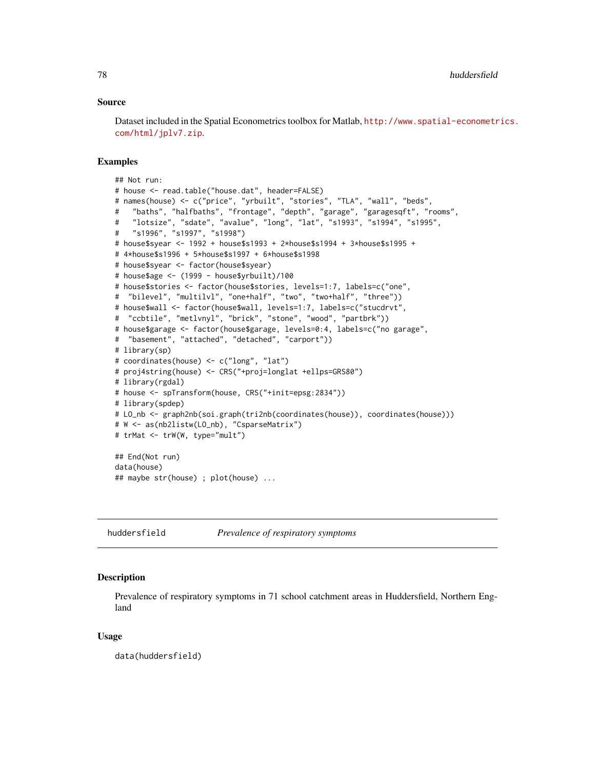## Source

Dataset included in the Spatial Econometrics toolbox for Matlab, http://www.spatial-econometrics.com/html/jplv7.zip.

## Examples

```
## Not run:
# house <- read.table("house.dat", header=FALSE)
# names(house) <- c("price", "yrbuilt", "stories", "TLA", "wall", "beds",
#   "baths", "halfbaths", "frontage", "depth", "garage", "garagesqft", "rooms",
#   "lotsize", "sdate", "avalue", "long", "lat", "s1993", "s1994", "s1995",
#   "s1996", "s1997", "s1998")
# house$syear <- 1992 + house$s1993 + 2*house$s1994 + 3*house$s1995 +
# 4*house$s1996 + 5*house$s1997 + 6*house$s1998
# house$syear <- factor(house$syear)
# house$age <- (1999 - house$yrbuilt)/100
# house$stories <- factor(house$stories, levels=1:7, labels=c("one",
#  "bilevel", "multilvl", "one+half", "two", "two+half", "three"))
# house$wall <- factor(house$wall, levels=1:7, labels=c("stucdrvt",
#  "ccbtile", "metlvnyl", "brick", "stone", "wood", "partbrk"))
# house$garage <- factor(house$garage, levels=0:4, labels=c("no garage",
#  "basement", "attached", "detached", "carport"))
# library(sp)
# coordinates(house) <- c("long", "lat")
# proj4string(house) <- CRS("+proj=longlat +ellps=GRS80")
# library(rgdal)
# house <- spTransform(house, CRS("+init=epsg:2834"))
# library(spdep)
# LO_nb <- graph2nb(soi.graph(tri2nb(coordinates(house)), coordinates(house)))
# W <- as(nb2listw(LO_nb), "CsparseMatrix")
# trMat <- trW(W, type="mult")

## End(Not run)
data(house)
## maybe str(house) ; plot(house) ...
```

---

huddersfield *Prevalence of respiratory symptoms*

---

## Description

Prevalence of respiratory symptoms in 71 school catchment areas in Huddersfield, Northern England

## Usage

```
data(huddersfield)
```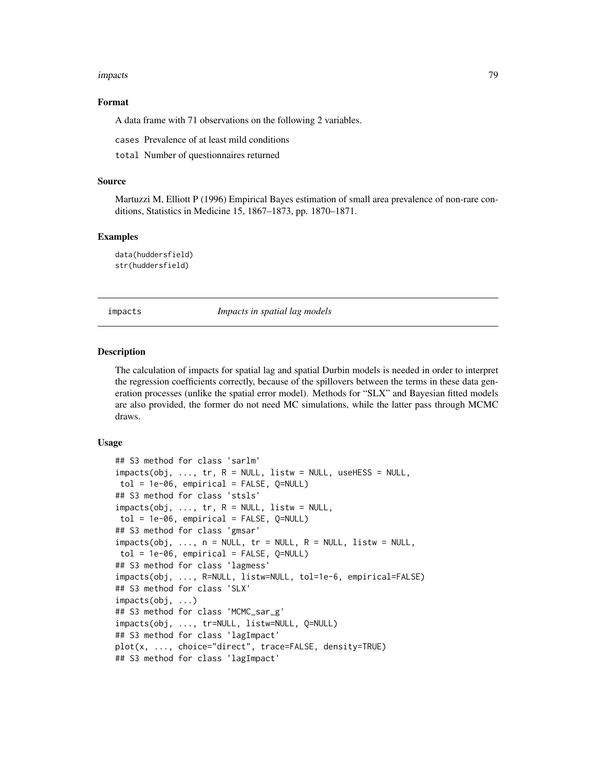### Format

A data frame with 71 observations on the following 2 variables.

`cases` Prevalence of at least mild conditions

`total` Number of questionnaires returned

### Source

Martuzzi M, Elliott P (1996) Empirical Bayes estimation of small area prevalence of non-rare conditions, Statistics in Medicine 15, 1867–1873, pp. 1870–1871.

### Examples

```
data(huddersfield)
str(huddersfield)
```

---

## impacts — *Impacts in spatial lag models*

---

### Description

The calculation of impacts for spatial lag and spatial Durbin models is needed in order to interpret the regression coefficients correctly, because of the spillovers between the terms in these data generation processes (unlike the spatial error model). Methods for "SLX" and Bayesian fitted models are also provided, the former do not need MC simulations, while the latter pass through MCMC draws.

### Usage

```
## S3 method for class 'sarlm'
impacts(obj, ..., tr, R = NULL, listw = NULL, useHESS = NULL,
 tol = 1e-06, empirical = FALSE, Q=NULL)
## S3 method for class 'stsls'
impacts(obj, ..., tr, R = NULL, listw = NULL,
 tol = 1e-06, empirical = FALSE, Q=NULL)
## S3 method for class 'gmsar'
impacts(obj, ..., n = NULL, tr = NULL, R = NULL, listw = NULL,
 tol = 1e-06, empirical = FALSE, Q=NULL)
## S3 method for class 'lagmess'
impacts(obj, ..., R=NULL, listw=NULL, tol=1e-6, empirical=FALSE)
## S3 method for class 'SLX'
impacts(obj, ...)
## S3 method for class 'MCMC_sar_g'
impacts(obj, ..., tr=NULL, listw=NULL, Q=NULL)
## S3 method for class 'lagImpact'
plot(x, ..., choice="direct", trace=FALSE, density=TRUE)
## S3 method for class 'lagImpact'
```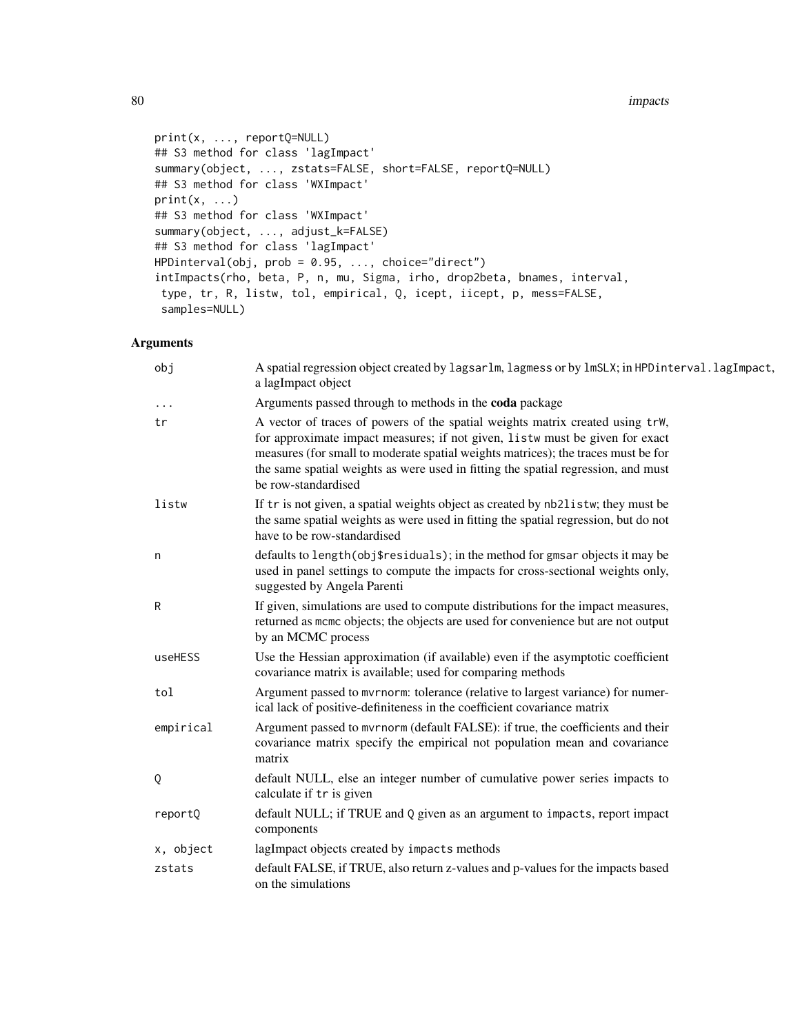```
print(x, ..., reportQ=NULL)
## S3 method for class 'lagImpact'
summary(object, ..., zstats=FALSE, short=FALSE, reportQ=NULL)
## S3 method for class 'WXImpact'
print(x, ...)
## S3 method for class 'WXImpact'
summary(object, ..., adjust_k=FALSE)
## S3 method for class 'lagImpact'
HPDinterval(obj, prob = 0.95, ..., choice="direct")
intImpacts(rho, beta, P, n, mu, Sigma, irho, drop2beta, bnames, interval,
 type, tr, R, listw, tol, empirical, Q, icept, iicept, p, mess=FALSE,
 samples=NULL)
```

## Arguments

| | |
|---|---|
| obj | A spatial regression object created by lagsarlm, lagmess or by lmSLX; in HPDinterval.lagImpact, a lagImpact object |
| ... | Arguments passed through to methods in the **coda** package |
| tr | A vector of traces of powers of the spatial weights matrix created using trW, for approximate impact measures; if not given, listw must be given for exact measures (for small to moderate spatial weights matrices); the traces must be for the same spatial weights as were used in fitting the spatial regression, and must be row-standardised |
| listw | If tr is not given, a spatial weights object as created by nb2listw; they must be the same spatial weights as were used in fitting the spatial regression, but do not have to be row-standardised |
| n | defaults to length(obj$residuals); in the method for gmsar objects it may be used in panel settings to compute the impacts for cross-sectional weights only, suggested by Angela Parenti |
| R | If given, simulations are used to compute distributions for the impact measures, returned as mcmc objects; the objects are used for convenience but are not output by an MCMC process |
| useHESS | Use the Hessian approximation (if available) even if the asymptotic coefficient covariance matrix is available; used for comparing methods |
| tol | Argument passed to mvrnorm: tolerance (relative to largest variance) for numerical lack of positive-definiteness in the coefficient covariance matrix |
| empirical | Argument passed to mvrnorm (default FALSE): if true, the coefficients and their covariance matrix specify the empirical not population mean and covariance matrix |
| Q | default NULL, else an integer number of cumulative power series impacts to calculate if tr is given |
| reportQ | default NULL; if TRUE and Q given as an argument to impacts, report impact components |
| x, object | lagImpact objects created by impacts methods |
| zstats | default FALSE, if TRUE, also return z-values and p-values for the impacts based on the simulations |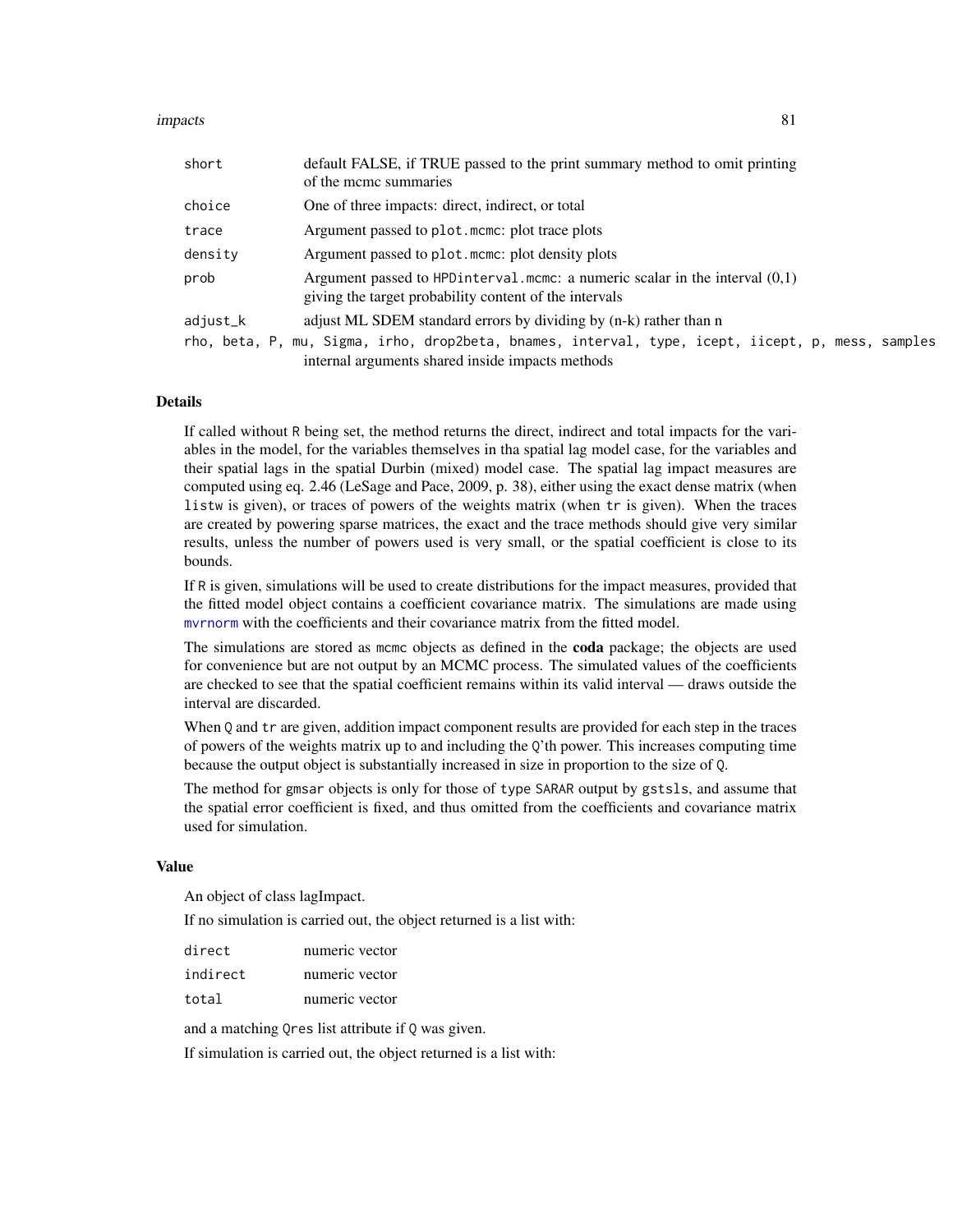| | |
|---|---|
| short | default FALSE, if TRUE passed to the print summary method to omit printing of the mcmc summaries |
| choice | One of three impacts: direct, indirect, or total |
| trace | Argument passed to plot.mcmc: plot trace plots |
| density | Argument passed to plot.mcmc: plot density plots |
| prob | Argument passed to HPDinterval.mcmc: a numeric scalar in the interval (0,1) giving the target probability content of the intervals |
| adjust_k | adjust ML SDEM standard errors by dividing by (n-k) rather than n |
| rho, beta, P, mu, Sigma, irho, drop2beta, bnames, interval, type, icept, iicept, p, mess, samples | internal arguments shared inside impacts methods |

### Details

If called without R being set, the method returns the direct, indirect and total impacts for the variables in the model, for the variables themselves in tha spatial lag model case, for the variables and their spatial lags in the spatial Durbin (mixed) model case. The spatial lag impact measures are computed using eq. 2.46 (LeSage and Pace, 2009, p. 38), either using the exact dense matrix (when listw is given), or traces of powers of the weights matrix (when tr is given). When the traces are created by powering sparse matrices, the exact and the trace methods should give very similar results, unless the number of powers used is very small, or the spatial coefficient is close to its bounds.

If R is given, simulations will be used to create distributions for the impact measures, provided that the fitted model object contains a coefficient covariance matrix. The simulations are made using mvrnorm with the coefficients and their covariance matrix from the fitted model.

The simulations are stored as mcmc objects as defined in the **coda** package; the objects are used for convenience but are not output by an MCMC process. The simulated values of the coefficients are checked to see that the spatial coefficient remains within its valid interval — draws outside the interval are discarded.

When Q and tr are given, addition impact component results are provided for each step in the traces of powers of the weights matrix up to and including the Q'th power. This increases computing time because the output object is substantially increased in size in proportion to the size of Q.

The method for gmsar objects is only for those of type SARAR output by gstsls, and assume that the spatial error coefficient is fixed, and thus omitted from the coefficients and covariance matrix used for simulation.

### Value

An object of class lagImpact.

If no simulation is carried out, the object returned is a list with:

| | |
|---|---|
| direct | numeric vector |
| indirect | numeric vector |
| total | numeric vector |

and a matching Qres list attribute if Q was given.

If simulation is carried out, the object returned is a list with: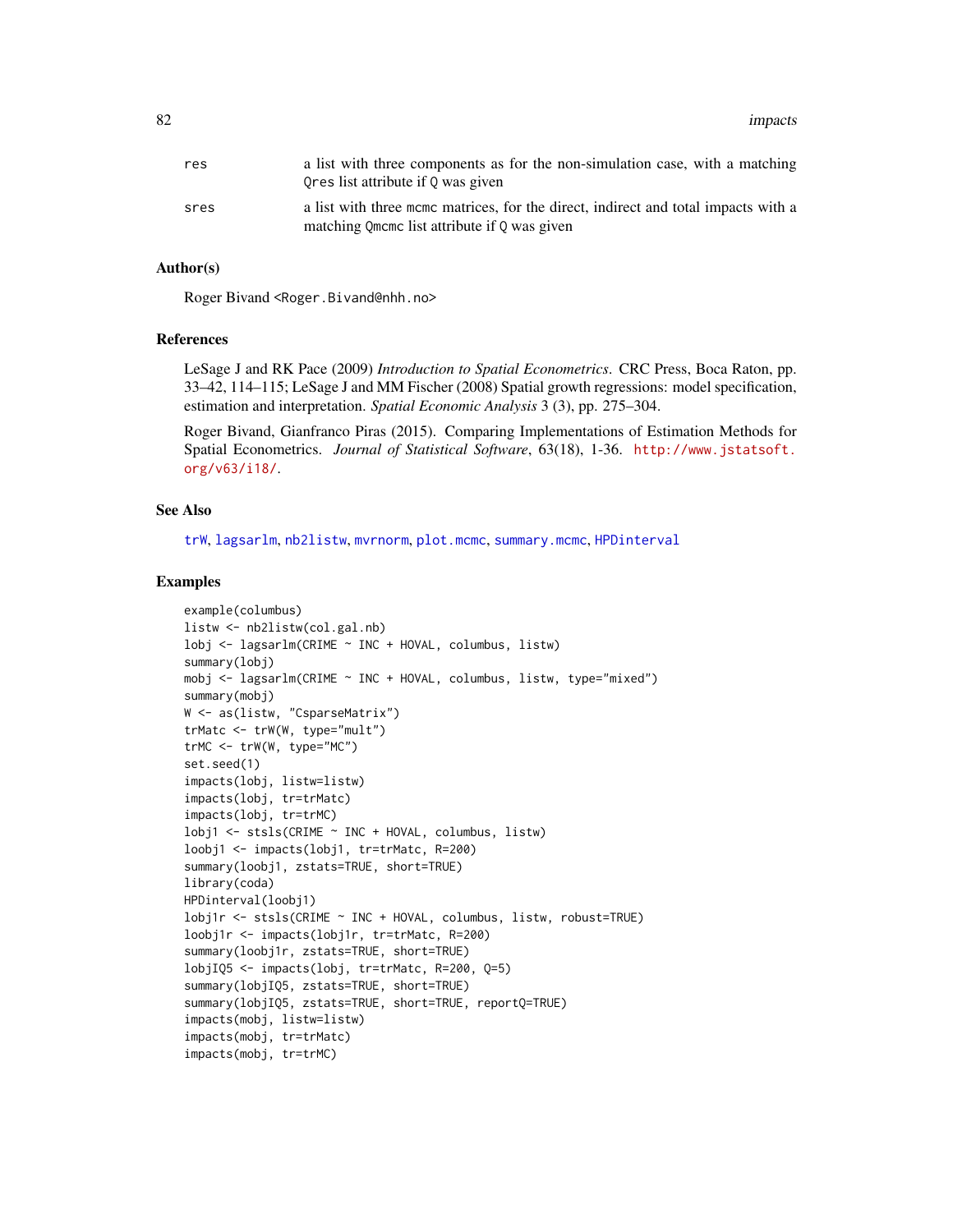res a list with three components as for the non-simulation case, with a matching Qres list attribute if Q was given

sres a list with three mcmc matrices, for the direct, indirect and total impacts with a matching Qmcmc list attribute if Q was given

## Author(s)

Roger Bivand <Roger.Bivand@nhh.no>

## References

LeSage J and RK Pace (2009) *Introduction to Spatial Econometrics*. CRC Press, Boca Raton, pp. 33–42, 114–115; LeSage J and MM Fischer (2008) Spatial growth regressions: model specification, estimation and interpretation. *Spatial Economic Analysis* 3 (3), pp. 275–304.

Roger Bivand, Gianfranco Piras (2015). Comparing Implementations of Estimation Methods for Spatial Econometrics. *Journal of Statistical Software*, 63(18), 1-36. http://www.jstatsoft.org/v63/i18/.

## See Also

trW, lagsarlm, nb2listw, mvrnorm, plot.mcmc, summary.mcmc, HPDinterval

## Examples

```
example(columbus)
listw <- nb2listw(col.gal.nb)
lobj <- lagsarlm(CRIME ~ INC + HOVAL, columbus, listw)
summary(lobj)
mobj <- lagsarlm(CRIME ~ INC + HOVAL, columbus, listw, type="mixed")
summary(mobj)
W <- as(listw, "CsparseMatrix")
trMatc <- trW(W, type="mult")
trMC <- trW(W, type="MC")
set.seed(1)
impacts(lobj, listw=listw)
impacts(lobj, tr=trMatc)
impacts(lobj, tr=trMC)
lobj1 <- stsls(CRIME ~ INC + HOVAL, columbus, listw)
loobj1 <- impacts(lobj1, tr=trMatc, R=200)
summary(loobj1, zstats=TRUE, short=TRUE)
library(coda)
HPDinterval(loobj1)
lobj1r <- stsls(CRIME ~ INC + HOVAL, columbus, listw, robust=TRUE)
loobj1r <- impacts(lobj1r, tr=trMatc, R=200)
summary(loobj1r, zstats=TRUE, short=TRUE)
lobjIQ5 <- impacts(lobj, tr=trMatc, R=200, Q=5)
summary(lobjIQ5, zstats=TRUE, short=TRUE)
summary(lobjIQ5, zstats=TRUE, short=TRUE, reportQ=TRUE)
impacts(mobj, listw=listw)
impacts(mobj, tr=trMatc)
impacts(mobj, tr=trMC)
```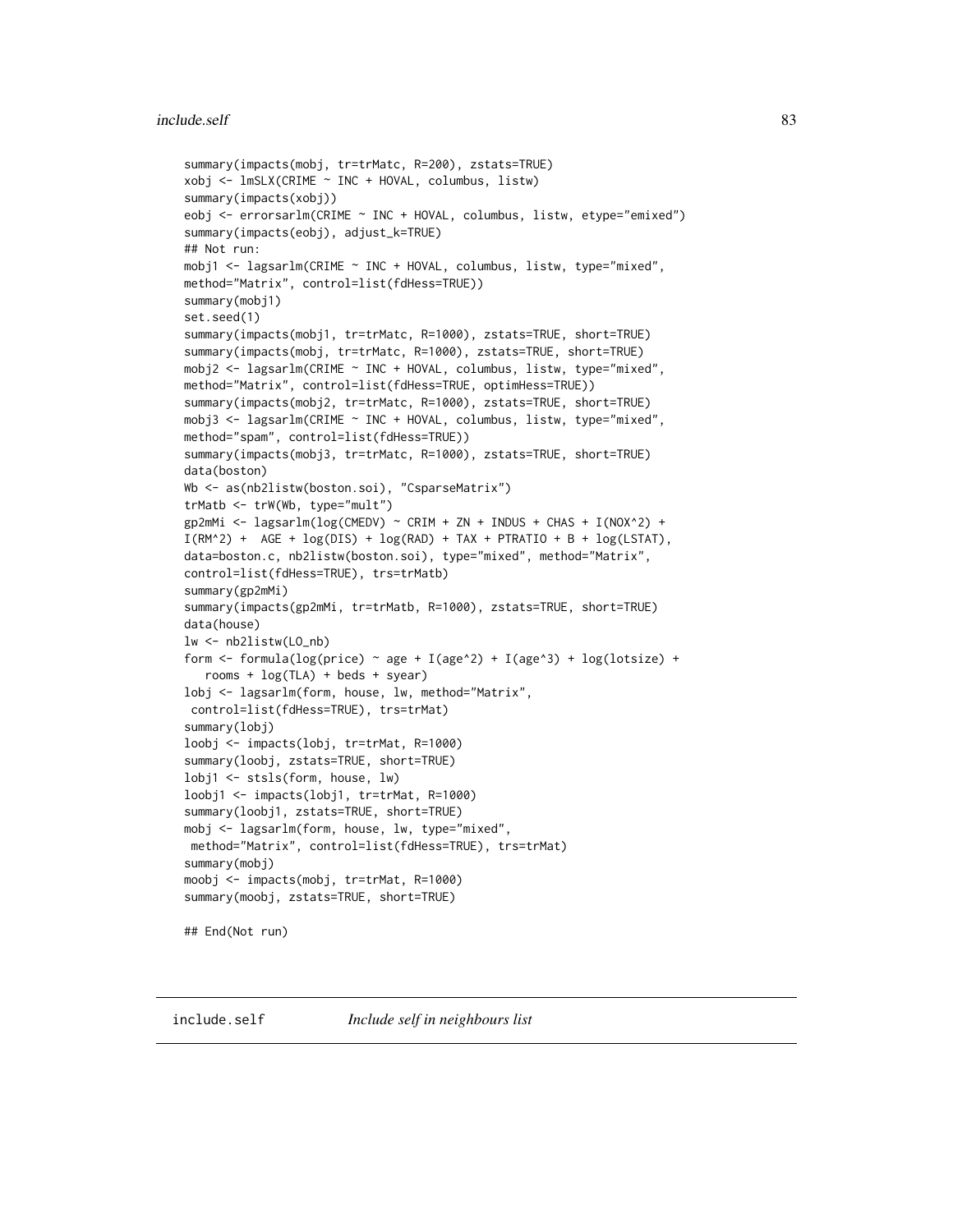```
summary(impacts(mobj, tr=trMatc, R=200), zstats=TRUE)
xobj <- lmSLX(CRIME ~ INC + HOVAL, columbus, listw)
summary(impacts(xobj))
eobj <- errorsarlm(CRIME ~ INC + HOVAL, columbus, listw, etype="emixed")
summary(impacts(eobj), adjust_k=TRUE)
## Not run:
mobj1 <- lagsarlm(CRIME ~ INC + HOVAL, columbus, listw, type="mixed",
method="Matrix", control=list(fdHess=TRUE))
summary(mobj1)
set.seed(1)
summary(impacts(mobj1, tr=trMatc, R=1000), zstats=TRUE, short=TRUE)
summary(impacts(mobj, tr=trMatc, R=1000), zstats=TRUE, short=TRUE)
mobj2 <- lagsarlm(CRIME ~ INC + HOVAL, columbus, listw, type="mixed",
method="Matrix", control=list(fdHess=TRUE, optimHess=TRUE))
summary(impacts(mobj2, tr=trMatc, R=1000), zstats=TRUE, short=TRUE)
mobj3 <- lagsarlm(CRIME ~ INC + HOVAL, columbus, listw, type="mixed",
method="spam", control=list(fdHess=TRUE))
summary(impacts(mobj3, tr=trMatc, R=1000), zstats=TRUE, short=TRUE)
data(boston)
Wb <- as(nb2listw(boston.soi), "CsparseMatrix")
trMatb <- trW(Wb, type="mult")
gp2mMi <- lagsarlm(log(CMEDV) ~ CRIM + ZN + INDUS + CHAS + I(NOX^2) +
I(RM^2) +  AGE + log(DIS) + log(RAD) + TAX + PTRATIO + B + log(LSTAT),
data=boston.c, nb2listw(boston.soi), type="mixed", method="Matrix",
control=list(fdHess=TRUE), trs=trMatb)
summary(gp2mMi)
summary(impacts(gp2mMi, tr=trMatb, R=1000), zstats=TRUE, short=TRUE)
data(house)
lw <- nb2listw(LO_nb)
form <- formula(log(price) ~ age + I(age^2) + I(age^3) + log(lotsize) +
   rooms + log(TLA) + beds + syear)
lobj <- lagsarlm(form, house, lw, method="Matrix",
 control=list(fdHess=TRUE), trs=trMat)
summary(lobj)
loobj <- impacts(lobj, tr=trMat, R=1000)
summary(loobj, zstats=TRUE, short=TRUE)
lobj1 <- stsls(form, house, lw)
loobj1 <- impacts(lobj1, tr=trMat, R=1000)
summary(loobj1, zstats=TRUE, short=TRUE)
mobj <- lagsarlm(form, house, lw, type="mixed",
 method="Matrix", control=list(fdHess=TRUE), trs=trMat)
summary(mobj)
moobj <- impacts(mobj, tr=trMat, R=1000)
summary(moobj, zstats=TRUE, short=TRUE)

## End(Not run)
```

---

## include.self — *Include self in neighbours list*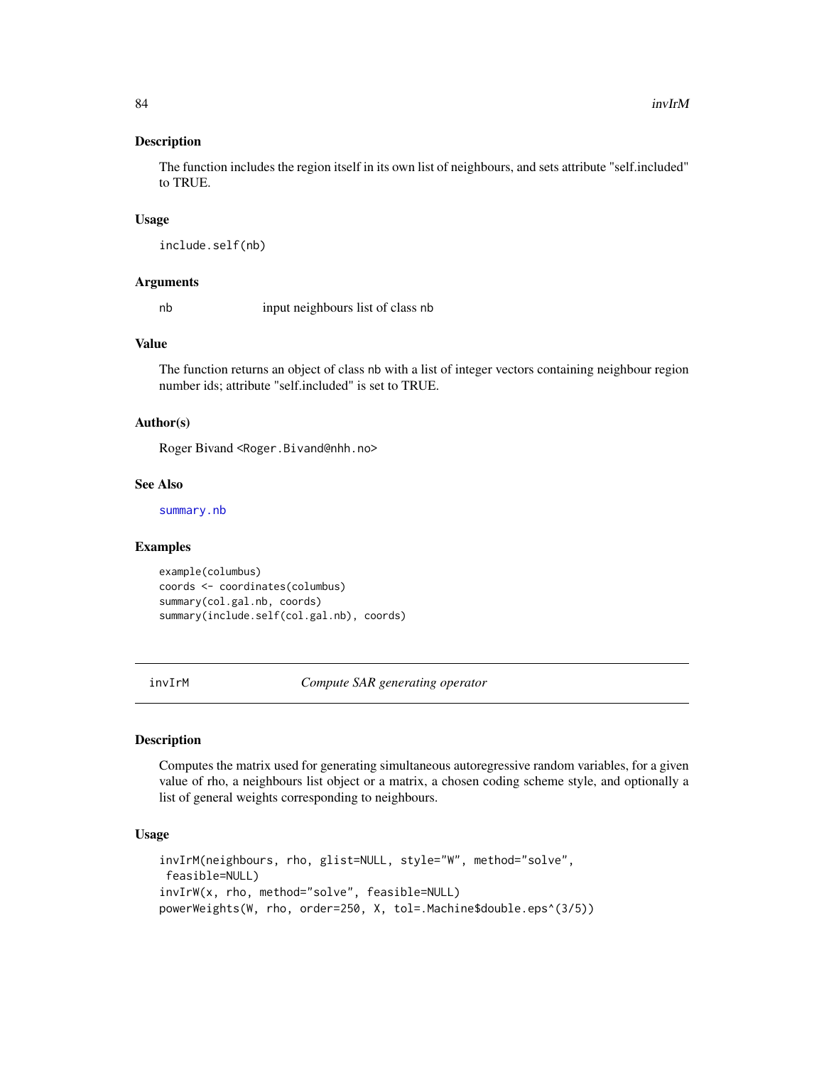## Description

The function includes the region itself in its own list of neighbours, and sets attribute "self.included" to TRUE.

## Usage

```
include.self(nb)
```

## Arguments

| | |
|---|---|
| nb | input neighbours list of class nb |

## Value

The function returns an object of class nb with a list of integer vectors containing neighbour region number ids; attribute "self.included" is set to TRUE.

## Author(s)

Roger Bivand <Roger.Bivand@nhh.no>

## See Also

summary.nb

## Examples

```
example(columbus)
coords <- coordinates(columbus)
summary(col.gal.nb, coords)
summary(include.self(col.gal.nb), coords)
```

---

# invIrM *Compute SAR generating operator*

## Description

Computes the matrix used for generating simultaneous autoregressive random variables, for a given value of rho, a neighbours list object or a matrix, a chosen coding scheme style, and optionally a list of general weights corresponding to neighbours.

## Usage

```
invIrM(neighbours, rho, glist=NULL, style="W", method="solve",
 feasible=NULL)
invIrW(x, rho, method="solve", feasible=NULL)
powerWeights(W, rho, order=250, X, tol=.Machine$double.eps^(3/5))
```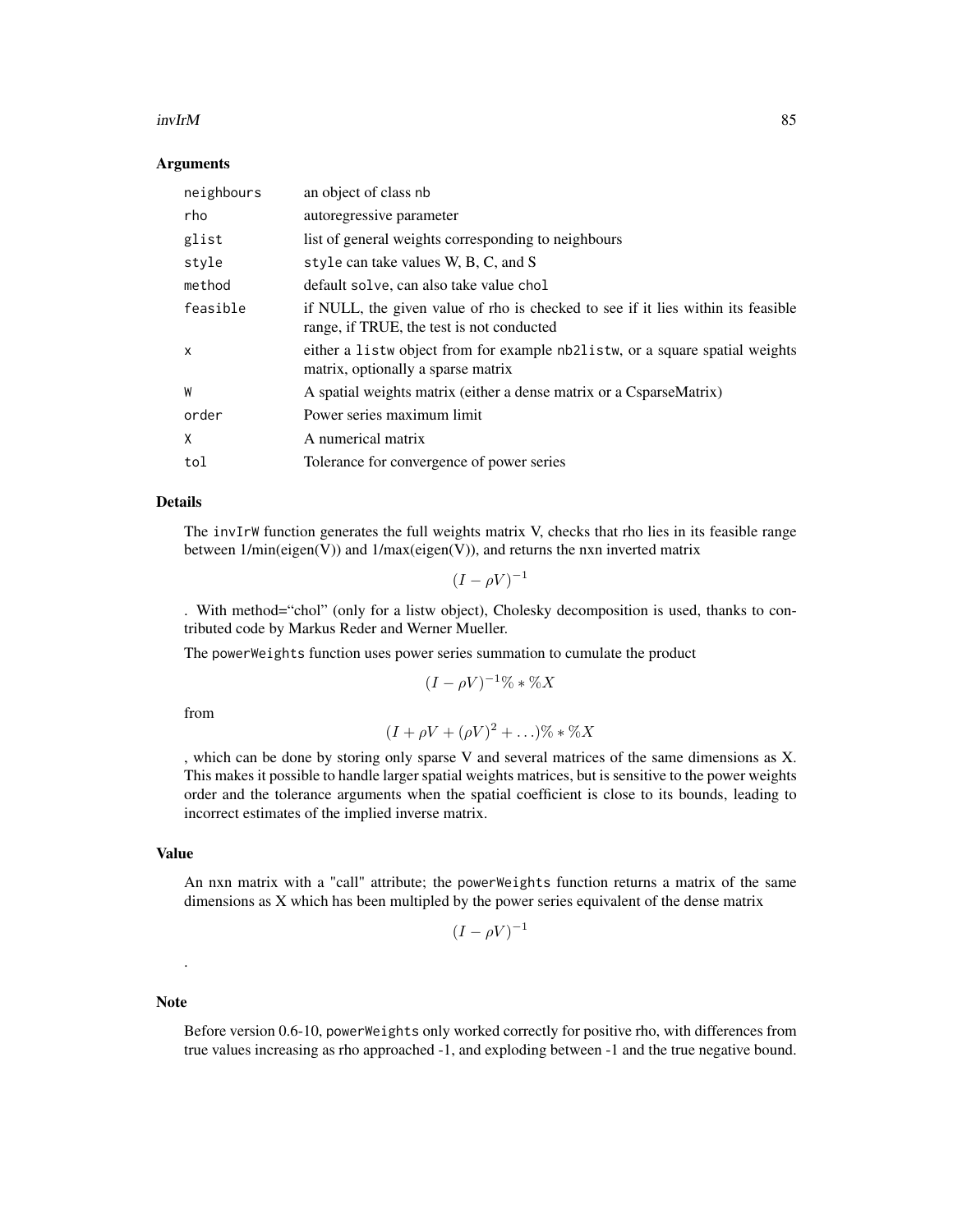### Arguments

| | |
|---|---|
| neighbours | an object of class nb |
| rho | autoregressive parameter |
| glist | list of general weights corresponding to neighbours |
| style | style can take values W, B, C, and S |
| method | default solve, can also take value chol |
| feasible | if NULL, the given value of rho is checked to see if it lies within its feasible range, if TRUE, the test is not conducted |
| x | either a listw object from for example nb2listw, or a square spatial weights matrix, optionally a sparse matrix |
| W | A spatial weights matrix (either a dense matrix or a CsparseMatrix) |
| order | Power series maximum limit |
| X | A numerical matrix |
| tol | Tolerance for convergence of power series |

### Details

The invIrW function generates the full weights matrix V, checks that rho lies in its feasible range between 1/min(eigen(V)) and 1/max(eigen(V)), and returns the nxn inverted matrix

$$(I - \rho V)^{-1}$$

. With method="chol" (only for a listw object), Cholesky decomposition is used, thanks to contributed code by Markus Reder and Werner Mueller.

The powerWeights function uses power series summation to cumulate the product

$$(I - \rho V)^{-1} \% * \% X$$

from

$$(I + \rho V + (\rho V)^2 + \ldots) \% * \% X$$

, which can be done by storing only sparse V and several matrices of the same dimensions as X. This makes it possible to handle larger spatial weights matrices, but is sensitive to the power weights order and the tolerance arguments when the spatial coefficient is close to its bounds, leading to incorrect estimates of the implied inverse matrix.

### Value

An nxn matrix with a "call" attribute; the powerWeights function returns a matrix of the same dimensions as X which has been multipled by the power series equivalent of the dense matrix

$$(I - \rho V)^{-1}$$

.

### Note

Before version 0.6-10, powerWeights only worked correctly for positive rho, with differences from true values increasing as rho approached -1, and exploding between -1 and the true negative bound.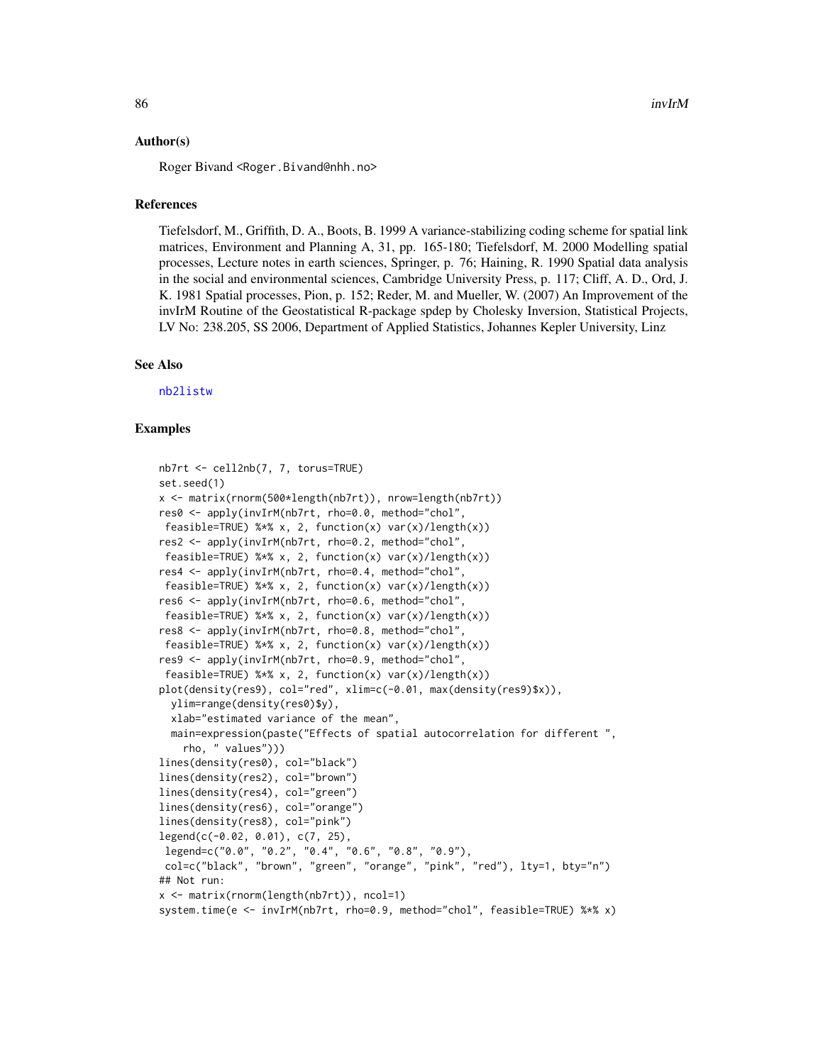## Author(s)

Roger Bivand <Roger.Bivand@nhh.no>

## References

Tiefelsdorf, M., Griffith, D. A., Boots, B. 1999 A variance-stabilizing coding scheme for spatial link matrices, Environment and Planning A, 31, pp. 165-180; Tiefelsdorf, M. 2000 Modelling spatial processes, Lecture notes in earth sciences, Springer, p. 76; Haining, R. 1990 Spatial data analysis in the social and environmental sciences, Cambridge University Press, p. 117; Cliff, A. D., Ord, J. K. 1981 Spatial processes, Pion, p. 152; Reder, M. and Mueller, W. (2007) An Improvement of the invIrM Routine of the Geostatistical R-package spdep by Cholesky Inversion, Statistical Projects, LV No: 238.205, SS 2006, Department of Applied Statistics, Johannes Kepler University, Linz

## See Also

nb2listw

## Examples

```
nb7rt <- cell2nb(7, 7, torus=TRUE)
set.seed(1)
x <- matrix(rnorm(500*length(nb7rt)), nrow=length(nb7rt))
res0 <- apply(invIrM(nb7rt, rho=0.0, method="chol",
 feasible=TRUE) %*% x, 2, function(x) var(x)/length(x))
res2 <- apply(invIrM(nb7rt, rho=0.2, method="chol",
 feasible=TRUE) %*% x, 2, function(x) var(x)/length(x))
res4 <- apply(invIrM(nb7rt, rho=0.4, method="chol",
 feasible=TRUE) %*% x, 2, function(x) var(x)/length(x))
res6 <- apply(invIrM(nb7rt, rho=0.6, method="chol",
 feasible=TRUE) %*% x, 2, function(x) var(x)/length(x))
res8 <- apply(invIrM(nb7rt, rho=0.8, method="chol",
 feasible=TRUE) %*% x, 2, function(x) var(x)/length(x))
res9 <- apply(invIrM(nb7rt, rho=0.9, method="chol",
 feasible=TRUE) %*% x, 2, function(x) var(x)/length(x))
plot(density(res9), col="red", xlim=c(-0.01, max(density(res9)$x)),
  ylim=range(density(res0)$y),
  xlab="estimated variance of the mean",
  main=expression(paste("Effects of spatial autocorrelation for different ",
    rho, " values")))
lines(density(res0), col="black")
lines(density(res2), col="brown")
lines(density(res4), col="green")
lines(density(res6), col="orange")
lines(density(res8), col="pink")
legend(c(-0.02, 0.01), c(7, 25),
 legend=c("0.0", "0.2", "0.4", "0.6", "0.8", "0.9"),
 col=c("black", "brown", "green", "orange", "pink", "red"), lty=1, bty="n")
## Not run:
x <- matrix(rnorm(length(nb7rt)), ncol=1)
system.time(e <- invIrM(nb7rt, rho=0.9, method="chol", feasible=TRUE) %*% x)
```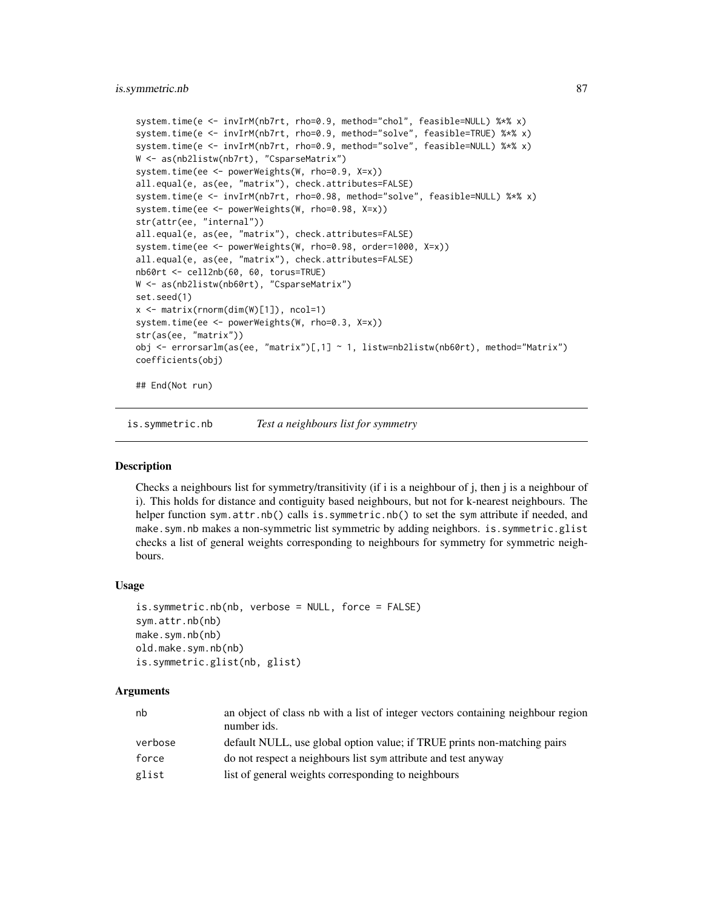```
system.time(e <- invIrM(nb7rt, rho=0.9, method="chol", feasible=NULL) %*% x)
system.time(e <- invIrM(nb7rt, rho=0.9, method="solve", feasible=TRUE) %*% x)
system.time(e <- invIrM(nb7rt, rho=0.9, method="solve", feasible=NULL) %*% x)
W <- as(nb2listw(nb7rt), "CsparseMatrix")
system.time(ee <- powerWeights(W, rho=0.9, X=x))
all.equal(e, as(ee, "matrix"), check.attributes=FALSE)
system.time(e <- invIrM(nb7rt, rho=0.98, method="solve", feasible=NULL) %*% x)
system.time(ee <- powerWeights(W, rho=0.98, X=x))
str(attr(ee, "internal"))
all.equal(e, as(ee, "matrix"), check.attributes=FALSE)
system.time(ee <- powerWeights(W, rho=0.98, order=1000, X=x))
all.equal(e, as(ee, "matrix"), check.attributes=FALSE)
nb60rt <- cell2nb(60, 60, torus=TRUE)
W <- as(nb2listw(nb60rt), "CsparseMatrix")
set.seed(1)
x <- matrix(rnorm(dim(W)[1]), ncol=1)
system.time(ee <- powerWeights(W, rho=0.3, X=x))
str(as(ee, "matrix"))
obj <- errorsarlm(as(ee, "matrix")[,1] ~ 1, listw=nb2listw(nb60rt), method="Matrix")
coefficients(obj)

## End(Not run)
```

## is.symmetric.nb — *Test a neighbours list for symmetry*

### Description

Checks a neighbours list for symmetry/transitivity (if i is a neighbour of j, then j is a neighbour of i). This holds for distance and contiguity based neighbours, but not for k-nearest neighbours. The helper function `sym.attr.nb()` calls `is.symmetric.nb()` to set the `sym` attribute if needed, and `make.sym.nb` makes a non-symmetric list symmetric by adding neighbors. `is.symmetric.glist` checks a list of general weights corresponding to neighbours for symmetry for symmetric neighbours.

### Usage

```
is.symmetric.nb(nb, verbose = NULL, force = FALSE)
sym.attr.nb(nb)
make.sym.nb(nb)
old.make.sym.nb(nb)
is.symmetric.glist(nb, glist)
```

### Arguments

| | |
|---|---|
| `nb` | an object of class `nb` with a list of integer vectors containing neighbour region number ids. |
| `verbose` | default NULL, use global option value; if TRUE prints non-matching pairs |
| `force` | do not respect a neighbours list `sym` attribute and test anyway |
| `glist` | list of general weights corresponding to neighbours |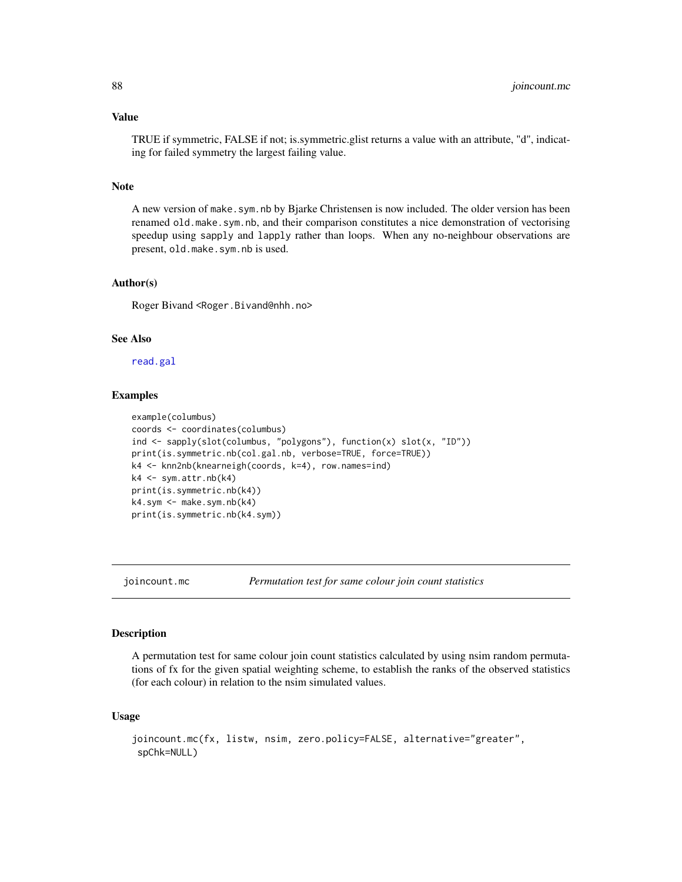### Value

TRUE if symmetric, FALSE if not; is.symmetric.glist returns a value with an attribute, "d", indicating for failed symmetry the largest failing value.

### Note

A new version of `make.sym.nb` by Bjarke Christensen is now included. The older version has been renamed `old.make.sym.nb`, and their comparison constitutes a nice demonstration of vectorising speedup using `sapply` and `lapply` rather than loops. When any no-neighbour observations are present, `old.make.sym.nb` is used.

### Author(s)

Roger Bivand <Roger.Bivand@nhh.no>

### See Also

read.gal

### Examples

```
example(columbus)
coords <- coordinates(columbus)
ind <- sapply(slot(columbus, "polygons"), function(x) slot(x, "ID"))
print(is.symmetric.nb(col.gal.nb, verbose=TRUE, force=TRUE))
k4 <- knn2nb(knearneigh(coords, k=4), row.names=ind)
k4 <- sym.attr.nb(k4)
print(is.symmetric.nb(k4))
k4.sym <- make.sym.nb(k4)
print(is.symmetric.nb(k4.sym))
```

---

## joincount.mc — *Permutation test for same colour join count statistics*

### Description

A permutation test for same colour join count statistics calculated by using nsim random permutations of fx for the given spatial weighting scheme, to establish the ranks of the observed statistics (for each colour) in relation to the nsim simulated values.

### Usage

```
joincount.mc(fx, listw, nsim, zero.policy=FALSE, alternative="greater",
 spChk=NULL)
```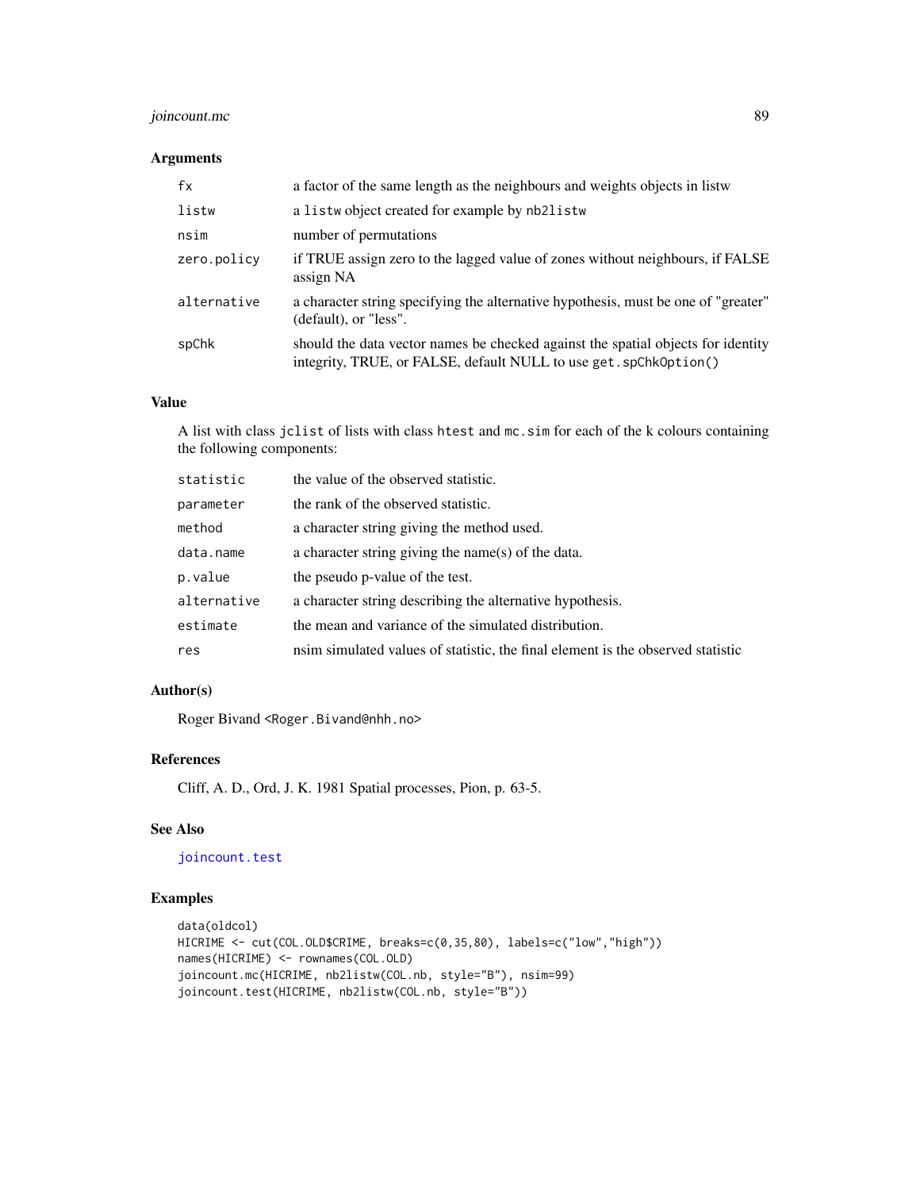### Arguments

| | |
|---|---|
| `fx` | a factor of the same length as the neighbours and weights objects in listw |
| `listw` | a `listw` object created for example by `nb2listw` |
| `nsim` | number of permutations |
| `zero.policy` | if TRUE assign zero to the lagged value of zones without neighbours, if FALSE assign NA |
| `alternative` | a character string specifying the alternative hypothesis, must be one of "greater" (default), or "less". |
| `spChk` | should the data vector names be checked against the spatial objects for identity integrity, TRUE, or FALSE, default NULL to use `get.spChkOption()` |

### Value

A list with class `jclist` of lists with class `htest` and `mc.sim` for each of the k colours containing the following components:

| | |
|---|---|
| `statistic` | the value of the observed statistic. |
| `parameter` | the rank of the observed statistic. |
| `method` | a character string giving the method used. |
| `data.name` | a character string giving the name(s) of the data. |
| `p.value` | the pseudo p-value of the test. |
| `alternative` | a character string describing the alternative hypothesis. |
| `estimate` | the mean and variance of the simulated distribution. |
| `res` | nsim simulated values of statistic, the final element is the observed statistic |

### Author(s)

Roger Bivand <Roger.Bivand@nhh.no>

### References

Cliff, A. D., Ord, J. K. 1981 Spatial processes, Pion, p. 63-5.

### See Also

`joincount.test`

### Examples

```
data(oldcol)
HICRIME <- cut(COL.OLD$CRIME, breaks=c(0,35,80), labels=c("low","high"))
names(HICRIME) <- rownames(COL.OLD)
joincount.mc(HICRIME, nb2listw(COL.nb, style="B"), nsim=99)
joincount.test(HICRIME, nb2listw(COL.nb, style="B"))
```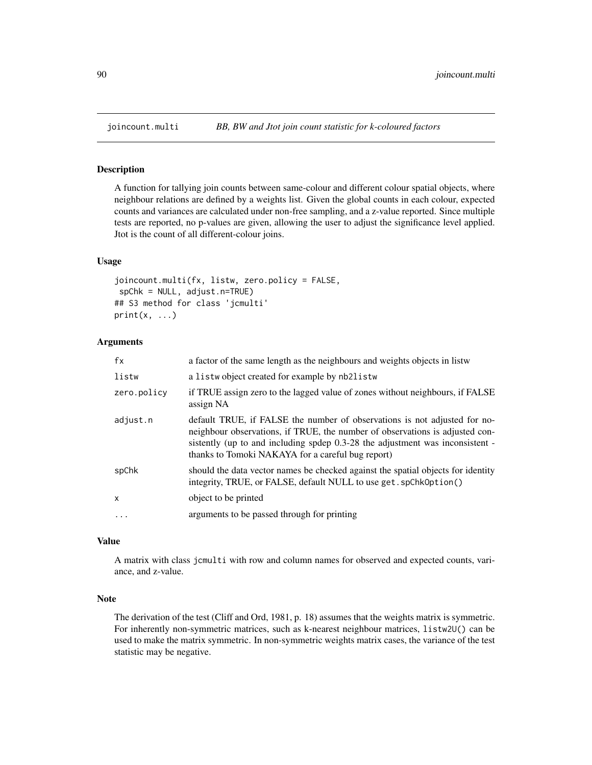## joincount.multi — *BB, BW and Jtot join count statistic for k-coloured factors*

### Description

A function for tallying join counts between same-colour and different colour spatial objects, where neighbour relations are defined by a weights list. Given the global counts in each colour, expected counts and variances are calculated under non-free sampling, and a z-value reported. Since multiple tests are reported, no p-values are given, allowing the user to adjust the significance level applied. Jtot is the count of all different-colour joins.

### Usage

```
joincount.multi(fx, listw, zero.policy = FALSE,
 spChk = NULL, adjust.n=TRUE)
## S3 method for class 'jcmulti'
print(x, ...)
```

### Arguments

| | |
|---|---|
| fx | a factor of the same length as the neighbours and weights objects in listw |
| listw | a listw object created for example by nb2listw |
| zero.policy | if TRUE assign zero to the lagged value of zones without neighbours, if FALSE assign NA |
| adjust.n | default TRUE, if FALSE the number of observations is not adjusted for no-neighbour observations, if TRUE, the number of observations is adjusted consistently (up to and including spdep 0.3-28 the adjustment was inconsistent - thanks to Tomoki NAKAYA for a careful bug report) |
| spChk | should the data vector names be checked against the spatial objects for identity integrity, TRUE, or FALSE, default NULL to use get.spChkOption() |
| x | object to be printed |
| ... | arguments to be passed through for printing |

### Value

A matrix with class jcmulti with row and column names for observed and expected counts, variance, and z-value.

### Note

The derivation of the test (Cliff and Ord, 1981, p. 18) assumes that the weights matrix is symmetric. For inherently non-symmetric matrices, such as k-nearest neighbour matrices, listw2U() can be used to make the matrix symmetric. In non-symmetric weights matrix cases, the variance of the test statistic may be negative.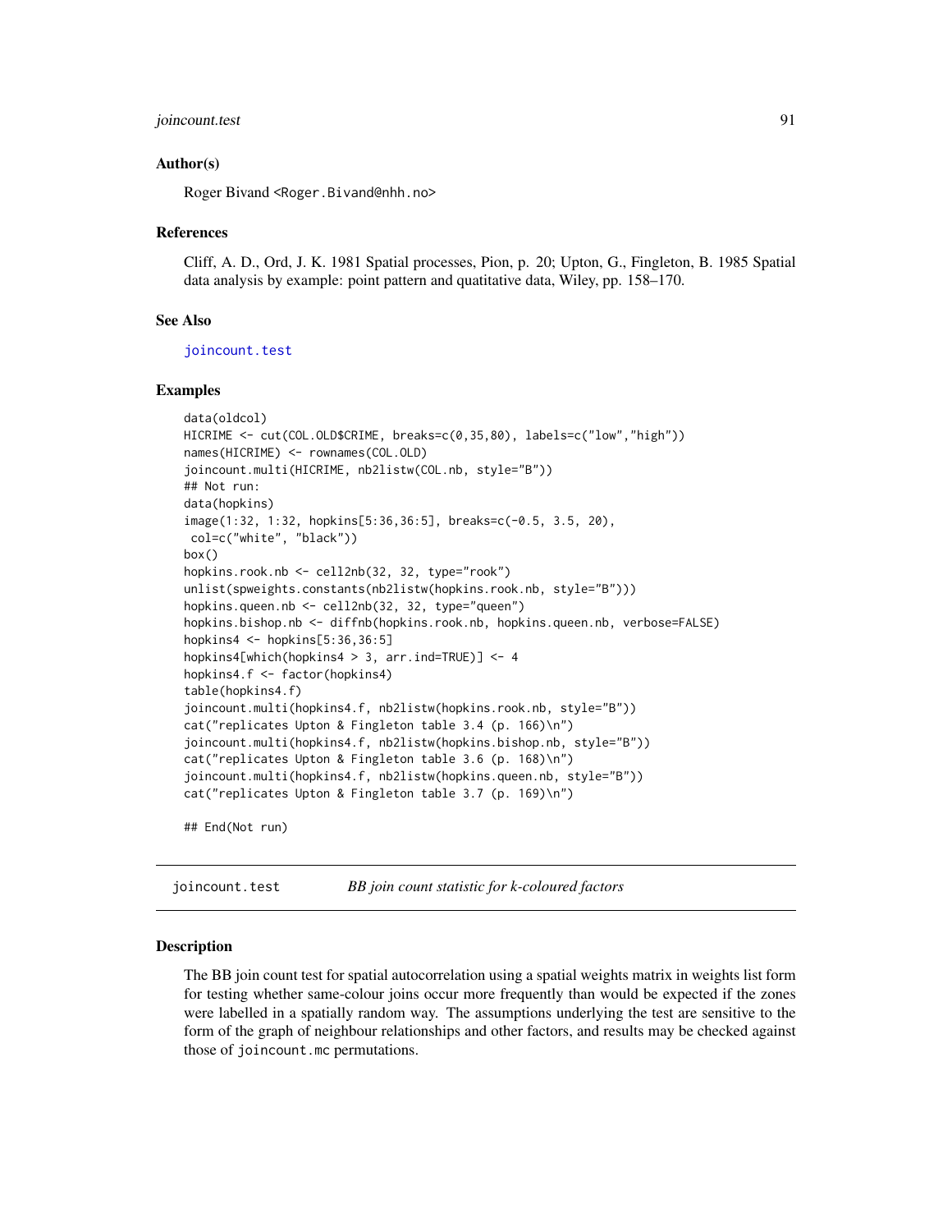### Author(s)

Roger Bivand <Roger.Bivand@nhh.no>

### References

Cliff, A. D., Ord, J. K. 1981 Spatial processes, Pion, p. 20; Upton, G., Fingleton, B. 1985 Spatial data analysis by example: point pattern and quatitative data, Wiley, pp. 158–170.

### See Also

joincount.test

### Examples

```
data(oldcol)
HICRIME <- cut(COL.OLD$CRIME, breaks=c(0,35,80), labels=c("low","high"))
names(HICRIME) <- rownames(COL.OLD)
joincount.multi(HICRIME, nb2listw(COL.nb, style="B"))
## Not run:
data(hopkins)
image(1:32, 1:32, hopkins[5:36,36:5], breaks=c(-0.5, 3.5, 20),
 col=c("white", "black"))
box()
hopkins.rook.nb <- cell2nb(32, 32, type="rook")
unlist(spweights.constants(nb2listw(hopkins.rook.nb, style="B")))
hopkins.queen.nb <- cell2nb(32, 32, type="queen")
hopkins.bishop.nb <- diffnb(hopkins.rook.nb, hopkins.queen.nb, verbose=FALSE)
hopkins4 <- hopkins[5:36,36:5]
hopkins4[which(hopkins4 > 3, arr.ind=TRUE)] <- 4
hopkins4.f <- factor(hopkins4)
table(hopkins4.f)
joincount.multi(hopkins4.f, nb2listw(hopkins.rook.nb, style="B"))
cat("replicates Upton & Fingleton table 3.4 (p. 166)\n")
joincount.multi(hopkins4.f, nb2listw(hopkins.bishop.nb, style="B"))
cat("replicates Upton & Fingleton table 3.6 (p. 168)\n")
joincount.multi(hopkins4.f, nb2listw(hopkins.queen.nb, style="B"))
cat("replicates Upton & Fingleton table 3.7 (p. 169)\n")

## End(Not run)
```

---

## joincount.test *BB join count statistic for k-coloured factors*

### Description

The BB join count test for spatial autocorrelation using a spatial weights matrix in weights list form for testing whether same-colour joins occur more frequently than would be expected if the zones were labelled in a spatially random way. The assumptions underlying the test are sensitive to the form of the graph of neighbour relationships and other factors, and results may be checked against those of joincount.mc permutations.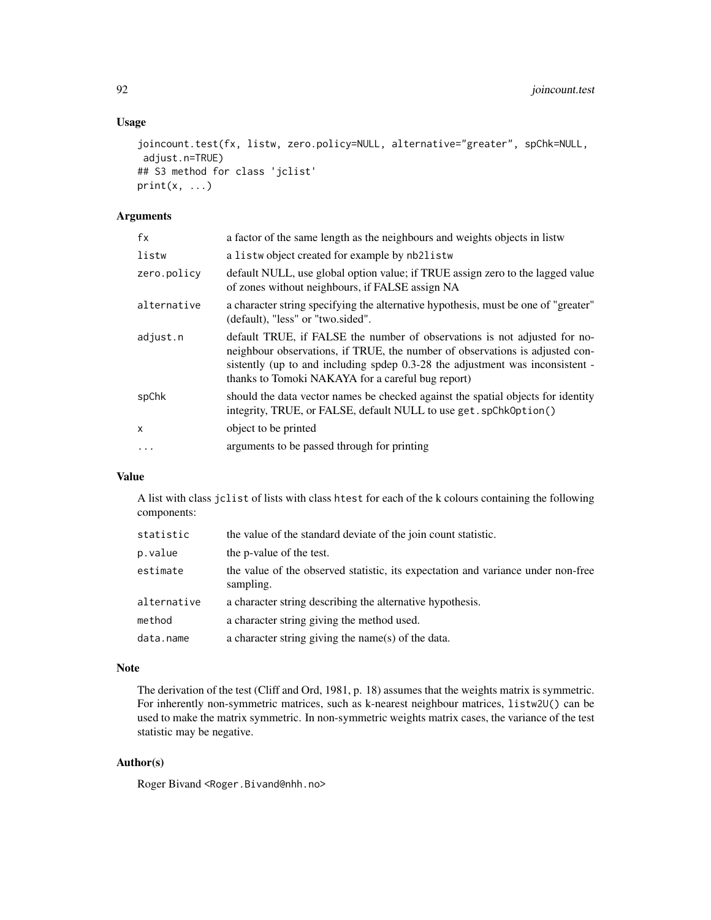## Usage

```
joincount.test(fx, listw, zero.policy=NULL, alternative="greater", spChk=NULL,
 adjust.n=TRUE)
## S3 method for class 'jclist'
print(x, ...)
```

## Arguments

| | |
|---|---|
| fx | a factor of the same length as the neighbours and weights objects in listw |
| listw | a listw object created for example by nb2listw |
| zero.policy | default NULL, use global option value; if TRUE assign zero to the lagged value of zones without neighbours, if FALSE assign NA |
| alternative | a character string specifying the alternative hypothesis, must be one of "greater" (default), "less" or "two.sided". |
| adjust.n | default TRUE, if FALSE the number of observations is not adjusted for no-neighbour observations, if TRUE, the number of observations is adjusted consistently (up to and including spdep 0.3-28 the adjustment was inconsistent - thanks to Tomoki NAKAYA for a careful bug report) |
| spChk | should the data vector names be checked against the spatial objects for identity integrity, TRUE, or FALSE, default NULL to use get.spChkOption() |
| x | object to be printed |
| ... | arguments to be passed through for printing |

## Value

A list with class jclist of lists with class htest for each of the k colours containing the following components:

| | |
|---|---|
| statistic | the value of the standard deviate of the join count statistic. |
| p.value | the p-value of the test. |
| estimate | the value of the observed statistic, its expectation and variance under non-free sampling. |
| alternative | a character string describing the alternative hypothesis. |
| method | a character string giving the method used. |
| data.name | a character string giving the name(s) of the data. |

## Note

The derivation of the test (Cliff and Ord, 1981, p. 18) assumes that the weights matrix is symmetric. For inherently non-symmetric matrices, such as k-nearest neighbour matrices, listw2U() can be used to make the matrix symmetric. In non-symmetric weights matrix cases, the variance of the test statistic may be negative.

## Author(s)

Roger Bivand <Roger.Bivand@nhh.no>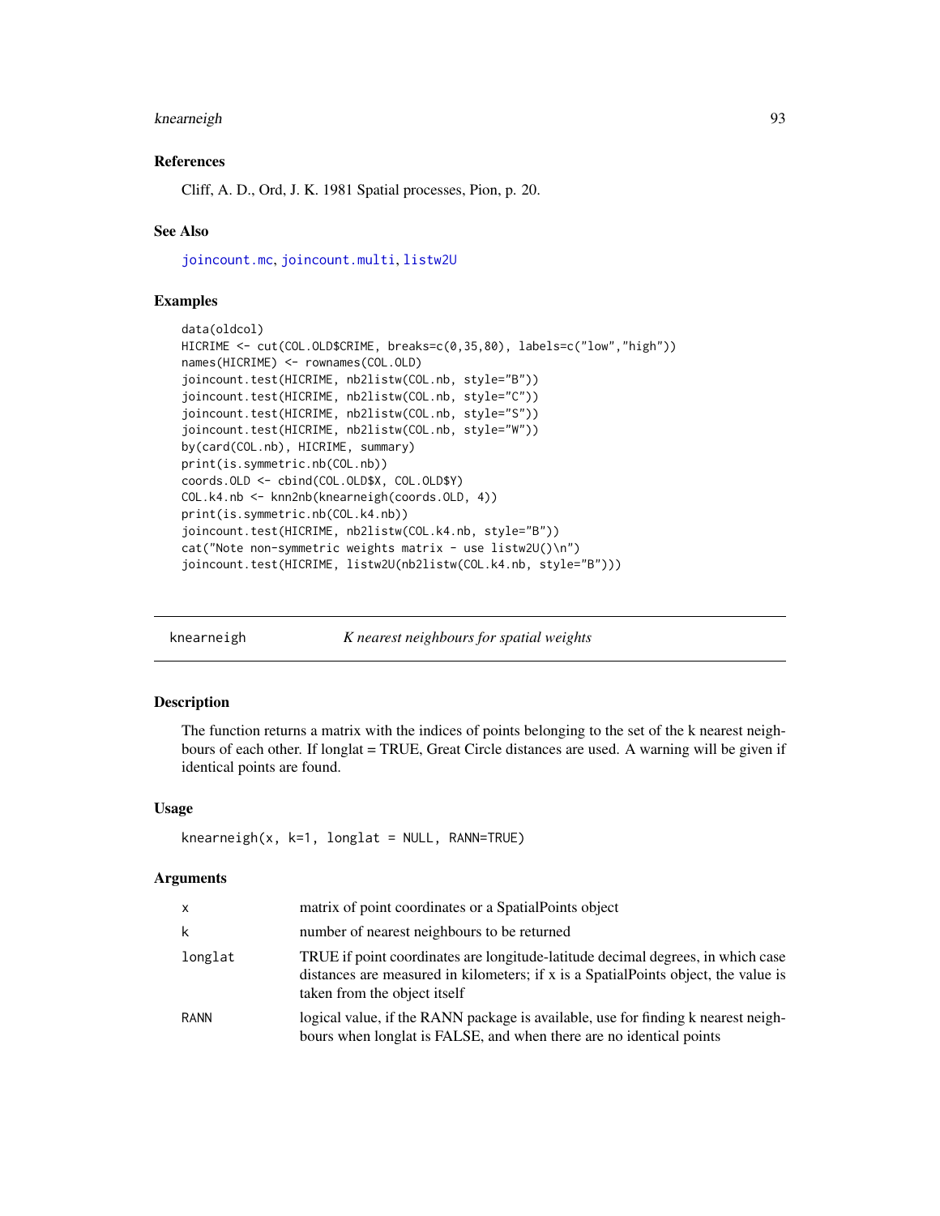### References

Cliff, A. D., Ord, J. K. 1981 Spatial processes, Pion, p. 20.

### See Also

joincount.mc, joincount.multi, listw2U

### Examples

```
data(oldcol)
HICRIME <- cut(COL.OLD$CRIME, breaks=c(0,35,80), labels=c("low","high"))
names(HICRIME) <- rownames(COL.OLD)
joincount.test(HICRIME, nb2listw(COL.nb, style="B"))
joincount.test(HICRIME, nb2listw(COL.nb, style="C"))
joincount.test(HICRIME, nb2listw(COL.nb, style="S"))
joincount.test(HICRIME, nb2listw(COL.nb, style="W"))
by(card(COL.nb), HICRIME, summary)
print(is.symmetric.nb(COL.nb))
coords.OLD <- cbind(COL.OLD$X, COL.OLD$Y)
COL.k4.nb <- knn2nb(knearneigh(coords.OLD, 4))
print(is.symmetric.nb(COL.k4.nb))
joincount.test(HICRIME, nb2listw(COL.k4.nb, style="B"))
cat("Note non-symmetric weights matrix - use listw2U()\n")
joincount.test(HICRIME, listw2U(nb2listw(COL.k4.nb, style="B")))
```

---

## knearneigh — *K nearest neighbours for spatial weights*

### Description

The function returns a matrix with the indices of points belonging to the set of the k nearest neighbours of each other. If longlat = TRUE, Great Circle distances are used. A warning will be given if identical points are found.

### Usage

```
knearneigh(x, k=1, longlat = NULL, RANN=TRUE)
```

### Arguments

| | |
|---|---|
| x | matrix of point coordinates or a SpatialPoints object |
| k | number of nearest neighbours to be returned |
| longlat | TRUE if point coordinates are longitude-latitude decimal degrees, in which case distances are measured in kilometers; if x is a SpatialPoints object, the value is taken from the object itself |
| RANN | logical value, if the RANN package is available, use for finding k nearest neighbours when longlat is FALSE, and when there are no identical points |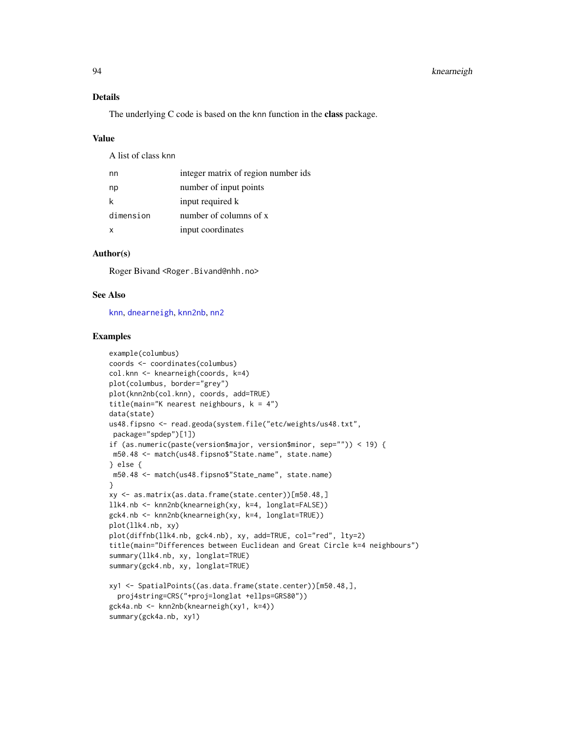## Details

The underlying C code is based on the knn function in the **class** package.

## Value

A list of class knn

| | |
|---|---|
| nn | integer matrix of region number ids |
| np | number of input points |
| k | input required k |
| dimension | number of columns of x |
| x | input coordinates |

## Author(s)

Roger Bivand <Roger.Bivand@nhh.no>

## See Also

knn, dnearneigh, knn2nb, nn2

## Examples

```
example(columbus)
coords <- coordinates(columbus)
col.knn <- knearneigh(coords, k=4)
plot(columbus, border="grey")
plot(knn2nb(col.knn), coords, add=TRUE)
title(main="K nearest neighbours, k = 4")
data(state)
us48.fipsno <- read.geoda(system.file("etc/weights/us48.txt",
 package="spdep")[1])
if (as.numeric(paste(version$major, version$minor, sep="")) < 19) {
 m50.48 <- match(us48.fipsno$"State.name", state.name)
} else {
 m50.48 <- match(us48.fipsno$"State_name", state.name)
}
xy <- as.matrix(as.data.frame(state.center))[m50.48,]
llk4.nb <- knn2nb(knearneigh(xy, k=4, longlat=FALSE))
gck4.nb <- knn2nb(knearneigh(xy, k=4, longlat=TRUE))
plot(llk4.nb, xy)
plot(diffnb(llk4.nb, gck4.nb), xy, add=TRUE, col="red", lty=2)
title(main="Differences between Euclidean and Great Circle k=4 neighbours")
summary(llk4.nb, xy, longlat=TRUE)
summary(gck4.nb, xy, longlat=TRUE)

xy1 <- SpatialPoints((as.data.frame(state.center))[m50.48,],
  proj4string=CRS("+proj=longlat +ellps=GRS80"))
gck4a.nb <- knn2nb(knearneigh(xy1, k=4))
summary(gck4a.nb, xy1)
```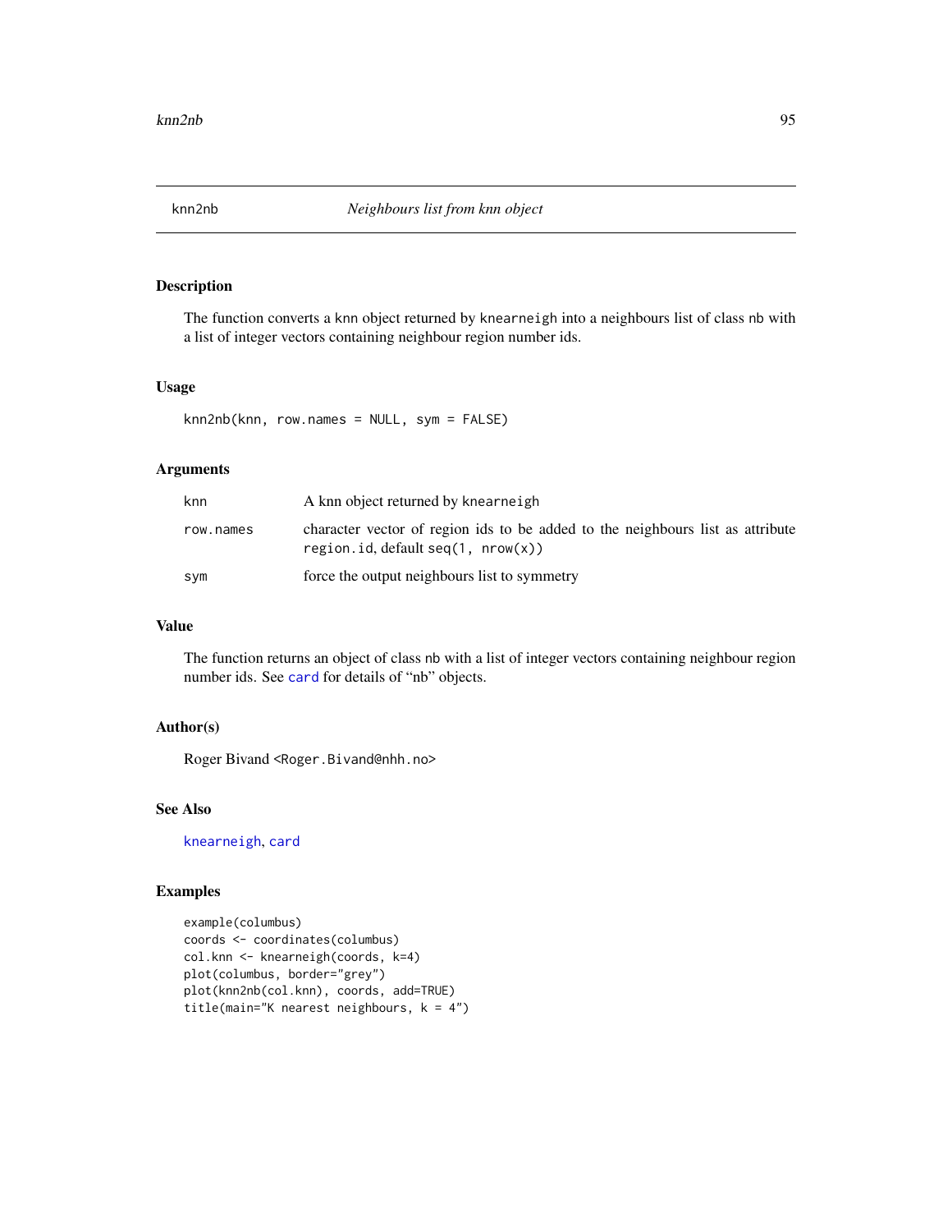# knn2nb — *Neighbours list from knn object*

## Description

The function converts a knn object returned by `knearneigh` into a neighbours list of class nb with a list of integer vectors containing neighbour region number ids.

## Usage

```
knn2nb(knn, row.names = NULL, sym = FALSE)
```

## Arguments

| | |
|---|---|
| `knn` | A knn object returned by `knearneigh` |
| `row.names` | character vector of region ids to be added to the neighbours list as attribute `region.id`, default `seq(1, nrow(x))` |
| `sym` | force the output neighbours list to symmetry |

## Value

The function returns an object of class nb with a list of integer vectors containing neighbour region number ids. See `card` for details of "nb" objects.

## Author(s)

Roger Bivand <Roger.Bivand@nhh.no>

## See Also

`knearneigh`, `card`

## Examples

```
example(columbus)
coords <- coordinates(columbus)
col.knn <- knearneigh(coords, k=4)
plot(columbus, border="grey")
plot(knn2nb(col.knn), coords, add=TRUE)
title(main="K nearest neighbours, k = 4")
```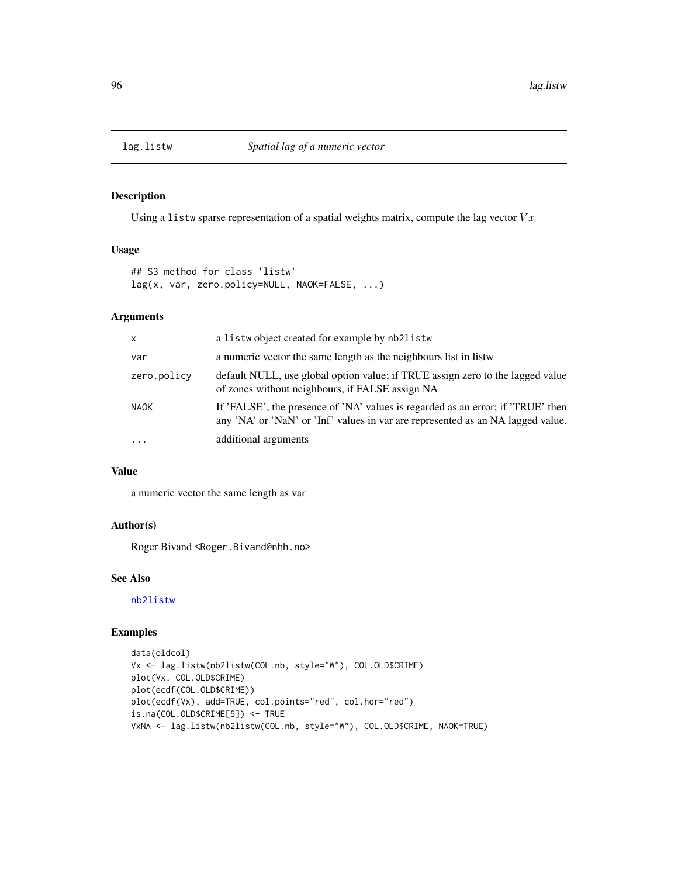# lag.listw *Spatial lag of a numeric vector*

## Description

Using a `listw` sparse representation of a spatial weights matrix, compute the lag vector $Vx$

## Usage

```
## S3 method for class 'listw'
lag(x, var, zero.policy=NULL, NAOK=FALSE, ...)
```

## Arguments

| | |
|---|---|
| `x` | a `listw` object created for example by `nb2listw` |
| `var` | a numeric vector the same length as the neighbours list in listw |
| `zero.policy` | default NULL, use global option value; if TRUE assign zero to the lagged value of zones without neighbours, if FALSE assign NA |
| `NAOK` | If 'FALSE', the presence of 'NA' values is regarded as an error; if 'TRUE' then any 'NA' or 'NaN' or 'Inf' values in var are represented as an NA lagged value. |
| `...` | additional arguments |

## Value

a numeric vector the same length as var

## Author(s)

Roger Bivand <Roger.Bivand@nhh.no>

## See Also

`nb2listw`

## Examples

```
data(oldcol)
Vx <- lag.listw(nb2listw(COL.nb, style="W"), COL.OLD$CRIME)
plot(Vx, COL.OLD$CRIME)
plot(ecdf(COL.OLD$CRIME))
plot(ecdf(Vx), add=TRUE, col.points="red", col.hor="red")
is.na(COL.OLD$CRIME[5]) <- TRUE
VxNA <- lag.listw(nb2listw(COL.nb, style="W"), COL.OLD$CRIME, NAOK=TRUE)
```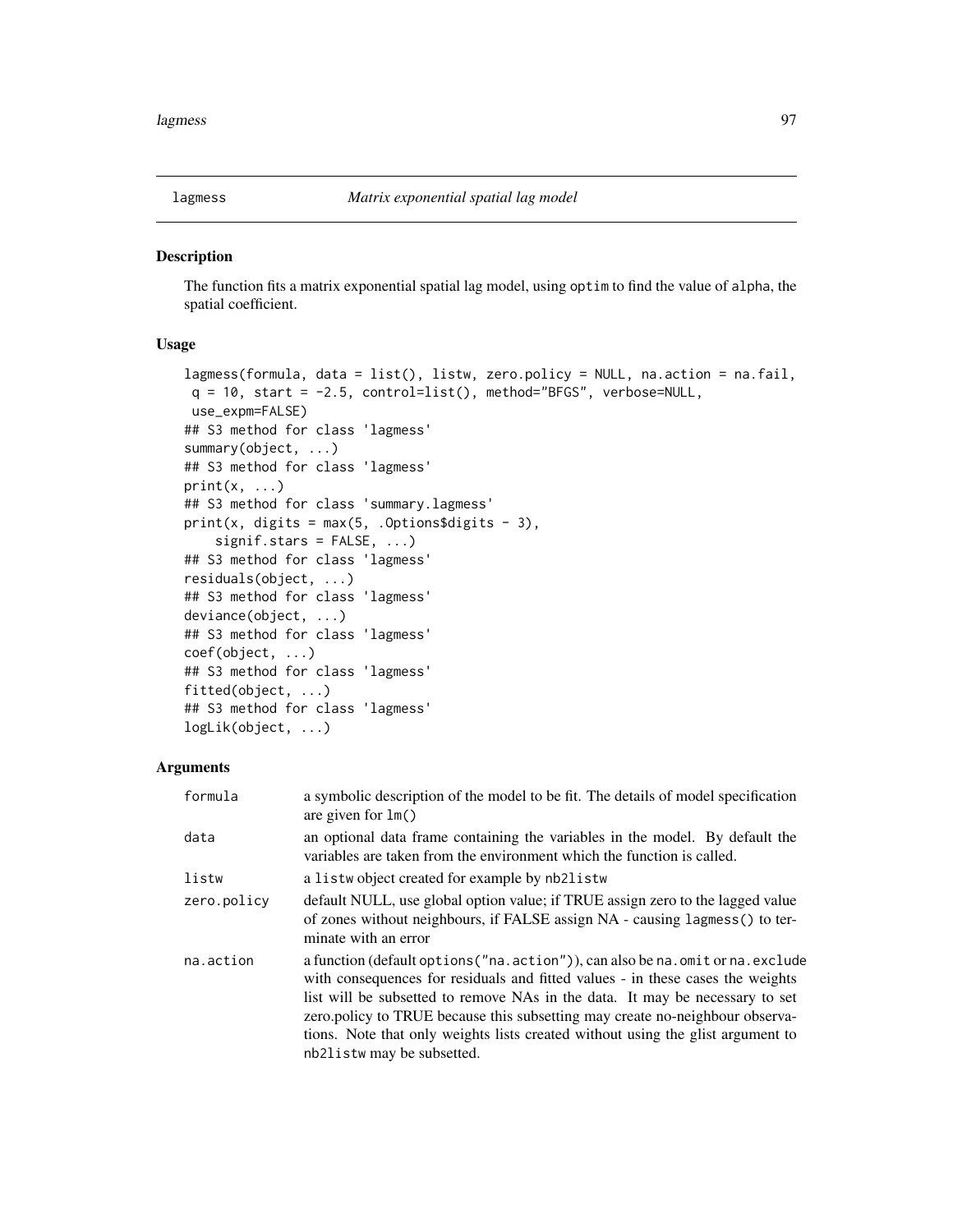## lagmess — *Matrix exponential spatial lag model*

### Description

The function fits a matrix exponential spatial lag model, using `optim` to find the value of `alpha`, the spatial coefficient.

### Usage

```
lagmess(formula, data = list(), listw, zero.policy = NULL, na.action = na.fail,
 q = 10, start = -2.5, control=list(), method="BFGS", verbose=NULL,
 use_expm=FALSE)
## S3 method for class 'lagmess'
summary(object, ...)
## S3 method for class 'lagmess'
print(x, ...)
## S3 method for class 'summary.lagmess'
print(x, digits = max(5, .Options$digits - 3),
    signif.stars = FALSE, ...)
## S3 method for class 'lagmess'
residuals(object, ...)
## S3 method for class 'lagmess'
deviance(object, ...)
## S3 method for class 'lagmess'
coef(object, ...)
## S3 method for class 'lagmess'
fitted(object, ...)
## S3 method for class 'lagmess'
logLik(object, ...)
```

### Arguments

| | |
|---|---|
| `formula` | a symbolic description of the model to be fit. The details of model specification are given for `lm()` |
| `data` | an optional data frame containing the variables in the model. By default the variables are taken from the environment which the function is called. |
| `listw` | a `listw` object created for example by `nb2listw` |
| `zero.policy` | default NULL, use global option value; if TRUE assign zero to the lagged value of zones without neighbours, if FALSE assign NA - causing `lagmess()` to terminate with an error |
| `na.action` | a function (default `options("na.action")`), can also be `na.omit` or `na.exclude` with consequences for residuals and fitted values - in these cases the weights list will be subsetted to remove NAs in the data. It may be necessary to set zero.policy to TRUE because this subsetting may create no-neighbour observations. Note that only weights lists created without using the glist argument to `nb2listw` may be subsetted. |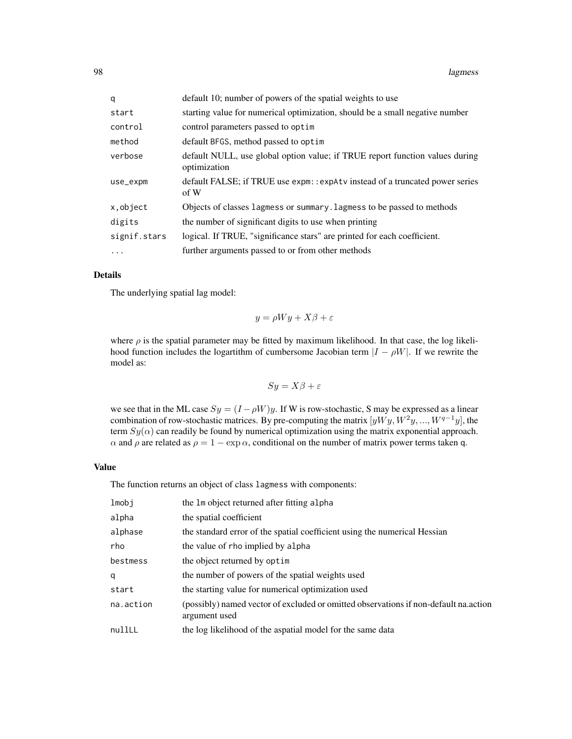| | |
|---|---|
| q | default 10; number of powers of the spatial weights to use |
| start | starting value for numerical optimization, should be a small negative number |
| control | control parameters passed to optim |
| method | default BFGS, method passed to optim |
| verbose | default NULL, use global option value; if TRUE report function values during optimization |
| use_expm | default FALSE; if TRUE use expm::expAtv instead of a truncated power series of W |
| x,object | Objects of classes lagmess or summary.lagmess to be passed to methods |
| digits | the number of significant digits to use when printing |
| signif.stars | logical. If TRUE, "significance stars" are printed for each coefficient. |
| ... | further arguments passed to or from other methods |

## Details

The underlying spatial lag model:

$$y = \rho W y + X\beta + \varepsilon$$

where $\rho$ is the spatial parameter may be fitted by maximum likelihood. In that case, the log likelihood function includes the logartithm of cumbersome Jacobian term $|I - \rho W|$. If we rewrite the model as:

$$Sy = X\beta + \varepsilon$$

we see that in the ML case $Sy = (I - \rho W)y$. If W is row-stochastic, S may be expressed as a linear combination of row-stochastic matrices. By pre-computing the matrix $[yWy, W^2y, ..., W^{q-1}y]$, the term $Sy(\alpha)$ can readily be found by numerical optimization using the matrix exponential approach. $\alpha$ and $\rho$ are related as $\rho = 1 - \exp \alpha$, conditional on the number of matrix power terms taken q.

## Value

The function returns an object of class lagmess with components:

| | |
|---|---|
| lmobj | the lm object returned after fitting alpha |
| alpha | the spatial coefficient |
| alphase | the standard error of the spatial coefficient using the numerical Hessian |
| rho | the value of rho implied by alpha |
| bestmess | the object returned by optim |
| q | the number of powers of the spatial weights used |
| start | the starting value for numerical optimization used |
| na.action | (possibly) named vector of excluded or omitted observations if non-default na.action argument used |
| nullLL | the log likelihood of the aspatial model for the same data |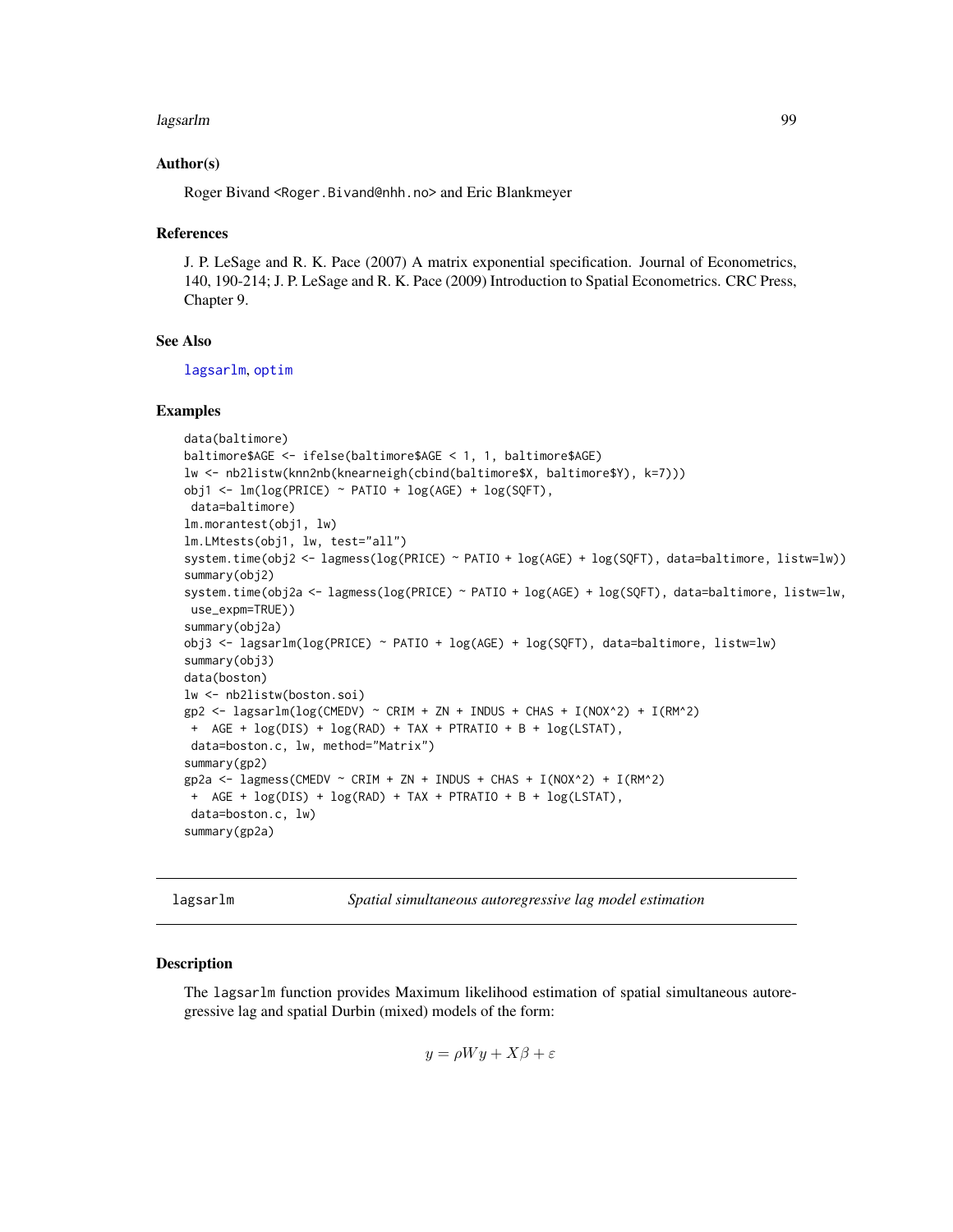### Author(s)

Roger Bivand <Roger.Bivand@nhh.no> and Eric Blankmeyer

### References

J. P. LeSage and R. K. Pace (2007) A matrix exponential specification. Journal of Econometrics, 140, 190-214; J. P. LeSage and R. K. Pace (2009) Introduction to Spatial Econometrics. CRC Press, Chapter 9.

### See Also

lagsarlm, optim

### Examples

```
data(baltimore)
baltimore$AGE <- ifelse(baltimore$AGE < 1, 1, baltimore$AGE)
lw <- nb2listw(knn2nb(knearneigh(cbind(baltimore$X, baltimore$Y), k=7)))
obj1 <- lm(log(PRICE) ~ PATIO + log(AGE) + log(SQFT),
 data=baltimore)
lm.morantest(obj1, lw)
lm.LMtests(obj1, lw, test="all")
system.time(obj2 <- lagmess(log(PRICE) ~ PATIO + log(AGE) + log(SQFT), data=baltimore, listw=lw))
summary(obj2)
system.time(obj2a <- lagmess(log(PRICE) ~ PATIO + log(AGE) + log(SQFT), data=baltimore, listw=lw,
 use_expm=TRUE))
summary(obj2a)
obj3 <- lagsarlm(log(PRICE) ~ PATIO + log(AGE) + log(SQFT), data=baltimore, listw=lw)
summary(obj3)
data(boston)
lw <- nb2listw(boston.soi)
gp2 <- lagsarlm(log(CMEDV) ~ CRIM + ZN + INDUS + CHAS + I(NOX^2) + I(RM^2)
 +  AGE + log(DIS) + log(RAD) + TAX + PTRATIO + B + log(LSTAT),
 data=boston.c, lw, method="Matrix")
summary(gp2)
gp2a <- lagmess(CMEDV ~ CRIM + ZN + INDUS + CHAS + I(NOX^2) + I(RM^2)
 +  AGE + log(DIS) + log(RAD) + TAX + PTRATIO + B + log(LSTAT),
 data=boston.c, lw)
summary(gp2a)
```

---

## lagsarlm — *Spatial simultaneous autoregressive lag model estimation*

### Description

The lagsarlm function provides Maximum likelihood estimation of spatial simultaneous autoregressive lag and spatial Durbin (mixed) models of the form:

$$y = \rho W y + X\beta + \varepsilon$$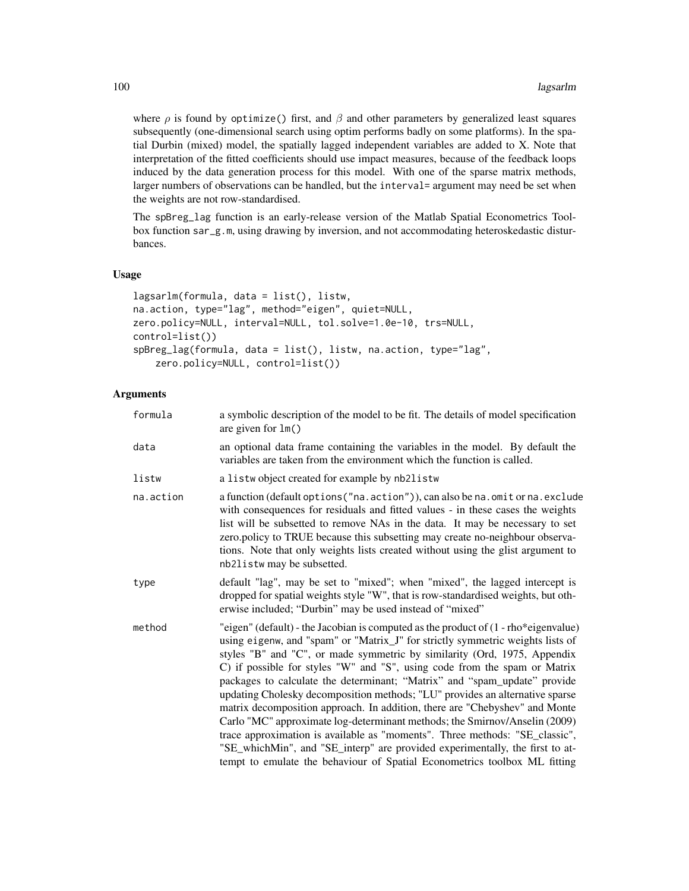where $\rho$ is found by `optimize()` first, and $\beta$ and other parameters by generalized least squares subsequently (one-dimensional search using optim performs badly on some platforms). In the spatial Durbin (mixed) model, the spatially lagged independent variables are added to X. Note that interpretation of the fitted coefficients should use impact measures, because of the feedback loops induced by the data generation process for this model. With one of the sparse matrix methods, larger numbers of observations can be handled, but the `interval=` argument may need be set when the weights are not row-standardised.

The `spBreg_lag` function is an early-release version of the Matlab Spatial Econometrics Toolbox function `sar_g.m`, using drawing by inversion, and not accommodating heteroskedastic disturbances.

### Usage

```
lagsarlm(formula, data = list(), listw,
na.action, type="lag", method="eigen", quiet=NULL,
zero.policy=NULL, interval=NULL, tol.solve=1.0e-10, trs=NULL,
control=list())
spBreg_lag(formula, data = list(), listw, na.action, type="lag",
    zero.policy=NULL, control=list())
```

### Arguments

| | |
|---|---|
| `formula` | a symbolic description of the model to be fit. The details of model specification are given for `lm()` |
| `data` | an optional data frame containing the variables in the model. By default the variables are taken from the environment which the function is called. |
| `listw` | a `listw` object created for example by `nb2listw` |
| `na.action` | a function (default `options("na.action")`), can also be `na.omit` or `na.exclude` with consequences for residuals and fitted values - in these cases the weights list will be subsetted to remove NAs in the data. It may be necessary to set zero.policy to TRUE because this subsetting may create no-neighbour observations. Note that only weights lists created without using the glist argument to `nb2listw` may be subsetted. |
| `type` | default "lag", may be set to "mixed"; when "mixed", the lagged intercept is dropped for spatial weights style "W", that is row-standardised weights, but otherwise included; "Durbin" may be used instead of "mixed" |
| `method` | "eigen" (default) - the Jacobian is computed as the product of (1 - rho*eigenvalue) using `eigenw`, and "spam" or "Matrix_J" for strictly symmetric weights lists of styles "B" and "C", or made symmetric by similarity (Ord, 1975, Appendix C) if possible for styles "W" and "S", using code from the spam or Matrix packages to calculate the determinant; "Matrix" and "spam_update" provide updating Cholesky decomposition methods; "LU" provides an alternative sparse matrix decomposition approach. In addition, there are "Chebyshev" and Monte Carlo "MC" approximate log-determinant methods; the Smirnov/Anselin (2009) trace approximation is available as "moments". Three methods: "SE_classic", "SE_whichMin", and "SE_interp" are provided experimentally, the first to attempt to emulate the behaviour of Spatial Econometrics toolbox ML fitting |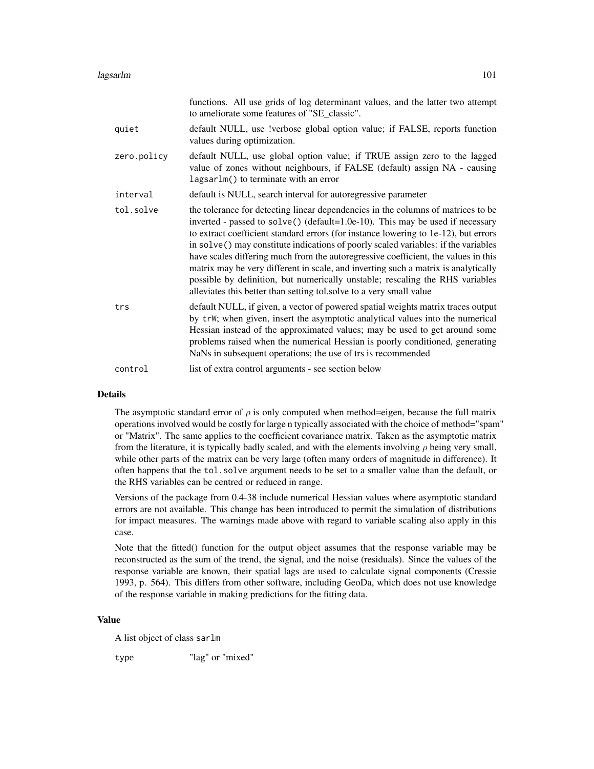functions. All use grids of log determinant values, and the latter two attempt to ameliorate some features of "SE_classic".

`quiet`
: default NULL, use !verbose global option value; if FALSE, reports function values during optimization.

`zero.policy`
: default NULL, use global option value; if TRUE assign zero to the lagged value of zones without neighbours, if FALSE (default) assign NA - causing `lagsarlm()` to terminate with an error

`interval`
: default is NULL, search interval for autoregressive parameter

`tol.solve`
: the tolerance for detecting linear dependencies in the columns of matrices to be inverted - passed to `solve()` (default=1.0e-10). This may be used if necessary to extract coefficient standard errors (for instance lowering to 1e-12), but errors in `solve()` may constitute indications of poorly scaled variables: if the variables have scales differing much from the autoregressive coefficient, the values in this matrix may be very different in scale, and inverting such a matrix is analytically possible by definition, but numerically unstable; rescaling the RHS variables alleviates this better than setting tol.solve to a very small value

`trs`
: default NULL, if given, a vector of powered spatial weights matrix traces output by `trW`; when given, insert the asymptotic analytical values into the numerical Hessian instead of the approximated values; may be used to get around some problems raised when the numerical Hessian is poorly conditioned, generating NaNs in subsequent operations; the use of trs is recommended

`control`
: list of extra control arguments - see section below

## Details

The asymptotic standard error of $\rho$ is only computed when method=eigen, because the full matrix operations involved would be costly for large n typically associated with the choice of method="spam" or "Matrix". The same applies to the coefficient covariance matrix. Taken as the asymptotic matrix from the literature, it is typically badly scaled, and with the elements involving $\rho$ being very small, while other parts of the matrix can be very large (often many orders of magnitude in difference). It often happens that the `tol.solve` argument needs to be set to a smaller value than the default, or the RHS variables can be centred or reduced in range.

Versions of the package from 0.4-38 include numerical Hessian values where asymptotic standard errors are not available. This change has been introduced to permit the simulation of distributions for impact measures. The warnings made above with regard to variable scaling also apply in this case.

Note that the fitted() function for the output object assumes that the response variable may be reconstructed as the sum of the trend, the signal, and the noise (residuals). Since the values of the response variable are known, their spatial lags are used to calculate signal components (Cressie 1993, p. 564). This differs from other software, including GeoDa, which does not use knowledge of the response variable in making predictions for the fitting data.

## Value

A list object of class `sarlm`

`type`
: "lag" or "mixed"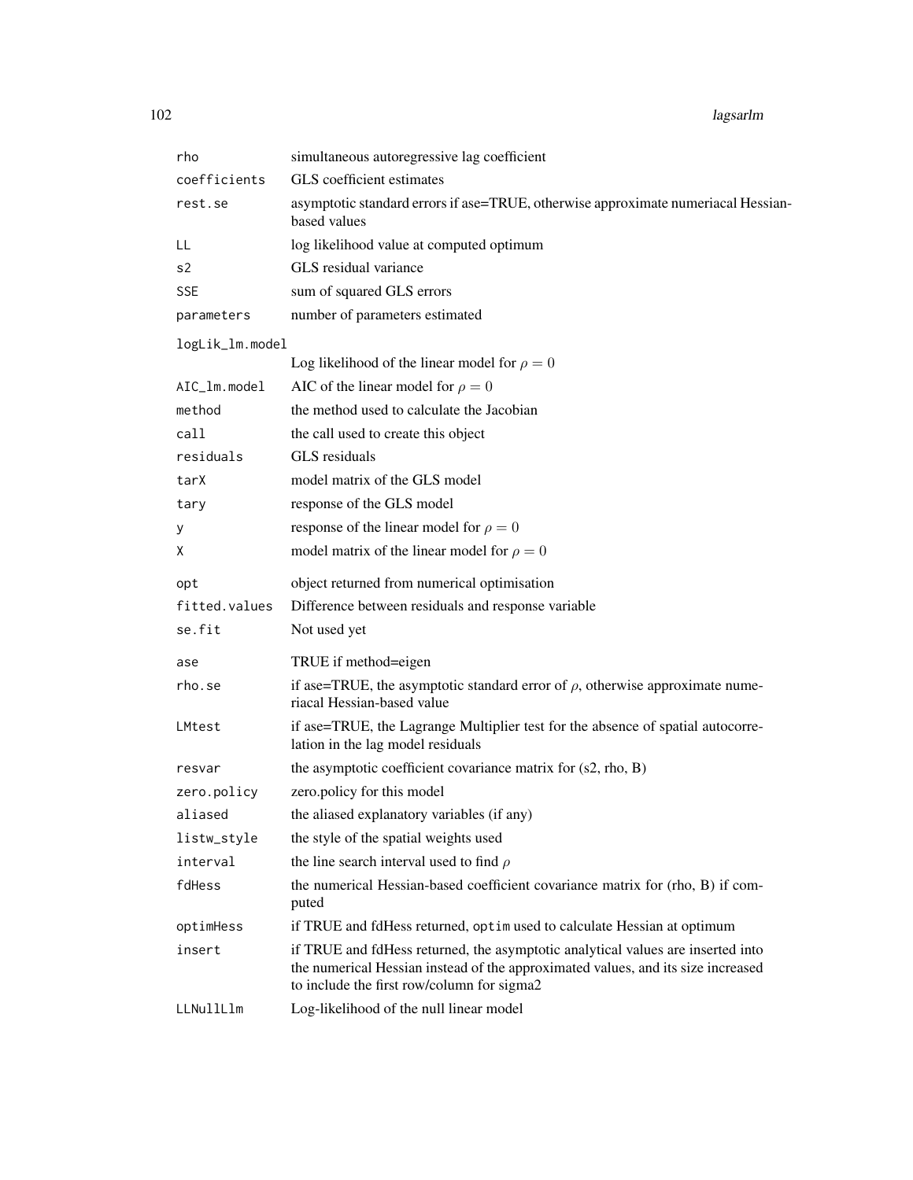| | |
|---|---|
| `rho` | simultaneous autoregressive lag coefficient |
| `coefficients` | GLS coefficient estimates |
| `rest.se` | asymptotic standard errors if ase=TRUE, otherwise approximate numeriacal Hessian-based values |
| `LL` | log likelihood value at computed optimum |
| `s2` | GLS residual variance |
| `SSE` | sum of squared GLS errors |
| `parameters` | number of parameters estimated |
| `logLik_lm.model` | Log likelihood of the linear model for $\rho = 0$ |
| `AIC_lm.model` | AIC of the linear model for $\rho = 0$ |
| `method` | the method used to calculate the Jacobian |
| `call` | the call used to create this object |
| `residuals` | GLS residuals |
| `tarX` | model matrix of the GLS model |
| `tary` | response of the GLS model |
| `y` | response of the linear model for $\rho = 0$ |
| `X` | model matrix of the linear model for $\rho = 0$ |
| `opt` | object returned from numerical optimisation |
| `fitted.values` | Difference between residuals and response variable |
| `se.fit` | Not used yet |
| `ase` | TRUE if method=eigen |
| `rho.se` | if ase=TRUE, the asymptotic standard error of $\rho$, otherwise approximate numeriacal Hessian-based value |
| `LMtest` | if ase=TRUE, the Lagrange Multiplier test for the absence of spatial autocorrelation in the lag model residuals |
| `resvar` | the asymptotic coefficient covariance matrix for (s2, rho, B) |
| `zero.policy` | zero.policy for this model |
| `aliased` | the aliased explanatory variables (if any) |
| `listw_style` | the style of the spatial weights used |
| `interval` | the line search interval used to find $\rho$ |
| `fdHess` | the numerical Hessian-based coefficient covariance matrix for (rho, B) if computed |
| `optimHess` | if TRUE and fdHess returned, `optim` used to calculate Hessian at optimum |
| `insert` | if TRUE and fdHess returned, the asymptotic analytical values are inserted into the numerical Hessian instead of the approximated values, and its size increased to include the first row/column for sigma2 |
| `LLNullLlm` | Log-likelihood of the null linear model |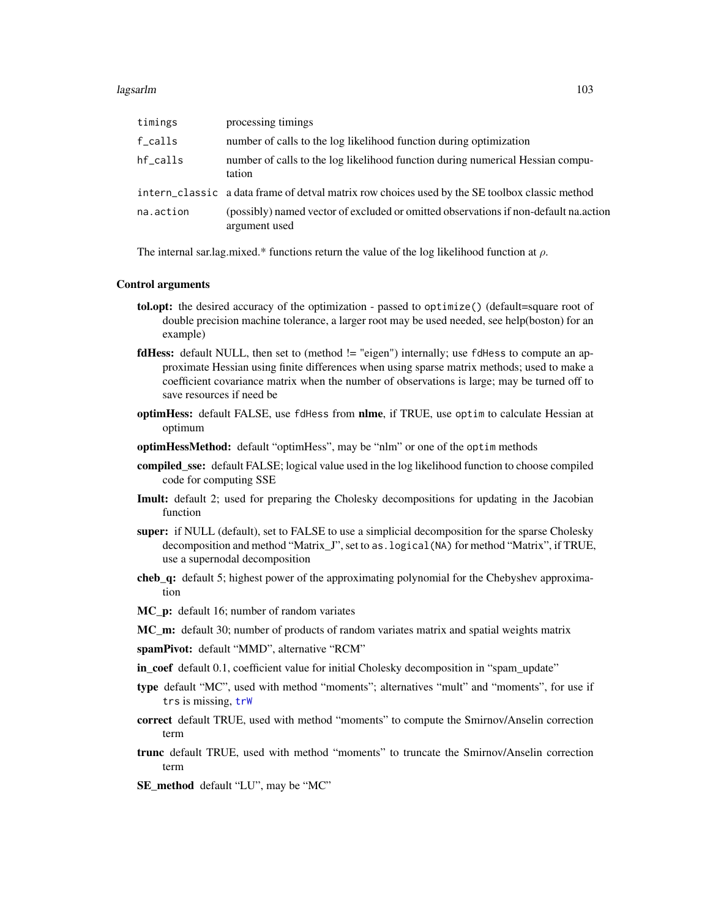| | |
|---|---|
| `timings` | processing timings |
| `f_calls` | number of calls to the log likelihood function during optimization |
| `hf_calls` | number of calls to the log likelihood function during numerical Hessian computation |
| `intern_classic` | a data frame of detval matrix row choices used by the SE toolbox classic method |
| `na.action` | (possibly) named vector of excluded or omitted observations if non-default na.action argument used |

The internal sar.lag.mixed.* functions return the value of the log likelihood function at $\rho$.

### Control arguments

- **tol.opt:** the desired accuracy of the optimization - passed to `optimize()` (default=square root of double precision machine tolerance, a larger root may be used needed, see help(boston) for an example)
- **fdHess:** default NULL, then set to (method != "eigen") internally; use `fdHess` to compute an approximate Hessian using finite differences when using sparse matrix methods; used to make a coefficient covariance matrix when the number of observations is large; may be turned off to save resources if need be
- **optimHess:** default FALSE, use `fdHess` from **nlme**, if TRUE, use `optim` to calculate Hessian at optimum
- **optimHessMethod:** default "optimHess", may be "nlm" or one of the `optim` methods
- **compiled_sse:** default FALSE; logical value used in the log likelihood function to choose compiled code for computing SSE
- **Imult:** default 2; used for preparing the Cholesky decompositions for updating in the Jacobian function
- **super:** if NULL (default), set to FALSE to use a simplicial decomposition for the sparse Cholesky decomposition and method "Matrix_J", set to `as.logical(NA)` for method "Matrix", if TRUE, use a supernodal decomposition
- **cheb_q:** default 5; highest power of the approximating polynomial for the Chebyshev approximation
- **MC_p:** default 16; number of random variates
- **MC_m:** default 30; number of products of random variates matrix and spatial weights matrix
- **spamPivot:** default "MMD", alternative "RCM"
- **in_coef** default 0.1, coefficient value for initial Cholesky decomposition in "spam_update"
- **type** default "MC", used with method "moments"; alternatives "mult" and "moments", for use if `trs` is missing, `trW`
- **correct** default TRUE, used with method "moments" to compute the Smirnov/Anselin correction term
- **trunc** default TRUE, used with method "moments" to truncate the Smirnov/Anselin correction term
- **SE_method** default "LU", may be "MC"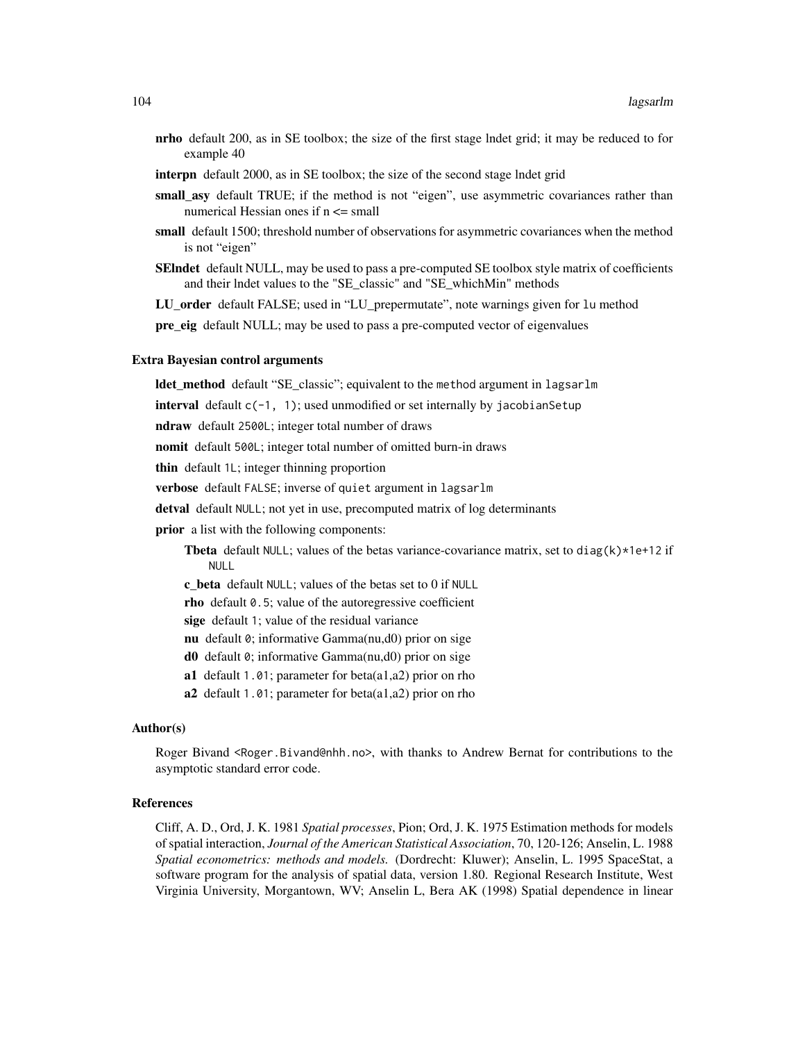**nrho** default 200, as in SE toolbox; the size of the first stage lndet grid; it may be reduced to for example 40

**interpn** default 2000, as in SE toolbox; the size of the second stage lndet grid

**small_asy** default TRUE; if the method is not "eigen", use asymmetric covariances rather than numerical Hessian ones if n <= small

**small** default 1500; threshold number of observations for asymmetric covariances when the method is not "eigen"

**SElndet** default NULL, may be used to pass a pre-computed SE toolbox style matrix of coefficients and their lndet values to the "SE_classic" and "SE_whichMin" methods

**LU_order** default FALSE; used in "LU_prepermutate", note warnings given for `lu` method

**pre_eig** default NULL; may be used to pass a pre-computed vector of eigenvalues

### Extra Bayesian control arguments

**ldet_method** default "SE_classic"; equivalent to the `method` argument in `lagsarlm`

**interval** default `c(-1, 1)`; used unmodified or set internally by `jacobianSetup`

**ndraw** default `2500L`; integer total number of draws

**nomit** default `500L`; integer total number of omitted burn-in draws

**thin** default `1L`; integer thinning proportion

**verbose** default `FALSE`; inverse of `quiet` argument in `lagsarlm`

**detval** default `NULL`; not yet in use, precomputed matrix of log determinants

**prior** a list with the following components:

- **Tbeta** default `NULL`; values of the betas variance-covariance matrix, set to `diag(k)*1e+12` if `NULL`
- **c_beta** default `NULL`; values of the betas set to 0 if `NULL`
- **rho** default `0.5`; value of the autoregressive coefficient
- **sige** default `1`; value of the residual variance
- **nu** default `0`; informative Gamma(nu,d0) prior on sige
- **d0** default `0`; informative Gamma(nu,d0) prior on sige
- **a1** default `1.01`; parameter for beta(a1,a2) prior on rho
- **a2** default `1.01`; parameter for beta(a1,a2) prior on rho

### Author(s)

Roger Bivand <Roger.Bivand@nhh.no>, with thanks to Andrew Bernat for contributions to the asymptotic standard error code.

### References

Cliff, A. D., Ord, J. K. 1981 *Spatial processes*, Pion; Ord, J. K. 1975 Estimation methods for models of spatial interaction, *Journal of the American Statistical Association*, 70, 120-126; Anselin, L. 1988 *Spatial econometrics: methods and models.* (Dordrecht: Kluwer); Anselin, L. 1995 SpaceStat, a software program for the analysis of spatial data, version 1.80. Regional Research Institute, West Virginia University, Morgantown, WV; Anselin L, Bera AK (1998) Spatial dependence in linear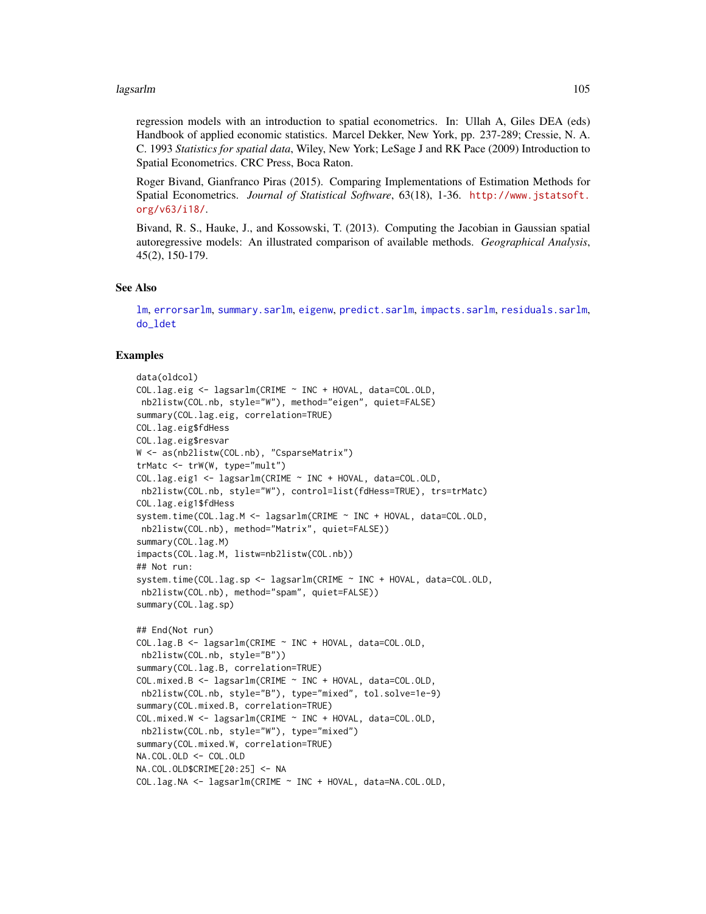regression models with an introduction to spatial econometrics. In: Ullah A, Giles DEA (eds) Handbook of applied economic statistics. Marcel Dekker, New York, pp. 237-289; Cressie, N. A. C. 1993 *Statistics for spatial data*, Wiley, New York; LeSage J and RK Pace (2009) Introduction to Spatial Econometrics. CRC Press, Boca Raton.

Roger Bivand, Gianfranco Piras (2015). Comparing Implementations of Estimation Methods for Spatial Econometrics. *Journal of Statistical Software*, 63(18), 1-36. http://www.jstatsoft.org/v63/i18/.

Bivand, R. S., Hauke, J., and Kossowski, T. (2013). Computing the Jacobian in Gaussian spatial autoregressive models: An illustrated comparison of available methods. *Geographical Analysis*, 45(2), 150-179.

## See Also

lm, errorsarlm, summary.sarlm, eigenw, predict.sarlm, impacts.sarlm, residuals.sarlm, do_ldet

## Examples

```
data(oldcol)
COL.lag.eig <- lagsarlm(CRIME ~ INC + HOVAL, data=COL.OLD,
 nb2listw(COL.nb, style="W"), method="eigen", quiet=FALSE)
summary(COL.lag.eig, correlation=TRUE)
COL.lag.eig$fdHess
COL.lag.eig$resvar
W <- as(nb2listw(COL.nb), "CsparseMatrix")
trMatc <- trW(W, type="mult")
COL.lag.eig1 <- lagsarlm(CRIME ~ INC + HOVAL, data=COL.OLD,
 nb2listw(COL.nb, style="W"), control=list(fdHess=TRUE), trs=trMatc)
COL.lag.eig1$fdHess
system.time(COL.lag.M <- lagsarlm(CRIME ~ INC + HOVAL, data=COL.OLD,
 nb2listw(COL.nb), method="Matrix", quiet=FALSE))
summary(COL.lag.M)
impacts(COL.lag.M, listw=nb2listw(COL.nb))
## Not run:
system.time(COL.lag.sp <- lagsarlm(CRIME ~ INC + HOVAL, data=COL.OLD,
 nb2listw(COL.nb), method="spam", quiet=FALSE))
summary(COL.lag.sp)

## End(Not run)
COL.lag.B <- lagsarlm(CRIME ~ INC + HOVAL, data=COL.OLD,
 nb2listw(COL.nb, style="B"))
summary(COL.lag.B, correlation=TRUE)
COL.mixed.B <- lagsarlm(CRIME ~ INC + HOVAL, data=COL.OLD,
 nb2listw(COL.nb, style="B"), type="mixed", tol.solve=1e-9)
summary(COL.mixed.B, correlation=TRUE)
COL.mixed.W <- lagsarlm(CRIME ~ INC + HOVAL, data=COL.OLD,
 nb2listw(COL.nb, style="W"), type="mixed")
summary(COL.mixed.W, correlation=TRUE)
NA.COL.OLD <- COL.OLD
NA.COL.OLD$CRIME[20:25] <- NA
COL.lag.NA <- lagsarlm(CRIME ~ INC + HOVAL, data=NA.COL.OLD,
```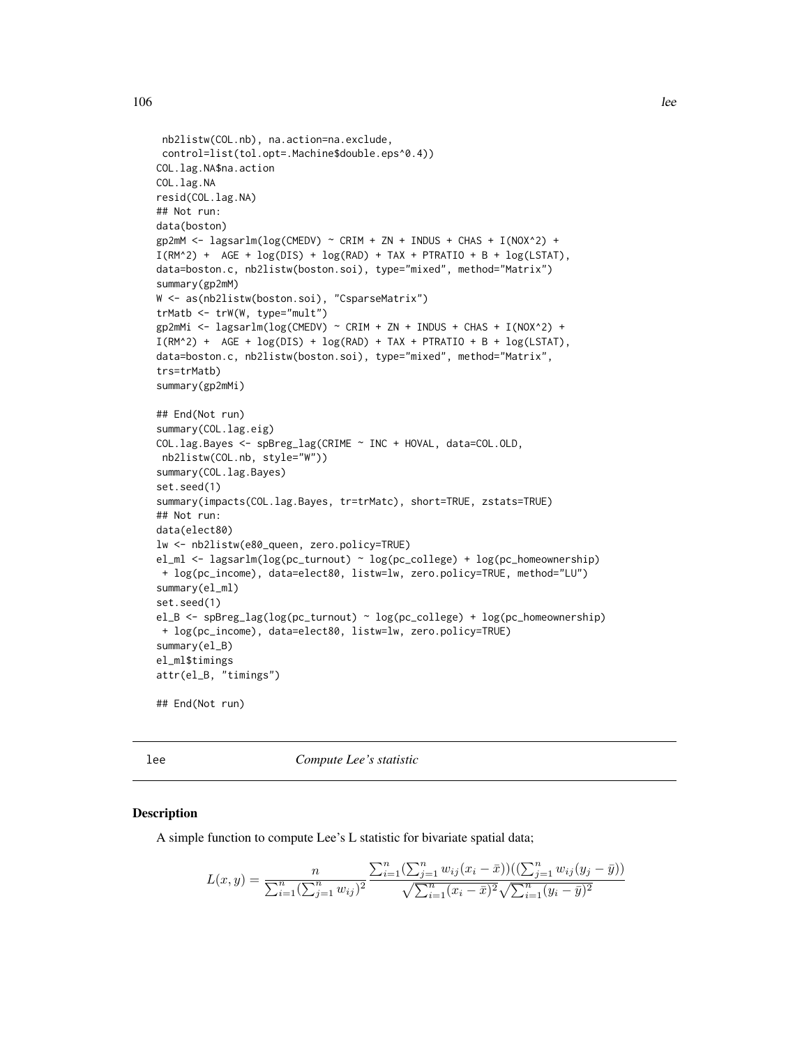```
 nb2listw(COL.nb), na.action=na.exclude,
 control=list(tol.opt=.Machine$double.eps^0.4))
COL.lag.NA$na.action
COL.lag.NA
resid(COL.lag.NA)
## Not run:
data(boston)
gp2mM <- lagsarlm(log(CMEDV) ~ CRIM + ZN + INDUS + CHAS + I(NOX^2) +
I(RM^2) +  AGE + log(DIS) + log(RAD) + TAX + PTRATIO + B + log(LSTAT),
data=boston.c, nb2listw(boston.soi), type="mixed", method="Matrix")
summary(gp2mM)
W <- as(nb2listw(boston.soi), "CsparseMatrix")
trMatb <- trW(W, type="mult")
gp2mMi <- lagsarlm(log(CMEDV) ~ CRIM + ZN + INDUS + CHAS + I(NOX^2) +
I(RM^2) +  AGE + log(DIS) + log(RAD) + TAX + PTRATIO + B + log(LSTAT),
data=boston.c, nb2listw(boston.soi), type="mixed", method="Matrix",
trs=trMatb)
summary(gp2mMi)

## End(Not run)
summary(COL.lag.eig)
COL.lag.Bayes <- spBreg_lag(CRIME ~ INC + HOVAL, data=COL.OLD,
 nb2listw(COL.nb, style="W"))
summary(COL.lag.Bayes)
set.seed(1)
summary(impacts(COL.lag.Bayes, tr=trMatc), short=TRUE, zstats=TRUE)
## Not run:
data(elect80)
lw <- nb2listw(e80_queen, zero.policy=TRUE)
el_ml <- lagsarlm(log(pc_turnout) ~ log(pc_college) + log(pc_homeownership)
 + log(pc_income), data=elect80, listw=lw, zero.policy=TRUE, method="LU")
summary(el_ml)
set.seed(1)
el_B <- spBreg_lag(log(pc_turnout) ~ log(pc_college) + log(pc_homeownership)
 + log(pc_income), data=elect80, listw=lw, zero.policy=TRUE)
summary(el_B)
el_ml$timings
attr(el_B, "timings")

## End(Not run)
```

---

## lee — *Compute Lee's statistic*

### Description

A simple function to compute Lee's L statistic for bivariate spatial data;

$$L(x, y) = \frac{n}{\sum_{i=1}^{n}(\sum_{j=1}^{n} w_{ij})^2} \frac{\sum_{i=1}^{n}(\sum_{j=1}^{n} w_{ij}(x_i - \bar{x}))((\sum_{j=1}^{n} w_{ij}(y_j - \bar{y}))}{\sqrt{\sum_{i=1}^{n}(x_i - \bar{x})^2}\sqrt{\sum_{i=1}^{n}(y_i - \bar{y})^2}}$$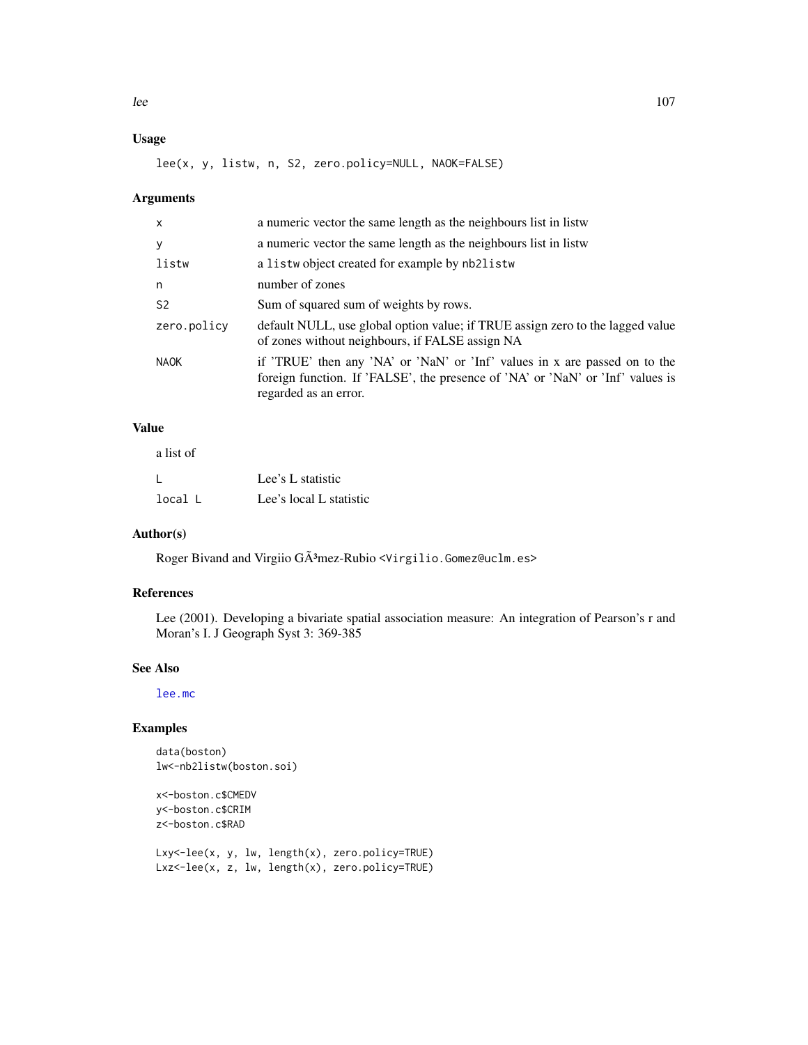## Usage

```
lee(x, y, listw, n, S2, zero.policy=NULL, NAOK=FALSE)
```

## Arguments

| | |
|---|---|
| x | a numeric vector the same length as the neighbours list in listw |
| y | a numeric vector the same length as the neighbours list in listw |
| listw | a listw object created for example by nb2listw |
| n | number of zones |
| S2 | Sum of squared sum of weights by rows. |
| zero.policy | default NULL, use global option value; if TRUE assign zero to the lagged value of zones without neighbours, if FALSE assign NA |
| NAOK | if 'TRUE' then any 'NA' or 'NaN' or 'Inf' values in x are passed on to the foreign function. If 'FALSE', the presence of 'NA' or 'NaN' or 'Inf' values is regarded as an error. |

## Value

a list of

| | |
|---|---|
| L | Lee's L statistic |
| local L | Lee's local L statistic |

## Author(s)

Roger Bivand and Virgiio GÃ³mez-Rubio <Virgilio.Gomez@uclm.es>

## References

Lee (2001). Developing a bivariate spatial association measure: An integration of Pearson's r and Moran's I. J Geograph Syst 3: 369-385

## See Also

lee.mc

## Examples

```
data(boston)
lw<-nb2listw(boston.soi)

x<-boston.c$CMEDV
y<-boston.c$CRIM
z<-boston.c$RAD

Lxy<-lee(x, y, lw, length(x), zero.policy=TRUE)
Lxz<-lee(x, z, lw, length(x), zero.policy=TRUE)
```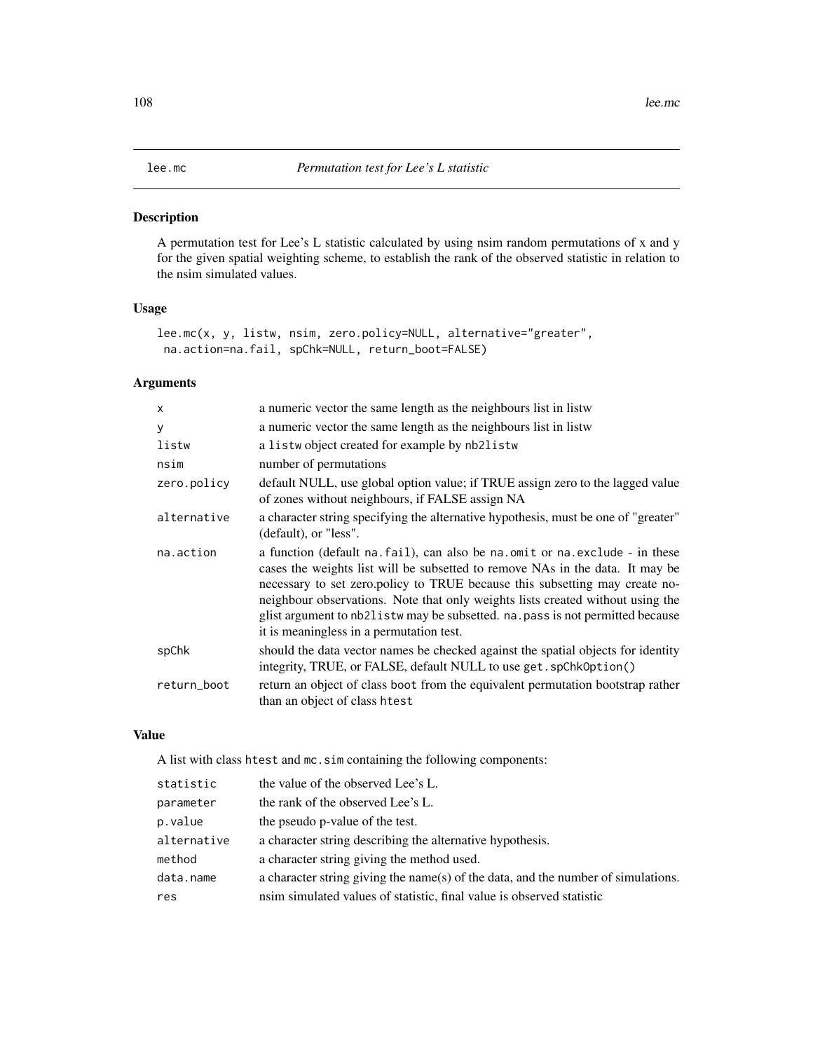lee.mc *Permutation test for Lee's L statistic*

## Description

A permutation test for Lee's L statistic calculated by using nsim random permutations of x and y for the given spatial weighting scheme, to establish the rank of the observed statistic in relation to the nsim simulated values.

## Usage

```
lee.mc(x, y, listw, nsim, zero.policy=NULL, alternative="greater",
 na.action=na.fail, spChk=NULL, return_boot=FALSE)
```

## Arguments

| | |
|---|---|
| x | a numeric vector the same length as the neighbours list in listw |
| y | a numeric vector the same length as the neighbours list in listw |
| listw | a `listw` object created for example by `nb2listw` |
| nsim | number of permutations |
| zero.policy | default NULL, use global option value; if TRUE assign zero to the lagged value of zones without neighbours, if FALSE assign NA |
| alternative | a character string specifying the alternative hypothesis, must be one of "greater" (default), or "less". |
| na.action | a function (default `na.fail`), can also be `na.omit` or `na.exclude` - in these cases the weights list will be subsetted to remove NAs in the data. It may be necessary to set zero.policy to TRUE because this subsetting may create no-neighbour observations. Note that only weights lists created without using the glist argument to `nb2listw` may be subsetted. `na.pass` is not permitted because it is meaningless in a permutation test. |
| spChk | should the data vector names be checked against the spatial objects for identity integrity, TRUE, or FALSE, default NULL to use `get.spChkOption()` |
| return_boot | return an object of class `boot` from the equivalent permutation bootstrap rather than an object of class `htest` |

## Value

A list with class `htest` and `mc.sim` containing the following components:

| | |
|---|---|
| statistic | the value of the observed Lee's L. |
| parameter | the rank of the observed Lee's L. |
| p.value | the pseudo p-value of the test. |
| alternative | a character string describing the alternative hypothesis. |
| method | a character string giving the method used. |
| data.name | a character string giving the name(s) of the data, and the number of simulations. |
| res | nsim simulated values of statistic, final value is observed statistic |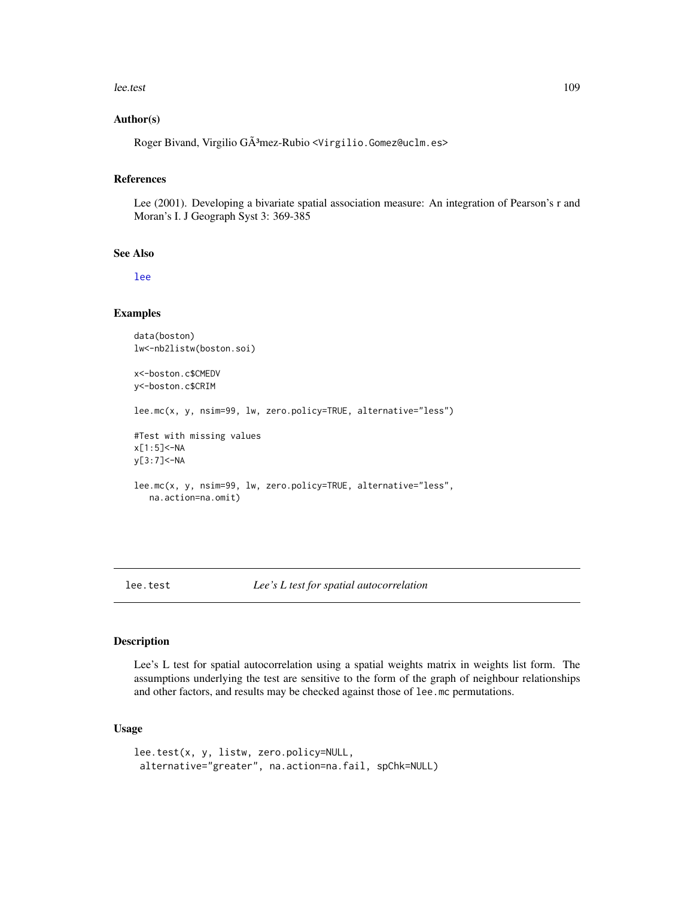### Author(s)

Roger Bivand, Virgilio GÃ³mez-Rubio <Virgilio.Gomez@uclm.es>

### References

Lee (2001). Developing a bivariate spatial association measure: An integration of Pearson's r and Moran's I. J Geograph Syst 3: 369-385

### See Also

lee

### Examples

```
data(boston)
lw<-nb2listw(boston.soi)

x<-boston.c$CMEDV
y<-boston.c$CRIM

lee.mc(x, y, nsim=99, lw, zero.policy=TRUE, alternative="less")

#Test with missing values
x[1:5]<-NA
y[3:7]<-NA

lee.mc(x, y, nsim=99, lw, zero.policy=TRUE, alternative="less",
   na.action=na.omit)
```

---

## lee.test — *Lee's L test for spatial autocorrelation*

### Description

Lee's L test for spatial autocorrelation using a spatial weights matrix in weights list form. The assumptions underlying the test are sensitive to the form of the graph of neighbour relationships and other factors, and results may be checked against those of lee.mc permutations.

### Usage

```
lee.test(x, y, listw, zero.policy=NULL,
 alternative="greater", na.action=na.fail, spChk=NULL)
```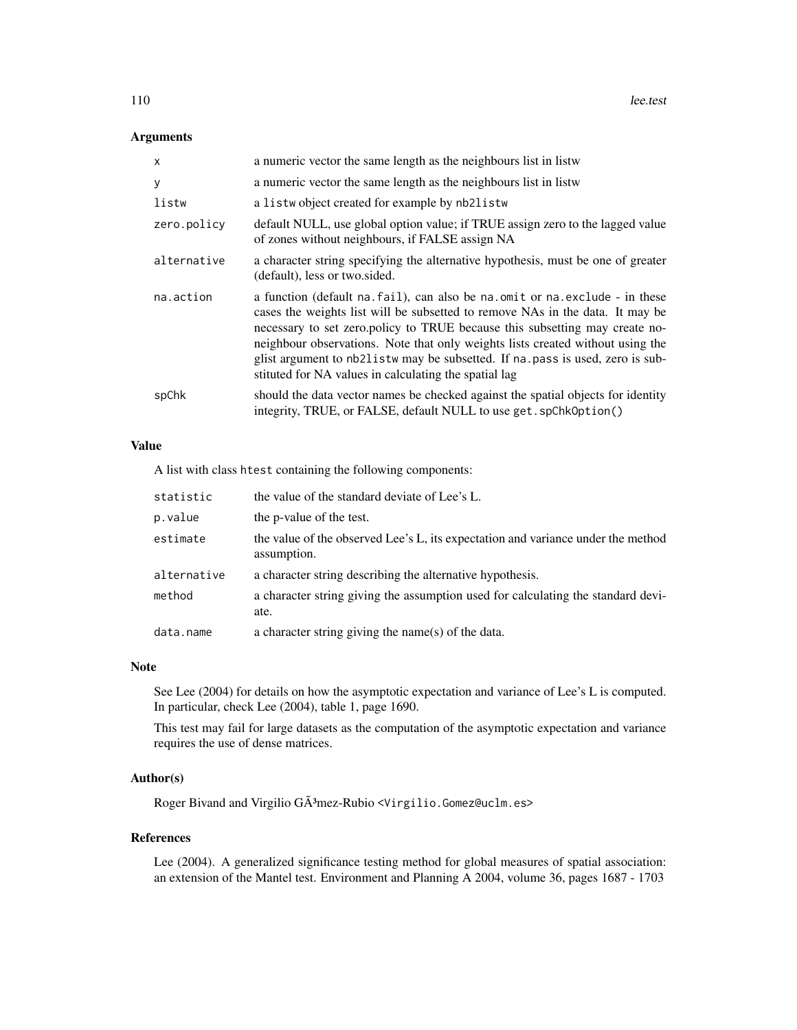## Arguments

| | |
|---|---|
| `x` | a numeric vector the same length as the neighbours list in listw |
| `y` | a numeric vector the same length as the neighbours list in listw |
| `listw` | a `listw` object created for example by `nb2listw` |
| `zero.policy` | default NULL, use global option value; if TRUE assign zero to the lagged value of zones without neighbours, if FALSE assign NA |
| `alternative` | a character string specifying the alternative hypothesis, must be one of greater (default), less or two.sided. |
| `na.action` | a function (default `na.fail`), can also be `na.omit` or `na.exclude` - in these cases the weights list will be subsetted to remove NAs in the data. It may be necessary to set zero.policy to TRUE because this subsetting may create no-neighbour observations. Note that only weights lists created without using the glist argument to `nb2listw` may be subsetted. If `na.pass` is used, zero is substituted for NA values in calculating the spatial lag |
| `spChk` | should the data vector names be checked against the spatial objects for identity integrity, TRUE, or FALSE, default NULL to use `get.spChkOption()` |

## Value

A list with class `htest` containing the following components:

| | |
|---|---|
| `statistic` | the value of the standard deviate of Lee's L. |
| `p.value` | the p-value of the test. |
| `estimate` | the value of the observed Lee's L, its expectation and variance under the method assumption. |
| `alternative` | a character string describing the alternative hypothesis. |
| `method` | a character string giving the assumption used for calculating the standard deviate. |
| `data.name` | a character string giving the name(s) of the data. |

## Note

See Lee (2004) for details on how the asymptotic expectation and variance of Lee's L is computed. In particular, check Lee (2004), table 1, page 1690.

This test may fail for large datasets as the computation of the asymptotic expectation and variance requires the use of dense matrices.

## Author(s)

Roger Bivand and Virgilio GÃ³mez-Rubio <Virgilio.Gomez@uclm.es>

## References

Lee (2004). A generalized significance testing method for global measures of spatial association: an extension of the Mantel test. Environment and Planning A 2004, volume 36, pages 1687 - 1703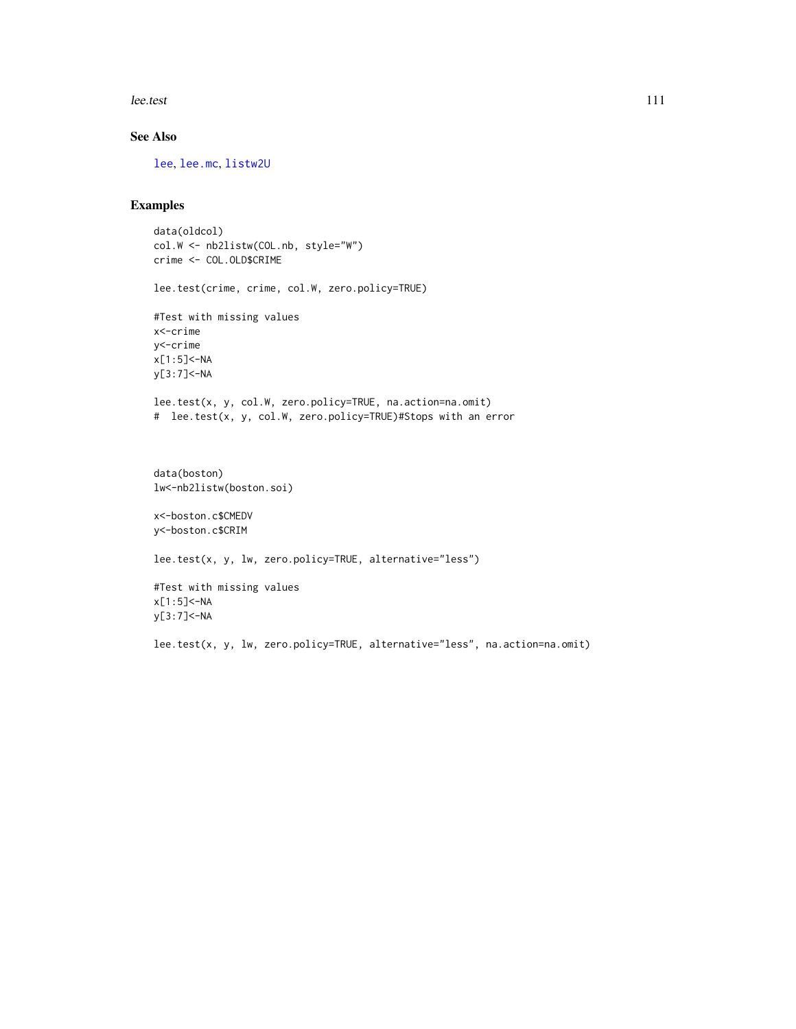## See Also

lee, lee.mc, listw2U

## Examples

```
data(oldcol)
col.W <- nb2listw(COL.nb, style="W")
crime <- COL.OLD$CRIME

lee.test(crime, crime, col.W, zero.policy=TRUE)

#Test with missing values
x<-crime
y<-crime
x[1:5]<-NA
y[3:7]<-NA

lee.test(x, y, col.W, zero.policy=TRUE, na.action=na.omit)
#  lee.test(x, y, col.W, zero.policy=TRUE)#Stops with an error



data(boston)
lw<-nb2listw(boston.soi)

x<-boston.c$CMEDV
y<-boston.c$CRIM

lee.test(x, y, lw, zero.policy=TRUE, alternative="less")

#Test with missing values
x[1:5]<-NA
y[3:7]<-NA

lee.test(x, y, lw, zero.policy=TRUE, alternative="less", na.action=na.omit)
```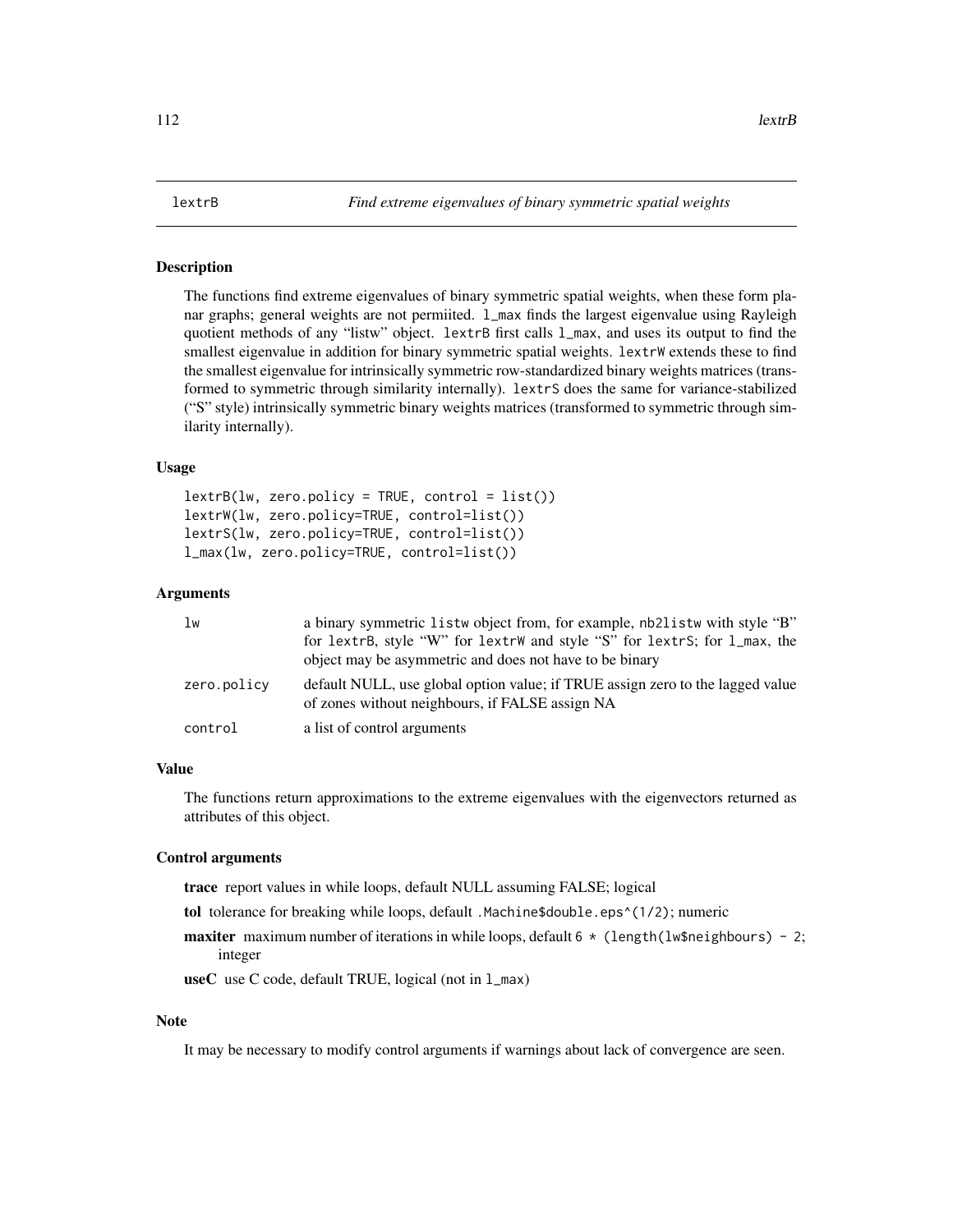# lextrB — *Find extreme eigenvalues of binary symmetric spatial weights*

## Description

The functions find extreme eigenvalues of binary symmetric spatial weights, when these form planar graphs; general weights are not permiited. `l_max` finds the largest eigenvalue using Rayleigh quotient methods of any "listw" object. `lextrB` first calls `l_max`, and uses its output to find the smallest eigenvalue in addition for binary symmetric spatial weights. `lextrW` extends these to find the smallest eigenvalue for intrinsically symmetric row-standardized binary weights matrices (transformed to symmetric through similarity internally). `lextrS` does the same for variance-stabilized ("S" style) intrinsically symmetric binary weights matrices (transformed to symmetric through similarity internally).

## Usage

```
lextrB(lw, zero.policy = TRUE, control = list())
lextrW(lw, zero.policy=TRUE, control=list())
lextrS(lw, zero.policy=TRUE, control=list())
l_max(lw, zero.policy=TRUE, control=list())
```

## Arguments

| | |
|---|---|
| `lw` | a binary symmetric `listw` object from, for example, `nb2listw` with style "B" for `lextrB`, style "W" for `lextrW` and style "S" for `lextrS`; for `l_max`, the object may be asymmetric and does not have to be binary |
| `zero.policy` | default NULL, use global option value; if TRUE assign zero to the lagged value of zones without neighbours, if FALSE assign NA |
| `control` | a list of control arguments |

## Value

The functions return approximations to the extreme eigenvalues with the eigenvectors returned as attributes of this object.

## Control arguments

**trace** report values in while loops, default NULL assuming FALSE; logical

**tol** tolerance for breaking while loops, default `.Machine$double.eps^(1/2)`; numeric

**maxiter** maximum number of iterations in while loops, default `6 * (length(lw$neighbours) - 2`; integer

**useC** use C code, default TRUE, logical (not in `l_max`)

## Note

It may be necessary to modify control arguments if warnings about lack of convergence are seen.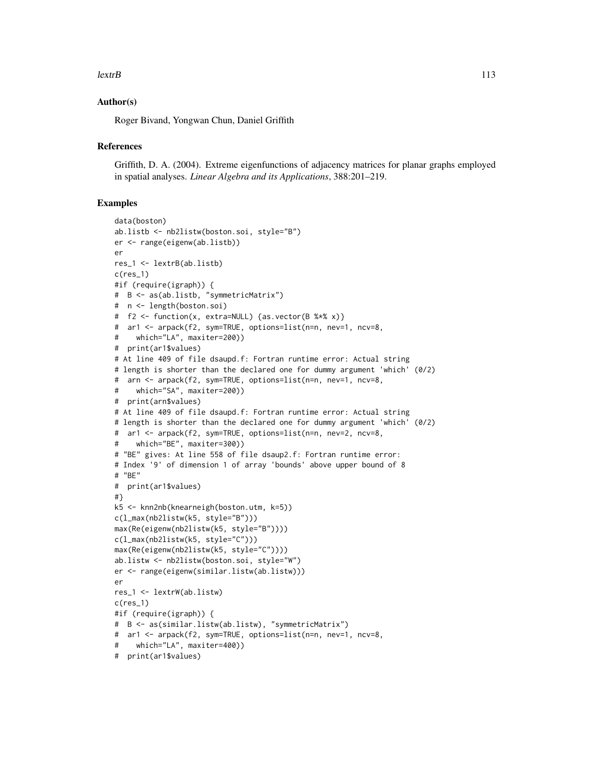## Author(s)

Roger Bivand, Yongwan Chun, Daniel Griffith

## References

Griffith, D. A. (2004). Extreme eigenfunctions of adjacency matrices for planar graphs employed in spatial analyses. *Linear Algebra and its Applications*, 388:201–219.

## Examples

```
data(boston)
ab.listb <- nb2listw(boston.soi, style="B")
er <- range(eigenw(ab.listb))
er
res_1 <- lextrB(ab.listb)
c(res_1)
#if (require(igraph)) {
#  B <- as(ab.listb, "symmetricMatrix")
#  n <- length(boston.soi)
#  f2 <- function(x, extra=NULL) {as.vector(B %*% x)}
#  ar1 <- arpack(f2, sym=TRUE, options=list(n=n, nev=1, ncv=8,
#    which="LA", maxiter=200))
#  print(ar1$values)
# At line 409 of file dsaupd.f: Fortran runtime error: Actual string
# length is shorter than the declared one for dummy argument 'which' (0/2)
#  arn <- arpack(f2, sym=TRUE, options=list(n=n, nev=1, ncv=8,
#    which="SA", maxiter=200))
#  print(arn$values)
# At line 409 of file dsaupd.f: Fortran runtime error: Actual string
# length is shorter than the declared one for dummy argument 'which' (0/2)
#  ar1 <- arpack(f2, sym=TRUE, options=list(n=n, nev=2, ncv=8,
#    which="BE", maxiter=300))
# "BE" gives: At line 558 of file dsaup2.f: Fortran runtime error:
# Index '9' of dimension 1 of array 'bounds' above upper bound of 8
# "BE"
#  print(ar1$values)
#}
k5 <- knn2nb(knearneigh(boston.utm, k=5))
c(l_max(nb2listw(k5, style="B")))
max(Re(eigenw(nb2listw(k5, style="B"))))
c(l_max(nb2listw(k5, style="C")))
max(Re(eigenw(nb2listw(k5, style="C"))))
ab.listw <- nb2listw(boston.soi, style="W")
er <- range(eigenw(similar.listw(ab.listw)))
er
res_1 <- lextrW(ab.listw)
c(res_1)
#if (require(igraph)) {
#  B <- as(similar.listw(ab.listw), "symmetricMatrix")
#  ar1 <- arpack(f2, sym=TRUE, options=list(n=n, nev=1, ncv=8,
#    which="LA", maxiter=400))
#  print(ar1$values)
```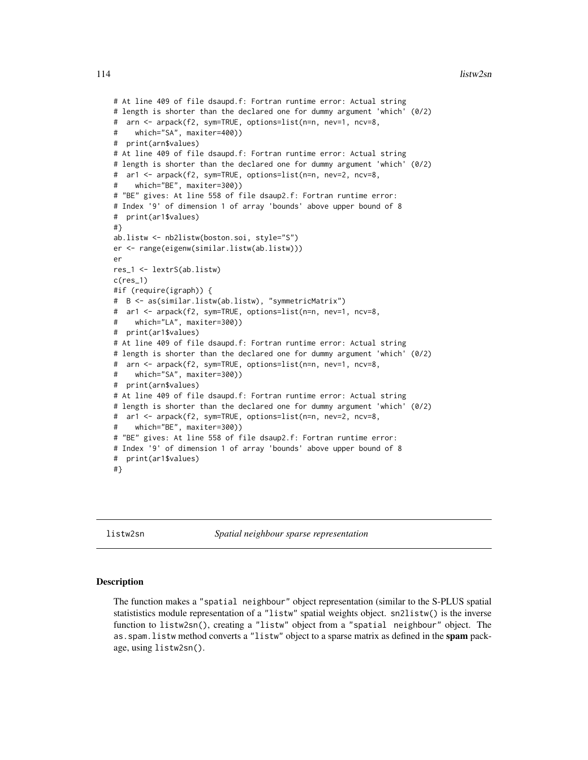```
# At line 409 of file dsaupd.f: Fortran runtime error: Actual string
# length is shorter than the declared one for dummy argument 'which' (0/2)
#  arn <- arpack(f2, sym=TRUE, options=list(n=n, nev=1, ncv=8,
#    which="SA", maxiter=400))
#  print(arn$values)
# At line 409 of file dsaupd.f: Fortran runtime error: Actual string
# length is shorter than the declared one for dummy argument 'which' (0/2)
#  ar1 <- arpack(f2, sym=TRUE, options=list(n=n, nev=2, ncv=8,
#    which="BE", maxiter=300))
# "BE" gives: At line 558 of file dsaup2.f: Fortran runtime error:
# Index '9' of dimension 1 of array 'bounds' above upper bound of 8
#  print(ar1$values)
#}
ab.listw <- nb2listw(boston.soi, style="S")
er <- range(eigenw(similar.listw(ab.listw)))
er
res_1 <- lextrS(ab.listw)
c(res_1)
#if (require(igraph)) {
#  B <- as(similar.listw(ab.listw), "symmetricMatrix")
#  ar1 <- arpack(f2, sym=TRUE, options=list(n=n, nev=1, ncv=8,
#    which="LA", maxiter=300))
#  print(ar1$values)
# At line 409 of file dsaupd.f: Fortran runtime error: Actual string
# length is shorter than the declared one for dummy argument 'which' (0/2)
#  arn <- arpack(f2, sym=TRUE, options=list(n=n, nev=1, ncv=8,
#    which="SA", maxiter=300))
#  print(arn$values)
# At line 409 of file dsaupd.f: Fortran runtime error: Actual string
# length is shorter than the declared one for dummy argument 'which' (0/2)
#  ar1 <- arpack(f2, sym=TRUE, options=list(n=n, nev=2, ncv=8,
#    which="BE", maxiter=300))
# "BE" gives: At line 558 of file dsaup2.f: Fortran runtime error:
# Index '9' of dimension 1 of array 'bounds' above upper bound of 8
#  print(ar1$values)
#}
```

---

## listw2sn *Spatial neighbour sparse representation*

### Description

The function makes a "spatial neighbour" object representation (similar to the S-PLUS spatial statististics module representation of a "listw" spatial weights object. sn2listw() is the inverse function to listw2sn(), creating a "listw" object from a "spatial neighbour" object. The as.spam.listw method converts a "listw" object to a sparse matrix as defined in the **spam** package, using listw2sn().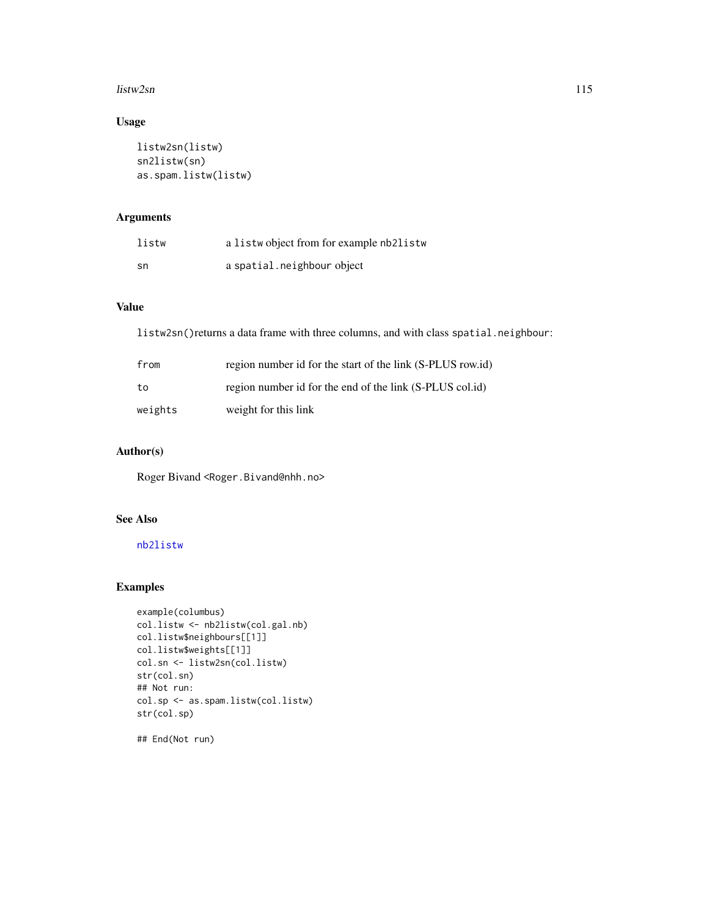## Usage

```
listw2sn(listw)
sn2listw(sn)
as.spam.listw(listw)
```

## Arguments

| | |
|---|---|
| listw | a `listw` object from for example `nb2listw` |
| sn | a `spatial.neighbour` object |

## Value

`listw2sn()`returns a data frame with three columns, and with class `spatial.neighbour`:

| | |
|---|---|
| from | region number id for the start of the link (S-PLUS row.id) |
| to | region number id for the end of the link (S-PLUS col.id) |
| weights | weight for this link |

## Author(s)

Roger Bivand <Roger.Bivand@nhh.no>

## See Also

`nb2listw`

## Examples

```
example(columbus)
col.listw <- nb2listw(col.gal.nb)
col.listw$neighbours[[1]]
col.listw$weights[[1]]
col.sn <- listw2sn(col.listw)
str(col.sn)
## Not run:
col.sp <- as.spam.listw(col.listw)
str(col.sp)

## End(Not run)
```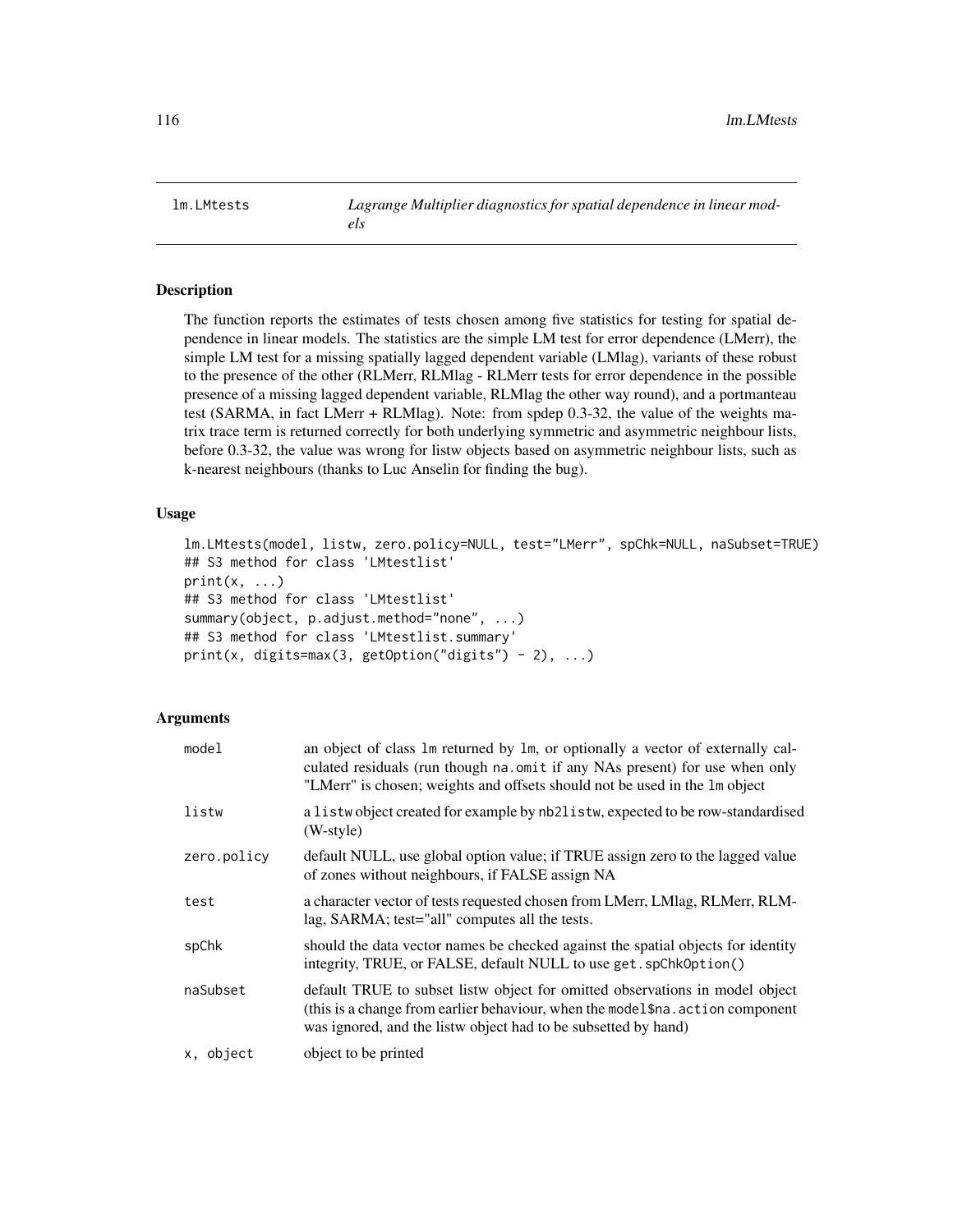# lm.LMtests

*Lagrange Multiplier diagnostics for spatial dependence in linear models*

## Description

The function reports the estimates of tests chosen among five statistics for testing for spatial dependence in linear models. The statistics are the simple LM test for error dependence (LMerr), the simple LM test for a missing spatially lagged dependent variable (LMlag), variants of these robust to the presence of the other (RLMerr, RLMlag - RLMerr tests for error dependence in the possible presence of a missing lagged dependent variable, RLMlag the other way round), and a portmanteau test (SARMA, in fact LMerr + RLMlag). Note: from spdep 0.3-32, the value of the weights matrix trace term is returned correctly for both underlying symmetric and asymmetric neighbour lists, before 0.3-32, the value was wrong for listw objects based on asymmetric neighbour lists, such as k-nearest neighbours (thanks to Luc Anselin for finding the bug).

## Usage

```
lm.LMtests(model, listw, zero.policy=NULL, test="LMerr", spChk=NULL, naSubset=TRUE)
## S3 method for class 'LMtestlist'
print(x, ...)
## S3 method for class 'LMtestlist'
summary(object, p.adjust.method="none", ...)
## S3 method for class 'LMtestlist.summary'
print(x, digits=max(3, getOption("digits") - 2), ...)
```

## Arguments

| | |
|---|---|
| `model` | an object of class `lm` returned by `lm`, or optionally a vector of externally calculated residuals (run though `na.omit` if any NAs present) for use when only "LMerr" is chosen; weights and offsets should not be used in the `lm` object |
| `listw` | a `listw` object created for example by `nb2listw`, expected to be row-standardised (W-style) |
| `zero.policy` | default NULL, use global option value; if TRUE assign zero to the lagged value of zones without neighbours, if FALSE assign NA |
| `test` | a character vector of tests requested chosen from LMerr, LMlag, RLMerr, RLMlag, SARMA; test="all" computes all the tests. |
| `spChk` | should the data vector names be checked against the spatial objects for identity integrity, TRUE, or FALSE, default NULL to use `get.spChkOption()` |
| `naSubset` | default TRUE to subset listw object for omitted observations in model object (this is a change from earlier behaviour, when the `model$na.action` component was ignored, and the listw object had to be subsetted by hand) |
| `x, object` | object to be printed |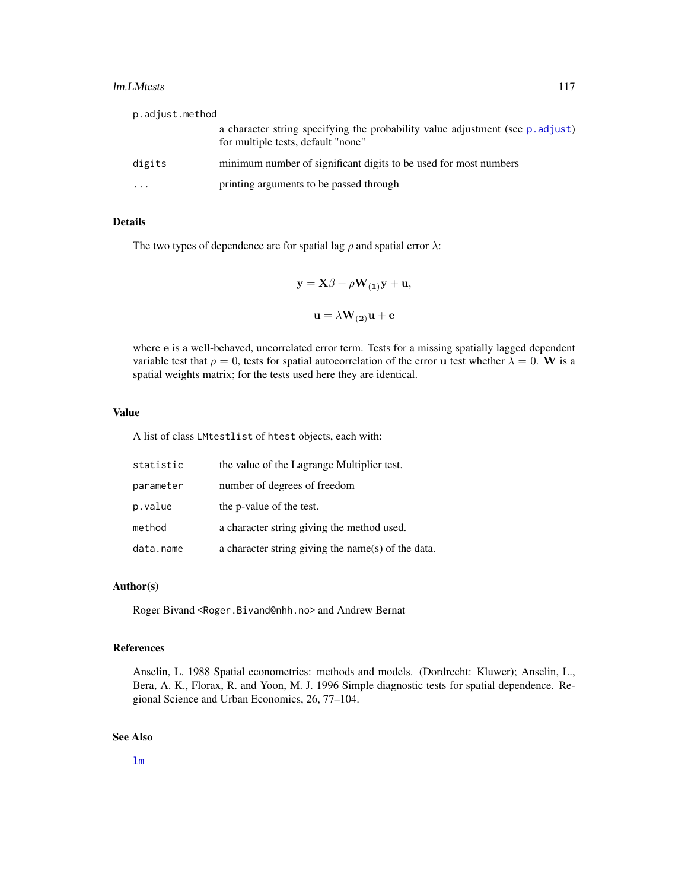| | |
|---|---|
| p.adjust.method | a character string specifying the probability value adjustment (see p.adjust) for multiple tests, default "none" |
| digits | minimum number of significant digits to be used for most numbers |
| ... | printing arguments to be passed through |

## Details

The two types of dependence are for spatial lag $\rho$ and spatial error $\lambda$:

$$\mathbf{y} = \mathbf{X}\beta + \rho\mathbf{W}_{(1)}\mathbf{y} + \mathbf{u},$$

$$\mathbf{u} = \lambda\mathbf{W}_{(2)}\mathbf{u} + \mathbf{e}$$

where $\mathbf{e}$ is a well-behaved, uncorrelated error term. Tests for a missing spatially lagged dependent variable test that $\rho = 0$, tests for spatial autocorrelation of the error $\mathbf{u}$ test whether $\lambda = 0$. $\mathbf{W}$ is a spatial weights matrix; for the tests used here they are identical.

## Value

A list of class LMtestlist of htest objects, each with:

| | |
|---|---|
| statistic | the value of the Lagrange Multiplier test. |
| parameter | number of degrees of freedom |
| p.value | the p-value of the test. |
| method | a character string giving the method used. |
| data.name | a character string giving the name(s) of the data. |

## Author(s)

Roger Bivand <Roger.Bivand@nhh.no> and Andrew Bernat

## References

Anselin, L. 1988 Spatial econometrics: methods and models. (Dordrecht: Kluwer); Anselin, L., Bera, A. K., Florax, R. and Yoon, M. J. 1996 Simple diagnostic tests for spatial dependence. Regional Science and Urban Economics, 26, 77–104.

## See Also

lm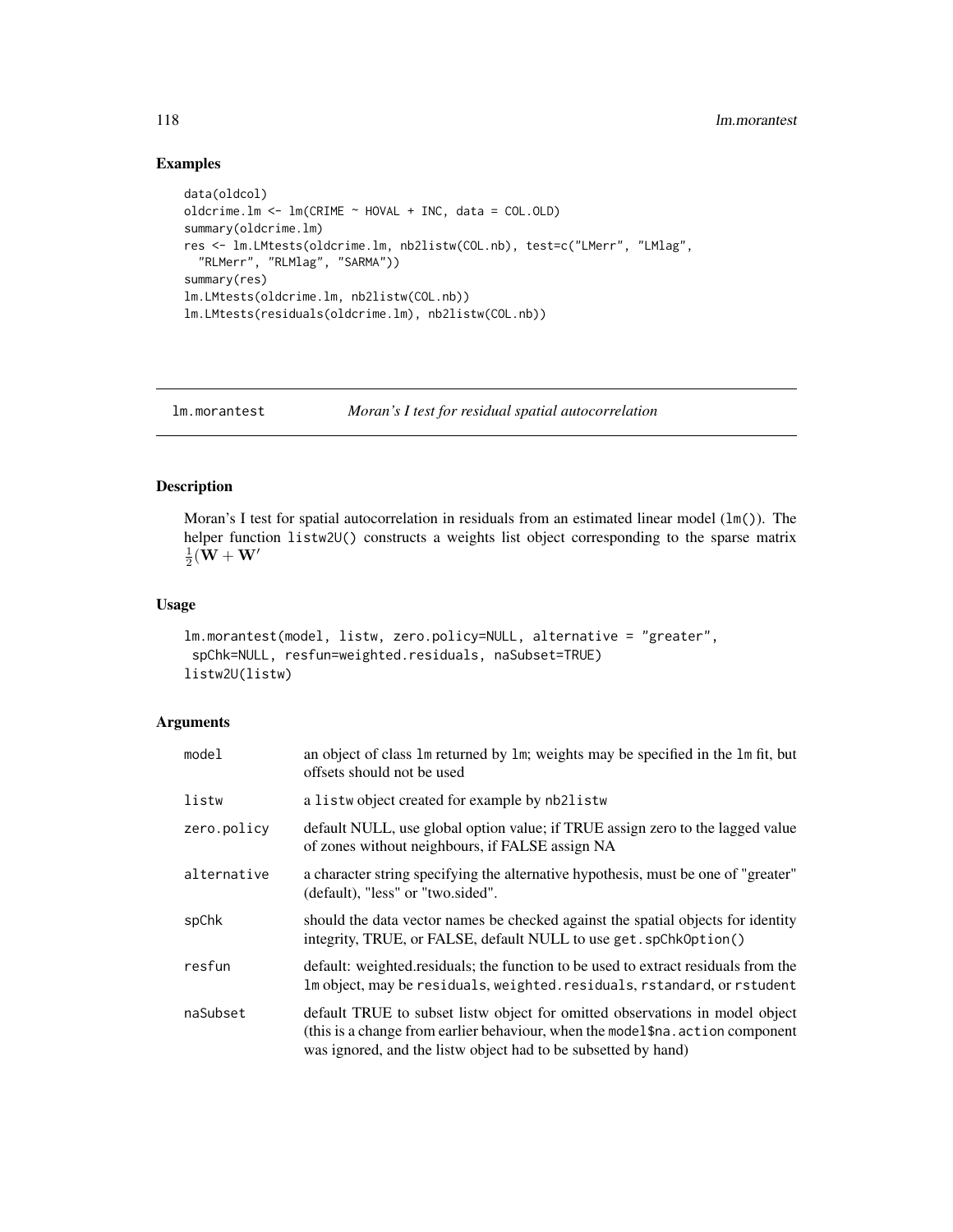## Examples

```
data(oldcol)
oldcrime.lm <- lm(CRIME ~ HOVAL + INC, data = COL.OLD)
summary(oldcrime.lm)
res <- lm.LMtests(oldcrime.lm, nb2listw(COL.nb), test=c("LMerr", "LMlag",
  "RLMerr", "RLMlag", "SARMA"))
summary(res)
lm.LMtests(oldcrime.lm, nb2listw(COL.nb))
lm.LMtests(residuals(oldcrime.lm), nb2listw(COL.nb))
```

---

# lm.morantest *Moran's I test for residual spatial autocorrelation*

---

## Description

Moran's I test for spatial autocorrelation in residuals from an estimated linear model (`lm()`). The helper function `listw2U()` constructs a weights list object corresponding to the sparse matrix $\frac{1}{2}(\mathbf{W} + \mathbf{W}'$

## Usage

```
lm.morantest(model, listw, zero.policy=NULL, alternative = "greater",
 spChk=NULL, resfun=weighted.residuals, naSubset=TRUE)
listw2U(listw)
```

## Arguments

| | |
|---|---|
| `model` | an object of class `lm` returned by `lm`; weights may be specified in the `lm` fit, but offsets should not be used |
| `listw` | a `listw` object created for example by `nb2listw` |
| `zero.policy` | default NULL, use global option value; if TRUE assign zero to the lagged value of zones without neighbours, if FALSE assign NA |
| `alternative` | a character string specifying the alternative hypothesis, must be one of "greater" (default), "less" or "two.sided". |
| `spChk` | should the data vector names be checked against the spatial objects for identity integrity, TRUE, or FALSE, default NULL to use `get.spChkOption()` |
| `resfun` | default: weighted.residuals; the function to be used to extract residuals from the `lm` object, may be `residuals`, `weighted.residuals`, `rstandard`, or `rstudent` |
| `naSubset` | default TRUE to subset listw object for omitted observations in model object (this is a change from earlier behaviour, when the `model$na.action` component was ignored, and the listw object had to be subsetted by hand) |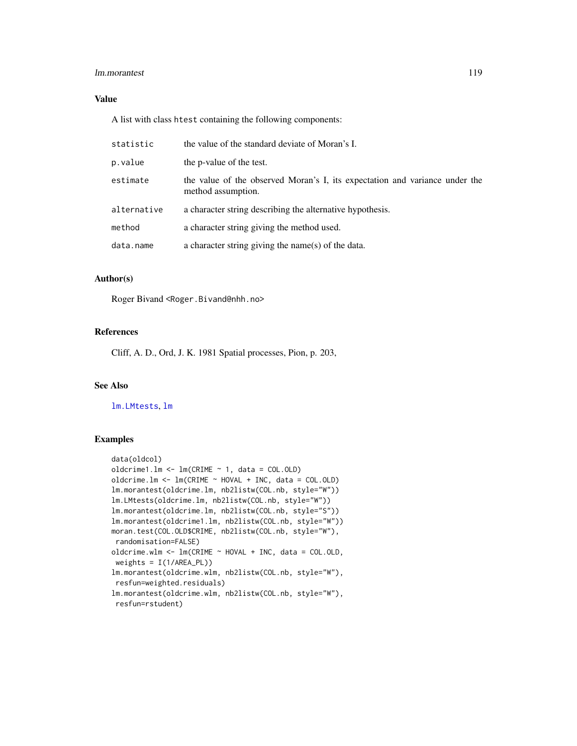## Value

A list with class htest containing the following components:

| | |
|---|---|
| statistic | the value of the standard deviate of Moran's I. |
| p.value | the p-value of the test. |
| estimate | the value of the observed Moran's I, its expectation and variance under the method assumption. |
| alternative | a character string describing the alternative hypothesis. |
| method | a character string giving the method used. |
| data.name | a character string giving the name(s) of the data. |

## Author(s)

Roger Bivand <Roger.Bivand@nhh.no>

## References

Cliff, A. D., Ord, J. K. 1981 Spatial processes, Pion, p. 203,

## See Also

lm.LMtests, lm

## Examples

```
data(oldcol)
oldcrime1.lm <- lm(CRIME ~ 1, data = COL.OLD)
oldcrime.lm <- lm(CRIME ~ HOVAL + INC, data = COL.OLD)
lm.morantest(oldcrime.lm, nb2listw(COL.nb, style="W"))
lm.LMtests(oldcrime.lm, nb2listw(COL.nb, style="W"))
lm.morantest(oldcrime.lm, nb2listw(COL.nb, style="S"))
lm.morantest(oldcrime1.lm, nb2listw(COL.nb, style="W"))
moran.test(COL.OLD$CRIME, nb2listw(COL.nb, style="W"),
 randomisation=FALSE)
oldcrime.wlm <- lm(CRIME ~ HOVAL + INC, data = COL.OLD,
 weights = I(1/AREA_PL))
lm.morantest(oldcrime.wlm, nb2listw(COL.nb, style="W"),
 resfun=weighted.residuals)
lm.morantest(oldcrime.wlm, nb2listw(COL.nb, style="W"),
 resfun=rstudent)
```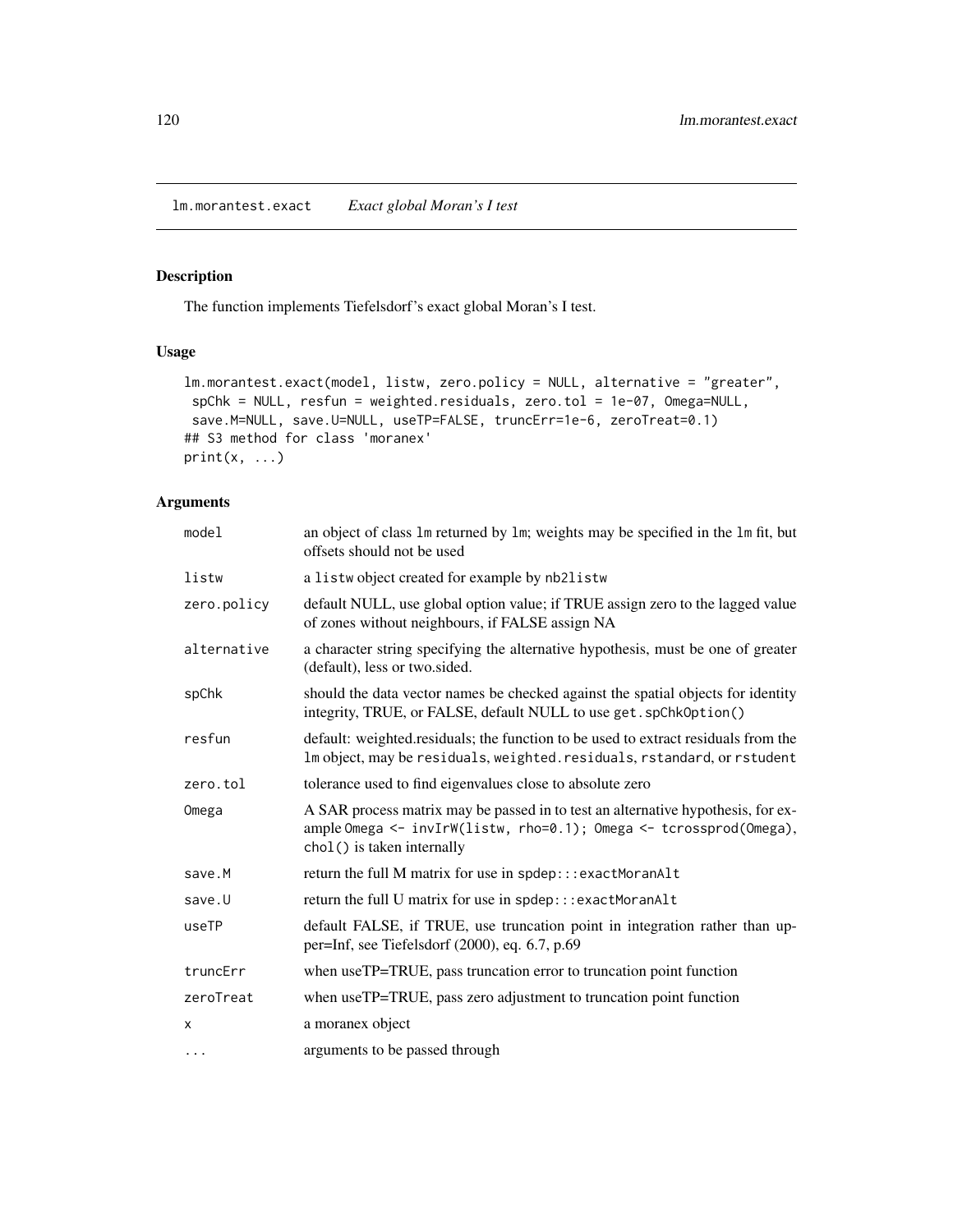lm.morantest.exact *Exact global Moran's I test*

## Description

The function implements Tiefelsdorf's exact global Moran's I test.

## Usage

```
lm.morantest.exact(model, listw, zero.policy = NULL, alternative = "greater",
 spChk = NULL, resfun = weighted.residuals, zero.tol = 1e-07, Omega=NULL,
 save.M=NULL, save.U=NULL, useTP=FALSE, truncErr=1e-6, zeroTreat=0.1)
## S3 method for class 'moranex'
print(x, ...)
```

## Arguments

| | |
|---|---|
| `model` | an object of class `lm` returned by `lm`; weights may be specified in the `lm` fit, but offsets should not be used |
| `listw` | a `listw` object created for example by `nb2listw` |
| `zero.policy` | default NULL, use global option value; if TRUE assign zero to the lagged value of zones without neighbours, if FALSE assign NA |
| `alternative` | a character string specifying the alternative hypothesis, must be one of greater (default), less or two.sided. |
| `spChk` | should the data vector names be checked against the spatial objects for identity integrity, TRUE, or FALSE, default NULL to use `get.spChkOption()` |
| `resfun` | default: weighted.residuals; the function to be used to extract residuals from the `lm` object, may be `residuals`, `weighted.residuals`, `rstandard`, or `rstudent` |
| `zero.tol` | tolerance used to find eigenvalues close to absolute zero |
| `Omega` | A SAR process matrix may be passed in to test an alternative hypothesis, for example `Omega <- invIrW(listw, rho=0.1); Omega <- tcrossprod(Omega)`, `chol()` is taken internally |
| `save.M` | return the full M matrix for use in `spdep:::exactMoranAlt` |
| `save.U` | return the full U matrix for use in `spdep:::exactMoranAlt` |
| `useTP` | default FALSE, if TRUE, use truncation point in integration rather than upper=Inf, see Tiefelsdorf (2000), eq. 6.7, p.69 |
| `truncErr` | when useTP=TRUE, pass truncation error to truncation point function |
| `zeroTreat` | when useTP=TRUE, pass zero adjustment to truncation point function |
| `x` | a moranex object |
| `...` | arguments to be passed through |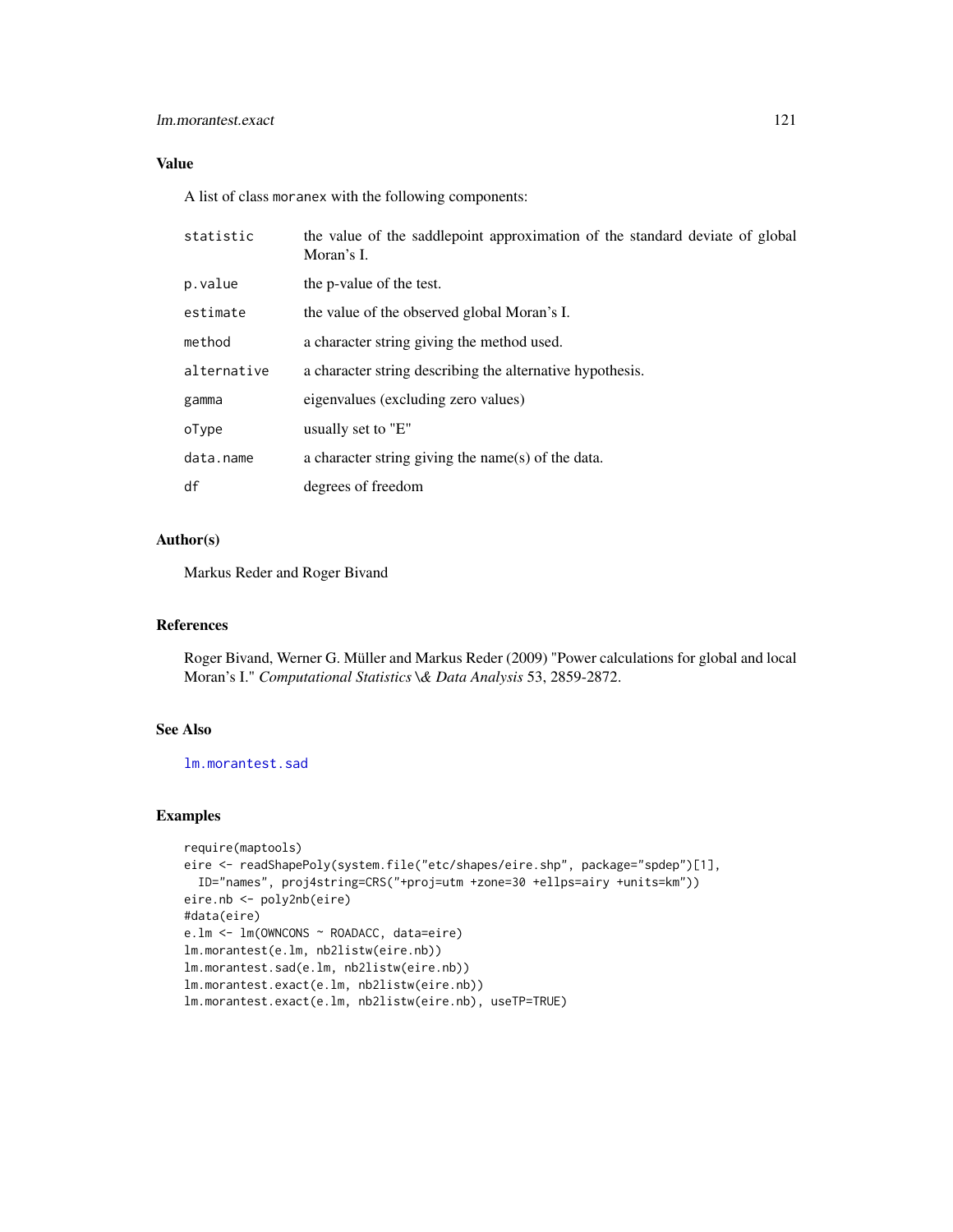## Value

A list of class `moranex` with the following components:

| | |
|---|---|
| `statistic` | the value of the saddlepoint approximation of the standard deviate of global Moran's I. |
| `p.value` | the p-value of the test. |
| `estimate` | the value of the observed global Moran's I. |
| `method` | a character string giving the method used. |
| `alternative` | a character string describing the alternative hypothesis. |
| `gamma` | eigenvalues (excluding zero values) |
| `oType` | usually set to "E" |
| `data.name` | a character string giving the name(s) of the data. |
| `df` | degrees of freedom |

## Author(s)

Markus Reder and Roger Bivand

## References

Roger Bivand, Werner G. Müller and Markus Reder (2009) "Power calculations for global and local Moran's I." *Computational Statistics \& Data Analysis* 53, 2859-2872.

## See Also

`lm.morantest.sad`

## Examples

```
require(maptools)
eire <- readShapePoly(system.file("etc/shapes/eire.shp", package="spdep")[1],
  ID="names", proj4string=CRS("+proj=utm +zone=30 +ellps=airy +units=km"))
eire.nb <- poly2nb(eire)
#data(eire)
e.lm <- lm(OWNCONS ~ ROADACC, data=eire)
lm.morantest(e.lm, nb2listw(eire.nb))
lm.morantest.sad(e.lm, nb2listw(eire.nb))
lm.morantest.exact(e.lm, nb2listw(eire.nb))
lm.morantest.exact(e.lm, nb2listw(eire.nb), useTP=TRUE)
```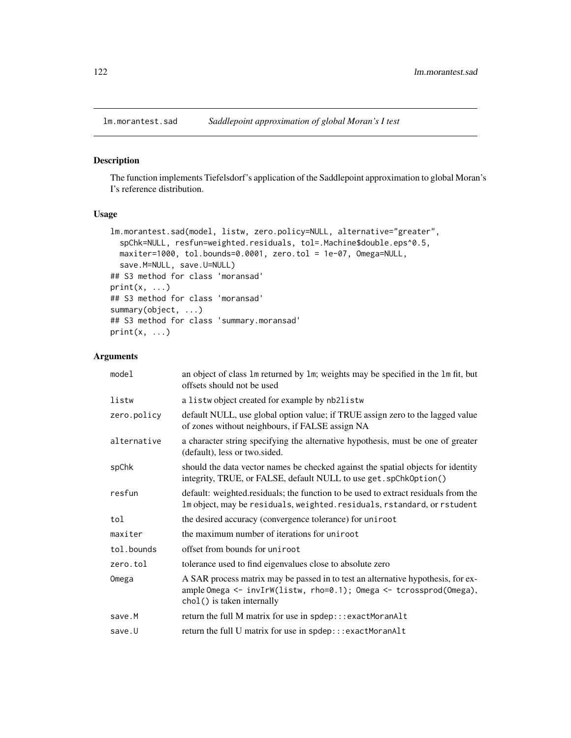# lm.morantest.sad — *Saddlepoint approximation of global Moran's I test*

## Description

The function implements Tiefelsdorf's application of the Saddlepoint approximation to global Moran's I's reference distribution.

## Usage

```
lm.morantest.sad(model, listw, zero.policy=NULL, alternative="greater",
  spChk=NULL, resfun=weighted.residuals, tol=.Machine$double.eps^0.5,
  maxiter=1000, tol.bounds=0.0001, zero.tol = 1e-07, Omega=NULL,
  save.M=NULL, save.U=NULL)
## S3 method for class 'moransad'
print(x, ...)
## S3 method for class 'moransad'
summary(object, ...)
## S3 method for class 'summary.moransad'
print(x, ...)
```

## Arguments

| | |
|---|---|
| `model` | an object of class `lm` returned by `lm`; weights may be specified in the `lm` fit, but offsets should not be used |
| `listw` | a `listw` object created for example by `nb2listw` |
| `zero.policy` | default NULL, use global option value; if TRUE assign zero to the lagged value of zones without neighbours, if FALSE assign NA |
| `alternative` | a character string specifying the alternative hypothesis, must be one of greater (default), less or two.sided. |
| `spChk` | should the data vector names be checked against the spatial objects for identity integrity, TRUE, or FALSE, default NULL to use `get.spChkOption()` |
| `resfun` | default: weighted.residuals; the function to be used to extract residuals from the `lm` object, may be `residuals`, `weighted.residuals`, `rstandard`, or `rstudent` |
| `tol` | the desired accuracy (convergence tolerance) for `uniroot` |
| `maxiter` | the maximum number of iterations for `uniroot` |
| `tol.bounds` | offset from bounds for `uniroot` |
| `zero.tol` | tolerance used to find eigenvalues close to absolute zero |
| `Omega` | A SAR process matrix may be passed in to test an alternative hypothesis, for example `Omega <- invIrW(listw, rho=0.1); Omega <- tcrossprod(Omega)`, `chol()` is taken internally |
| `save.M` | return the full M matrix for use in `spdep:::exactMoranAlt` |
| `save.U` | return the full U matrix for use in `spdep:::exactMoranAlt` |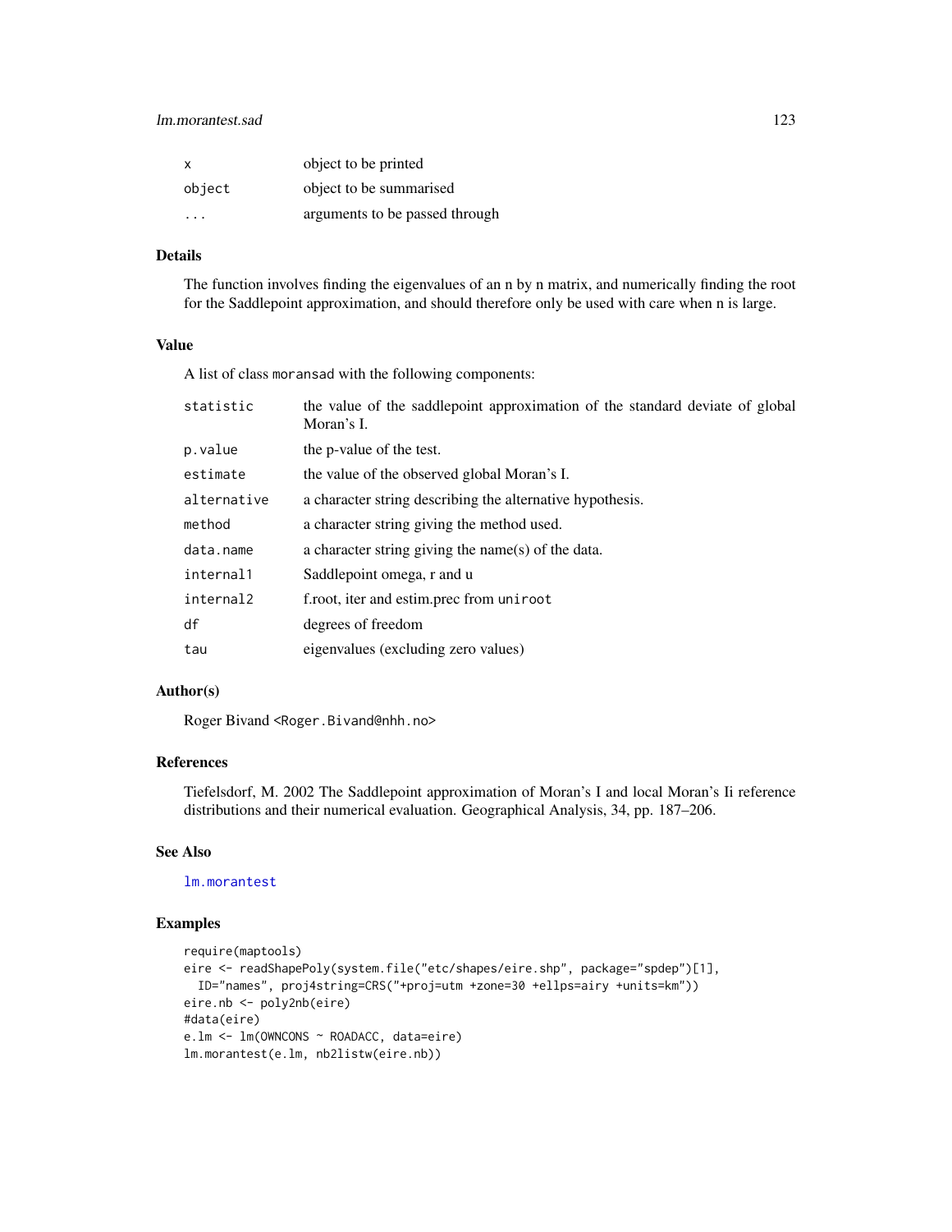| | |
|---|---|
| x | object to be printed |
| object | object to be summarised |
| ... | arguments to be passed through |

## Details

The function involves finding the eigenvalues of an n by n matrix, and numerically finding the root for the Saddlepoint approximation, and should therefore only be used with care when n is large.

## Value

A list of class `moransad` with the following components:

| | |
|---|---|
| statistic | the value of the saddlepoint approximation of the standard deviate of global Moran's I. |
| p.value | the p-value of the test. |
| estimate | the value of the observed global Moran's I. |
| alternative | a character string describing the alternative hypothesis. |
| method | a character string giving the method used. |
| data.name | a character string giving the name(s) of the data. |
| internal1 | Saddlepoint omega, r and u |
| internal2 | f.root, iter and estim.prec from `uniroot` |
| df | degrees of freedom |
| tau | eigenvalues (excluding zero values) |

## Author(s)

Roger Bivand <Roger.Bivand@nhh.no>

## References

Tiefelsdorf, M. 2002 The Saddlepoint approximation of Moran's I and local Moran's Ii reference distributions and their numerical evaluation. Geographical Analysis, 34, pp. 187–206.

## See Also

`lm.morantest`

## Examples

```
require(maptools)
eire <- readShapePoly(system.file("etc/shapes/eire.shp", package="spdep")[1],
  ID="names", proj4string=CRS("+proj=utm +zone=30 +ellps=airy +units=km"))
eire.nb <- poly2nb(eire)
#data(eire)
e.lm <- lm(OWNCONS ~ ROADACC, data=eire)
lm.morantest(e.lm, nb2listw(eire.nb))
```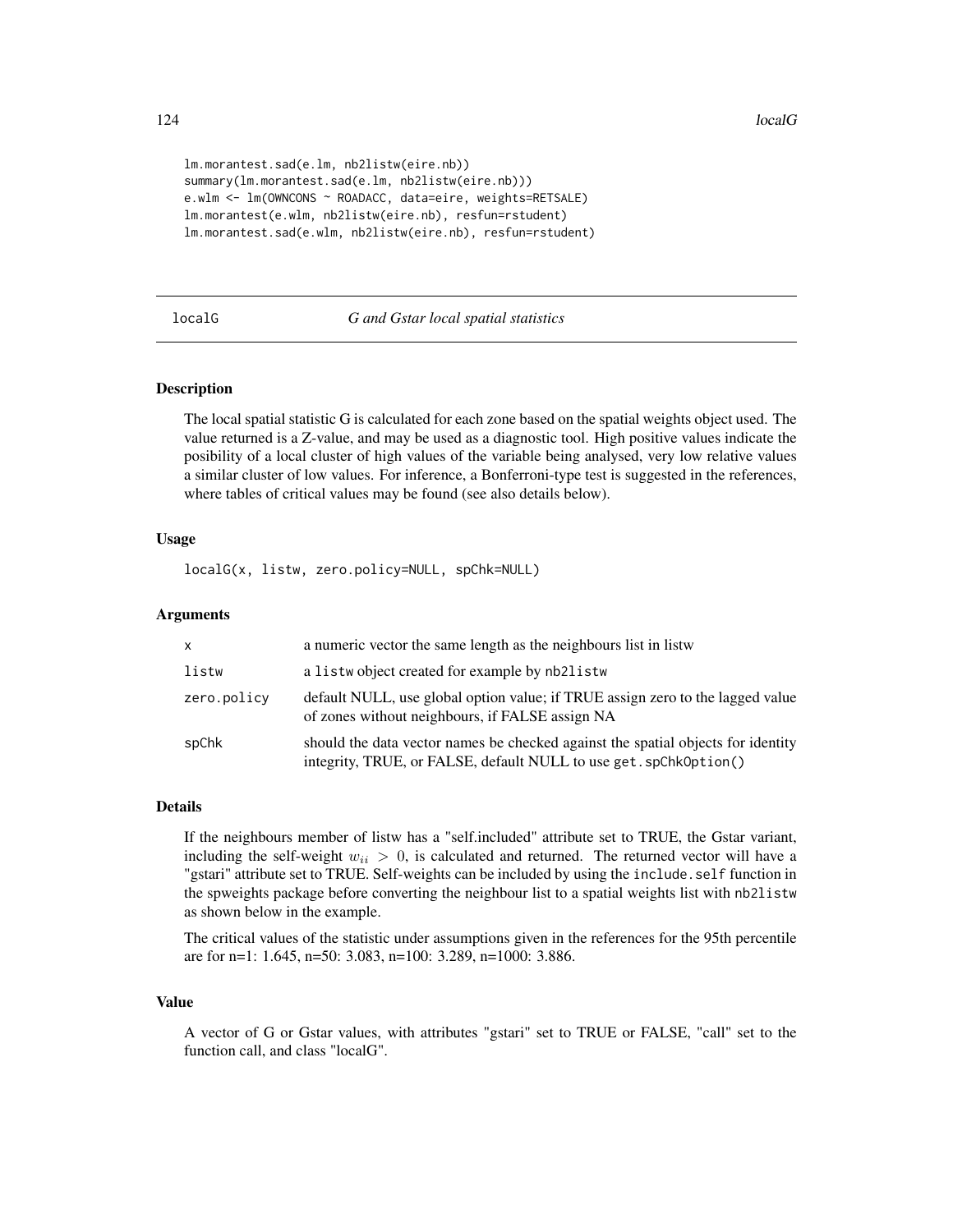```
lm.morantest.sad(e.lm, nb2listw(eire.nb))
summary(lm.morantest.sad(e.lm, nb2listw(eire.nb)))
e.wlm <- lm(OWNCONS ~ ROADACC, data=eire, weights=RETSALE)
lm.morantest(e.wlm, nb2listw(eire.nb), resfun=rstudent)
lm.morantest.sad(e.wlm, nb2listw(eire.nb), resfun=rstudent)
```

## localG *G and Gstar local spatial statistics*

### Description

The local spatial statistic G is calculated for each zone based on the spatial weights object used. The value returned is a Z-value, and may be used as a diagnostic tool. High positive values indicate the posibility of a local cluster of high values of the variable being analysed, very low relative values a similar cluster of low values. For inference, a Bonferroni-type test is suggested in the references, where tables of critical values may be found (see also details below).

### Usage

```
localG(x, listw, zero.policy=NULL, spChk=NULL)
```

### Arguments

| | |
|---|---|
| x | a numeric vector the same length as the neighbours list in listw |
| listw | a `listw` object created for example by `nb2listw` |
| zero.policy | default NULL, use global option value; if TRUE assign zero to the lagged value of zones without neighbours, if FALSE assign NA |
| spChk | should the data vector names be checked against the spatial objects for identity integrity, TRUE, or FALSE, default NULL to use `get.spChkOption()` |

### Details

If the neighbours member of listw has a "self.included" attribute set to TRUE, the Gstar variant, including the self-weight $w_{ii} > 0$, is calculated and returned. The returned vector will have a "gstari" attribute set to TRUE. Self-weights can be included by using the `include.self` function in the spweights package before converting the neighbour list to a spatial weights list with `nb2listw` as shown below in the example.

The critical values of the statistic under assumptions given in the references for the 95th percentile are for n=1: 1.645, n=50: 3.083, n=100: 3.289, n=1000: 3.886.

### Value

A vector of G or Gstar values, with attributes "gstari" set to TRUE or FALSE, "call" set to the function call, and class "localG".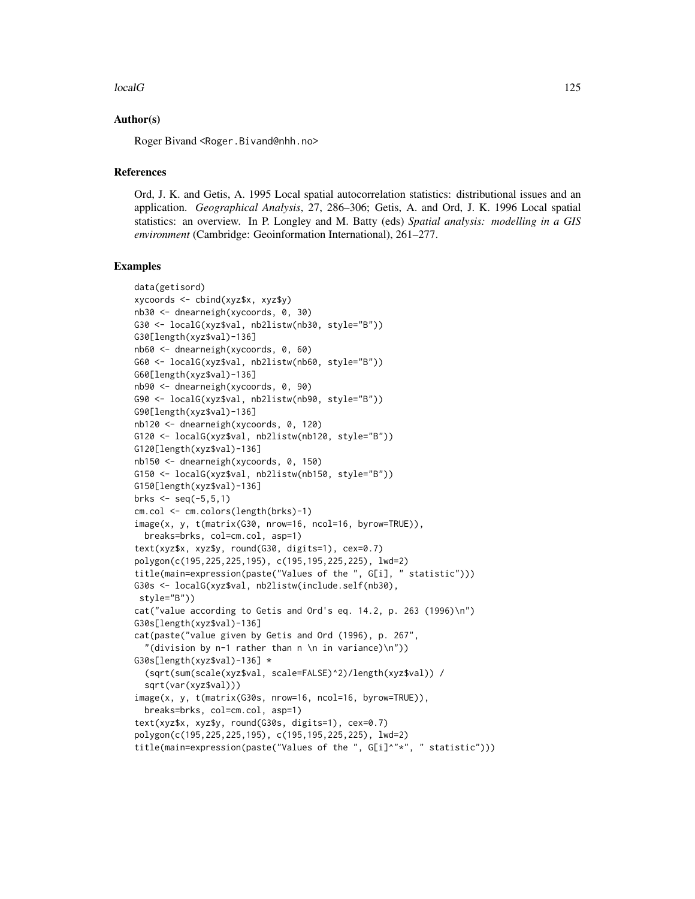## Author(s)

Roger Bivand <Roger.Bivand@nhh.no>

## References

Ord, J. K. and Getis, A. 1995 Local spatial autocorrelation statistics: distributional issues and an application. *Geographical Analysis*, 27, 286–306; Getis, A. and Ord, J. K. 1996 Local spatial statistics: an overview. In P. Longley and M. Batty (eds) *Spatial analysis: modelling in a GIS environment* (Cambridge: Geoinformation International), 261–277.

## Examples

```
data(getisord)
xycoords <- cbind(xyz$x, xyz$y)
nb30 <- dnearneigh(xycoords, 0, 30)
G30 <- localG(xyz$val, nb2listw(nb30, style="B"))
G30[length(xyz$val)-136]
nb60 <- dnearneigh(xycoords, 0, 60)
G60 <- localG(xyz$val, nb2listw(nb60, style="B"))
G60[length(xyz$val)-136]
nb90 <- dnearneigh(xycoords, 0, 90)
G90 <- localG(xyz$val, nb2listw(nb90, style="B"))
G90[length(xyz$val)-136]
nb120 <- dnearneigh(xycoords, 0, 120)
G120 <- localG(xyz$val, nb2listw(nb120, style="B"))
G120[length(xyz$val)-136]
nb150 <- dnearneigh(xycoords, 0, 150)
G150 <- localG(xyz$val, nb2listw(nb150, style="B"))
G150[length(xyz$val)-136]
brks <- seq(-5,5,1)
cm.col <- cm.colors(length(brks)-1)
image(x, y, t(matrix(G30, nrow=16, ncol=16, byrow=TRUE)),
  breaks=brks, col=cm.col, asp=1)
text(xyz$x, xyz$y, round(G30, digits=1), cex=0.7)
polygon(c(195,225,225,195), c(195,195,225,225), lwd=2)
title(main=expression(paste("Values of the ", G[i], " statistic")))
G30s <- localG(xyz$val, nb2listw(include.self(nb30),
 style="B"))
cat("value according to Getis and Ord's eq. 14.2, p. 263 (1996)\n")
G30s[length(xyz$val)-136]
cat(paste("value given by Getis and Ord (1996), p. 267",
  "(division by n-1 rather than n \n in variance)\n"))
G30s[length(xyz$val)-136] *
  (sqrt(sum(scale(xyz$val, scale=FALSE)^2)/length(xyz$val)) /
  sqrt(var(xyz$val)))
image(x, y, t(matrix(G30s, nrow=16, ncol=16, byrow=TRUE)),
  breaks=brks, col=cm.col, asp=1)
text(xyz$x, xyz$y, round(G30s, digits=1), cex=0.7)
polygon(c(195,225,225,195), c(195,195,225,225), lwd=2)
title(main=expression(paste("Values of the ", G[i]^"*", " statistic")))
```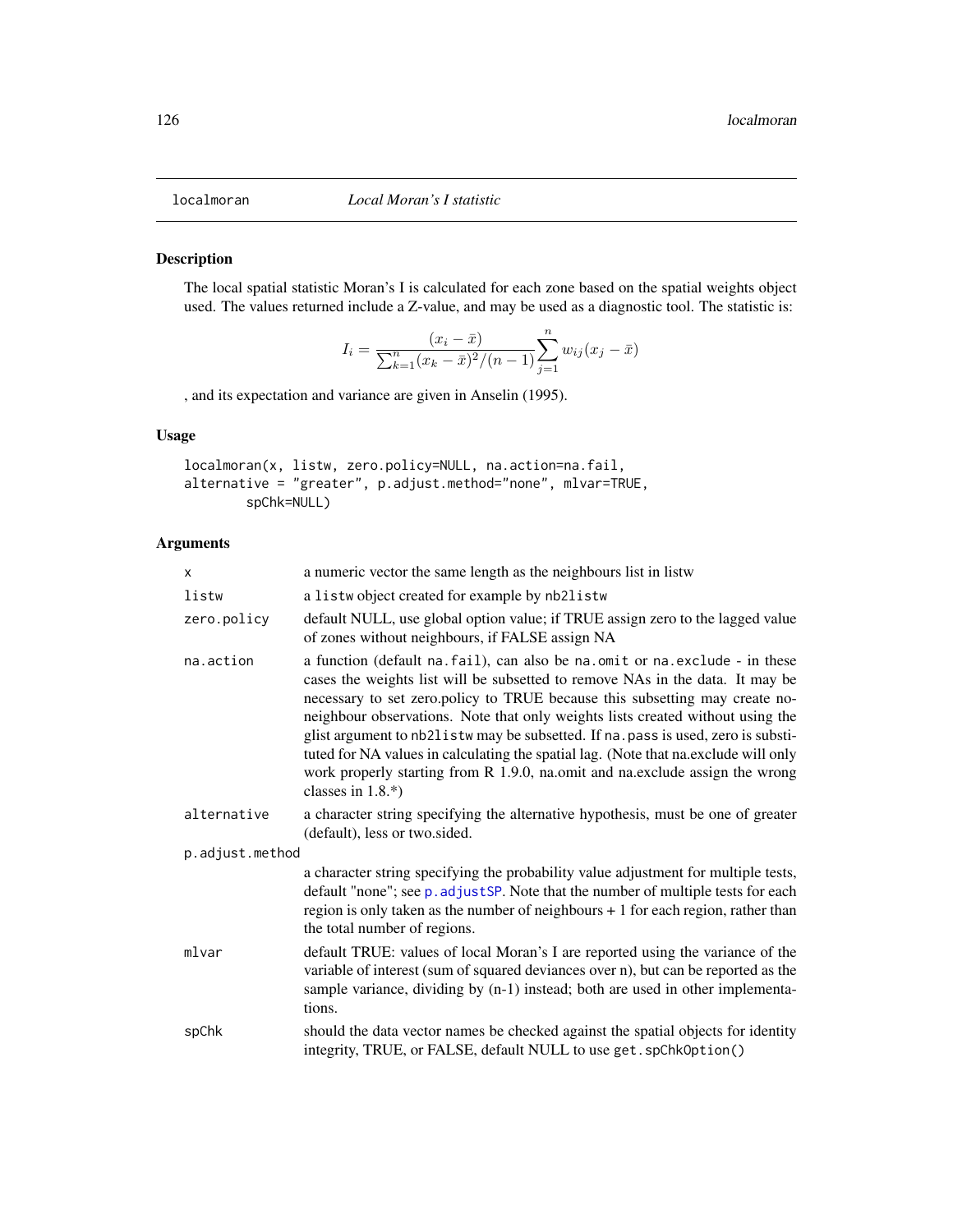`localmoran` *Local Moran's I statistic*

## Description

The local spatial statistic Moran's I is calculated for each zone based on the spatial weights object used. The values returned include a Z-value, and may be used as a diagnostic tool. The statistic is:

$$I_i = \frac{(x_i - \bar{x})}{\sum_{k=1}^{n}(x_k - \bar{x})^2/(n-1)} \sum_{j=1}^{n} w_{ij}(x_j - \bar{x})$$

, and its expectation and variance are given in Anselin (1995).

## Usage

```
localmoran(x, listw, zero.policy=NULL, na.action=na.fail,
alternative = "greater", p.adjust.method="none", mlvar=TRUE,
        spChk=NULL)
```

## Arguments

| | |
|---|---|
| `x` | a numeric vector the same length as the neighbours list in listw |
| `listw` | a `listw` object created for example by `nb2listw` |
| `zero.policy` | default NULL, use global option value; if TRUE assign zero to the lagged value of zones without neighbours, if FALSE assign NA |
| `na.action` | a function (default `na.fail`), can also be `na.omit` or `na.exclude` - in these cases the weights list will be subsetted to remove NAs in the data. It may be necessary to set zero.policy to TRUE because this subsetting may create no-neighbour observations. Note that only weights lists created without using the glist argument to `nb2listw` may be subsetted. If `na.pass` is used, zero is substituted for NA values in calculating the spatial lag. (Note that na.exclude will only work properly starting from R 1.9.0, na.omit and na.exclude assign the wrong classes in 1.8.*) |
| `alternative` | a character string specifying the alternative hypothesis, must be one of greater (default), less or two.sided. |
| `p.adjust.method` | a character string specifying the probability value adjustment for multiple tests, default "none"; see `p.adjustSP`. Note that the number of multiple tests for each region is only taken as the number of neighbours + 1 for each region, rather than the total number of regions. |
| `mlvar` | default TRUE: values of local Moran's I are reported using the variance of the variable of interest (sum of squared deviances over n), but can be reported as the sample variance, dividing by (n-1) instead; both are used in other implementations. |
| `spChk` | should the data vector names be checked against the spatial objects for identity integrity, TRUE, or FALSE, default NULL to use `get.spChkOption()` |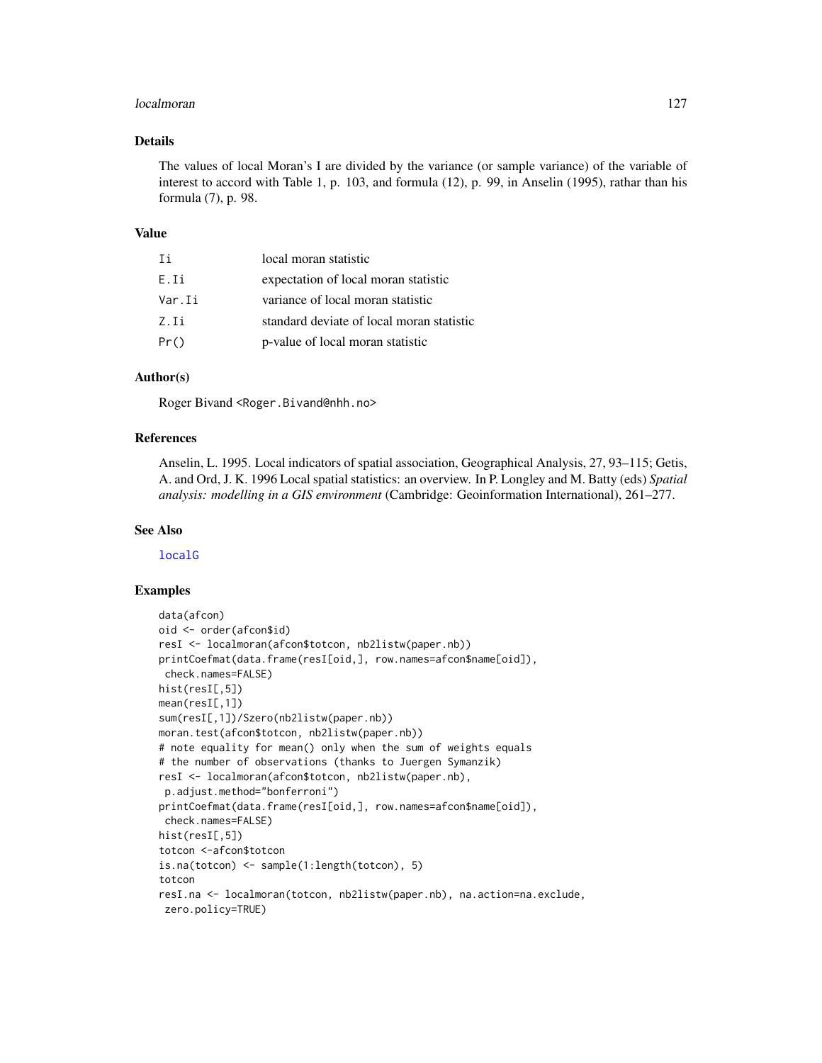## Details

The values of local Moran's I are divided by the variance (or sample variance) of the variable of interest to accord with Table 1, p. 103, and formula (12), p. 99, in Anselin (1995), rathar than his formula (7), p. 98.

## Value

| | |
|---|---|
| `Ii` | local moran statistic |
| `E.Ii` | expectation of local moran statistic |
| `Var.Ii` | variance of local moran statistic |
| `Z.Ii` | standard deviate of local moran statistic |
| `Pr()` | p-value of local moran statistic |

## Author(s)

Roger Bivand <Roger.Bivand@nhh.no>

## References

Anselin, L. 1995. Local indicators of spatial association, Geographical Analysis, 27, 93–115; Getis, A. and Ord, J. K. 1996 Local spatial statistics: an overview. In P. Longley and M. Batty (eds) *Spatial analysis: modelling in a GIS environment* (Cambridge: Geoinformation International), 261–277.

## See Also

localG

## Examples

```
data(afcon)
oid <- order(afcon$id)
resI <- localmoran(afcon$totcon, nb2listw(paper.nb))
printCoefmat(data.frame(resI[oid,], row.names=afcon$name[oid]),
 check.names=FALSE)
hist(resI[,5])
mean(resI[,1])
sum(resI[,1])/Szero(nb2listw(paper.nb))
moran.test(afcon$totcon, nb2listw(paper.nb))
# note equality for mean() only when the sum of weights equals
# the number of observations (thanks to Juergen Symanzik)
resI <- localmoran(afcon$totcon, nb2listw(paper.nb),
 p.adjust.method="bonferroni")
printCoefmat(data.frame(resI[oid,], row.names=afcon$name[oid]),
 check.names=FALSE)
hist(resI[,5])
totcon <-afcon$totcon
is.na(totcon) <- sample(1:length(totcon), 5)
totcon
resI.na <- localmoran(totcon, nb2listw(paper.nb), na.action=na.exclude,
 zero.policy=TRUE)
```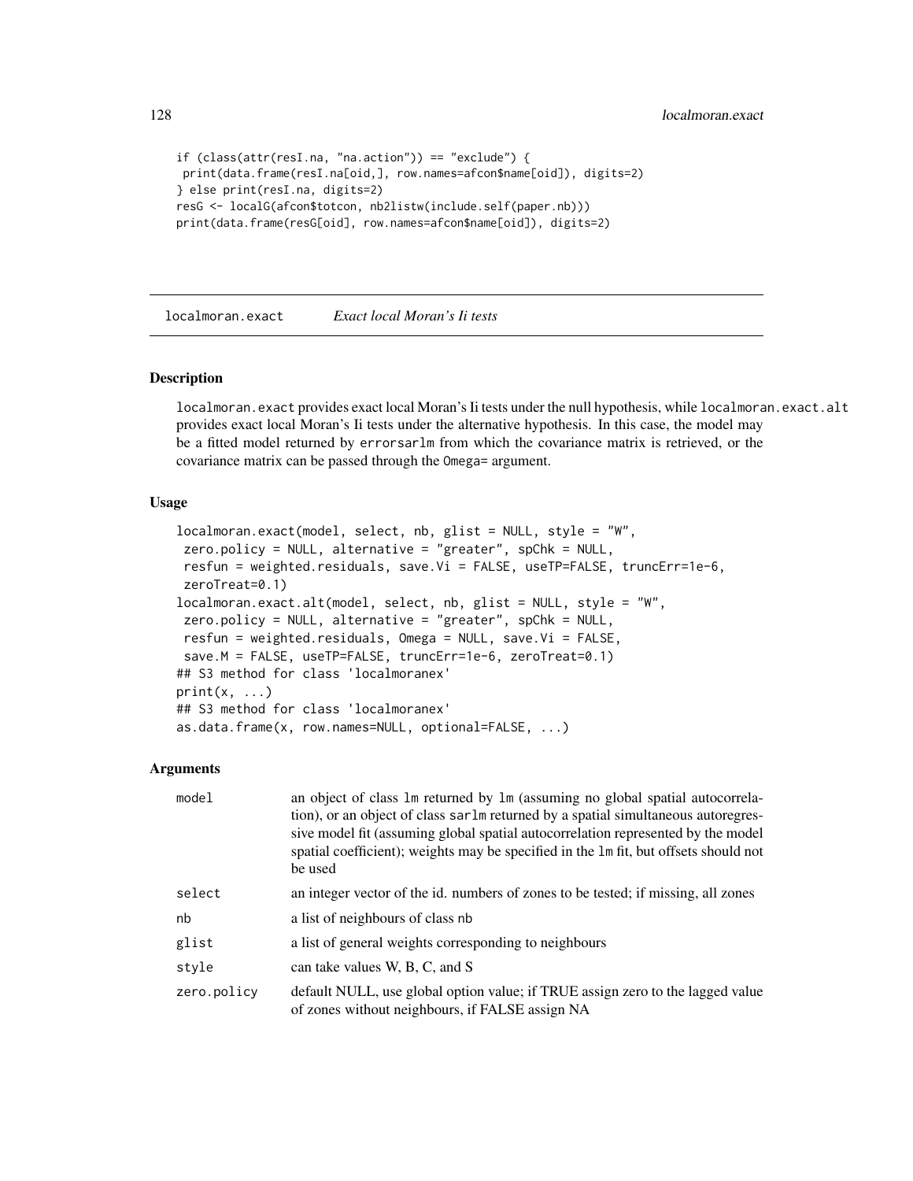```
if (class(attr(resI.na, "na.action")) == "exclude") {
 print(data.frame(resI.na[oid,], row.names=afcon$name[oid]), digits=2)
} else print(resI.na, digits=2)
resG <- localG(afcon$totcon, nb2listw(include.self(paper.nb)))
print(data.frame(resG[oid], row.names=afcon$name[oid]), digits=2)
```

## localmoran.exact *Exact local Moran's Ii tests*

### Description

localmoran.exact provides exact local Moran's Ii tests under the null hypothesis, while localmoran.exact.alt provides exact local Moran's Ii tests under the alternative hypothesis. In this case, the model may be a fitted model returned by errorsarlm from which the covariance matrix is retrieved, or the covariance matrix can be passed through the Omega= argument.

### Usage

```
localmoran.exact(model, select, nb, glist = NULL, style = "W",
 zero.policy = NULL, alternative = "greater", spChk = NULL,
 resfun = weighted.residuals, save.Vi = FALSE, useTP=FALSE, truncErr=1e-6,
 zeroTreat=0.1)
localmoran.exact.alt(model, select, nb, glist = NULL, style = "W",
 zero.policy = NULL, alternative = "greater", spChk = NULL,
 resfun = weighted.residuals, Omega = NULL, save.Vi = FALSE,
 save.M = FALSE, useTP=FALSE, truncErr=1e-6, zeroTreat=0.1)
## S3 method for class 'localmoranex'
print(x, ...)
## S3 method for class 'localmoranex'
as.data.frame(x, row.names=NULL, optional=FALSE, ...)
```

### Arguments

| | |
|---|---|
| model | an object of class lm returned by lm (assuming no global spatial autocorrelation), or an object of class sarlm returned by a spatial simultaneous autoregressive model fit (assuming global spatial autocorrelation represented by the model spatial coefficient); weights may be specified in the lm fit, but offsets should not be used |
| select | an integer vector of the id. numbers of zones to be tested; if missing, all zones |
| nb | a list of neighbours of class nb |
| glist | a list of general weights corresponding to neighbours |
| style | can take values W, B, C, and S |
| zero.policy | default NULL, use global option value; if TRUE assign zero to the lagged value of zones without neighbours, if FALSE assign NA |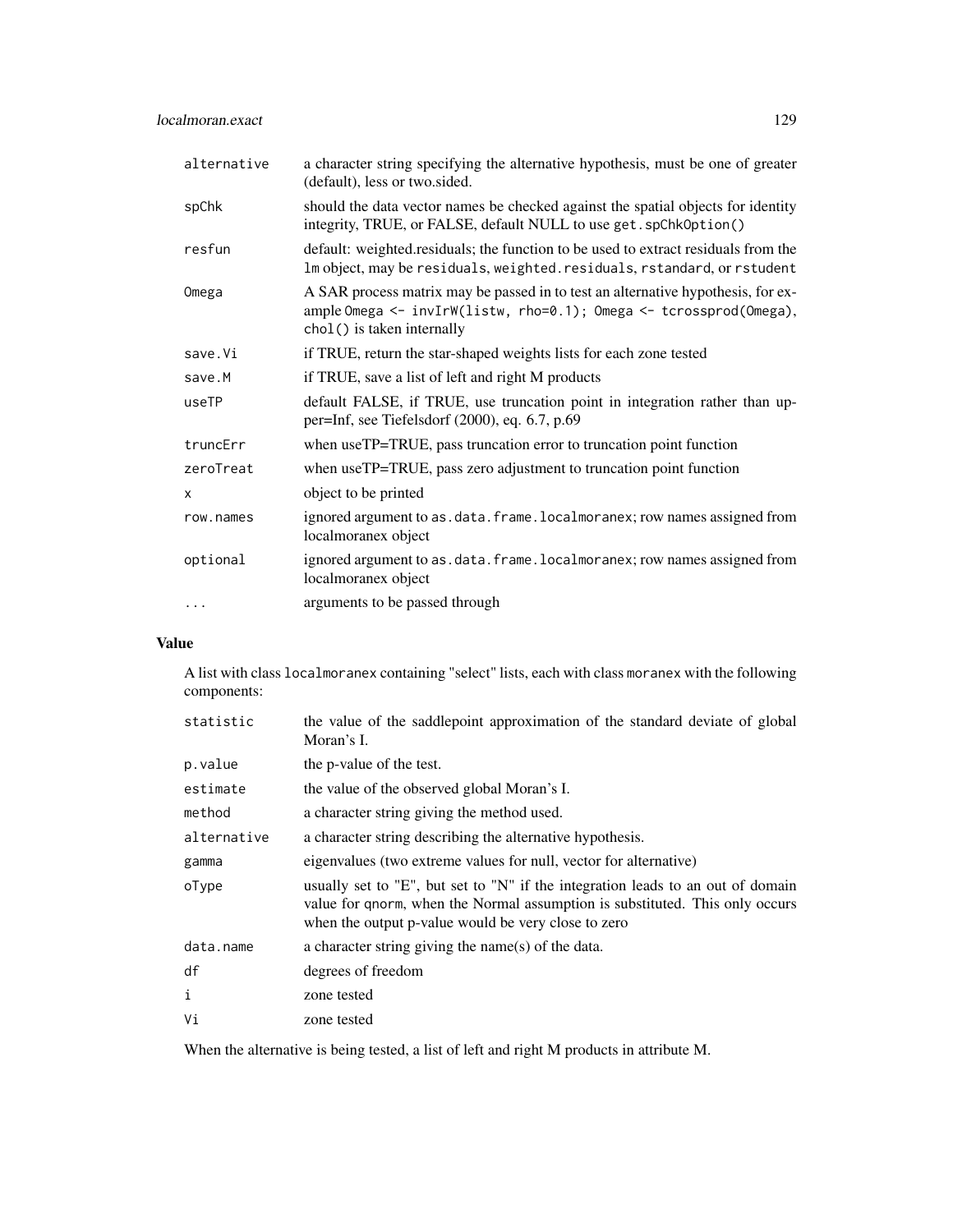| | |
|---|---|
| `alternative` | a character string specifying the alternative hypothesis, must be one of greater (default), less or two.sided. |
| `spChk` | should the data vector names be checked against the spatial objects for identity integrity, TRUE, or FALSE, default NULL to use `get.spChkOption()` |
| `resfun` | default: weighted.residuals; the function to be used to extract residuals from the `lm` object, may be `residuals`, `weighted.residuals`, `rstandard`, or `rstudent` |
| `Omega` | A SAR process matrix may be passed in to test an alternative hypothesis, for example `Omega <- invIrW(listw, rho=0.1); Omega <- tcrossprod(Omega)`, `chol()` is taken internally |
| `save.Vi` | if TRUE, return the star-shaped weights lists for each zone tested |
| `save.M` | if TRUE, save a list of left and right M products |
| `useTP` | default FALSE, if TRUE, use truncation point in integration rather than upper=Inf, see Tiefelsdorf (2000), eq. 6.7, p.69 |
| `truncErr` | when useTP=TRUE, pass truncation error to truncation point function |
| `zeroTreat` | when useTP=TRUE, pass zero adjustment to truncation point function |
| `x` | object to be printed |
| `row.names` | ignored argument to `as.data.frame.localmoranex`; row names assigned from localmoranex object |
| `optional` | ignored argument to `as.data.frame.localmoranex`; row names assigned from localmoranex object |
| `...` | arguments to be passed through |

## Value

A list with class `localmoranex` containing "select" lists, each with class `moranex` with the following components:

| | |
|---|---|
| `statistic` | the value of the saddlepoint approximation of the standard deviate of global Moran's I. |
| `p.value` | the p-value of the test. |
| `estimate` | the value of the observed global Moran's I. |
| `method` | a character string giving the method used. |
| `alternative` | a character string describing the alternative hypothesis. |
| `gamma` | eigenvalues (two extreme values for null, vector for alternative) |
| `oType` | usually set to "E", but set to "N" if the integration leads to an out of domain value for `qnorm`, when the Normal assumption is substituted. This only occurs when the output p-value would be very close to zero |
| `data.name` | a character string giving the name(s) of the data. |
| `df` | degrees of freedom |
| `i` | zone tested |
| `Vi` | zone tested |

When the alternative is being tested, a list of left and right M products in attribute M.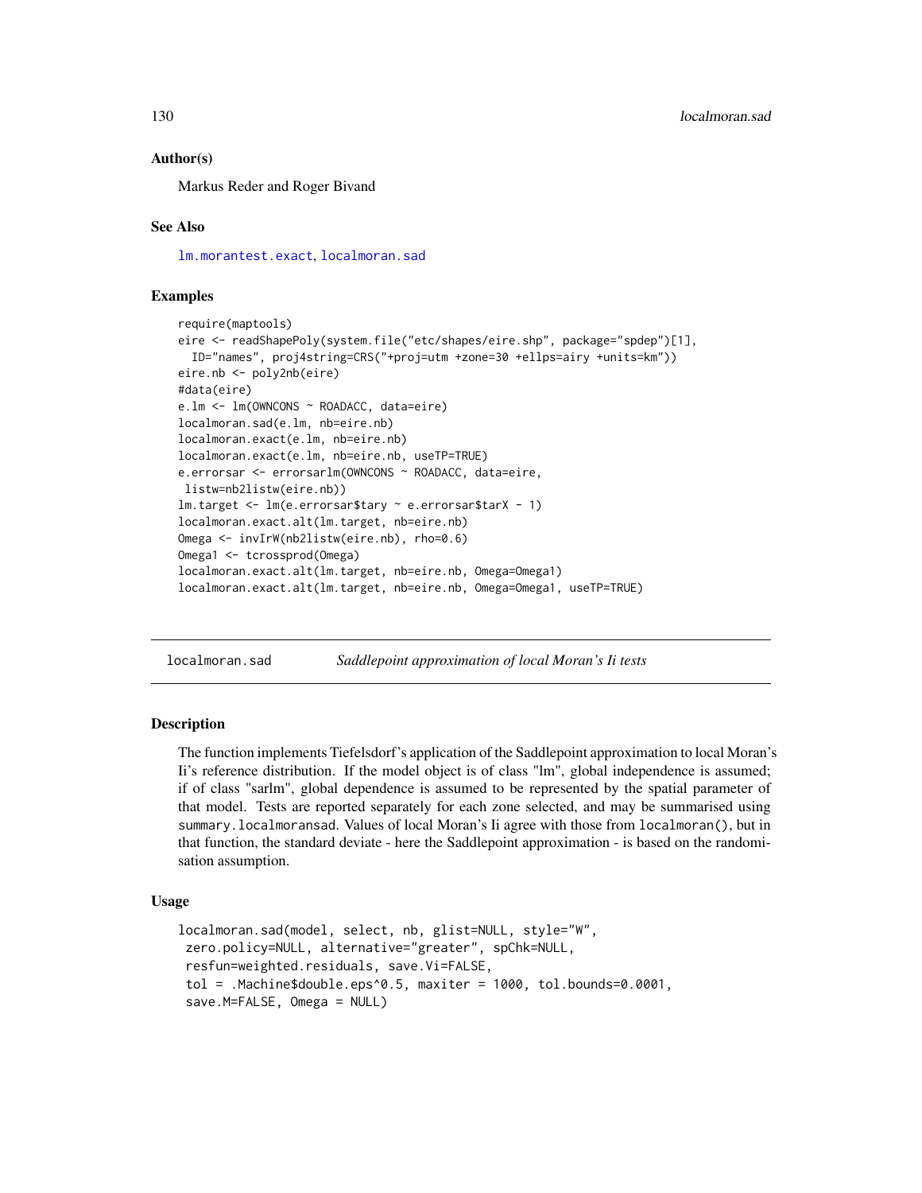### Author(s)

Markus Reder and Roger Bivand

### See Also

lm.morantest.exact, localmoran.sad

### Examples

```
require(maptools)
eire <- readShapePoly(system.file("etc/shapes/eire.shp", package="spdep")[1],
  ID="names", proj4string=CRS("+proj=utm +zone=30 +ellps=airy +units=km"))
eire.nb <- poly2nb(eire)
#data(eire)
e.lm <- lm(OWNCONS ~ ROADACC, data=eire)
localmoran.sad(e.lm, nb=eire.nb)
localmoran.exact(e.lm, nb=eire.nb)
localmoran.exact(e.lm, nb=eire.nb, useTP=TRUE)
e.errorsar <- errorsarlm(OWNCONS ~ ROADACC, data=eire,
 listw=nb2listw(eire.nb))
lm.target <- lm(e.errorsar$tary ~ e.errorsar$tarX - 1)
localmoran.exact.alt(lm.target, nb=eire.nb)
Omega <- invIrW(nb2listw(eire.nb), rho=0.6)
Omega1 <- tcrossprod(Omega)
localmoran.exact.alt(lm.target, nb=eire.nb, Omega=Omega1)
localmoran.exact.alt(lm.target, nb=eire.nb, Omega=Omega1, useTP=TRUE)
```

---

## localmoran.sad — *Saddlepoint approximation of local Moran's Ii tests*

### Description

The function implements Tiefelsdorf's application of the Saddlepoint approximation to local Moran's Ii's reference distribution. If the model object is of class "lm", global independence is assumed; if of class "sarlm", global dependence is assumed to be represented by the spatial parameter of that model. Tests are reported separately for each zone selected, and may be summarised using `summary.localmoransad`. Values of local Moran's Ii agree with those from `localmoran()`, but in that function, the standard deviate - here the Saddlepoint approximation - is based on the randomisation assumption.

### Usage

```
localmoran.sad(model, select, nb, glist=NULL, style="W",
 zero.policy=NULL, alternative="greater", spChk=NULL,
 resfun=weighted.residuals, save.Vi=FALSE,
 tol = .Machine$double.eps^0.5, maxiter = 1000, tol.bounds=0.0001,
 save.M=FALSE, Omega = NULL)
```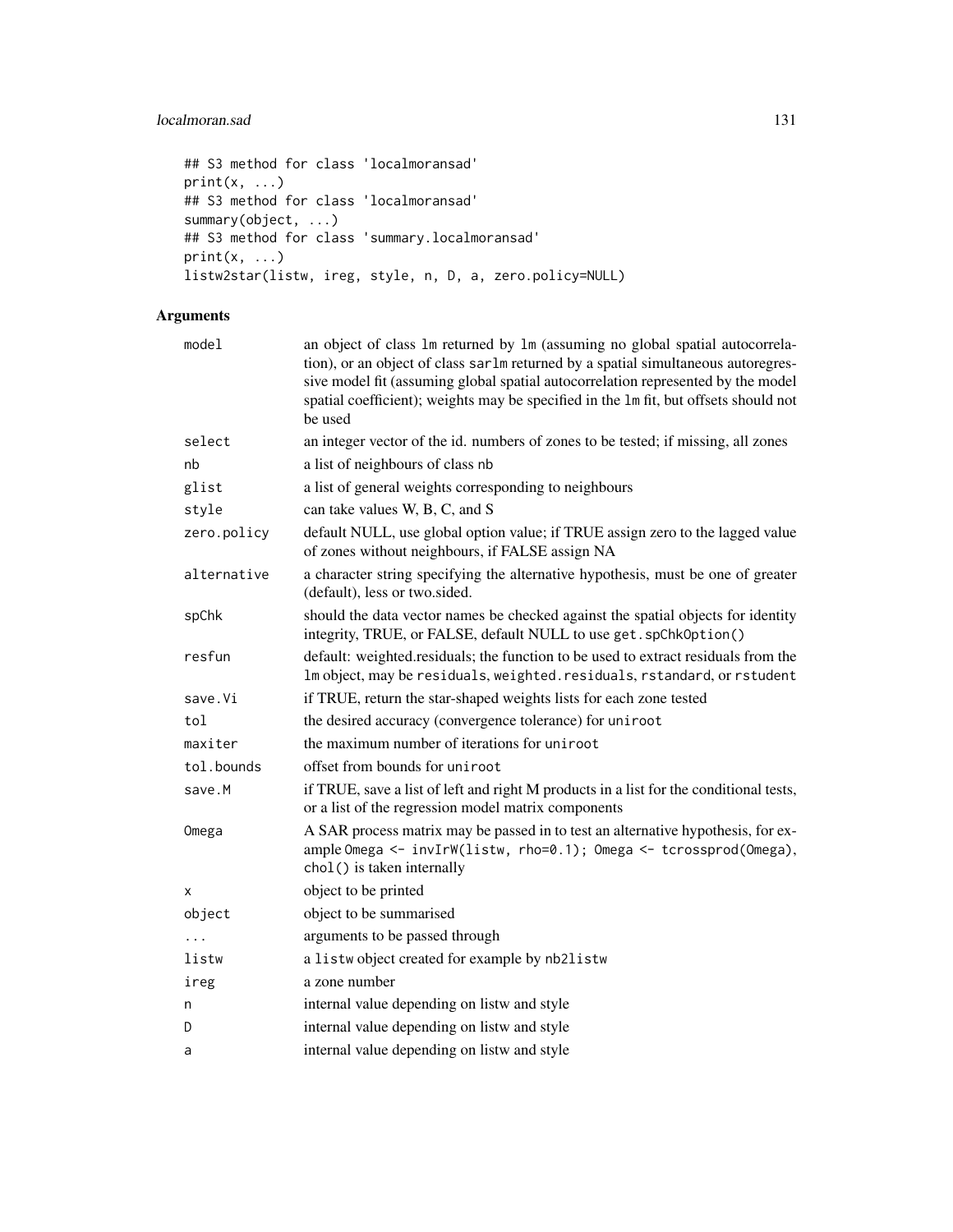```
## S3 method for class 'localmoransad'
print(x, ...)
## S3 method for class 'localmoransad'
summary(object, ...)
## S3 method for class 'summary.localmoransad'
print(x, ...)
listw2star(listw, ireg, style, n, D, a, zero.policy=NULL)
```

## Arguments

| | |
|---|---|
| `model` | an object of class `lm` returned by `lm` (assuming no global spatial autocorrelation), or an object of class `sarlm` returned by a spatial simultaneous autoregressive model fit (assuming global spatial autocorrelation represented by the model spatial coefficient); weights may be specified in the `lm` fit, but offsets should not be used |
| `select` | an integer vector of the id. numbers of zones to be tested; if missing, all zones |
| `nb` | a list of neighbours of class `nb` |
| `glist` | a list of general weights corresponding to neighbours |
| `style` | can take values W, B, C, and S |
| `zero.policy` | default NULL, use global option value; if TRUE assign zero to the lagged value of zones without neighbours, if FALSE assign NA |
| `alternative` | a character string specifying the alternative hypothesis, must be one of greater (default), less or two.sided. |
| `spChk` | should the data vector names be checked against the spatial objects for identity integrity, TRUE, or FALSE, default NULL to use `get.spChkOption()` |
| `resfun` | default: weighted.residuals; the function to be used to extract residuals from the `lm` object, may be `residuals`, `weighted.residuals`, `rstandard`, or `rstudent` |
| `save.Vi` | if TRUE, return the star-shaped weights lists for each zone tested |
| `tol` | the desired accuracy (convergence tolerance) for `uniroot` |
| `maxiter` | the maximum number of iterations for `uniroot` |
| `tol.bounds` | offset from bounds for `uniroot` |
| `save.M` | if TRUE, save a list of left and right M products in a list for the conditional tests, or a list of the regression model matrix components |
| `Omega` | A SAR process matrix may be passed in to test an alternative hypothesis, for example `Omega <- invIrW(listw, rho=0.1); Omega <- tcrossprod(Omega)`, `chol()` is taken internally |
| `x` | object to be printed |
| `object` | object to be summarised |
| `...` | arguments to be passed through |
| `listw` | a `listw` object created for example by `nb2listw` |
| `ireg` | a zone number |
| `n` | internal value depending on listw and style |
| `D` | internal value depending on listw and style |
| `a` | internal value depending on listw and style |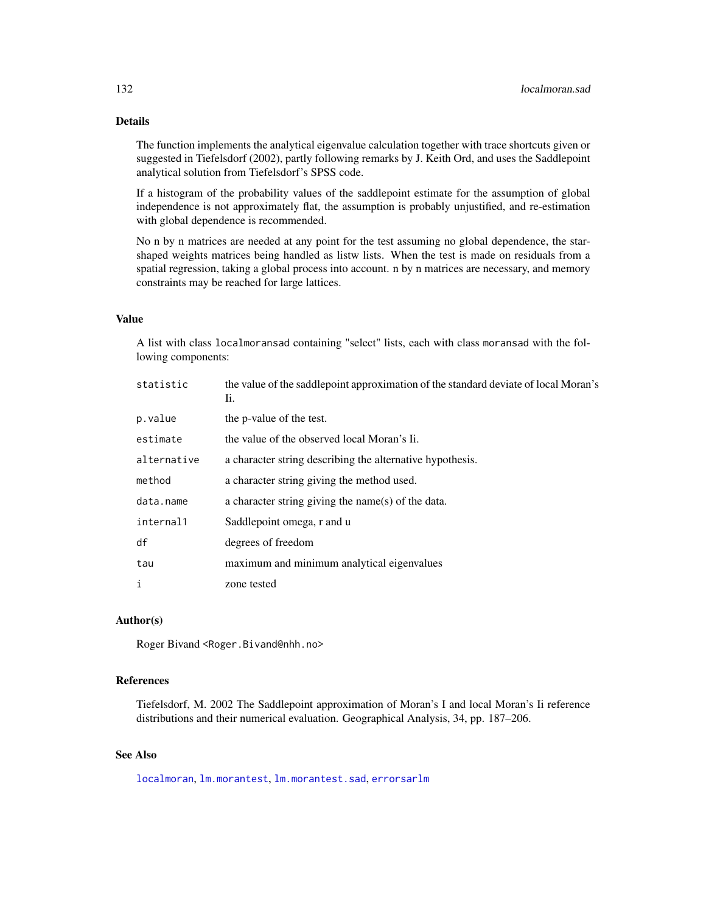## Details

The function implements the analytical eigenvalue calculation together with trace shortcuts given or suggested in Tiefelsdorf (2002), partly following remarks by J. Keith Ord, and uses the Saddlepoint analytical solution from Tiefelsdorf's SPSS code.

If a histogram of the probability values of the saddlepoint estimate for the assumption of global independence is not approximately flat, the assumption is probably unjustified, and re-estimation with global dependence is recommended.

No n by n matrices are needed at any point for the test assuming no global dependence, the star-shaped weights matrices being handled as listw lists. When the test is made on residuals from a spatial regression, taking a global process into account. n by n matrices are necessary, and memory constraints may be reached for large lattices.

## Value

A list with class `localmoransad` containing "select" lists, each with class `moransad` with the following components:

| | |
|---|---|
| `statistic` | the value of the saddlepoint approximation of the standard deviate of local Moran's Ii. |
| `p.value` | the p-value of the test. |
| `estimate` | the value of the observed local Moran's Ii. |
| `alternative` | a character string describing the alternative hypothesis. |
| `method` | a character string giving the method used. |
| `data.name` | a character string giving the name(s) of the data. |
| `internal1` | Saddlepoint omega, r and u |
| `df` | degrees of freedom |
| `tau` | maximum and minimum analytical eigenvalues |
| `i` | zone tested |

## Author(s)

Roger Bivand <Roger.Bivand@nhh.no>

## References

Tiefelsdorf, M. 2002 The Saddlepoint approximation of Moran's I and local Moran's Ii reference distributions and their numerical evaluation. Geographical Analysis, 34, pp. 187–206.

## See Also

`localmoran`, `lm.morantest`, `lm.morantest.sad`, `errorsarlm`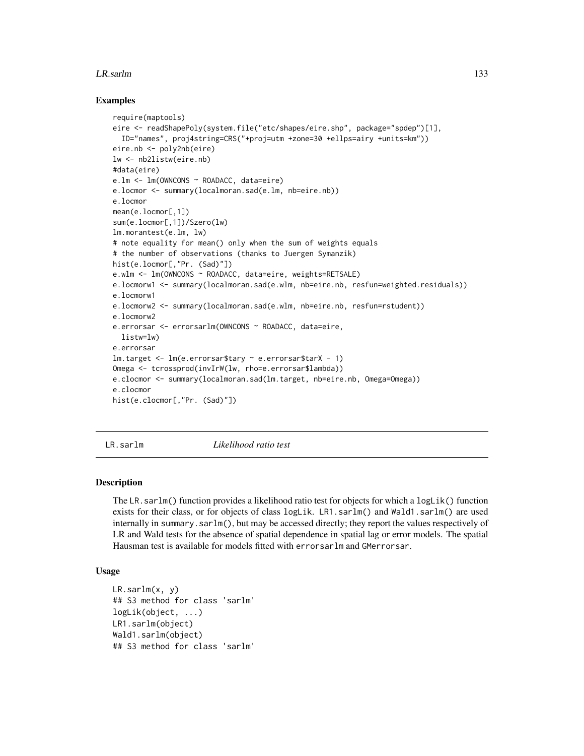## Examples

```
require(maptools)
eire <- readShapePoly(system.file("etc/shapes/eire.shp", package="spdep")[1],
  ID="names", proj4string=CRS("+proj=utm +zone=30 +ellps=airy +units=km"))
eire.nb <- poly2nb(eire)
lw <- nb2listw(eire.nb)
#data(eire)
e.lm <- lm(OWNCONS ~ ROADACC, data=eire)
e.locmor <- summary(localmoran.sad(e.lm, nb=eire.nb))
e.locmor
mean(e.locmor[,1])
sum(e.locmor[,1])/Szero(lw)
lm.morantest(e.lm, lw)
# note equality for mean() only when the sum of weights equals
# the number of observations (thanks to Juergen Symanzik)
hist(e.locmor[,"Pr. (Sad)"])
e.wlm <- lm(OWNCONS ~ ROADACC, data=eire, weights=RETSALE)
e.locmorw1 <- summary(localmoran.sad(e.wlm, nb=eire.nb, resfun=weighted.residuals))
e.locmorw1
e.locmorw2 <- summary(localmoran.sad(e.wlm, nb=eire.nb, resfun=rstudent))
e.locmorw2
e.errorsar <- errorsarlm(OWNCONS ~ ROADACC, data=eire,
  listw=lw)
e.errorsar
lm.target <- lm(e.errorsar$tary ~ e.errorsar$tarX - 1)
Omega <- tcrossprod(invIrW(lw, rho=e.errorsar$lambda))
e.clocmor <- summary(localmoran.sad(lm.target, nb=eire.nb, Omega=Omega))
e.clocmor
hist(e.clocmor[,"Pr. (Sad)"])
```

---

# LR.sarlm — *Likelihood ratio test*

## Description

The `LR.sarlm()` function provides a likelihood ratio test for objects for which a `logLik()` function exists for their class, or for objects of class `logLik`. `LR1.sarlm()` and `Wald1.sarlm()` are used internally in `summary.sarlm()`, but may be accessed directly; they report the values respectively of LR and Wald tests for the absence of spatial dependence in spatial lag or error models. The spatial Hausman test is available for models fitted with `errorsarlm` and `GMerrorsar`.

## Usage

```
LR.sarlm(x, y)
## S3 method for class 'sarlm'
logLik(object, ...)
LR1.sarlm(object)
Wald1.sarlm(object)
## S3 method for class 'sarlm'
```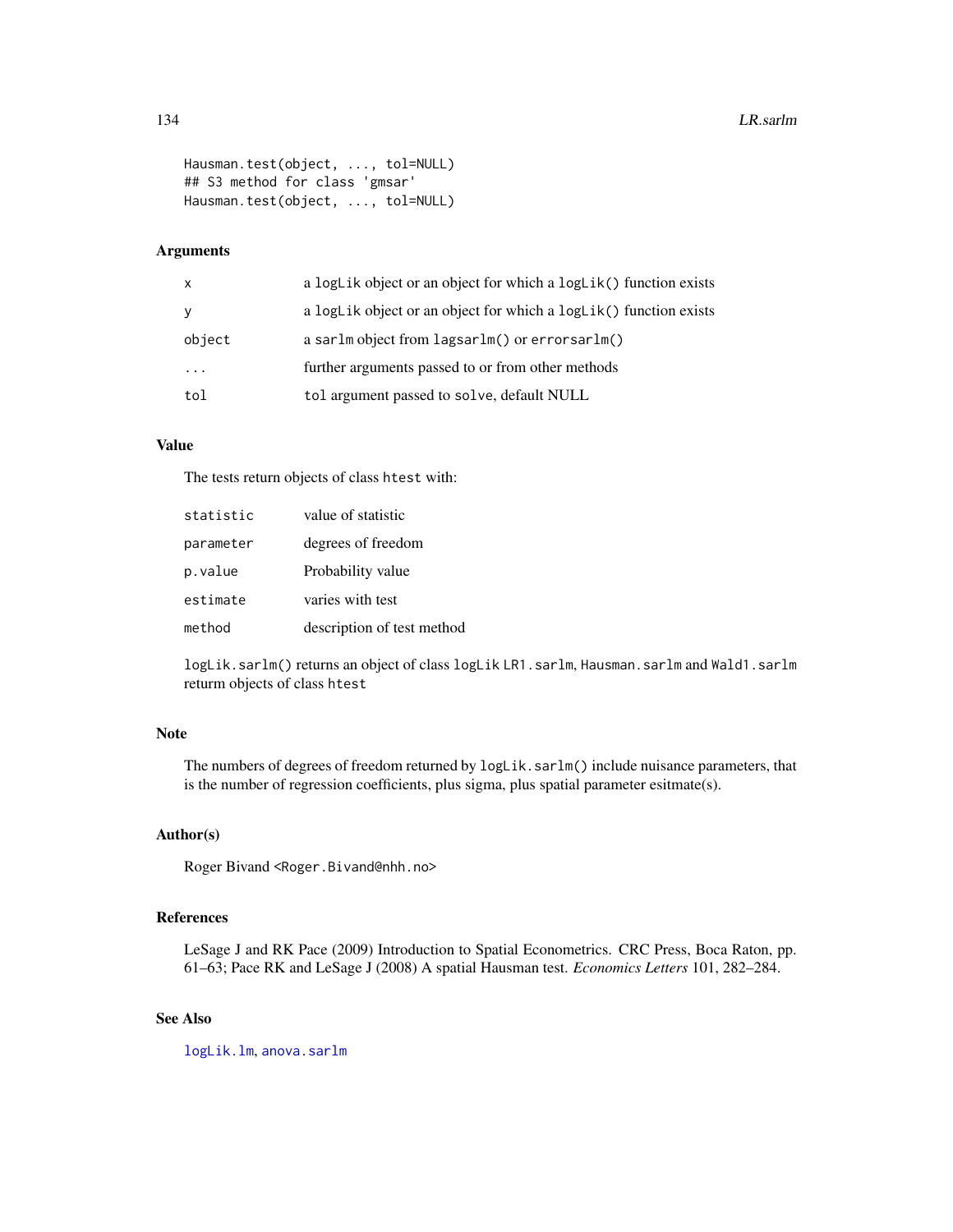```
Hausman.test(object, ..., tol=NULL)
## S3 method for class 'gmsar'
Hausman.test(object, ..., tol=NULL)
```

### Arguments

| | |
|---|---|
| x | a logLik object or an object for which a logLik() function exists |
| y | a logLik object or an object for which a logLik() function exists |
| object | a sarlm object from lagsarlm() or errorsarlm() |
| ... | further arguments passed to or from other methods |
| tol | tol argument passed to solve, default NULL |

### Value

The tests return objects of class htest with:

| | |
|---|---|
| statistic | value of statistic |
| parameter | degrees of freedom |
| p.value | Probability value |
| estimate | varies with test |
| method | description of test method |

logLik.sarlm() returns an object of class logLik LR1.sarlm, Hausman.sarlm and Wald1.sarlm return objects of class htest

### Note

The numbers of degrees of freedom returned by logLik.sarlm() include nuisance parameters, that is the number of regression coefficients, plus sigma, plus spatial parameter esitmate(s).

### Author(s)

Roger Bivand <Roger.Bivand@nhh.no>

### References

LeSage J and RK Pace (2009) Introduction to Spatial Econometrics. CRC Press, Boca Raton, pp. 61–63; Pace RK and LeSage J (2008) A spatial Hausman test. *Economics Letters* 101, 282–284.

### See Also

logLik.lm, anova.sarlm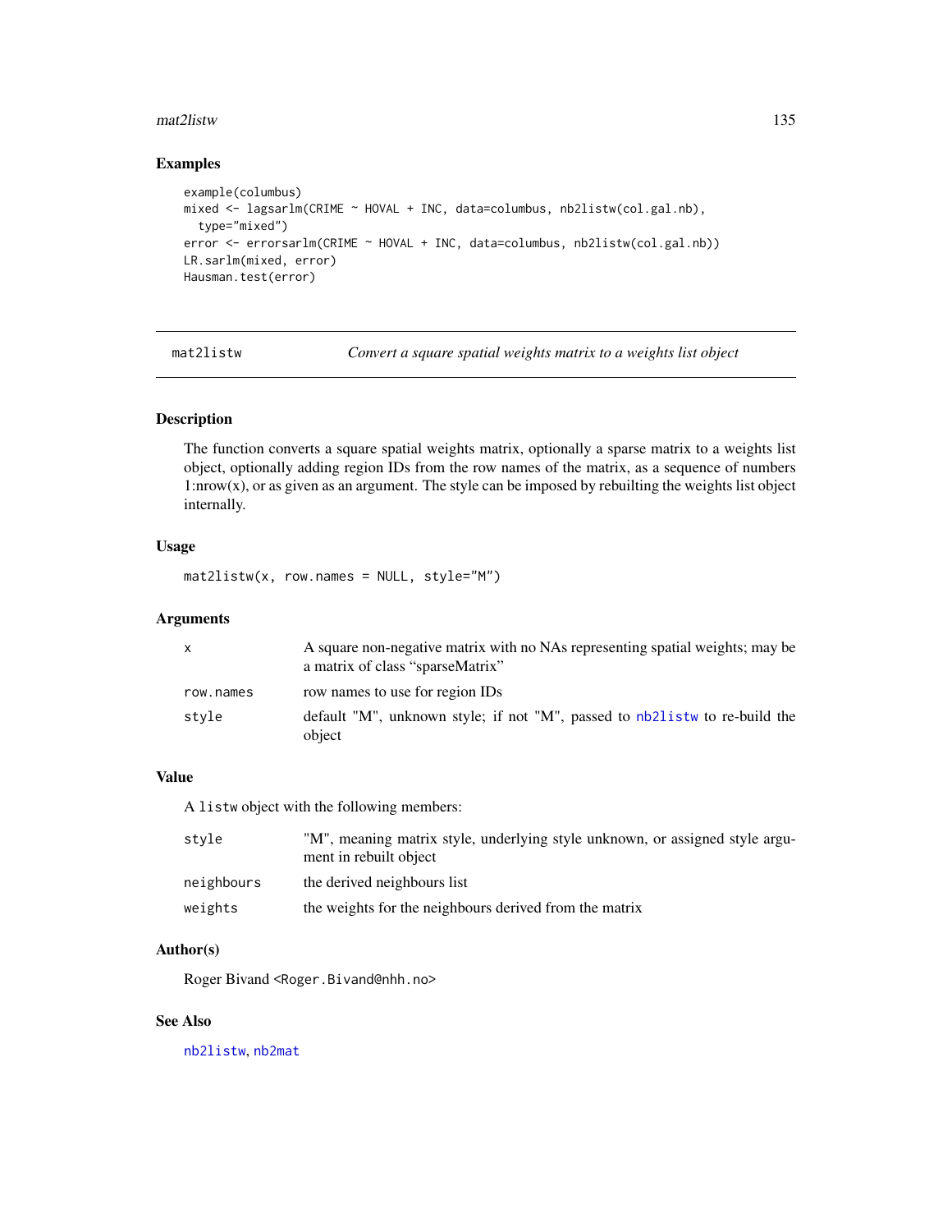## Examples

```
example(columbus)
mixed <- lagsarlm(CRIME ~ HOVAL + INC, data=columbus, nb2listw(col.gal.nb),
  type="mixed")
error <- errorsarlm(CRIME ~ HOVAL + INC, data=columbus, nb2listw(col.gal.nb))
LR.sarlm(mixed, error)
Hausman.test(error)
```

---

# mat2listw — *Convert a square spatial weights matrix to a weights list object*

## Description

The function converts a square spatial weights matrix, optionally a sparse matrix to a weights list object, optionally adding region IDs from the row names of the matrix, as a sequence of numbers 1:nrow(x), or as given as an argument. The style can be imposed by rebuilting the weights list object internally.

## Usage

```
mat2listw(x, row.names = NULL, style="M")
```

## Arguments

| | |
|---|---|
| `x` | A square non-negative matrix with no NAs representing spatial weights; may be a matrix of class "sparseMatrix" |
| `row.names` | row names to use for region IDs |
| `style` | default "M", unknown style; if not "M", passed to `nb2listw` to re-build the object |

## Value

A `listw` object with the following members:

| | |
|---|---|
| `style` | "M", meaning matrix style, underlying style unknown, or assigned style argument in rebuilt object |
| `neighbours` | the derived neighbours list |
| `weights` | the weights for the neighbours derived from the matrix |

## Author(s)

Roger Bivand <Roger.Bivand@nhh.no>

## See Also

`nb2listw`, `nb2mat`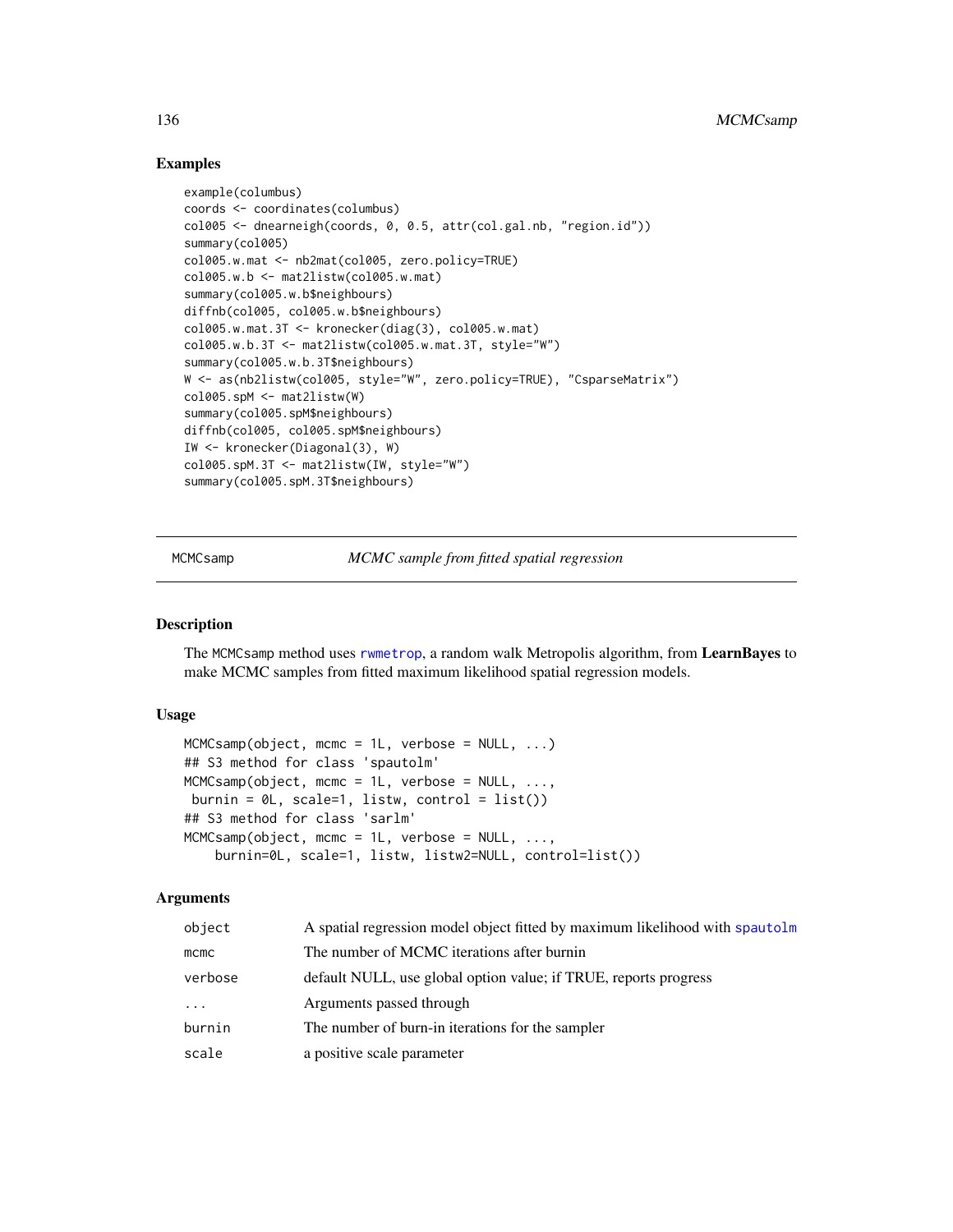## Examples

```
example(columbus)
coords <- coordinates(columbus)
col005 <- dnearneigh(coords, 0, 0.5, attr(col.gal.nb, "region.id"))
summary(col005)
col005.w.mat <- nb2mat(col005, zero.policy=TRUE)
col005.w.b <- mat2listw(col005.w.mat)
summary(col005.w.b$neighbours)
diffnb(col005, col005.w.b$neighbours)
col005.w.mat.3T <- kronecker(diag(3), col005.w.mat)
col005.w.b.3T <- mat2listw(col005.w.mat.3T, style="W")
summary(col005.w.b.3T$neighbours)
W <- as(nb2listw(col005, style="W", zero.policy=TRUE), "CsparseMatrix")
col005.spM <- mat2listw(W)
summary(col005.spM$neighbours)
diffnb(col005, col005.spM$neighbours)
IW <- kronecker(Diagonal(3), W)
col005.spM.3T <- mat2listw(IW, style="W")
summary(col005.spM.3T$neighbours)
```

---

# MCMCsamp — *MCMC sample from fitted spatial regression*

---

## Description

The MCMCsamp method uses rwmetrop, a random walk Metropolis algorithm, from **LearnBayes** to make MCMC samples from fitted maximum likelihood spatial regression models.

## Usage

```
MCMCsamp(object, mcmc = 1L, verbose = NULL, ...)
## S3 method for class 'spautolm'
MCMCsamp(object, mcmc = 1L, verbose = NULL, ...,
 burnin = 0L, scale=1, listw, control = list())
## S3 method for class 'sarlm'
MCMCsamp(object, mcmc = 1L, verbose = NULL, ...,
    burnin=0L, scale=1, listw, listw2=NULL, control=list())
```

## Arguments

| | |
|---|---|
| object | A spatial regression model object fitted by maximum likelihood with spautolm |
| mcmc | The number of MCMC iterations after burnin |
| verbose | default NULL, use global option value; if TRUE, reports progress |
| ... | Arguments passed through |
| burnin | The number of burn-in iterations for the sampler |
| scale | a positive scale parameter |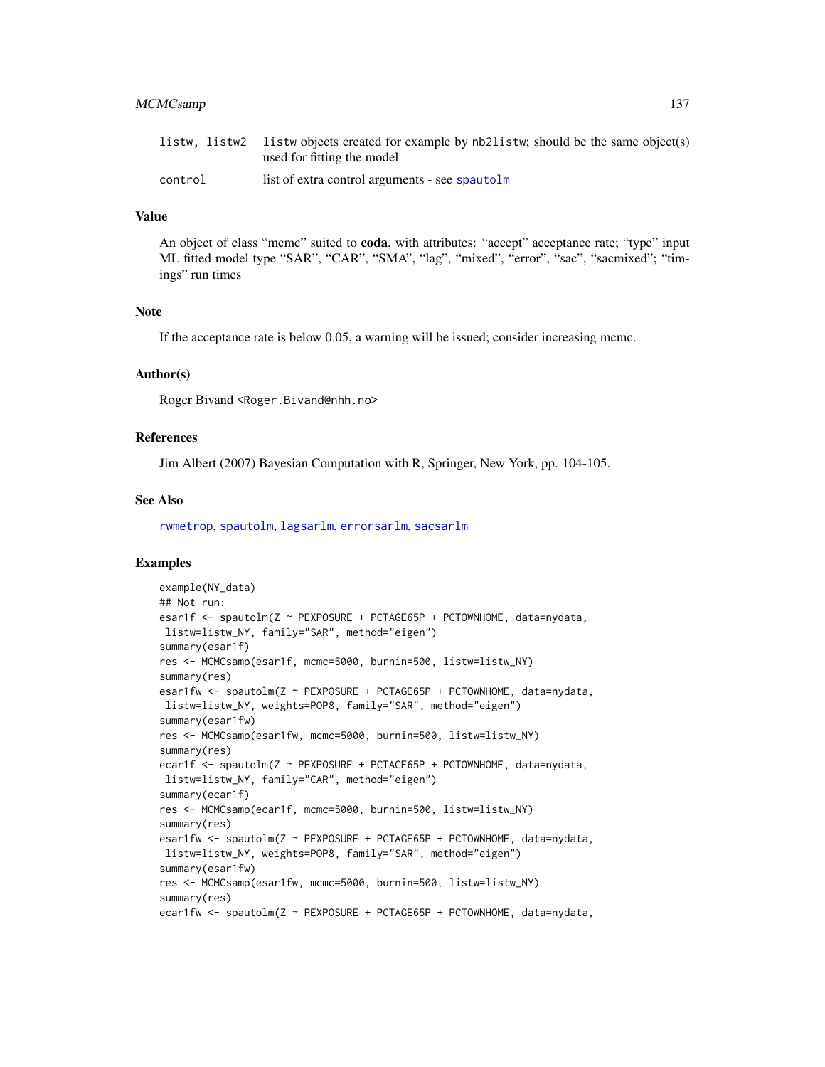| | |
|---|---|
| listw, listw2 | listw objects created for example by nb2listw; should be the same object(s) used for fitting the model |
| control | list of extra control arguments - see spautolm |

## Value

An object of class "mcmc" suited to **coda**, with attributes: "accept" acceptance rate; "type" input ML fitted model type "SAR", "CAR", "SMA", "lag", "mixed", "error", "sac", "sacmixed"; "timings" run times

## Note

If the acceptance rate is below 0.05, a warning will be issued; consider increasing mcmc.

## Author(s)

Roger Bivand <Roger.Bivand@nhh.no>

## References

Jim Albert (2007) Bayesian Computation with R, Springer, New York, pp. 104-105.

## See Also

rwmetrop, spautolm, lagsarlm, errorsarlm, sacsarlm

## Examples

```
example(NY_data)
## Not run:
esar1f <- spautolm(Z ~ PEXPOSURE + PCTAGE65P + PCTOWNHOME, data=nydata,
 listw=listw_NY, family="SAR", method="eigen")
summary(esar1f)
res <- MCMCsamp(esar1f, mcmc=5000, burnin=500, listw=listw_NY)
summary(res)
esar1fw <- spautolm(Z ~ PEXPOSURE + PCTAGE65P + PCTOWNHOME, data=nydata,
 listw=listw_NY, weights=POP8, family="SAR", method="eigen")
summary(esar1fw)
res <- MCMCsamp(esar1fw, mcmc=5000, burnin=500, listw=listw_NY)
summary(res)
ecar1f <- spautolm(Z ~ PEXPOSURE + PCTAGE65P + PCTOWNHOME, data=nydata,
 listw=listw_NY, family="CAR", method="eigen")
summary(ecar1f)
res <- MCMCsamp(ecar1f, mcmc=5000, burnin=500, listw=listw_NY)
summary(res)
esar1fw <- spautolm(Z ~ PEXPOSURE + PCTAGE65P + PCTOWNHOME, data=nydata,
 listw=listw_NY, weights=POP8, family="SAR", method="eigen")
summary(esar1fw)
res <- MCMCsamp(esar1fw, mcmc=5000, burnin=500, listw=listw_NY)
summary(res)
ecar1fw <- spautolm(Z ~ PEXPOSURE + PCTAGE65P + PCTOWNHOME, data=nydata,
```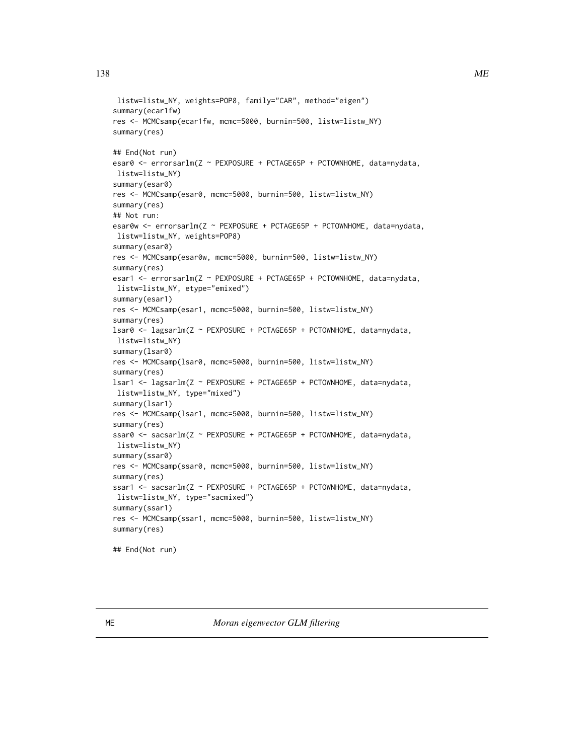```
 listw=listw_NY, weights=POP8, family="CAR", method="eigen")
summary(ecar1fw)
res <- MCMCsamp(ecar1fw, mcmc=5000, burnin=500, listw=listw_NY)
summary(res)

## End(Not run)
esar0 <- errorsarlm(Z ~ PEXPOSURE + PCTAGE65P + PCTOWNHOME, data=nydata,
 listw=listw_NY)
summary(esar0)
res <- MCMCsamp(esar0, mcmc=5000, burnin=500, listw=listw_NY)
summary(res)
## Not run:
esar0w <- errorsarlm(Z ~ PEXPOSURE + PCTAGE65P + PCTOWNHOME, data=nydata,
 listw=listw_NY, weights=POP8)
summary(esar0)
res <- MCMCsamp(esar0w, mcmc=5000, burnin=500, listw=listw_NY)
summary(res)
esar1 <- errorsarlm(Z ~ PEXPOSURE + PCTAGE65P + PCTOWNHOME, data=nydata,
 listw=listw_NY, etype="emixed")
summary(esar1)
res <- MCMCsamp(esar1, mcmc=5000, burnin=500, listw=listw_NY)
summary(res)
lsar0 <- lagsarlm(Z ~ PEXPOSURE + PCTAGE65P + PCTOWNHOME, data=nydata,
 listw=listw_NY)
summary(lsar0)
res <- MCMCsamp(lsar0, mcmc=5000, burnin=500, listw=listw_NY)
summary(res)
lsar1 <- lagsarlm(Z ~ PEXPOSURE + PCTAGE65P + PCTOWNHOME, data=nydata,
 listw=listw_NY, type="mixed")
summary(lsar1)
res <- MCMCsamp(lsar1, mcmc=5000, burnin=500, listw=listw_NY)
summary(res)
ssar0 <- sacsarlm(Z ~ PEXPOSURE + PCTAGE65P + PCTOWNHOME, data=nydata,
 listw=listw_NY)
summary(ssar0)
res <- MCMCsamp(ssar0, mcmc=5000, burnin=500, listw=listw_NY)
summary(res)
ssar1 <- sacsarlm(Z ~ PEXPOSURE + PCTAGE65P + PCTOWNHOME, data=nydata,
 listw=listw_NY, type="sacmixed")
summary(ssar1)
res <- MCMCsamp(ssar1, mcmc=5000, burnin=500, listw=listw_NY)
summary(res)

## End(Not run)
```

## ME — *Moran eigenvector GLM filtering*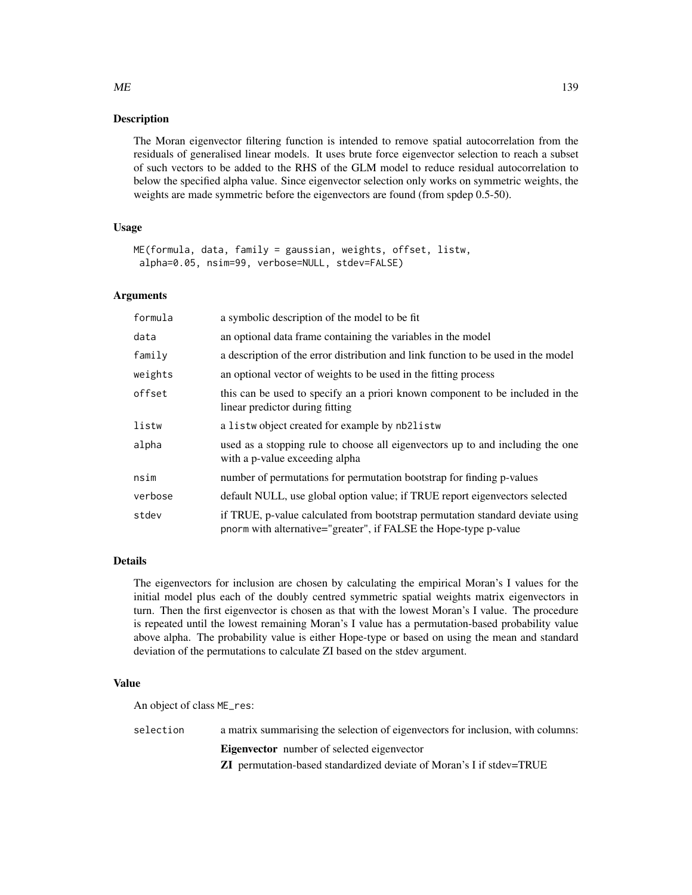## Description

The Moran eigenvector filtering function is intended to remove spatial autocorrelation from the residuals of generalised linear models. It uses brute force eigenvector selection to reach a subset of such vectors to be added to the RHS of the GLM model to reduce residual autocorrelation to below the specified alpha value. Since eigenvector selection only works on symmetric weights, the weights are made symmetric before the eigenvectors are found (from spdep 0.5-50).

## Usage

```
ME(formula, data, family = gaussian, weights, offset, listw,
 alpha=0.05, nsim=99, verbose=NULL, stdev=FALSE)
```

## Arguments

| | |
|---|---|
| formula | a symbolic description of the model to be fit |
| data | an optional data frame containing the variables in the model |
| family | a description of the error distribution and link function to be used in the model |
| weights | an optional vector of weights to be used in the fitting process |
| offset | this can be used to specify an a priori known component to be included in the linear predictor during fitting |
| listw | a `listw` object created for example by `nb2listw` |
| alpha | used as a stopping rule to choose all eigenvectors up to and including the one with a p-value exceeding alpha |
| nsim | number of permutations for permutation bootstrap for finding p-values |
| verbose | default NULL, use global option value; if TRUE report eigenvectors selected |
| stdev | if TRUE, p-value calculated from bootstrap permutation standard deviate using `pnorm` with alternative="greater", if FALSE the Hope-type p-value |

## Details

The eigenvectors for inclusion are chosen by calculating the empirical Moran's I values for the initial model plus each of the doubly centred symmetric spatial weights matrix eigenvectors in turn. Then the first eigenvector is chosen as that with the lowest Moran's I value. The procedure is repeated until the lowest remaining Moran's I value has a permutation-based probability value above alpha. The probability value is either Hope-type or based on using the mean and standard deviation of the permutations to calculate ZI based on the stdev argument.

## Value

An object of class `ME_res`:

`selection` a matrix summarising the selection of eigenvectors for inclusion, with columns:

- **Eigenvector** number of selected eigenvector
- **ZI** permutation-based standardized deviate of Moran's I if stdev=TRUE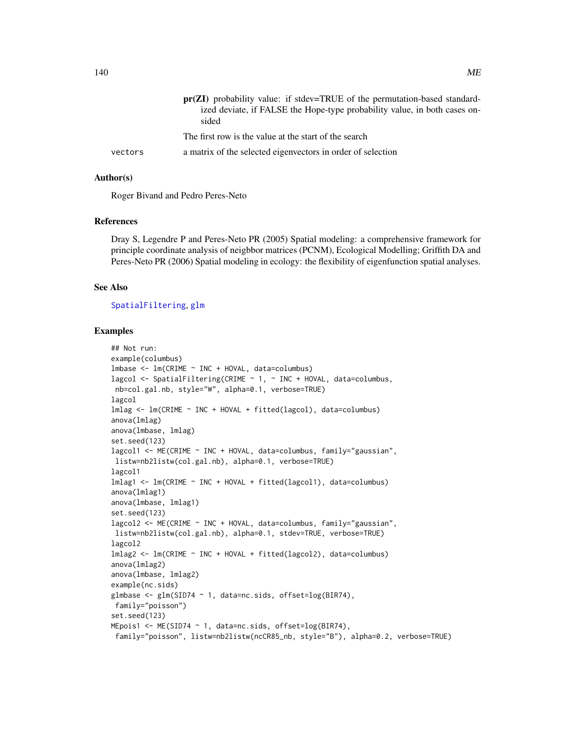**pr(ZI)** probability value: if stdev=TRUE of the permutation-based standardized deviate, if FALSE the Hope-type probability value, in both cases onsided

The first row is the value at the start of the search

`vectors` a matrix of the selected eigenvectors in order of selection

### Author(s)

Roger Bivand and Pedro Peres-Neto

### References

Dray S, Legendre P and Peres-Neto PR (2005) Spatial modeling: a comprehensive framework for principle coordinate analysis of neigbbor matrices (PCNM), Ecological Modelling; Griffith DA and Peres-Neto PR (2006) Spatial modeling in ecology: the flexibility of eigenfunction spatial analyses.

### See Also

SpatialFiltering, glm

### Examples

```
## Not run:
example(columbus)
lmbase <- lm(CRIME ~ INC + HOVAL, data=columbus)
lagcol <- SpatialFiltering(CRIME ~ 1, ~ INC + HOVAL, data=columbus,
 nb=col.gal.nb, style="W", alpha=0.1, verbose=TRUE)
lagcol
lmlag <- lm(CRIME ~ INC + HOVAL + fitted(lagcol), data=columbus)
anova(lmlag)
anova(lmbase, lmlag)
set.seed(123)
lagcol1 <- ME(CRIME ~ INC + HOVAL, data=columbus, family="gaussian",
 listw=nb2listw(col.gal.nb), alpha=0.1, verbose=TRUE)
lagcol1
lmlag1 <- lm(CRIME ~ INC + HOVAL + fitted(lagcol1), data=columbus)
anova(lmlag1)
anova(lmbase, lmlag1)
set.seed(123)
lagcol2 <- ME(CRIME ~ INC + HOVAL, data=columbus, family="gaussian",
 listw=nb2listw(col.gal.nb), alpha=0.1, stdev=TRUE, verbose=TRUE)
lagcol2
lmlag2 <- lm(CRIME ~ INC + HOVAL + fitted(lagcol2), data=columbus)
anova(lmlag2)
anova(lmbase, lmlag2)
example(nc.sids)
glmbase <- glm(SID74 ~ 1, data=nc.sids, offset=log(BIR74),
 family="poisson")
set.seed(123)
MEpois1 <- ME(SID74 ~ 1, data=nc.sids, offset=log(BIR74),
 family="poisson", listw=nb2listw(ncCR85_nb, style="B"), alpha=0.2, verbose=TRUE)
```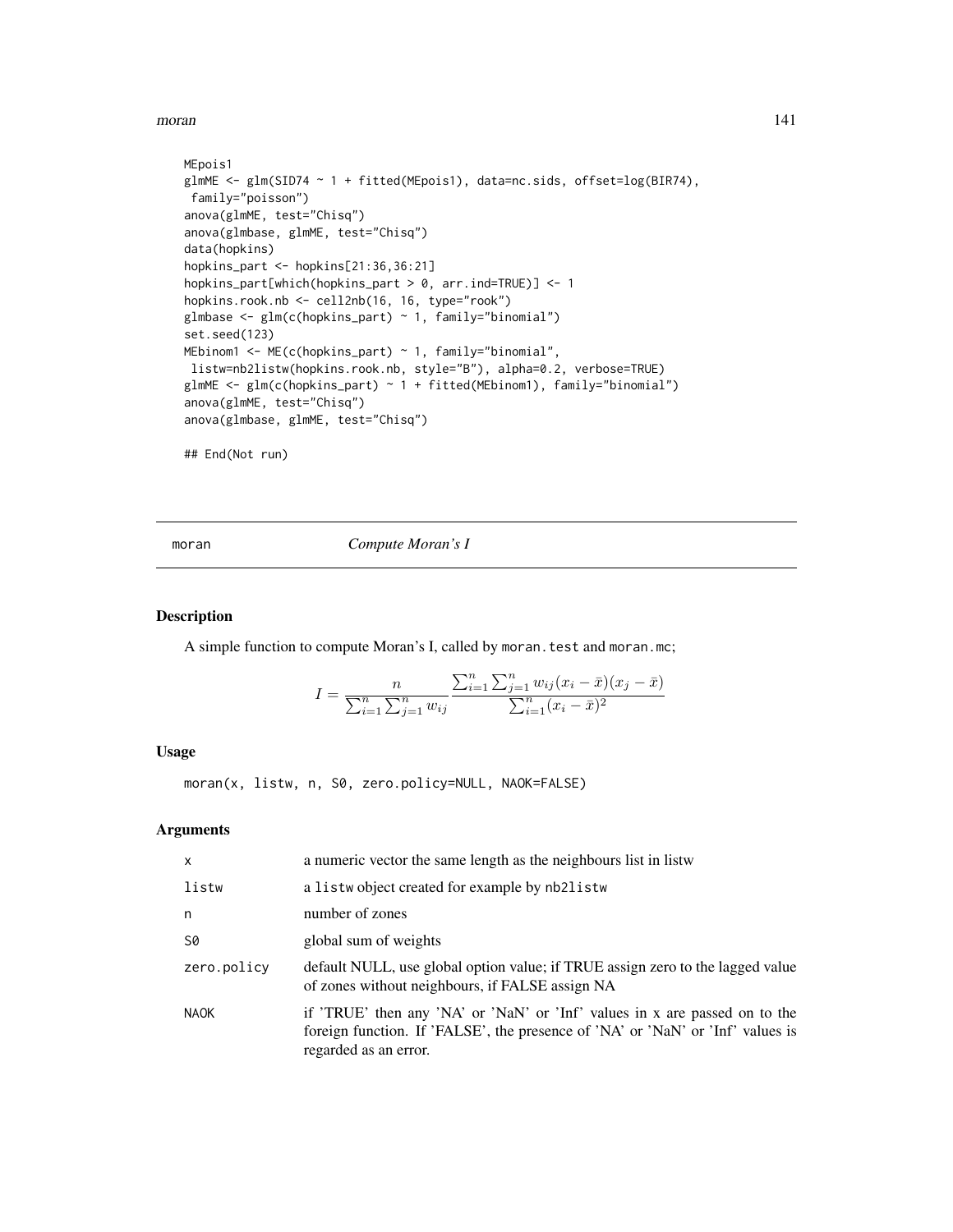```
MEpois1
glmME <- glm(SID74 ~ 1 + fitted(MEpois1), data=nc.sids, offset=log(BIR74),
 family="poisson")
anova(glmME, test="Chisq")
anova(glmbase, glmME, test="Chisq")
data(hopkins)
hopkins_part <- hopkins[21:36,36:21]
hopkins_part[which(hopkins_part > 0, arr.ind=TRUE)] <- 1
hopkins.rook.nb <- cell2nb(16, 16, type="rook")
glmbase <- glm(c(hopkins_part) ~ 1, family="binomial")
set.seed(123)
MEbinom1 <- ME(c(hopkins_part) ~ 1, family="binomial",
 listw=nb2listw(hopkins.rook.nb, style="B"), alpha=0.2, verbose=TRUE)
glmME <- glm(c(hopkins_part) ~ 1 + fitted(MEbinom1), family="binomial")
anova(glmME, test="Chisq")
anova(glmbase, glmME, test="Chisq")

## End(Not run)
```

## moran *Compute Moran's I*

### Description

A simple function to compute Moran's I, called by `moran.test` and `moran.mc`;

$$I = \frac{n}{\sum_{i=1}^{n}\sum_{j=1}^{n} w_{ij}} \frac{\sum_{i=1}^{n}\sum_{j=1}^{n} w_{ij}(x_i - \bar{x})(x_j - \bar{x})}{\sum_{i=1}^{n}(x_i - \bar{x})^2}$$

### Usage

```
moran(x, listw, n, S0, zero.policy=NULL, NAOK=FALSE)
```

### Arguments

| | |
|---|---|
| x | a numeric vector the same length as the neighbours list in listw |
| listw | a `listw` object created for example by `nb2listw` |
| n | number of zones |
| S0 | global sum of weights |
| zero.policy | default NULL, use global option value; if TRUE assign zero to the lagged value of zones without neighbours, if FALSE assign NA |
| NAOK | if 'TRUE' then any 'NA' or 'NaN' or 'Inf' values in x are passed on to the foreign function. If 'FALSE', the presence of 'NA' or 'NaN' or 'Inf' values is regarded as an error. |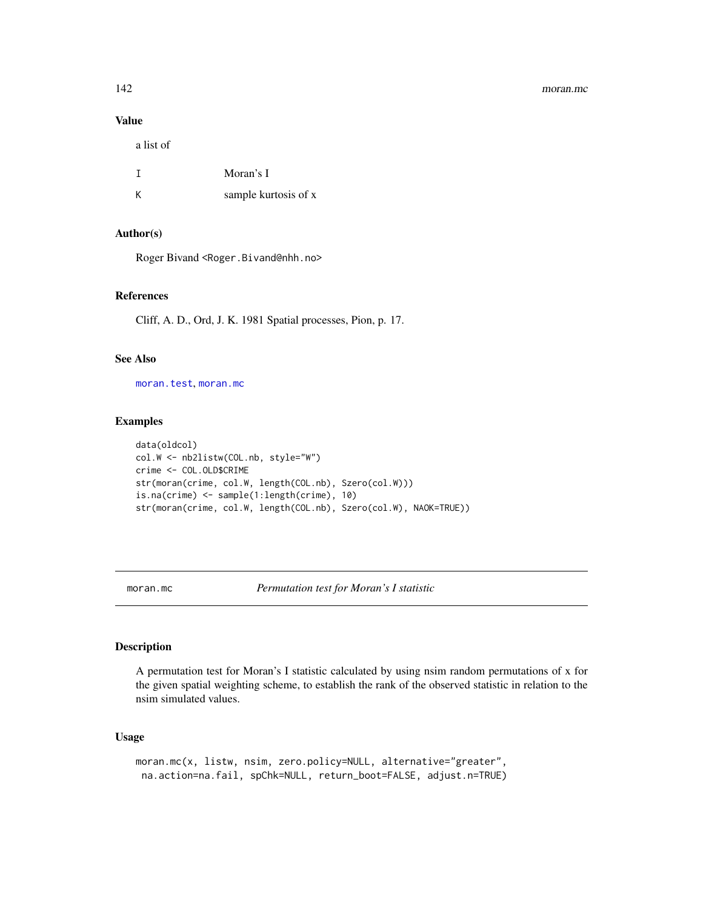## Value

a list of

| | |
|---|---|
| I | Moran's I |
| K | sample kurtosis of x |

## Author(s)

Roger Bivand <Roger.Bivand@nhh.no>

## References

Cliff, A. D., Ord, J. K. 1981 Spatial processes, Pion, p. 17.

## See Also

moran.test, moran.mc

## Examples

```
data(oldcol)
col.W <- nb2listw(COL.nb, style="W")
crime <- COL.OLD$CRIME
str(moran(crime, col.W, length(COL.nb), Szero(col.W)))
is.na(crime) <- sample(1:length(crime), 10)
str(moran(crime, col.W, length(COL.nb), Szero(col.W), NAOK=TRUE))
```

---

# moran.mc — *Permutation test for Moran's I statistic*

## Description

A permutation test for Moran's I statistic calculated by using nsim random permutations of x for the given spatial weighting scheme, to establish the rank of the observed statistic in relation to the nsim simulated values.

## Usage

```
moran.mc(x, listw, nsim, zero.policy=NULL, alternative="greater",
 na.action=na.fail, spChk=NULL, return_boot=FALSE, adjust.n=TRUE)
```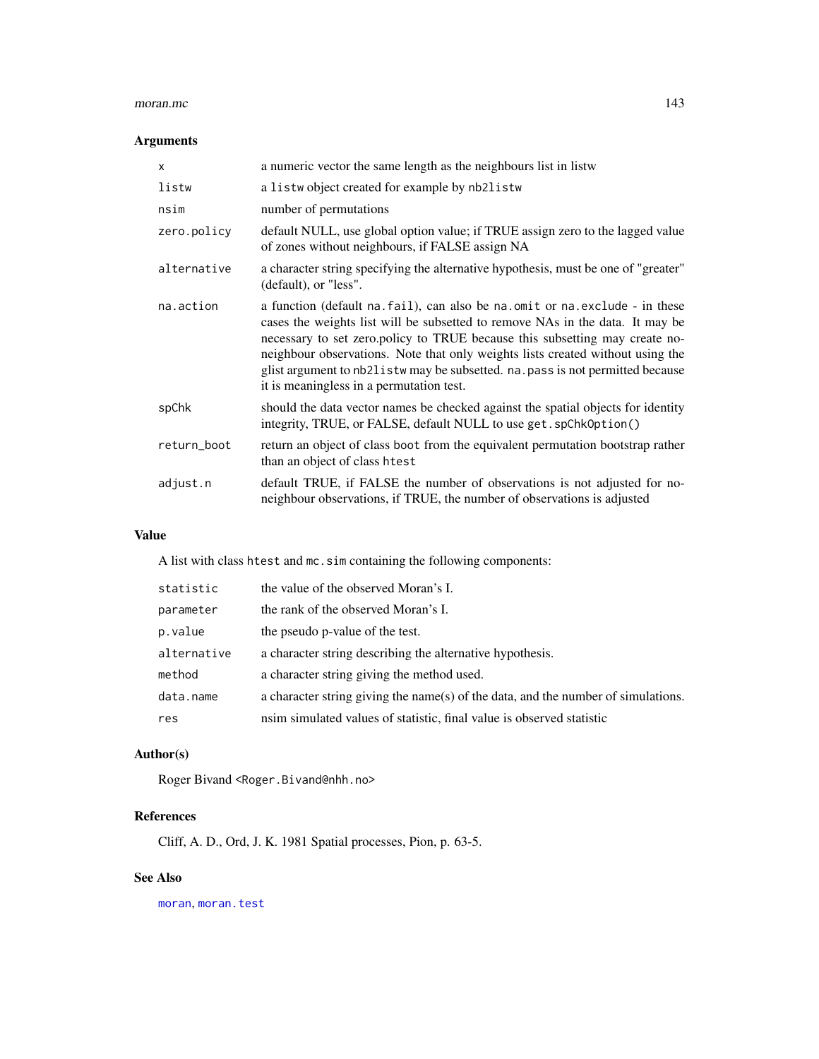## Arguments

| | |
|---|---|
| `x` | a numeric vector the same length as the neighbours list in listw |
| `listw` | a `listw` object created for example by `nb2listw` |
| `nsim` | number of permutations |
| `zero.policy` | default NULL, use global option value; if TRUE assign zero to the lagged value of zones without neighbours, if FALSE assign NA |
| `alternative` | a character string specifying the alternative hypothesis, must be one of "greater" (default), or "less". |
| `na.action` | a function (default `na.fail`), can also be `na.omit` or `na.exclude` - in these cases the weights list will be subsetted to remove NAs in the data. It may be necessary to set zero.policy to TRUE because this subsetting may create no-neighbour observations. Note that only weights lists created without using the glist argument to `nb2listw` may be subsetted. `na.pass` is not permitted because it is meaningless in a permutation test. |
| `spChk` | should the data vector names be checked against the spatial objects for identity integrity, TRUE, or FALSE, default NULL to use `get.spChkOption()` |
| `return_boot` | return an object of class `boot` from the equivalent permutation bootstrap rather than an object of class `htest` |
| `adjust.n` | default TRUE, if FALSE the number of observations is not adjusted for no-neighbour observations, if TRUE, the number of observations is adjusted |

## Value

A list with class `htest` and `mc.sim` containing the following components:

| | |
|---|---|
| `statistic` | the value of the observed Moran's I. |
| `parameter` | the rank of the observed Moran's I. |
| `p.value` | the pseudo p-value of the test. |
| `alternative` | a character string describing the alternative hypothesis. |
| `method` | a character string giving the method used. |
| `data.name` | a character string giving the name(s) of the data, and the number of simulations. |
| `res` | nsim simulated values of statistic, final value is observed statistic |

## Author(s)

Roger Bivand <Roger.Bivand@nhh.no>

## References

Cliff, A. D., Ord, J. K. 1981 Spatial processes, Pion, p. 63-5.

## See Also

`moran`, `moran.test`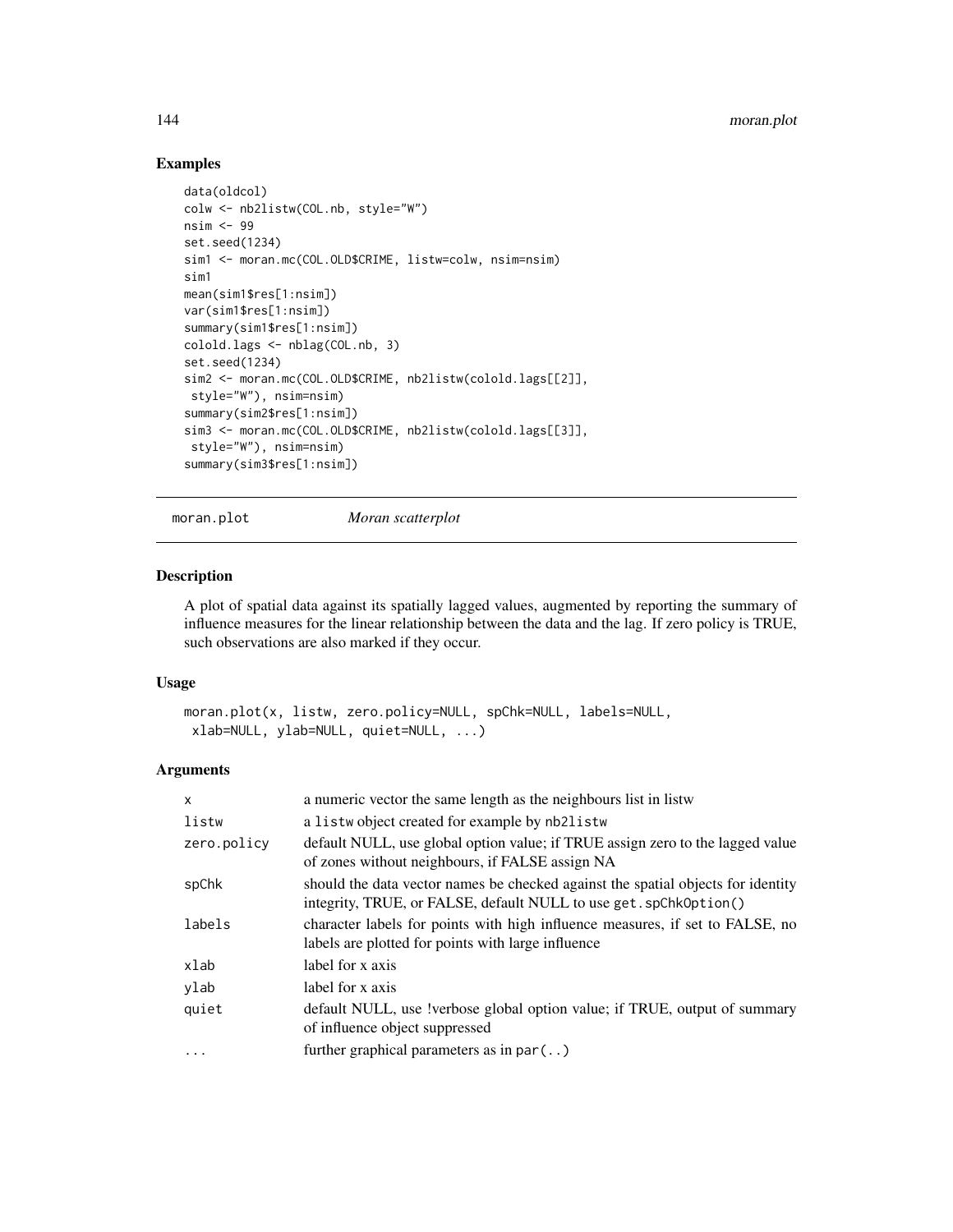## Examples

```
data(oldcol)
colw <- nb2listw(COL.nb, style="W")
nsim <- 99
set.seed(1234)
sim1 <- moran.mc(COL.OLD$CRIME, listw=colw, nsim=nsim)
sim1
mean(sim1$res[1:nsim])
var(sim1$res[1:nsim])
summary(sim1$res[1:nsim])
colold.lags <- nblag(COL.nb, 3)
set.seed(1234)
sim2 <- moran.mc(COL.OLD$CRIME, nb2listw(colold.lags[[2]],
 style="W"), nsim=nsim)
summary(sim2$res[1:nsim])
sim3 <- moran.mc(COL.OLD$CRIME, nb2listw(colold.lags[[3]],
 style="W"), nsim=nsim)
summary(sim3$res[1:nsim])
```

---

# moran.plot *Moran scatterplot*

---

## Description

A plot of spatial data against its spatially lagged values, augmented by reporting the summary of influence measures for the linear relationship between the data and the lag. If zero policy is TRUE, such observations are also marked if they occur.

## Usage

```
moran.plot(x, listw, zero.policy=NULL, spChk=NULL, labels=NULL,
 xlab=NULL, ylab=NULL, quiet=NULL, ...)
```

## Arguments

| | |
|---|---|
| x | a numeric vector the same length as the neighbours list in listw |
| listw | a listw object created for example by nb2listw |
| zero.policy | default NULL, use global option value; if TRUE assign zero to the lagged value of zones without neighbours, if FALSE assign NA |
| spChk | should the data vector names be checked against the spatial objects for identity integrity, TRUE, or FALSE, default NULL to use get.spChkOption() |
| labels | character labels for points with high influence measures, if set to FALSE, no labels are plotted for points with large influence |
| xlab | label for x axis |
| ylab | label for x axis |
| quiet | default NULL, use !verbose global option value; if TRUE, output of summary of influence object suppressed |
| ... | further graphical parameters as in par(..) |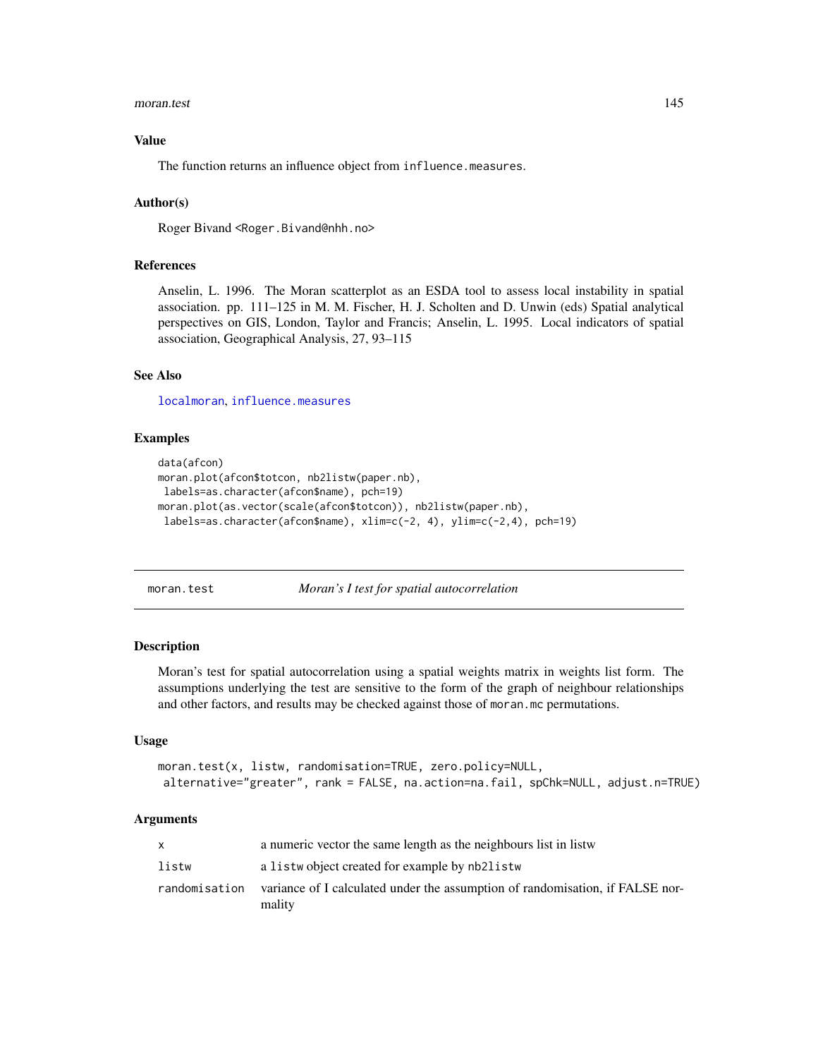### Value

The function returns an influence object from `influence.measures`.

### Author(s)

Roger Bivand <Roger.Bivand@nhh.no>

### References

Anselin, L. 1996. The Moran scatterplot as an ESDA tool to assess local instability in spatial association. pp. 111–125 in M. M. Fischer, H. J. Scholten and D. Unwin (eds) Spatial analytical perspectives on GIS, London, Taylor and Francis; Anselin, L. 1995. Local indicators of spatial association, Geographical Analysis, 27, 93–115

### See Also

`localmoran`, `influence.measures`

### Examples

```
data(afcon)
moran.plot(afcon$totcon, nb2listw(paper.nb),
 labels=as.character(afcon$name), pch=19)
moran.plot(as.vector(scale(afcon$totcon)), nb2listw(paper.nb),
 labels=as.character(afcon$name), xlim=c(-2, 4), ylim=c(-2,4), pch=19)
```

---

## moran.test — *Moran's I test for spatial autocorrelation*

---

### Description

Moran's test for spatial autocorrelation using a spatial weights matrix in weights list form. The assumptions underlying the test are sensitive to the form of the graph of neighbour relationships and other factors, and results may be checked against those of `moran.mc` permutations.

### Usage

```
moran.test(x, listw, randomisation=TRUE, zero.policy=NULL,
 alternative="greater", rank = FALSE, na.action=na.fail, spChk=NULL, adjust.n=TRUE)
```

### Arguments

| | |
|---|---|
| `x` | a numeric vector the same length as the neighbours list in listw |
| `listw` | a `listw` object created for example by `nb2listw` |
| `randomisation` | variance of I calculated under the assumption of randomisation, if FALSE normality |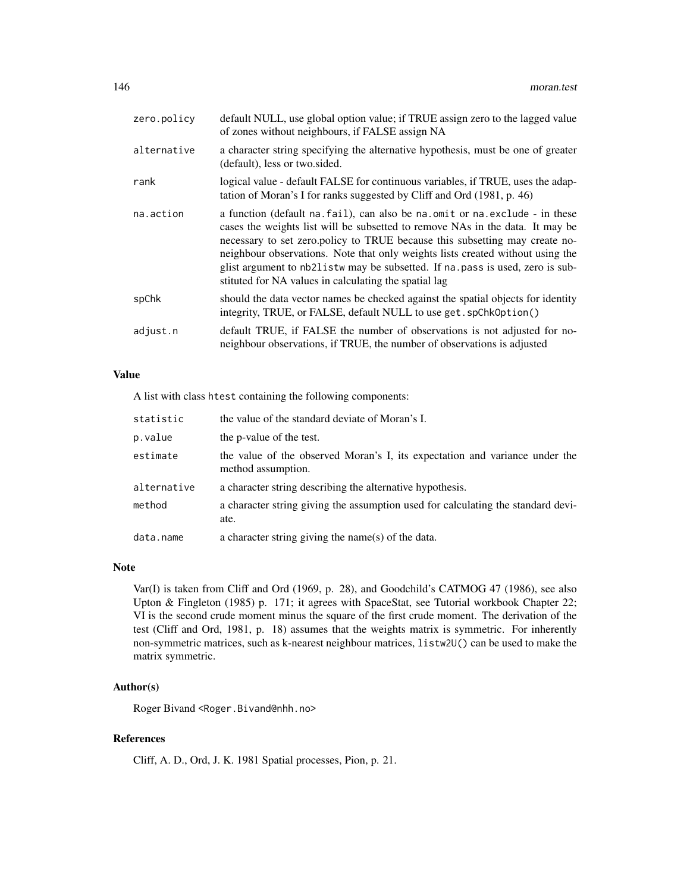| | |
|---|---|
| zero.policy | default NULL, use global option value; if TRUE assign zero to the lagged value of zones without neighbours, if FALSE assign NA |
| alternative | a character string specifying the alternative hypothesis, must be one of greater (default), less or two.sided. |
| rank | logical value - default FALSE for continuous variables, if TRUE, uses the adaptation of Moran's I for ranks suggested by Cliff and Ord (1981, p. 46) |
| na.action | a function (default `na.fail`), can also be `na.omit` or `na.exclude` - in these cases the weights list will be subsetted to remove NAs in the data. It may be necessary to set zero.policy to TRUE because this subsetting may create no-neighbour observations. Note that only weights lists created without using the glist argument to `nb2listw` may be subsetted. If `na.pass` is used, zero is substituted for NA values in calculating the spatial lag |
| spChk | should the data vector names be checked against the spatial objects for identity integrity, TRUE, or FALSE, default NULL to use `get.spChkOption()` |
| adjust.n | default TRUE, if FALSE the number of observations is not adjusted for no-neighbour observations, if TRUE, the number of observations is adjusted |

## Value

A list with class `htest` containing the following components:

| | |
|---|---|
| statistic | the value of the standard deviate of Moran's I. |
| p.value | the p-value of the test. |
| estimate | the value of the observed Moran's I, its expectation and variance under the method assumption. |
| alternative | a character string describing the alternative hypothesis. |
| method | a character string giving the assumption used for calculating the standard deviate. |
| data.name | a character string giving the name(s) of the data. |

## Note

Var(I) is taken from Cliff and Ord (1969, p. 28), and Goodchild's CATMOG 47 (1986), see also Upton & Fingleton (1985) p. 171; it agrees with SpaceStat, see Tutorial workbook Chapter 22; VI is the second crude moment minus the square of the first crude moment. The derivation of the test (Cliff and Ord, 1981, p. 18) assumes that the weights matrix is symmetric. For inherently non-symmetric matrices, such as k-nearest neighbour matrices, `listw2U()` can be used to make the matrix symmetric.

## Author(s)

Roger Bivand <Roger.Bivand@nhh.no>

## References

Cliff, A. D., Ord, J. K. 1981 Spatial processes, Pion, p. 21.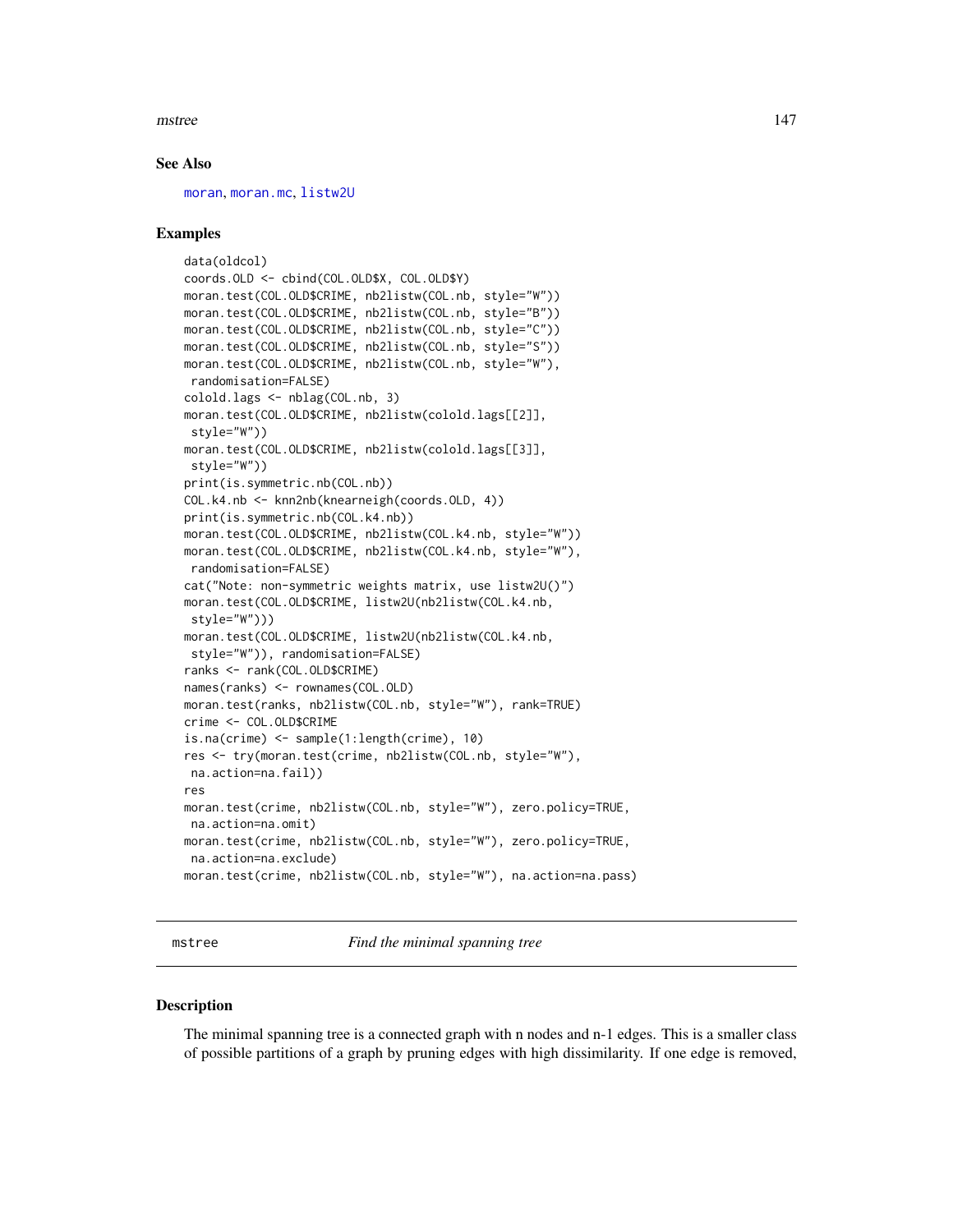## See Also

moran, moran.mc, listw2U

## Examples

```
data(oldcol)
coords.OLD <- cbind(COL.OLD$X, COL.OLD$Y)
moran.test(COL.OLD$CRIME, nb2listw(COL.nb, style="W"))
moran.test(COL.OLD$CRIME, nb2listw(COL.nb, style="B"))
moran.test(COL.OLD$CRIME, nb2listw(COL.nb, style="C"))
moran.test(COL.OLD$CRIME, nb2listw(COL.nb, style="S"))
moran.test(COL.OLD$CRIME, nb2listw(COL.nb, style="W"),
 randomisation=FALSE)
colold.lags <- nblag(COL.nb, 3)
moran.test(COL.OLD$CRIME, nb2listw(colold.lags[[2]],
 style="W"))
moran.test(COL.OLD$CRIME, nb2listw(colold.lags[[3]],
 style="W"))
print(is.symmetric.nb(COL.nb))
COL.k4.nb <- knn2nb(knearneigh(coords.OLD, 4))
print(is.symmetric.nb(COL.k4.nb))
moran.test(COL.OLD$CRIME, nb2listw(COL.k4.nb, style="W"))
moran.test(COL.OLD$CRIME, nb2listw(COL.k4.nb, style="W"),
 randomisation=FALSE)
cat("Note: non-symmetric weights matrix, use listw2U()")
moran.test(COL.OLD$CRIME, listw2U(nb2listw(COL.k4.nb,
 style="W")))
moran.test(COL.OLD$CRIME, listw2U(nb2listw(COL.k4.nb,
 style="W")), randomisation=FALSE)
ranks <- rank(COL.OLD$CRIME)
names(ranks) <- rownames(COL.OLD)
moran.test(ranks, nb2listw(COL.nb, style="W"), rank=TRUE)
crime <- COL.OLD$CRIME
is.na(crime) <- sample(1:length(crime), 10)
res <- try(moran.test(crime, nb2listw(COL.nb, style="W"),
 na.action=na.fail))
res
moran.test(crime, nb2listw(COL.nb, style="W"), zero.policy=TRUE,
 na.action=na.omit)
moran.test(crime, nb2listw(COL.nb, style="W"), zero.policy=TRUE,
 na.action=na.exclude)
moran.test(crime, nb2listw(COL.nb, style="W"), na.action=na.pass)
```

---

# mstree — *Find the minimal spanning tree*

## Description

The minimal spanning tree is a connected graph with n nodes and n-1 edges. This is a smaller class of possible partitions of a graph by pruning edges with high dissimilarity. If one edge is removed,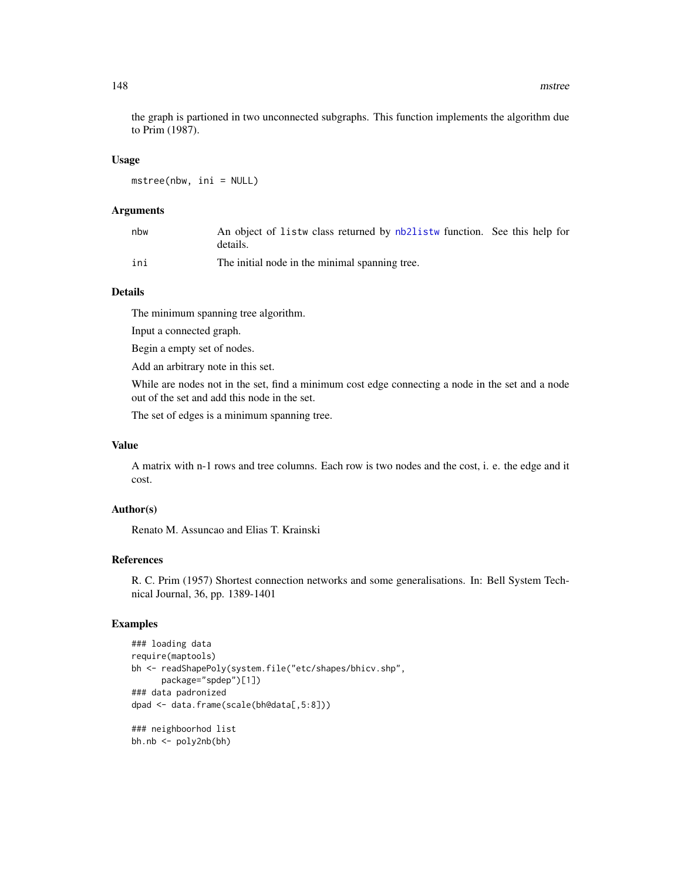the graph is partioned in two unconnected subgraphs. This function implements the algorithm due to Prim (1987).

### Usage

```
mstree(nbw, ini = NULL)
```

### Arguments

| | |
|---|---|
| nbw | An object of listw class returned by nb2listw function. See this help for details. |
| ini | The initial node in the minimal spanning tree. |

### Details

The minimum spanning tree algorithm.

Input a connected graph.

Begin a empty set of nodes.

Add an arbitrary note in this set.

While are nodes not in the set, find a minimum cost edge connecting a node in the set and a node out of the set and add this node in the set.

The set of edges is a minimum spanning tree.

### Value

A matrix with n-1 rows and tree columns. Each row is two nodes and the cost, i. e. the edge and it cost.

### Author(s)

Renato M. Assuncao and Elias T. Krainski

### References

R. C. Prim (1957) Shortest connection networks and some generalisations. In: Bell System Technical Journal, 36, pp. 1389-1401

### Examples

```
### loading data
require(maptools)
bh <- readShapePoly(system.file("etc/shapes/bhicv.shp",
      package="spdep")[1])
### data padronized
dpad <- data.frame(scale(bh@data[,5:8]))

### neighboorhod list
bh.nb <- poly2nb(bh)
```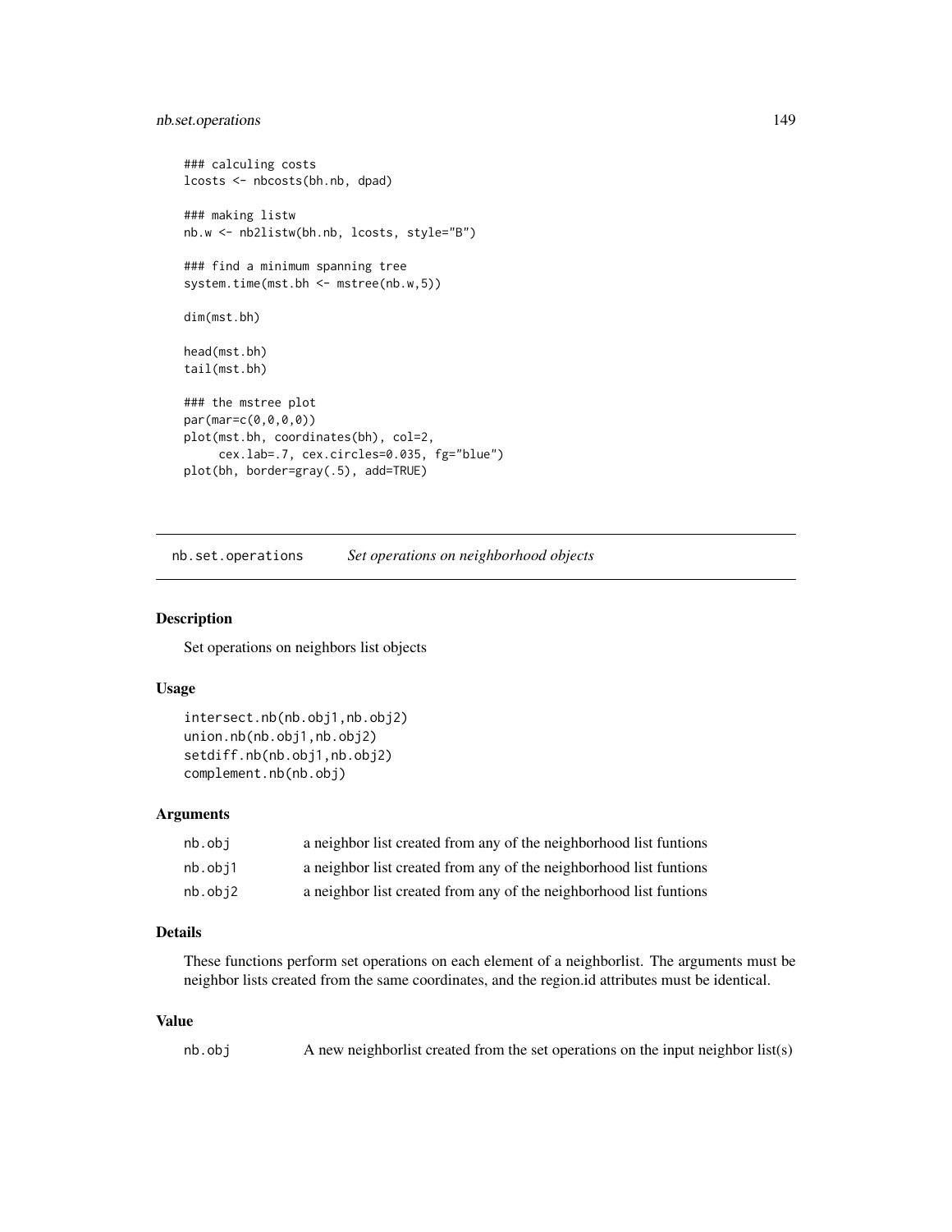```
### calculing costs
lcosts <- nbcosts(bh.nb, dpad)

### making listw
nb.w <- nb2listw(bh.nb, lcosts, style="B")

### find a minimum spanning tree
system.time(mst.bh <- mstree(nb.w,5))

dim(mst.bh)

head(mst.bh)
tail(mst.bh)

### the mstree plot
par(mar=c(0,0,0,0))
plot(mst.bh, coordinates(bh), col=2,
     cex.lab=.7, cex.circles=0.035, fg="blue")
plot(bh, border=gray(.5), add=TRUE)
```

---

## nb.set.operations *Set operations on neighborhood objects*

---

### Description

Set operations on neighbors list objects

### Usage

```
intersect.nb(nb.obj1,nb.obj2)
union.nb(nb.obj1,nb.obj2)
setdiff.nb(nb.obj1,nb.obj2)
complement.nb(nb.obj)
```

### Arguments

| | |
|---|---|
| nb.obj | a neighbor list created from any of the neighborhood list funtions |
| nb.obj1 | a neighbor list created from any of the neighborhood list funtions |
| nb.obj2 | a neighbor list created from any of the neighborhood list funtions |

### Details

These functions perform set operations on each element of a neighborlist. The arguments must be neighbor lists created from the same coordinates, and the region.id attributes must be identical.

### Value

| | |
|---|---|
| nb.obj | A new neighborlist created from the set operations on the input neighbor list(s) |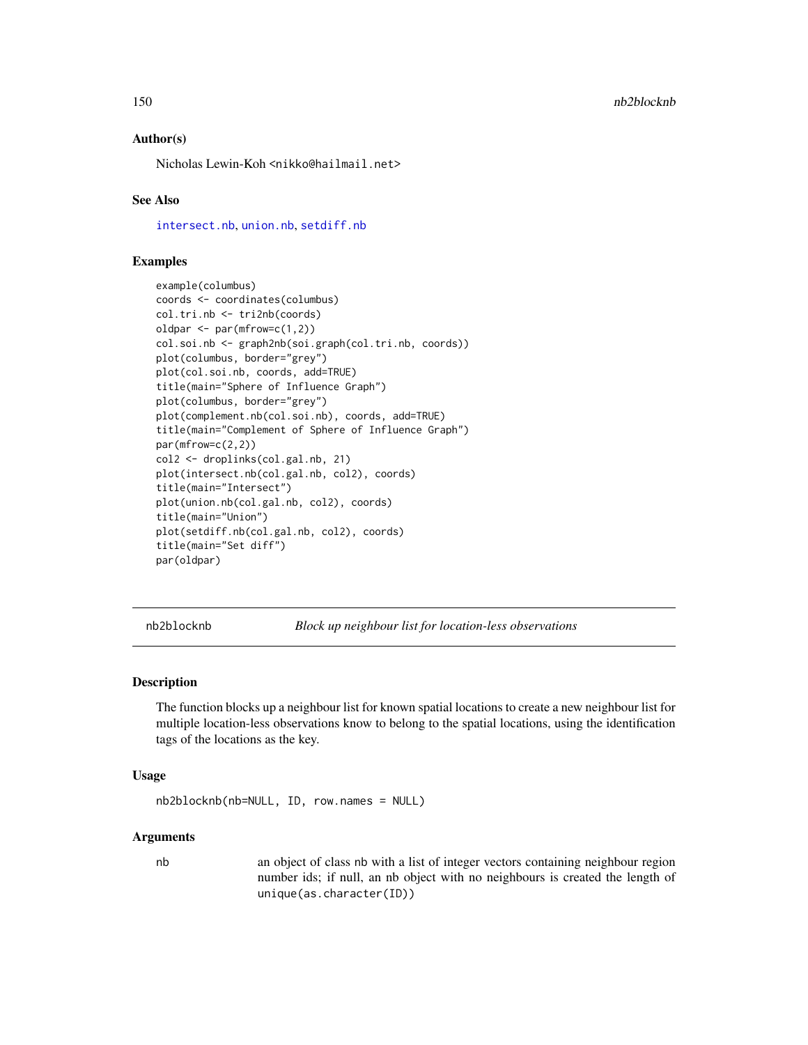### Author(s)

Nicholas Lewin-Koh <nikko@hailmail.net>

### See Also

intersect.nb, union.nb, setdiff.nb

### Examples

```
example(columbus)
coords <- coordinates(columbus)
col.tri.nb <- tri2nb(coords)
oldpar <- par(mfrow=c(1,2))
col.soi.nb <- graph2nb(soi.graph(col.tri.nb, coords))
plot(columbus, border="grey")
plot(col.soi.nb, coords, add=TRUE)
title(main="Sphere of Influence Graph")
plot(columbus, border="grey")
plot(complement.nb(col.soi.nb), coords, add=TRUE)
title(main="Complement of Sphere of Influence Graph")
par(mfrow=c(2,2))
col2 <- droplinks(col.gal.nb, 21)
plot(intersect.nb(col.gal.nb, col2), coords)
title(main="Intersect")
plot(union.nb(col.gal.nb, col2), coords)
title(main="Union")
plot(setdiff.nb(col.gal.nb, col2), coords)
title(main="Set diff")
par(oldpar)
```

---

## nb2blocknb — *Block up neighbour list for location-less observations*

### Description

The function blocks up a neighbour list for known spatial locations to create a new neighbour list for multiple location-less observations know to belong to the spatial locations, using the identification tags of the locations as the key.

### Usage

```
nb2blocknb(nb=NULL, ID, row.names = NULL)
```

### Arguments

nb — an object of class nb with a list of integer vectors containing neighbour region number ids; if null, an nb object with no neighbours is created the length of unique(as.character(ID))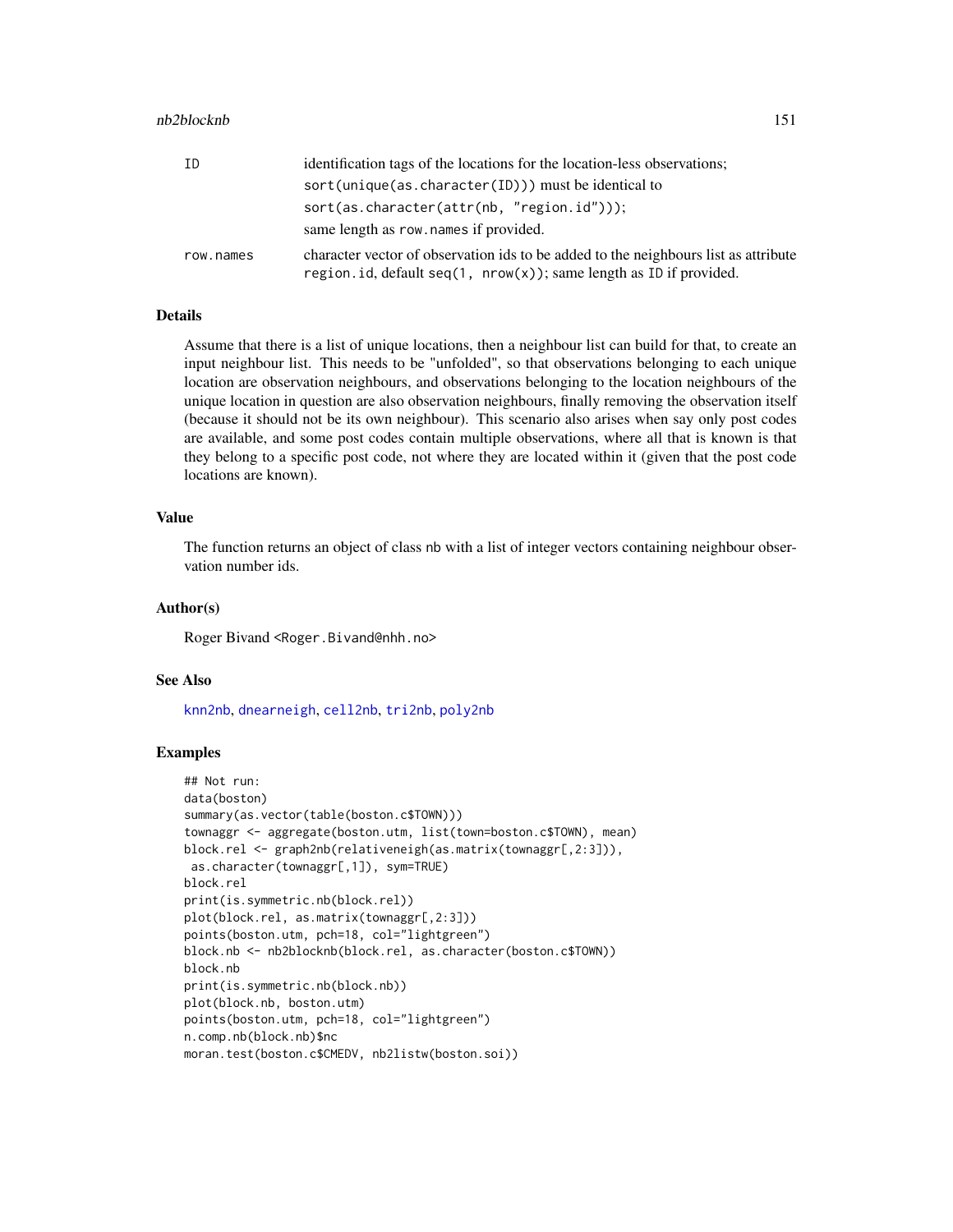| | |
|---|---|
| ID | identification tags of the locations for the location-less observations; `sort(unique(as.character(ID)))` must be identical to `sort(as.character(attr(nb, "region.id")))`; same length as `row.names` if provided. |
| row.names | character vector of observation ids to be added to the neighbours list as attribute `region.id`, default `seq(1, nrow(x))`; same length as `ID` if provided. |

## Details

Assume that there is a list of unique locations, then a neighbour list can build for that, to create an input neighbour list. This needs to be "unfolded", so that observations belonging to each unique location are observation neighbours, and observations belonging to the location neighbours of the unique location in question are also observation neighbours, finally removing the observation itself (because it should not be its own neighbour). This scenario also arises when say only post codes are available, and some post codes contain multiple observations, where all that is known is that they belong to a specific post code, not where they are located within it (given that the post code locations are known).

## Value

The function returns an object of class `nb` with a list of integer vectors containing neighbour observation number ids.

## Author(s)

Roger Bivand <Roger.Bivand@nhh.no>

## See Also

knn2nb, dnearneigh, cell2nb, tri2nb, poly2nb

## Examples

```
## Not run:
data(boston)
summary(as.vector(table(boston.c$TOWN)))
townaggr <- aggregate(boston.utm, list(town=boston.c$TOWN), mean)
block.rel <- graph2nb(relativeneigh(as.matrix(townaggr[,2:3])),
 as.character(townaggr[,1]), sym=TRUE)
block.rel
print(is.symmetric.nb(block.rel))
plot(block.rel, as.matrix(townaggr[,2:3]))
points(boston.utm, pch=18, col="lightgreen")
block.nb <- nb2blocknb(block.rel, as.character(boston.c$TOWN))
block.nb
print(is.symmetric.nb(block.nb))
plot(block.nb, boston.utm)
points(boston.utm, pch=18, col="lightgreen")
n.comp.nb(block.nb)$nc
moran.test(boston.c$CMEDV, nb2listw(boston.soi))
```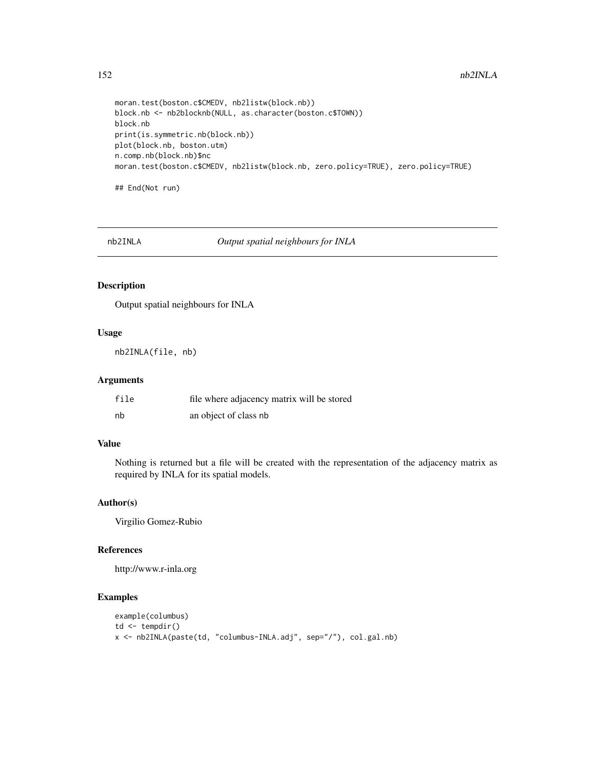```
moran.test(boston.c$CMEDV, nb2listw(block.nb))
block.nb <- nb2blocknb(NULL, as.character(boston.c$TOWN))
block.nb
print(is.symmetric.nb(block.nb))
plot(block.nb, boston.utm)
n.comp.nb(block.nb)$nc
moran.test(boston.c$CMEDV, nb2listw(block.nb, zero.policy=TRUE), zero.policy=TRUE)

## End(Not run)
```

## nb2INLA *Output spatial neighbours for INLA*

### Description

Output spatial neighbours for INLA

### Usage

```
nb2INLA(file, nb)
```

### Arguments

| | |
|---|---|
| file | file where adjacency matrix will be stored |
| nb | an object of class nb |

### Value

Nothing is returned but a file will be created with the representation of the adjacency matrix as required by INLA for its spatial models.

### Author(s)

Virgilio Gomez-Rubio

### References

http://www.r-inla.org

### Examples

```
example(columbus)
td <- tempdir()
x <- nb2INLA(paste(td, "columbus-INLA.adj", sep="/"), col.gal.nb)
```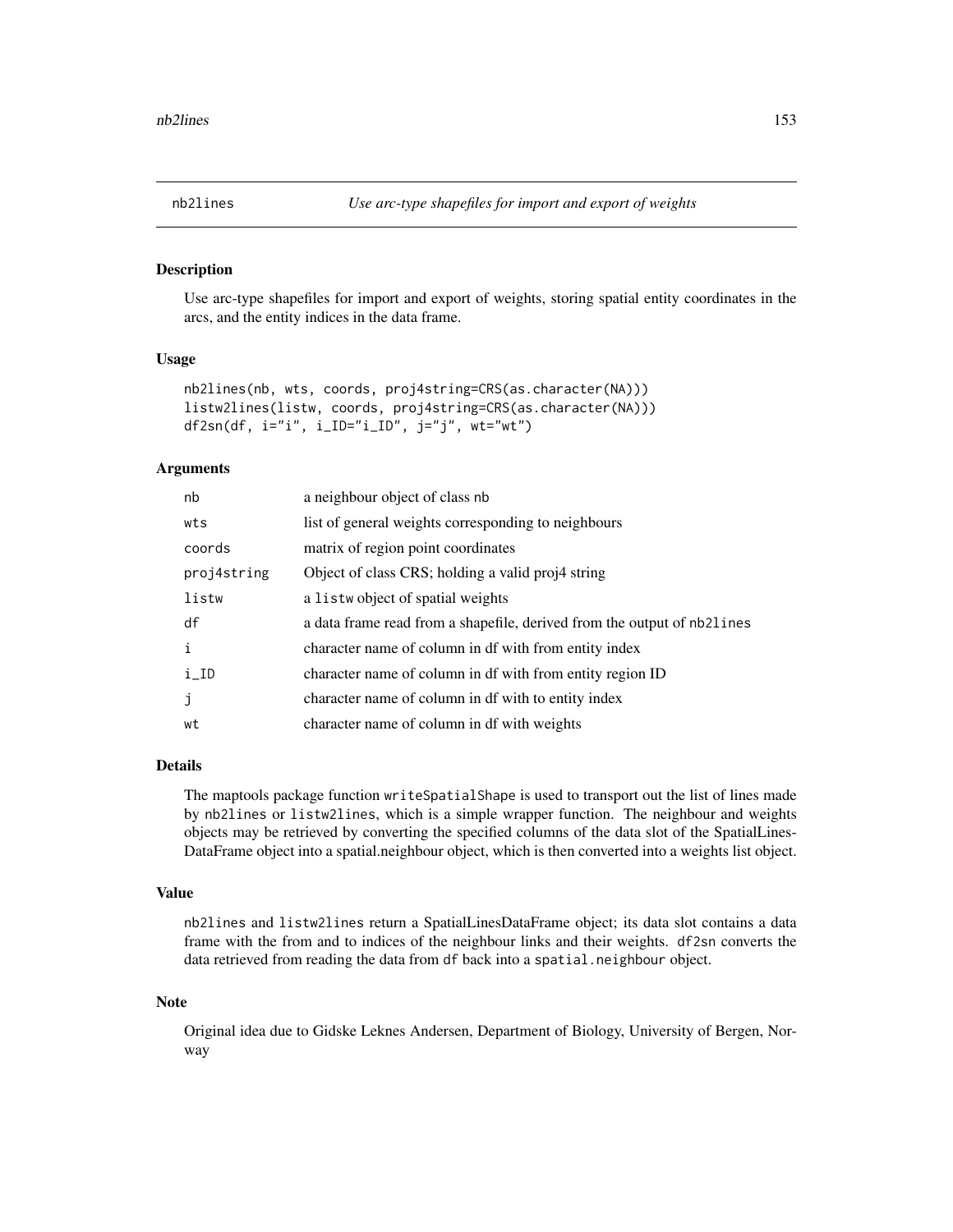# nb2lines *Use arc-type shapefiles for import and export of weights*

## Description

Use arc-type shapefiles for import and export of weights, storing spatial entity coordinates in the arcs, and the entity indices in the data frame.

## Usage

```
nb2lines(nb, wts, coords, proj4string=CRS(as.character(NA)))
listw2lines(listw, coords, proj4string=CRS(as.character(NA)))
df2sn(df, i="i", i_ID="i_ID", j="j", wt="wt")
```

## Arguments

| | |
|---|---|
| nb | a neighbour object of class nb |
| wts | list of general weights corresponding to neighbours |
| coords | matrix of region point coordinates |
| proj4string | Object of class CRS; holding a valid proj4 string |
| listw | a listw object of spatial weights |
| df | a data frame read from a shapefile, derived from the output of nb2lines |
| i | character name of column in df with from entity index |
| i_ID | character name of column in df with from entity region ID |
| j | character name of column in df with to entity index |
| wt | character name of column in df with weights |

## Details

The maptools package function `writeSpatialShape` is used to transport out the list of lines made by `nb2lines` or `listw2lines`, which is a simple wrapper function. The neighbour and weights objects may be retrieved by converting the specified columns of the data slot of the SpatialLinesDataFrame object into a spatial.neighbour object, which is then converted into a weights list object.

## Value

`nb2lines` and `listw2lines` return a SpatialLinesDataFrame object; its data slot contains a data frame with the from and to indices of the neighbour links and their weights. `df2sn` converts the data retrieved from reading the data from `df` back into a `spatial.neighbour` object.

## Note

Original idea due to Gidske Leknes Andersen, Department of Biology, University of Bergen, Norway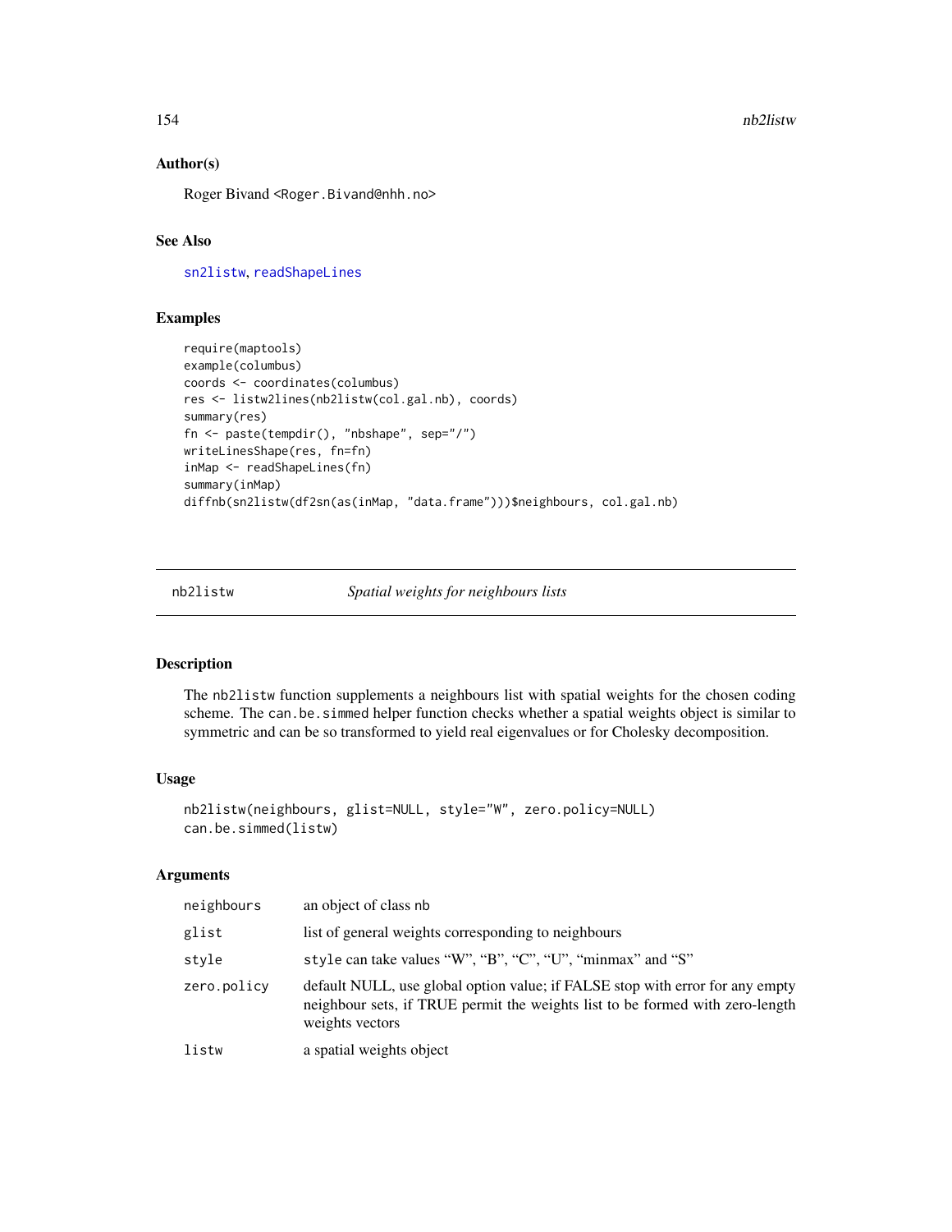## Author(s)

Roger Bivand <Roger.Bivand@nhh.no>

## See Also

sn2listw, readShapeLines

## Examples

```
require(maptools)
example(columbus)
coords <- coordinates(columbus)
res <- listw2lines(nb2listw(col.gal.nb), coords)
summary(res)
fn <- paste(tempdir(), "nbshape", sep="/")
writeLinesShape(res, fn=fn)
inMap <- readShapeLines(fn)
summary(inMap)
diffnb(sn2listw(df2sn(as(inMap, "data.frame")))$neighbours, col.gal.nb)
```

---

# nb2listw *Spatial weights for neighbours lists*

---

## Description

The nb2listw function supplements a neighbours list with spatial weights for the chosen coding scheme. The can.be.simmed helper function checks whether a spatial weights object is similar to symmetric and can be so transformed to yield real eigenvalues or for Cholesky decomposition.

## Usage

```
nb2listw(neighbours, glist=NULL, style="W", zero.policy=NULL)
can.be.simmed(listw)
```

## Arguments

| | |
|---|---|
| neighbours | an object of class nb |
| glist | list of general weights corresponding to neighbours |
| style | style can take values "W", "B", "C", "U", "minmax" and "S" |
| zero.policy | default NULL, use global option value; if FALSE stop with error for any empty neighbour sets, if TRUE permit the weights list to be formed with zero-length weights vectors |
| listw | a spatial weights object |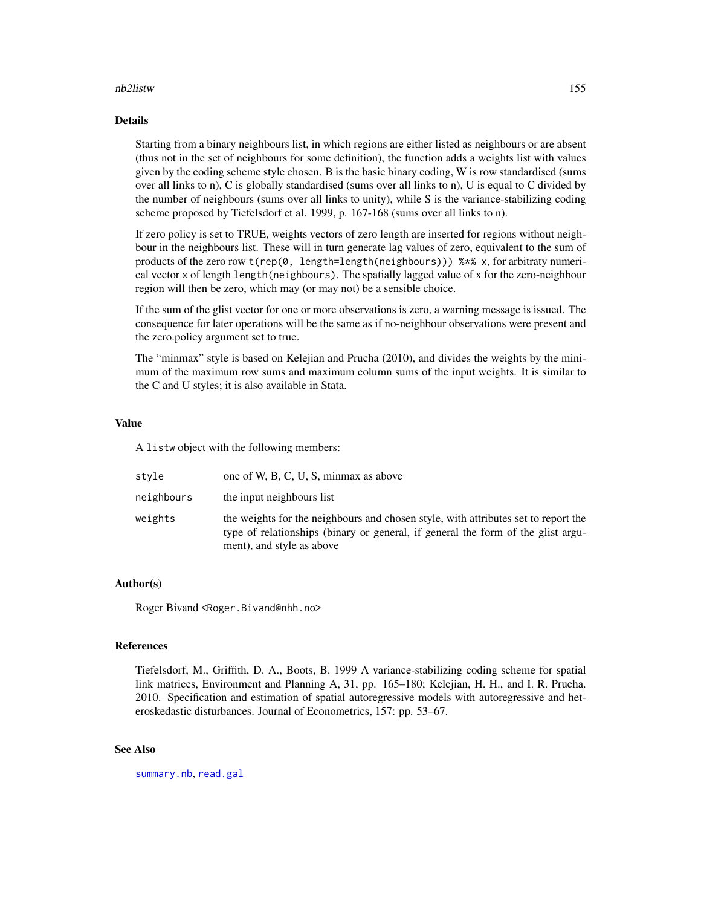## Details

Starting from a binary neighbours list, in which regions are either listed as neighbours or are absent (thus not in the set of neighbours for some definition), the function adds a weights list with values given by the coding scheme style chosen. B is the basic binary coding, W is row standardised (sums over all links to n), C is globally standardised (sums over all links to n), U is equal to C divided by the number of neighbours (sums over all links to unity), while S is the variance-stabilizing coding scheme proposed by Tiefelsdorf et al. 1999, p. 167-168 (sums over all links to n).

If zero policy is set to TRUE, weights vectors of zero length are inserted for regions without neighbour in the neighbours list. These will in turn generate lag values of zero, equivalent to the sum of products of the zero row `t(rep(0, length=length(neighbours))) %*% x`, for arbitraty numerical vector `x` of length `length(neighbours)`. The spatially lagged value of x for the zero-neighbour region will then be zero, which may (or may not) be a sensible choice.

If the sum of the glist vector for one or more observations is zero, a warning message is issued. The consequence for later operations will be the same as if no-neighbour observations were present and the zero.policy argument set to true.

The "minmax" style is based on Kelejian and Prucha (2010), and divides the weights by the minimum of the maximum row sums and maximum column sums of the input weights. It is similar to the C and U styles; it is also available in Stata.

## Value

A `listw` object with the following members:

| | |
|---|---|
| `style` | one of W, B, C, U, S, minmax as above |
| `neighbours` | the input neighbours list |
| `weights` | the weights for the neighbours and chosen style, with attributes set to report the type of relationships (binary or general, if general the form of the glist argument), and style as above |

## Author(s)

Roger Bivand <Roger.Bivand@nhh.no>

## References

Tiefelsdorf, M., Griffith, D. A., Boots, B. 1999 A variance-stabilizing coding scheme for spatial link matrices, Environment and Planning A, 31, pp. 165–180; Kelejian, H. H., and I. R. Prucha. 2010. Specification and estimation of spatial autoregressive models with autoregressive and heteroskedastic disturbances. Journal of Econometrics, 157: pp. 53–67.

## See Also

`summary.nb`, `read.gal`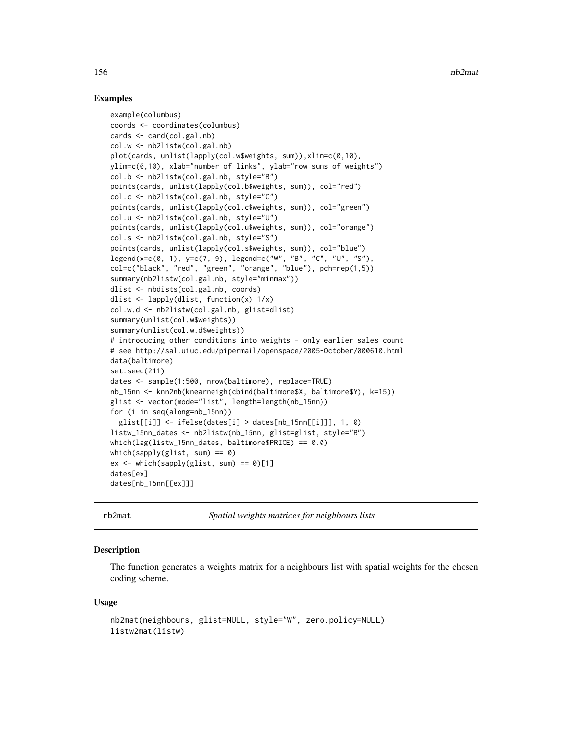## Examples

```
example(columbus)
coords <- coordinates(columbus)
cards <- card(col.gal.nb)
col.w <- nb2listw(col.gal.nb)
plot(cards, unlist(lapply(col.w$weights, sum)),xlim=c(0,10),
ylim=c(0,10), xlab="number of links", ylab="row sums of weights")
col.b <- nb2listw(col.gal.nb, style="B")
points(cards, unlist(lapply(col.b$weights, sum)), col="red")
col.c <- nb2listw(col.gal.nb, style="C")
points(cards, unlist(lapply(col.c$weights, sum)), col="green")
col.u <- nb2listw(col.gal.nb, style="U")
points(cards, unlist(lapply(col.u$weights, sum)), col="orange")
col.s <- nb2listw(col.gal.nb, style="S")
points(cards, unlist(lapply(col.s$weights, sum)), col="blue")
legend(x=c(0, 1), y=c(7, 9), legend=c("W", "B", "C", "U", "S"),
col=c("black", "red", "green", "orange", "blue"), pch=rep(1,5))
summary(nb2listw(col.gal.nb, style="minmax"))
dlist <- nbdists(col.gal.nb, coords)
dlist <- lapply(dlist, function(x) 1/x)
col.w.d <- nb2listw(col.gal.nb, glist=dlist)
summary(unlist(col.w$weights))
summary(unlist(col.w.d$weights))
# introducing other conditions into weights - only earlier sales count
# see http://sal.uiuc.edu/pipermail/openspace/2005-October/000610.html
data(baltimore)
set.seed(211)
dates <- sample(1:500, nrow(baltimore), replace=TRUE)
nb_15nn <- knn2nb(knearneigh(cbind(baltimore$X, baltimore$Y), k=15))
glist <- vector(mode="list", length=length(nb_15nn))
for (i in seq(along=nb_15nn))
  glist[[i]] <- ifelse(dates[i] > dates[nb_15nn[[i]]], 1, 0)
listw_15nn_dates <- nb2listw(nb_15nn, glist=glist, style="B")
which(lag(listw_15nn_dates, baltimore$PRICE) == 0.0)
which(sapply(glist, sum) == 0)
ex <- which(sapply(glist, sum) == 0)[1]
dates[ex]
dates[nb_15nn[[ex]]]
```

---

# nb2mat — *Spatial weights matrices for neighbours lists*

## Description

The function generates a weights matrix for a neighbours list with spatial weights for the chosen coding scheme.

## Usage

```
nb2mat(neighbours, glist=NULL, style="W", zero.policy=NULL)
listw2mat(listw)
```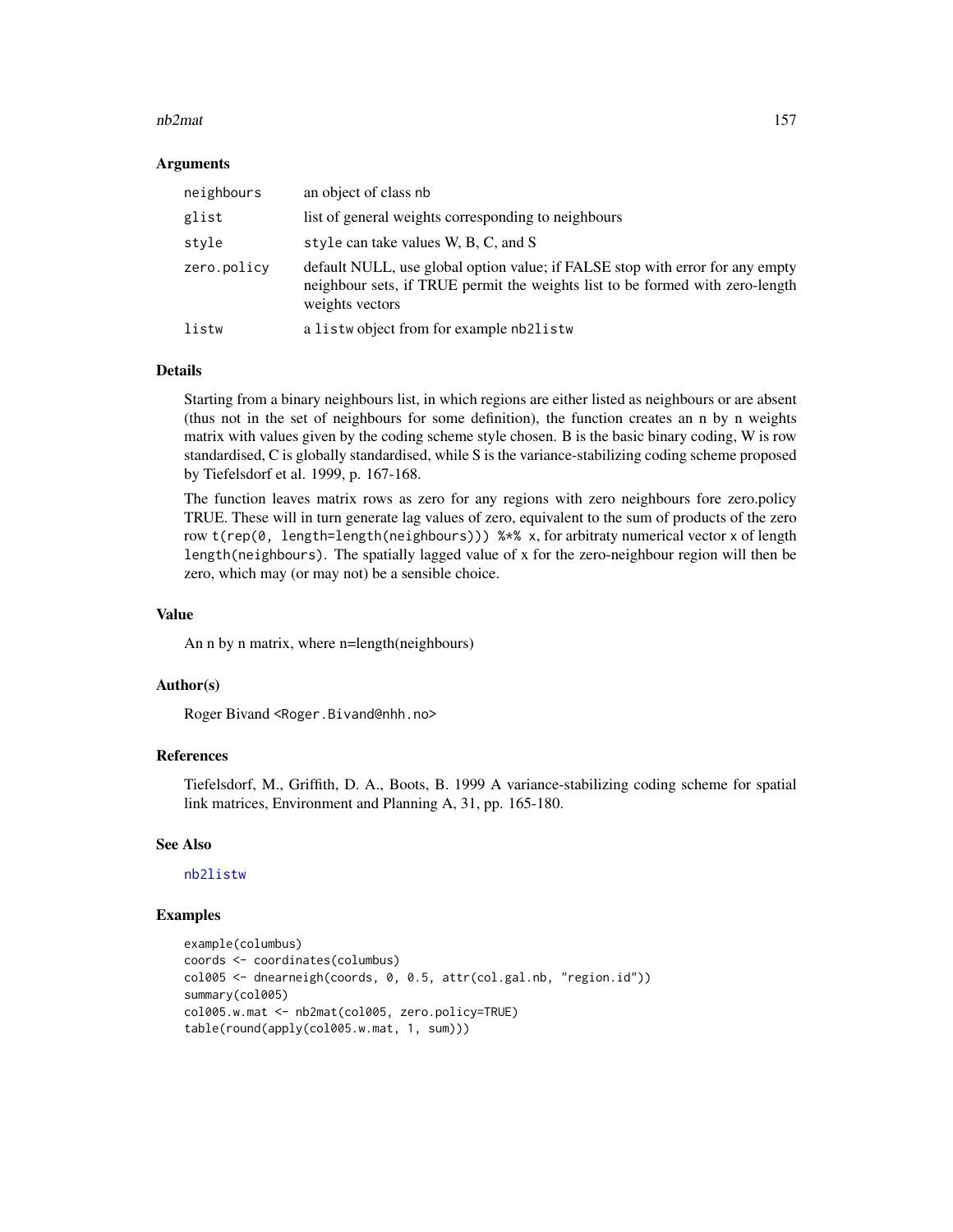### Arguments

| | |
|---|---|
| `neighbours` | an object of class `nb` |
| `glist` | list of general weights corresponding to neighbours |
| `style` | `style` can take values W, B, C, and S |
| `zero.policy` | default NULL, use global option value; if FALSE stop with error for any empty neighbour sets, if TRUE permit the weights list to be formed with zero-length weights vectors |
| `listw` | a `listw` object from for example `nb2listw` |

### Details

Starting from a binary neighbours list, in which regions are either listed as neighbours or are absent (thus not in the set of neighbours for some definition), the function creates an n by n weights matrix with values given by the coding scheme style chosen. B is the basic binary coding, W is row standardised, C is globally standardised, while S is the variance-stabilizing coding scheme proposed by Tiefelsdorf et al. 1999, p. 167-168.

The function leaves matrix rows as zero for any regions with zero neighbours fore zero.policy TRUE. These will in turn generate lag values of zero, equivalent to the sum of products of the zero row `t(rep(0, length=length(neighbours))) %*% x`, for arbitraty numerical vector `x` of length `length(neighbours)`. The spatially lagged value of x for the zero-neighbour region will then be zero, which may (or may not) be a sensible choice.

### Value

An n by n matrix, where n=length(neighbours)

### Author(s)

Roger Bivand <Roger.Bivand@nhh.no>

### References

Tiefelsdorf, M., Griffith, D. A., Boots, B. 1999 A variance-stabilizing coding scheme for spatial link matrices, Environment and Planning A, 31, pp. 165-180.

### See Also

`nb2listw`

### Examples

```
example(columbus)
coords <- coordinates(columbus)
col005 <- dnearneigh(coords, 0, 0.5, attr(col.gal.nb, "region.id"))
summary(col005)
col005.w.mat <- nb2mat(col005, zero.policy=TRUE)
table(round(apply(col005.w.mat, 1, sum)))
```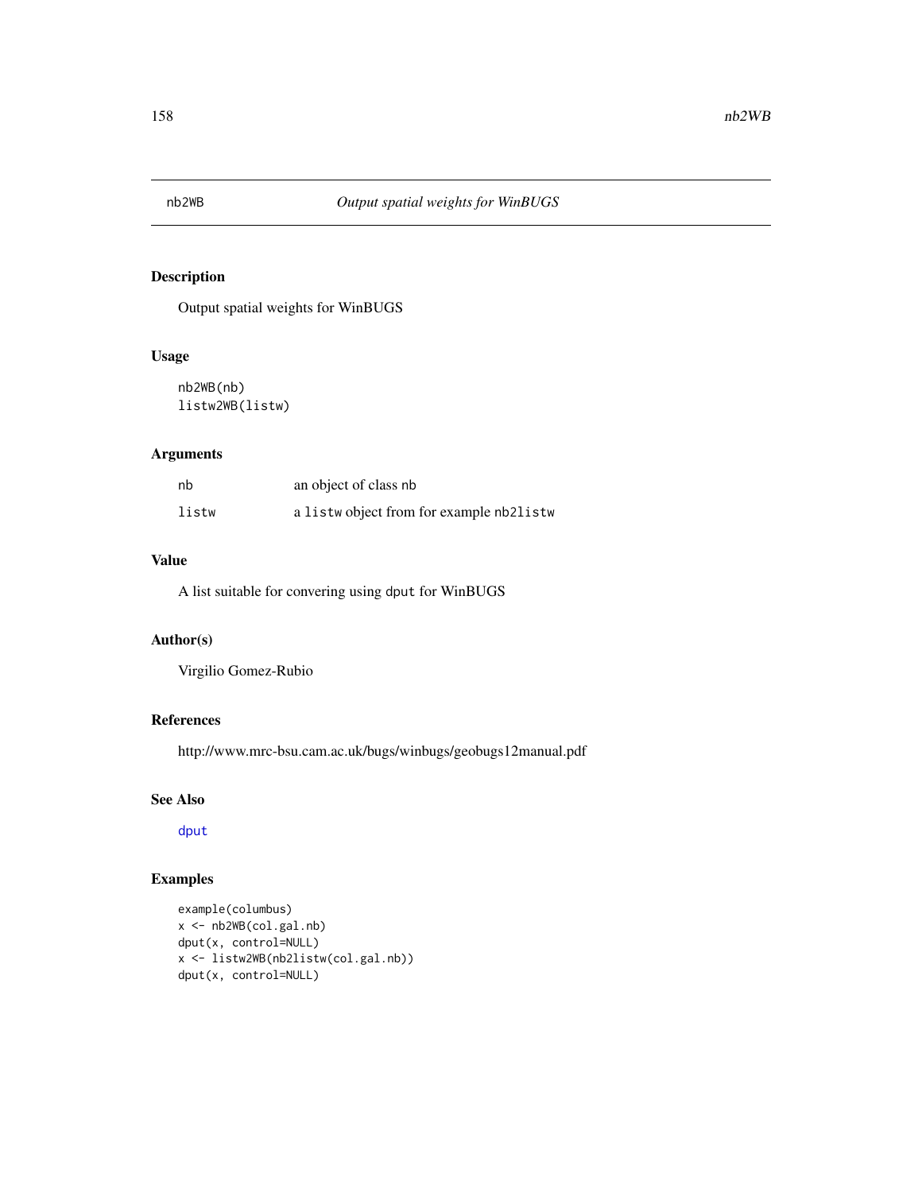nb2WB *Output spatial weights for WinBUGS*

## Description

Output spatial weights for WinBUGS

## Usage

```
nb2WB(nb)
listw2WB(listw)
```

## Arguments

| | |
|---|---|
| nb | an object of class nb |
| listw | a listw object from for example nb2listw |

## Value

A list suitable for convering using dput for WinBUGS

## Author(s)

Virgilio Gomez-Rubio

## References

http://www.mrc-bsu.cam.ac.uk/bugs/winbugs/geobugs12manual.pdf

## See Also

dput

## Examples

```
example(columbus)
x <- nb2WB(col.gal.nb)
dput(x, control=NULL)
x <- listw2WB(nb2listw(col.gal.nb))
dput(x, control=NULL)
```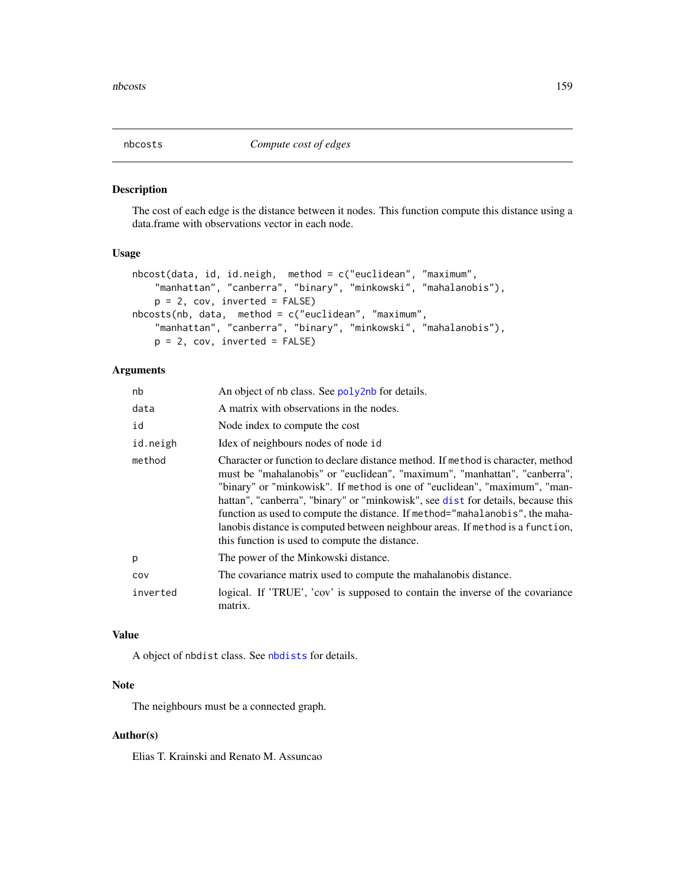# nbcosts — *Compute cost of edges*

## Description

The cost of each edge is the distance between it nodes. This function compute this distance using a data.frame with observations vector in each node.

## Usage

```
nbcost(data, id, id.neigh,  method = c("euclidean", "maximum",
    "manhattan", "canberra", "binary", "minkowski", "mahalanobis"),
    p = 2, cov, inverted = FALSE)
nbcosts(nb, data,  method = c("euclidean", "maximum",
    "manhattan", "canberra", "binary", "minkowski", "mahalanobis"),
    p = 2, cov, inverted = FALSE)
```

## Arguments

| Argument | Description |
|---|---|
| `nb` | An object of `nb` class. See `poly2nb` for details. |
| `data` | A matrix with observations in the nodes. |
| `id` | Node index to compute the cost |
| `id.neigh` | Idex of neighbours nodes of node `id` |
| `method` | Character or function to declare distance method. If `method` is character, method must be "mahalanobis" or "euclidean", "maximum", "manhattan", "canberra", "binary" or "minkowisk". If `method` is one of "euclidean", "maximum", "manhattan", "canberra", "binary" or "minkowisk", see `dist` for details, because this function as used to compute the distance. If `method="mahalanobis"`, the mahalanobis distance is computed between neighbour areas. If `method` is a `function`, this function is used to compute the distance. |
| `p` | The power of the Minkowski distance. |
| `cov` | The covariance matrix used to compute the mahalanobis distance. |
| `inverted` | logical. If 'TRUE', 'cov' is supposed to contain the inverse of the covariance matrix. |

## Value

A object of `nbdist` class. See `nbdists` for details.

## Note

The neighbours must be a connected graph.

## Author(s)

Elias T. Krainski and Renato M. Assuncao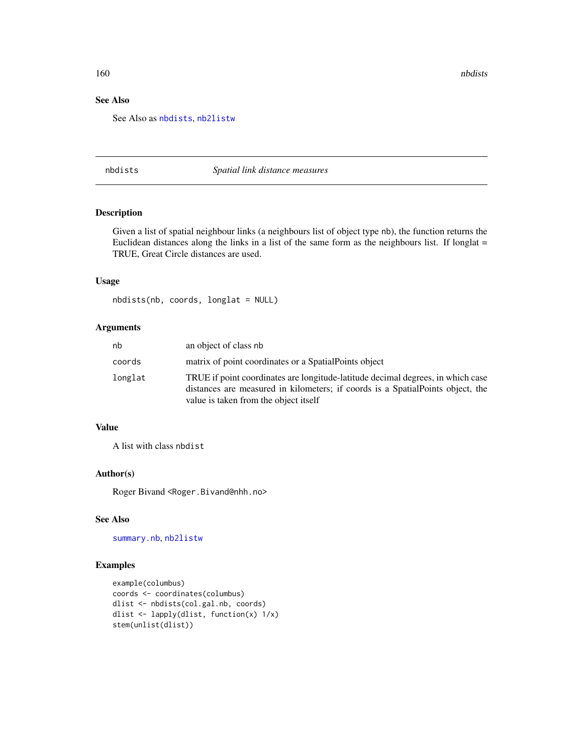## See Also

See Also as `nbdists`, `nb2listw`

---

## nbdists — *Spatial link distance measures*

---

### Description

Given a list of spatial neighbour links (a neighbours list of object type `nb`), the function returns the Euclidean distances along the links in a list of the same form as the neighbours list. If longlat = TRUE, Great Circle distances are used.

### Usage

```
nbdists(nb, coords, longlat = NULL)
```

### Arguments

| | |
|---|---|
| `nb` | an object of class `nb` |
| `coords` | matrix of point coordinates or a SpatialPoints object |
| `longlat` | TRUE if point coordinates are longitude-latitude decimal degrees, in which case distances are measured in kilometers; if coords is a SpatialPoints object, the value is taken from the object itself |

### Value

A list with class `nbdist`

### Author(s)

Roger Bivand <Roger.Bivand@nhh.no>

### See Also

`summary.nb`, `nb2listw`

### Examples

```
example(columbus)
coords <- coordinates(columbus)
dlist <- nbdists(col.gal.nb, coords)
dlist <- lapply(dlist, function(x) 1/x)
stem(unlist(dlist))
```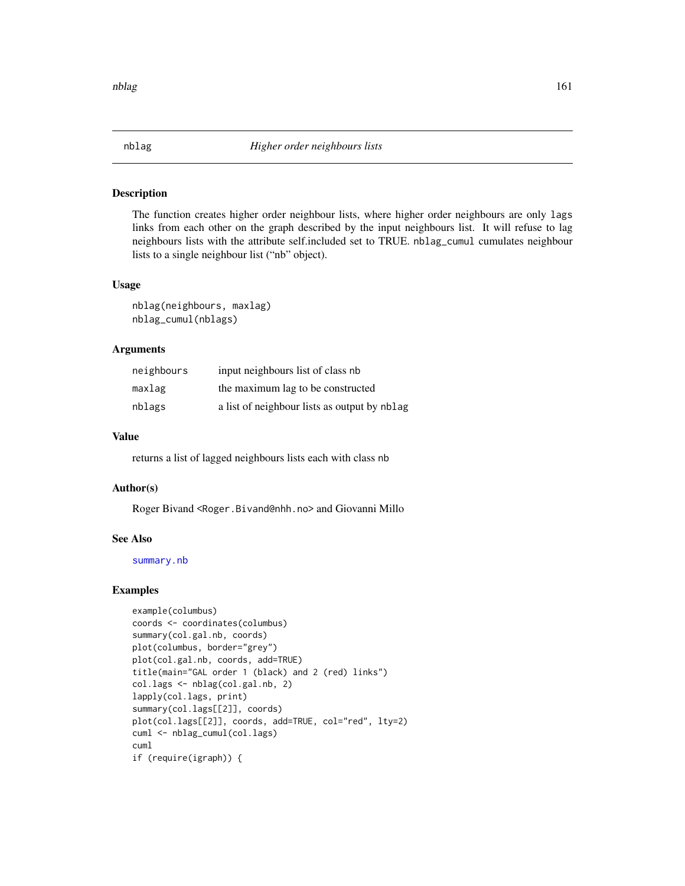# nblag *Higher order neighbours lists*

## Description

The function creates higher order neighbour lists, where higher order neighbours are only `lags` links from each other on the graph described by the input neighbours list. It will refuse to lag neighbours lists with the attribute self.included set to TRUE. `nblag_cumul` cumulates neighbour lists to a single neighbour list ("nb" object).

## Usage

```
nblag(neighbours, maxlag)
nblag_cumul(nblags)
```

## Arguments

| | |
|---|---|
| `neighbours` | input neighbours list of class `nb` |
| `maxlag` | the maximum lag to be constructed |
| `nblags` | a list of neighbour lists as output by `nblag` |

## Value

returns a list of lagged neighbours lists each with class `nb`

## Author(s)

Roger Bivand <Roger.Bivand@nhh.no> and Giovanni Millo

## See Also

`summary.nb`

## Examples

```
example(columbus)
coords <- coordinates(columbus)
summary(col.gal.nb, coords)
plot(columbus, border="grey")
plot(col.gal.nb, coords, add=TRUE)
title(main="GAL order 1 (black) and 2 (red) links")
col.lags <- nblag(col.gal.nb, 2)
lapply(col.lags, print)
summary(col.lags[[2]], coords)
plot(col.lags[[2]], coords, add=TRUE, col="red", lty=2)
cuml <- nblag_cumul(col.lags)
cuml
if (require(igraph)) {
```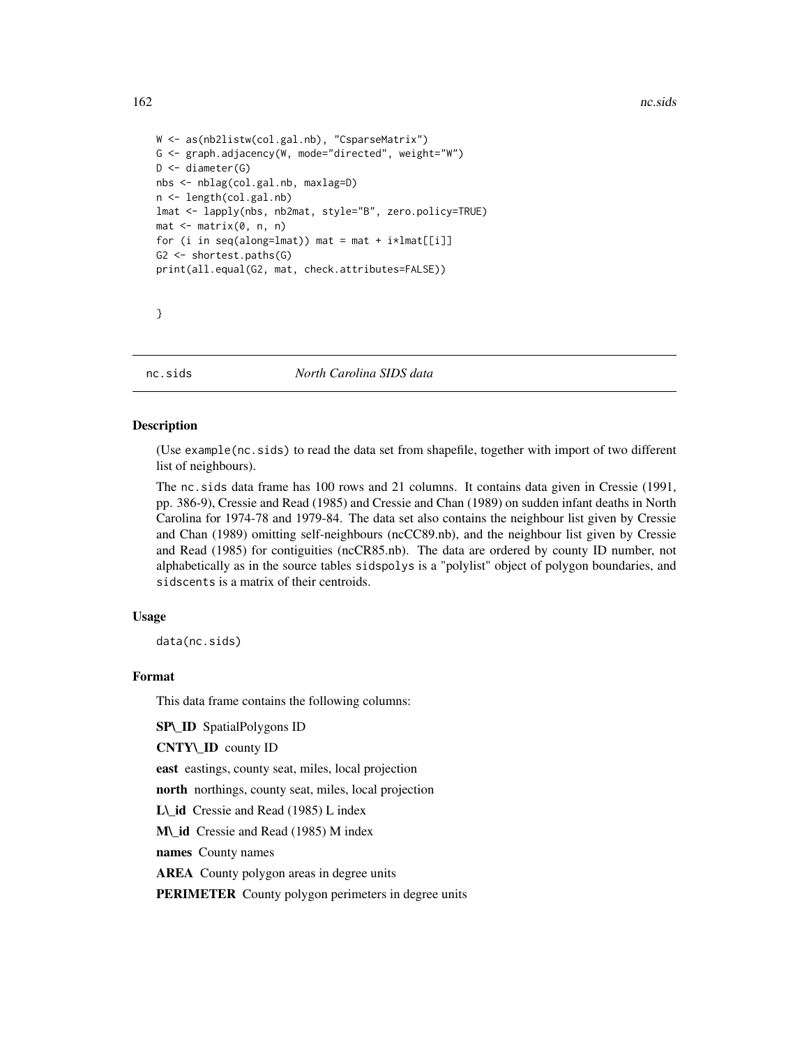```
W <- as(nb2listw(col.gal.nb), "CsparseMatrix")
G <- graph.adjacency(W, mode="directed", weight="W")
D <- diameter(G)
nbs <- nblag(col.gal.nb, maxlag=D)
n <- length(col.gal.nb)
lmat <- lapply(nbs, nb2mat, style="B", zero.policy=TRUE)
mat <- matrix(0, n, n)
for (i in seq(along=lmat)) mat = mat + i*lmat[[i]]
G2 <- shortest.paths(G)
print(all.equal(G2, mat, check.attributes=FALSE))


}
```

---

## nc.sids — *North Carolina SIDS data*

### Description

(Use `example(nc.sids)` to read the data set from shapefile, together with import of two different list of neighbours).

The `nc.sids` data frame has 100 rows and 21 columns. It contains data given in Cressie (1991, pp. 386-9), Cressie and Read (1985) and Cressie and Chan (1989) on sudden infant deaths in North Carolina for 1974-78 and 1979-84. The data set also contains the neighbour list given by Cressie and Chan (1989) omitting self-neighbours (ncCC89.nb), and the neighbour list given by Cressie and Read (1985) for contiguities (ncCR85.nb). The data are ordered by county ID number, not alphabetically as in the source tables `sidspolys` is a "polylist" object of polygon boundaries, and `sidscents` is a matrix of their centroids.

### Usage

```
data(nc.sids)
```

### Format

This data frame contains the following columns:

**SP\_ID** SpatialPolygons ID

**CNTY\_ID** county ID

**east** eastings, county seat, miles, local projection

**north** northings, county seat, miles, local projection

**L\_id** Cressie and Read (1985) L index

**M\_id** Cressie and Read (1985) M index

**names** County names

**AREA** County polygon areas in degree units

**PERIMETER** County polygon perimeters in degree units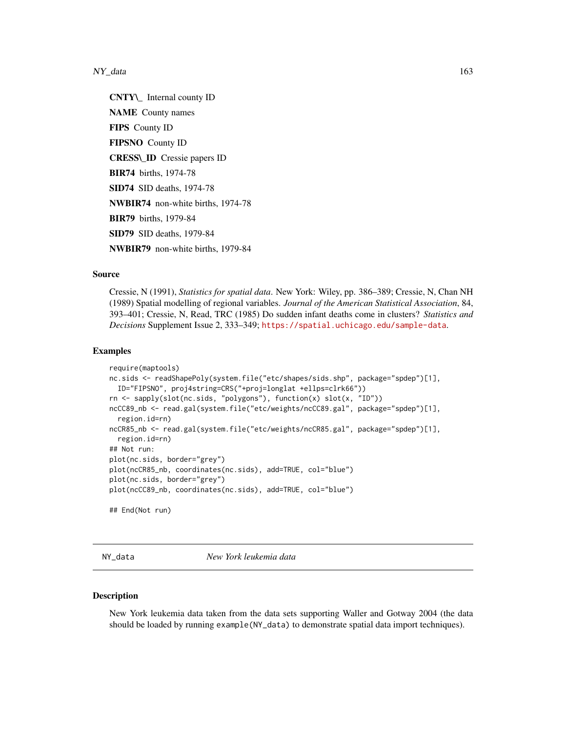**CNTY\_** Internal county ID

**NAME** County names

**FIPS** County ID

**FIPSNO** County ID

**CRESS\_ID** Cressie papers ID

**BIR74** births, 1974-78

**SID74** SID deaths, 1974-78

**NWBIR74** non-white births, 1974-78

**BIR79** births, 1979-84

**SID79** SID deaths, 1979-84

**NWBIR79** non-white births, 1979-84

### Source

Cressie, N (1991), *Statistics for spatial data*. New York: Wiley, pp. 386–389; Cressie, N, Chan NH (1989) Spatial modelling of regional variables. *Journal of the American Statistical Association*, 84, 393–401; Cressie, N, Read, TRC (1985) Do sudden infant deaths come in clusters? *Statistics and Decisions* Supplement Issue 2, 333–349; https://spatial.uchicago.edu/sample-data.

### Examples

```
require(maptools)
nc.sids <- readShapePoly(system.file("etc/shapes/sids.shp", package="spdep")[1],
  ID="FIPSNO", proj4string=CRS("+proj=longlat +ellps=clrk66"))
rn <- sapply(slot(nc.sids, "polygons"), function(x) slot(x, "ID"))
ncCC89_nb <- read.gal(system.file("etc/weights/ncCC89.gal", package="spdep")[1],
  region.id=rn)
ncCR85_nb <- read.gal(system.file("etc/weights/ncCR85.gal", package="spdep")[1],
  region.id=rn)
## Not run:
plot(nc.sids, border="grey")
plot(ncCR85_nb, coordinates(nc.sids), add=TRUE, col="blue")
plot(nc.sids, border="grey")
plot(ncCC89_nb, coordinates(nc.sids), add=TRUE, col="blue")

## End(Not run)
```

---

## NY_data *New York leukemia data*

### Description

New York leukemia data taken from the data sets supporting Waller and Gotway 2004 (the data should be loaded by running `example(NY_data)` to demonstrate spatial data import techniques).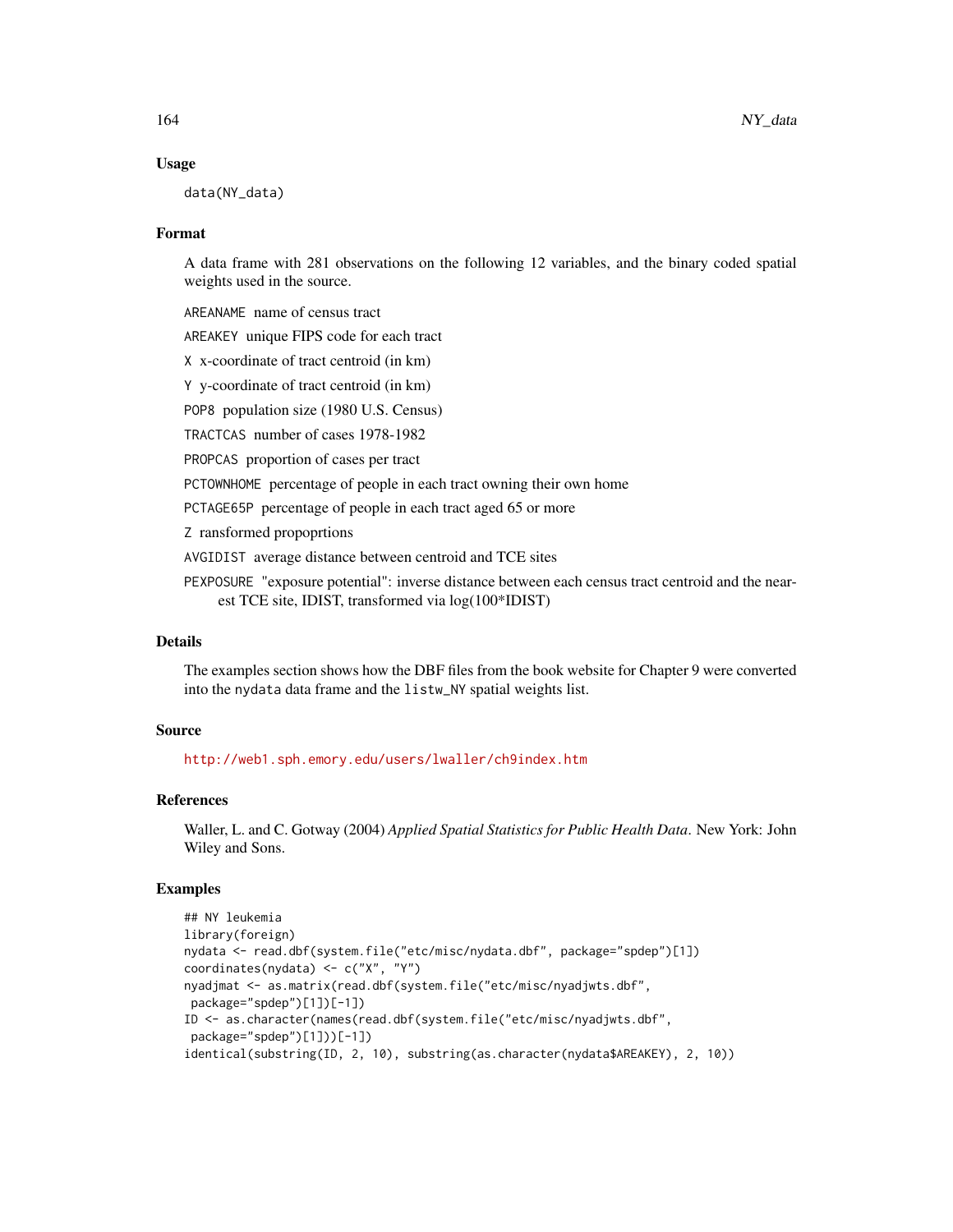### Usage

```
data(NY_data)
```

### Format

A data frame with 281 observations on the following 12 variables, and the binary coded spatial weights used in the source.

AREANAME name of census tract

AREAKEY unique FIPS code for each tract

X x-coordinate of tract centroid (in km)

Y y-coordinate of tract centroid (in km)

POP8 population size (1980 U.S. Census)

TRACTCAS number of cases 1978-1982

PROPCAS proportion of cases per tract

PCTOWNHOME percentage of people in each tract owning their own home

PCTAGE65P percentage of people in each tract aged 65 or more

Z ransformed propoprtions

AVGIDIST average distance between centroid and TCE sites

PEXPOSURE "exposure potential": inverse distance between each census tract centroid and the nearest TCE site, IDIST, transformed via log(100*IDIST)

### Details

The examples section shows how the DBF files from the book website for Chapter 9 were converted into the nydata data frame and the listw_NY spatial weights list.

### Source

http://web1.sph.emory.edu/users/lwaller/ch9index.htm

### References

Waller, L. and C. Gotway (2004) *Applied Spatial Statistics for Public Health Data*. New York: John Wiley and Sons.

### Examples

```
## NY leukemia
library(foreign)
nydata <- read.dbf(system.file("etc/misc/nydata.dbf", package="spdep")[1])
coordinates(nydata) <- c("X", "Y")
nyadjmat <- as.matrix(read.dbf(system.file("etc/misc/nyadjwts.dbf",
 package="spdep")[1])[-1])
ID <- as.character(names(read.dbf(system.file("etc/misc/nyadjwts.dbf",
 package="spdep")[1]))[-1])
identical(substring(ID, 2, 10), substring(as.character(nydata$AREAKEY), 2, 10))
```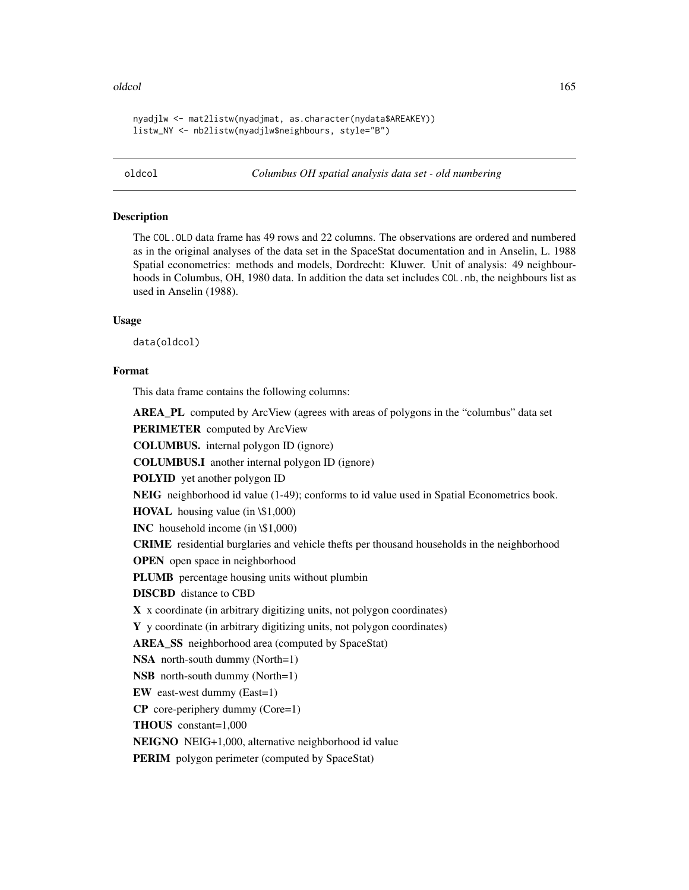```
nyadjlw <- mat2listw(nyadjmat, as.character(nydata$AREAKEY))
listw_NY <- nb2listw(nyadjlw$neighbours, style="B")
```

---

oldcol — *Columbus OH spatial analysis data set - old numbering*

---

## Description

The `COL.OLD` data frame has 49 rows and 22 columns. The observations are ordered and numbered as in the original analyses of the data set in the SpaceStat documentation and in Anselin, L. 1988 Spatial econometrics: methods and models, Dordrecht: Kluwer. Unit of analysis: 49 neighbourhoods in Columbus, OH, 1980 data. In addition the data set includes `COL.nb`, the neighbours list as used in Anselin (1988).

## Usage

```
data(oldcol)
```

## Format

This data frame contains the following columns:

**AREA_PL** computed by ArcView (agrees with areas of polygons in the “columbus” data set

**PERIMETER** computed by ArcView

**COLUMBUS.** internal polygon ID (ignore)

**COLUMBUS.I** another internal polygon ID (ignore)

**POLYID** yet another polygon ID

**NEIG** neighborhood id value (1-49); conforms to id value used in Spatial Econometrics book.

**HOVAL** housing value (in \$1,000)

**INC** household income (in \$1,000)

**CRIME** residential burglaries and vehicle thefts per thousand households in the neighborhood

**OPEN** open space in neighborhood

**PLUMB** percentage housing units without plumbin

**DISCBD** distance to CBD

**X** x coordinate (in arbitrary digitizing units, not polygon coordinates)

**Y** y coordinate (in arbitrary digitizing units, not polygon coordinates)

**AREA_SS** neighborhood area (computed by SpaceStat)

**NSA** north-south dummy (North=1)

**NSB** north-south dummy (North=1)

**EW** east-west dummy (East=1)

**CP** core-periphery dummy (Core=1)

**THOUS** constant=1,000

**NEIGNO** NEIG+1,000, alternative neighborhood id value

**PERIM** polygon perimeter (computed by SpaceStat)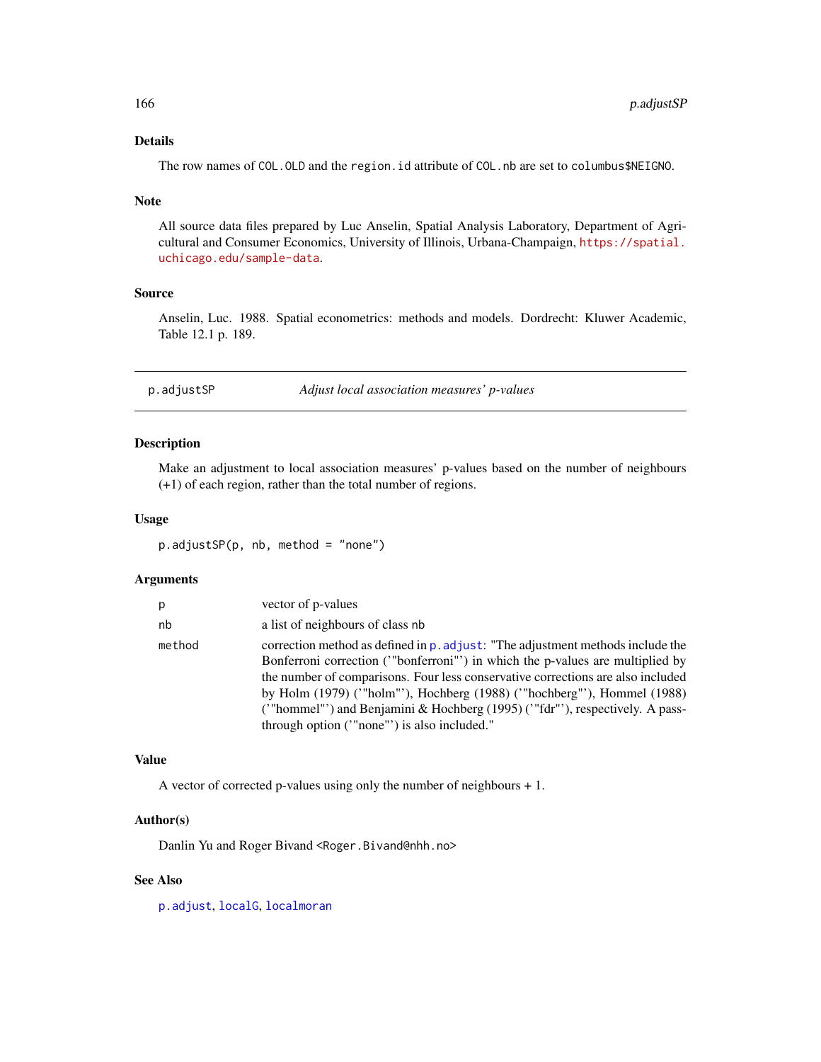## Details

The row names of `COL.OLD` and the `region.id` attribute of `COL.nb` are set to `columbus$NEIGNO`.

## Note

All source data files prepared by Luc Anselin, Spatial Analysis Laboratory, Department of Agricultural and Consumer Economics, University of Illinois, Urbana-Champaign, https://spatial.uchicago.edu/sample-data.

## Source

Anselin, Luc. 1988. Spatial econometrics: methods and models. Dordrecht: Kluwer Academic, Table 12.1 p. 189.

---

# p.adjustSP — *Adjust local association measures' p-values*

## Description

Make an adjustment to local association measures' p-values based on the number of neighbours (+1) of each region, rather than the total number of regions.

## Usage

```
p.adjustSP(p, nb, method = "none")
```

## Arguments

| | |
|---|---|
| `p` | vector of p-values |
| `nb` | a list of neighbours of class `nb` |
| `method` | correction method as defined in `p.adjust`: "The adjustment methods include the Bonferroni correction ('"bonferroni"') in which the p-values are multiplied by the number of comparisons. Four less conservative corrections are also included by Holm (1979) ('"holm"'), Hochberg (1988) ('"hochberg"'), Hommel (1988) ('"hommel"') and Benjamini & Hochberg (1995) ('"fdr"'), respectively. A pass-through option ('"none"') is also included." |

## Value

A vector of corrected p-values using only the number of neighbours + 1.

## Author(s)

Danlin Yu and Roger Bivand <Roger.Bivand@nhh.no>

## See Also

`p.adjust`, `localG`, `localmoran`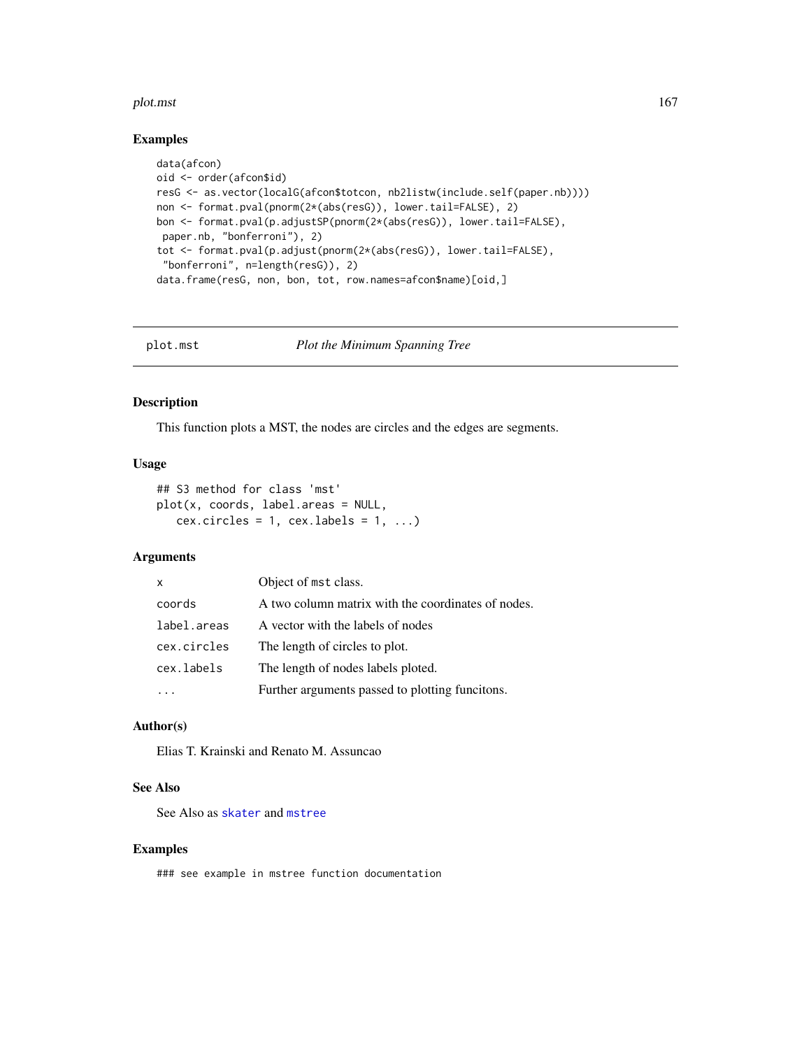## Examples

```
data(afcon)
oid <- order(afcon$id)
resG <- as.vector(localG(afcon$totcon, nb2listw(include.self(paper.nb))))
non <- format.pval(pnorm(2*(abs(resG)), lower.tail=FALSE), 2)
bon <- format.pval(p.adjustSP(pnorm(2*(abs(resG)), lower.tail=FALSE),
 paper.nb, "bonferroni"), 2)
tot <- format.pval(p.adjust(pnorm(2*(abs(resG)), lower.tail=FALSE),
 "bonferroni", n=length(resG)), 2)
data.frame(resG, non, bon, tot, row.names=afcon$name)[oid,]
```

---

# plot.mst — *Plot the Minimum Spanning Tree*

## Description

This function plots a MST, the nodes are circles and the edges are segments.

## Usage

```
## S3 method for class 'mst'
plot(x, coords, label.areas = NULL,
   cex.circles = 1, cex.labels = 1, ...)
```

## Arguments

| | |
|---|---|
| x | Object of mst class. |
| coords | A two column matrix with the coordinates of nodes. |
| label.areas | A vector with the labels of nodes |
| cex.circles | The length of circles to plot. |
| cex.labels | The length of nodes labels ploted. |
| ... | Further arguments passed to plotting funcitons. |

## Author(s)

Elias T. Krainski and Renato M. Assuncao

## See Also

See Also as skater and mstree

## Examples

```
### see example in mstree function documentation
```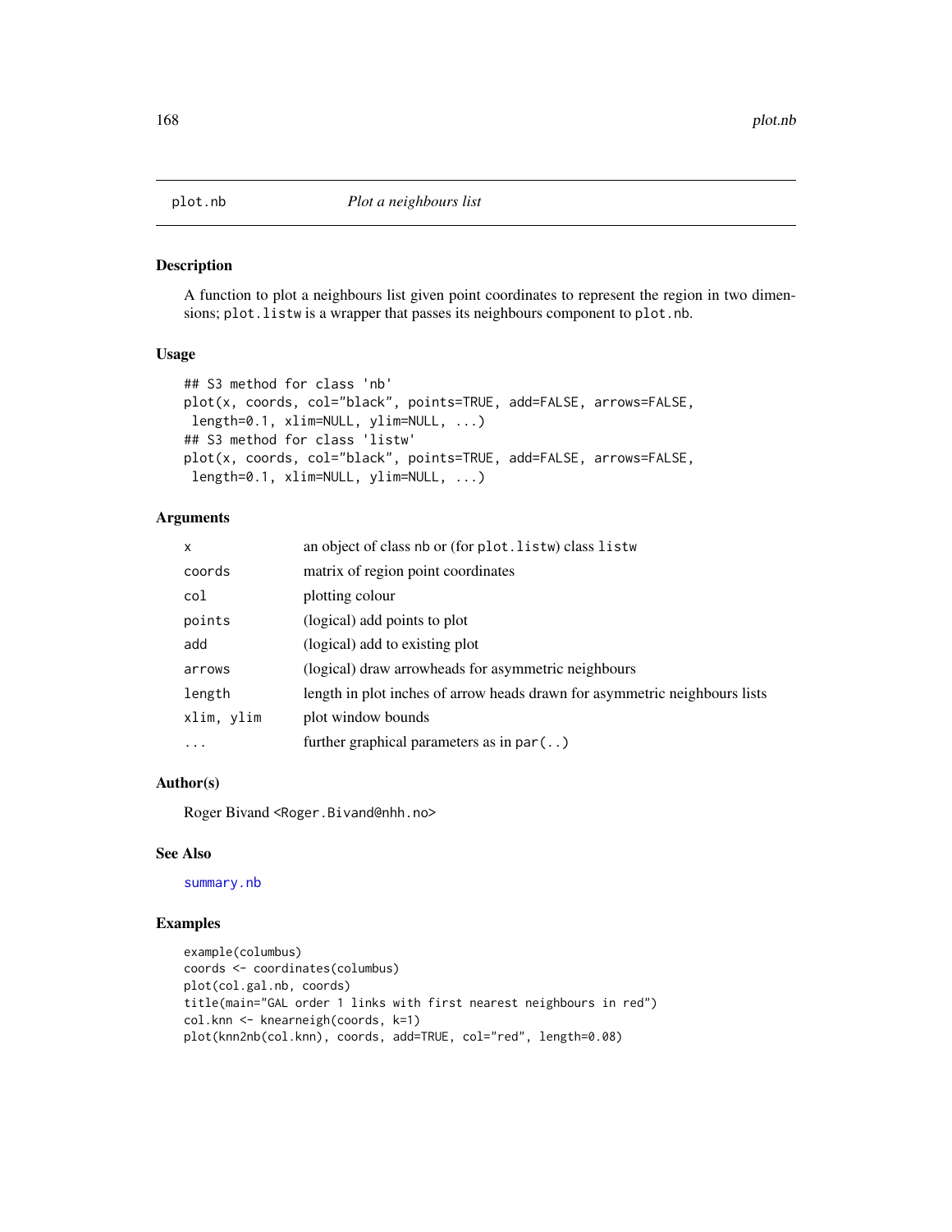# plot.nb *Plot a neighbours list*

## Description

A function to plot a neighbours list given point coordinates to represent the region in two dimensions; `plot.listw` is a wrapper that passes its neighbours component to `plot.nb`.

## Usage

```
## S3 method for class 'nb'
plot(x, coords, col="black", points=TRUE, add=FALSE, arrows=FALSE,
 length=0.1, xlim=NULL, ylim=NULL, ...)
## S3 method for class 'listw'
plot(x, coords, col="black", points=TRUE, add=FALSE, arrows=FALSE,
 length=0.1, xlim=NULL, ylim=NULL, ...)
```

## Arguments

| | |
|---|---|
| `x` | an object of class `nb` or (for `plot.listw`) class `listw` |
| `coords` | matrix of region point coordinates |
| `col` | plotting colour |
| `points` | (logical) add points to plot |
| `add` | (logical) add to existing plot |
| `arrows` | (logical) draw arrowheads for asymmetric neighbours |
| `length` | length in plot inches of arrow heads drawn for asymmetric neighbours lists |
| `xlim, ylim` | plot window bounds |
| `...` | further graphical parameters as in `par(..)` |

## Author(s)

Roger Bivand <Roger.Bivand@nhh.no>

## See Also

`summary.nb`

## Examples

```
example(columbus)
coords <- coordinates(columbus)
plot(col.gal.nb, coords)
title(main="GAL order 1 links with first nearest neighbours in red")
col.knn <- knearneigh(coords, k=1)
plot(knn2nb(col.knn), coords, add=TRUE, col="red", length=0.08)
```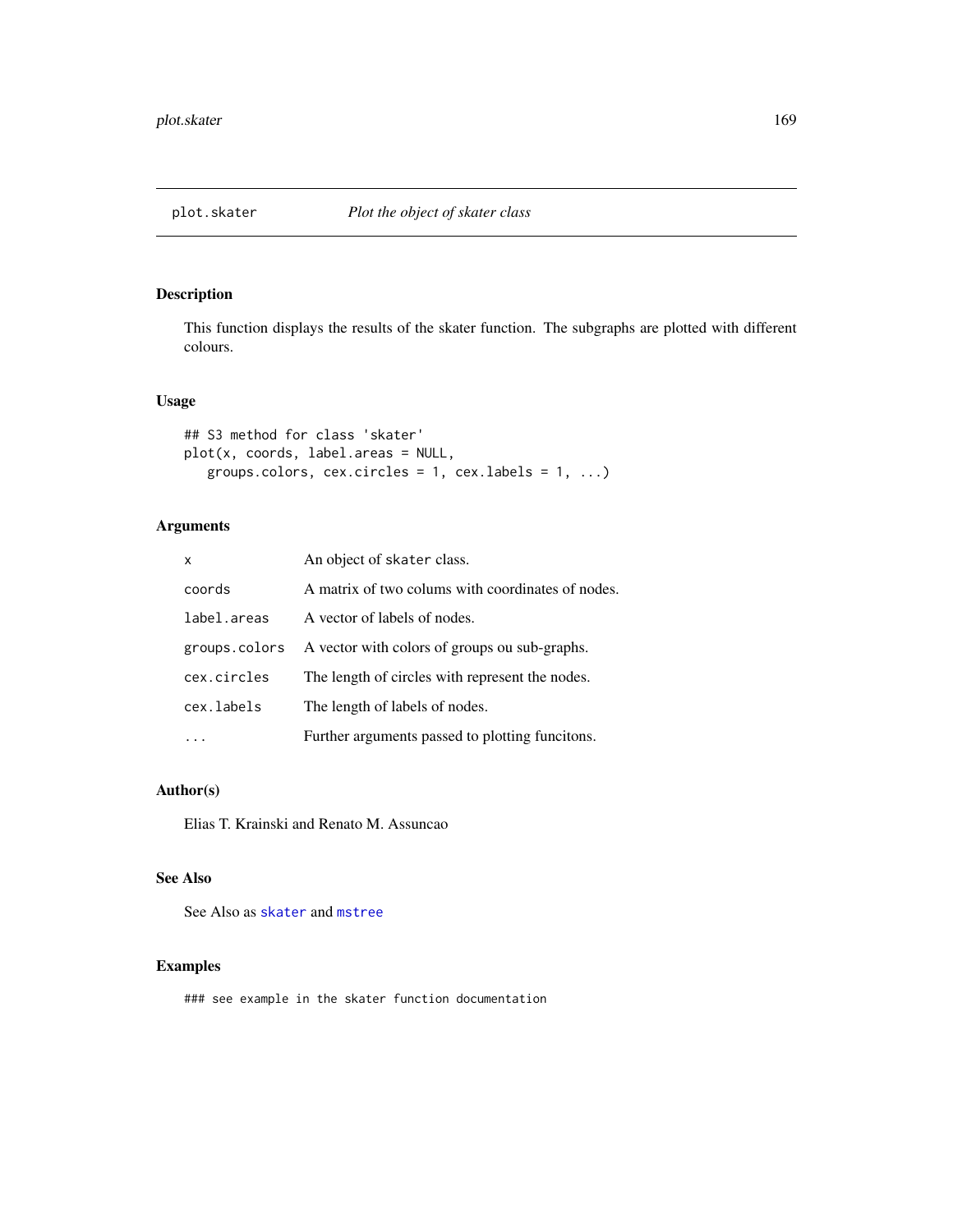plot.skater *Plot the object of skater class*

## Description

This function displays the results of the skater function. The subgraphs are plotted with different colours.

## Usage

```
## S3 method for class 'skater'
plot(x, coords, label.areas = NULL,
   groups.colors, cex.circles = 1, cex.labels = 1, ...)
```

## Arguments

| | |
|---|---|
| `x` | An object of `skater` class. |
| `coords` | A matrix of two colums with coordinates of nodes. |
| `label.areas` | A vector of labels of nodes. |
| `groups.colors` | A vector with colors of groups ou sub-graphs. |
| `cex.circles` | The length of circles with represent the nodes. |
| `cex.labels` | The length of labels of nodes. |
| `...` | Further arguments passed to plotting funcitons. |

## Author(s)

Elias T. Krainski and Renato M. Assuncao

## See Also

See Also as `skater` and `mstree`

## Examples

```
### see example in the skater function documentation
```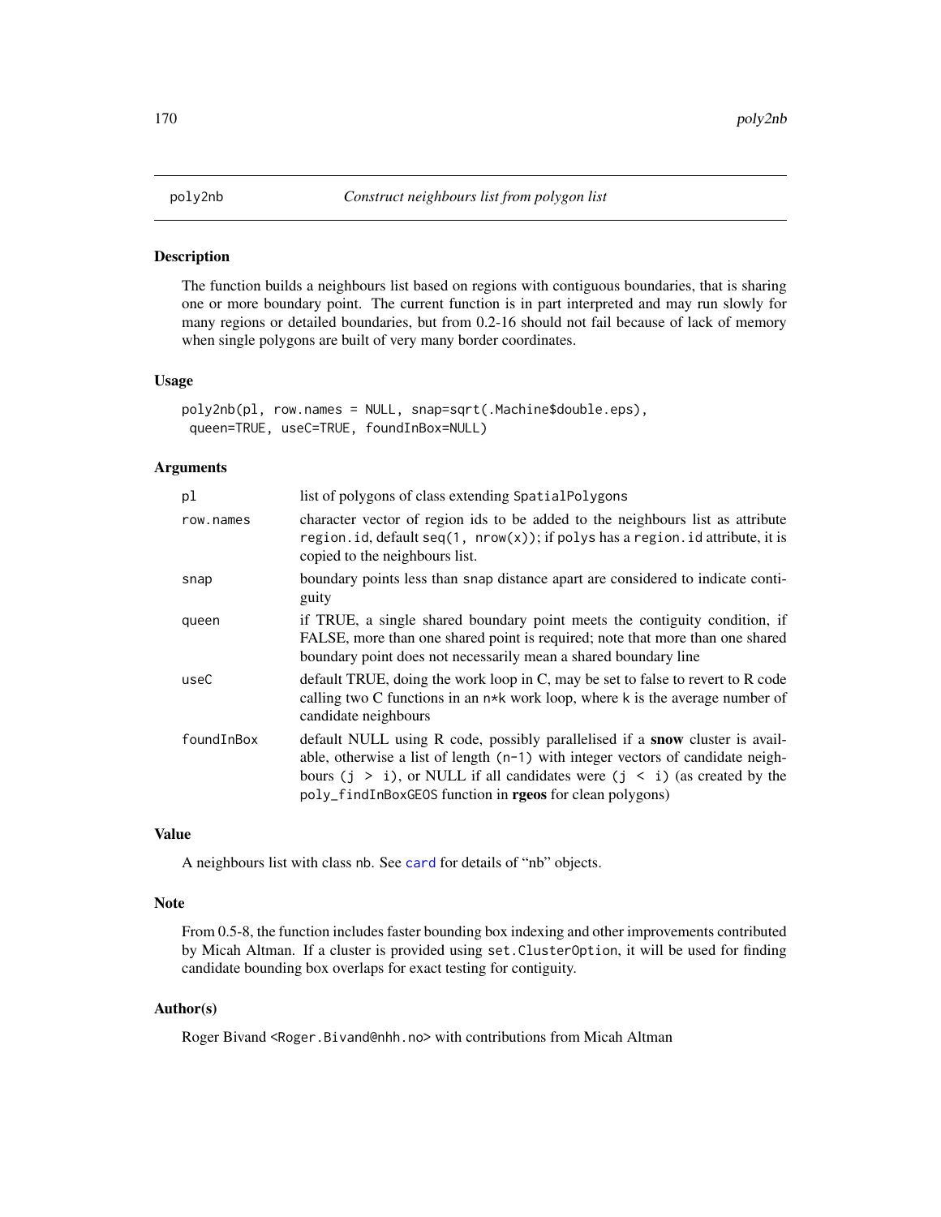# poly2nb

*Construct neighbours list from polygon list*

## Description

The function builds a neighbours list based on regions with contiguous boundaries, that is sharing one or more boundary point. The current function is in part interpreted and may run slowly for many regions or detailed boundaries, but from 0.2-16 should not fail because of lack of memory when single polygons are built of very many border coordinates.

## Usage

```
poly2nb(pl, row.names = NULL, snap=sqrt(.Machine$double.eps),
 queen=TRUE, useC=TRUE, foundInBox=NULL)
```

## Arguments

| | |
|---|---|
| `pl` | list of polygons of class extending `SpatialPolygons` |
| `row.names` | character vector of region ids to be added to the neighbours list as attribute `region.id`, default `seq(1, nrow(x))`; if `polys` has a `region.id` attribute, it is copied to the neighbours list. |
| `snap` | boundary points less than `snap` distance apart are considered to indicate contiguity |
| `queen` | if TRUE, a single shared boundary point meets the contiguity condition, if FALSE, more than one shared point is required; note that more than one shared boundary point does not necessarily mean a shared boundary line |
| `useC` | default TRUE, doing the work loop in C, may be set to false to revert to R code calling two C functions in an `n*k` work loop, where k is the average number of candidate neighbours |
| `foundInBox` | default NULL using R code, possibly parallelised if a **snow** cluster is available, otherwise a list of length `(n-1)` with integer vectors of candidate neighbours `(j > i)`, or NULL if all candidates were `(j < i)` (as created by the `poly_findInBoxGEOS` function in **rgeos** for clean polygons) |

## Value

A neighbours list with class `nb`. See `card` for details of "nb" objects.

## Note

From 0.5-8, the function includes faster bounding box indexing and other improvements contributed by Micah Altman. If a cluster is provided using `set.ClusterOption`, it will be used for finding candidate bounding box overlaps for exact testing for contiguity.

## Author(s)

Roger Bivand <Roger.Bivand@nhh.no> with contributions from Micah Altman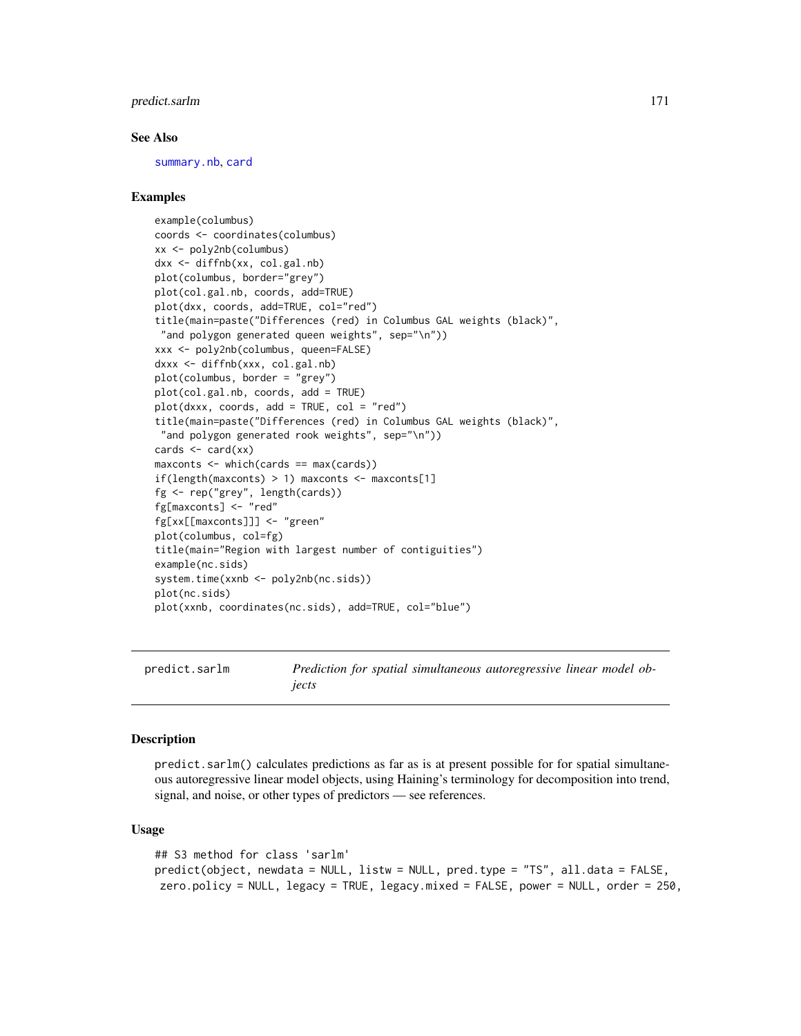## See Also

summary.nb, card

## Examples

```
example(columbus)
coords <- coordinates(columbus)
xx <- poly2nb(columbus)
dxx <- diffnb(xx, col.gal.nb)
plot(columbus, border="grey")
plot(col.gal.nb, coords, add=TRUE)
plot(dxx, coords, add=TRUE, col="red")
title(main=paste("Differences (red) in Columbus GAL weights (black)",
 "and polygon generated queen weights", sep="\n"))
xxx <- poly2nb(columbus, queen=FALSE)
dxxx <- diffnb(xxx, col.gal.nb)
plot(columbus, border = "grey")
plot(col.gal.nb, coords, add = TRUE)
plot(dxxx, coords, add = TRUE, col = "red")
title(main=paste("Differences (red) in Columbus GAL weights (black)",
 "and polygon generated rook weights", sep="\n"))
cards <- card(xx)
maxconts <- which(cards == max(cards))
if(length(maxconts) > 1) maxconts <- maxconts[1]
fg <- rep("grey", length(cards))
fg[maxconts] <- "red"
fg[xx[[maxconts]]] <- "green"
plot(columbus, col=fg)
title(main="Region with largest number of contiguities")
example(nc.sids)
system.time(xxnb <- poly2nb(nc.sids))
plot(nc.sids)
plot(xxnb, coordinates(nc.sids), add=TRUE, col="blue")
```

---

# predict.sarlm    *Prediction for spatial simultaneous autoregressive linear model objects*

---

## Description

predict.sarlm() calculates predictions as far as is at present possible for for spatial simultaneous autoregressive linear model objects, using Haining's terminology for decomposition into trend, signal, and noise, or other types of predictors — see references.

## Usage

```
## S3 method for class 'sarlm'
predict(object, newdata = NULL, listw = NULL, pred.type = "TS", all.data = FALSE,
 zero.policy = NULL, legacy = TRUE, legacy.mixed = FALSE, power = NULL, order = 250,
```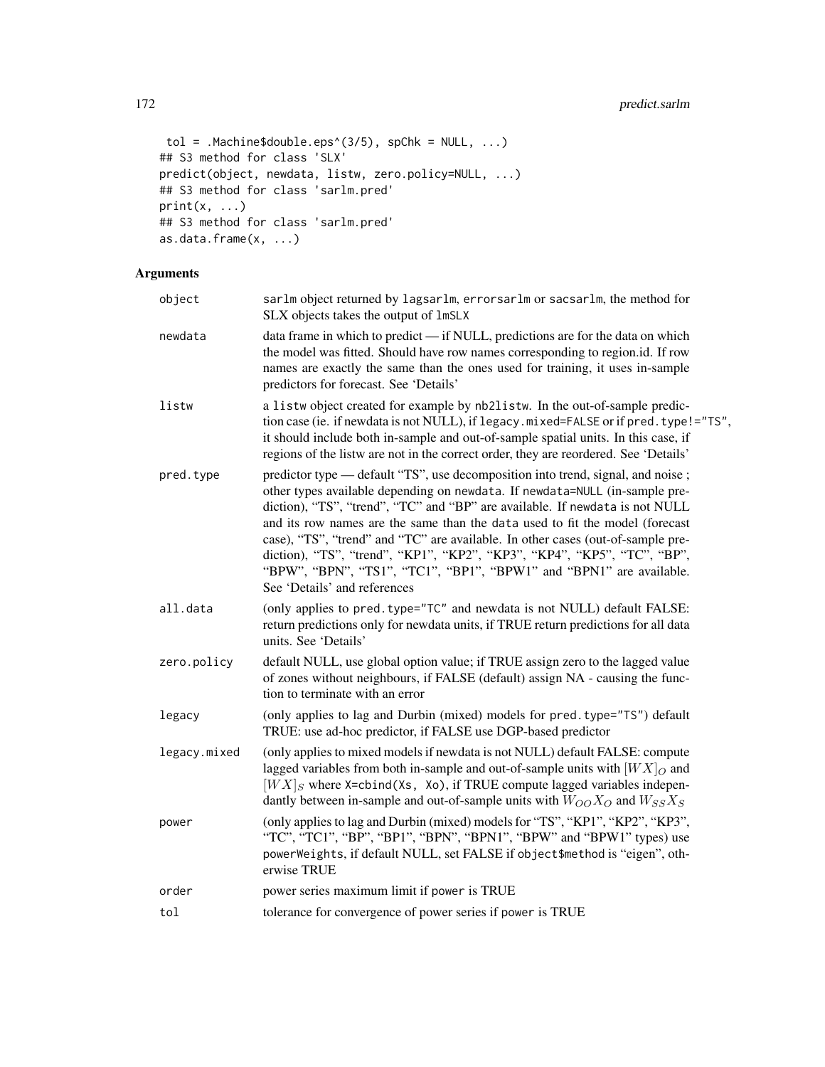```
 tol = .Machine$double.eps^(3/5), spChk = NULL, ...)
## S3 method for class 'SLX'
predict(object, newdata, listw, zero.policy=NULL, ...)
## S3 method for class 'sarlm.pred'
print(x, ...)
## S3 method for class 'sarlm.pred'
as.data.frame(x, ...)
```

## Arguments

| | |
|---|---|
| `object` | sarlm object returned by `lagsarlm`, `errorsarlm` or `sacsarlm`, the method for SLX objects takes the output of `lmSLX` |
| `newdata` | data frame in which to predict — if NULL, predictions are for the data on which the model was fitted. Should have row names corresponding to region.id. If row names are exactly the same than the ones used for training, it uses in-sample predictors for forecast. See 'Details' |
| `listw` | a `listw` object created for example by `nb2listw`. In the out-of-sample prediction case (ie. if newdata is not NULL), if `legacy.mixed=FALSE` or if `pred.type!="TS"`, it should include both in-sample and out-of-sample spatial units. In this case, if regions of the listw are not in the correct order, they are reordered. See 'Details' |
| `pred.type` | predictor type — default "TS", use decomposition into trend, signal, and noise ; other types available depending on `newdata`. If `newdata=NULL` (in-sample prediction), "TS", "trend", "TC" and "BP" are available. If `newdata` is not NULL and its row names are the same than the `data` used to fit the model (forecast case), "TS", "trend" and "TC" are available. In other cases (out-of-sample prediction), "TS", "trend", "KP1", "KP2", "KP3", "KP4", "KP5", "TC", "BP", "BPW", "BPN", "TS1", "TC1", "BP1", "BPW1" and "BPN1" are available. See 'Details' and references |
| `all.data` | (only applies to `pred.type="TC"` and newdata is not NULL) default FALSE: return predictions only for newdata units, if TRUE return predictions for all data units. See 'Details' |
| `zero.policy` | default NULL, use global option value; if TRUE assign zero to the lagged value of zones without neighbours, if FALSE (default) assign NA - causing the function to terminate with an error |
| `legacy` | (only applies to lag and Durbin (mixed) models for `pred.type="TS"`) default TRUE: use ad-hoc predictor, if FALSE use DGP-based predictor |
| `legacy.mixed` | (only applies to mixed models if newdata is not NULL) default FALSE: compute lagged variables from both in-sample and out-of-sample units with $[WX]_O$ and $[WX]_S$ where `X=cbind(Xs, Xo)`, if TRUE compute lagged variables independantly between in-sample and out-of-sample units with $W_{OO}X_O$ and $W_{SS}X_S$ |
| `power` | (only applies to lag and Durbin (mixed) models for "TS", "KP1", "KP2", "KP3", "TC", "TC1", "BP", "BP1", "BPN", "BPN1", "BPW" and "BPW1" types) use `powerWeights`, if default NULL, set FALSE if `object$method` is "eigen", otherwise TRUE |
| `order` | power series maximum limit if `power` is TRUE |
| `tol` | tolerance for convergence of power series if `power` is TRUE |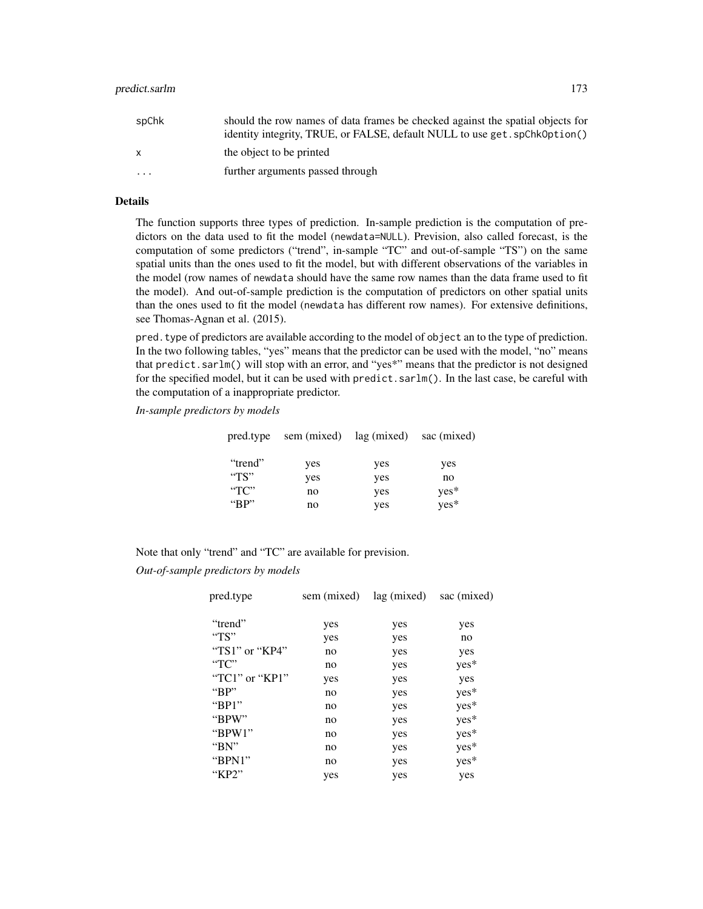| | |
|---|---|
| spChk | should the row names of data frames be checked against the spatial objects for identity integrity, TRUE, or FALSE, default NULL to use `get.spChkOption()` |
| x | the object to be printed |
| ... | further arguments passed through |

## Details

The function supports three types of prediction. In-sample prediction is the computation of predictors on the data used to fit the model (`newdata=NULL`). Prevision, also called forecast, is the computation of some predictors ("trend", in-sample "TC" and out-of-sample "TS") on the same spatial units than the ones used to fit the model, but with different observations of the variables in the model (row names of `newdata` should have the same row names than the data frame used to fit the model). And out-of-sample prediction is the computation of predictors on other spatial units than the ones used to fit the model (`newdata` has different row names). For extensive definitions, see Thomas-Agnan et al. (2015).

`pred.type` of predictors are available according to the model of `object` an to the type of prediction. In the two following tables, "yes" means that the predictor can be used with the model, "no" means that `predict.sarlm()` will stop with an error, and "yes*" means that the predictor is not designed for the specified model, but it can be used with `predict.sarlm()`. In the last case, be careful with the computation of a inappropriate predictor.

*In-sample predictors by models*

| pred.type | sem (mixed) | lag (mixed) | sac (mixed) |
|---|---|---|---|
| "trend" | yes | yes | yes |
| "TS" | yes | yes | no |
| "TC" | no | yes | yes* |
| "BP" | no | yes | yes* |

Note that only "trend" and "TC" are available for prevision.

*Out-of-sample predictors by models*

| pred.type | sem (mixed) | lag (mixed) | sac (mixed) |
|---|---|---|---|
| "trend" | yes | yes | yes |
| "TS" | yes | yes | no |
| "TS1" or "KP4" | no | yes | yes |
| "TC" | no | yes | yes* |
| "TC1" or "KP1" | yes | yes | yes |
| "BP" | no | yes | yes* |
| "BP1" | no | yes | yes* |
| "BPW" | no | yes | yes* |
| "BPW1" | no | yes | yes* |
| "BN" | no | yes | yes* |
| "BPN1" | no | yes | yes* |
| "KP2" | yes | yes | yes |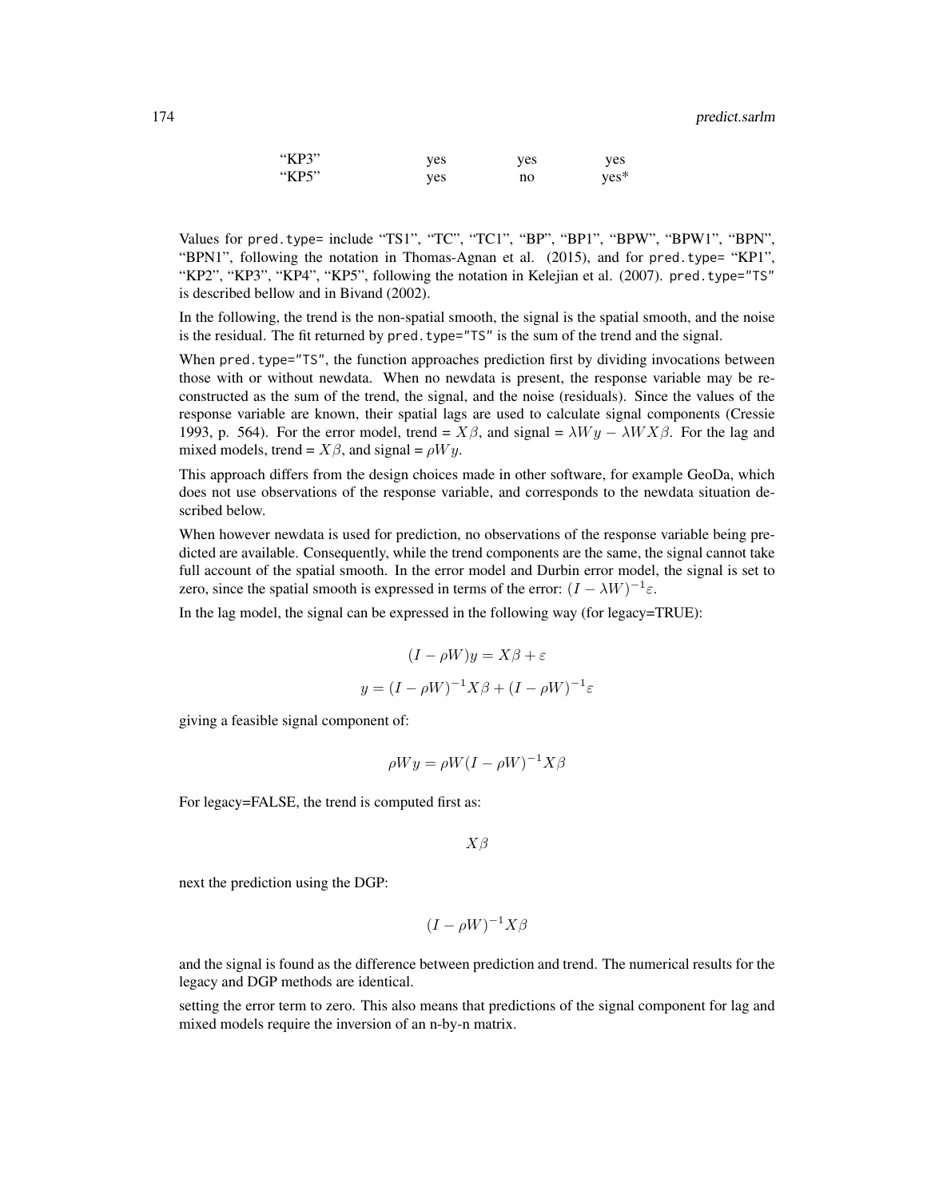| | | | |
|---|---|---|---|
| "KP3" | yes | yes | yes |
| "KP5" | yes | no | yes* |

Values for `pred.type=` include "TS1", "TC", "TC1", "BP", "BP1", "BPW", "BPW1", "BPN", "BPN1", following the notation in Thomas-Agnan et al. (2015), and for `pred.type=` "KP1", "KP2", "KP3", "KP4", "KP5", following the notation in Kelejian et al. (2007). `pred.type="TS"` is described bellow and in Bivand (2002).

In the following, the trend is the non-spatial smooth, the signal is the spatial smooth, and the noise is the residual. The fit returned by `pred.type="TS"` is the sum of the trend and the signal.

When `pred.type="TS"`, the function approaches prediction first by dividing invocations between those with or without newdata. When no newdata is present, the response variable may be reconstructed as the sum of the trend, the signal, and the noise (residuals). Since the values of the response variable are known, their spatial lags are used to calculate signal components (Cressie 1993, p. 564). For the error model, trend = $X\beta$, and signal = $\lambda Wy - \lambda WX\beta$. For the lag and mixed models, trend = $X\beta$, and signal = $\rho Wy$.

This approach differs from the design choices made in other software, for example GeoDa, which does not use observations of the response variable, and corresponds to the newdata situation described below.

When however newdata is used for prediction, no observations of the response variable being predicted are available. Consequently, while the trend components are the same, the signal cannot take full account of the spatial smooth. In the error model and Durbin error model, the signal is set to zero, since the spatial smooth is expressed in terms of the error: $(I - \lambda W)^{-1}\varepsilon$.

In the lag model, the signal can be expressed in the following way (for legacy=TRUE):

$$(I - \rho W)y = X\beta + \varepsilon$$

$$y = (I - \rho W)^{-1}X\beta + (I - \rho W)^{-1}\varepsilon$$

giving a feasible signal component of:

$$\rho Wy = \rho W(I - \rho W)^{-1}X\beta$$

For legacy=FALSE, the trend is computed first as:

$$X\beta$$

next the prediction using the DGP:

$$(I - \rho W)^{-1}X\beta$$

and the signal is found as the difference between prediction and trend. The numerical results for the legacy and DGP methods are identical.

setting the error term to zero. This also means that predictions of the signal component for lag and mixed models require the inversion of an n-by-n matrix.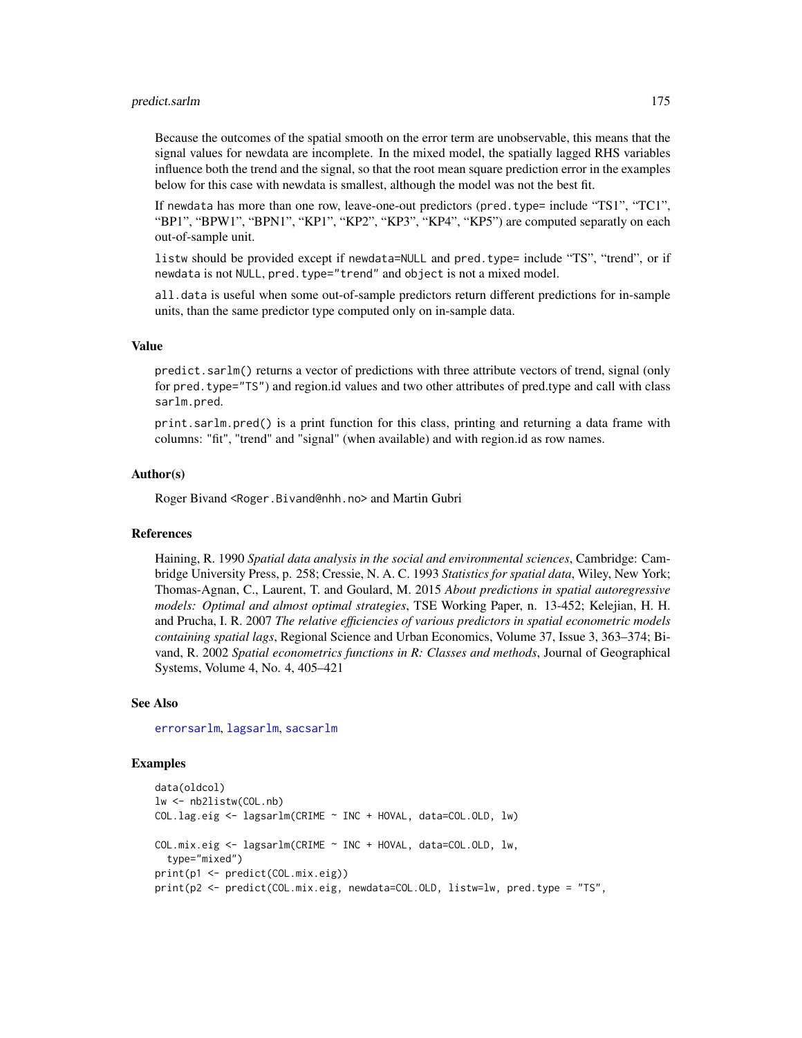Because the outcomes of the spatial smooth on the error term are unobservable, this means that the signal values for newdata are incomplete. In the mixed model, the spatially lagged RHS variables influence both the trend and the signal, so that the root mean square prediction error in the examples below for this case with newdata is smallest, although the model was not the best fit.

If newdata has more than one row, leave-one-out predictors (pred.type= include "TS1", "TC1", "BP1", "BPW1", "BPN1", "KP1", "KP2", "KP3", "KP4", "KP5") are computed separatly on each out-of-sample unit.

listw should be provided except if newdata=NULL and pred.type= include "TS", "trend", or if newdata is not NULL, pred.type="trend" and object is not a mixed model.

all.data is useful when some out-of-sample predictors return different predictions for in-sample units, than the same predictor type computed only on in-sample data.

### Value

predict.sarlm() returns a vector of predictions with three attribute vectors of trend, signal (only for pred.type="TS") and region.id values and two other attributes of pred.type and call with class sarlm.pred.

print.sarlm.pred() is a print function for this class, printing and returning a data frame with columns: "fit", "trend" and "signal" (when available) and with region.id as row names.

### Author(s)

Roger Bivand <Roger.Bivand@nhh.no> and Martin Gubri

### References

Haining, R. 1990 *Spatial data analysis in the social and environmental sciences*, Cambridge: Cambridge University Press, p. 258; Cressie, N. A. C. 1993 *Statistics for spatial data*, Wiley, New York; Thomas-Agnan, C., Laurent, T. and Goulard, M. 2015 *About predictions in spatial autoregressive models: Optimal and almost optimal strategies*, TSE Working Paper, n. 13-452; Kelejian, H. H. and Prucha, I. R. 2007 *The relative efficiencies of various predictors in spatial econometric models containing spatial lags*, Regional Science and Urban Economics, Volume 37, Issue 3, 363–374; Bivand, R. 2002 *Spatial econometrics functions in R: Classes and methods*, Journal of Geographical Systems, Volume 4, No. 4, 405–421

### See Also

errorsarlm, lagsarlm, sacsarlm

### Examples

```
data(oldcol)
lw <- nb2listw(COL.nb)
COL.lag.eig <- lagsarlm(CRIME ~ INC + HOVAL, data=COL.OLD, lw)

COL.mix.eig <- lagsarlm(CRIME ~ INC + HOVAL, data=COL.OLD, lw,
  type="mixed")
print(p1 <- predict(COL.mix.eig))
print(p2 <- predict(COL.mix.eig, newdata=COL.OLD, listw=lw, pred.type = "TS",
```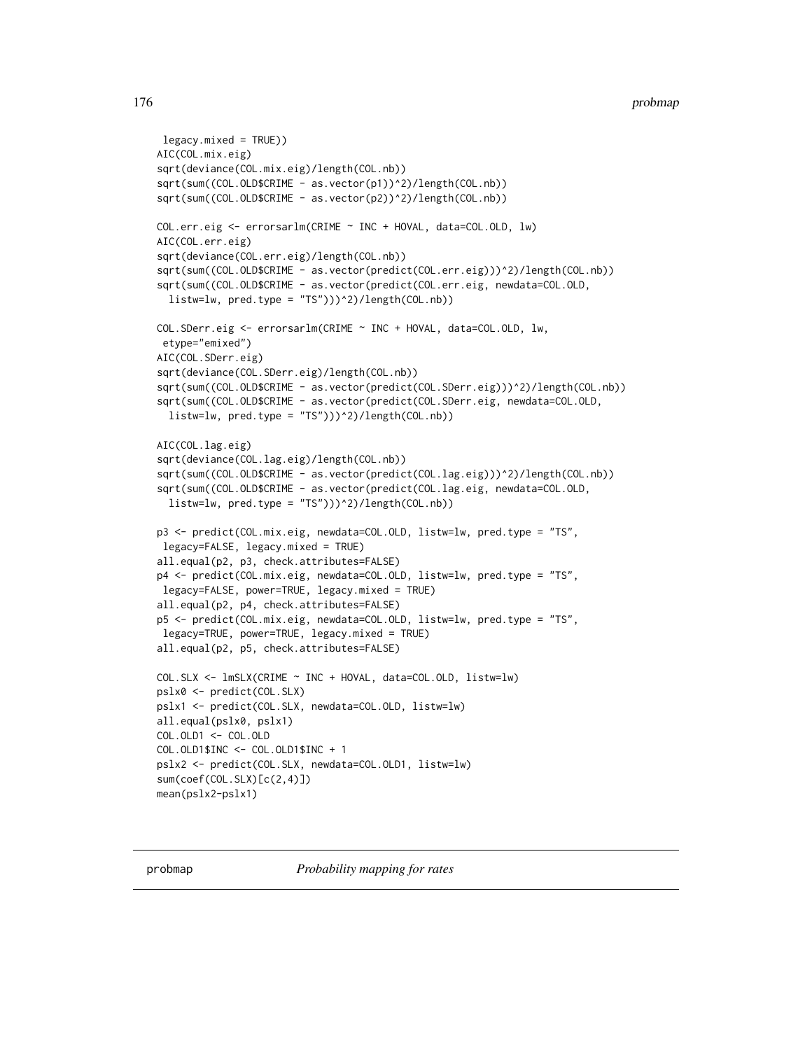```
 legacy.mixed = TRUE))
AIC(COL.mix.eig)
sqrt(deviance(COL.mix.eig)/length(COL.nb))
sqrt(sum((COL.OLD$CRIME - as.vector(p1))^2)/length(COL.nb))
sqrt(sum((COL.OLD$CRIME - as.vector(p2))^2)/length(COL.nb))

COL.err.eig <- errorsarlm(CRIME ~ INC + HOVAL, data=COL.OLD, lw)
AIC(COL.err.eig)
sqrt(deviance(COL.err.eig)/length(COL.nb))
sqrt(sum((COL.OLD$CRIME - as.vector(predict(COL.err.eig)))^2)/length(COL.nb))
sqrt(sum((COL.OLD$CRIME - as.vector(predict(COL.err.eig, newdata=COL.OLD,
  listw=lw, pred.type = "TS")))^2)/length(COL.nb))

COL.SDerr.eig <- errorsarlm(CRIME ~ INC + HOVAL, data=COL.OLD, lw,
 etype="emixed")
AIC(COL.SDerr.eig)
sqrt(deviance(COL.SDerr.eig)/length(COL.nb))
sqrt(sum((COL.OLD$CRIME - as.vector(predict(COL.SDerr.eig)))^2)/length(COL.nb))
sqrt(sum((COL.OLD$CRIME - as.vector(predict(COL.SDerr.eig, newdata=COL.OLD,
  listw=lw, pred.type = "TS")))^2)/length(COL.nb))

AIC(COL.lag.eig)
sqrt(deviance(COL.lag.eig)/length(COL.nb))
sqrt(sum((COL.OLD$CRIME - as.vector(predict(COL.lag.eig)))^2)/length(COL.nb))
sqrt(sum((COL.OLD$CRIME - as.vector(predict(COL.lag.eig, newdata=COL.OLD,
  listw=lw, pred.type = "TS")))^2)/length(COL.nb))

p3 <- predict(COL.mix.eig, newdata=COL.OLD, listw=lw, pred.type = "TS",
 legacy=FALSE, legacy.mixed = TRUE)
all.equal(p2, p3, check.attributes=FALSE)
p4 <- predict(COL.mix.eig, newdata=COL.OLD, listw=lw, pred.type = "TS",
 legacy=FALSE, power=TRUE, legacy.mixed = TRUE)
all.equal(p2, p4, check.attributes=FALSE)
p5 <- predict(COL.mix.eig, newdata=COL.OLD, listw=lw, pred.type = "TS",
 legacy=TRUE, power=TRUE, legacy.mixed = TRUE)
all.equal(p2, p5, check.attributes=FALSE)

COL.SLX <- lmSLX(CRIME ~ INC + HOVAL, data=COL.OLD, listw=lw)
pslx0 <- predict(COL.SLX)
pslx1 <- predict(COL.SLX, newdata=COL.OLD, listw=lw)
all.equal(pslx0, pslx1)
COL.OLD1 <- COL.OLD
COL.OLD1$INC <- COL.OLD1$INC + 1
pslx2 <- predict(COL.SLX, newdata=COL.OLD1, listw=lw)
sum(coef(COL.SLX)[c(2,4)])
mean(pslx2-pslx1)
```

## probmap — *Probability mapping for rates*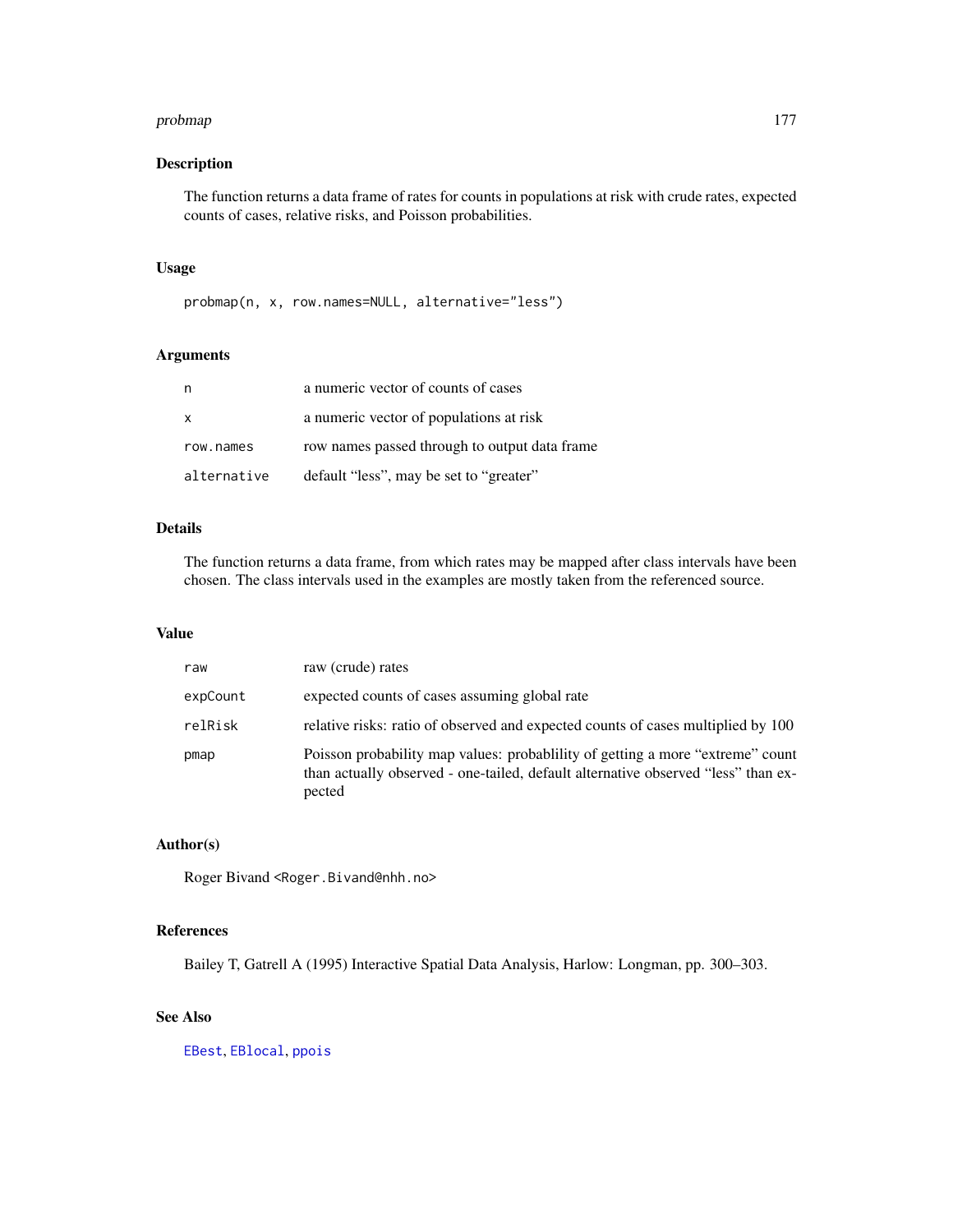## Description

The function returns a data frame of rates for counts in populations at risk with crude rates, expected counts of cases, relative risks, and Poisson probabilities.

## Usage

```
probmap(n, x, row.names=NULL, alternative="less")
```

## Arguments

| | |
|---|---|
| `n` | a numeric vector of counts of cases |
| `x` | a numeric vector of populations at risk |
| `row.names` | row names passed through to output data frame |
| `alternative` | default "less", may be set to "greater" |

## Details

The function returns a data frame, from which rates may be mapped after class intervals have been chosen. The class intervals used in the examples are mostly taken from the referenced source.

## Value

| | |
|---|---|
| `raw` | raw (crude) rates |
| `expCount` | expected counts of cases assuming global rate |
| `relRisk` | relative risks: ratio of observed and expected counts of cases multiplied by 100 |
| `pmap` | Poisson probability map values: probablility of getting a more "extreme" count than actually observed - one-tailed, default alternative observed "less" than expected |

## Author(s)

Roger Bivand <Roger.Bivand@nhh.no>

## References

Bailey T, Gatrell A (1995) Interactive Spatial Data Analysis, Harlow: Longman, pp. 300–303.

## See Also

`EBest`, `EBlocal`, `ppois`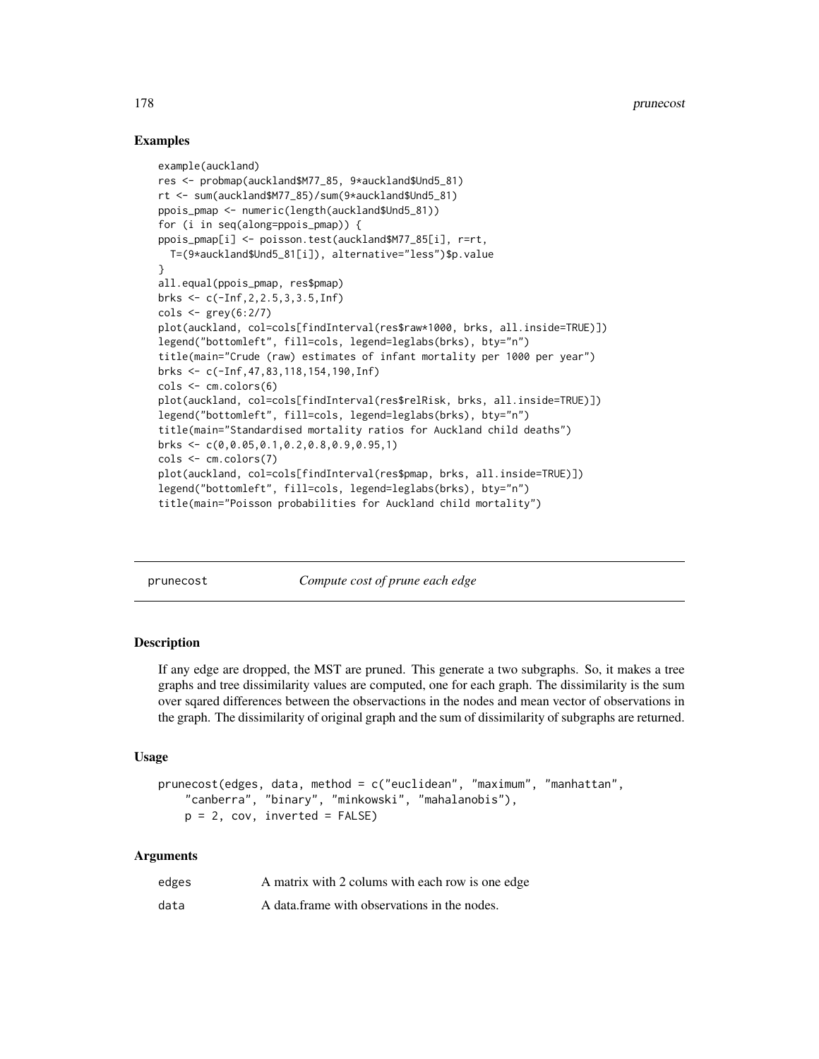## Examples

```
example(auckland)
res <- probmap(auckland$M77_85, 9*auckland$Und5_81)
rt <- sum(auckland$M77_85)/sum(9*auckland$Und5_81)
ppois_pmap <- numeric(length(auckland$Und5_81))
for (i in seq(along=ppois_pmap)) {
ppois_pmap[i] <- poisson.test(auckland$M77_85[i], r=rt,
  T=(9*auckland$Und5_81[i]), alternative="less")$p.value
}
all.equal(ppois_pmap, res$pmap)
brks <- c(-Inf,2,2.5,3,3.5,Inf)
cols <- grey(6:2/7)
plot(auckland, col=cols[findInterval(res$raw*1000, brks, all.inside=TRUE)])
legend("bottomleft", fill=cols, legend=leglabs(brks), bty="n")
title(main="Crude (raw) estimates of infant mortality per 1000 per year")
brks <- c(-Inf,47,83,118,154,190,Inf)
cols <- cm.colors(6)
plot(auckland, col=cols[findInterval(res$relRisk, brks, all.inside=TRUE)])
legend("bottomleft", fill=cols, legend=leglabs(brks), bty="n")
title(main="Standardised mortality ratios for Auckland child deaths")
brks <- c(0,0.05,0.1,0.2,0.8,0.9,0.95,1)
cols <- cm.colors(7)
plot(auckland, col=cols[findInterval(res$pmap, brks, all.inside=TRUE)])
legend("bottomleft", fill=cols, legend=leglabs(brks), bty="n")
title(main="Poisson probabilities for Auckland child mortality")
```

---

# prunecost — *Compute cost of prune each edge*

## Description

If any edge are dropped, the MST are pruned. This generate a two subgraphs. So, it makes a tree graphs and tree dissimilarity values are computed, one for each graph. The dissimilarity is the sum over sqared differences between the observactions in the nodes and mean vector of observations in the graph. The dissimilarity of original graph and the sum of dissimilarity of subgraphs are returned.

## Usage

```
prunecost(edges, data, method = c("euclidean", "maximum", "manhattan",
    "canberra", "binary", "minkowski", "mahalanobis"),
    p = 2, cov, inverted = FALSE)
```

## Arguments

| | |
|---|---|
| edges | A matrix with 2 colums with each row is one edge |
| data | A data.frame with observations in the nodes. |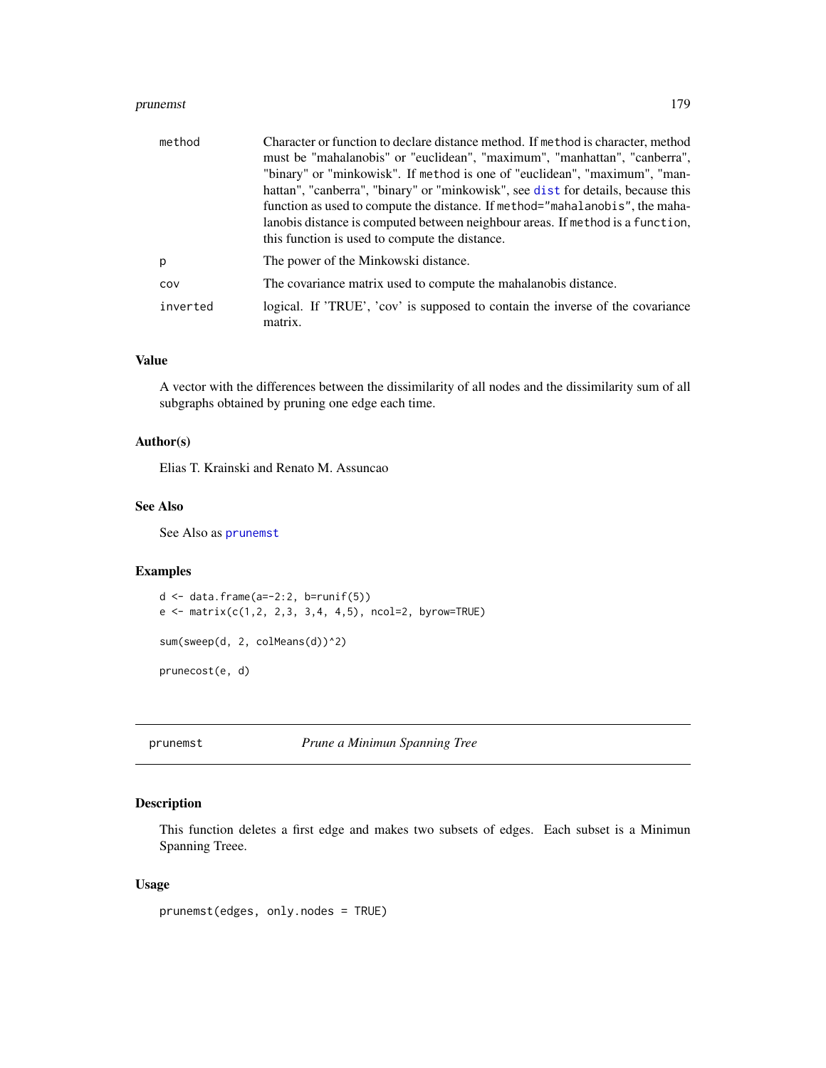| | |
|---|---|
| method | Character or function to declare distance method. If method is character, method must be "mahalanobis" or "euclidean", "maximum", "manhattan", "canberra", "binary" or "minkowisk". If method is one of "euclidean", "maximum", "manhattan", "canberra", "binary" or "minkowisk", see dist for details, because this function as used to compute the distance. If method="mahalanobis", the mahalanobis distance is computed between neighbour areas. If method is a function, this function is used to compute the distance. |
| p | The power of the Minkowski distance. |
| cov | The covariance matrix used to compute the mahalanobis distance. |
| inverted | logical. If 'TRUE', 'cov' is supposed to contain the inverse of the covariance matrix. |

### Value

A vector with the differences between the dissimilarity of all nodes and the dissimilarity sum of all subgraphs obtained by pruning one edge each time.

### Author(s)

Elias T. Krainski and Renato M. Assuncao

### See Also

See Also as prunemst

### Examples

```
d <- data.frame(a=-2:2, b=runif(5))
e <- matrix(c(1,2, 2,3, 3,4, 4,5), ncol=2, byrow=TRUE)

sum(sweep(d, 2, colMeans(d))^2)

prunecost(e, d)
```

---

## prunemst *Prune a Minimun Spanning Tree*

### Description

This function deletes a first edge and makes two subsets of edges. Each subset is a Minimun Spanning Treee.

### Usage

```
prunemst(edges, only.nodes = TRUE)
```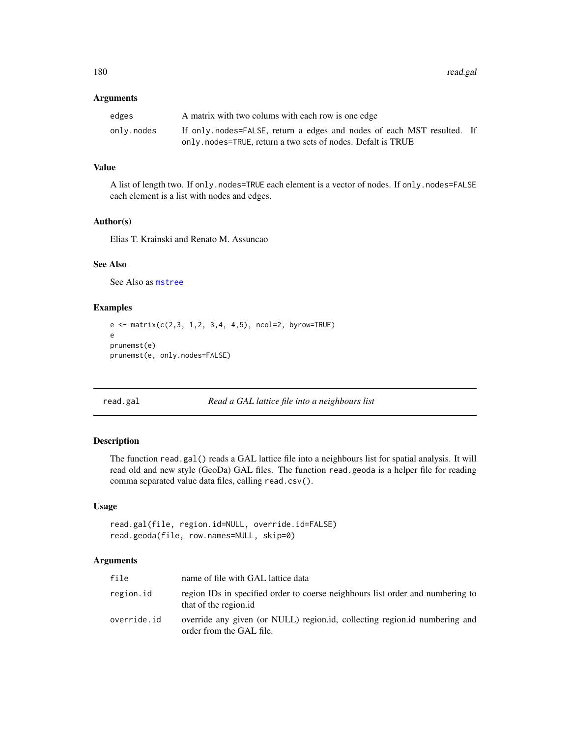### Arguments

| | |
|---|---|
| edges | A matrix with two colums with each row is one edge |
| only.nodes | If only.nodes=FALSE, return a edges and nodes of each MST resulted. If only.nodes=TRUE, return a two sets of nodes. Defalt is TRUE |

### Value

A list of length two. If only.nodes=TRUE each element is a vector of nodes. If only.nodes=FALSE each element is a list with nodes and edges.

### Author(s)

Elias T. Krainski and Renato M. Assuncao

### See Also

See Also as mstree

### Examples

```
e <- matrix(c(2,3, 1,2, 3,4, 4,5), ncol=2, byrow=TRUE)
e
prunemst(e)
prunemst(e, only.nodes=FALSE)
```

---

## read.gal — *Read a GAL lattice file into a neighbours list*

### Description

The function read.gal() reads a GAL lattice file into a neighbours list for spatial analysis. It will read old and new style (GeoDa) GAL files. The function read.geoda is a helper file for reading comma separated value data files, calling read.csv().

### Usage

```
read.gal(file, region.id=NULL, override.id=FALSE)
read.geoda(file, row.names=NULL, skip=0)
```

### Arguments

| | |
|---|---|
| file | name of file with GAL lattice data |
| region.id | region IDs in specified order to coerse neighbours list order and numbering to that of the region.id |
| override.id | override any given (or NULL) region.id, collecting region.id numbering and order from the GAL file. |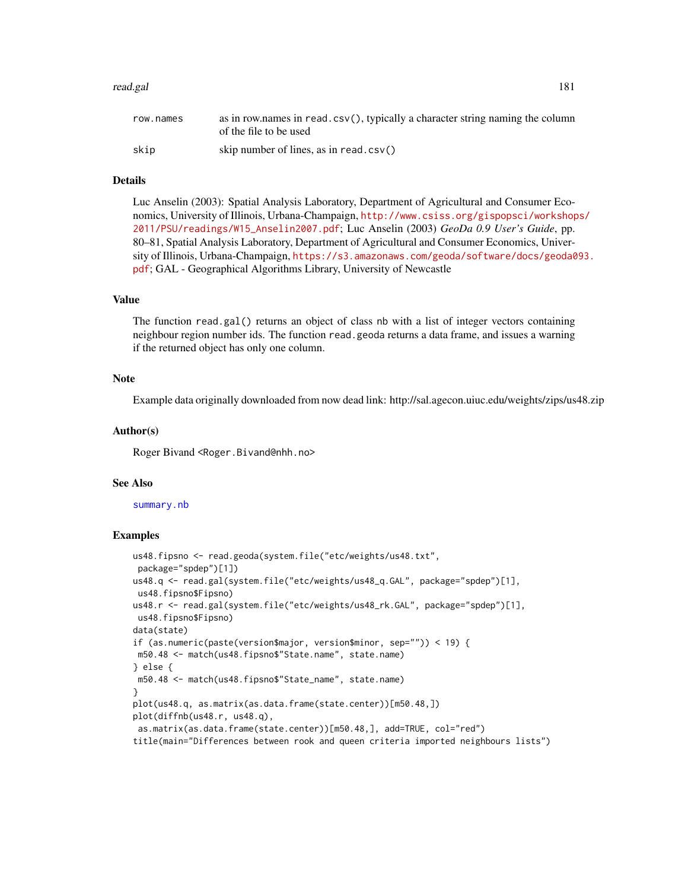| | |
|---|---|
| row.names | as in row.names in read.csv(), typically a character string naming the column of the file to be used |
| skip | skip number of lines, as in read.csv() |

## Details

Luc Anselin (2003): Spatial Analysis Laboratory, Department of Agricultural and Consumer Economics, University of Illinois, Urbana-Champaign, http://www.csiss.org/gispopsci/workshops/2011/PSU/readings/W15_Anselin2007.pdf; Luc Anselin (2003) *GeoDa 0.9 User's Guide*, pp. 80–81, Spatial Analysis Laboratory, Department of Agricultural and Consumer Economics, University of Illinois, Urbana-Champaign, https://s3.amazonaws.com/geoda/software/docs/geoda093.pdf; GAL - Geographical Algorithms Library, University of Newcastle

## Value

The function read.gal() returns an object of class nb with a list of integer vectors containing neighbour region number ids. The function read.geoda returns a data frame, and issues a warning if the returned object has only one column.

## Note

Example data originally downloaded from now dead link: http://sal.agecon.uiuc.edu/weights/zips/us48.zip

## Author(s)

Roger Bivand <Roger.Bivand@nhh.no>

## See Also

summary.nb

## Examples

```
us48.fipsno <- read.geoda(system.file("etc/weights/us48.txt",
 package="spdep")[1])
us48.q <- read.gal(system.file("etc/weights/us48_q.GAL", package="spdep")[1],
 us48.fipsno$Fipsno)
us48.r <- read.gal(system.file("etc/weights/us48_rk.GAL", package="spdep")[1],
 us48.fipsno$Fipsno)
data(state)
if (as.numeric(paste(version$major, version$minor, sep="")) < 19) {
 m50.48 <- match(us48.fipsno$"State.name", state.name)
} else {
 m50.48 <- match(us48.fipsno$"State_name", state.name)
}
plot(us48.q, as.matrix(as.data.frame(state.center))[m50.48,])
plot(diffnb(us48.r, us48.q),
 as.matrix(as.data.frame(state.center))[m50.48,], add=TRUE, col="red")
title(main="Differences between rook and queen criteria imported neighbours lists")
```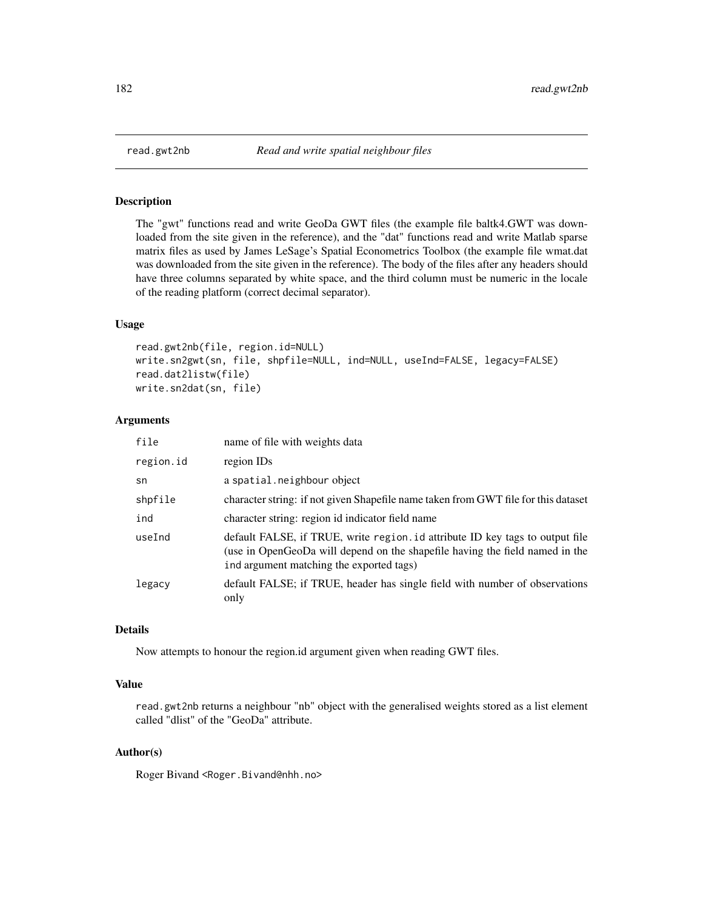read.gwt2nb *Read and write spatial neighbour files*

## Description

The "gwt" functions read and write GeoDa GWT files (the example file baltk4.GWT was downloaded from the site given in the reference), and the "dat" functions read and write Matlab sparse matrix files as used by James LeSage's Spatial Econometrics Toolbox (the example file wmat.dat was downloaded from the site given in the reference). The body of the files after any headers should have three columns separated by white space, and the third column must be numeric in the locale of the reading platform (correct decimal separator).

## Usage

```
read.gwt2nb(file, region.id=NULL)
write.sn2gwt(sn, file, shpfile=NULL, ind=NULL, useInd=FALSE, legacy=FALSE)
read.dat2listw(file)
write.sn2dat(sn, file)
```

## Arguments

| | |
|---|---|
| file | name of file with weights data |
| region.id | region IDs |
| sn | a spatial.neighbour object |
| shpfile | character string: if not given Shapefile name taken from GWT file for this dataset |
| ind | character string: region id indicator field name |
| useInd | default FALSE, if TRUE, write region.id attribute ID key tags to output file (use in OpenGeoDa will depend on the shapefile having the field named in the ind argument matching the exported tags) |
| legacy | default FALSE; if TRUE, header has single field with number of observations only |

## Details

Now attempts to honour the region.id argument given when reading GWT files.

## Value

read.gwt2nb returns a neighbour "nb" object with the generalised weights stored as a list element called "dlist" of the "GeoDa" attribute.

## Author(s)

Roger Bivand <Roger.Bivand@nhh.no>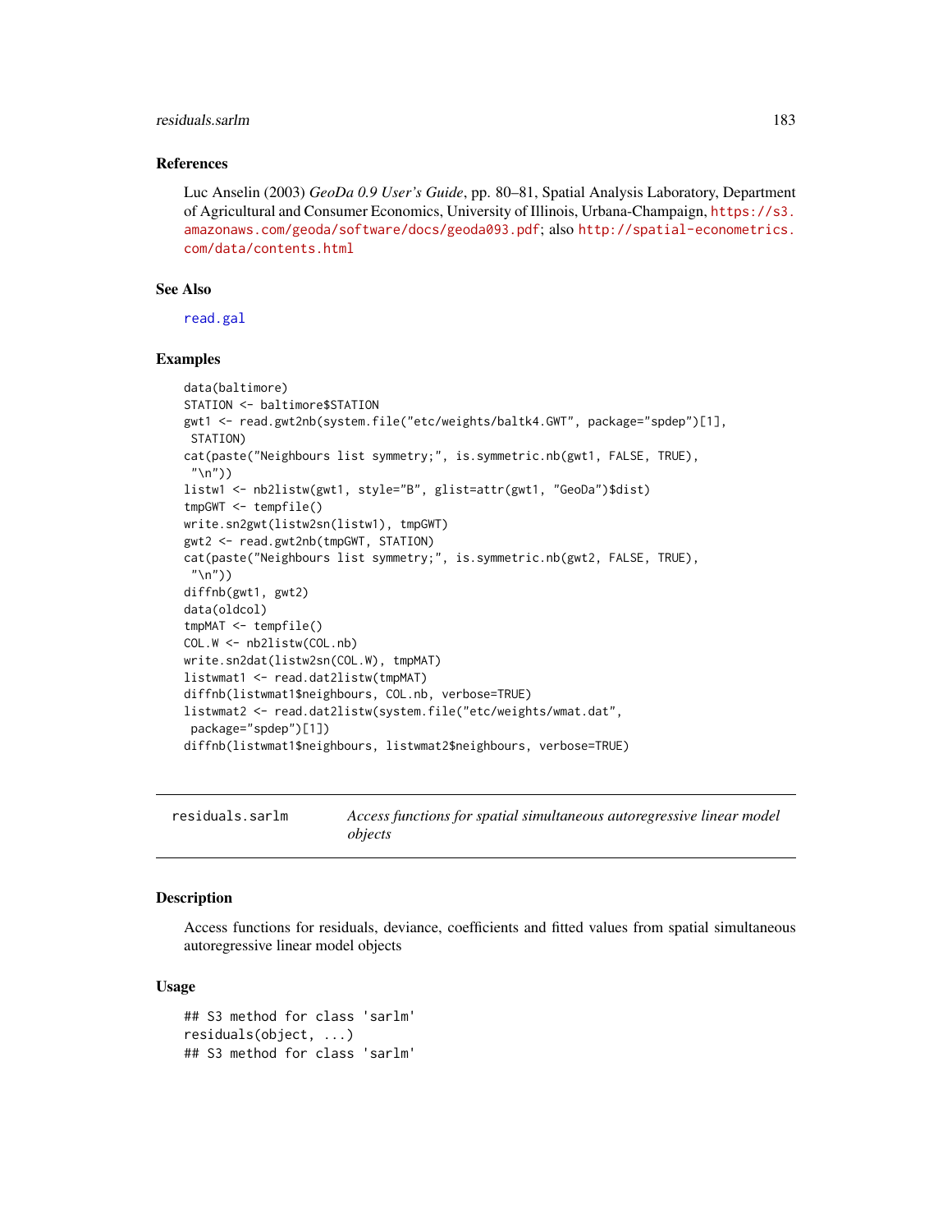## References

Luc Anselin (2003) *GeoDa 0.9 User's Guide*, pp. 80–81, Spatial Analysis Laboratory, Department of Agricultural and Consumer Economics, University of Illinois, Urbana-Champaign, https://s3.amazonaws.com/geoda/software/docs/geoda093.pdf; also http://spatial-econometrics.com/data/contents.html

## See Also

read.gal

## Examples

```
data(baltimore)
STATION <- baltimore$STATION
gwt1 <- read.gwt2nb(system.file("etc/weights/baltk4.GWT", package="spdep")[1],
 STATION)
cat(paste("Neighbours list symmetry;", is.symmetric.nb(gwt1, FALSE, TRUE),
 "\n"))
listw1 <- nb2listw(gwt1, style="B", glist=attr(gwt1, "GeoDa")$dist)
tmpGWT <- tempfile()
write.sn2gwt(listw2sn(listw1), tmpGWT)
gwt2 <- read.gwt2nb(tmpGWT, STATION)
cat(paste("Neighbours list symmetry;", is.symmetric.nb(gwt2, FALSE, TRUE),
 "\n"))
diffnb(gwt1, gwt2)
data(oldcol)
tmpMAT <- tempfile()
COL.W <- nb2listw(COL.nb)
write.sn2dat(listw2sn(COL.W), tmpMAT)
listwmat1 <- read.dat2listw(tmpMAT)
diffnb(listwmat1$neighbours, COL.nb, verbose=TRUE)
listwmat2 <- read.dat2listw(system.file("etc/weights/wmat.dat",
 package="spdep")[1])
diffnb(listwmat1$neighbours, listwmat2$neighbours, verbose=TRUE)
```

---

# residuals.sarlm — *Access functions for spatial simultaneous autoregressive linear model objects*

## Description

Access functions for residuals, deviance, coefficients and fitted values from spatial simultaneous autoregressive linear model objects

## Usage

```
## S3 method for class 'sarlm'
residuals(object, ...)
## S3 method for class 'sarlm'
```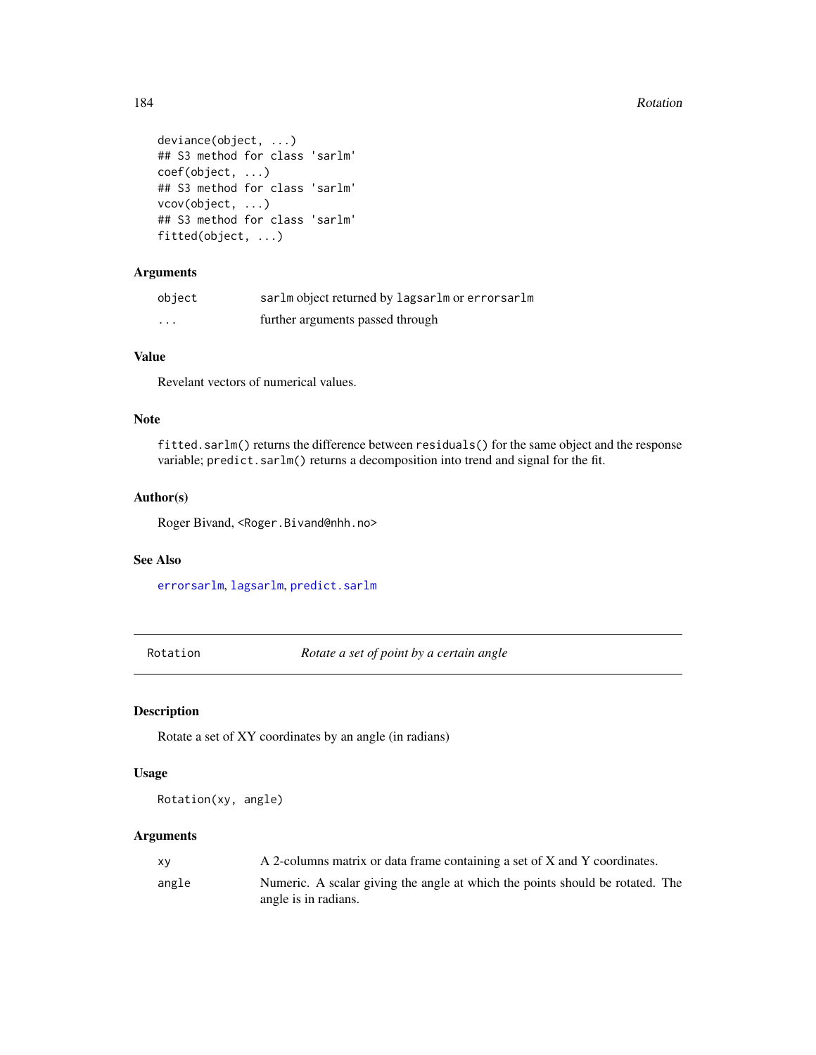```
deviance(object, ...)
## S3 method for class 'sarlm'
coef(object, ...)
## S3 method for class 'sarlm'
vcov(object, ...)
## S3 method for class 'sarlm'
fitted(object, ...)
```

### Arguments

| | |
|---|---|
| `object` | `sarlm` object returned by `lagsarlm` or `errorsarlm` |
| `...` | further arguments passed through |

### Value

Revelant vectors of numerical values.

### Note

`fitted.sarlm()` returns the difference between `residuals()` for the same object and the response variable; `predict.sarlm()` returns a decomposition into trend and signal for the fit.

### Author(s)

Roger Bivand, <Roger.Bivand@nhh.no>

### See Also

`errorsarlm`, `lagsarlm`, `predict.sarlm`

---

## Rotation — *Rotate a set of point by a certain angle*

### Description

Rotate a set of XY coordinates by an angle (in radians)

### Usage

```
Rotation(xy, angle)
```

### Arguments

| | |
|---|---|
| `xy` | A 2-columns matrix or data frame containing a set of X and Y coordinates. |
| `angle` | Numeric. A scalar giving the angle at which the points should be rotated. The angle is in radians. |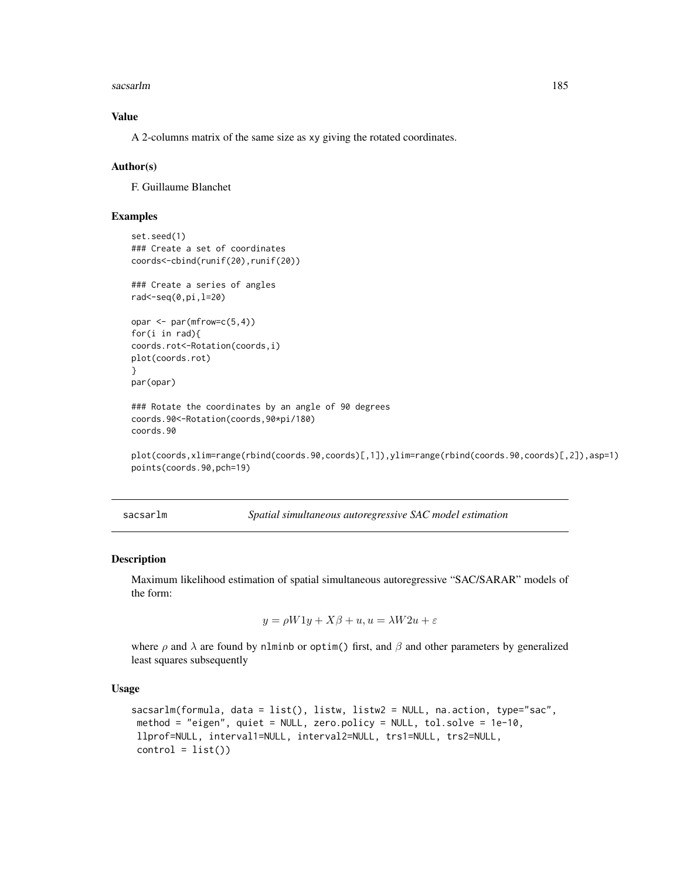### Value

A 2-columns matrix of the same size as xy giving the rotated coordinates.

### Author(s)

F. Guillaume Blanchet

### Examples

```
set.seed(1)
### Create a set of coordinates
coords<-cbind(runif(20),runif(20))

### Create a series of angles
rad<-seq(0,pi,l=20)

opar <- par(mfrow=c(5,4))
for(i in rad){
coords.rot<-Rotation(coords,i)
plot(coords.rot)
}
par(opar)

### Rotate the coordinates by an angle of 90 degrees
coords.90<-Rotation(coords,90*pi/180)
coords.90

plot(coords,xlim=range(rbind(coords.90,coords)[,1]),ylim=range(rbind(coords.90,coords)[,2]),asp=1)
points(coords.90,pch=19)
```

---

## sacsarlm — *Spatial simultaneous autoregressive SAC model estimation*

### Description

Maximum likelihood estimation of spatial simultaneous autoregressive "SAC/SARAR" models of the form:

$$y = \rho W1y + X\beta + u, u = \lambda W2u + \varepsilon$$

where $\rho$ and $\lambda$ are found by nlminb or optim() first, and $\beta$ and other parameters by generalized least squares subsequently

### Usage

```
sacsarlm(formula, data = list(), listw, listw2 = NULL, na.action, type="sac",
 method = "eigen", quiet = NULL, zero.policy = NULL, tol.solve = 1e-10,
 llprof=NULL, interval1=NULL, interval2=NULL, trs1=NULL, trs2=NULL,
 control = list())
```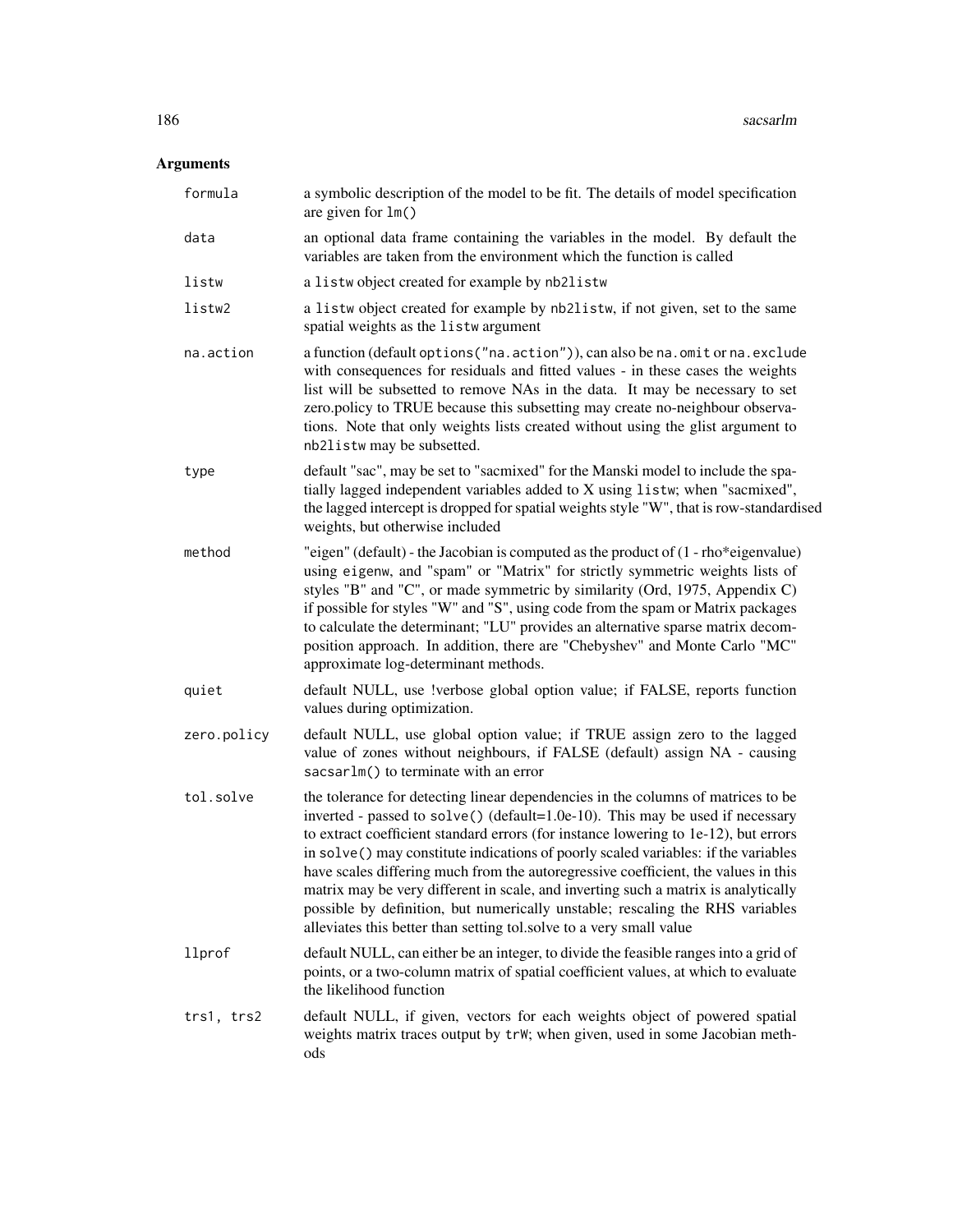## Arguments

| | |
|---|---|
| formula | a symbolic description of the model to be fit. The details of model specification are given for `lm()` |
| data | an optional data frame containing the variables in the model. By default the variables are taken from the environment which the function is called |
| listw | a `listw` object created for example by `nb2listw` |
| listw2 | a `listw` object created for example by `nb2listw`, if not given, set to the same spatial weights as the `listw` argument |
| na.action | a function (default `options("na.action")`), can also be `na.omit` or `na.exclude` with consequences for residuals and fitted values - in these cases the weights list will be subsetted to remove NAs in the data. It may be necessary to set zero.policy to TRUE because this subsetting may create no-neighbour observations. Note that only weights lists created without using the glist argument to `nb2listw` may be subsetted. |
| type | default "sac", may be set to "sacmixed" for the Manski model to include the spatially lagged independent variables added to X using `listw`; when "sacmixed", the lagged intercept is dropped for spatial weights style "W", that is row-standardised weights, but otherwise included |
| method | "eigen" (default) - the Jacobian is computed as the product of (1 - rho*eigenvalue) using `eigenw`, and "spam" or "Matrix" for strictly symmetric weights lists of styles "B" and "C", or made symmetric by similarity (Ord, 1975, Appendix C) if possible for styles "W" and "S", using code from the spam or Matrix packages to calculate the determinant; "LU" provides an alternative sparse matrix decomposition approach. In addition, there are "Chebyshev" and Monte Carlo "MC" approximate log-determinant methods. |
| quiet | default NULL, use !verbose global option value; if FALSE, reports function values during optimization. |
| zero.policy | default NULL, use global option value; if TRUE assign zero to the lagged value of zones without neighbours, if FALSE (default) assign NA - causing `sacsarlm()` to terminate with an error |
| tol.solve | the tolerance for detecting linear dependencies in the columns of matrices to be inverted - passed to `solve()` (default=1.0e-10). This may be used if necessary to extract coefficient standard errors (for instance lowering to 1e-12), but errors in `solve()` may constitute indications of poorly scaled variables: if the variables have scales differing much from the autoregressive coefficient, the values in this matrix may be very different in scale, and inverting such a matrix is analytically possible by definition, but numerically unstable; rescaling the RHS variables alleviates this better than setting tol.solve to a very small value |
| llprof | default NULL, can either be an integer, to divide the feasible ranges into a grid of points, or a two-column matrix of spatial coefficient values, at which to evaluate the likelihood function |
| trs1, trs2 | default NULL, if given, vectors for each weights object of powered spatial weights matrix traces output by `trW`; when given, used in some Jacobian methods |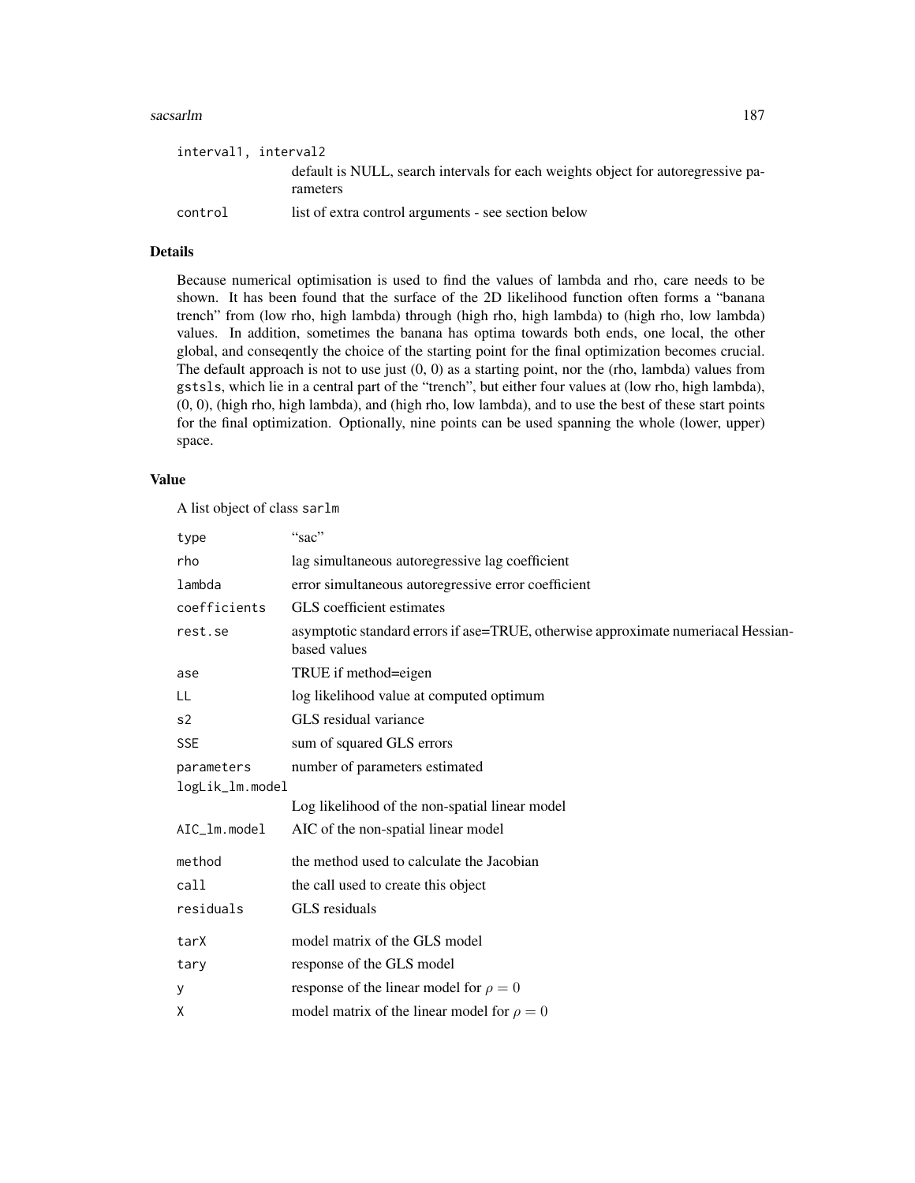| | |
|---|---|
| interval1, interval2 | default is NULL, search intervals for each weights object for autoregressive parameters |
| control | list of extra control arguments - see section below |

## Details

Because numerical optimisation is used to find the values of lambda and rho, care needs to be shown. It has been found that the surface of the 2D likelihood function often forms a "banana trench" from (low rho, high lambda) through (high rho, high lambda) to (high rho, low lambda) values. In addition, sometimes the banana has optima towards both ends, one local, the other global, and conseqently the choice of the starting point for the final optimization becomes crucial. The default approach is not to use just (0, 0) as a starting point, nor the (rho, lambda) values from gstsls, which lie in a central part of the "trench", but either four values at (low rho, high lambda), (0, 0), (high rho, high lambda), and (high rho, low lambda), and to use the best of these start points for the final optimization. Optionally, nine points can be used spanning the whole (lower, upper) space.

## Value

A list object of class sarlm

| | |
|---|---|
| type | "sac" |
| rho | lag simultaneous autoregressive lag coefficient |
| lambda | error simultaneous autoregressive error coefficient |
| coefficients | GLS coefficient estimates |
| rest.se | asymptotic standard errors if ase=TRUE, otherwise approximate numeriacal Hessian-based values |
| ase | TRUE if method=eigen |
| LL | log likelihood value at computed optimum |
| s2 | GLS residual variance |
| SSE | sum of squared GLS errors |
| parameters | number of parameters estimated |
| logLik_lm.model | Log likelihood of the non-spatial linear model |
| AIC_lm.model | AIC of the non-spatial linear model |
| method | the method used to calculate the Jacobian |
| call | the call used to create this object |
| residuals | GLS residuals |
| tarX | model matrix of the GLS model |
| tary | response of the GLS model |
| y | response of the linear model for $\rho = 0$ |
| X | model matrix of the linear model for $\rho = 0$ |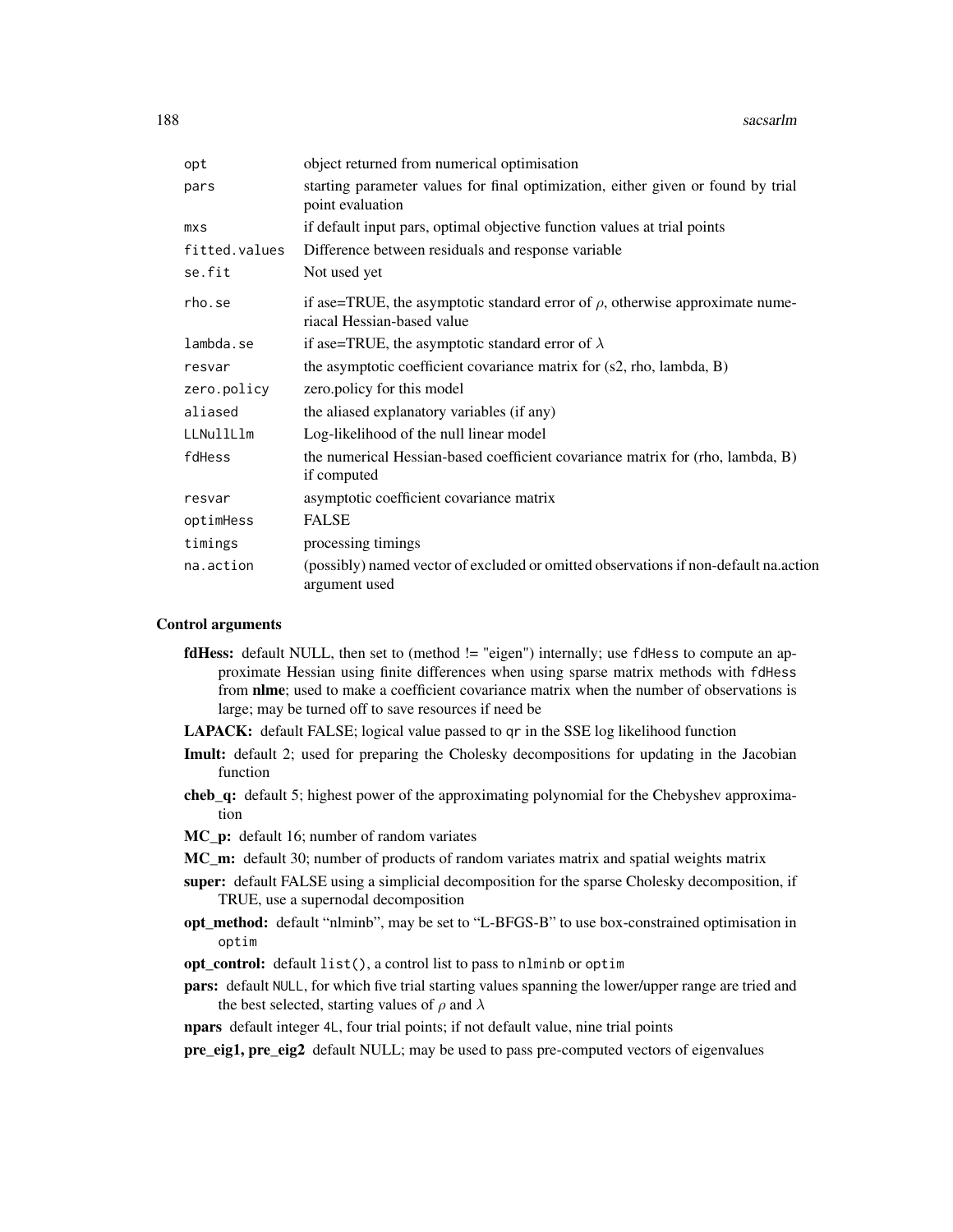| | |
|---|---|
| opt | object returned from numerical optimisation |
| pars | starting parameter values for final optimization, either given or found by trial point evaluation |
| mxs | if default input pars, optimal objective function values at trial points |
| fitted.values | Difference between residuals and response variable |
| se.fit | Not used yet |
| rho.se | if ase=TRUE, the asymptotic standard error of $\rho$, otherwise approximate numeriacal Hessian-based value |
| lambda.se | if ase=TRUE, the asymptotic standard error of $\lambda$ |
| resvar | the asymptotic coefficient covariance matrix for (s2, rho, lambda, B) |
| zero.policy | zero.policy for this model |
| aliased | the aliased explanatory variables (if any) |
| LLNullLlm | Log-likelihood of the null linear model |
| fdHess | the numerical Hessian-based coefficient covariance matrix for (rho, lambda, B) if computed |
| resvar | asymptotic coefficient covariance matrix |
| optimHess | FALSE |
| timings | processing timings |
| na.action | (possibly) named vector of excluded or omitted observations if non-default na.action argument used |

### Control arguments

- **fdHess:** default NULL, then set to (method != "eigen") internally; use `fdHess` to compute an approximate Hessian using finite differences when using sparse matrix methods with `fdHess` from **nlme**; used to make a coefficient covariance matrix when the number of observations is large; may be turned off to save resources if need be
- **LAPACK:** default FALSE; logical value passed to `qr` in the SSE log likelihood function
- **Imult:** default 2; used for preparing the Cholesky decompositions for updating in the Jacobian function
- **cheb_q:** default 5; highest power of the approximating polynomial for the Chebyshev approximation
- **MC_p:** default 16; number of random variates
- **MC_m:** default 30; number of products of random variates matrix and spatial weights matrix
- **super:** default FALSE using a simplicial decomposition for the sparse Cholesky decomposition, if TRUE, use a supernodal decomposition
- **opt_method:** default "nlminb", may be set to "L-BFGS-B" to use box-constrained optimisation in `optim`
- **opt_control:** default `list()`, a control list to pass to `nlminb` or `optim`
- **pars:** default `NULL`, for which five trial starting values spanning the lower/upper range are tried and the best selected, starting values of $\rho$ and $\lambda$
- **npars** default integer `4L`, four trial points; if not default value, nine trial points
- **pre_eig1, pre_eig2** default NULL; may be used to pass pre-computed vectors of eigenvalues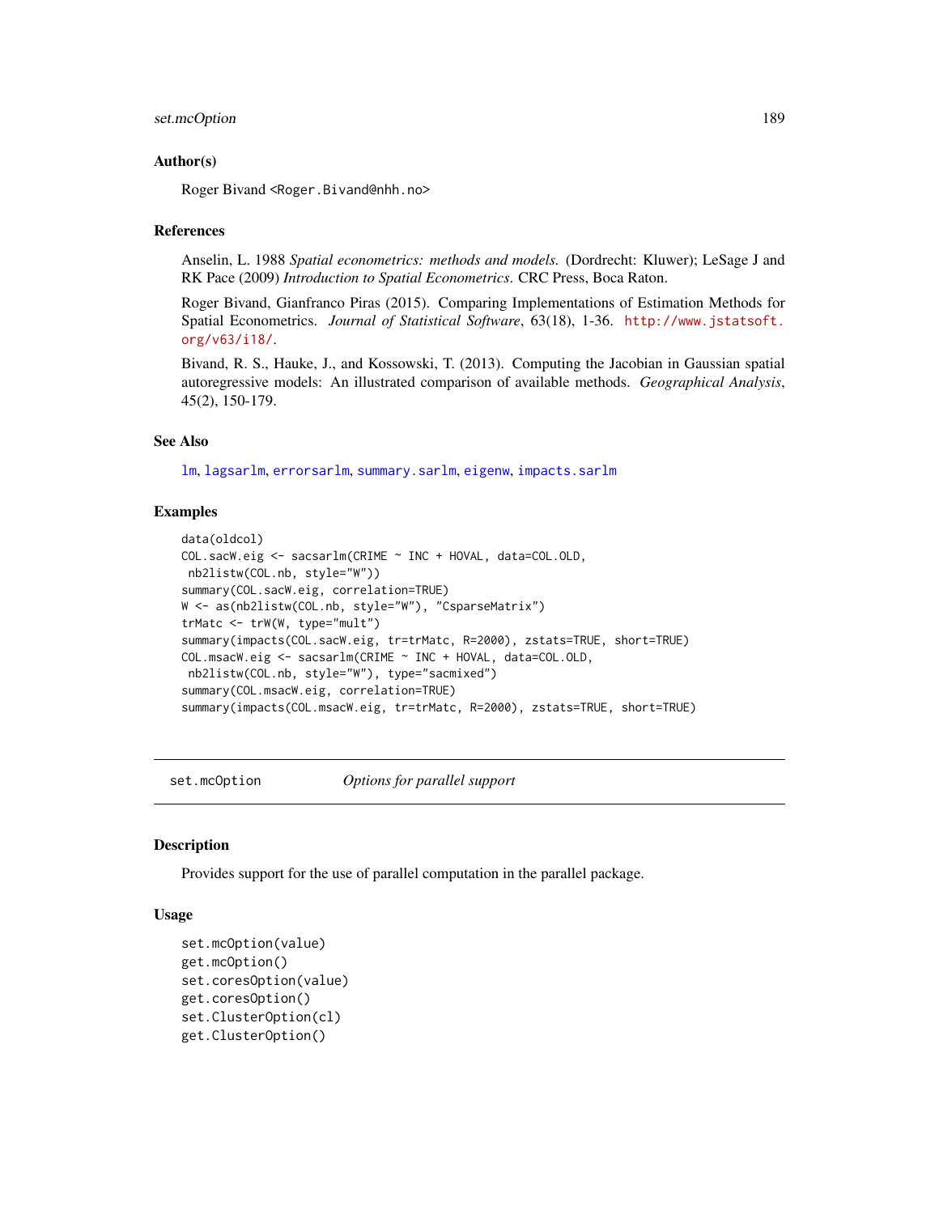### Author(s)

Roger Bivand <Roger.Bivand@nhh.no>

### References

Anselin, L. 1988 *Spatial econometrics: methods and models.* (Dordrecht: Kluwer); LeSage J and RK Pace (2009) *Introduction to Spatial Econometrics*. CRC Press, Boca Raton.

Roger Bivand, Gianfranco Piras (2015). Comparing Implementations of Estimation Methods for Spatial Econometrics. *Journal of Statistical Software*, 63(18), 1-36. http://www.jstatsoft.org/v63/i18/.

Bivand, R. S., Hauke, J., and Kossowski, T. (2013). Computing the Jacobian in Gaussian spatial autoregressive models: An illustrated comparison of available methods. *Geographical Analysis*, 45(2), 150-179.

### See Also

lm, lagsarlm, errorsarlm, summary.sarlm, eigenw, impacts.sarlm

### Examples

```
data(oldcol)
COL.sacW.eig <- sacsarlm(CRIME ~ INC + HOVAL, data=COL.OLD,
 nb2listw(COL.nb, style="W"))
summary(COL.sacW.eig, correlation=TRUE)
W <- as(nb2listw(COL.nb, style="W"), "CsparseMatrix")
trMatc <- trW(W, type="mult")
summary(impacts(COL.sacW.eig, tr=trMatc, R=2000), zstats=TRUE, short=TRUE)
COL.msacW.eig <- sacsarlm(CRIME ~ INC + HOVAL, data=COL.OLD,
 nb2listw(COL.nb, style="W"), type="sacmixed")
summary(COL.msacW.eig, correlation=TRUE)
summary(impacts(COL.msacW.eig, tr=trMatc, R=2000), zstats=TRUE, short=TRUE)
```

---

## set.mcOption *Options for parallel support*

---

### Description

Provides support for the use of parallel computation in the parallel package.

### Usage

```
set.mcOption(value)
get.mcOption()
set.coresOption(value)
get.coresOption()
set.ClusterOption(cl)
get.ClusterOption()
```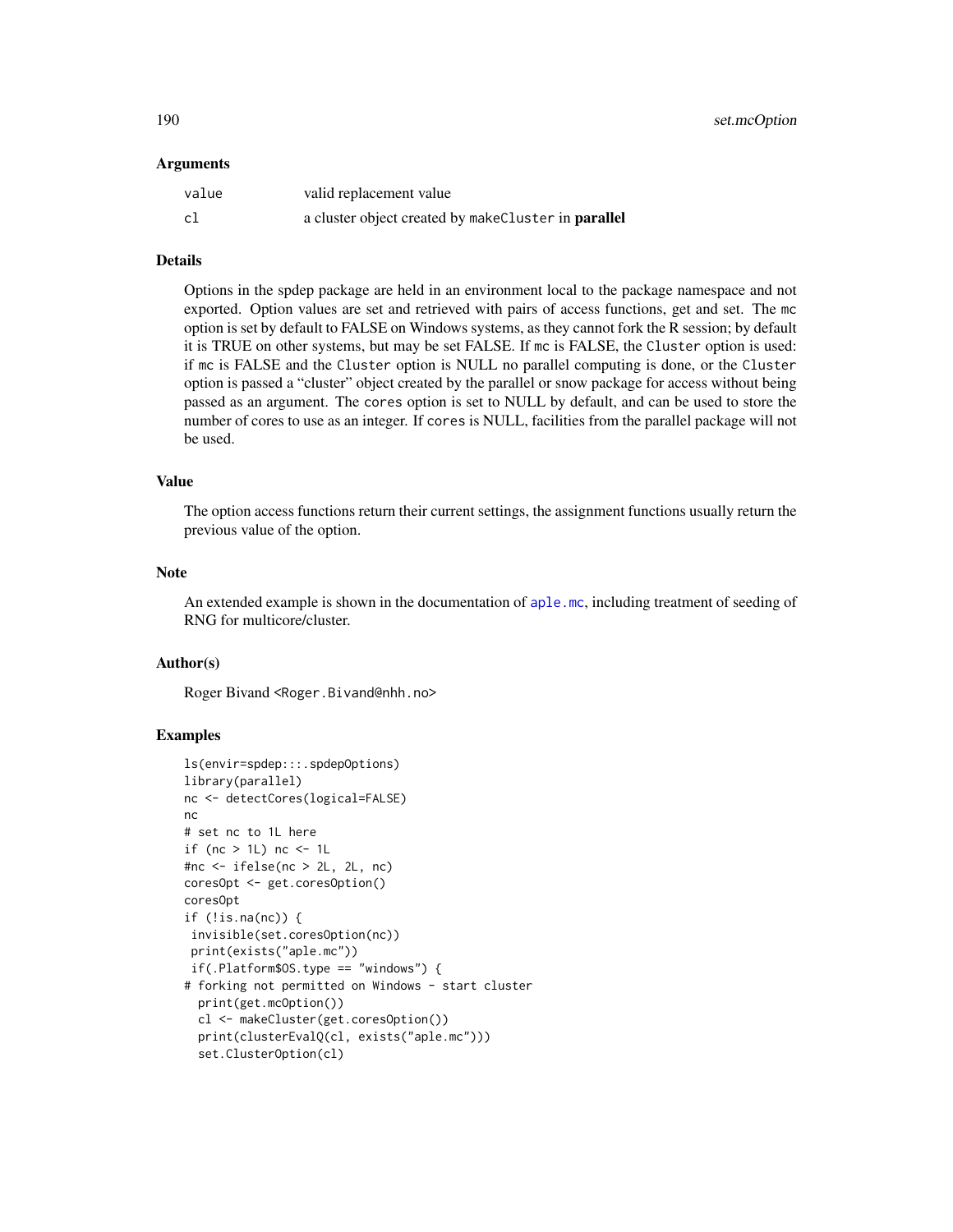## Arguments

| | |
|---|---|
| value | valid replacement value |
| cl | a cluster object created by makeCluster in **parallel** |

## Details

Options in the spdep package are held in an environment local to the package namespace and not exported. Option values are set and retrieved with pairs of access functions, get and set. The mc option is set by default to FALSE on Windows systems, as they cannot fork the R session; by default it is TRUE on other systems, but may be set FALSE. If mc is FALSE, the Cluster option is used: if mc is FALSE and the Cluster option is NULL no parallel computing is done, or the Cluster option is passed a "cluster" object created by the parallel or snow package for access without being passed as an argument. The cores option is set to NULL by default, and can be used to store the number of cores to use as an integer. If cores is NULL, facilities from the parallel package will not be used.

## Value

The option access functions return their current settings, the assignment functions usually return the previous value of the option.

## Note

An extended example is shown in the documentation of aple.mc, including treatment of seeding of RNG for multicore/cluster.

## Author(s)

Roger Bivand <Roger.Bivand@nhh.no>

## Examples

```
ls(envir=spdep:::.spdepOptions)
library(parallel)
nc <- detectCores(logical=FALSE)
nc
# set nc to 1L here
if (nc > 1L) nc <- 1L
#nc <- ifelse(nc > 2L, 2L, nc)
coresOpt <- get.coresOption()
coresOpt
if (!is.na(nc)) {
 invisible(set.coresOption(nc))
 print(exists("aple.mc"))
 if(.Platform$OS.type == "windows") {
# forking not permitted on Windows - start cluster
  print(get.mcOption())
  cl <- makeCluster(get.coresOption())
  print(clusterEvalQ(cl, exists("aple.mc")))
  set.ClusterOption(cl)
```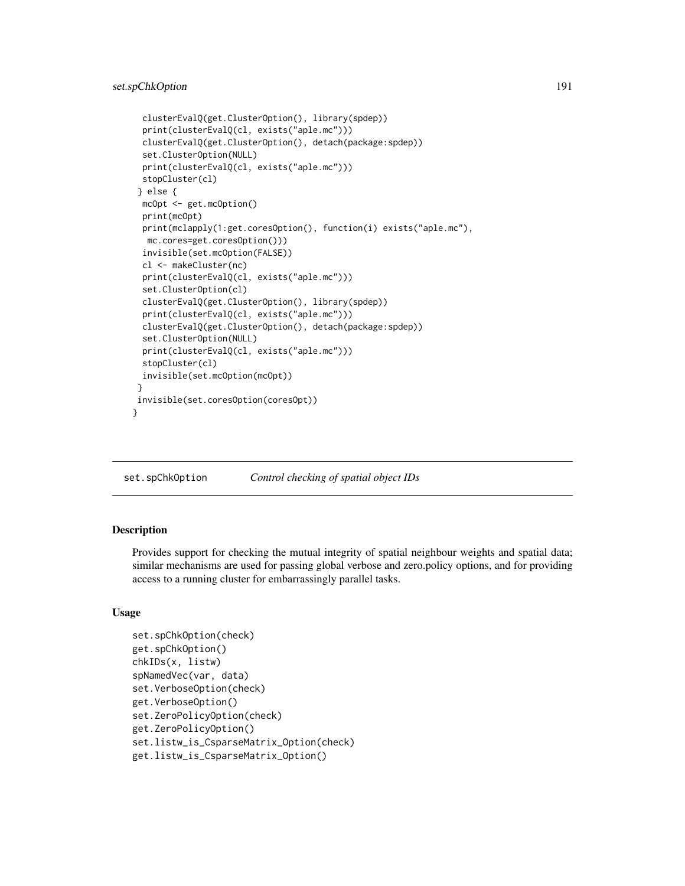```
  clusterEvalQ(get.ClusterOption(), library(spdep))
  print(clusterEvalQ(cl, exists("aple.mc")))
  clusterEvalQ(get.ClusterOption(), detach(package:spdep))
  set.ClusterOption(NULL)
  print(clusterEvalQ(cl, exists("aple.mc")))
  stopCluster(cl)
 } else {
  mcOpt <- get.mcOption()
  print(mcOpt)
  print(mclapply(1:get.coresOption(), function(i) exists("aple.mc"),
   mc.cores=get.coresOption()))
  invisible(set.mcOption(FALSE))
  cl <- makeCluster(nc)
  print(clusterEvalQ(cl, exists("aple.mc")))
  set.ClusterOption(cl)
  clusterEvalQ(get.ClusterOption(), library(spdep))
  print(clusterEvalQ(cl, exists("aple.mc")))
  clusterEvalQ(get.ClusterOption(), detach(package:spdep))
  set.ClusterOption(NULL)
  print(clusterEvalQ(cl, exists("aple.mc")))
  stopCluster(cl)
  invisible(set.mcOption(mcOpt))
 }
 invisible(set.coresOption(coresOpt))
}
```

---

# set.spChkOption    *Control checking of spatial object IDs*

---

## Description

Provides support for checking the mutual integrity of spatial neighbour weights and spatial data; similar mechanisms are used for passing global verbose and zero.policy options, and for providing access to a running cluster for embarrassingly parallel tasks.

## Usage

```
set.spChkOption(check)
get.spChkOption()
chkIDs(x, listw)
spNamedVec(var, data)
set.VerboseOption(check)
get.VerboseOption()
set.ZeroPolicyOption(check)
get.ZeroPolicyOption()
set.listw_is_CsparseMatrix_Option(check)
get.listw_is_CsparseMatrix_Option()
```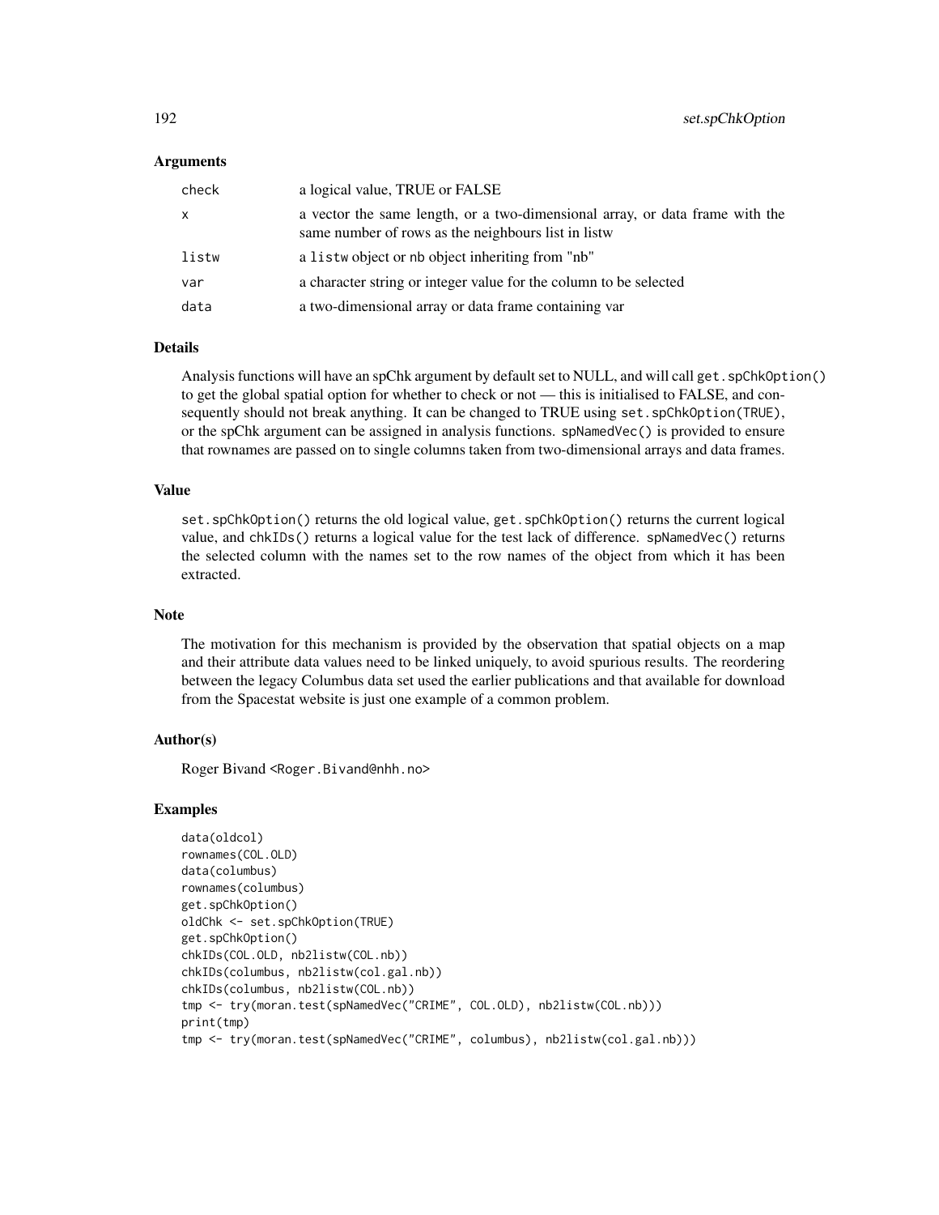### Arguments

| | |
|---|---|
| check | a logical value, TRUE or FALSE |
| x | a vector the same length, or a two-dimensional array, or data frame with the same number of rows as the neighbours list in listw |
| listw | a `listw` object or `nb` object inheriting from "nb" |
| var | a character string or integer value for the column to be selected |
| data | a two-dimensional array or data frame containing var |

### Details

Analysis functions will have an spChk argument by default set to NULL, and will call `get.spChkOption()` to get the global spatial option for whether to check or not — this is initialised to FALSE, and consequently should not break anything. It can be changed to TRUE using `set.spChkOption(TRUE)`, or the spChk argument can be assigned in analysis functions. `spNamedVec()` is provided to ensure that rownames are passed on to single columns taken from two-dimensional arrays and data frames.

### Value

`set.spChkOption()` returns the old logical value, `get.spChkOption()` returns the current logical value, and `chkIDs()` returns a logical value for the test lack of difference. `spNamedVec()` returns the selected column with the names set to the row names of the object from which it has been extracted.

### Note

The motivation for this mechanism is provided by the observation that spatial objects on a map and their attribute data values need to be linked uniquely, to avoid spurious results. The reordering between the legacy Columbus data set used the earlier publications and that available for download from the Spacestat website is just one example of a common problem.

### Author(s)

Roger Bivand <Roger.Bivand@nhh.no>

### Examples

```
data(oldcol)
rownames(COL.OLD)
data(columbus)
rownames(columbus)
get.spChkOption()
oldChk <- set.spChkOption(TRUE)
get.spChkOption()
chkIDs(COL.OLD, nb2listw(COL.nb))
chkIDs(columbus, nb2listw(col.gal.nb))
chkIDs(columbus, nb2listw(COL.nb))
tmp <- try(moran.test(spNamedVec("CRIME", COL.OLD), nb2listw(COL.nb)))
print(tmp)
tmp <- try(moran.test(spNamedVec("CRIME", columbus), nb2listw(col.gal.nb)))
```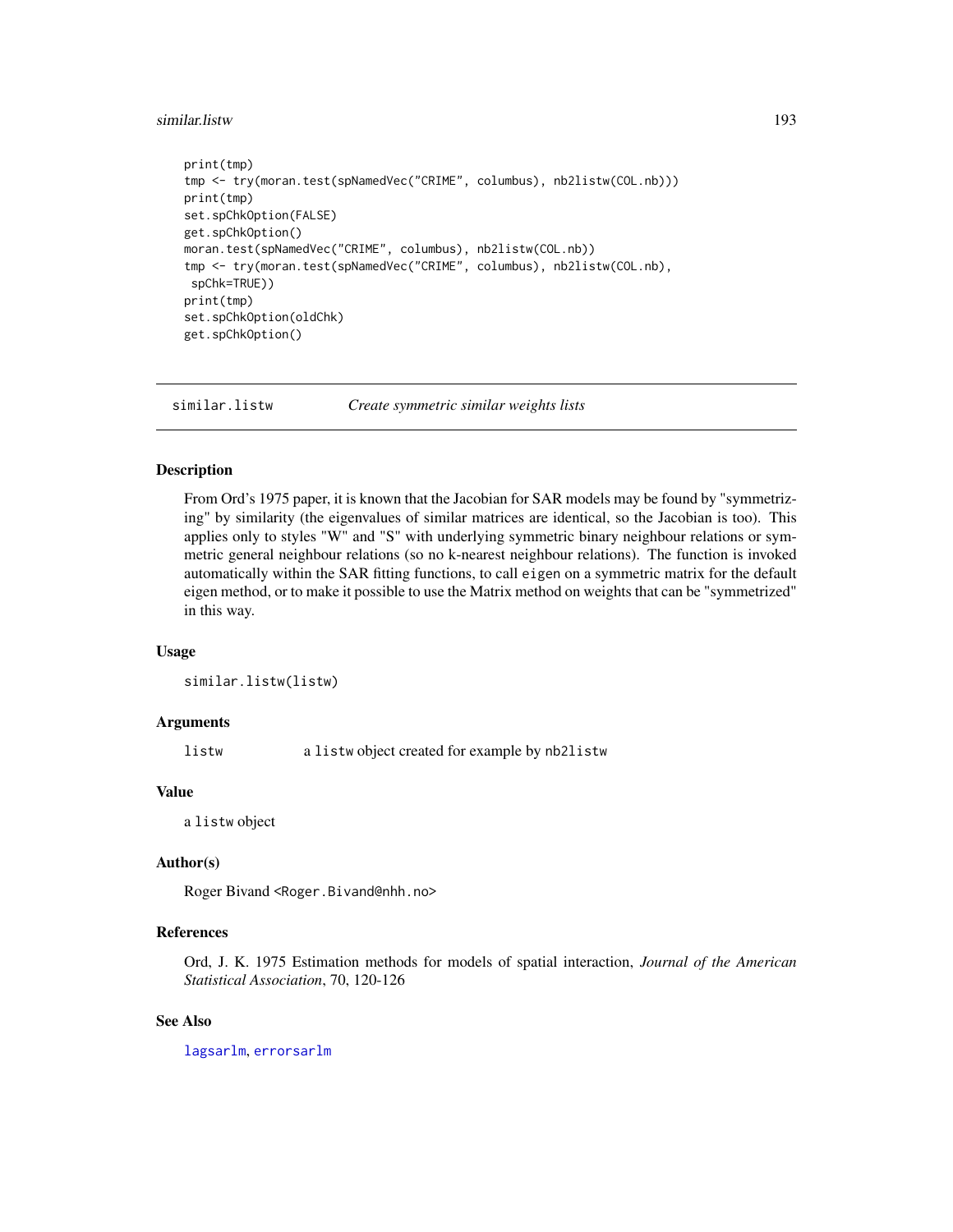```
print(tmp)
tmp <- try(moran.test(spNamedVec("CRIME", columbus), nb2listw(COL.nb)))
print(tmp)
set.spChkOption(FALSE)
get.spChkOption()
moran.test(spNamedVec("CRIME", columbus), nb2listw(COL.nb))
tmp <- try(moran.test(spNamedVec("CRIME", columbus), nb2listw(COL.nb),
 spChk=TRUE))
print(tmp)
set.spChkOption(oldChk)
get.spChkOption()
```

## similar.listw *Create symmetric similar weights lists*

### Description

From Ord's 1975 paper, it is known that the Jacobian for SAR models may be found by "symmetrizing" by similarity (the eigenvalues of similar matrices are identical, so the Jacobian is too). This applies only to styles "W" and "S" with underlying symmetric binary neighbour relations or symmetric general neighbour relations (so no k-nearest neighbour relations). The function is invoked automatically within the SAR fitting functions, to call `eigen` on a symmetric matrix for the default eigen method, or to make it possible to use the Matrix method on weights that can be "symmetrized" in this way.

### Usage

```
similar.listw(listw)
```

### Arguments

listw — a `listw` object created for example by `nb2listw`

### Value

a `listw` object

### Author(s)

Roger Bivand <Roger.Bivand@nhh.no>

### References

Ord, J. K. 1975 Estimation methods for models of spatial interaction, *Journal of the American Statistical Association*, 70, 120-126

### See Also

`lagsarlm`, `errorsarlm`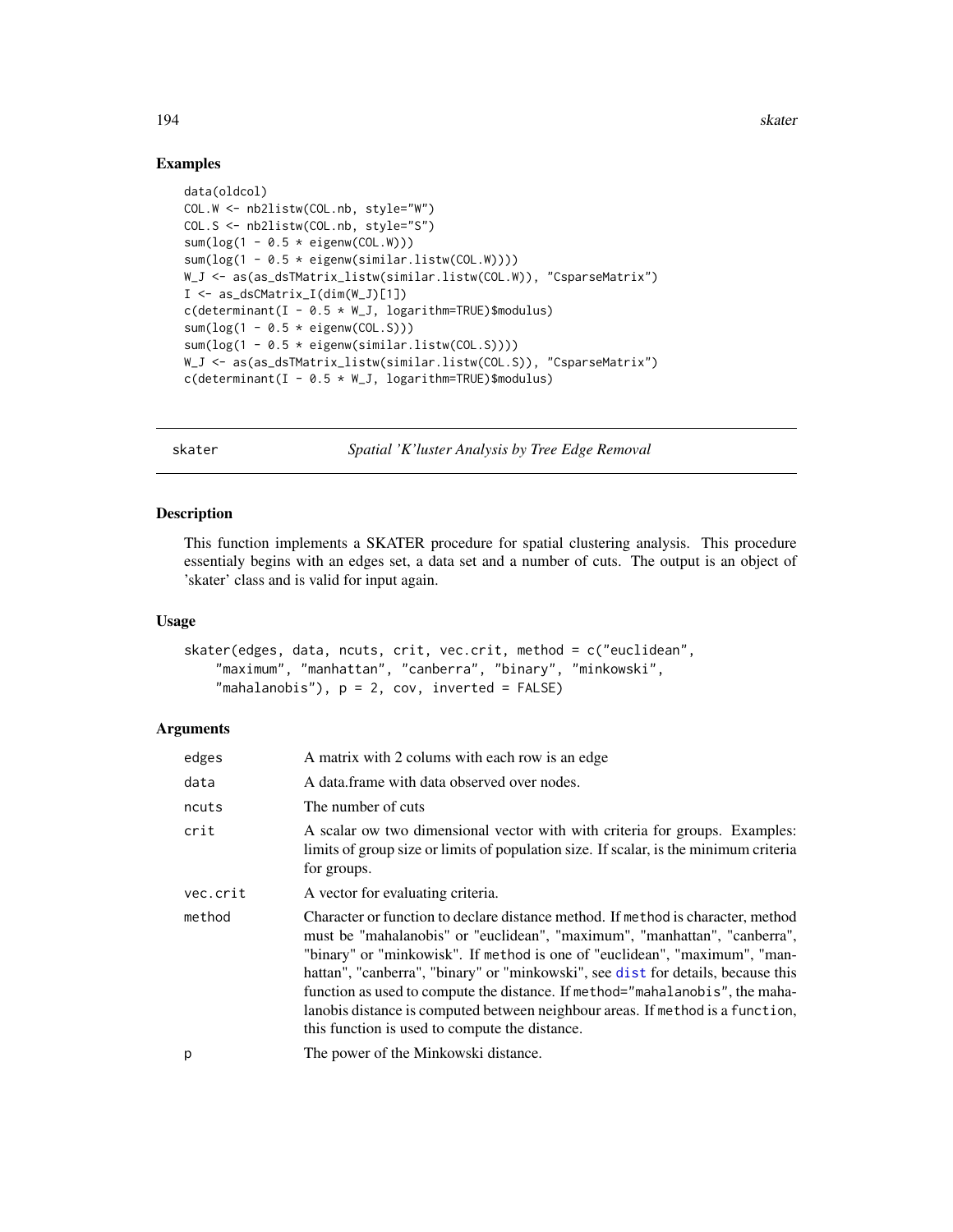## Examples

```
data(oldcol)
COL.W <- nb2listw(COL.nb, style="W")
COL.S <- nb2listw(COL.nb, style="S")
sum(log(1 - 0.5 * eigenw(COL.W)))
sum(log(1 - 0.5 * eigenw(similar.listw(COL.W))))
W_J <- as(as_dsTMatrix_listw(similar.listw(COL.W)), "CsparseMatrix")
I <- as_dsCMatrix_I(dim(W_J)[1])
c(determinant(I - 0.5 * W_J, logarithm=TRUE)$modulus)
sum(log(1 - 0.5 * eigenw(COL.S)))
sum(log(1 - 0.5 * eigenw(similar.listw(COL.S))))
W_J <- as(as_dsTMatrix_listw(similar.listw(COL.S)), "CsparseMatrix")
c(determinant(I - 0.5 * W_J, logarithm=TRUE)$modulus)
```

---

# skater — *Spatial 'K'luster Analysis by Tree Edge Removal*

## Description

This function implements a SKATER procedure for spatial clustering analysis. This procedure essentialy begins with an edges set, a data set and a number of cuts. The output is an object of 'skater' class and is valid for input again.

## Usage

```
skater(edges, data, ncuts, crit, vec.crit, method = c("euclidean",
    "maximum", "manhattan", "canberra", "binary", "minkowski",
    "mahalanobis"), p = 2, cov, inverted = FALSE)
```

## Arguments

| | |
|---|---|
| `edges` | A matrix with 2 colums with each row is an edge |
| `data` | A data.frame with data observed over nodes. |
| `ncuts` | The number of cuts |
| `crit` | A scalar ow two dimensional vector with with criteria for groups. Examples: limits of group size or limits of population size. If scalar, is the minimum criteria for groups. |
| `vec.crit` | A vector for evaluating criteria. |
| `method` | Character or function to declare distance method. If `method` is character, method must be "mahalanobis" or "euclidean", "maximum", "manhattan", "canberra", "binary" or "minkowisk". If `method` is one of "euclidean", "maximum", "manhattan", "canberra", "binary" or "minkowski", see `dist` for details, because this function as used to compute the distance. If `method="mahalanobis"`, the mahalanobis distance is computed between neighbour areas. If `method` is a `function`, this function is used to compute the distance. |
| `p` | The power of the Minkowski distance. |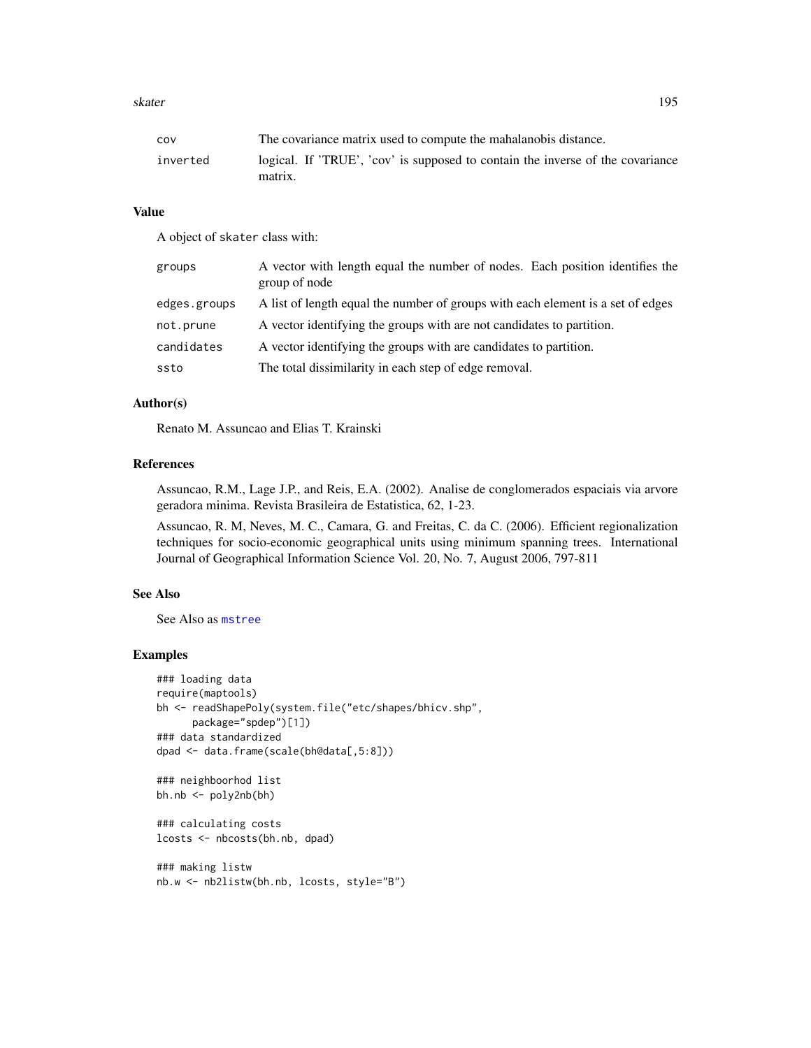| | |
|---|---|
| cov | The covariance matrix used to compute the mahalanobis distance. |
| inverted | logical. If 'TRUE', 'cov' is supposed to contain the inverse of the covariance matrix. |

## Value

A object of skater class with:

| | |
|---|---|
| groups | A vector with length equal the number of nodes. Each position identifies the group of node |
| edges.groups | A list of length equal the number of groups with each element is a set of edges |
| not.prune | A vector identifying the groups with are not candidates to partition. |
| candidates | A vector identifying the groups with are candidates to partition. |
| ssto | The total dissimilarity in each step of edge removal. |

## Author(s)

Renato M. Assuncao and Elias T. Krainski

## References

Assuncao, R.M., Lage J.P., and Reis, E.A. (2002). Analise de conglomerados espaciais via arvore geradora minima. Revista Brasileira de Estatistica, 62, 1-23.

Assuncao, R. M, Neves, M. C., Camara, G. and Freitas, C. da C. (2006). Efficient regionalization techniques for socio-economic geographical units using minimum spanning trees. International Journal of Geographical Information Science Vol. 20, No. 7, August 2006, 797-811

## See Also

See Also as mstree

## Examples

```
### loading data
require(maptools)
bh <- readShapePoly(system.file("etc/shapes/bhicv.shp",
      package="spdep")[1])
### data standardized
dpad <- data.frame(scale(bh@data[,5:8]))

### neighboorhod list
bh.nb <- poly2nb(bh)

### calculating costs
lcosts <- nbcosts(bh.nb, dpad)

### making listw
nb.w <- nb2listw(bh.nb, lcosts, style="B")
```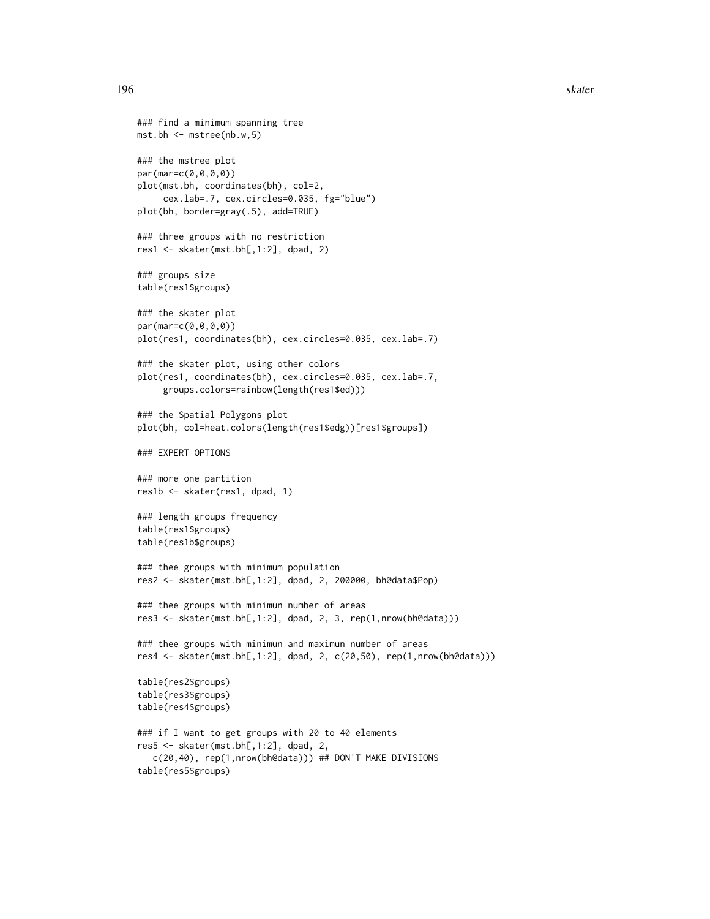```
### find a minimum spanning tree
mst.bh <- mstree(nb.w,5)

### the mstree plot
par(mar=c(0,0,0,0))
plot(mst.bh, coordinates(bh), col=2,
     cex.lab=.7, cex.circles=0.035, fg="blue")
plot(bh, border=gray(.5), add=TRUE)

### three groups with no restriction
res1 <- skater(mst.bh[,1:2], dpad, 2)

### groups size
table(res1$groups)

### the skater plot
par(mar=c(0,0,0,0))
plot(res1, coordinates(bh), cex.circles=0.035, cex.lab=.7)

### the skater plot, using other colors
plot(res1, coordinates(bh), cex.circles=0.035, cex.lab=.7,
     groups.colors=rainbow(length(res1$ed)))

### the Spatial Polygons plot
plot(bh, col=heat.colors(length(res1$edg))[res1$groups])

### EXPERT OPTIONS

### more one partition
res1b <- skater(res1, dpad, 1)

### length groups frequency
table(res1$groups)
table(res1b$groups)

### thee groups with minimum population
res2 <- skater(mst.bh[,1:2], dpad, 2, 200000, bh@data$Pop)

### thee groups with minimun number of areas
res3 <- skater(mst.bh[,1:2], dpad, 2, 3, rep(1,nrow(bh@data)))

### thee groups with minimun and maximun number of areas
res4 <- skater(mst.bh[,1:2], dpad, 2, c(20,50), rep(1,nrow(bh@data)))

table(res2$groups)
table(res3$groups)
table(res4$groups)

### if I want to get groups with 20 to 40 elements
res5 <- skater(mst.bh[,1:2], dpad, 2,
   c(20,40), rep(1,nrow(bh@data))) ## DON'T MAKE DIVISIONS
table(res5$groups)
```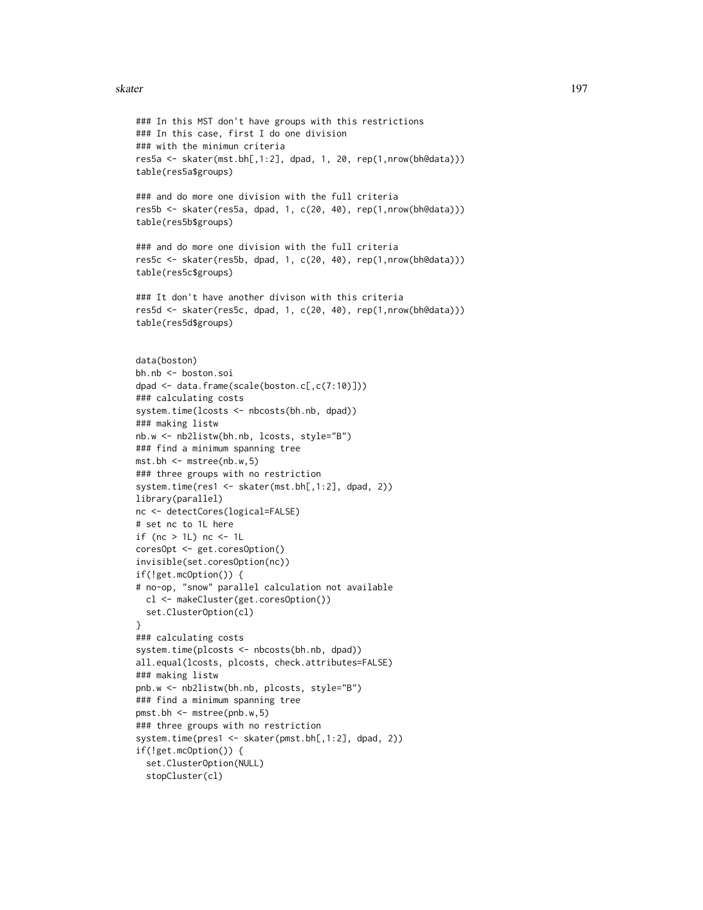```
### In this MST don't have groups with this restrictions
### In this case, first I do one division
### with the minimun criteria
res5a <- skater(mst.bh[,1:2], dpad, 1, 20, rep(1,nrow(bh@data)))
table(res5a$groups)

### and do more one division with the full criteria
res5b <- skater(res5a, dpad, 1, c(20, 40), rep(1,nrow(bh@data)))
table(res5b$groups)

### and do more one division with the full criteria
res5c <- skater(res5b, dpad, 1, c(20, 40), rep(1,nrow(bh@data)))
table(res5c$groups)

### It don't have another divison with this criteria
res5d <- skater(res5c, dpad, 1, c(20, 40), rep(1,nrow(bh@data)))
table(res5d$groups)


data(boston)
bh.nb <- boston.soi
dpad <- data.frame(scale(boston.c[,c(7:10)]))
### calculating costs
system.time(lcosts <- nbcosts(bh.nb, dpad))
### making listw
nb.w <- nb2listw(bh.nb, lcosts, style="B")
### find a minimum spanning tree
mst.bh <- mstree(nb.w,5)
### three groups with no restriction
system.time(res1 <- skater(mst.bh[,1:2], dpad, 2))
library(parallel)
nc <- detectCores(logical=FALSE)
# set nc to 1L here
if (nc > 1L) nc <- 1L
coresOpt <- get.coresOption()
invisible(set.coresOption(nc))
if(!get.mcOption()) {
# no-op, "snow" parallel calculation not available
  cl <- makeCluster(get.coresOption())
  set.ClusterOption(cl)
}
### calculating costs
system.time(plcosts <- nbcosts(bh.nb, dpad))
all.equal(lcosts, plcosts, check.attributes=FALSE)
### making listw
pnb.w <- nb2listw(bh.nb, plcosts, style="B")
### find a minimum spanning tree
pmst.bh <- mstree(pnb.w,5)
### three groups with no restriction
system.time(pres1 <- skater(pmst.bh[,1:2], dpad, 2))
if(!get.mcOption()) {
  set.ClusterOption(NULL)
  stopCluster(cl)
```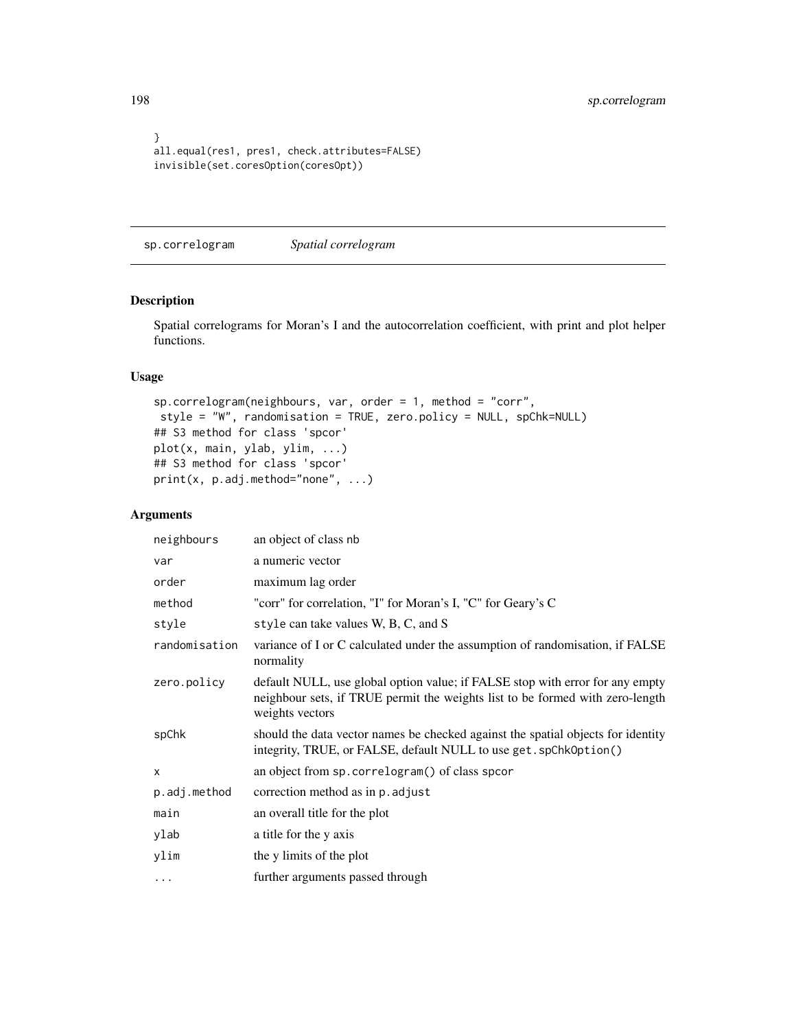```
}
all.equal(res1, pres1, check.attributes=FALSE)
invisible(set.coresOption(coresOpt))
```

---

sp.correlogram *Spatial correlogram*

---

## Description

Spatial correlograms for Moran's I and the autocorrelation coefficient, with print and plot helper functions.

## Usage

```
sp.correlogram(neighbours, var, order = 1, method = "corr",
 style = "W", randomisation = TRUE, zero.policy = NULL, spChk=NULL)
## S3 method for class 'spcor'
plot(x, main, ylab, ylim, ...)
## S3 method for class 'spcor'
print(x, p.adj.method="none", ...)
```

## Arguments

| | |
|---|---|
| neighbours | an object of class nb |
| var | a numeric vector |
| order | maximum lag order |
| method | "corr" for correlation, "I" for Moran's I, "C" for Geary's C |
| style | style can take values W, B, C, and S |
| randomisation | variance of I or C calculated under the assumption of randomisation, if FALSE normality |
| zero.policy | default NULL, use global option value; if FALSE stop with error for any empty neighbour sets, if TRUE permit the weights list to be formed with zero-length weights vectors |
| spChk | should the data vector names be checked against the spatial objects for identity integrity, TRUE, or FALSE, default NULL to use get.spChkOption() |
| x | an object from sp.correlogram() of class spcor |
| p.adj.method | correction method as in p.adjust |
| main | an overall title for the plot |
| ylab | a title for the y axis |
| ylim | the y limits of the plot |
| ... | further arguments passed through |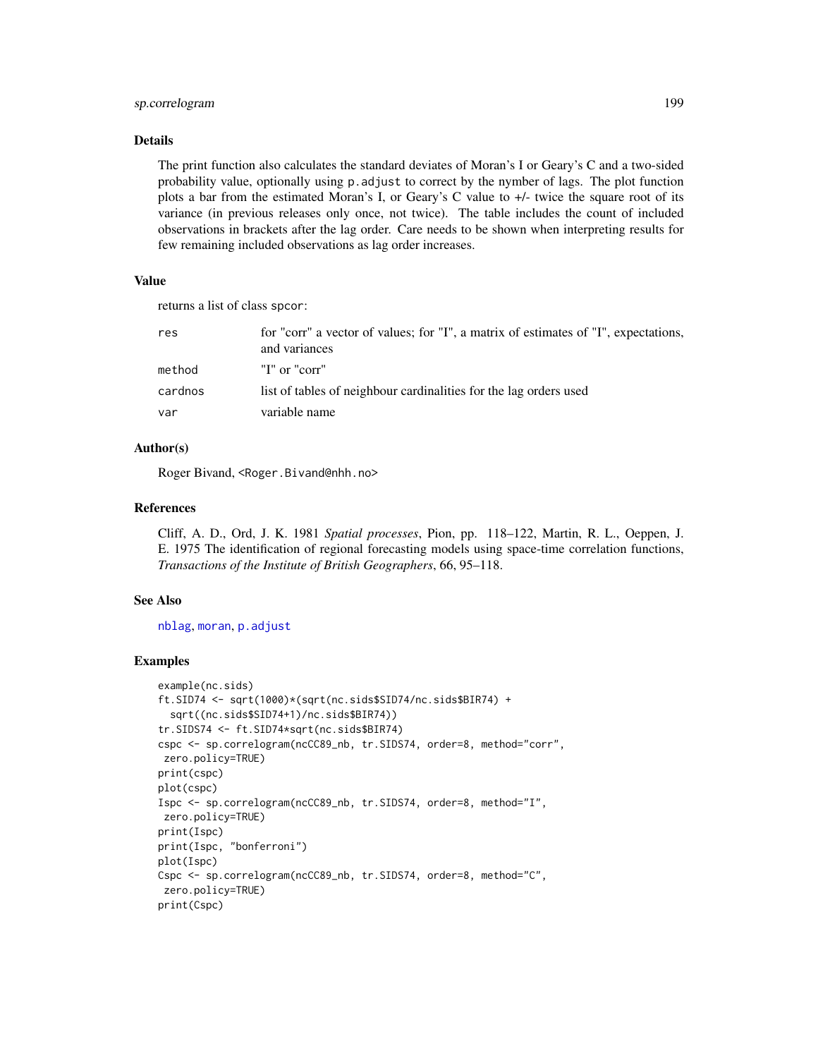## Details

The print function also calculates the standard deviates of Moran's I or Geary's C and a two-sided probability value, optionally using `p.adjust` to correct by the nymber of lags. The plot function plots a bar from the estimated Moran's I, or Geary's C value to +/- twice the square root of its variance (in previous releases only once, not twice). The table includes the count of included observations in brackets after the lag order. Care needs to be shown when interpreting results for few remaining included observations as lag order increases.

## Value

returns a list of class `spcor`:

| | |
|---|---|
| `res` | for "corr" a vector of values; for "I", a matrix of estimates of "I", expectations, and variances |
| `method` | "I" or "corr" |
| `cardnos` | list of tables of neighbour cardinalities for the lag orders used |
| `var` | variable name |

## Author(s)

Roger Bivand, <Roger.Bivand@nhh.no>

## References

Cliff, A. D., Ord, J. K. 1981 *Spatial processes*, Pion, pp. 118–122, Martin, R. L., Oeppen, J. E. 1975 The identification of regional forecasting models using space-time correlation functions, *Transactions of the Institute of British Geographers*, 66, 95–118.

## See Also

`nblag`, `moran`, `p.adjust`

## Examples

```
example(nc.sids)
ft.SID74 <- sqrt(1000)*(sqrt(nc.sids$SID74/nc.sids$BIR74) +
  sqrt((nc.sids$SID74+1)/nc.sids$BIR74))
tr.SIDS74 <- ft.SID74*sqrt(nc.sids$BIR74)
cspc <- sp.correlogram(ncCC89_nb, tr.SIDS74, order=8, method="corr",
 zero.policy=TRUE)
print(cspc)
plot(cspc)
Ispc <- sp.correlogram(ncCC89_nb, tr.SIDS74, order=8, method="I",
 zero.policy=TRUE)
print(Ispc)
print(Ispc, "bonferroni")
plot(Ispc)
Cspc <- sp.correlogram(ncCC89_nb, tr.SIDS74, order=8, method="C",
 zero.policy=TRUE)
print(Cspc)
```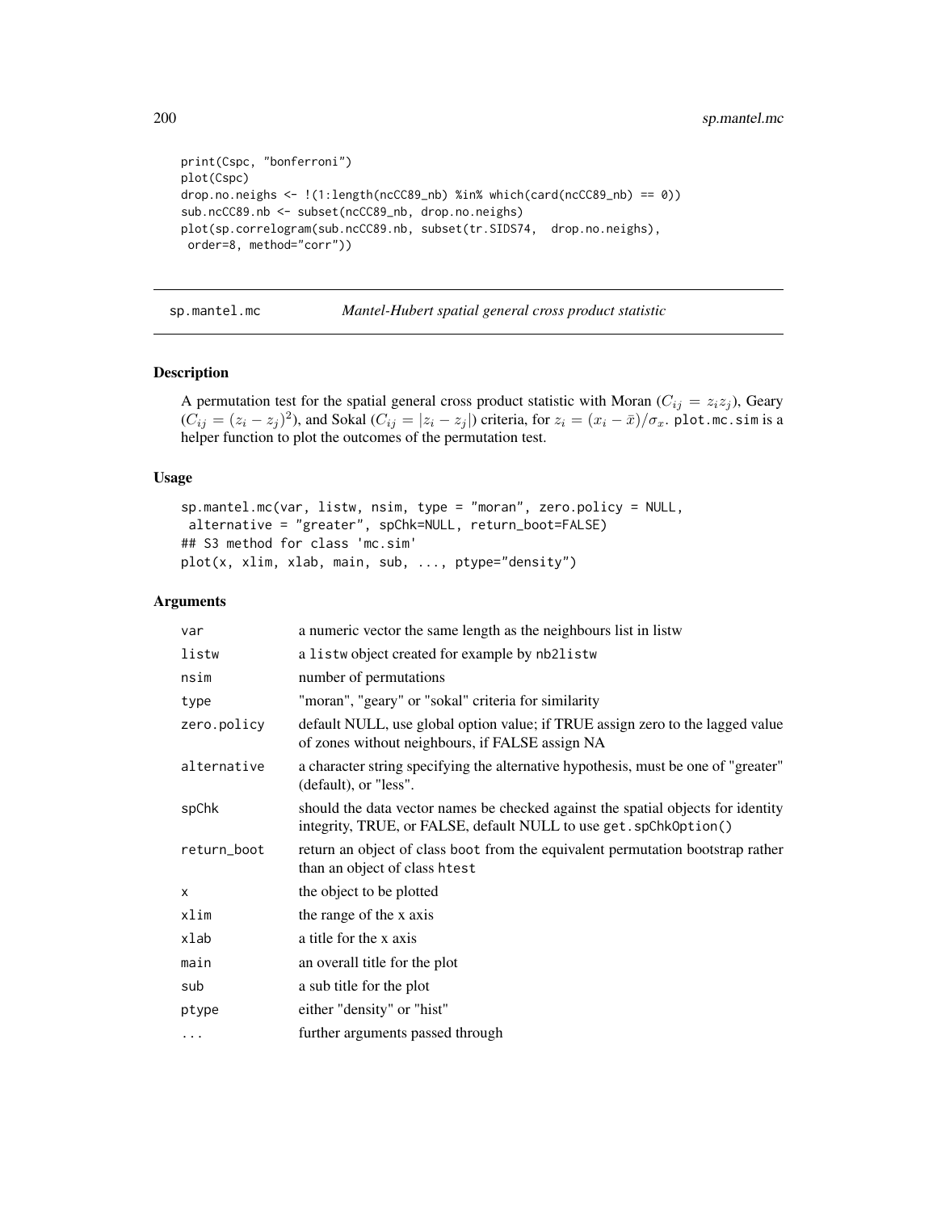```
print(Cspc, "bonferroni")
plot(Cspc)
drop.no.neighs <- !(1:length(ncCC89_nb) %in% which(card(ncCC89_nb) == 0))
sub.ncCC89.nb <- subset(ncCC89_nb, drop.no.neighs)
plot(sp.correlogram(sub.ncCC89.nb, subset(tr.SIDS74,  drop.no.neighs),
 order=8, method="corr"))
```

---

## sp.mantel.mc    *Mantel-Hubert spatial general cross product statistic*

---

### Description

A permutation test for the spatial general cross product statistic with Moran ($C_{ij} = z_i z_j$), Geary ($C_{ij} = (z_i - z_j)^2$), and Sokal ($C_{ij} = |z_i - z_j|$) criteria, for $z_i = (x_i - \bar{x})/\sigma_x$. plot.mc.sim is a helper function to plot the outcomes of the permutation test.

### Usage

```
sp.mantel.mc(var, listw, nsim, type = "moran", zero.policy = NULL,
 alternative = "greater", spChk=NULL, return_boot=FALSE)
## S3 method for class 'mc.sim'
plot(x, xlim, xlab, main, sub, ..., ptype="density")
```

### Arguments

| | |
|---|---|
| var | a numeric vector the same length as the neighbours list in listw |
| listw | a listw object created for example by nb2listw |
| nsim | number of permutations |
| type | "moran", "geary" or "sokal" criteria for similarity |
| zero.policy | default NULL, use global option value; if TRUE assign zero to the lagged value of zones without neighbours, if FALSE assign NA |
| alternative | a character string specifying the alternative hypothesis, must be one of "greater" (default), or "less". |
| spChk | should the data vector names be checked against the spatial objects for identity integrity, TRUE, or FALSE, default NULL to use get.spChkOption() |
| return_boot | return an object of class boot from the equivalent permutation bootstrap rather than an object of class htest |
| x | the object to be plotted |
| xlim | the range of the x axis |
| xlab | a title for the x axis |
| main | an overall title for the plot |
| sub | a sub title for the plot |
| ptype | either "density" or "hist" |
| ... | further arguments passed through |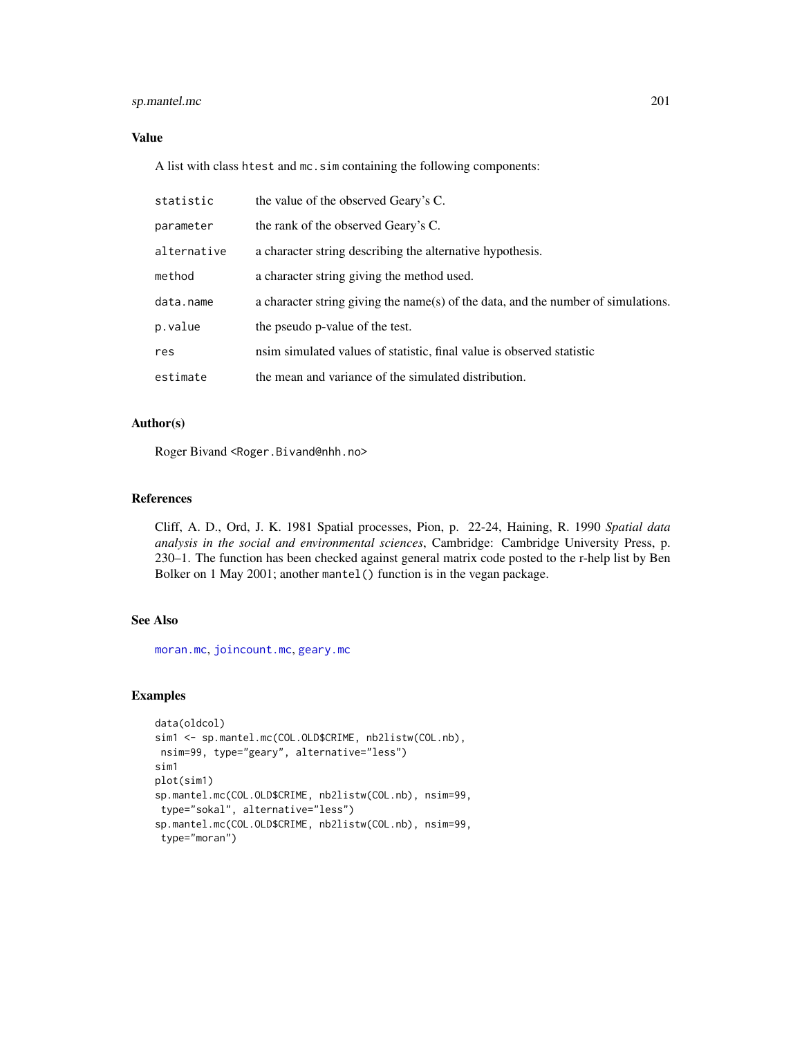## Value

A list with class htest and mc.sim containing the following components:

| | |
|---|---|
| statistic | the value of the observed Geary's C. |
| parameter | the rank of the observed Geary's C. |
| alternative | a character string describing the alternative hypothesis. |
| method | a character string giving the method used. |
| data.name | a character string giving the name(s) of the data, and the number of simulations. |
| p.value | the pseudo p-value of the test. |
| res | nsim simulated values of statistic, final value is observed statistic |
| estimate | the mean and variance of the simulated distribution. |

## Author(s)

Roger Bivand <Roger.Bivand@nhh.no>

## References

Cliff, A. D., Ord, J. K. 1981 Spatial processes, Pion, p. 22-24, Haining, R. 1990 *Spatial data analysis in the social and environmental sciences*, Cambridge: Cambridge University Press, p. 230–1. The function has been checked against general matrix code posted to the r-help list by Ben Bolker on 1 May 2001; another mantel() function is in the vegan package.

## See Also

moran.mc, joincount.mc, geary.mc

## Examples

```
data(oldcol)
sim1 <- sp.mantel.mc(COL.OLD$CRIME, nb2listw(COL.nb),
 nsim=99, type="geary", alternative="less")
sim1
plot(sim1)
sp.mantel.mc(COL.OLD$CRIME, nb2listw(COL.nb), nsim=99,
 type="sokal", alternative="less")
sp.mantel.mc(COL.OLD$CRIME, nb2listw(COL.nb), nsim=99,
 type="moran")
```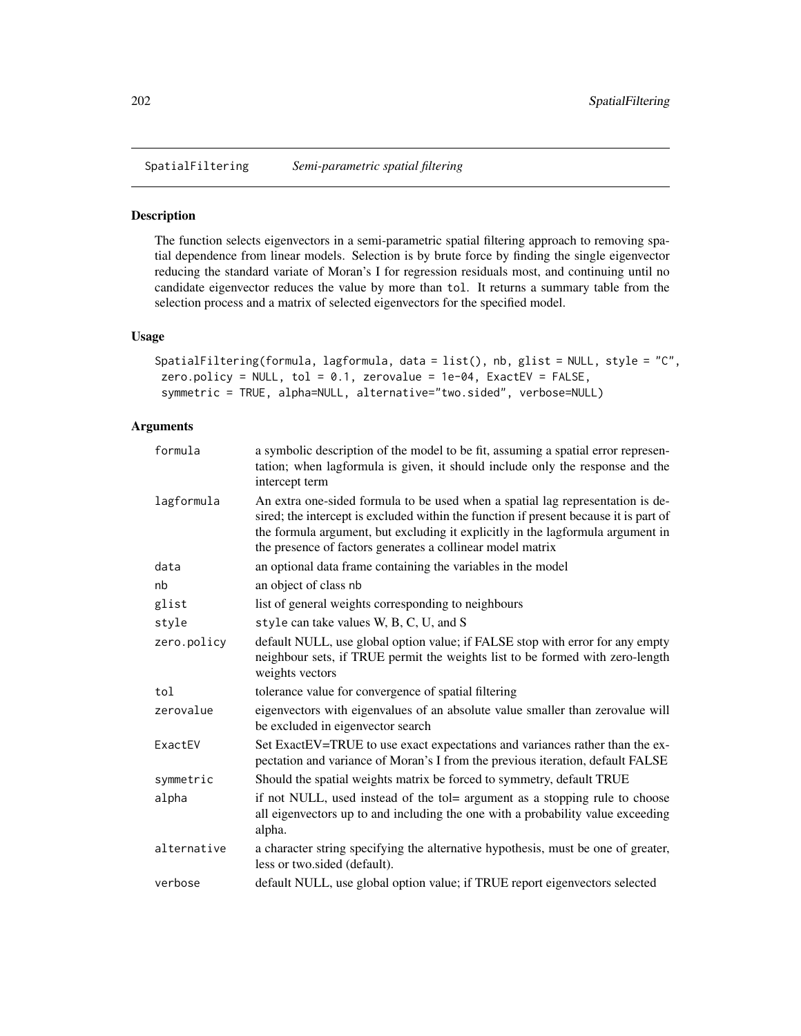SpatialFiltering *Semi-parametric spatial filtering*

## Description

The function selects eigenvectors in a semi-parametric spatial filtering approach to removing spatial dependence from linear models. Selection is by brute force by finding the single eigenvector reducing the standard variate of Moran's I for regression residuals most, and continuing until no candidate eigenvector reduces the value by more than `tol`. It returns a summary table from the selection process and a matrix of selected eigenvectors for the specified model.

## Usage

```
SpatialFiltering(formula, lagformula, data = list(), nb, glist = NULL, style = "C",
 zero.policy = NULL, tol = 0.1, zerovalue = 1e-04, ExactEV = FALSE,
 symmetric = TRUE, alpha=NULL, alternative="two.sided", verbose=NULL)
```

## Arguments

| | |
|---|---|
| `formula` | a symbolic description of the model to be fit, assuming a spatial error representation; when lagformula is given, it should include only the response and the intercept term |
| `lagformula` | An extra one-sided formula to be used when a spatial lag representation is desired; the intercept is excluded within the function if present because it is part of the formula argument, but excluding it explicitly in the lagformula argument in the presence of factors generates a collinear model matrix |
| `data` | an optional data frame containing the variables in the model |
| `nb` | an object of class `nb` |
| `glist` | list of general weights corresponding to neighbours |
| `style` | `style` can take values W, B, C, U, and S |
| `zero.policy` | default NULL, use global option value; if FALSE stop with error for any empty neighbour sets, if TRUE permit the weights list to be formed with zero-length weights vectors |
| `tol` | tolerance value for convergence of spatial filtering |
| `zerovalue` | eigenvectors with eigenvalues of an absolute value smaller than zerovalue will be excluded in eigenvector search |
| `ExactEV` | Set ExactEV=TRUE to use exact expectations and variances rather than the expectation and variance of Moran's I from the previous iteration, default FALSE |
| `symmetric` | Should the spatial weights matrix be forced to symmetry, default TRUE |
| `alpha` | if not NULL, used instead of the tol= argument as a stopping rule to choose all eigenvectors up to and including the one with a probability value exceeding alpha. |
| `alternative` | a character string specifying the alternative hypothesis, must be one of greater, less or two.sided (default). |
| `verbose` | default NULL, use global option value; if TRUE report eigenvectors selected |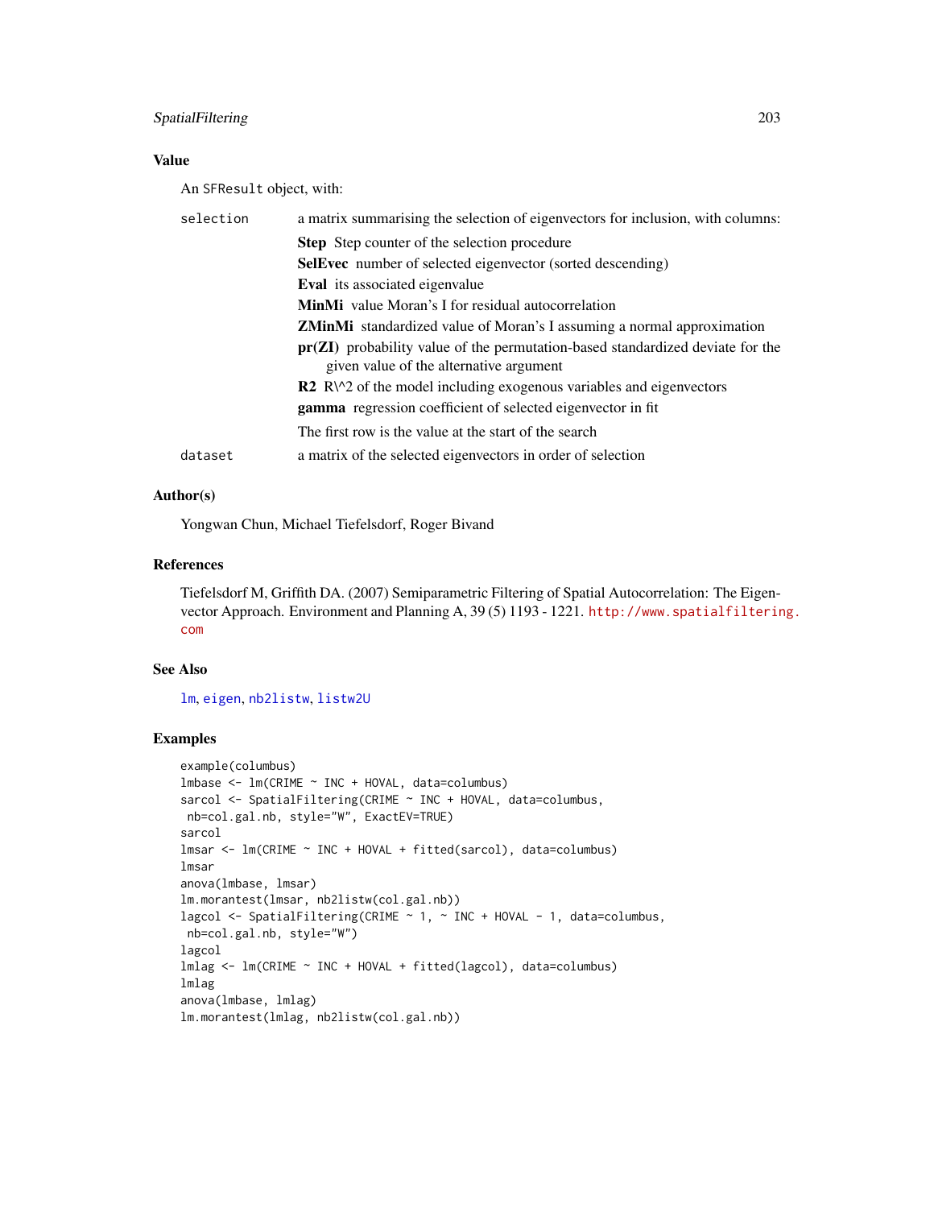## Value

An `SFResult` object, with:

`selection` a matrix summarising the selection of eigenvectors for inclusion, with columns:

- **Step** Step counter of the selection procedure
- **SelEvec** number of selected eigenvector (sorted descending)
- **Eval** its associated eigenvalue
- **MinMi** value Moran's I for residual autocorrelation
- **ZMinMi** standardized value of Moran's I assuming a normal approximation
- **pr(ZI)** probability value of the permutation-based standardized deviate for the given value of the alternative argument
- **R2** R\^2 of the model including exogenous variables and eigenvectors
- **gamma** regression coefficient of selected eigenvector in fit

The first row is the value at the start of the search

`dataset` a matrix of the selected eigenvectors in order of selection

## Author(s)

Yongwan Chun, Michael Tiefelsdorf, Roger Bivand

## References

Tiefelsdorf M, Griffith DA. (2007) Semiparametric Filtering of Spatial Autocorrelation: The Eigenvector Approach. Environment and Planning A, 39 (5) 1193 - 1221. http://www.spatialfiltering.com

## See Also

`lm`, `eigen`, `nb2listw`, `listw2U`

## Examples

```
example(columbus)
lmbase <- lm(CRIME ~ INC + HOVAL, data=columbus)
sarcol <- SpatialFiltering(CRIME ~ INC + HOVAL, data=columbus,
 nb=col.gal.nb, style="W", ExactEV=TRUE)
sarcol
lmsar <- lm(CRIME ~ INC + HOVAL + fitted(sarcol), data=columbus)
lmsar
anova(lmbase, lmsar)
lm.morantest(lmsar, nb2listw(col.gal.nb))
lagcol <- SpatialFiltering(CRIME ~ 1, ~ INC + HOVAL - 1, data=columbus,
 nb=col.gal.nb, style="W")
lagcol
lmlag <- lm(CRIME ~ INC + HOVAL + fitted(lagcol), data=columbus)
lmlag
anova(lmbase, lmlag)
lm.morantest(lmlag, nb2listw(col.gal.nb))
```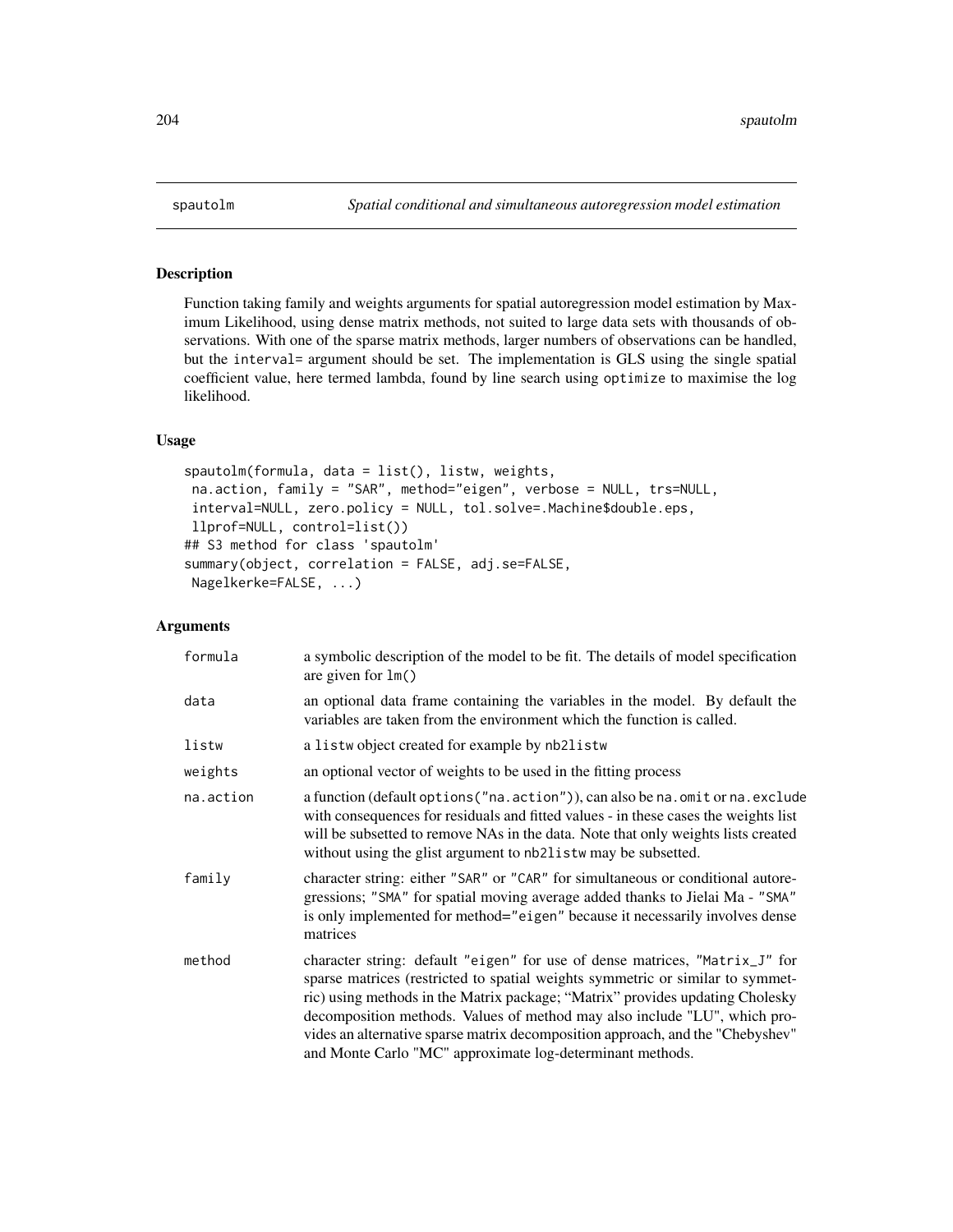spautolm — *Spatial conditional and simultaneous autoregression model estimation*

## Description

Function taking family and weights arguments for spatial autoregression model estimation by Maximum Likelihood, using dense matrix methods, not suited to large data sets with thousands of observations. With one of the sparse matrix methods, larger numbers of observations can be handled, but the `interval=` argument should be set. The implementation is GLS using the single spatial coefficient value, here termed lambda, found by line search using `optimize` to maximise the log likelihood.

## Usage

```
spautolm(formula, data = list(), listw, weights,
 na.action, family = "SAR", method="eigen", verbose = NULL, trs=NULL,
 interval=NULL, zero.policy = NULL, tol.solve=.Machine$double.eps,
 llprof=NULL, control=list())
## S3 method for class 'spautolm'
summary(object, correlation = FALSE, adj.se=FALSE,
 Nagelkerke=FALSE, ...)
```

## Arguments

| Argument | Description |
|---|---|
| `formula` | a symbolic description of the model to be fit. The details of model specification are given for `lm()` |
| `data` | an optional data frame containing the variables in the model. By default the variables are taken from the environment which the function is called. |
| `listw` | a `listw` object created for example by `nb2listw` |
| `weights` | an optional vector of weights to be used in the fitting process |
| `na.action` | a function (default `options("na.action")`), can also be `na.omit` or `na.exclude` with consequences for residuals and fitted values - in these cases the weights list will be subsetted to remove NAs in the data. Note that only weights lists created without using the glist argument to `nb2listw` may be subsetted. |
| `family` | character string: either `"SAR"` or `"CAR"` for simultaneous or conditional autoregressions; `"SMA"` for spatial moving average added thanks to Jielai Ma - `"SMA"` is only implemented for `method="eigen"` because it necessarily involves dense matrices |
| `method` | character string: default `"eigen"` for use of dense matrices, `"Matrix_J"` for sparse matrices (restricted to spatial weights symmetric or similar to symmetric) using methods in the Matrix package; "Matrix" provides updating Cholesky decomposition methods. Values of method may also include "LU", which provides an alternative sparse matrix decomposition approach, and the "Chebyshev" and Monte Carlo "MC" approximate log-determinant methods. |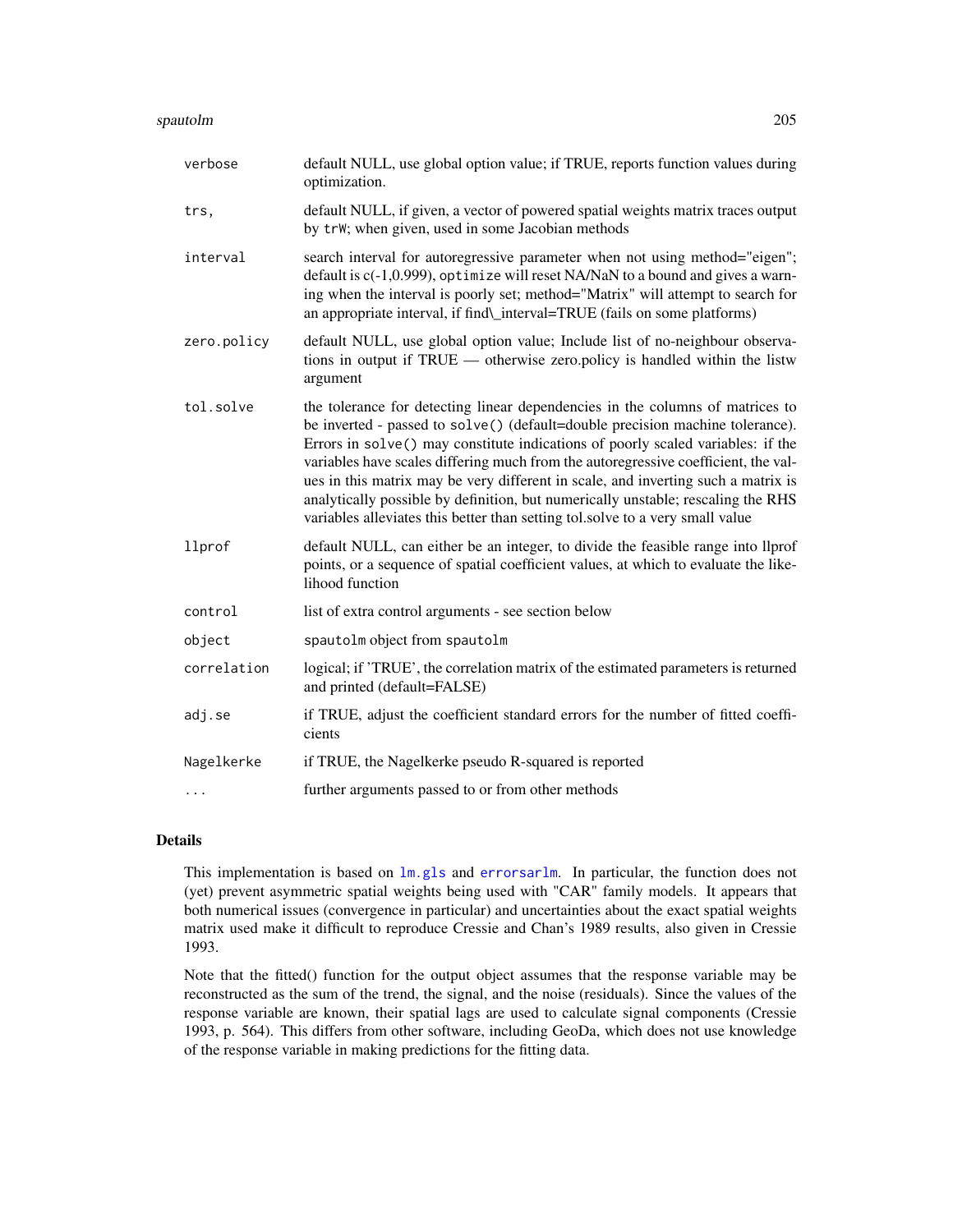| | |
|---|---|
| `verbose` | default NULL, use global option value; if TRUE, reports function values during optimization. |
| `trs,` | default NULL, if given, a vector of powered spatial weights matrix traces output by `trW`; when given, used in some Jacobian methods |
| `interval` | search interval for autoregressive parameter when not using method="eigen"; default is c(-1,0.999), `optimize` will reset NA/NaN to a bound and gives a warning when the interval is poorly set; method="Matrix" will attempt to search for an appropriate interval, if find\_interval=TRUE (fails on some platforms) |
| `zero.policy` | default NULL, use global option value; Include list of no-neighbour observations in output if TRUE — otherwise zero.policy is handled within the listw argument |
| `tol.solve` | the tolerance for detecting linear dependencies in the columns of matrices to be inverted - passed to `solve()` (default=double precision machine tolerance). Errors in `solve()` may constitute indications of poorly scaled variables: if the variables have scales differing much from the autoregressive coefficient, the values in this matrix may be very different in scale, and inverting such a matrix is analytically possible by definition, but numerically unstable; rescaling the RHS variables alleviates this better than setting tol.solve to a very small value |
| `llprof` | default NULL, can either be an integer, to divide the feasible range into llprof points, or a sequence of spatial coefficient values, at which to evaluate the likelihood function |
| `control` | list of extra control arguments - see section below |
| `object` | `spautolm` object from `spautolm` |
| `correlation` | logical; if 'TRUE', the correlation matrix of the estimated parameters is returned and printed (default=FALSE) |
| `adj.se` | if TRUE, adjust the coefficient standard errors for the number of fitted coefficients |
| `Nagelkerke` | if TRUE, the Nagelkerke pseudo R-squared is reported |
| `...` | further arguments passed to or from other methods |

## Details

This implementation is based on `lm.gls` and `errorsarlm`. In particular, the function does not (yet) prevent asymmetric spatial weights being used with "CAR" family models. It appears that both numerical issues (convergence in particular) and uncertainties about the exact spatial weights matrix used make it difficult to reproduce Cressie and Chan's 1989 results, also given in Cressie 1993.

Note that the fitted() function for the output object assumes that the response variable may be reconstructed as the sum of the trend, the signal, and the noise (residuals). Since the values of the response variable are known, their spatial lags are used to calculate signal components (Cressie 1993, p. 564). This differs from other software, including GeoDa, which does not use knowledge of the response variable in making predictions for the fitting data.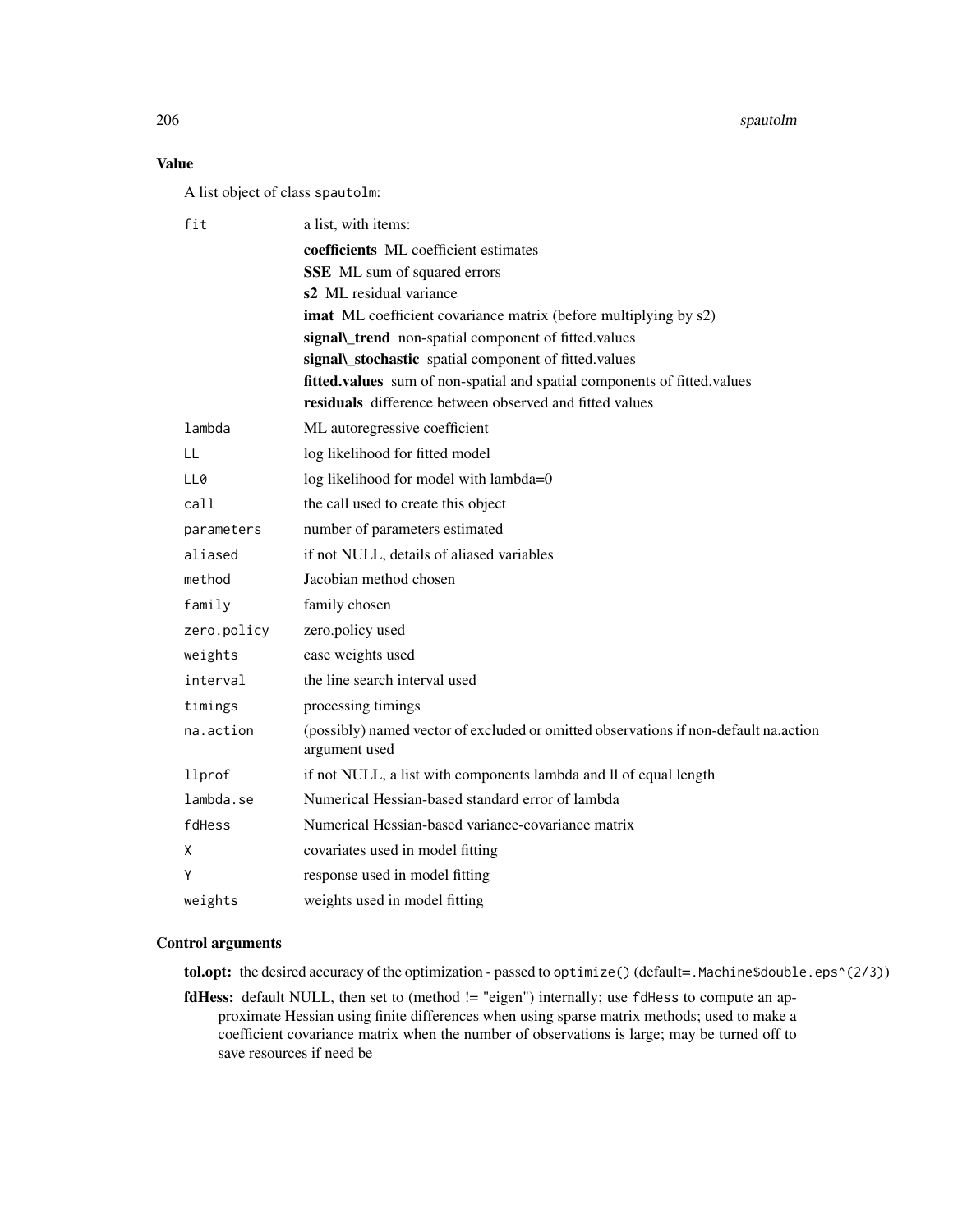## Value

A list object of class `spautolm`:

| | |
|---|---|
| `fit` | a list, with items: **coefficients** ML coefficient estimates; **SSE** ML sum of squared errors; **s2** ML residual variance; **imat** ML coefficient covariance matrix (before multiplying by s2); **signal\_trend** non-spatial component of fitted.values; **signal\_stochastic** spatial component of fitted.values; **fitted.values** sum of non-spatial and spatial components of fitted.values; **residuals** difference between observed and fitted values |
| `lambda` | ML autoregressive coefficient |
| `LL` | log likelihood for fitted model |
| `LL0` | log likelihood for model with lambda=0 |
| `call` | the call used to create this object |
| `parameters` | number of parameters estimated |
| `aliased` | if not NULL, details of aliased variables |
| `method` | Jacobian method chosen |
| `family` | family chosen |
| `zero.policy` | zero.policy used |
| `weights` | case weights used |
| `interval` | the line search interval used |
| `timings` | processing timings |
| `na.action` | (possibly) named vector of excluded or omitted observations if non-default na.action argument used |
| `llprof` | if not NULL, a list with components lambda and ll of equal length |
| `lambda.se` | Numerical Hessian-based standard error of lambda |
| `fdHess` | Numerical Hessian-based variance-covariance matrix |
| `X` | covariates used in model fitting |
| `Y` | response used in model fitting |
| `weights` | weights used in model fitting |

## Control arguments

**tol.opt:** the desired accuracy of the optimization - passed to `optimize()` (default=`.Machine$double.eps^(2/3)`)

**fdHess:** default NULL, then set to (method != "eigen") internally; use `fdHess` to compute an approximate Hessian using finite differences when using sparse matrix methods; used to make a coefficient covariance matrix when the number of observations is large; may be turned off to save resources if need be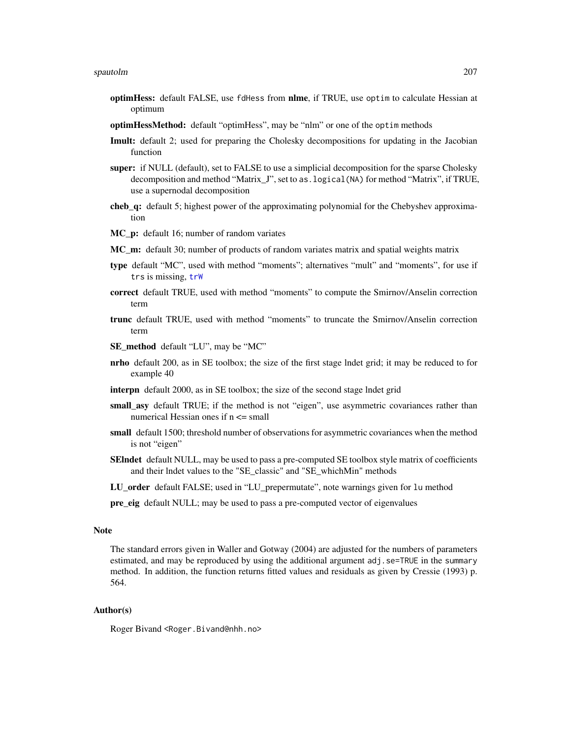- **optimHess:** default FALSE, use `fdHess` from **nlme**, if TRUE, use `optim` to calculate Hessian at optimum
- **optimHessMethod:** default "optimHess", may be "nlm" or one of the `optim` methods
- **Imult:** default 2; used for preparing the Cholesky decompositions for updating in the Jacobian function
- **super:** if NULL (default), set to FALSE to use a simplicial decomposition for the sparse Cholesky decomposition and method "Matrix_J", set to `as.logical(NA)` for method "Matrix", if TRUE, use a supernodal decomposition
- **cheb_q:** default 5; highest power of the approximating polynomial for the Chebyshev approximation
- **MC_p:** default 16; number of random variates
- **MC_m:** default 30; number of products of random variates matrix and spatial weights matrix
- **type** default "MC", used with method "moments"; alternatives "mult" and "moments", for use if `trs` is missing, `trW`
- **correct** default TRUE, used with method "moments" to compute the Smirnov/Anselin correction term
- **trunc** default TRUE, used with method "moments" to truncate the Smirnov/Anselin correction term
- **SE_method** default "LU", may be "MC"
- **nrho** default 200, as in SE toolbox; the size of the first stage lndet grid; it may be reduced to for example 40
- **interpn** default 2000, as in SE toolbox; the size of the second stage lndet grid
- **small_asy** default TRUE; if the method is not "eigen", use asymmetric covariances rather than numerical Hessian ones if n <= small
- **small** default 1500; threshold number of observations for asymmetric covariances when the method is not "eigen"
- **SElndet** default NULL, may be used to pass a pre-computed SE toolbox style matrix of coefficients and their lndet values to the "SE_classic" and "SE_whichMin" methods
- **LU_order** default FALSE; used in "LU_prepermutate", note warnings given for `lu` method
- **pre_eig** default NULL; may be used to pass a pre-computed vector of eigenvalues

## Note

The standard errors given in Waller and Gotway (2004) are adjusted for the numbers of parameters estimated, and may be reproduced by using the additional argument `adj.se=TRUE` in the `summary` method. In addition, the function returns fitted values and residuals as given by Cressie (1993) p. 564.

## Author(s)

Roger Bivand <Roger.Bivand@nhh.no>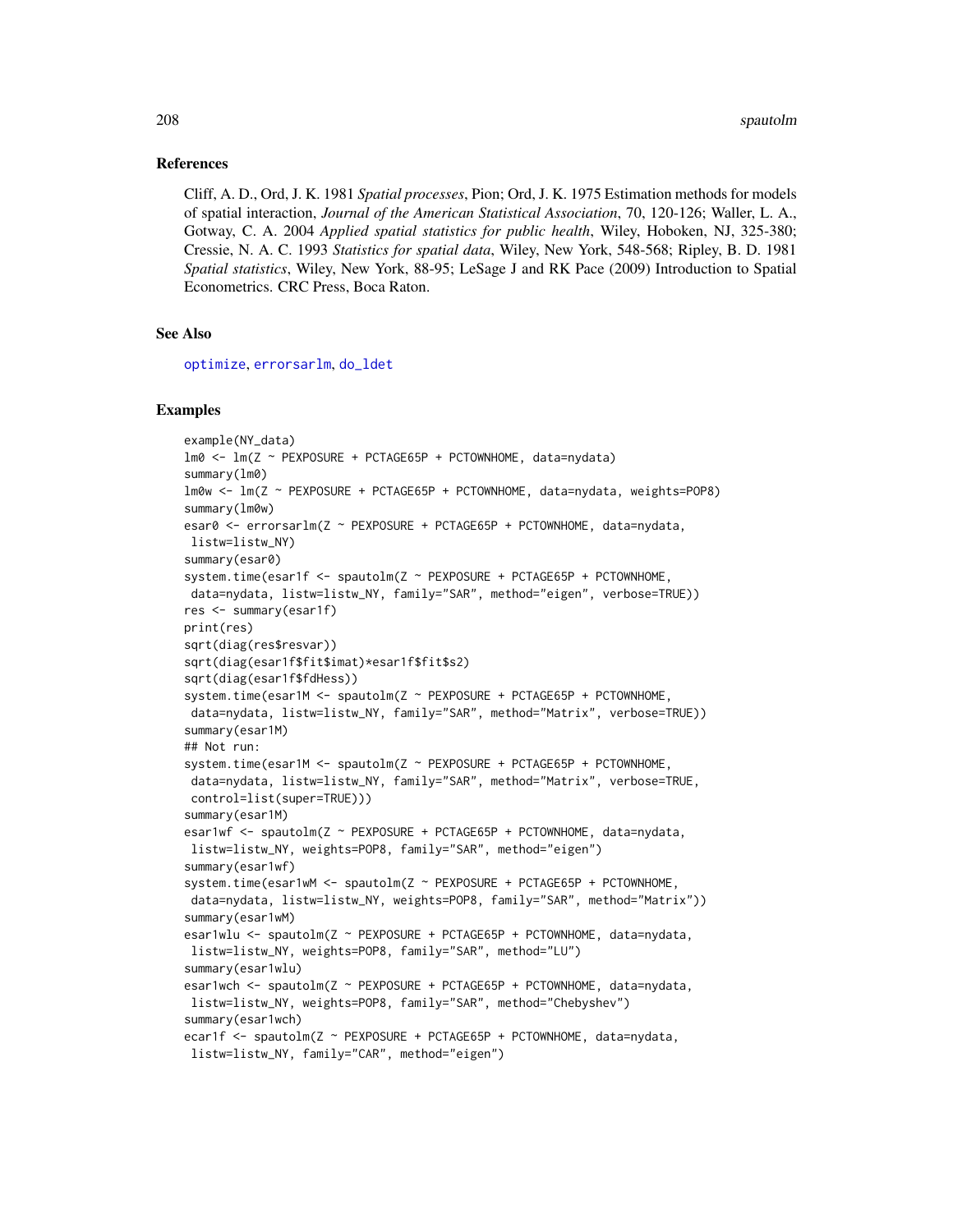## References

Cliff, A. D., Ord, J. K. 1981 *Spatial processes*, Pion; Ord, J. K. 1975 Estimation methods for models of spatial interaction, *Journal of the American Statistical Association*, 70, 120-126; Waller, L. A., Gotway, C. A. 2004 *Applied spatial statistics for public health*, Wiley, Hoboken, NJ, 325-380; Cressie, N. A. C. 1993 *Statistics for spatial data*, Wiley, New York, 548-568; Ripley, B. D. 1981 *Spatial statistics*, Wiley, New York, 88-95; LeSage J and RK Pace (2009) Introduction to Spatial Econometrics. CRC Press, Boca Raton.

## See Also

optimize, errorsarlm, do_ldet

## Examples

```
example(NY_data)
lm0 <- lm(Z ~ PEXPOSURE + PCTAGE65P + PCTOWNHOME, data=nydata)
summary(lm0)
lm0w <- lm(Z ~ PEXPOSURE + PCTAGE65P + PCTOWNHOME, data=nydata, weights=POP8)
summary(lm0w)
esar0 <- errorsarlm(Z ~ PEXPOSURE + PCTAGE65P + PCTOWNHOME, data=nydata,
 listw=listw_NY)
summary(esar0)
system.time(esar1f <- spautolm(Z ~ PEXPOSURE + PCTAGE65P + PCTOWNHOME,
 data=nydata, listw=listw_NY, family="SAR", method="eigen", verbose=TRUE))
res <- summary(esar1f)
print(res)
sqrt(diag(res$resvar))
sqrt(diag(esar1f$fit$imat)*esar1f$fit$s2)
sqrt(diag(esar1f$fdHess))
system.time(esar1M <- spautolm(Z ~ PEXPOSURE + PCTAGE65P + PCTOWNHOME,
 data=nydata, listw=listw_NY, family="SAR", method="Matrix", verbose=TRUE))
summary(esar1M)
## Not run:
system.time(esar1M <- spautolm(Z ~ PEXPOSURE + PCTAGE65P + PCTOWNHOME,
 data=nydata, listw=listw_NY, family="SAR", method="Matrix", verbose=TRUE,
 control=list(super=TRUE)))
summary(esar1M)
esar1wf <- spautolm(Z ~ PEXPOSURE + PCTAGE65P + PCTOWNHOME, data=nydata,
 listw=listw_NY, weights=POP8, family="SAR", method="eigen")
summary(esar1wf)
system.time(esar1wM <- spautolm(Z ~ PEXPOSURE + PCTAGE65P + PCTOWNHOME,
 data=nydata, listw=listw_NY, weights=POP8, family="SAR", method="Matrix"))
summary(esar1wM)
esar1wlu <- spautolm(Z ~ PEXPOSURE + PCTAGE65P + PCTOWNHOME, data=nydata,
 listw=listw_NY, weights=POP8, family="SAR", method="LU")
summary(esar1wlu)
esar1wch <- spautolm(Z ~ PEXPOSURE + PCTAGE65P + PCTOWNHOME, data=nydata,
 listw=listw_NY, weights=POP8, family="SAR", method="Chebyshev")
summary(esar1wch)
ecar1f <- spautolm(Z ~ PEXPOSURE + PCTAGE65P + PCTOWNHOME, data=nydata,
 listw=listw_NY, family="CAR", method="eigen")
```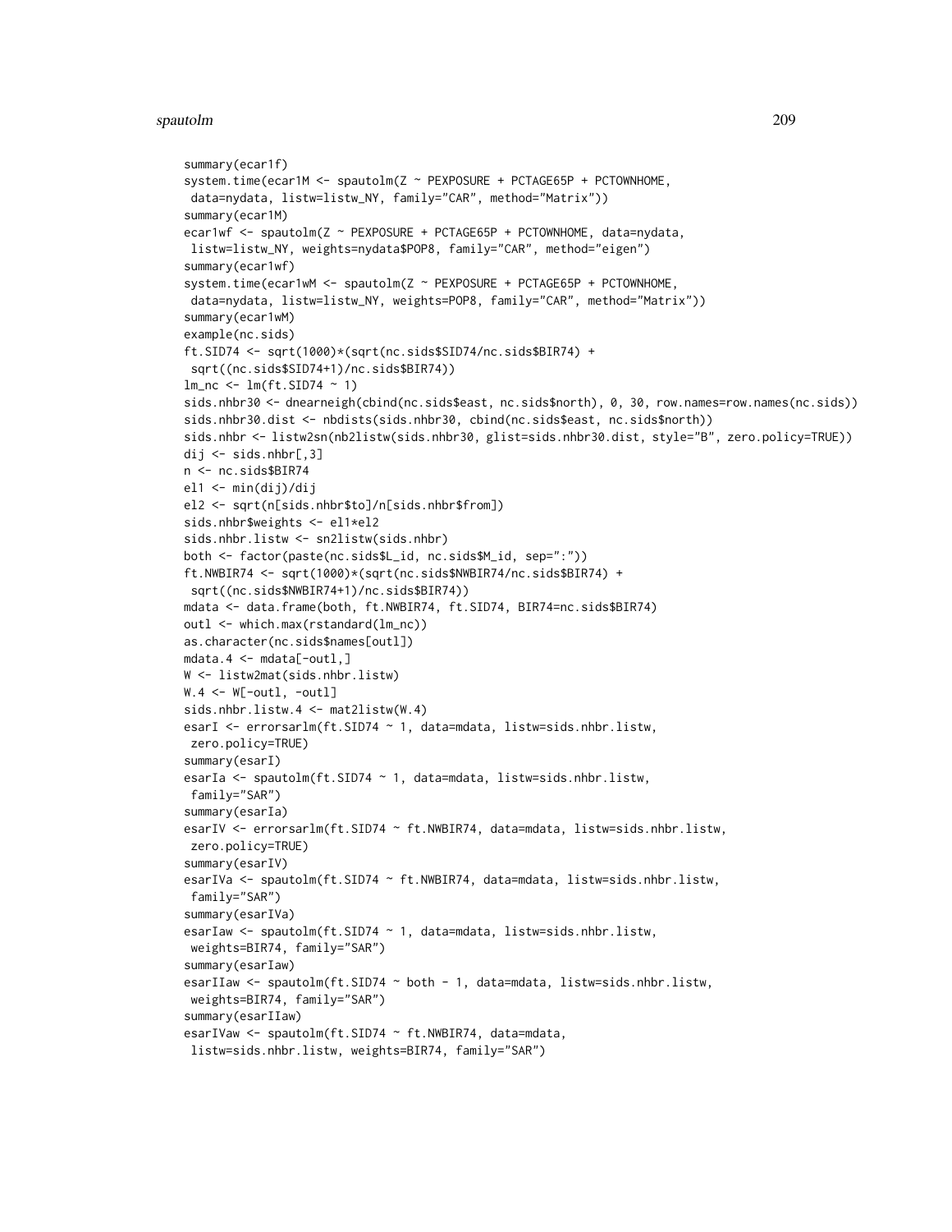```
summary(ecar1f)
system.time(ecar1M <- spautolm(Z ~ PEXPOSURE + PCTAGE65P + PCTOWNHOME,
 data=nydata, listw=listw_NY, family="CAR", method="Matrix"))
summary(ecar1M)
ecar1wf <- spautolm(Z ~ PEXPOSURE + PCTAGE65P + PCTOWNHOME, data=nydata,
 listw=listw_NY, weights=nydata$POP8, family="CAR", method="eigen")
summary(ecar1wf)
system.time(ecar1wM <- spautolm(Z ~ PEXPOSURE + PCTAGE65P + PCTOWNHOME,
 data=nydata, listw=listw_NY, weights=POP8, family="CAR", method="Matrix"))
summary(ecar1wM)
example(nc.sids)
ft.SID74 <- sqrt(1000)*(sqrt(nc.sids$SID74/nc.sids$BIR74) +
 sqrt((nc.sids$SID74+1)/nc.sids$BIR74))
lm_nc <- lm(ft.SID74 ~ 1)
sids.nhbr30 <- dnearneigh(cbind(nc.sids$east, nc.sids$north), 0, 30, row.names=row.names(nc.sids))
sids.nhbr30.dist <- nbdists(sids.nhbr30, cbind(nc.sids$east, nc.sids$north))
sids.nhbr <- listw2sn(nb2listw(sids.nhbr30, glist=sids.nhbr30.dist, style="B", zero.policy=TRUE))
dij <- sids.nhbr[,3]
n <- nc.sids$BIR74
el1 <- min(dij)/dij
el2 <- sqrt(n[sids.nhbr$to]/n[sids.nhbr$from])
sids.nhbr$weights <- el1*el2
sids.nhbr.listw <- sn2listw(sids.nhbr)
both <- factor(paste(nc.sids$L_id, nc.sids$M_id, sep=":"))
ft.NWBIR74 <- sqrt(1000)*(sqrt(nc.sids$NWBIR74/nc.sids$BIR74) +
 sqrt((nc.sids$NWBIR74+1)/nc.sids$BIR74))
mdata <- data.frame(both, ft.NWBIR74, ft.SID74, BIR74=nc.sids$BIR74)
outl <- which.max(rstandard(lm_nc))
as.character(nc.sids$names[outl])
mdata.4 <- mdata[-outl,]
W <- listw2mat(sids.nhbr.listw)
W.4 <- W[-outl, -outl]
sids.nhbr.listw.4 <- mat2listw(W.4)
esarI <- errorsarlm(ft.SID74 ~ 1, data=mdata, listw=sids.nhbr.listw,
 zero.policy=TRUE)
summary(esarI)
esarIa <- spautolm(ft.SID74 ~ 1, data=mdata, listw=sids.nhbr.listw,
 family="SAR")
summary(esarIa)
esarIV <- errorsarlm(ft.SID74 ~ ft.NWBIR74, data=mdata, listw=sids.nhbr.listw,
 zero.policy=TRUE)
summary(esarIV)
esarIVa <- spautolm(ft.SID74 ~ ft.NWBIR74, data=mdata, listw=sids.nhbr.listw,
 family="SAR")
summary(esarIVa)
esarIaw <- spautolm(ft.SID74 ~ 1, data=mdata, listw=sids.nhbr.listw,
 weights=BIR74, family="SAR")
summary(esarIaw)
esarIIaw <- spautolm(ft.SID74 ~ both - 1, data=mdata, listw=sids.nhbr.listw,
 weights=BIR74, family="SAR")
summary(esarIIaw)
esarIVaw <- spautolm(ft.SID74 ~ ft.NWBIR74, data=mdata,
 listw=sids.nhbr.listw, weights=BIR74, family="SAR")
```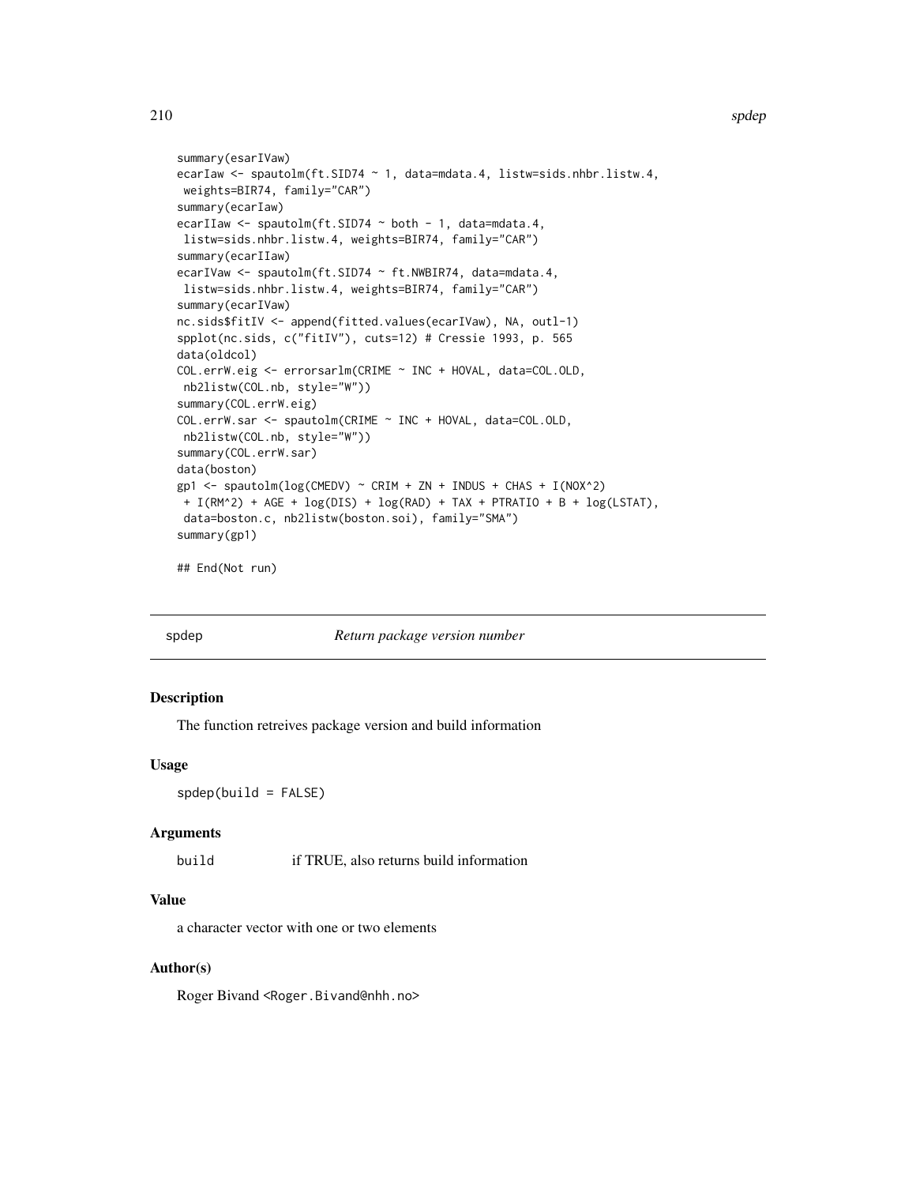```
summary(esarIVaw)
ecarIaw <- spautolm(ft.SID74 ~ 1, data=mdata.4, listw=sids.nhbr.listw.4,
 weights=BIR74, family="CAR")
summary(ecarIaw)
ecarIIaw <- spautolm(ft.SID74 ~ both - 1, data=mdata.4,
 listw=sids.nhbr.listw.4, weights=BIR74, family="CAR")
summary(ecarIIaw)
ecarIVaw <- spautolm(ft.SID74 ~ ft.NWBIR74, data=mdata.4,
 listw=sids.nhbr.listw.4, weights=BIR74, family="CAR")
summary(ecarIVaw)
nc.sids$fitIV <- append(fitted.values(ecarIVaw), NA, outl-1)
spplot(nc.sids, c("fitIV"), cuts=12) # Cressie 1993, p. 565
data(oldcol)
COL.errW.eig <- errorsarlm(CRIME ~ INC + HOVAL, data=COL.OLD,
 nb2listw(COL.nb, style="W"))
summary(COL.errW.eig)
COL.errW.sar <- spautolm(CRIME ~ INC + HOVAL, data=COL.OLD,
 nb2listw(COL.nb, style="W"))
summary(COL.errW.sar)
data(boston)
gp1 <- spautolm(log(CMEDV) ~ CRIM + ZN + INDUS + CHAS + I(NOX^2)
 + I(RM^2) + AGE + log(DIS) + log(RAD) + TAX + PTRATIO + B + log(LSTAT),
 data=boston.c, nb2listw(boston.soi), family="SMA")
summary(gp1)

## End(Not run)
```

## spdep — *Return package version number*

### Description

The function retreives package version and build information

### Usage

```
spdep(build = FALSE)
```

### Arguments

| | |
|---|---|
| `build` | if TRUE, also returns build information |

### Value

a character vector with one or two elements

### Author(s)

Roger Bivand <Roger.Bivand@nhh.no>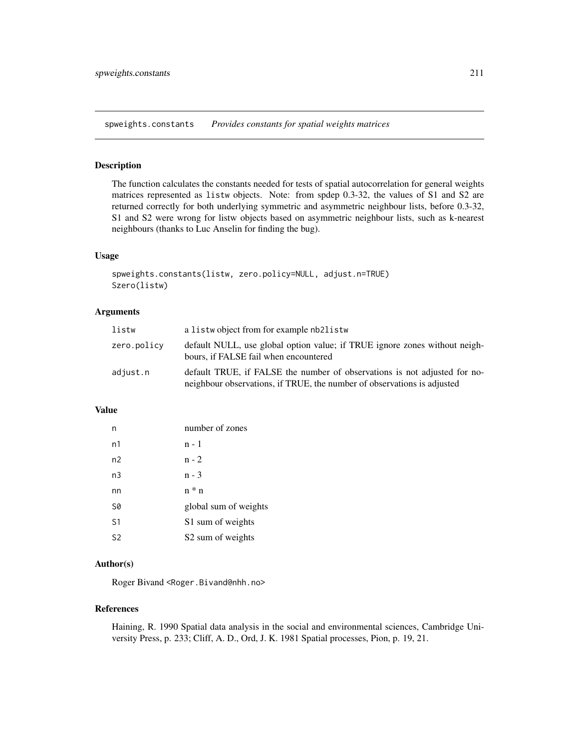spweights.constants *Provides constants for spatial weights matrices*

## Description

The function calculates the constants needed for tests of spatial autocorrelation for general weights matrices represented as `listw` objects. Note: from spdep 0.3-32, the values of S1 and S2 are returned correctly for both underlying symmetric and asymmetric neighbour lists, before 0.3-32, S1 and S2 were wrong for listw objects based on asymmetric neighbour lists, such as k-nearest neighbours (thanks to Luc Anselin for finding the bug).

## Usage

```
spweights.constants(listw, zero.policy=NULL, adjust.n=TRUE)
Szero(listw)
```

## Arguments

| | |
|---|---|
| `listw` | a `listw` object from for example `nb2listw` |
| `zero.policy` | default NULL, use global option value; if TRUE ignore zones without neighbours, if FALSE fail when encountered |
| `adjust.n` | default TRUE, if FALSE the number of observations is not adjusted for no-neighbour observations, if TRUE, the number of observations is adjusted |

## Value

| | |
|---|---|
| `n` | number of zones |
| `n1` | n - 1 |
| `n2` | n - 2 |
| `n3` | n - 3 |
| `nn` | n * n |
| `S0` | global sum of weights |
| `S1` | S1 sum of weights |
| `S2` | S2 sum of weights |

## Author(s)

Roger Bivand <Roger.Bivand@nhh.no>

## References

Haining, R. 1990 Spatial data analysis in the social and environmental sciences, Cambridge University Press, p. 233; Cliff, A. D., Ord, J. K. 1981 Spatial processes, Pion, p. 19, 21.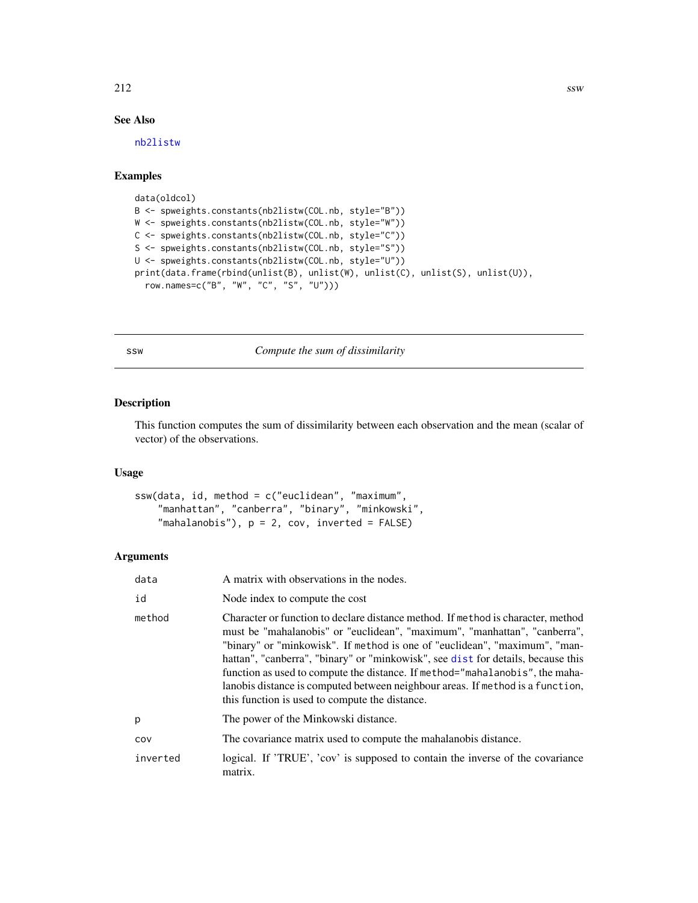## See Also

nb2listw

## Examples

```
data(oldcol)
B <- spweights.constants(nb2listw(COL.nb, style="B"))
W <- spweights.constants(nb2listw(COL.nb, style="W"))
C <- spweights.constants(nb2listw(COL.nb, style="C"))
S <- spweights.constants(nb2listw(COL.nb, style="S"))
U <- spweights.constants(nb2listw(COL.nb, style="U"))
print(data.frame(rbind(unlist(B), unlist(W), unlist(C), unlist(S), unlist(U)),
  row.names=c("B", "W", "C", "S", "U")))
```

---

# ssw — *Compute the sum of dissimilarity*

## Description

This function computes the sum of dissimilarity between each observation and the mean (scalar of vector) of the observations.

## Usage

```
ssw(data, id, method = c("euclidean", "maximum",
    "manhattan", "canberra", "binary", "minkowski",
    "mahalanobis"), p = 2, cov, inverted = FALSE)
```

## Arguments

| | |
|---|---|
| data | A matrix with observations in the nodes. |
| id | Node index to compute the cost |
| method | Character or function to declare distance method. If method is character, method must be "mahalanobis" or "euclidean", "maximum", "manhattan", "canberra", "binary" or "minkowisk". If method is one of "euclidean", "maximum", "manhattan", "canberra", "binary" or "minkowisk", see dist for details, because this function as used to compute the distance. If method="mahalanobis", the mahalanobis distance is computed between neighbour areas. If method is a function, this function is used to compute the distance. |
| p | The power of the Minkowski distance. |
| cov | The covariance matrix used to compute the mahalanobis distance. |
| inverted | logical. If 'TRUE', 'cov' is supposed to contain the inverse of the covariance matrix. |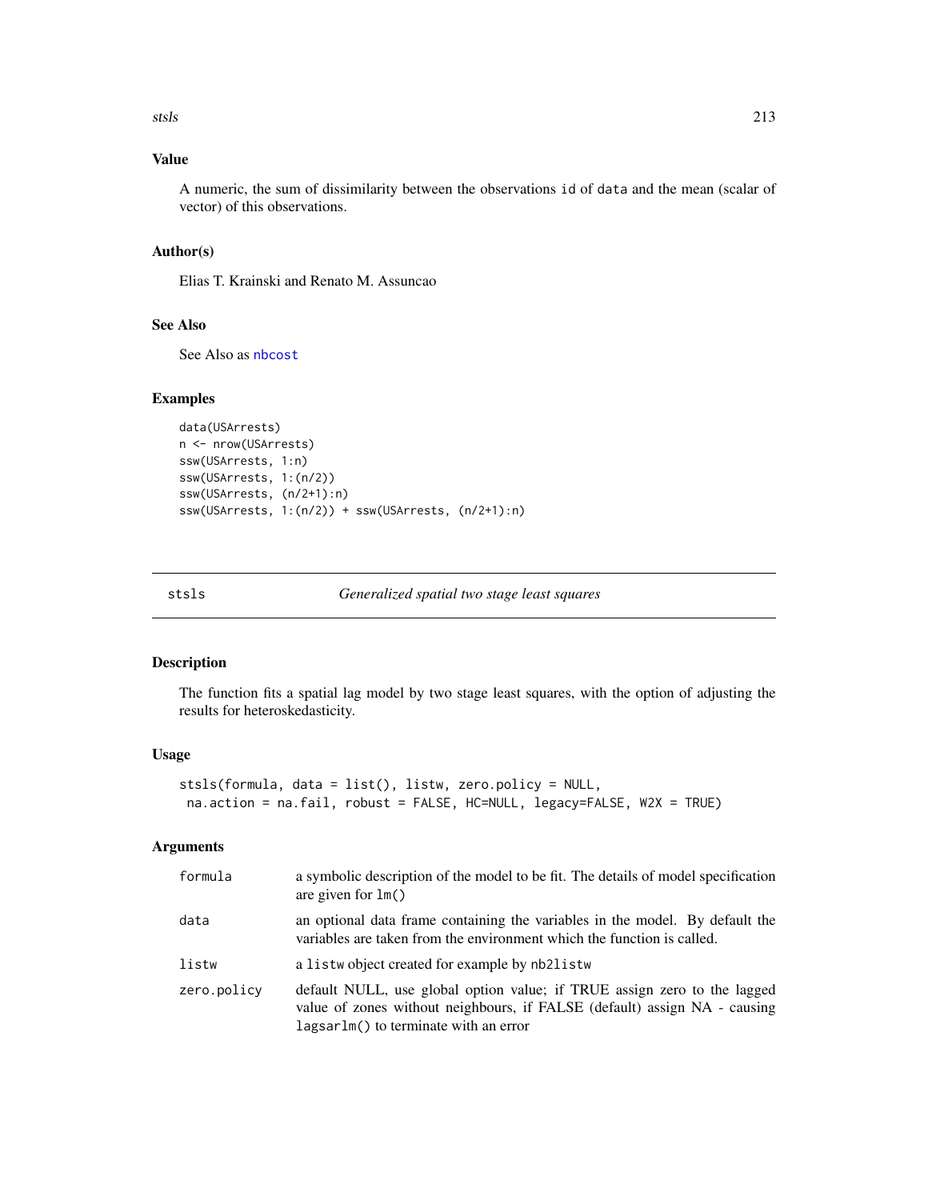## Value

A numeric, the sum of dissimilarity between the observations id of data and the mean (scalar of vector) of this observations.

## Author(s)

Elias T. Krainski and Renato M. Assuncao

## See Also

See Also as nbcost

## Examples

```
data(USArrests)
n <- nrow(USArrests)
ssw(USArrests, 1:n)
ssw(USArrests, 1:(n/2))
ssw(USArrests, (n/2+1):n)
ssw(USArrests, 1:(n/2)) + ssw(USArrests, (n/2+1):n)
```

---

# stsls *Generalized spatial two stage least squares*

## Description

The function fits a spatial lag model by two stage least squares, with the option of adjusting the results for heteroskedasticity.

## Usage

```
stsls(formula, data = list(), listw, zero.policy = NULL,
 na.action = na.fail, robust = FALSE, HC=NULL, legacy=FALSE, W2X = TRUE)
```

## Arguments

| | |
|---|---|
| formula | a symbolic description of the model to be fit. The details of model specification are given for lm() |
| data | an optional data frame containing the variables in the model. By default the variables are taken from the environment which the function is called. |
| listw | a listw object created for example by nb2listw |
| zero.policy | default NULL, use global option value; if TRUE assign zero to the lagged value of zones without neighbours, if FALSE (default) assign NA - causing lagsarlm() to terminate with an error |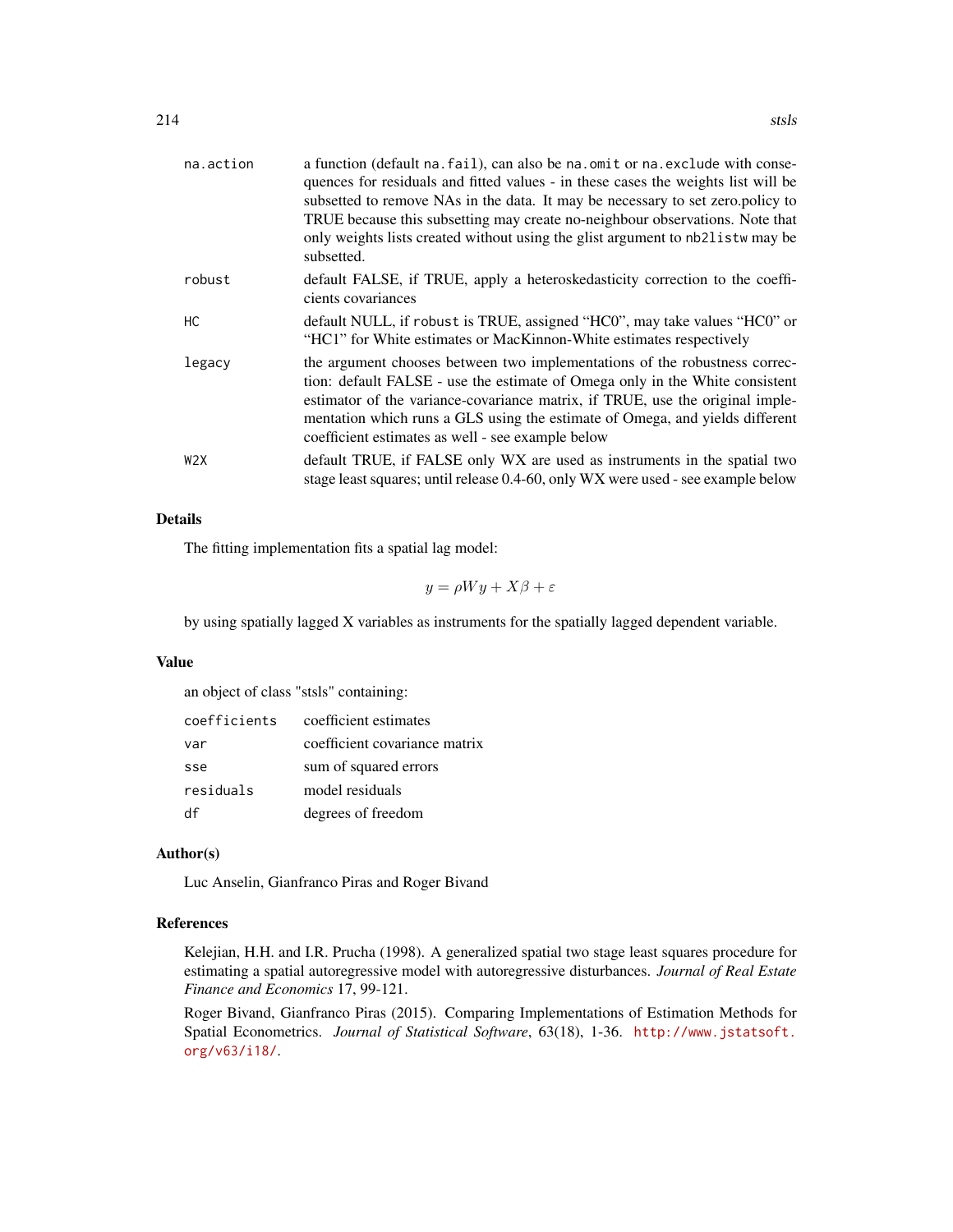| | |
|---|---|
| na.action | a function (default `na.fail`), can also be `na.omit` or `na.exclude` with consequences for residuals and fitted values - in these cases the weights list will be subsetted to remove NAs in the data. It may be necessary to set zero.policy to TRUE because this subsetting may create no-neighbour observations. Note that only weights lists created without using the glist argument to `nb2listw` may be subsetted. |
| robust | default FALSE, if TRUE, apply a heteroskedasticity correction to the coefficients covariances |
| HC | default NULL, if `robust` is TRUE, assigned "HC0", may take values "HC0" or "HC1" for White estimates or MacKinnon-White estimates respectively |
| legacy | the argument chooses between two implementations of the robustness correction: default FALSE - use the estimate of Omega only in the White consistent estimator of the variance-covariance matrix, if TRUE, use the original implementation which runs a GLS using the estimate of Omega, and yields different coefficient estimates as well - see example below |
| W2X | default TRUE, if FALSE only WX are used as instruments in the spatial two stage least squares; until release 0.4-60, only WX were used - see example below |

## Details

The fitting implementation fits a spatial lag model:

$$y = \rho W y + X\beta + \varepsilon$$

by using spatially lagged X variables as instruments for the spatially lagged dependent variable.

## Value

an object of class "stsls" containing:

| | |
|---|---|
| coefficients | coefficient estimates |
| var | coefficient covariance matrix |
| sse | sum of squared errors |
| residuals | model residuals |
| df | degrees of freedom |

## Author(s)

Luc Anselin, Gianfranco Piras and Roger Bivand

## References

Kelejian, H.H. and I.R. Prucha (1998). A generalized spatial two stage least squares procedure for estimating a spatial autoregressive model with autoregressive disturbances. *Journal of Real Estate Finance and Economics* 17, 99-121.

Roger Bivand, Gianfranco Piras (2015). Comparing Implementations of Estimation Methods for Spatial Econometrics. *Journal of Statistical Software*, 63(18), 1-36. http://www.jstatsoft.org/v63/i18/.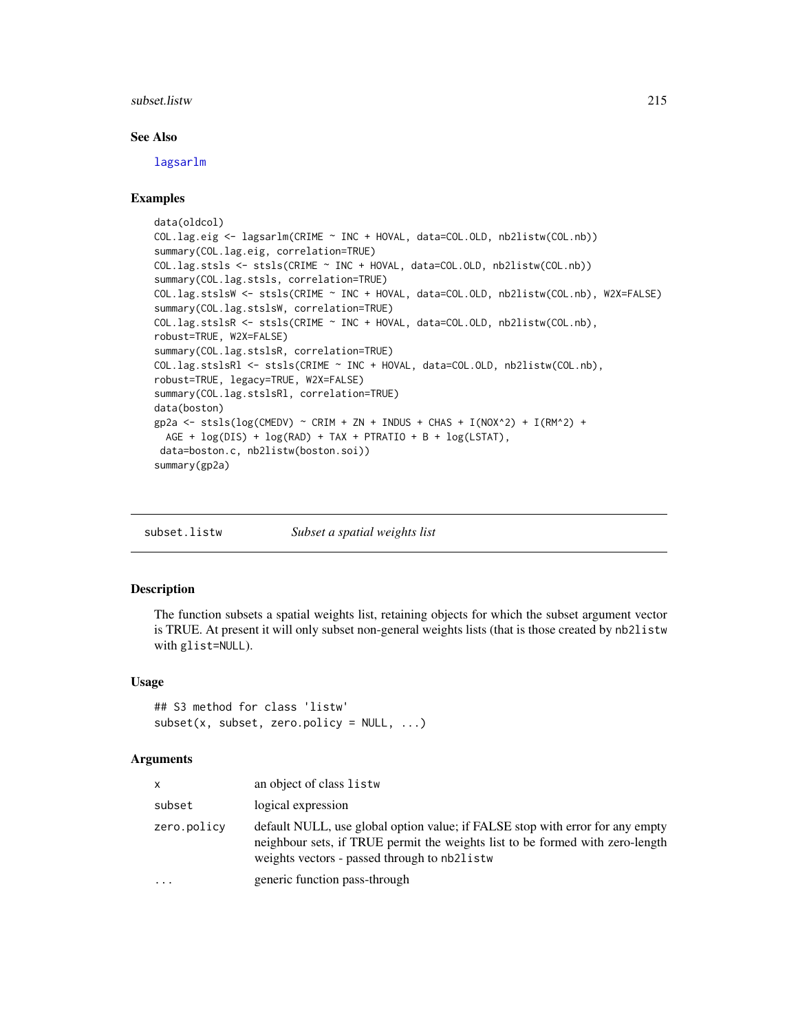### See Also

lagsarlm

### Examples

```
data(oldcol)
COL.lag.eig <- lagsarlm(CRIME ~ INC + HOVAL, data=COL.OLD, nb2listw(COL.nb))
summary(COL.lag.eig, correlation=TRUE)
COL.lag.stsls <- stsls(CRIME ~ INC + HOVAL, data=COL.OLD, nb2listw(COL.nb))
summary(COL.lag.stsls, correlation=TRUE)
COL.lag.stslsW <- stsls(CRIME ~ INC + HOVAL, data=COL.OLD, nb2listw(COL.nb), W2X=FALSE)
summary(COL.lag.stslsW, correlation=TRUE)
COL.lag.stslsR <- stsls(CRIME ~ INC + HOVAL, data=COL.OLD, nb2listw(COL.nb),
robust=TRUE, W2X=FALSE)
summary(COL.lag.stslsR, correlation=TRUE)
COL.lag.stslsRl <- stsls(CRIME ~ INC + HOVAL, data=COL.OLD, nb2listw(COL.nb),
robust=TRUE, legacy=TRUE, W2X=FALSE)
summary(COL.lag.stslsRl, correlation=TRUE)
data(boston)
gp2a <- stsls(log(CMEDV) ~ CRIM + ZN + INDUS + CHAS + I(NOX^2) + I(RM^2) +
  AGE + log(DIS) + log(RAD) + TAX + PTRATIO + B + log(LSTAT),
 data=boston.c, nb2listw(boston.soi))
summary(gp2a)
```

---

## subset.listw *Subset a spatial weights list*

### Description

The function subsets a spatial weights list, retaining objects for which the subset argument vector is TRUE. At present it will only subset non-general weights lists (that is those created by `nb2listw` with `glist=NULL`).

### Usage

```
## S3 method for class 'listw'
subset(x, subset, zero.policy = NULL, ...)
```

### Arguments

| | |
|---|---|
| x | an object of class `listw` |
| subset | logical expression |
| zero.policy | default NULL, use global option value; if FALSE stop with error for any empty neighbour sets, if TRUE permit the weights list to be formed with zero-length weights vectors - passed through to `nb2listw` |
| ... | generic function pass-through |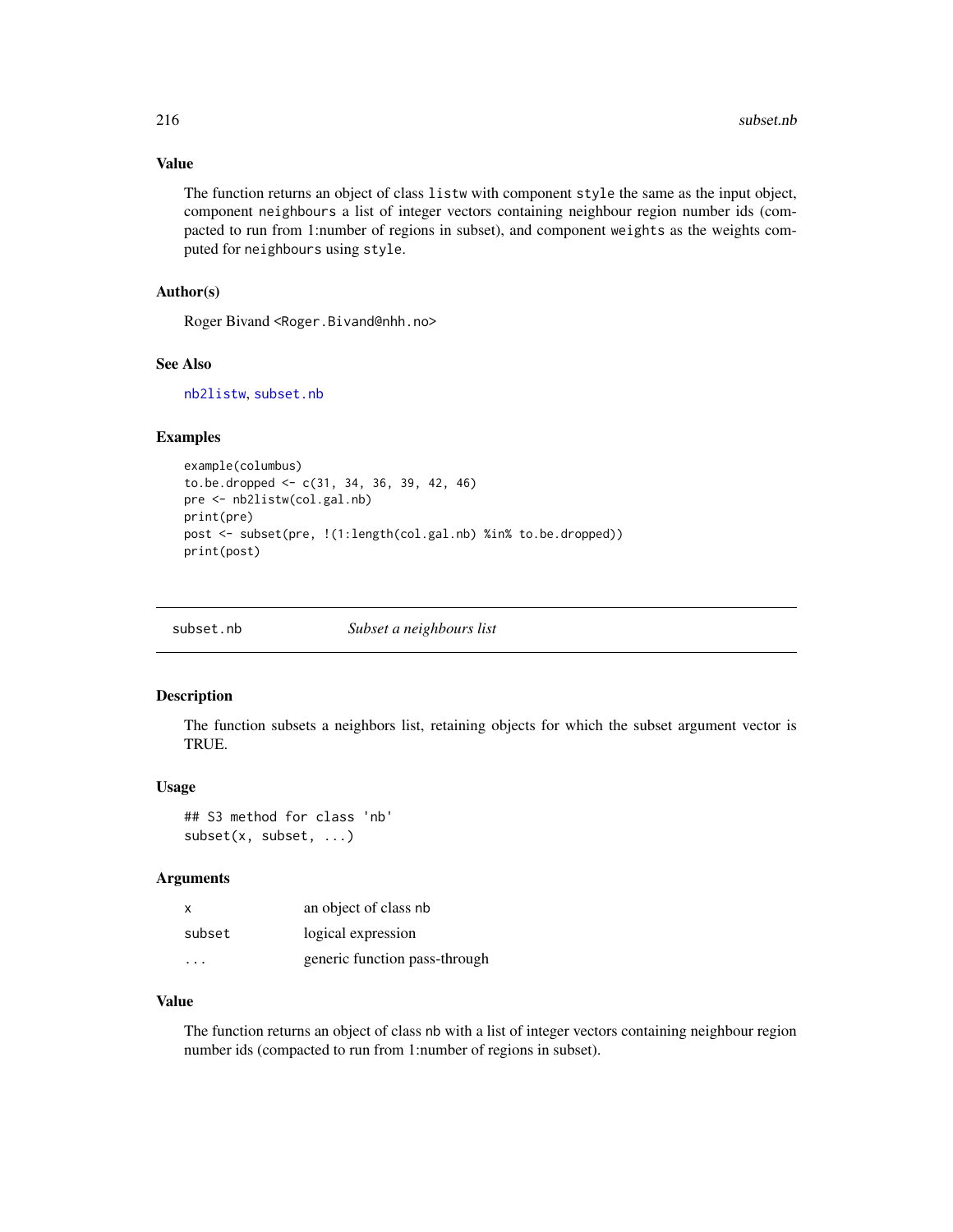### Value

The function returns an object of class `listw` with component `style` the same as the input object, component `neighbours` a list of integer vectors containing neighbour region number ids (compacted to run from 1:number of regions in subset), and component `weights` as the weights computed for `neighbours` using `style`.

### Author(s)

Roger Bivand <Roger.Bivand@nhh.no>

### See Also

`nb2listw`, `subset.nb`

### Examples

```
example(columbus)
to.be.dropped <- c(31, 34, 36, 39, 42, 46)
pre <- nb2listw(col.gal.nb)
print(pre)
post <- subset(pre, !(1:length(col.gal.nb) %in% to.be.dropped))
print(post)
```

---

## subset.nb — *Subset a neighbours list*

---

### Description

The function subsets a neighbors list, retaining objects for which the subset argument vector is TRUE.

### Usage

```
## S3 method for class 'nb'
subset(x, subset, ...)
```

### Arguments

| | |
|---|---|
| `x` | an object of class `nb` |
| `subset` | logical expression |
| `...` | generic function pass-through |

### Value

The function returns an object of class `nb` with a list of integer vectors containing neighbour region number ids (compacted to run from 1:number of regions in subset).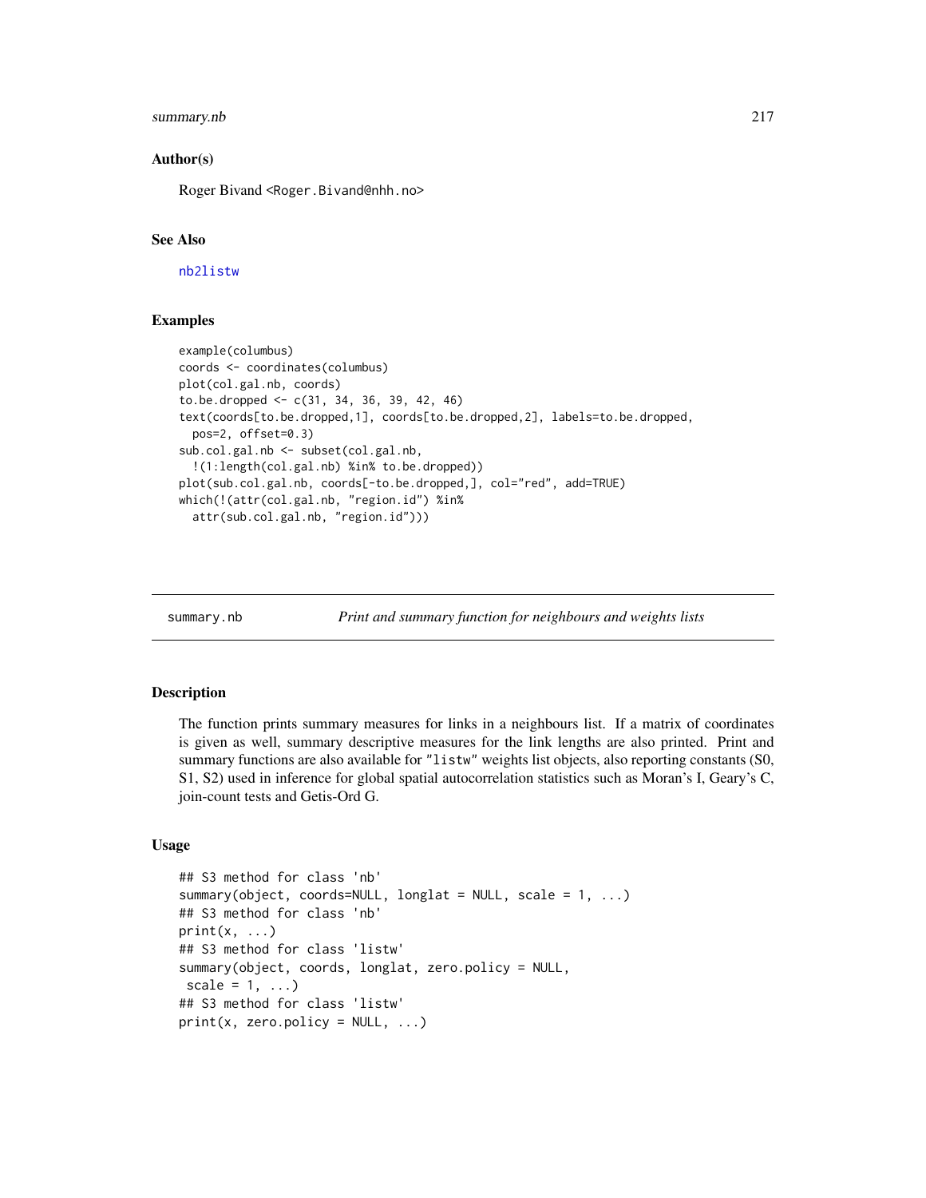### Author(s)

Roger Bivand <Roger.Bivand@nhh.no>

### See Also

nb2listw

### Examples

```
example(columbus)
coords <- coordinates(columbus)
plot(col.gal.nb, coords)
to.be.dropped <- c(31, 34, 36, 39, 42, 46)
text(coords[to.be.dropped,1], coords[to.be.dropped,2], labels=to.be.dropped,
  pos=2, offset=0.3)
sub.col.gal.nb <- subset(col.gal.nb,
  !(1:length(col.gal.nb) %in% to.be.dropped))
plot(sub.col.gal.nb, coords[-to.be.dropped,], col="red", add=TRUE)
which(!(attr(col.gal.nb, "region.id") %in%
  attr(sub.col.gal.nb, "region.id")))
```

---

## summary.nb — *Print and summary function for neighbours and weights lists*

### Description

The function prints summary measures for links in a neighbours list. If a matrix of coordinates is given as well, summary descriptive measures for the link lengths are also printed. Print and summary functions are also available for "listw" weights list objects, also reporting constants (S0, S1, S2) used in inference for global spatial autocorrelation statistics such as Moran's I, Geary's C, join-count tests and Getis-Ord G.

### Usage

```
## S3 method for class 'nb'
summary(object, coords=NULL, longlat = NULL, scale = 1, ...)
## S3 method for class 'nb'
print(x, ...)
## S3 method for class 'listw'
summary(object, coords, longlat, zero.policy = NULL,
 scale = 1, ...)
## S3 method for class 'listw'
print(x, zero.policy = NULL, ...)
```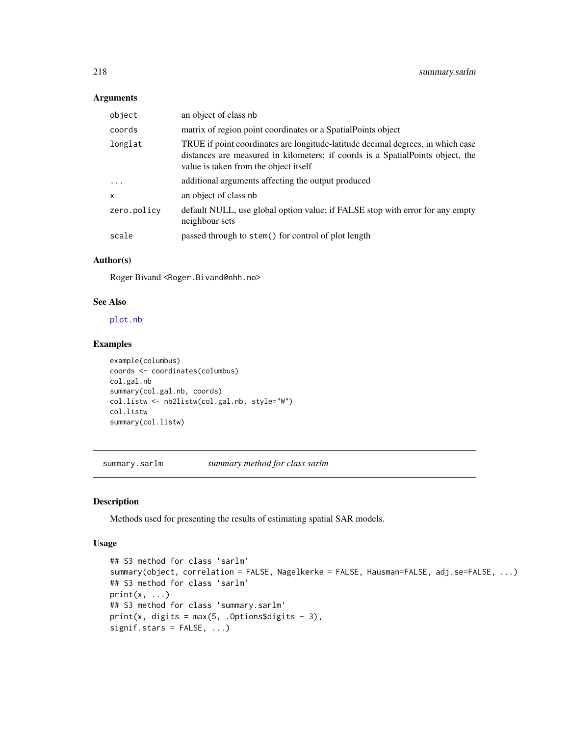### Arguments

| | |
|---|---|
| object | an object of class nb |
| coords | matrix of region point coordinates or a SpatialPoints object |
| longlat | TRUE if point coordinates are longitude-latitude decimal degrees, in which case distances are measured in kilometers; if coords is a SpatialPoints object, the value is taken from the object itself |
| ... | additional arguments affecting the output produced |
| x | an object of class nb |
| zero.policy | default NULL, use global option value; if FALSE stop with error for any empty neighbour sets |
| scale | passed through to stem() for control of plot length |

### Author(s)

Roger Bivand <Roger.Bivand@nhh.no>

### See Also

plot.nb

### Examples

```
example(columbus)
coords <- coordinates(columbus)
col.gal.nb
summary(col.gal.nb, coords)
col.listw <- nb2listw(col.gal.nb, style="W")
col.listw
summary(col.listw)
```

---

## summary.sarlm — *summary method for class sarlm*

---

### Description

Methods used for presenting the results of estimating spatial SAR models.

### Usage

```
## S3 method for class 'sarlm'
summary(object, correlation = FALSE, Nagelkerke = FALSE, Hausman=FALSE, adj.se=FALSE, ...)
## S3 method for class 'sarlm'
print(x, ...)
## S3 method for class 'summary.sarlm'
print(x, digits = max(5, .Options$digits - 3),
signif.stars = FALSE, ...)
```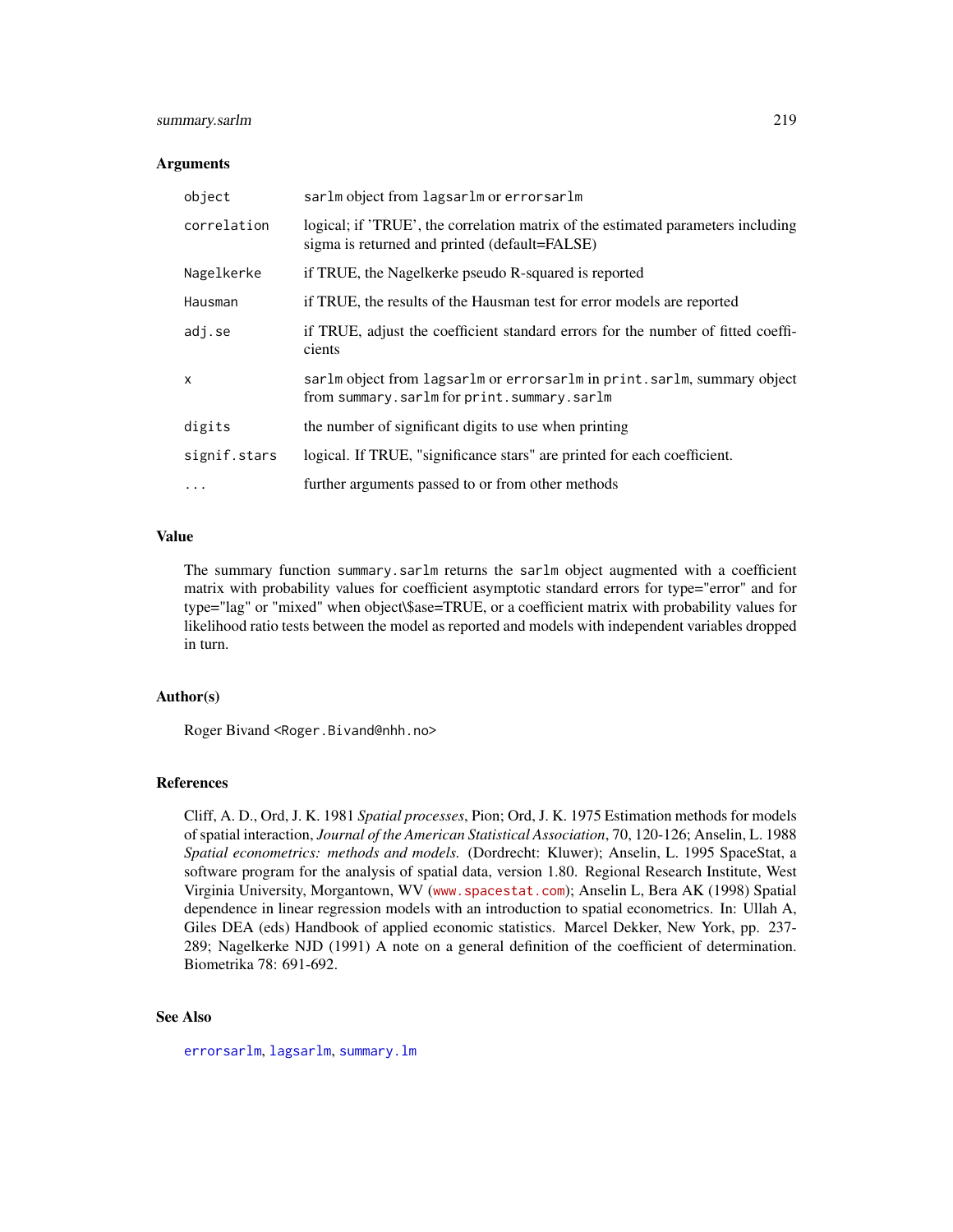### Arguments

| | |
|---|---|
| `object` | `sarlm` object from `lagsarlm` or `errorsarlm` |
| `correlation` | logical; if 'TRUE', the correlation matrix of the estimated parameters including sigma is returned and printed (default=FALSE) |
| `Nagelkerke` | if TRUE, the Nagelkerke pseudo R-squared is reported |
| `Hausman` | if TRUE, the results of the Hausman test for error models are reported |
| `adj.se` | if TRUE, adjust the coefficient standard errors for the number of fitted coefficients |
| `x` | `sarlm` object from `lagsarlm` or `errorsarlm` in `print.sarlm`, summary object from `summary.sarlm` for `print.summary.sarlm` |
| `digits` | the number of significant digits to use when printing |
| `signif.stars` | logical. If TRUE, "significance stars" are printed for each coefficient. |
| `...` | further arguments passed to or from other methods |

### Value

The summary function `summary.sarlm` returns the `sarlm` object augmented with a coefficient matrix with probability values for coefficient asymptotic standard errors for type="error" and for type="lag" or "mixed" when object\$ase=TRUE, or a coefficient matrix with probability values for likelihood ratio tests between the model as reported and models with independent variables dropped in turn.

### Author(s)

Roger Bivand <Roger.Bivand@nhh.no>

### References

Cliff, A. D., Ord, J. K. 1981 *Spatial processes*, Pion; Ord, J. K. 1975 Estimation methods for models of spatial interaction, *Journal of the American Statistical Association*, 70, 120-126; Anselin, L. 1988 *Spatial econometrics: methods and models.* (Dordrecht: Kluwer); Anselin, L. 1995 SpaceStat, a software program for the analysis of spatial data, version 1.80. Regional Research Institute, West Virginia University, Morgantown, WV (`www.spacestat.com`); Anselin L, Bera AK (1998) Spatial dependence in linear regression models with an introduction to spatial econometrics. In: Ullah A, Giles DEA (eds) Handbook of applied economic statistics. Marcel Dekker, New York, pp. 237-289; Nagelkerke NJD (1991) A note on a general definition of the coefficient of determination. Biometrika 78: 691-692.

### See Also

`errorsarlm`, `lagsarlm`, `summary.lm`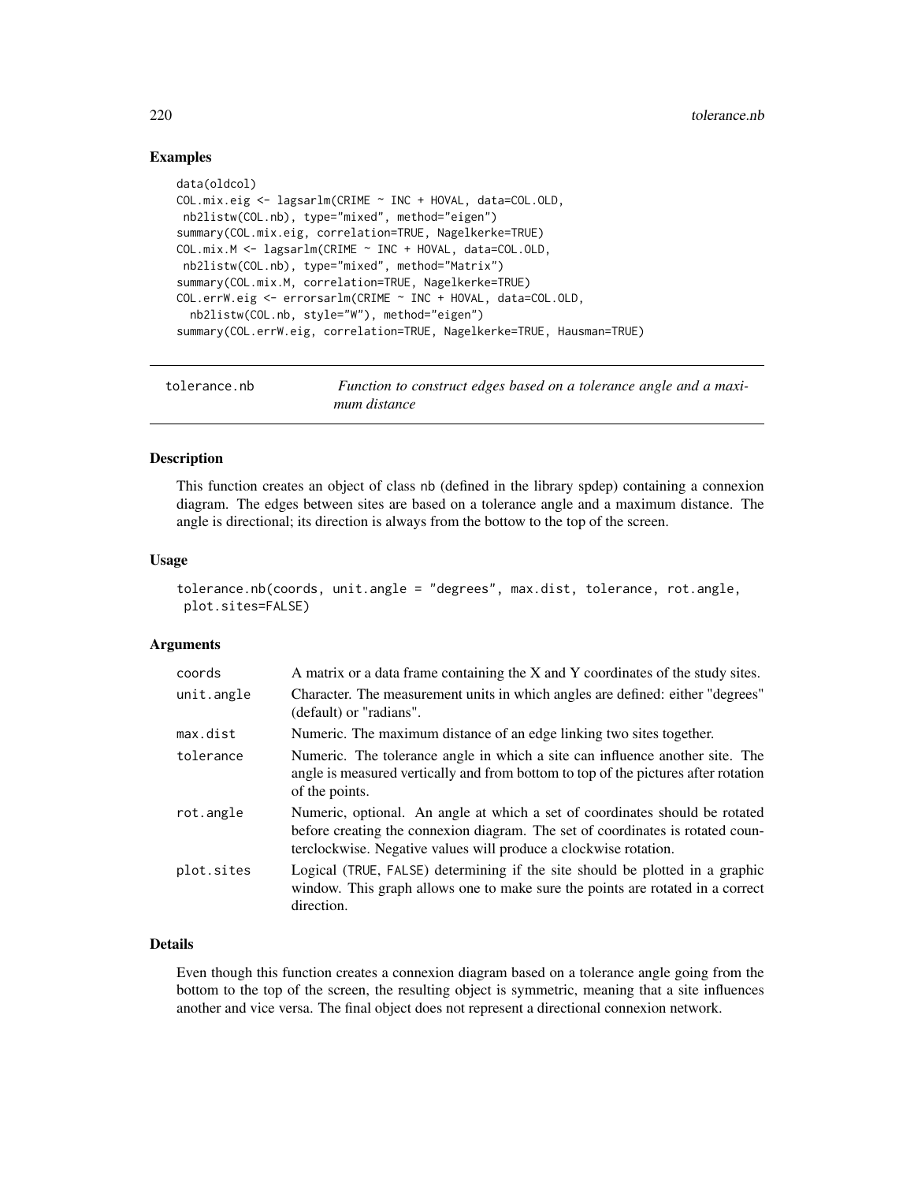## Examples

```
data(oldcol)
COL.mix.eig <- lagsarlm(CRIME ~ INC + HOVAL, data=COL.OLD,
 nb2listw(COL.nb), type="mixed", method="eigen")
summary(COL.mix.eig, correlation=TRUE, Nagelkerke=TRUE)
COL.mix.M <- lagsarlm(CRIME ~ INC + HOVAL, data=COL.OLD,
 nb2listw(COL.nb), type="mixed", method="Matrix")
summary(COL.mix.M, correlation=TRUE, Nagelkerke=TRUE)
COL.errW.eig <- errorsarlm(CRIME ~ INC + HOVAL, data=COL.OLD,
  nb2listw(COL.nb, style="W"), method="eigen")
summary(COL.errW.eig, correlation=TRUE, Nagelkerke=TRUE, Hausman=TRUE)
```

---

# tolerance.nb — *Function to construct edges based on a tolerance angle and a maximum distance*

---

## Description

This function creates an object of class nb (defined in the library spdep) containing a connexion diagram. The edges between sites are based on a tolerance angle and a maximum distance. The angle is directional; its direction is always from the bottow to the top of the screen.

## Usage

```
tolerance.nb(coords, unit.angle = "degrees", max.dist, tolerance, rot.angle,
 plot.sites=FALSE)
```

## Arguments

| | |
|---|---|
| coords | A matrix or a data frame containing the X and Y coordinates of the study sites. |
| unit.angle | Character. The measurement units in which angles are defined: either "degrees" (default) or "radians". |
| max.dist | Numeric. The maximum distance of an edge linking two sites together. |
| tolerance | Numeric. The tolerance angle in which a site can influence another site. The angle is measured vertically and from bottom to top of the pictures after rotation of the points. |
| rot.angle | Numeric, optional. An angle at which a set of coordinates should be rotated before creating the connexion diagram. The set of coordinates is rotated counterclockwise. Negative values will produce a clockwise rotation. |
| plot.sites | Logical (TRUE, FALSE) determining if the site should be plotted in a graphic window. This graph allows one to make sure the points are rotated in a correct direction. |

## Details

Even though this function creates a connexion diagram based on a tolerance angle going from the bottom to the top of the screen, the resulting object is symmetric, meaning that a site influences another and vice versa. The final object does not represent a directional connexion network.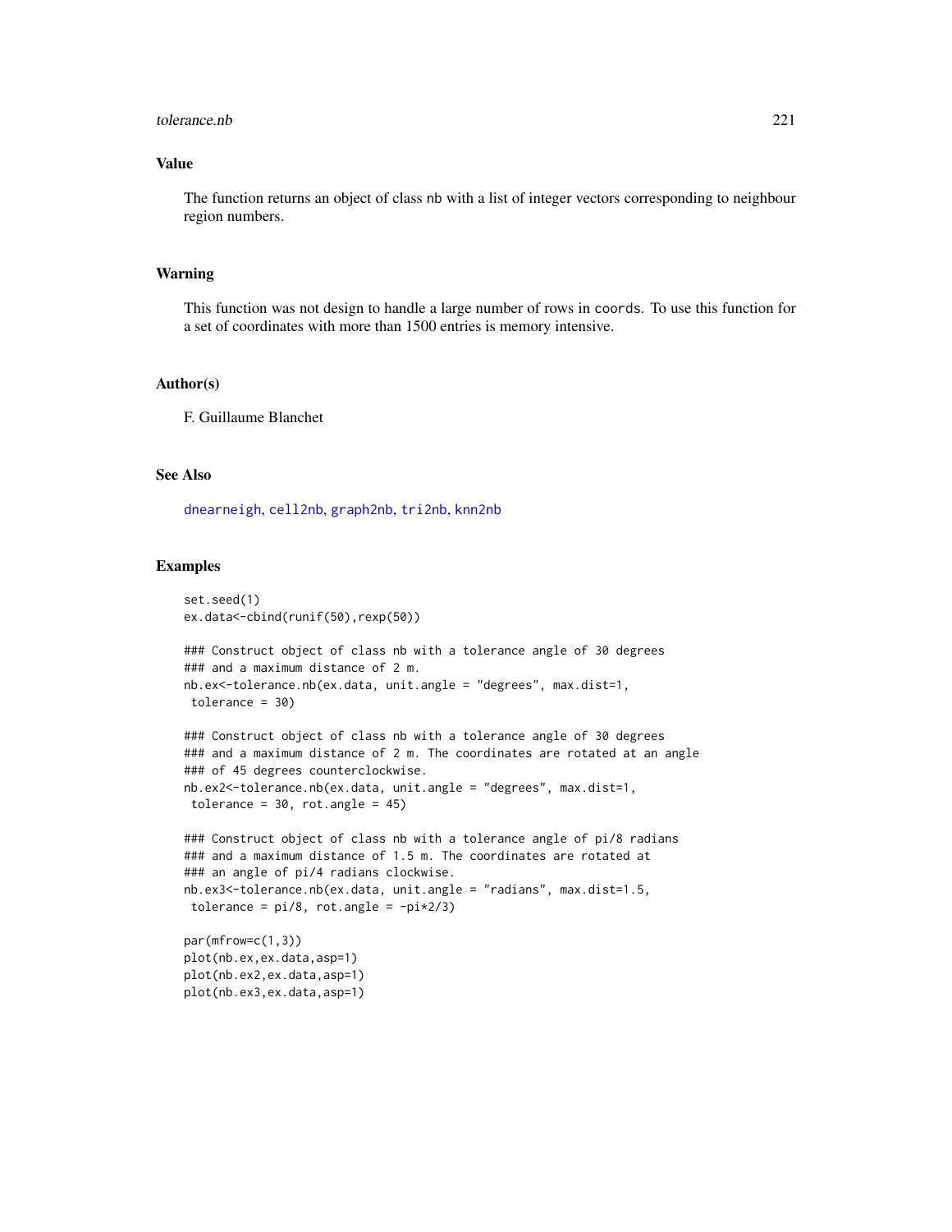## Value

The function returns an object of class nb with a list of integer vectors corresponding to neighbour region numbers.

## Warning

This function was not design to handle a large number of rows in coords. To use this function for a set of coordinates with more than 1500 entries is memory intensive.

## Author(s)

F. Guillaume Blanchet

## See Also

dnearneigh, cell2nb, graph2nb, tri2nb, knn2nb

## Examples

```
set.seed(1)
ex.data<-cbind(runif(50),rexp(50))

### Construct object of class nb with a tolerance angle of 30 degrees
### and a maximum distance of 2 m.
nb.ex<-tolerance.nb(ex.data, unit.angle = "degrees", max.dist=1,
 tolerance = 30)

### Construct object of class nb with a tolerance angle of 30 degrees
### and a maximum distance of 2 m. The coordinates are rotated at an angle
### of 45 degrees counterclockwise.
nb.ex2<-tolerance.nb(ex.data, unit.angle = "degrees", max.dist=1,
 tolerance = 30, rot.angle = 45)

### Construct object of class nb with a tolerance angle of pi/8 radians
### and a maximum distance of 1.5 m. The coordinates are rotated at
### an angle of pi/4 radians clockwise.
nb.ex3<-tolerance.nb(ex.data, unit.angle = "radians", max.dist=1.5,
 tolerance = pi/8, rot.angle = -pi*2/3)

par(mfrow=c(1,3))
plot(nb.ex,ex.data,asp=1)
plot(nb.ex2,ex.data,asp=1)
plot(nb.ex3,ex.data,asp=1)
```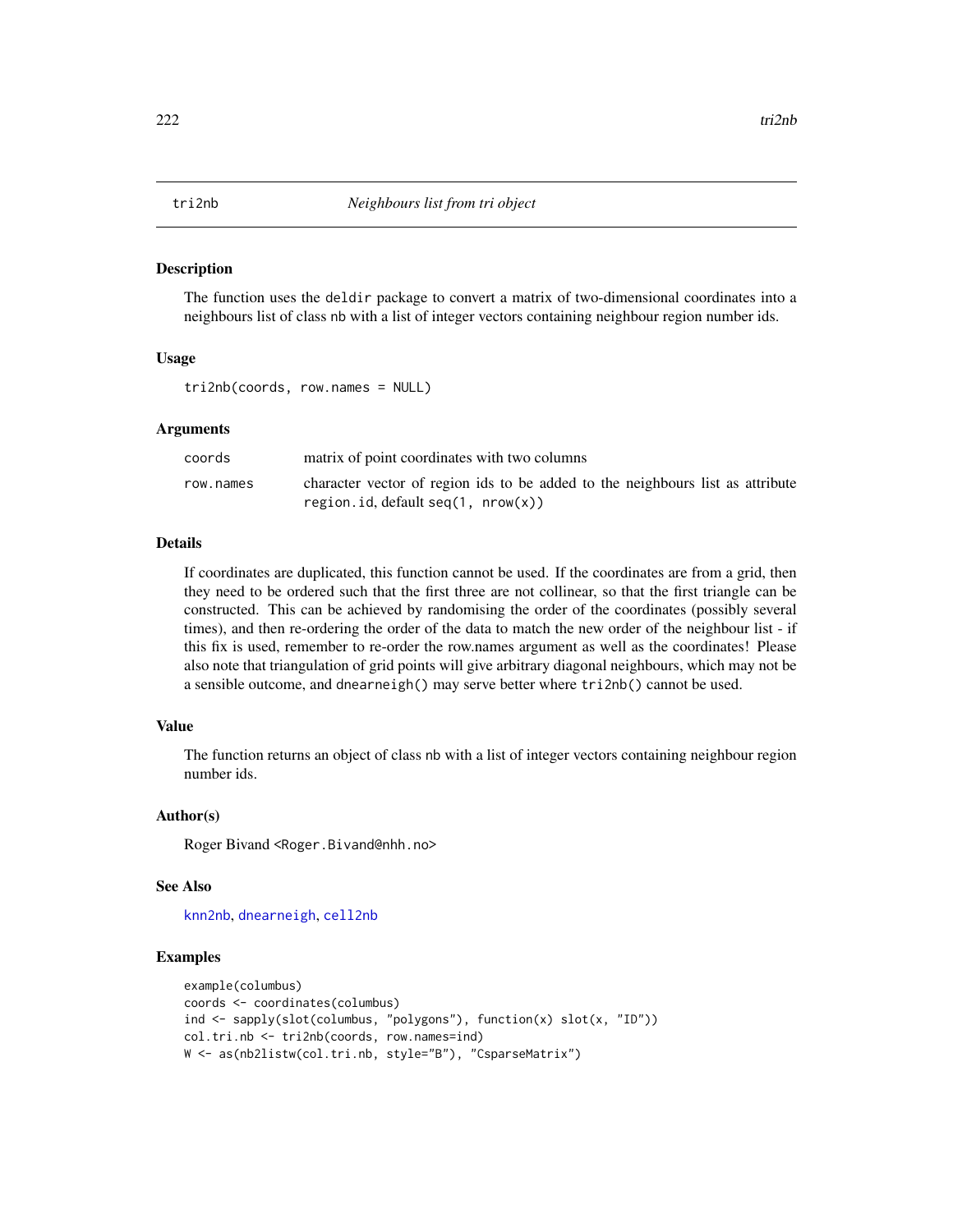# tri2nb — *Neighbours list from tri object*

## Description

The function uses the deldir package to convert a matrix of two-dimensional coordinates into a neighbours list of class nb with a list of integer vectors containing neighbour region number ids.

## Usage

```
tri2nb(coords, row.names = NULL)
```

## Arguments

| | |
|---|---|
| coords | matrix of point coordinates with two columns |
| row.names | character vector of region ids to be added to the neighbours list as attribute region.id, default seq(1, nrow(x)) |

## Details

If coordinates are duplicated, this function cannot be used. If the coordinates are from a grid, then they need to be ordered such that the first three are not collinear, so that the first triangle can be constructed. This can be achieved by randomising the order of the coordinates (possibly several times), and then re-ordering the order of the data to match the new order of the neighbour list - if this fix is used, remember to re-order the row.names argument as well as the coordinates! Please also note that triangulation of grid points will give arbitrary diagonal neighbours, which may not be a sensible outcome, and dnearneigh() may serve better where tri2nb() cannot be used.

## Value

The function returns an object of class nb with a list of integer vectors containing neighbour region number ids.

## Author(s)

Roger Bivand <Roger.Bivand@nhh.no>

## See Also

knn2nb, dnearneigh, cell2nb

## Examples

```
example(columbus)
coords <- coordinates(columbus)
ind <- sapply(slot(columbus, "polygons"), function(x) slot(x, "ID"))
col.tri.nb <- tri2nb(coords, row.names=ind)
W <- as(nb2listw(col.tri.nb, style="B"), "CsparseMatrix")
```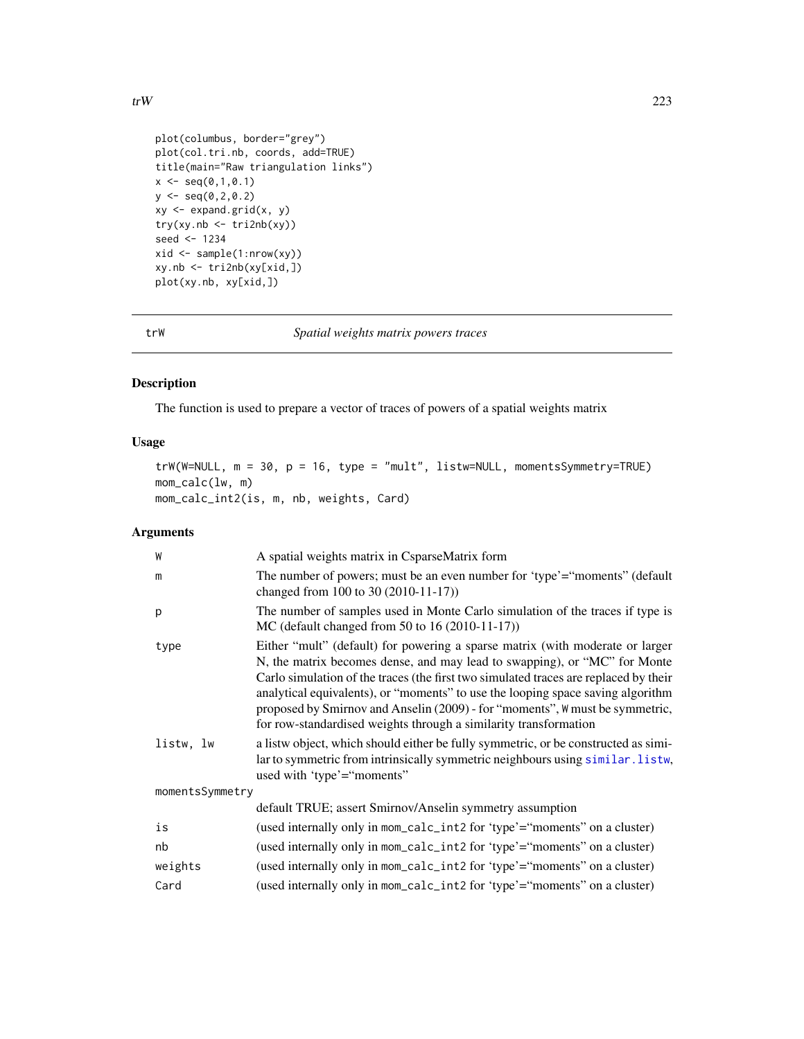```
plot(columbus, border="grey")
plot(col.tri.nb, coords, add=TRUE)
title(main="Raw triangulation links")
x <- seq(0,1,0.1)
y <- seq(0,2,0.2)
xy <- expand.grid(x, y)
try(xy.nb <- tri2nb(xy))
seed <- 1234
xid <- sample(1:nrow(xy))
xy.nb <- tri2nb(xy[xid,])
plot(xy.nb, xy[xid,])
```

## trW — *Spatial weights matrix powers traces*

### Description

The function is used to prepare a vector of traces of powers of a spatial weights matrix

### Usage

```
trW(W=NULL, m = 30, p = 16, type = "mult", listw=NULL, momentsSymmetry=TRUE)
mom_calc(lw, m)
mom_calc_int2(is, m, nb, weights, Card)
```

### Arguments

| Argument | Description |
|---|---|
| `W` | A spatial weights matrix in CsparseMatrix form |
| `m` | The number of powers; must be an even number for 'type'="moments" (default changed from 100 to 30 (2010-11-17)) |
| `p` | The number of samples used in Monte Carlo simulation of the traces if type is MC (default changed from 50 to 16 (2010-11-17)) |
| `type` | Either "mult" (default) for powering a sparse matrix (with moderate or larger N, the matrix becomes dense, and may lead to swapping), or "MC" for Monte Carlo simulation of the traces (the first two simulated traces are replaced by their analytical equivalents), or "moments" to use the looping space saving algorithm proposed by Smirnov and Anselin (2009) - for "moments", `W` must be symmetric, for row-standardised weights through a similarity transformation |
| `listw, lw` | a listw object, which should either be fully symmetric, or be constructed as similar to symmetric from intrinsically symmetric neighbours using `similar.listw`, used with 'type'="moments" |
| `momentsSymmetry` | default TRUE; assert Smirnov/Anselin symmetry assumption |
| `is` | (used internally only in `mom_calc_int2` for 'type'="moments" on a cluster) |
| `nb` | (used internally only in `mom_calc_int2` for 'type'="moments" on a cluster) |
| `weights` | (used internally only in `mom_calc_int2` for 'type'="moments" on a cluster) |
| `Card` | (used internally only in `mom_calc_int2` for 'type'="moments" on a cluster) |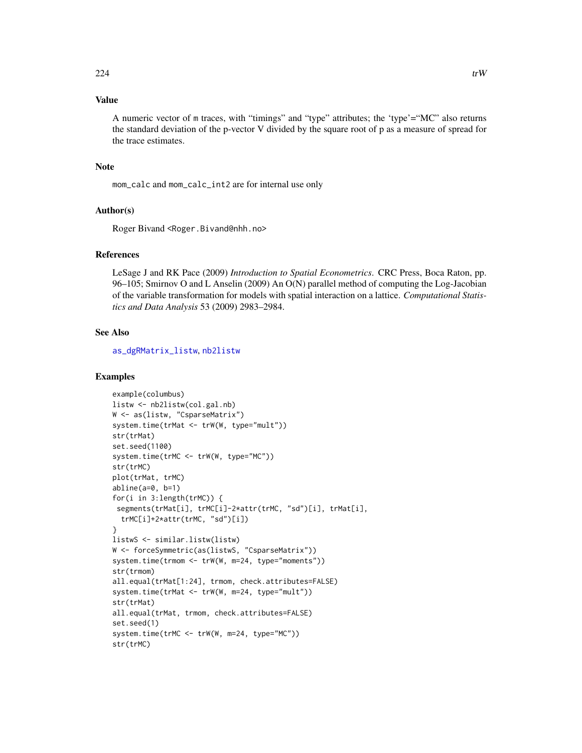## Value

A numeric vector of m traces, with "timings" and "type" attributes; the 'type'="MC" also returns the standard deviation of the p-vector V divided by the square root of p as a measure of spread for the trace estimates.

## Note

mom_calc and mom_calc_int2 are for internal use only

## Author(s)

Roger Bivand <Roger.Bivand@nhh.no>

## References

LeSage J and RK Pace (2009) *Introduction to Spatial Econometrics*. CRC Press, Boca Raton, pp. 96–105; Smirnov O and L Anselin (2009) An O(N) parallel method of computing the Log-Jacobian of the variable transformation for models with spatial interaction on a lattice. *Computational Statistics and Data Analysis* 53 (2009) 2983–2984.

## See Also

as_dgRMatrix_listw, nb2listw

## Examples

```
example(columbus)
listw <- nb2listw(col.gal.nb)
W <- as(listw, "CsparseMatrix")
system.time(trMat <- trW(W, type="mult"))
str(trMat)
set.seed(1100)
system.time(trMC <- trW(W, type="MC"))
str(trMC)
plot(trMat, trMC)
abline(a=0, b=1)
for(i in 3:length(trMC)) {
 segments(trMat[i], trMC[i]-2*attr(trMC, "sd")[i], trMat[i],
  trMC[i]+2*attr(trMC, "sd")[i])
}
listwS <- similar.listw(listw)
W <- forceSymmetric(as(listwS, "CsparseMatrix"))
system.time(trmom <- trW(W, m=24, type="moments"))
str(trmom)
all.equal(trMat[1:24], trmom, check.attributes=FALSE)
system.time(trMat <- trW(W, m=24, type="mult"))
str(trMat)
all.equal(trMat, trmom, check.attributes=FALSE)
set.seed(1)
system.time(trMC <- trW(W, m=24, type="MC"))
str(trMC)
```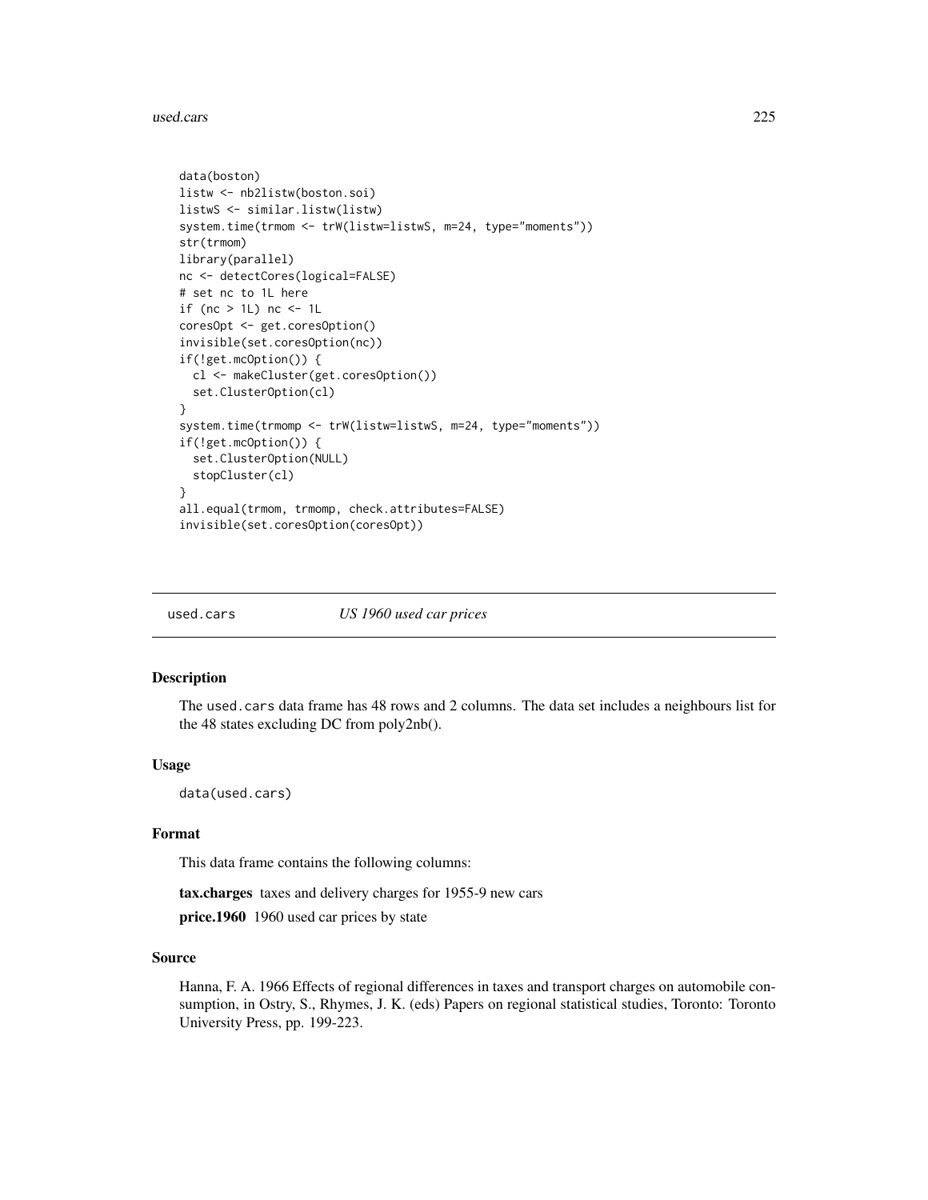```
data(boston)
listw <- nb2listw(boston.soi)
listwS <- similar.listw(listw)
system.time(trmom <- trW(listw=listwS, m=24, type="moments"))
str(trmom)
library(parallel)
nc <- detectCores(logical=FALSE)
# set nc to 1L here
if (nc > 1L) nc <- 1L
coresOpt <- get.coresOption()
invisible(set.coresOption(nc))
if(!get.mcOption()) {
  cl <- makeCluster(get.coresOption())
  set.ClusterOption(cl)
}
system.time(trmomp <- trW(listw=listwS, m=24, type="moments"))
if(!get.mcOption()) {
  set.ClusterOption(NULL)
  stopCluster(cl)
}
all.equal(trmom, trmomp, check.attributes=FALSE)
invisible(set.coresOption(coresOpt))
```

## used.cars — *US 1960 used car prices*

### Description

The `used.cars` data frame has 48 rows and 2 columns. The data set includes a neighbours list for the 48 states excluding DC from poly2nb().

### Usage

```
data(used.cars)
```

### Format

This data frame contains the following columns:

**tax.charges** taxes and delivery charges for 1955-9 new cars

**price.1960** 1960 used car prices by state

### Source

Hanna, F. A. 1966 Effects of regional differences in taxes and transport charges on automobile consumption, in Ostry, S., Rhymes, J. K. (eds) Papers on regional statistical studies, Toronto: Toronto University Press, pp. 199-223.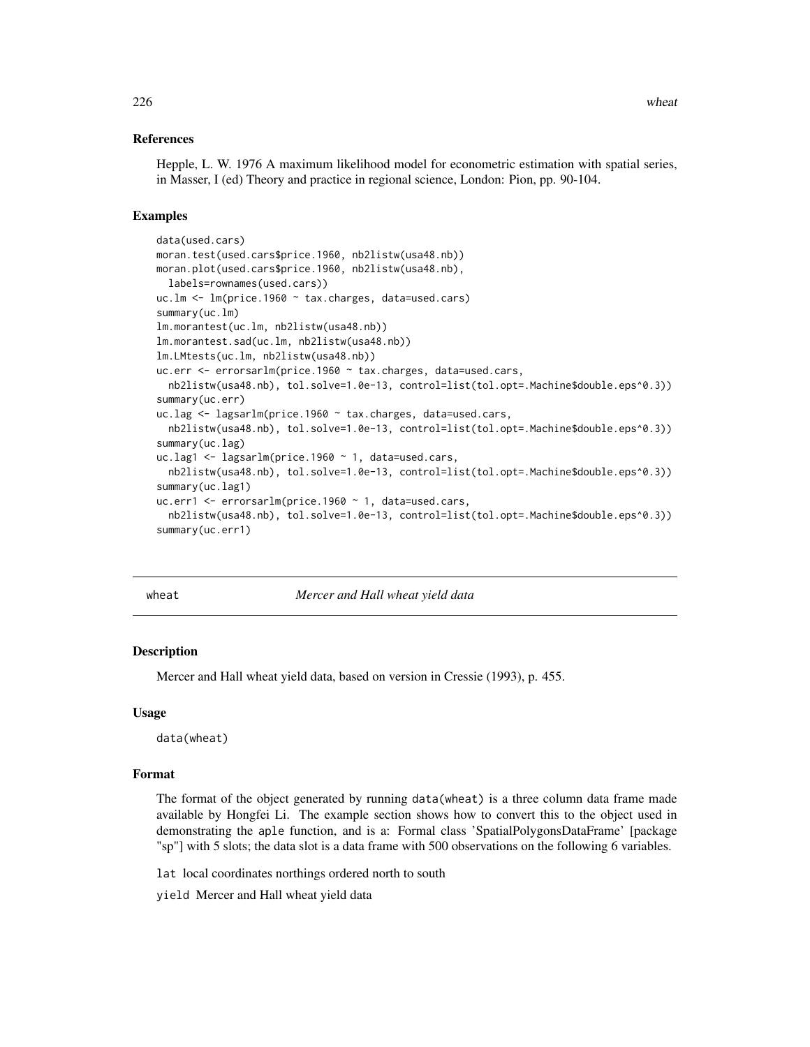### References

Hepple, L. W. 1976 A maximum likelihood model for econometric estimation with spatial series, in Masser, I (ed) Theory and practice in regional science, London: Pion, pp. 90-104.

### Examples

```
data(used.cars)
moran.test(used.cars$price.1960, nb2listw(usa48.nb))
moran.plot(used.cars$price.1960, nb2listw(usa48.nb),
  labels=rownames(used.cars))
uc.lm <- lm(price.1960 ~ tax.charges, data=used.cars)
summary(uc.lm)
lm.morantest(uc.lm, nb2listw(usa48.nb))
lm.morantest.sad(uc.lm, nb2listw(usa48.nb))
lm.LMtests(uc.lm, nb2listw(usa48.nb))
uc.err <- errorsarlm(price.1960 ~ tax.charges, data=used.cars,
  nb2listw(usa48.nb), tol.solve=1.0e-13, control=list(tol.opt=.Machine$double.eps^0.3))
summary(uc.err)
uc.lag <- lagsarlm(price.1960 ~ tax.charges, data=used.cars,
  nb2listw(usa48.nb), tol.solve=1.0e-13, control=list(tol.opt=.Machine$double.eps^0.3))
summary(uc.lag)
uc.lag1 <- lagsarlm(price.1960 ~ 1, data=used.cars,
  nb2listw(usa48.nb), tol.solve=1.0e-13, control=list(tol.opt=.Machine$double.eps^0.3))
summary(uc.lag1)
uc.err1 <- errorsarlm(price.1960 ~ 1, data=used.cars,
  nb2listw(usa48.nb), tol.solve=1.0e-13, control=list(tol.opt=.Machine$double.eps^0.3))
summary(uc.err1)
```

---

## wheat — *Mercer and Hall wheat yield data*

### Description

Mercer and Hall wheat yield data, based on version in Cressie (1993), p. 455.

### Usage

```
data(wheat)
```

### Format

The format of the object generated by running `data(wheat)` is a three column data frame made available by Hongfei Li. The example section shows how to convert this to the object used in demonstrating the `aple` function, and is a: Formal class 'SpatialPolygonsDataFrame' [package "sp"] with 5 slots; the data slot is a data frame with 500 observations on the following 6 variables.

`lat` local coordinates northings ordered north to south

`yield` Mercer and Hall wheat yield data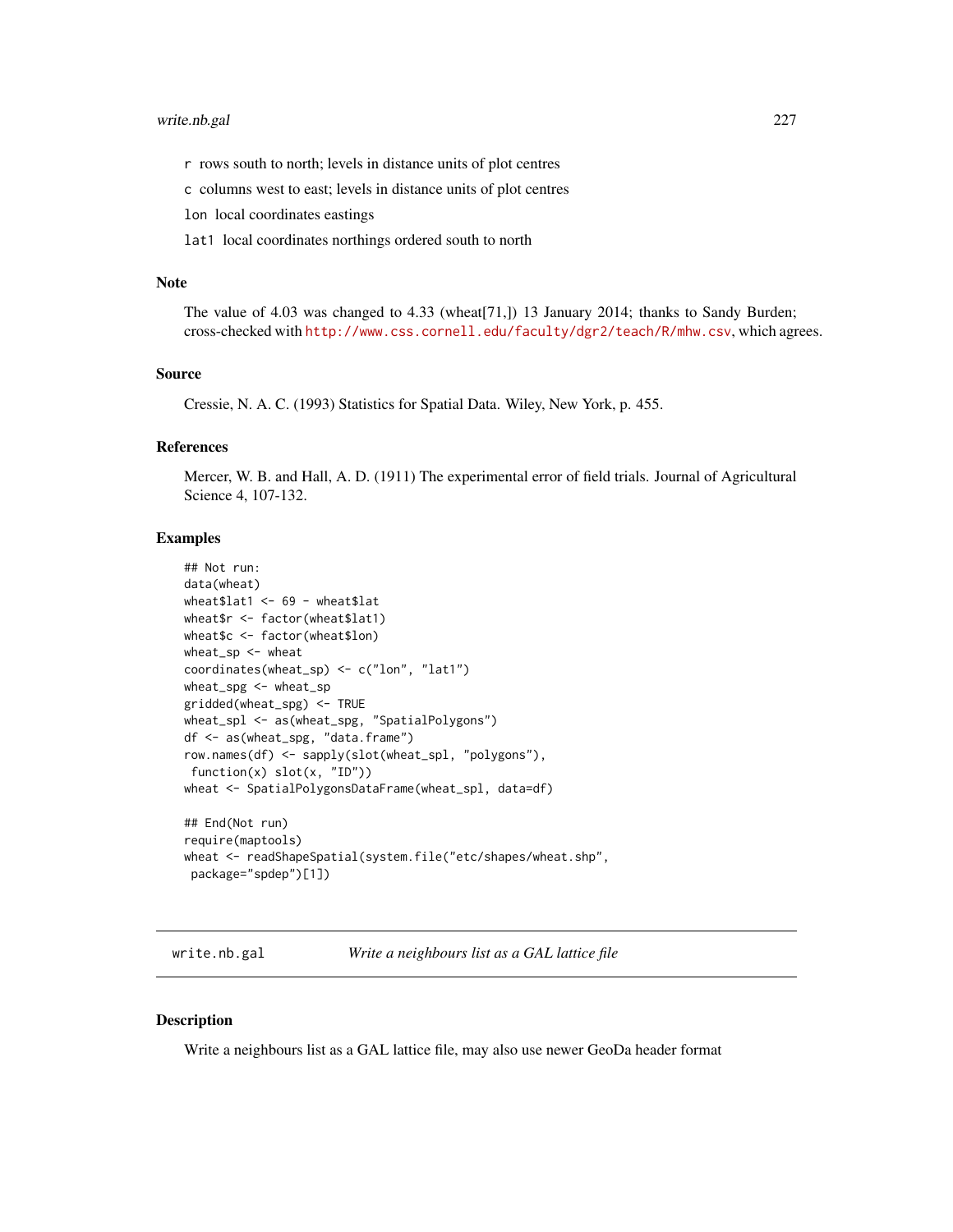`r` rows south to north; levels in distance units of plot centres

`c` columns west to east; levels in distance units of plot centres

`lon` local coordinates eastings

`lat1` local coordinates northings ordered south to north

## Note

The value of 4.03 was changed to 4.33 (wheat[71,]) 13 January 2014; thanks to Sandy Burden; cross-checked with http://www.css.cornell.edu/faculty/dgr2/teach/R/mhw.csv, which agrees.

## Source

Cressie, N. A. C. (1993) Statistics for Spatial Data. Wiley, New York, p. 455.

## References

Mercer, W. B. and Hall, A. D. (1911) The experimental error of field trials. Journal of Agricultural Science 4, 107-132.

## Examples

```
## Not run:
data(wheat)
wheat$lat1 <- 69 - wheat$lat
wheat$r <- factor(wheat$lat1)
wheat$c <- factor(wheat$lon)
wheat_sp <- wheat
coordinates(wheat_sp) <- c("lon", "lat1")
wheat_spg <- wheat_sp
gridded(wheat_spg) <- TRUE
wheat_spl <- as(wheat_spg, "SpatialPolygons")
df <- as(wheat_spg, "data.frame")
row.names(df) <- sapply(slot(wheat_spl, "polygons"),
 function(x) slot(x, "ID"))
wheat <- SpatialPolygonsDataFrame(wheat_spl, data=df)

## End(Not run)
require(maptools)
wheat <- readShapeSpatial(system.file("etc/shapes/wheat.shp",
 package="spdep")[1])
```

---

# write.nb.gal — *Write a neighbours list as a GAL lattice file*

## Description

Write a neighbours list as a GAL lattice file, may also use newer GeoDa header format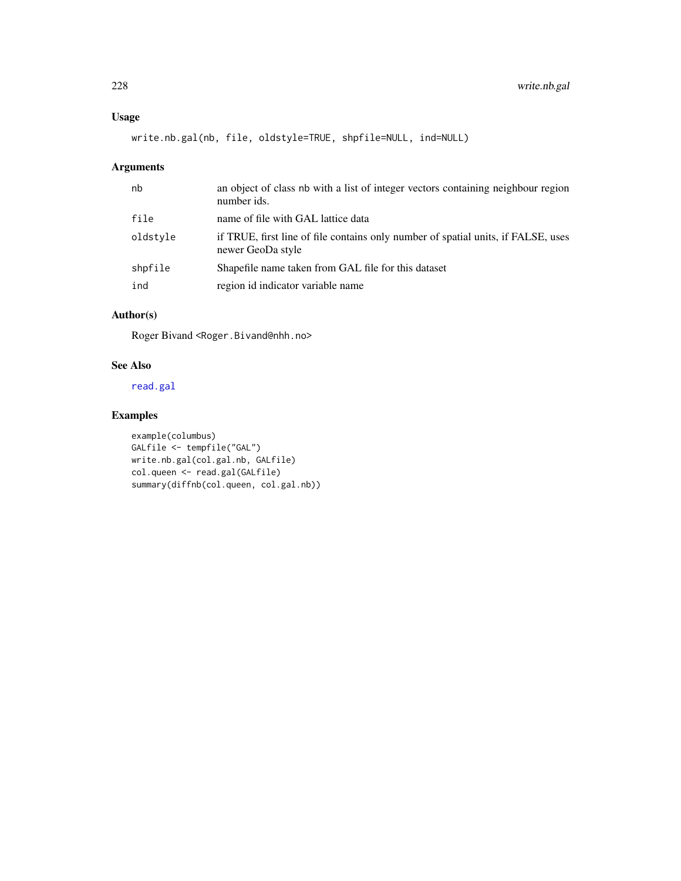## Usage

```
write.nb.gal(nb, file, oldstyle=TRUE, shpfile=NULL, ind=NULL)
```

## Arguments

| | |
|---|---|
| nb | an object of class nb with a list of integer vectors containing neighbour region number ids. |
| file | name of file with GAL lattice data |
| oldstyle | if TRUE, first line of file contains only number of spatial units, if FALSE, uses newer GeoDa style |
| shpfile | Shapefile name taken from GAL file for this dataset |
| ind | region id indicator variable name |

## Author(s)

Roger Bivand <Roger.Bivand@nhh.no>

## See Also

read.gal

## Examples

```
example(columbus)
GALfile <- tempfile("GAL")
write.nb.gal(col.gal.nb, GALfile)
col.queen <- read.gal(GALfile)
summary(diffnb(col.queen, col.gal.nb))
```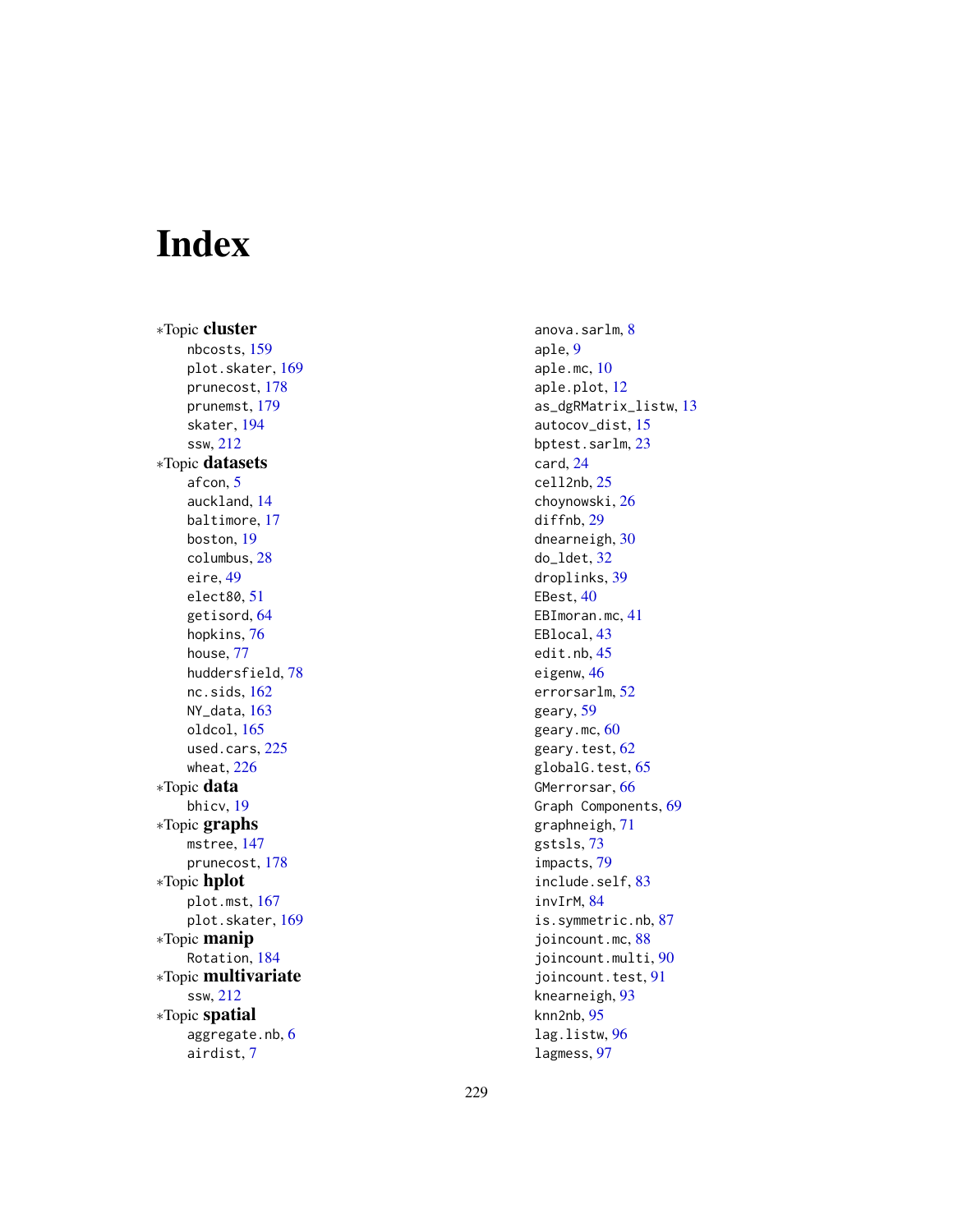# Index

*Topic **cluster**
- nbcosts, 159
- plot.skater, 169
- prunecost, 178
- prunemst, 179
- skater, 194
- ssw, 212

*Topic **datasets**
- afcon, 5
- auckland, 14
- baltimore, 17
- boston, 19
- columbus, 28
- eire, 49
- elect80, 51
- getisord, 64
- hopkins, 76
- house, 77
- huddersfield, 78
- nc.sids, 162
- NY_data, 163
- oldcol, 165
- used.cars, 225
- wheat, 226

*Topic **data**
- bhicv, 19

*Topic **graphs**
- mstree, 147
- prunecost, 178

*Topic **hplot**
- plot.mst, 167
- plot.skater, 169

*Topic **manip**
- Rotation, 184

*Topic **multivariate**
- ssw, 212

*Topic **spatial**
- aggregate.nb, 6
- airdist, 7
- anova.sarlm, 8
- aple, 9
- aple.mc, 10
- aple.plot, 12
- as_dgRMatrix_listw, 13
- autocov_dist, 15
- bptest.sarlm, 23
- card, 24
- cell2nb, 25
- choynowski, 26
- diffnb, 29
- dnearneigh, 30
- do_ldet, 32
- droplinks, 39
- EBest, 40
- EBImoran.mc, 41
- EBlocal, 43
- edit.nb, 45
- eigenw, 46
- errorsarlm, 52
- geary, 59
- geary.mc, 60
- geary.test, 62
- globalG.test, 65
- GMerrorsar, 66
- Graph Components, 69
- graphneigh, 71
- gstsls, 73
- impacts, 79
- include.self, 83
- invIrM, 84
- is.symmetric.nb, 87
- joincount.mc, 88
- joincount.multi, 90
- joincount.test, 91
- knearneigh, 93
- knn2nb, 95
- lag.listw, 96
- lagmess, 97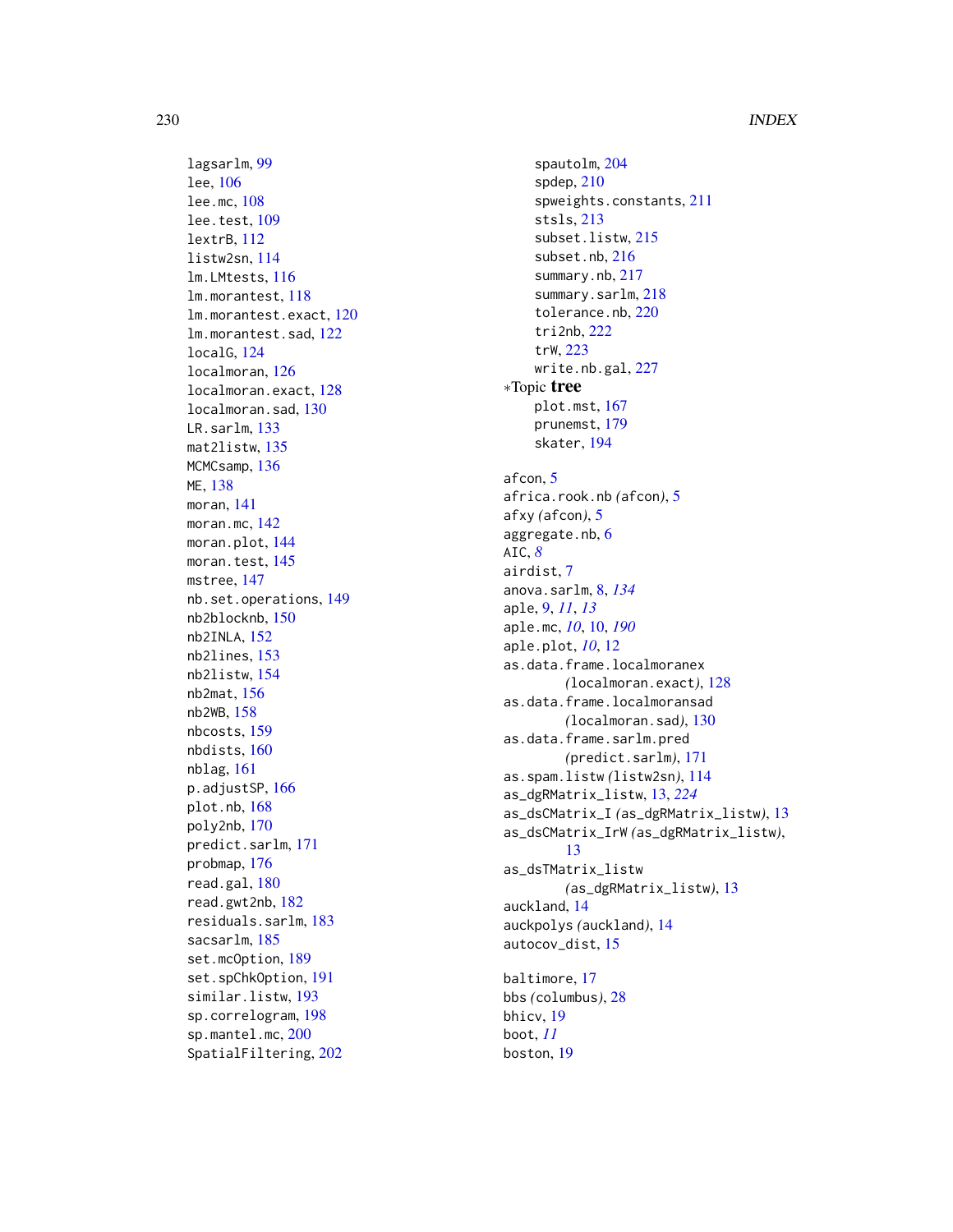lagsarlm, 99
lee, 106
lee.mc, 108
lee.test, 109
lextrB, 112
listw2sn, 114
lm.LMtests, 116
lm.morantest, 118
lm.morantest.exact, 120
lm.morantest.sad, 122
localG, 124
localmoran, 126
localmoran.exact, 128
localmoran.sad, 130
LR.sarlm, 133
mat2listw, 135
MCMCsamp, 136
ME, 138
moran, 141
moran.mc, 142
moran.plot, 144
moran.test, 145
mstree, 147
nb.set.operations, 149
nb2blocknb, 150
nb2INLA, 152
nb2lines, 153
nb2listw, 154
nb2mat, 156
nb2WB, 158
nbcosts, 159
nbdists, 160
nblag, 161
p.adjustSP, 166
plot.nb, 168
poly2nb, 170
predict.sarlm, 171
probmap, 176
read.gal, 180
read.gwt2nb, 182
residuals.sarlm, 183
sacsarlm, 185
set.mcOption, 189
set.spChkOption, 191
similar.listw, 193
sp.correlogram, 198
sp.mantel.mc, 200
SpatialFiltering, 202
spautolm, 204
spdep, 210
spweights.constants, 211
stsls, 213
subset.listw, 215
subset.nb, 216
summary.nb, 217
summary.sarlm, 218
tolerance.nb, 220
tri2nb, 222
trW, 223
write.nb.gal, 227

∗Topic **tree**
plot.mst, 167
prunemst, 179
skater, 194

afcon, 5
africa.rook.nb (afcon), 5
afxy (afcon), 5
aggregate.nb, 6
AIC, *8*
airdist, 7
anova.sarlm, 8, *134*
aple, 9, *11*, *13*
aple.mc, *10*, 10, *190*
aple.plot, *10*, 12
as.data.frame.localmoranex (localmoran.exact), 128
as.data.frame.localmoransad (localmoran.sad), 130
as.data.frame.sarlm.pred (predict.sarlm), 171
as.spam.listw (listw2sn), 114
as_dgRMatrix_listw, 13, *224*
as_dsCMatrix_I (as_dgRMatrix_listw), 13
as_dsCMatrix_IrW (as_dgRMatrix_listw), 13
as_dsTMatrix_listw (as_dgRMatrix_listw), 13
auckland, 14
auckpolys (auckland), 14
autocov_dist, 15

baltimore, 17
bbs (columbus), 28
bhicv, 19
boot, *11*
boston, 19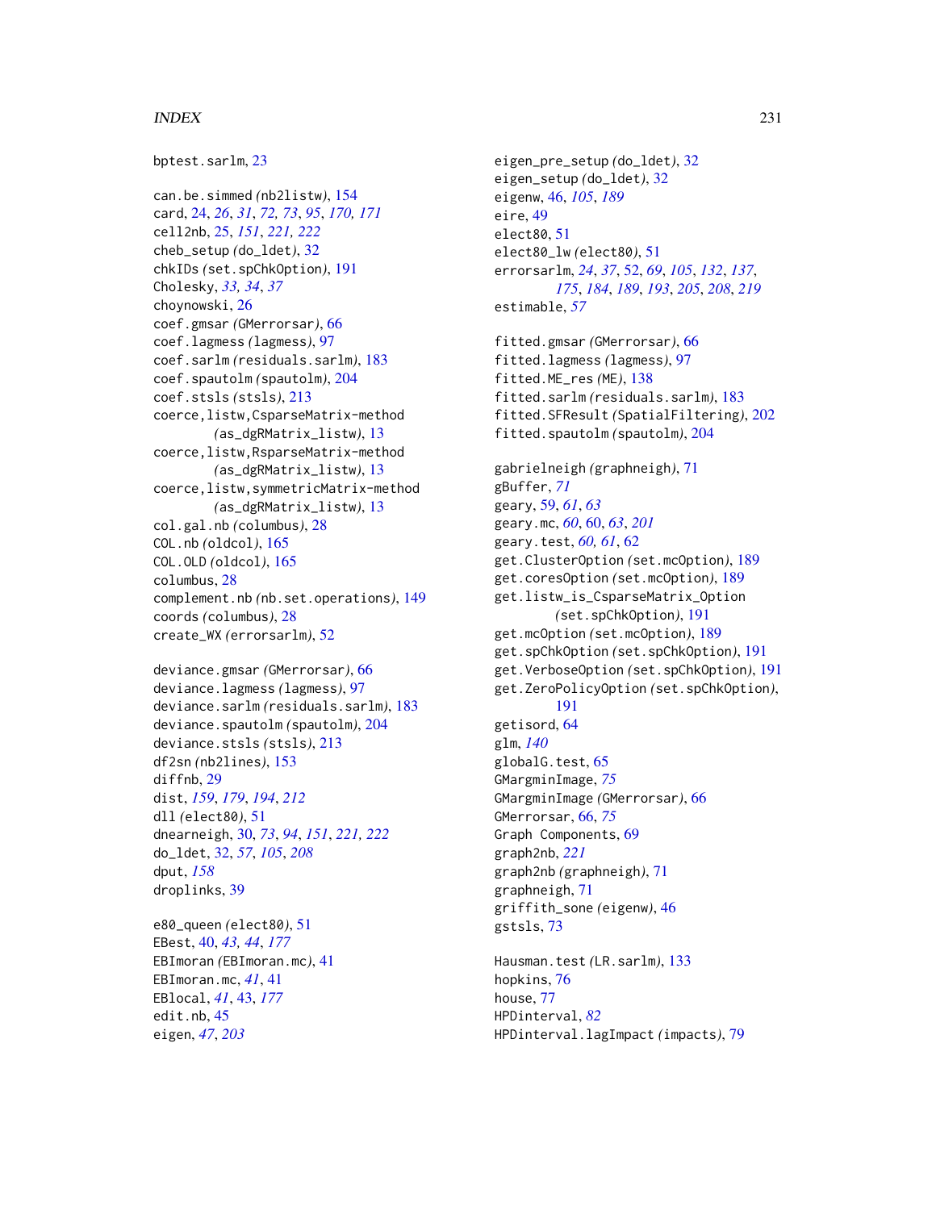bptest.sarlm, 23

can.be.simmed *(nb2listw)*, 154
card, 24, *26*, *31*, *72, 73*, *95*, *170, 171*
cell2nb, 25, *151*, *221, 222*
cheb_setup *(do_ldet)*, 32
chkIDs *(set.spChkOption)*, 191
Cholesky, *33, 34*, *37*
choynowski, 26
coef.gmsar *(GMerrorsar)*, 66
coef.lagmess *(lagmess)*, 97
coef.sarlm *(residuals.sarlm)*, 183
coef.spautolm *(spautolm)*, 204
coef.stsls *(stsls)*, 213
coerce,listw,CsparseMatrix-method *(as_dgRMatrix_listw)*, 13
coerce,listw,RsparseMatrix-method *(as_dgRMatrix_listw)*, 13
coerce,listw,symmetricMatrix-method *(as_dgRMatrix_listw)*, 13
col.gal.nb *(columbus)*, 28
COL.nb *(oldcol)*, 165
COL.OLD *(oldcol)*, 165
columbus, 28
complement.nb *(nb.set.operations)*, 149
coords *(columbus)*, 28
create_WX *(errorsarlm)*, 52

deviance.gmsar *(GMerrorsar)*, 66
deviance.lagmess *(lagmess)*, 97
deviance.sarlm *(residuals.sarlm)*, 183
deviance.spautolm *(spautolm)*, 204
deviance.stsls *(stsls)*, 213
df2sn *(nb2lines)*, 153
diffnb, 29
dist, *159*, *179*, *194*, *212*
dll *(elect80)*, 51
dnearneigh, 30, *73*, *94*, *151*, *221, 222*
do_ldet, 32, *57*, *105*, *208*
dput, *158*
droplinks, 39

e80_queen *(elect80)*, 51
EBest, 40, *43, 44*, *177*
EBImoran *(EBImoran.mc)*, 41
EBImoran.mc, *41*, 41
EBlocal, *41*, 43, *177*
edit.nb, 45
eigen, *47*, *203*
eigen_pre_setup *(do_ldet)*, 32
eigen_setup *(do_ldet)*, 32
eigenw, 46, *105*, *189*
eire, 49
elect80, 51
elect80_lw *(elect80)*, 51
errorsarlm, *24*, *37*, 52, *69*, *105*, *132*, *137*, *175*, *184*, *189*, *193*, *205*, *208*, *219*
estimable, *57*

fitted.gmsar *(GMerrorsar)*, 66
fitted.lagmess *(lagmess)*, 97
fitted.ME_res *(ME)*, 138
fitted.sarlm *(residuals.sarlm)*, 183
fitted.SFResult *(SpatialFiltering)*, 202
fitted.spautolm *(spautolm)*, 204

gabrielneigh *(graphneigh)*, 71
gBuffer, *71*
geary, 59, *61*, *63*
geary.mc, *60*, 60, *63*, *201*
geary.test, *60, 61*, 62
get.ClusterOption *(set.mcOption)*, 189
get.coresOption *(set.mcOption)*, 189
get.listw_is_CsparseMatrix_Option *(set.spChkOption)*, 191
get.mcOption *(set.mcOption)*, 189
get.spChkOption *(set.spChkOption)*, 191
get.VerboseOption *(set.spChkOption)*, 191
get.ZeroPolicyOption *(set.spChkOption)*, 191
getisord, 64
glm, *140*
globalG.test, 65
GMargminImage, *75*
GMargminImage *(GMerrorsar)*, 66
GMerrorsar, 66, *75*
Graph Components, 69
graph2nb, *221*
graph2nb *(graphneigh)*, 71
graphneigh, 71
griffith_sone *(eigenw)*, 46
gstsls, 73

Hausman.test *(LR.sarlm)*, 133
hopkins, 76
house, 77
HPDinterval, *82*
HPDinterval.lagImpact *(impacts)*, 79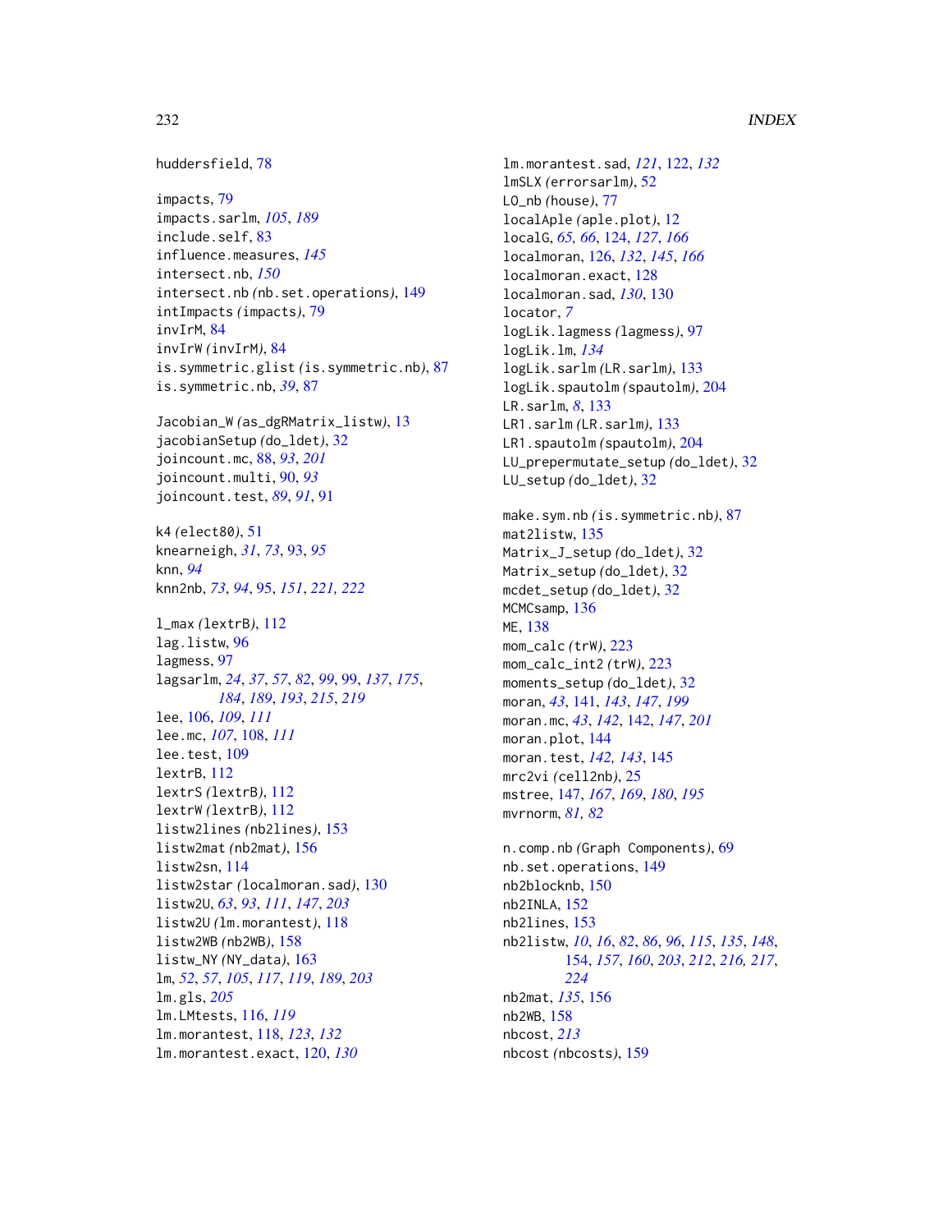huddersfield, 78

impacts, 79
impacts.sarlm, *105*, *189*
include.self, 83
influence.measures, *145*
intersect.nb, *150*
intersect.nb *(nb.set.operations)*, 149
intImpacts *(impacts)*, 79
invIrM, 84
invIrW *(invIrM)*, 84
is.symmetric.glist *(is.symmetric.nb)*, 87
is.symmetric.nb, *39*, 87

Jacobian_W *(as_dgRMatrix_listw)*, 13
jacobianSetup *(do_ldet)*, 32
joincount.mc, 88, *93*, *201*
joincount.multi, 90, *93*
joincount.test, *89*, *91*, 91

k4 *(elect80)*, 51
knearneigh, *31*, *73*, 93, *95*
knn, *94*
knn2nb, *73*, *94*, 95, *151*, *221, 222*

l_max *(lextrB)*, 112
lag.listw, 96
lagmess, 97
lagsarlm, *24*, *37*, *57*, *82*, *99*, 99, *137*, *175*, *184*, *189*, *193*, *215*, *219*
lee, 106, *109*, *111*
lee.mc, *107*, 108, *111*
lee.test, 109
lextrB, 112
lextrS *(lextrB)*, 112
lextrW *(lextrB)*, 112
listw2lines *(nb2lines)*, 153
listw2mat *(nb2mat)*, 156
listw2sn, 114
listw2star *(localmoran.sad)*, 130
listw2U, *63*, *93*, *111*, *147*, *203*
listw2U *(lm.morantest)*, 118
listw2WB *(nb2WB)*, 158
listw_NY *(NY_data)*, 163
lm, *52*, *57*, *105*, *117*, *119*, *189*, *203*
lm.gls, *205*
lm.LMtests, 116, *119*
lm.morantest, 118, *123*, *132*
lm.morantest.exact, 120, *130*
lm.morantest.sad, *121*, 122, *132*
lmSLX *(errorsarlm)*, 52
LO_nb *(house)*, 77
localAple *(aple.plot)*, 12
localG, *65, 66*, 124, *127*, *166*
localmoran, 126, *132*, *145*, *166*
localmoran.exact, 128
localmoran.sad, *130*, 130
locator, *7*
logLik.lagmess *(lagmess)*, 97
logLik.lm, *134*
logLik.sarlm *(LR.sarlm)*, 133
logLik.spautolm *(spautolm)*, 204
LR.sarlm, *8*, 133
LR1.sarlm *(LR.sarlm)*, 133
LR1.spautolm *(spautolm)*, 204
LU_prepermutate_setup *(do_ldet)*, 32
LU_setup *(do_ldet)*, 32

make.sym.nb *(is.symmetric.nb)*, 87
mat2listw, 135
Matrix_J_setup *(do_ldet)*, 32
Matrix_setup *(do_ldet)*, 32
mcdet_setup *(do_ldet)*, 32
MCMCsamp, 136
ME, 138
mom_calc *(trW)*, 223
mom_calc_int2 *(trW)*, 223
moments_setup *(do_ldet)*, 32
moran, *43*, 141, *143*, *147*, *199*
moran.mc, *43*, *142*, 142, *147*, *201*
moran.plot, 144
moran.test, *142, 143*, 145
mrc2vi *(cell2nb)*, 25
mstree, 147, *167*, *169*, *180*, *195*
mvrnorm, *81, 82*

n.comp.nb *(Graph Components)*, 69
nb.set.operations, 149
nb2blocknb, 150
nb2INLA, 152
nb2lines, 153
nb2listw, *10*, *16*, *82*, *86*, *96*, *115*, *135*, *148*, 154, *157*, *160*, *203*, *212*, *216, 217*, *224*
nb2mat, *135*, 156
nb2WB, 158
nbcost, *213*
nbcost *(nbcosts)*, 159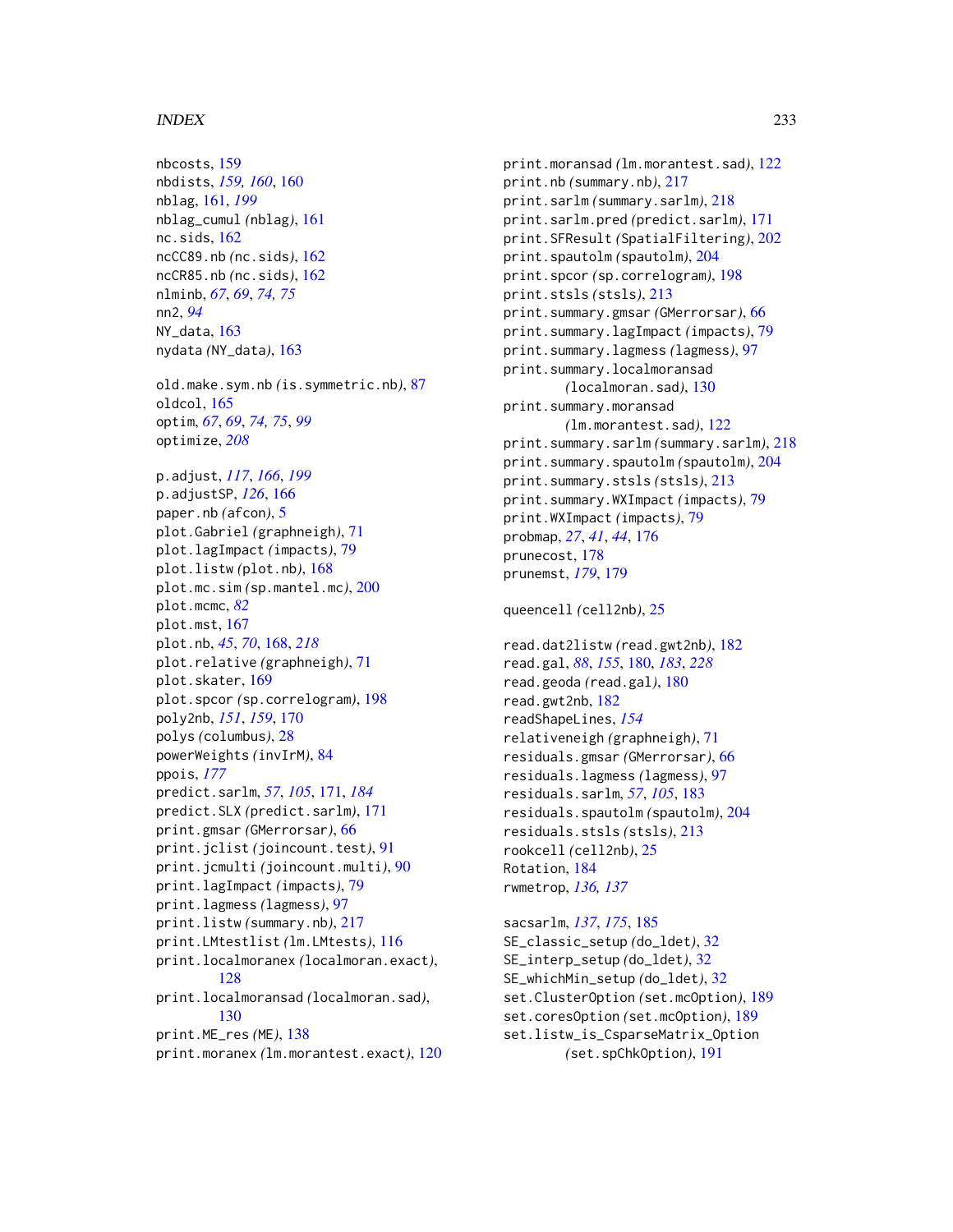nbcosts, 159
nbdists, *159, 160*, 160
nblag, 161, *199*
nblag_cumul *(nblag)*, 161
nc.sids, 162
ncCC89.nb *(nc.sids)*, 162
ncCR85.nb *(nc.sids)*, 162
nlminb, *67*, *69*, *74, 75*
nn2, *94*
NY_data, 163
nydata *(NY_data)*, 163

old.make.sym.nb *(is.symmetric.nb)*, 87
oldcol, 165
optim, *67*, *69*, *74, 75*, *99*
optimize, *208*

p.adjust, *117*, *166*, *199*
p.adjustSP, *126*, 166
paper.nb *(afcon)*, 5
plot.Gabriel *(graphneigh)*, 71
plot.lagImpact *(impacts)*, 79
plot.listw *(plot.nb)*, 168
plot.mc.sim *(sp.mantel.mc)*, 200
plot.mcmc, *82*
plot.mst, 167
plot.nb, *45*, *70*, 168, *218*
plot.relative *(graphneigh)*, 71
plot.skater, 169
plot.spcor *(sp.correlogram)*, 198
poly2nb, *151*, *159*, 170
polys *(columbus)*, 28
powerWeights *(invIrM)*, 84
ppois, *177*
predict.sarlm, *57*, *105*, 171, *184*
predict.SLX *(predict.sarlm)*, 171
print.gmsar *(GMerrorsar)*, 66
print.jclist *(joincount.test)*, 91
print.jcmulti *(joincount.multi)*, 90
print.lagImpact *(impacts)*, 79
print.lagmess *(lagmess)*, 97
print.listw *(summary.nb)*, 217
print.LMtestlist *(lm.LMtests)*, 116
print.localmoranex *(localmoran.exact)*, 128
print.localmoransad *(localmoran.sad)*, 130
print.ME_res *(ME)*, 138
print.moranex *(lm.morantest.exact)*, 120
print.moransad *(lm.morantest.sad)*, 122
print.nb *(summary.nb)*, 217
print.sarlm *(summary.sarlm)*, 218
print.sarlm.pred *(predict.sarlm)*, 171
print.SFResult *(SpatialFiltering)*, 202
print.spautolm *(spautolm)*, 204
print.spcor *(sp.correlogram)*, 198
print.stsls *(stsls)*, 213
print.summary.gmsar *(GMerrorsar)*, 66
print.summary.lagImpact *(impacts)*, 79
print.summary.lagmess *(lagmess)*, 97
print.summary.localmoransad *(localmoran.sad)*, 130
print.summary.moransad *(lm.morantest.sad)*, 122
print.summary.sarlm *(summary.sarlm)*, 218
print.summary.spautolm *(spautolm)*, 204
print.summary.stsls *(stsls)*, 213
print.summary.WXImpact *(impacts)*, 79
print.WXImpact *(impacts)*, 79
probmap, *27*, *41*, *44*, 176
prunecost, 178
prunemst, *179*, 179

queencell *(cell2nb)*, 25

read.dat2listw *(read.gwt2nb)*, 182
read.gal, *88*, *155*, 180, *183*, *228*
read.geoda *(read.gal)*, 180
read.gwt2nb, 182
readShapeLines, *154*
relativeneigh *(graphneigh)*, 71
residuals.gmsar *(GMerrorsar)*, 66
residuals.lagmess *(lagmess)*, 97
residuals.sarlm, *57*, *105*, 183
residuals.spautolm *(spautolm)*, 204
residuals.stsls *(stsls)*, 213
rookcell *(cell2nb)*, 25
Rotation, 184
rwmetrop, *136, 137*

sacsarlm, *137*, *175*, 185
SE_classic_setup *(do_ldet)*, 32
SE_interp_setup *(do_ldet)*, 32
SE_whichMin_setup *(do_ldet)*, 32
set.ClusterOption *(set.mcOption)*, 189
set.coresOption *(set.mcOption)*, 189
set.listw_is_CsparseMatrix_Option *(set.spChkOption)*, 191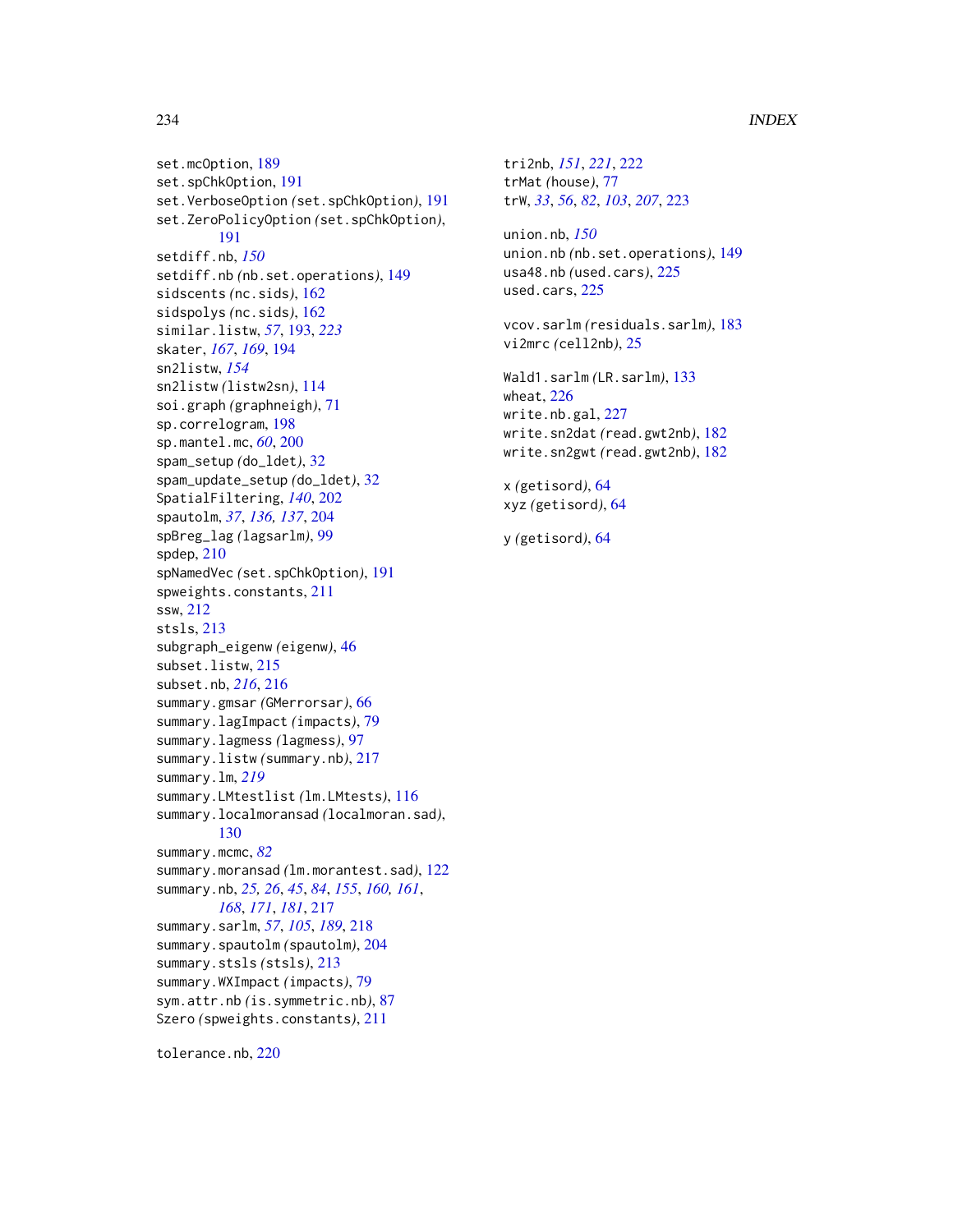set.mcOption, 189
set.spChkOption, 191
set.VerboseOption *(set.spChkOption)*, 191
set.ZeroPolicyOption *(set.spChkOption)*, 191
setdiff.nb, *150*
setdiff.nb *(nb.set.operations)*, 149
sidscents *(nc.sids)*, 162
sidspolys *(nc.sids)*, 162
similar.listw, *57*, 193, *223*
skater, *167*, *169*, 194
sn2listw, *154*
sn2listw *(listw2sn)*, 114
soi.graph *(graphneigh)*, 71
sp.correlogram, 198
sp.mantel.mc, *60*, 200
spam_setup *(do_ldet)*, 32
spam_update_setup *(do_ldet)*, 32
SpatialFiltering, *140*, 202
spautolm, *37*, *136, 137*, 204
spBreg_lag *(lagsarlm)*, 99
spdep, 210
spNamedVec *(set.spChkOption)*, 191
spweights.constants, 211
ssw, 212
stsls, 213
subgraph_eigenw *(eigenw)*, 46
subset.listw, 215
subset.nb, *216*, 216
summary.gmsar *(GMerrorsar)*, 66
summary.lagImpact *(impacts)*, 79
summary.lagmess *(lagmess)*, 97
summary.listw *(summary.nb)*, 217
summary.lm, *219*
summary.LMtestlist *(lm.LMtests)*, 116
summary.localmoransad *(localmoran.sad)*, 130
summary.mcmc, *82*
summary.moransad *(lm.morantest.sad)*, 122
summary.nb, *25, 26*, *45*, *84*, *155*, *160, 161*, *168*, *171*, *181*, 217
summary.sarlm, *57*, *105*, *189*, 218
summary.spautolm *(spautolm)*, 204
summary.stsls *(stsls)*, 213
summary.WXImpact *(impacts)*, 79
sym.attr.nb *(is.symmetric.nb)*, 87
Szero *(spweights.constants)*, 211

tolerance.nb, 220
tri2nb, *151*, *221*, 222
trMat *(house)*, 77
trW, *33*, *56*, *82*, *103*, *207*, 223

union.nb, *150*
union.nb *(nb.set.operations)*, 149
usa48.nb *(used.cars)*, 225
used.cars, 225

vcov.sarlm *(residuals.sarlm)*, 183
vi2mrc *(cell2nb)*, 25

Wald1.sarlm *(LR.sarlm)*, 133
wheat, 226
write.nb.gal, 227
write.sn2dat *(read.gwt2nb)*, 182
write.sn2gwt *(read.gwt2nb)*, 182

x *(getisord)*, 64
xyz *(getisord)*, 64

y *(getisord)*, 64